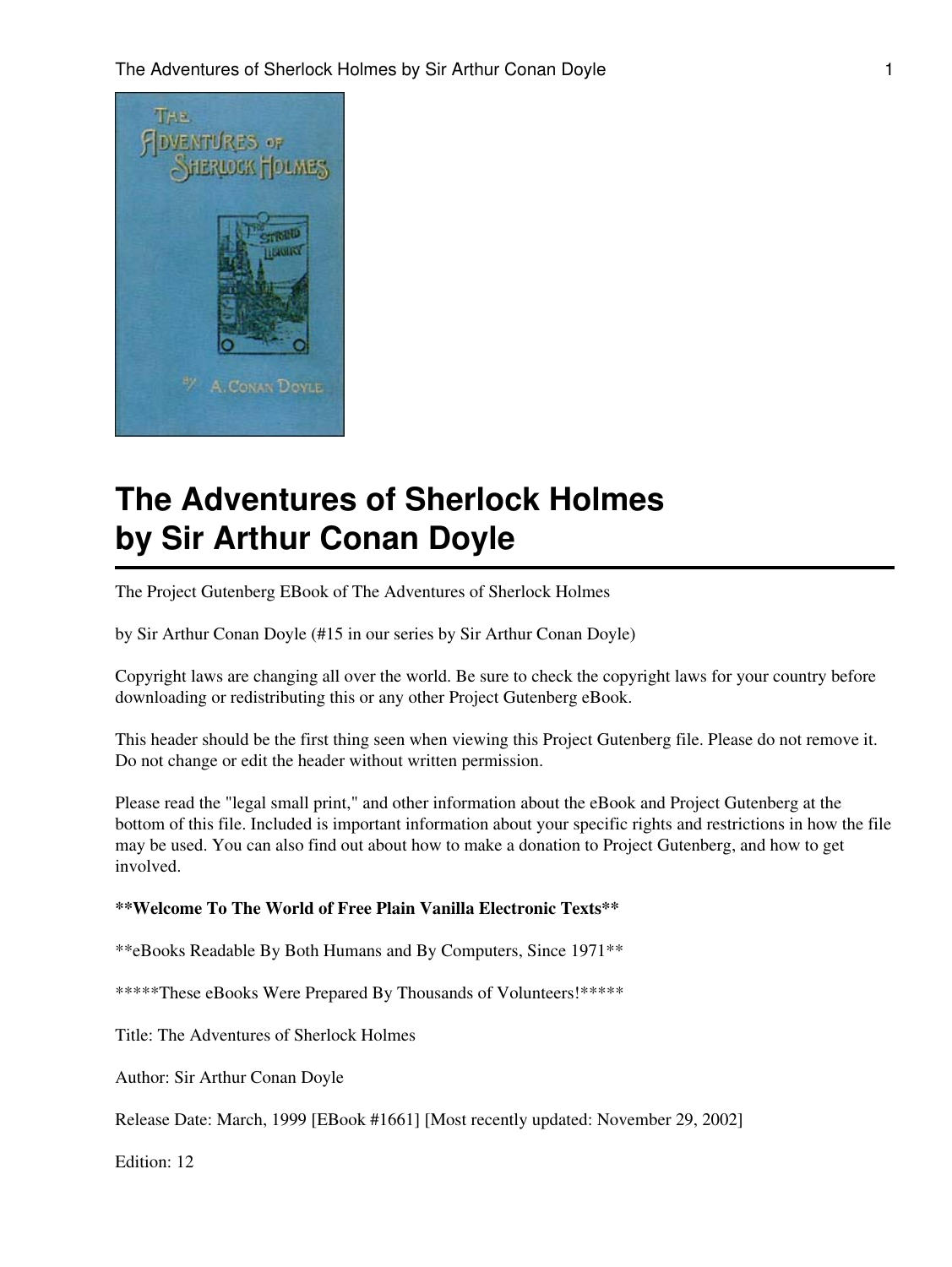# The Adventures of Sherlock Holmes
# by Sir Arthur Conan Doyle

The Project Gutenberg EBook of The Adventures of Sherlock Holmes

by Sir Arthur Conan Doyle (#15 in our series by Sir Arthur Conan Doyle)

Copyright laws are changing all over the world. Be sure to check the copyright laws for your country before downloading or redistributing this or any other Project Gutenberg eBook.

This header should be the first thing seen when viewing this Project Gutenberg file. Please do not remove it. Do not change or edit the header without written permission.

Please read the "legal small print," and other information about the eBook and Project Gutenberg at the bottom of this file. Included is important information about your specific rights and restrictions in how the file may be used. You can also find out about how to make a donation to Project Gutenberg, and how to get involved.

**\*\*Welcome To The World of Free Plain Vanilla Electronic Texts\*\***

**eBooks Readable By Both Humans and By Computers, Since 1971**

*****These eBooks Were Prepared By Thousands of Volunteers!*****

Title: The Adventures of Sherlock Holmes

Author: Sir Arthur Conan Doyle

Release Date: March, 1999 [EBook #1661] [Most recently updated: November 29, 2002]

Edition: 12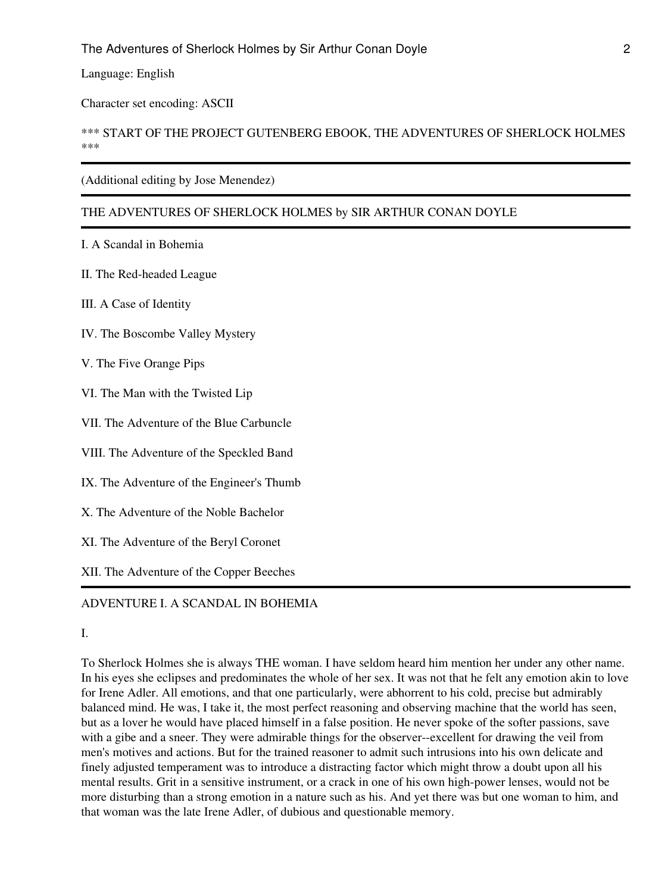Language: English

Character set encoding: ASCII

*** START OF THE PROJECT GUTENBERG EBOOK, THE ADVENTURES OF SHERLOCK HOLMES ***

---

(Additional editing by Jose Menendez)

---

THE ADVENTURES OF SHERLOCK HOLMES by SIR ARTHUR CONAN DOYLE

---

I. A Scandal in Bohemia

II. The Red-headed League

III. A Case of Identity

IV. The Boscombe Valley Mystery

V. The Five Orange Pips

VI. The Man with the Twisted Lip

VII. The Adventure of the Blue Carbuncle

VIII. The Adventure of the Speckled Band

IX. The Adventure of the Engineer's Thumb

X. The Adventure of the Noble Bachelor

XI. The Adventure of the Beryl Coronet

XII. The Adventure of the Copper Beeches

---

ADVENTURE I. A SCANDAL IN BOHEMIA

I.

To Sherlock Holmes she is always THE woman. I have seldom heard him mention her under any other name. In his eyes she eclipses and predominates the whole of her sex. It was not that he felt any emotion akin to love for Irene Adler. All emotions, and that one particularly, were abhorrent to his cold, precise but admirably balanced mind. He was, I take it, the most perfect reasoning and observing machine that the world has seen, but as a lover he would have placed himself in a false position. He never spoke of the softer passions, save with a gibe and a sneer. They were admirable things for the observer--excellent for drawing the veil from men's motives and actions. But for the trained reasoner to admit such intrusions into his own delicate and finely adjusted temperament was to introduce a distracting factor which might throw a doubt upon all his mental results. Grit in a sensitive instrument, or a crack in one of his own high-power lenses, would not be more disturbing than a strong emotion in a nature such as his. And yet there was but one woman to him, and that woman was the late Irene Adler, of dubious and questionable memory.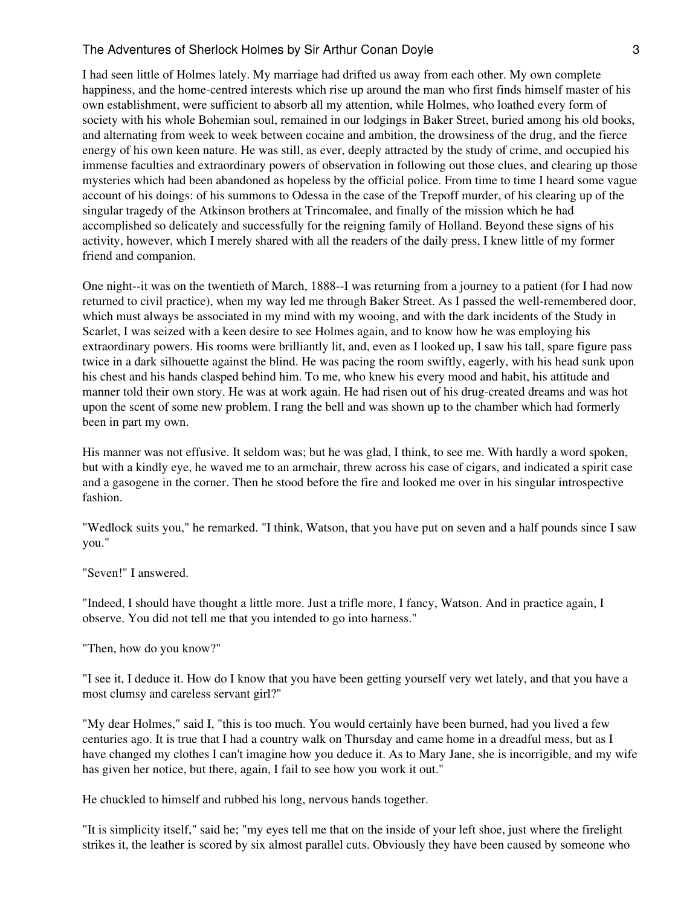I had seen little of Holmes lately. My marriage had drifted us away from each other. My own complete happiness, and the home-centred interests which rise up around the man who first finds himself master of his own establishment, were sufficient to absorb all my attention, while Holmes, who loathed every form of society with his whole Bohemian soul, remained in our lodgings in Baker Street, buried among his old books, and alternating from week to week between cocaine and ambition, the drowsiness of the drug, and the fierce energy of his own keen nature. He was still, as ever, deeply attracted by the study of crime, and occupied his immense faculties and extraordinary powers of observation in following out those clues, and clearing up those mysteries which had been abandoned as hopeless by the official police. From time to time I heard some vague account of his doings: of his summons to Odessa in the case of the Trepoff murder, of his clearing up of the singular tragedy of the Atkinson brothers at Trincomalee, and finally of the mission which he had accomplished so delicately and successfully for the reigning family of Holland. Beyond these signs of his activity, however, which I merely shared with all the readers of the daily press, I knew little of my former friend and companion.

One night--it was on the twentieth of March, 1888--I was returning from a journey to a patient (for I had now returned to civil practice), when my way led me through Baker Street. As I passed the well-remembered door, which must always be associated in my mind with my wooing, and with the dark incidents of the Study in Scarlet, I was seized with a keen desire to see Holmes again, and to know how he was employing his extraordinary powers. His rooms were brilliantly lit, and, even as I looked up, I saw his tall, spare figure pass twice in a dark silhouette against the blind. He was pacing the room swiftly, eagerly, with his head sunk upon his chest and his hands clasped behind him. To me, who knew his every mood and habit, his attitude and manner told their own story. He was at work again. He had risen out of his drug-created dreams and was hot upon the scent of some new problem. I rang the bell and was shown up to the chamber which had formerly been in part my own.

His manner was not effusive. It seldom was; but he was glad, I think, to see me. With hardly a word spoken, but with a kindly eye, he waved me to an armchair, threw across his case of cigars, and indicated a spirit case and a gasogene in the corner. Then he stood before the fire and looked me over in his singular introspective fashion.

"Wedlock suits you," he remarked. "I think, Watson, that you have put on seven and a half pounds since I saw you."

"Seven!" I answered.

"Indeed, I should have thought a little more. Just a trifle more, I fancy, Watson. And in practice again, I observe. You did not tell me that you intended to go into harness."

"Then, how do you know?"

"I see it, I deduce it. How do I know that you have been getting yourself very wet lately, and that you have a most clumsy and careless servant girl?"

"My dear Holmes," said I, "this is too much. You would certainly have been burned, had you lived a few centuries ago. It is true that I had a country walk on Thursday and came home in a dreadful mess, but as I have changed my clothes I can't imagine how you deduce it. As to Mary Jane, she is incorrigible, and my wife has given her notice, but there, again, I fail to see how you work it out."

He chuckled to himself and rubbed his long, nervous hands together.

"It is simplicity itself," said he; "my eyes tell me that on the inside of your left shoe, just where the firelight strikes it, the leather is scored by six almost parallel cuts. Obviously they have been caused by someone who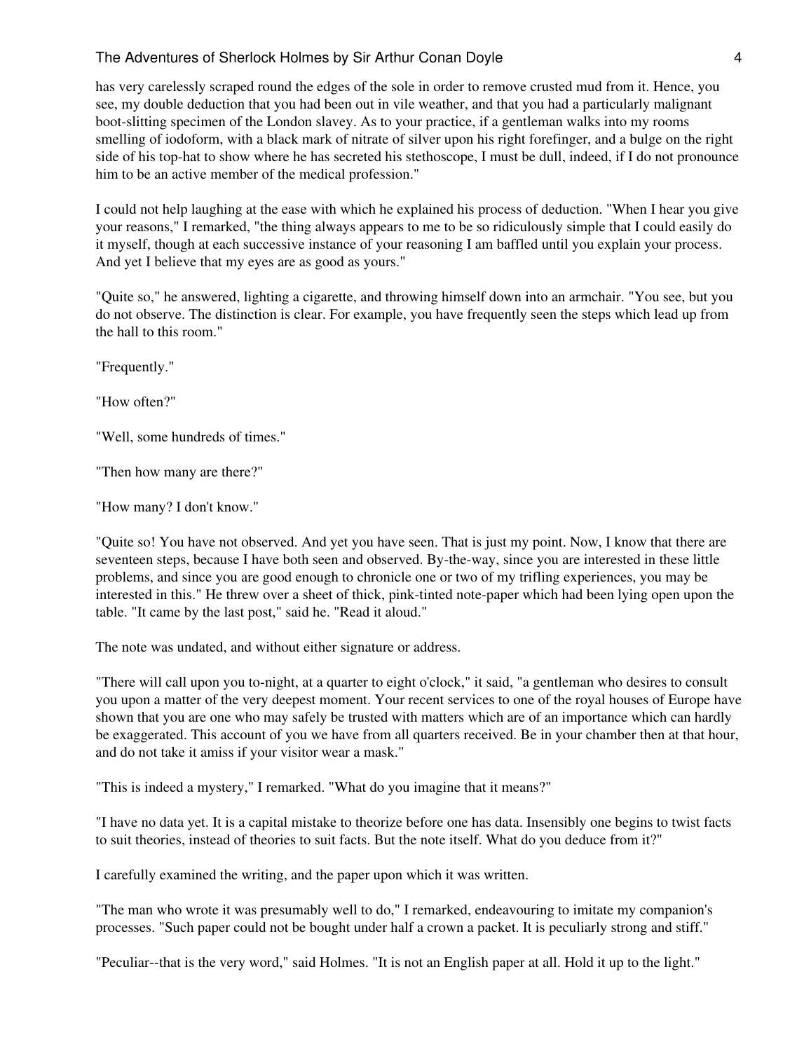has very carelessly scraped round the edges of the sole in order to remove crusted mud from it. Hence, you see, my double deduction that you had been out in vile weather, and that you had a particularly malignant boot-slitting specimen of the London slavey. As to your practice, if a gentleman walks into my rooms smelling of iodoform, with a black mark of nitrate of silver upon his right forefinger, and a bulge on the right side of his top-hat to show where he has secreted his stethoscope, I must be dull, indeed, if I do not pronounce him to be an active member of the medical profession."

I could not help laughing at the ease with which he explained his process of deduction. "When I hear you give your reasons," I remarked, "the thing always appears to me to be so ridiculously simple that I could easily do it myself, though at each successive instance of your reasoning I am baffled until you explain your process. And yet I believe that my eyes are as good as yours."

"Quite so," he answered, lighting a cigarette, and throwing himself down into an armchair. "You see, but you do not observe. The distinction is clear. For example, you have frequently seen the steps which lead up from the hall to this room."

"Frequently."

"How often?"

"Well, some hundreds of times."

"Then how many are there?"

"How many? I don't know."

"Quite so! You have not observed. And yet you have seen. That is just my point. Now, I know that there are seventeen steps, because I have both seen and observed. By-the-way, since you are interested in these little problems, and since you are good enough to chronicle one or two of my trifling experiences, you may be interested in this." He threw over a sheet of thick, pink-tinted note-paper which had been lying open upon the table. "It came by the last post," said he. "Read it aloud."

The note was undated, and without either signature or address.

"There will call upon you to-night, at a quarter to eight o'clock," it said, "a gentleman who desires to consult you upon a matter of the very deepest moment. Your recent services to one of the royal houses of Europe have shown that you are one who may safely be trusted with matters which are of an importance which can hardly be exaggerated. This account of you we have from all quarters received. Be in your chamber then at that hour, and do not take it amiss if your visitor wear a mask."

"This is indeed a mystery," I remarked. "What do you imagine that it means?"

"I have no data yet. It is a capital mistake to theorize before one has data. Insensibly one begins to twist facts to suit theories, instead of theories to suit facts. But the note itself. What do you deduce from it?"

I carefully examined the writing, and the paper upon which it was written.

"The man who wrote it was presumably well to do," I remarked, endeavouring to imitate my companion's processes. "Such paper could not be bought under half a crown a packet. It is peculiarly strong and stiff."

"Peculiar--that is the very word," said Holmes. "It is not an English paper at all. Hold it up to the light."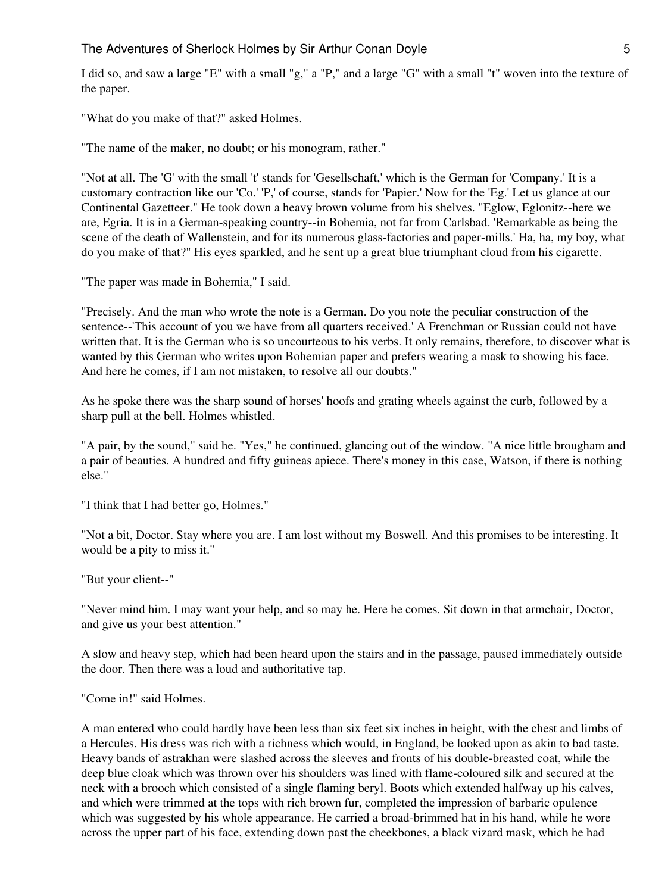I did so, and saw a large "E" with a small "g," a "P," and a large "G" with a small "t" woven into the texture of the paper.

"What do you make of that?" asked Holmes.

"The name of the maker, no doubt; or his monogram, rather."

"Not at all. The 'G' with the small 't' stands for 'Gesellschaft,' which is the German for 'Company.' It is a customary contraction like our 'Co.' 'P,' of course, stands for 'Papier.' Now for the 'Eg.' Let us glance at our Continental Gazetteer." He took down a heavy brown volume from his shelves. "Eglow, Eglonitz--here we are, Egria. It is in a German-speaking country--in Bohemia, not far from Carlsbad. 'Remarkable as being the scene of the death of Wallenstein, and for its numerous glass-factories and paper-mills.' Ha, ha, my boy, what do you make of that?" His eyes sparkled, and he sent up a great blue triumphant cloud from his cigarette.

"The paper was made in Bohemia," I said.

"Precisely. And the man who wrote the note is a German. Do you note the peculiar construction of the sentence--'This account of you we have from all quarters received.' A Frenchman or Russian could not have written that. It is the German who is so uncourteous to his verbs. It only remains, therefore, to discover what is wanted by this German who writes upon Bohemian paper and prefers wearing a mask to showing his face. And here he comes, if I am not mistaken, to resolve all our doubts."

As he spoke there was the sharp sound of horses' hoofs and grating wheels against the curb, followed by a sharp pull at the bell. Holmes whistled.

"A pair, by the sound," said he. "Yes," he continued, glancing out of the window. "A nice little brougham and a pair of beauties. A hundred and fifty guineas apiece. There's money in this case, Watson, if there is nothing else."

"I think that I had better go, Holmes."

"Not a bit, Doctor. Stay where you are. I am lost without my Boswell. And this promises to be interesting. It would be a pity to miss it."

"But your client--"

"Never mind him. I may want your help, and so may he. Here he comes. Sit down in that armchair, Doctor, and give us your best attention."

A slow and heavy step, which had been heard upon the stairs and in the passage, paused immediately outside the door. Then there was a loud and authoritative tap.

"Come in!" said Holmes.

A man entered who could hardly have been less than six feet six inches in height, with the chest and limbs of a Hercules. His dress was rich with a richness which would, in England, be looked upon as akin to bad taste. Heavy bands of astrakhan were slashed across the sleeves and fronts of his double-breasted coat, while the deep blue cloak which was thrown over his shoulders was lined with flame-coloured silk and secured at the neck with a brooch which consisted of a single flaming beryl. Boots which extended halfway up his calves, and which were trimmed at the tops with rich brown fur, completed the impression of barbaric opulence which was suggested by his whole appearance. He carried a broad-brimmed hat in his hand, while he wore across the upper part of his face, extending down past the cheekbones, a black vizard mask, which he had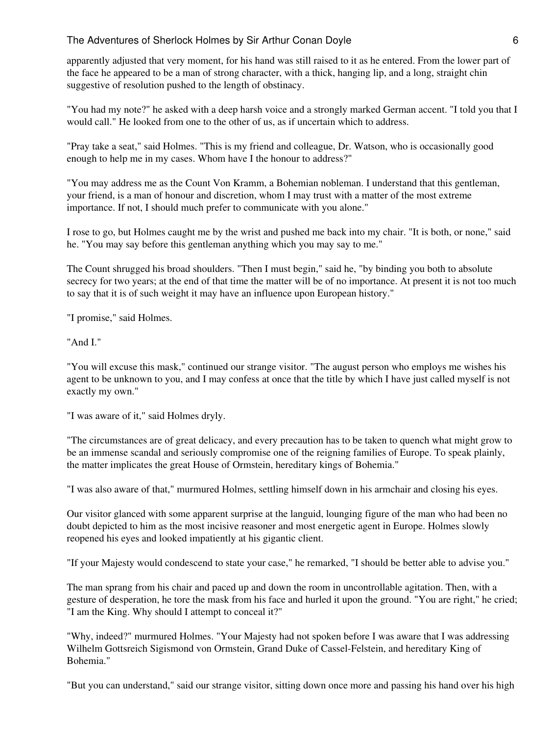apparently adjusted that very moment, for his hand was still raised to it as he entered. From the lower part of the face he appeared to be a man of strong character, with a thick, hanging lip, and a long, straight chin suggestive of resolution pushed to the length of obstinacy.

"You had my note?" he asked with a deep harsh voice and a strongly marked German accent. "I told you that I would call." He looked from one to the other of us, as if uncertain which to address.

"Pray take a seat," said Holmes. "This is my friend and colleague, Dr. Watson, who is occasionally good enough to help me in my cases. Whom have I the honour to address?"

"You may address me as the Count Von Kramm, a Bohemian nobleman. I understand that this gentleman, your friend, is a man of honour and discretion, whom I may trust with a matter of the most extreme importance. If not, I should much prefer to communicate with you alone."

I rose to go, but Holmes caught me by the wrist and pushed me back into my chair. "It is both, or none," said he. "You may say before this gentleman anything which you may say to me."

The Count shrugged his broad shoulders. "Then I must begin," said he, "by binding you both to absolute secrecy for two years; at the end of that time the matter will be of no importance. At present it is not too much to say that it is of such weight it may have an influence upon European history."

"I promise," said Holmes.

"And I."

"You will excuse this mask," continued our strange visitor. "The august person who employs me wishes his agent to be unknown to you, and I may confess at once that the title by which I have just called myself is not exactly my own."

"I was aware of it," said Holmes dryly.

"The circumstances are of great delicacy, and every precaution has to be taken to quench what might grow to be an immense scandal and seriously compromise one of the reigning families of Europe. To speak plainly, the matter implicates the great House of Ormstein, hereditary kings of Bohemia."

"I was also aware of that," murmured Holmes, settling himself down in his armchair and closing his eyes.

Our visitor glanced with some apparent surprise at the languid, lounging figure of the man who had been no doubt depicted to him as the most incisive reasoner and most energetic agent in Europe. Holmes slowly reopened his eyes and looked impatiently at his gigantic client.

"If your Majesty would condescend to state your case," he remarked, "I should be better able to advise you."

The man sprang from his chair and paced up and down the room in uncontrollable agitation. Then, with a gesture of desperation, he tore the mask from his face and hurled it upon the ground. "You are right," he cried; "I am the King. Why should I attempt to conceal it?"

"Why, indeed?" murmured Holmes. "Your Majesty had not spoken before I was aware that I was addressing Wilhelm Gottsreich Sigismond von Ormstein, Grand Duke of Cassel-Felstein, and hereditary King of Bohemia."

"But you can understand," said our strange visitor, sitting down once more and passing his hand over his high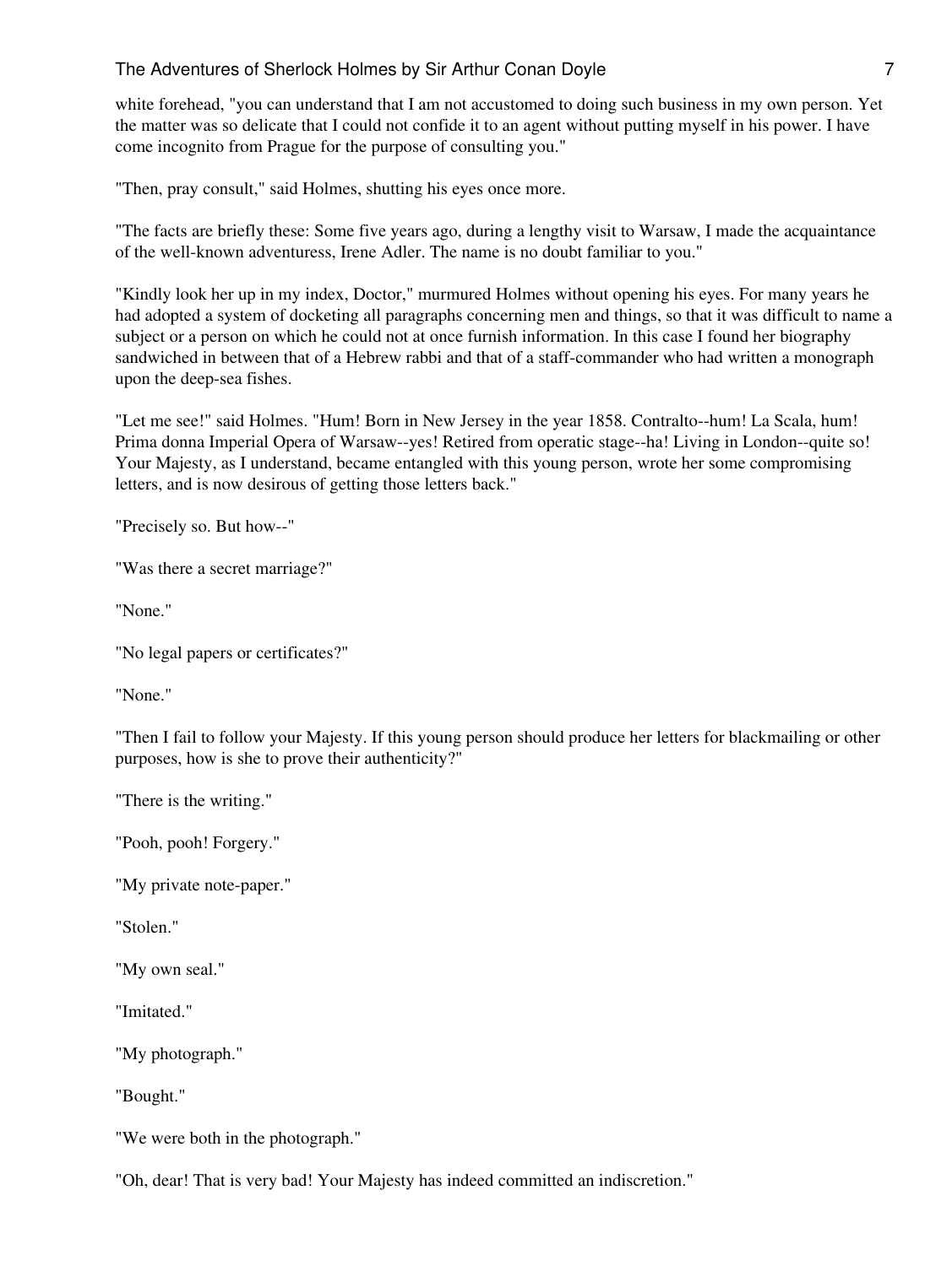white forehead, "you can understand that I am not accustomed to doing such business in my own person. Yet the matter was so delicate that I could not confide it to an agent without putting myself in his power. I have come incognito from Prague for the purpose of consulting you."

"Then, pray consult," said Holmes, shutting his eyes once more.

"The facts are briefly these: Some five years ago, during a lengthy visit to Warsaw, I made the acquaintance of the well-known adventuress, Irene Adler. The name is no doubt familiar to you."

"Kindly look her up in my index, Doctor," murmured Holmes without opening his eyes. For many years he had adopted a system of docketing all paragraphs concerning men and things, so that it was difficult to name a subject or a person on which he could not at once furnish information. In this case I found her biography sandwiched in between that of a Hebrew rabbi and that of a staff-commander who had written a monograph upon the deep-sea fishes.

"Let me see!" said Holmes. "Hum! Born in New Jersey in the year 1858. Contralto--hum! La Scala, hum! Prima donna Imperial Opera of Warsaw--yes! Retired from operatic stage--ha! Living in London--quite so! Your Majesty, as I understand, became entangled with this young person, wrote her some compromising letters, and is now desirous of getting those letters back."

"Precisely so. But how--"

"Was there a secret marriage?"

"None."

"No legal papers or certificates?"

"None."

"Then I fail to follow your Majesty. If this young person should produce her letters for blackmailing or other purposes, how is she to prove their authenticity?"

"There is the writing."

"Pooh, pooh! Forgery."

"My private note-paper."

"Stolen."

"My own seal."

"Imitated."

"My photograph."

"Bought."

"We were both in the photograph."

"Oh, dear! That is very bad! Your Majesty has indeed committed an indiscretion."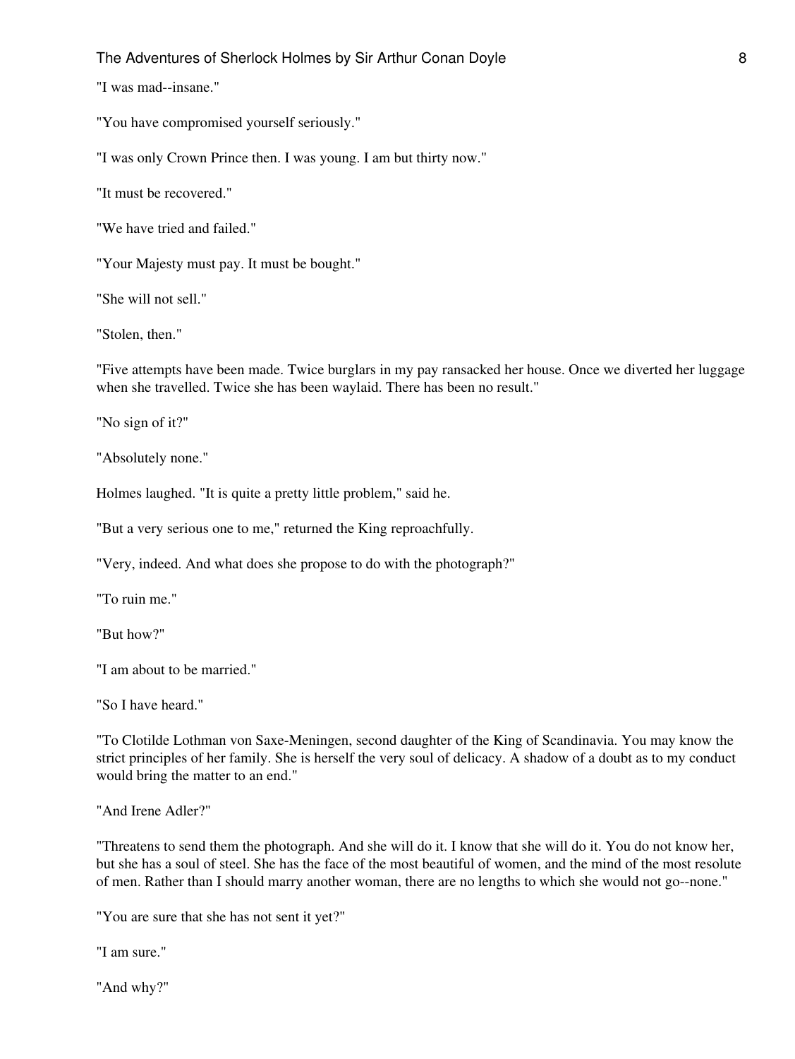"I was mad--insane."

"You have compromised yourself seriously."

"I was only Crown Prince then. I was young. I am but thirty now."

"It must be recovered."

"We have tried and failed."

"Your Majesty must pay. It must be bought."

"She will not sell."

"Stolen, then."

"Five attempts have been made. Twice burglars in my pay ransacked her house. Once we diverted her luggage when she travelled. Twice she has been waylaid. There has been no result."

"No sign of it?"

"Absolutely none."

Holmes laughed. "It is quite a pretty little problem," said he.

"But a very serious one to me," returned the King reproachfully.

"Very, indeed. And what does she propose to do with the photograph?"

"To ruin me."

"But how?"

"I am about to be married."

"So I have heard."

"To Clotilde Lothman von Saxe-Meningen, second daughter of the King of Scandinavia. You may know the strict principles of her family. She is herself the very soul of delicacy. A shadow of a doubt as to my conduct would bring the matter to an end."

"And Irene Adler?"

"Threatens to send them the photograph. And she will do it. I know that she will do it. You do not know her, but she has a soul of steel. She has the face of the most beautiful of women, and the mind of the most resolute of men. Rather than I should marry another woman, there are no lengths to which she would not go--none."

"You are sure that she has not sent it yet?"

"I am sure."

"And why?"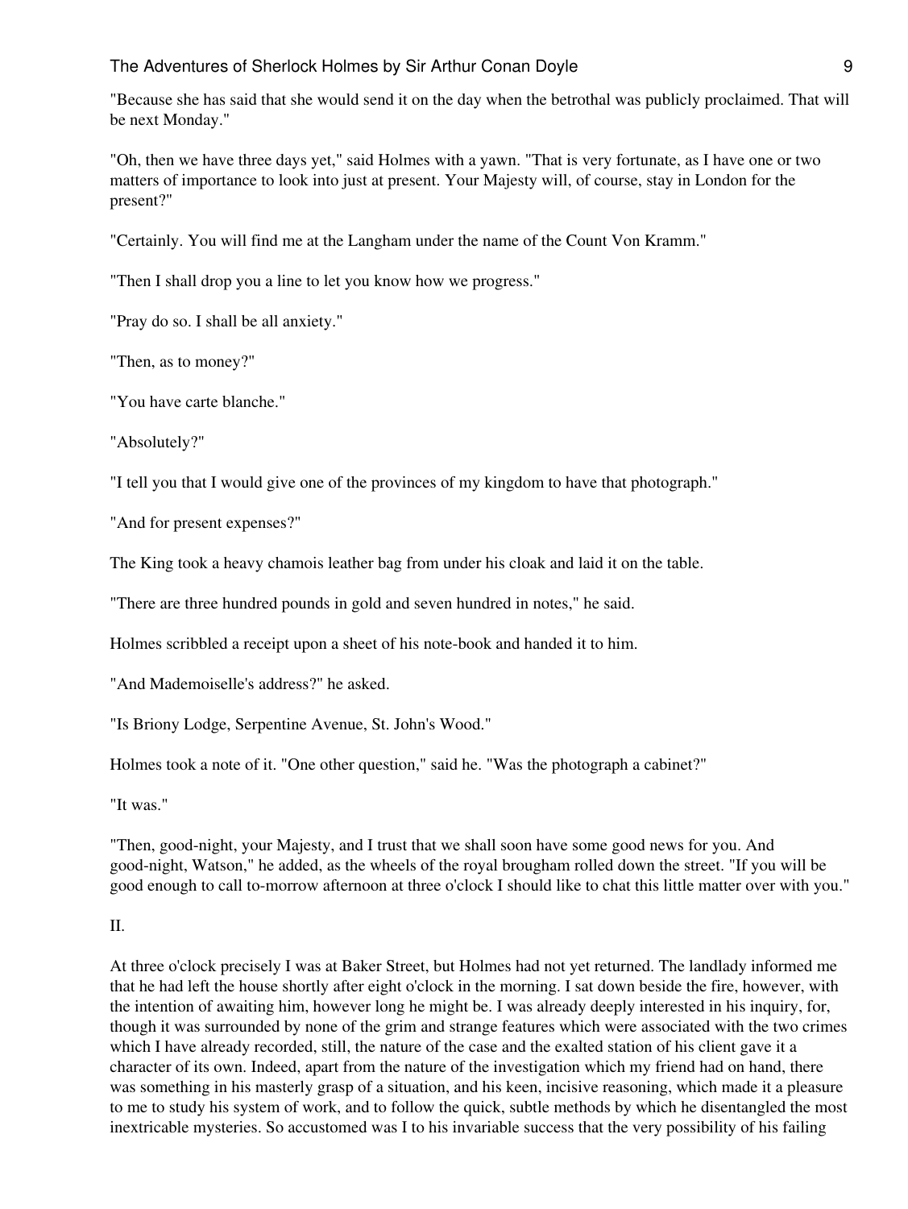"Because she has said that she would send it on the day when the betrothal was publicly proclaimed. That will be next Monday."

"Oh, then we have three days yet," said Holmes with a yawn. "That is very fortunate, as I have one or two matters of importance to look into just at present. Your Majesty will, of course, stay in London for the present?"

"Certainly. You will find me at the Langham under the name of the Count Von Kramm."

"Then I shall drop you a line to let you know how we progress."

"Pray do so. I shall be all anxiety."

"Then, as to money?"

"You have carte blanche."

"Absolutely?"

"I tell you that I would give one of the provinces of my kingdom to have that photograph."

"And for present expenses?"

The King took a heavy chamois leather bag from under his cloak and laid it on the table.

"There are three hundred pounds in gold and seven hundred in notes," he said.

Holmes scribbled a receipt upon a sheet of his note-book and handed it to him.

"And Mademoiselle's address?" he asked.

"Is Briony Lodge, Serpentine Avenue, St. John's Wood."

Holmes took a note of it. "One other question," said he. "Was the photograph a cabinet?"

"It was."

"Then, good-night, your Majesty, and I trust that we shall soon have some good news for you. And good-night, Watson," he added, as the wheels of the royal brougham rolled down the street. "If you will be good enough to call to-morrow afternoon at three o'clock I should like to chat this little matter over with you."

## II.

At three o'clock precisely I was at Baker Street, but Holmes had not yet returned. The landlady informed me that he had left the house shortly after eight o'clock in the morning. I sat down beside the fire, however, with the intention of awaiting him, however long he might be. I was already deeply interested in his inquiry, for, though it was surrounded by none of the grim and strange features which were associated with the two crimes which I have already recorded, still, the nature of the case and the exalted station of his client gave it a character of its own. Indeed, apart from the nature of the investigation which my friend had on hand, there was something in his masterly grasp of a situation, and his keen, incisive reasoning, which made it a pleasure to me to study his system of work, and to follow the quick, subtle methods by which he disentangled the most inextricable mysteries. So accustomed was I to his invariable success that the very possibility of his failing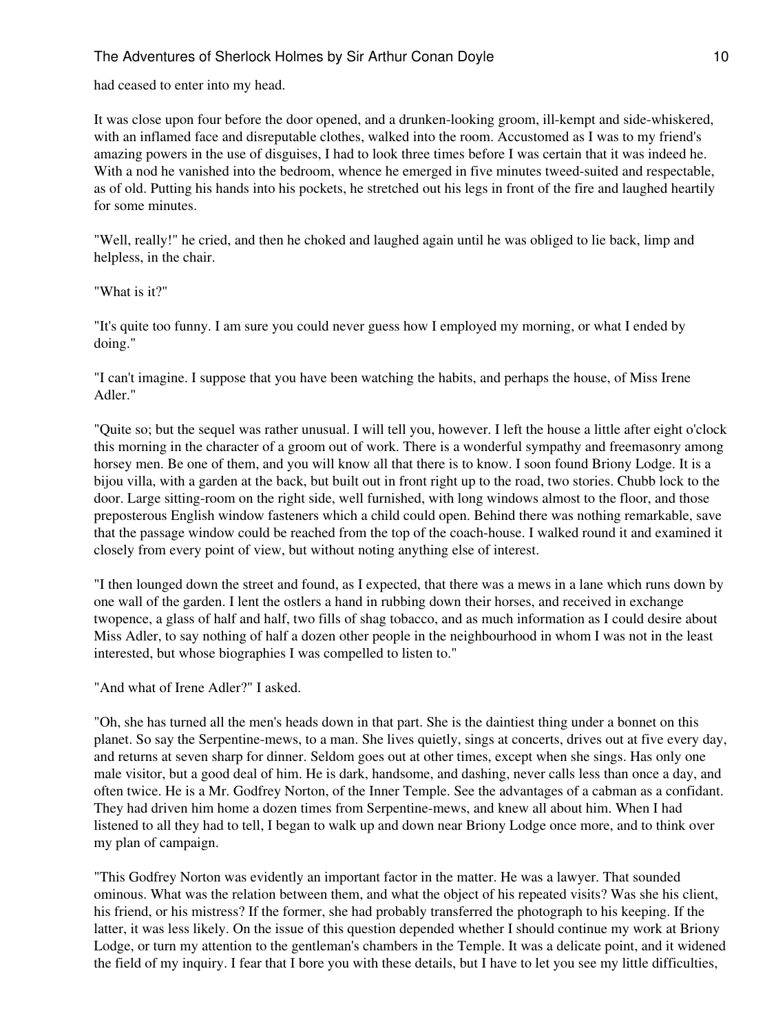had ceased to enter into my head.

It was close upon four before the door opened, and a drunken-looking groom, ill-kempt and side-whiskered, with an inflamed face and disreputable clothes, walked into the room. Accustomed as I was to my friend's amazing powers in the use of disguises, I had to look three times before I was certain that it was indeed he. With a nod he vanished into the bedroom, whence he emerged in five minutes tweed-suited and respectable, as of old. Putting his hands into his pockets, he stretched out his legs in front of the fire and laughed heartily for some minutes.

"Well, really!" he cried, and then he choked and laughed again until he was obliged to lie back, limp and helpless, in the chair.

"What is it?"

"It's quite too funny. I am sure you could never guess how I employed my morning, or what I ended by doing."

"I can't imagine. I suppose that you have been watching the habits, and perhaps the house, of Miss Irene Adler."

"Quite so; but the sequel was rather unusual. I will tell you, however. I left the house a little after eight o'clock this morning in the character of a groom out of work. There is a wonderful sympathy and freemasonry among horsey men. Be one of them, and you will know all that there is to know. I soon found Briony Lodge. It is a bijou villa, with a garden at the back, but built out in front right up to the road, two stories. Chubb lock to the door. Large sitting-room on the right side, well furnished, with long windows almost to the floor, and those preposterous English window fasteners which a child could open. Behind there was nothing remarkable, save that the passage window could be reached from the top of the coach-house. I walked round it and examined it closely from every point of view, but without noting anything else of interest.

"I then lounged down the street and found, as I expected, that there was a mews in a lane which runs down by one wall of the garden. I lent the ostlers a hand in rubbing down their horses, and received in exchange twopence, a glass of half and half, two fills of shag tobacco, and as much information as I could desire about Miss Adler, to say nothing of half a dozen other people in the neighbourhood in whom I was not in the least interested, but whose biographies I was compelled to listen to."

"And what of Irene Adler?" I asked.

"Oh, she has turned all the men's heads down in that part. She is the daintiest thing under a bonnet on this planet. So say the Serpentine-mews, to a man. She lives quietly, sings at concerts, drives out at five every day, and returns at seven sharp for dinner. Seldom goes out at other times, except when she sings. Has only one male visitor, but a good deal of him. He is dark, handsome, and dashing, never calls less than once a day, and often twice. He is a Mr. Godfrey Norton, of the Inner Temple. See the advantages of a cabman as a confidant. They had driven him home a dozen times from Serpentine-mews, and knew all about him. When I had listened to all they had to tell, I began to walk up and down near Briony Lodge once more, and to think over my plan of campaign.

"This Godfrey Norton was evidently an important factor in the matter. He was a lawyer. That sounded ominous. What was the relation between them, and what the object of his repeated visits? Was she his client, his friend, or his mistress? If the former, she had probably transferred the photograph to his keeping. If the latter, it was less likely. On the issue of this question depended whether I should continue my work at Briony Lodge, or turn my attention to the gentleman's chambers in the Temple. It was a delicate point, and it widened the field of my inquiry. I fear that I bore you with these details, but I have to let you see my little difficulties,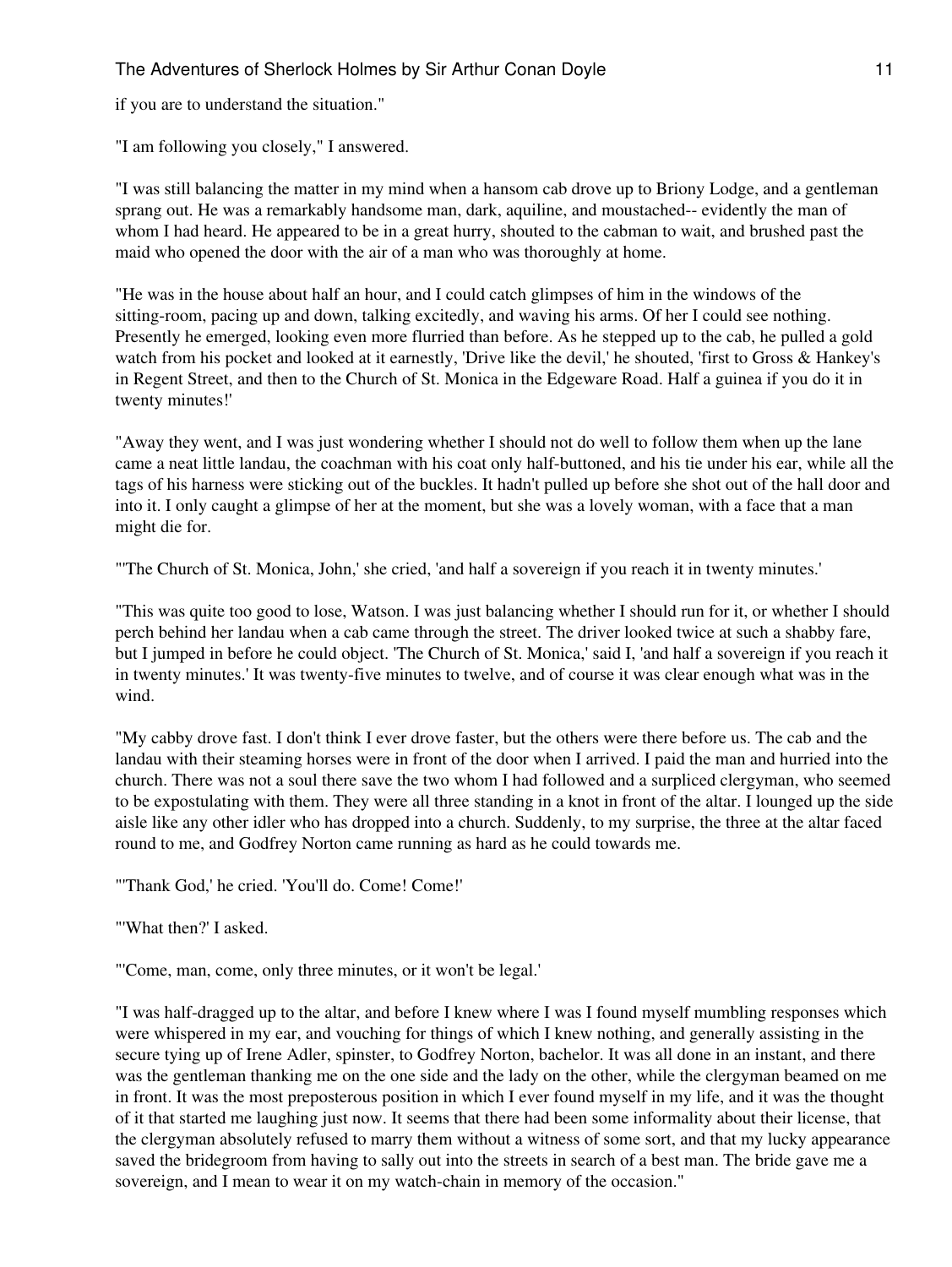if you are to understand the situation."

"I am following you closely," I answered.

"I was still balancing the matter in my mind when a hansom cab drove up to Briony Lodge, and a gentleman sprang out. He was a remarkably handsome man, dark, aquiline, and moustached-- evidently the man of whom I had heard. He appeared to be in a great hurry, shouted to the cabman to wait, and brushed past the maid who opened the door with the air of a man who was thoroughly at home.

"He was in the house about half an hour, and I could catch glimpses of him in the windows of the sitting-room, pacing up and down, talking excitedly, and waving his arms. Of her I could see nothing. Presently he emerged, looking even more flurried than before. As he stepped up to the cab, he pulled a gold watch from his pocket and looked at it earnestly, 'Drive like the devil,' he shouted, 'first to Gross & Hankey's in Regent Street, and then to the Church of St. Monica in the Edgeware Road. Half a guinea if you do it in twenty minutes!'

"Away they went, and I was just wondering whether I should not do well to follow them when up the lane came a neat little landau, the coachman with his coat only half-buttoned, and his tie under his ear, while all the tags of his harness were sticking out of the buckles. It hadn't pulled up before she shot out of the hall door and into it. I only caught a glimpse of her at the moment, but she was a lovely woman, with a face that a man might die for.

"'The Church of St. Monica, John,' she cried, 'and half a sovereign if you reach it in twenty minutes.'

"This was quite too good to lose, Watson. I was just balancing whether I should run for it, or whether I should perch behind her landau when a cab came through the street. The driver looked twice at such a shabby fare, but I jumped in before he could object. 'The Church of St. Monica,' said I, 'and half a sovereign if you reach it in twenty minutes.' It was twenty-five minutes to twelve, and of course it was clear enough what was in the wind.

"My cabby drove fast. I don't think I ever drove faster, but the others were there before us. The cab and the landau with their steaming horses were in front of the door when I arrived. I paid the man and hurried into the church. There was not a soul there save the two whom I had followed and a surpliced clergyman, who seemed to be expostulating with them. They were all three standing in a knot in front of the altar. I lounged up the side aisle like any other idler who has dropped into a church. Suddenly, to my surprise, the three at the altar faced round to me, and Godfrey Norton came running as hard as he could towards me.

"'Thank God,' he cried. 'You'll do. Come! Come!'

"'What then?' I asked.

"'Come, man, come, only three minutes, or it won't be legal.'

"I was half-dragged up to the altar, and before I knew where I was I found myself mumbling responses which were whispered in my ear, and vouching for things of which I knew nothing, and generally assisting in the secure tying up of Irene Adler, spinster, to Godfrey Norton, bachelor. It was all done in an instant, and there was the gentleman thanking me on the one side and the lady on the other, while the clergyman beamed on me in front. It was the most preposterous position in which I ever found myself in my life, and it was the thought of it that started me laughing just now. It seems that there had been some informality about their license, that the clergyman absolutely refused to marry them without a witness of some sort, and that my lucky appearance saved the bridegroom from having to sally out into the streets in search of a best man. The bride gave me a sovereign, and I mean to wear it on my watch-chain in memory of the occasion."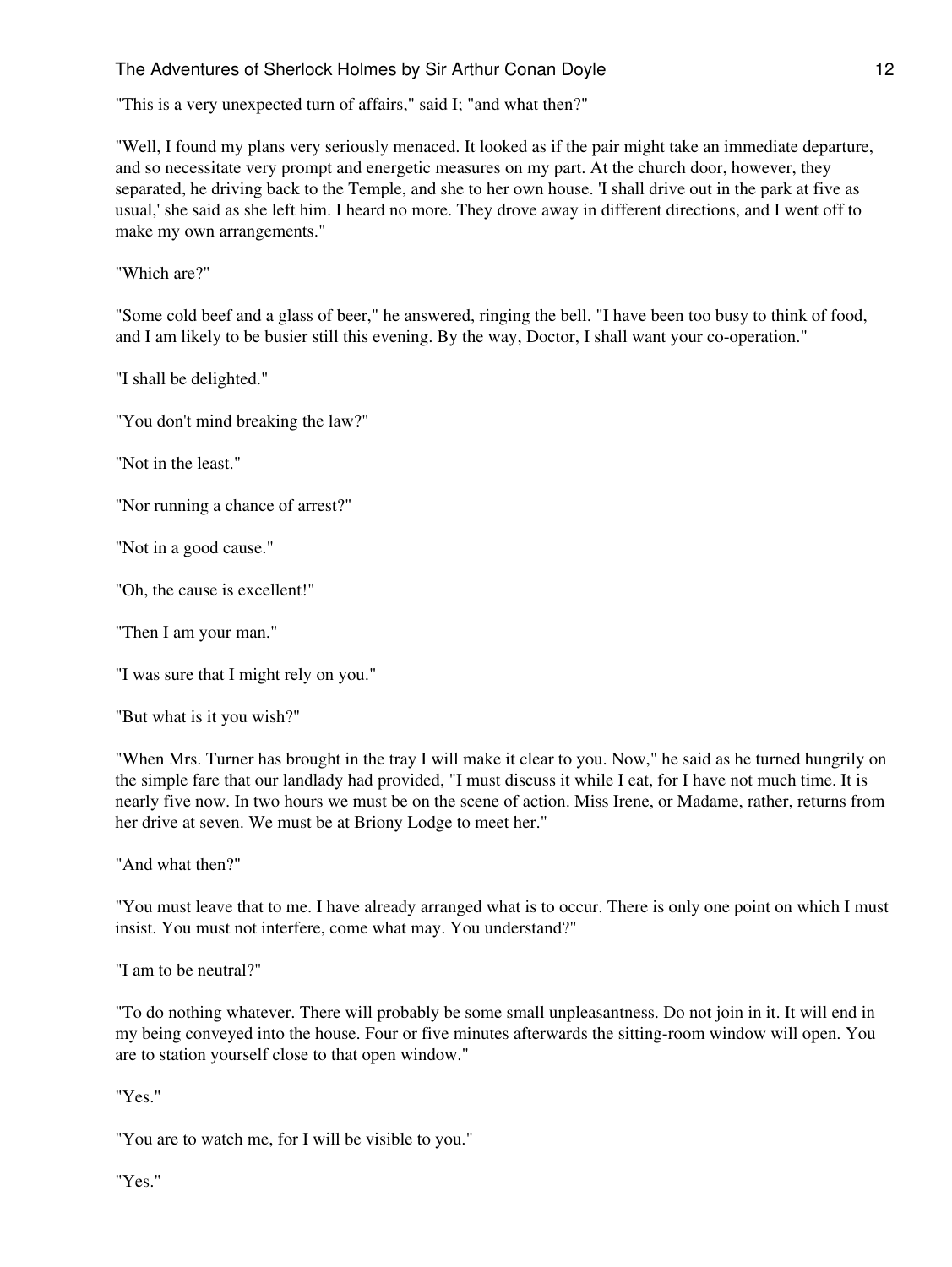"This is a very unexpected turn of affairs," said I; "and what then?"

"Well, I found my plans very seriously menaced. It looked as if the pair might take an immediate departure, and so necessitate very prompt and energetic measures on my part. At the church door, however, they separated, he driving back to the Temple, and she to her own house. 'I shall drive out in the park at five as usual,' she said as she left him. I heard no more. They drove away in different directions, and I went off to make my own arrangements."

"Which are?"

"Some cold beef and a glass of beer," he answered, ringing the bell. "I have been too busy to think of food, and I am likely to be busier still this evening. By the way, Doctor, I shall want your co-operation."

"I shall be delighted."

"You don't mind breaking the law?"

"Not in the least."

"Nor running a chance of arrest?"

"Not in a good cause."

"Oh, the cause is excellent!"

"Then I am your man."

"I was sure that I might rely on you."

"But what is it you wish?"

"When Mrs. Turner has brought in the tray I will make it clear to you. Now," he said as he turned hungrily on the simple fare that our landlady had provided, "I must discuss it while I eat, for I have not much time. It is nearly five now. In two hours we must be on the scene of action. Miss Irene, or Madame, rather, returns from her drive at seven. We must be at Briony Lodge to meet her."

"And what then?"

"You must leave that to me. I have already arranged what is to occur. There is only one point on which I must insist. You must not interfere, come what may. You understand?"

"I am to be neutral?"

"To do nothing whatever. There will probably be some small unpleasantness. Do not join in it. It will end in my being conveyed into the house. Four or five minutes afterwards the sitting-room window will open. You are to station yourself close to that open window."

"Yes."

"You are to watch me, for I will be visible to you."

"Yes."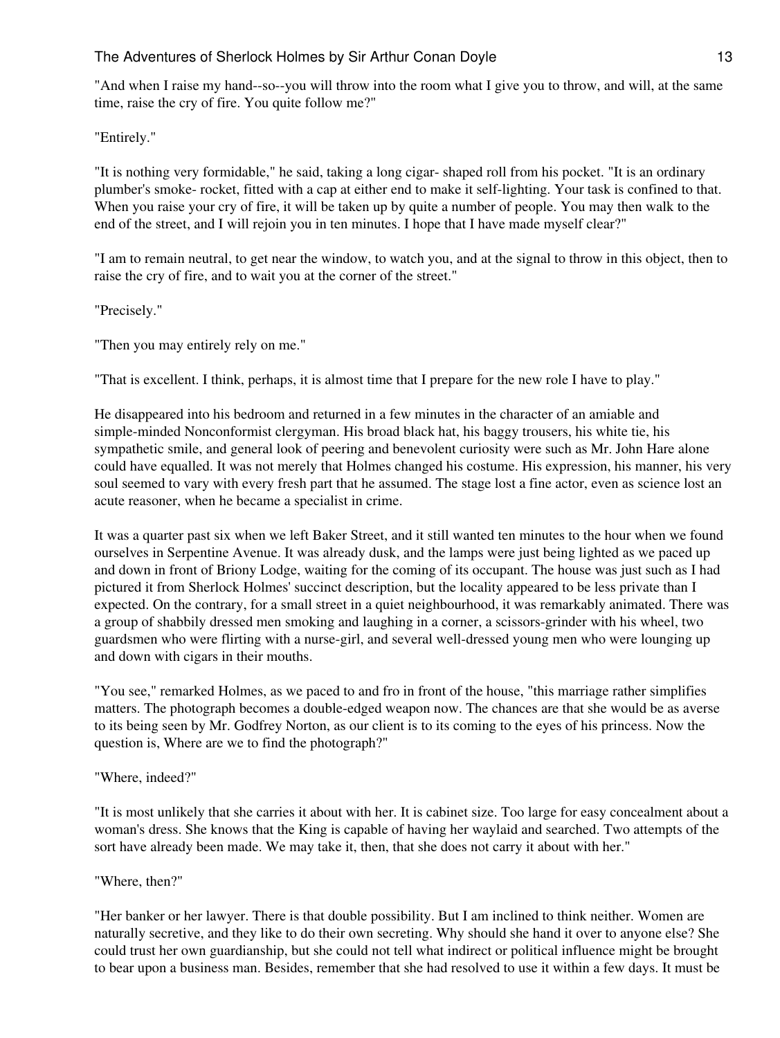"And when I raise my hand--so--you will throw into the room what I give you to throw, and will, at the same time, raise the cry of fire. You quite follow me?"

"Entirely."

"It is nothing very formidable," he said, taking a long cigar- shaped roll from his pocket. "It is an ordinary plumber's smoke- rocket, fitted with a cap at either end to make it self-lighting. Your task is confined to that. When you raise your cry of fire, it will be taken up by quite a number of people. You may then walk to the end of the street, and I will rejoin you in ten minutes. I hope that I have made myself clear?"

"I am to remain neutral, to get near the window, to watch you, and at the signal to throw in this object, then to raise the cry of fire, and to wait you at the corner of the street."

"Precisely."

"Then you may entirely rely on me."

"That is excellent. I think, perhaps, it is almost time that I prepare for the new role I have to play."

He disappeared into his bedroom and returned in a few minutes in the character of an amiable and simple-minded Nonconformist clergyman. His broad black hat, his baggy trousers, his white tie, his sympathetic smile, and general look of peering and benevolent curiosity were such as Mr. John Hare alone could have equalled. It was not merely that Holmes changed his costume. His expression, his manner, his very soul seemed to vary with every fresh part that he assumed. The stage lost a fine actor, even as science lost an acute reasoner, when he became a specialist in crime.

It was a quarter past six when we left Baker Street, and it still wanted ten minutes to the hour when we found ourselves in Serpentine Avenue. It was already dusk, and the lamps were just being lighted as we paced up and down in front of Briony Lodge, waiting for the coming of its occupant. The house was just such as I had pictured it from Sherlock Holmes' succinct description, but the locality appeared to be less private than I expected. On the contrary, for a small street in a quiet neighbourhood, it was remarkably animated. There was a group of shabbily dressed men smoking and laughing in a corner, a scissors-grinder with his wheel, two guardsmen who were flirting with a nurse-girl, and several well-dressed young men who were lounging up and down with cigars in their mouths.

"You see," remarked Holmes, as we paced to and fro in front of the house, "this marriage rather simplifies matters. The photograph becomes a double-edged weapon now. The chances are that she would be as averse to its being seen by Mr. Godfrey Norton, as our client is to its coming to the eyes of his princess. Now the question is, Where are we to find the photograph?"

"Where, indeed?"

"It is most unlikely that she carries it about with her. It is cabinet size. Too large for easy concealment about a woman's dress. She knows that the King is capable of having her waylaid and searched. Two attempts of the sort have already been made. We may take it, then, that she does not carry it about with her."

"Where, then?"

"Her banker or her lawyer. There is that double possibility. But I am inclined to think neither. Women are naturally secretive, and they like to do their own secreting. Why should she hand it over to anyone else? She could trust her own guardianship, but she could not tell what indirect or political influence might be brought to bear upon a business man. Besides, remember that she had resolved to use it within a few days. It must be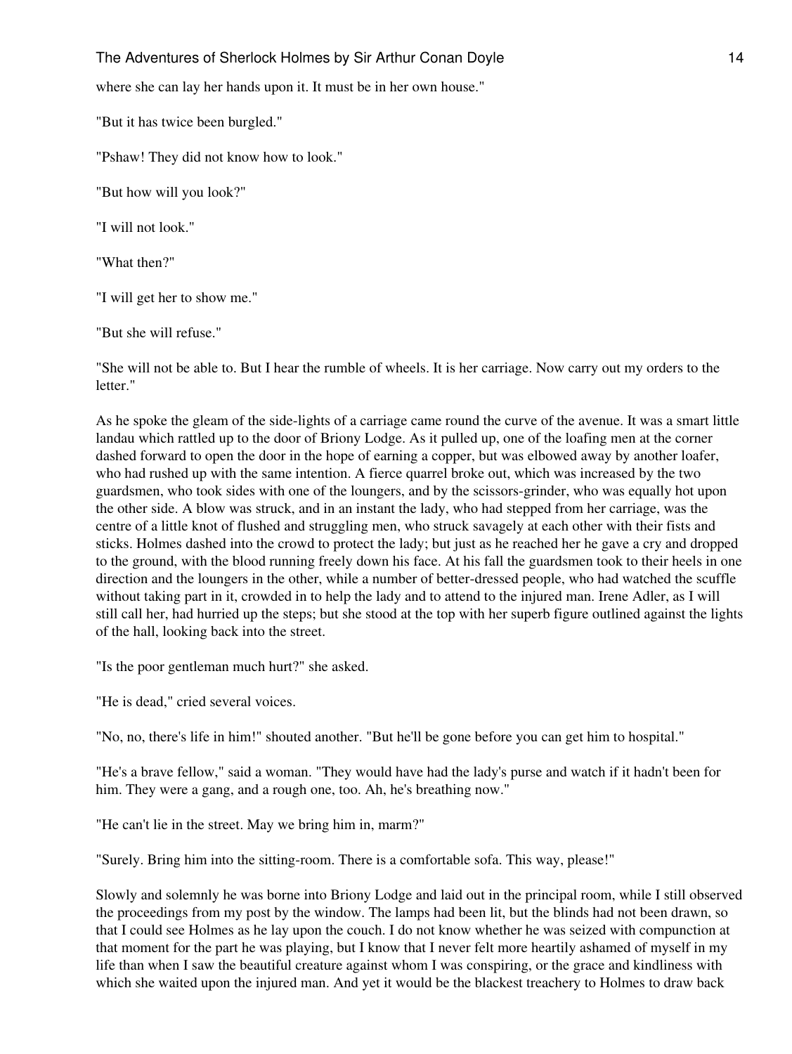where she can lay her hands upon it. It must be in her own house."

"But it has twice been burgled."

"Pshaw! They did not know how to look."

"But how will you look?"

"I will not look."

"What then?"

"I will get her to show me."

"But she will refuse."

"She will not be able to. But I hear the rumble of wheels. It is her carriage. Now carry out my orders to the letter."

As he spoke the gleam of the side-lights of a carriage came round the curve of the avenue. It was a smart little landau which rattled up to the door of Briony Lodge. As it pulled up, one of the loafing men at the corner dashed forward to open the door in the hope of earning a copper, but was elbowed away by another loafer, who had rushed up with the same intention. A fierce quarrel broke out, which was increased by the two guardsmen, who took sides with one of the loungers, and by the scissors-grinder, who was equally hot upon the other side. A blow was struck, and in an instant the lady, who had stepped from her carriage, was the centre of a little knot of flushed and struggling men, who struck savagely at each other with their fists and sticks. Holmes dashed into the crowd to protect the lady; but just as he reached her he gave a cry and dropped to the ground, with the blood running freely down his face. At his fall the guardsmen took to their heels in one direction and the loungers in the other, while a number of better-dressed people, who had watched the scuffle without taking part in it, crowded in to help the lady and to attend to the injured man. Irene Adler, as I will still call her, had hurried up the steps; but she stood at the top with her superb figure outlined against the lights of the hall, looking back into the street.

"Is the poor gentleman much hurt?" she asked.

"He is dead," cried several voices.

"No, no, there's life in him!" shouted another. "But he'll be gone before you can get him to hospital."

"He's a brave fellow," said a woman. "They would have had the lady's purse and watch if it hadn't been for him. They were a gang, and a rough one, too. Ah, he's breathing now."

"He can't lie in the street. May we bring him in, marm?"

"Surely. Bring him into the sitting-room. There is a comfortable sofa. This way, please!"

Slowly and solemnly he was borne into Briony Lodge and laid out in the principal room, while I still observed the proceedings from my post by the window. The lamps had been lit, but the blinds had not been drawn, so that I could see Holmes as he lay upon the couch. I do not know whether he was seized with compunction at that moment for the part he was playing, but I know that I never felt more heartily ashamed of myself in my life than when I saw the beautiful creature against whom I was conspiring, or the grace and kindliness with which she waited upon the injured man. And yet it would be the blackest treachery to Holmes to draw back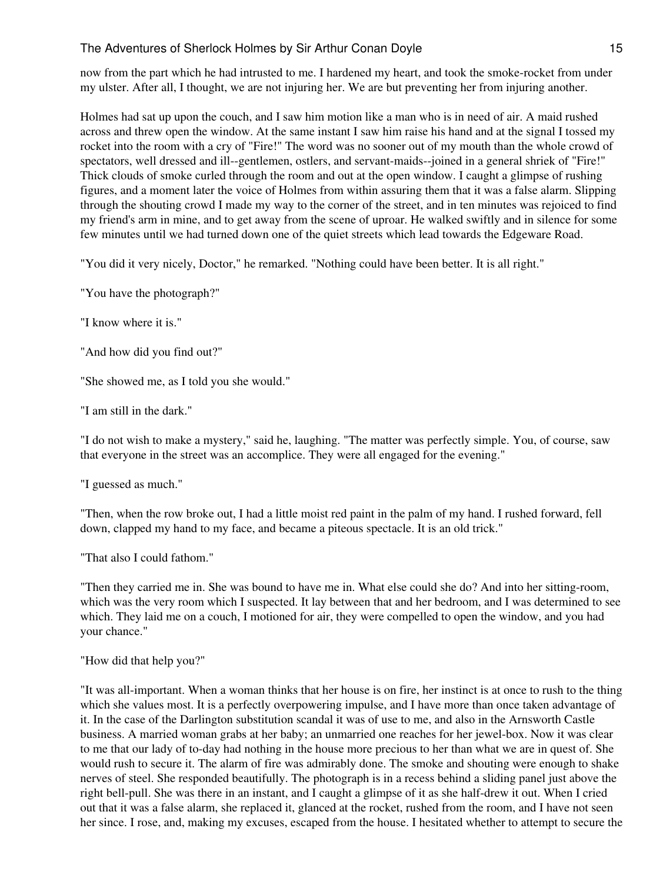now from the part which he had intrusted to me. I hardened my heart, and took the smoke-rocket from under my ulster. After all, I thought, we are not injuring her. We are but preventing her from injuring another.

Holmes had sat up upon the couch, and I saw him motion like a man who is in need of air. A maid rushed across and threw open the window. At the same instant I saw him raise his hand and at the signal I tossed my rocket into the room with a cry of "Fire!" The word was no sooner out of my mouth than the whole crowd of spectators, well dressed and ill--gentlemen, ostlers, and servant-maids--joined in a general shriek of "Fire!" Thick clouds of smoke curled through the room and out at the open window. I caught a glimpse of rushing figures, and a moment later the voice of Holmes from within assuring them that it was a false alarm. Slipping through the shouting crowd I made my way to the corner of the street, and in ten minutes was rejoiced to find my friend's arm in mine, and to get away from the scene of uproar. He walked swiftly and in silence for some few minutes until we had turned down one of the quiet streets which lead towards the Edgeware Road.

"You did it very nicely, Doctor," he remarked. "Nothing could have been better. It is all right."

"You have the photograph?"

"I know where it is."

"And how did you find out?"

"She showed me, as I told you she would."

"I am still in the dark."

"I do not wish to make a mystery," said he, laughing. "The matter was perfectly simple. You, of course, saw that everyone in the street was an accomplice. They were all engaged for the evening."

"I guessed as much."

"Then, when the row broke out, I had a little moist red paint in the palm of my hand. I rushed forward, fell down, clapped my hand to my face, and became a piteous spectacle. It is an old trick."

"That also I could fathom."

"Then they carried me in. She was bound to have me in. What else could she do? And into her sitting-room, which was the very room which I suspected. It lay between that and her bedroom, and I was determined to see which. They laid me on a couch, I motioned for air, they were compelled to open the window, and you had your chance."

"How did that help you?"

"It was all-important. When a woman thinks that her house is on fire, her instinct is at once to rush to the thing which she values most. It is a perfectly overpowering impulse, and I have more than once taken advantage of it. In the case of the Darlington substitution scandal it was of use to me, and also in the Arnsworth Castle business. A married woman grabs at her baby; an unmarried one reaches for her jewel-box. Now it was clear to me that our lady of to-day had nothing in the house more precious to her than what we are in quest of. She would rush to secure it. The alarm of fire was admirably done. The smoke and shouting were enough to shake nerves of steel. She responded beautifully. The photograph is in a recess behind a sliding panel just above the right bell-pull. She was there in an instant, and I caught a glimpse of it as she half-drew it out. When I cried out that it was a false alarm, she replaced it, glanced at the rocket, rushed from the room, and I have not seen her since. I rose, and, making my excuses, escaped from the house. I hesitated whether to attempt to secure the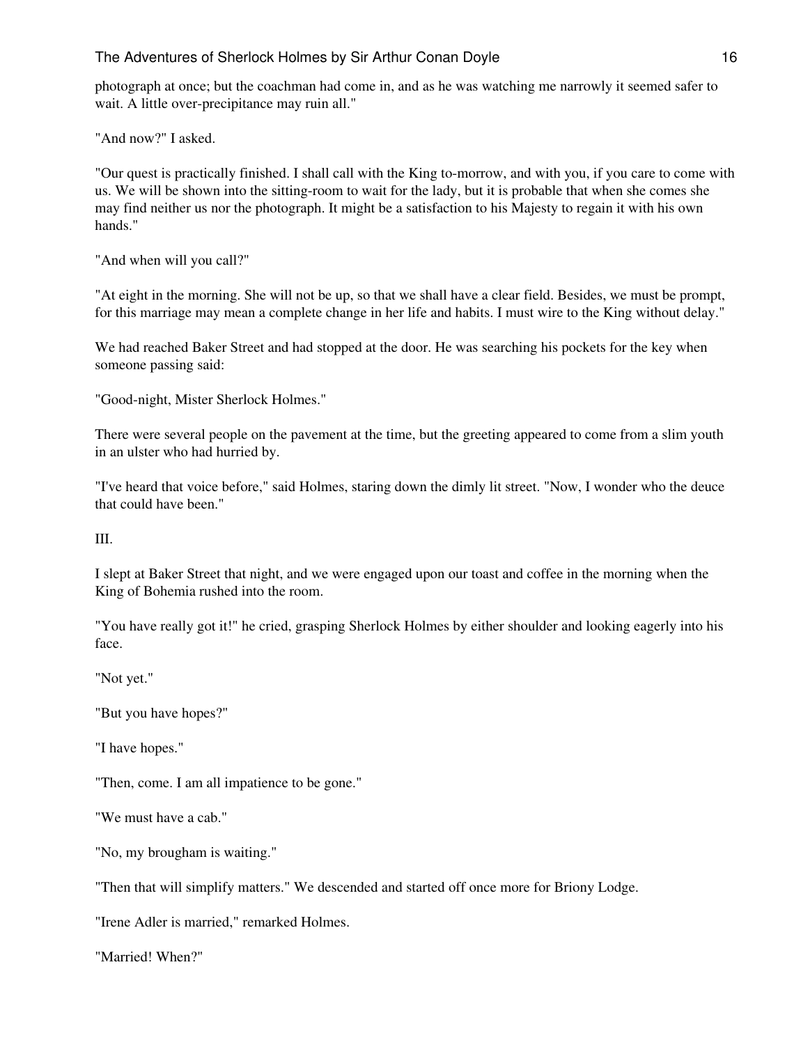photograph at once; but the coachman had come in, and as he was watching me narrowly it seemed safer to wait. A little over-precipitance may ruin all."

"And now?" I asked.

"Our quest is practically finished. I shall call with the King to-morrow, and with you, if you care to come with us. We will be shown into the sitting-room to wait for the lady, but it is probable that when she comes she may find neither us nor the photograph. It might be a satisfaction to his Majesty to regain it with his own hands."

"And when will you call?"

"At eight in the morning. She will not be up, so that we shall have a clear field. Besides, we must be prompt, for this marriage may mean a complete change in her life and habits. I must wire to the King without delay."

We had reached Baker Street and had stopped at the door. He was searching his pockets for the key when someone passing said:

"Good-night, Mister Sherlock Holmes."

There were several people on the pavement at the time, but the greeting appeared to come from a slim youth in an ulster who had hurried by.

"I've heard that voice before," said Holmes, staring down the dimly lit street. "Now, I wonder who the deuce that could have been."

III.

I slept at Baker Street that night, and we were engaged upon our toast and coffee in the morning when the King of Bohemia rushed into the room.

"You have really got it!" he cried, grasping Sherlock Holmes by either shoulder and looking eagerly into his face.

"Not yet."

"But you have hopes?"

"I have hopes."

"Then, come. I am all impatience to be gone."

"We must have a cab."

"No, my brougham is waiting."

"Then that will simplify matters." We descended and started off once more for Briony Lodge.

"Irene Adler is married," remarked Holmes.

"Married! When?"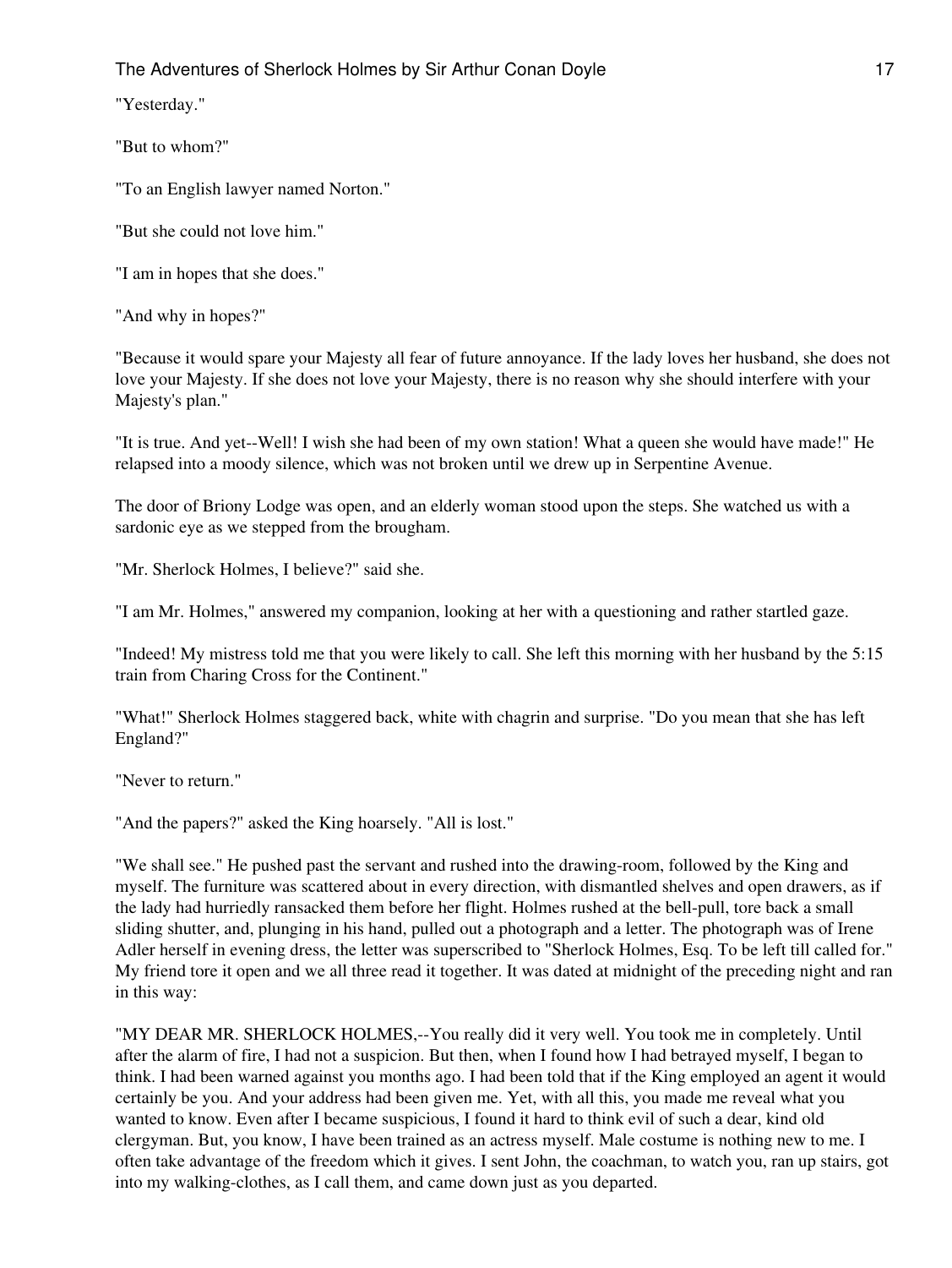"Yesterday."

"But to whom?"

"To an English lawyer named Norton."

"But she could not love him."

"I am in hopes that she does."

"And why in hopes?"

"Because it would spare your Majesty all fear of future annoyance. If the lady loves her husband, she does not love your Majesty. If she does not love your Majesty, there is no reason why she should interfere with your Majesty's plan."

"It is true. And yet--Well! I wish she had been of my own station! What a queen she would have made!" He relapsed into a moody silence, which was not broken until we drew up in Serpentine Avenue.

The door of Briony Lodge was open, and an elderly woman stood upon the steps. She watched us with a sardonic eye as we stepped from the brougham.

"Mr. Sherlock Holmes, I believe?" said she.

"I am Mr. Holmes," answered my companion, looking at her with a questioning and rather startled gaze.

"Indeed! My mistress told me that you were likely to call. She left this morning with her husband by the 5:15 train from Charing Cross for the Continent."

"What!" Sherlock Holmes staggered back, white with chagrin and surprise. "Do you mean that she has left England?"

"Never to return."

"And the papers?" asked the King hoarsely. "All is lost."

"We shall see." He pushed past the servant and rushed into the drawing-room, followed by the King and myself. The furniture was scattered about in every direction, with dismantled shelves and open drawers, as if the lady had hurriedly ransacked them before her flight. Holmes rushed at the bell-pull, tore back a small sliding shutter, and, plunging in his hand, pulled out a photograph and a letter. The photograph was of Irene Adler herself in evening dress, the letter was superscribed to "Sherlock Holmes, Esq. To be left till called for." My friend tore it open and we all three read it together. It was dated at midnight of the preceding night and ran in this way:

"MY DEAR MR. SHERLOCK HOLMES,--You really did it very well. You took me in completely. Until after the alarm of fire, I had not a suspicion. But then, when I found how I had betrayed myself, I began to think. I had been warned against you months ago. I had been told that if the King employed an agent it would certainly be you. And your address had been given me. Yet, with all this, you made me reveal what you wanted to know. Even after I became suspicious, I found it hard to think evil of such a dear, kind old clergyman. But, you know, I have been trained as an actress myself. Male costume is nothing new to me. I often take advantage of the freedom which it gives. I sent John, the coachman, to watch you, ran up stairs, got into my walking-clothes, as I call them, and came down just as you departed.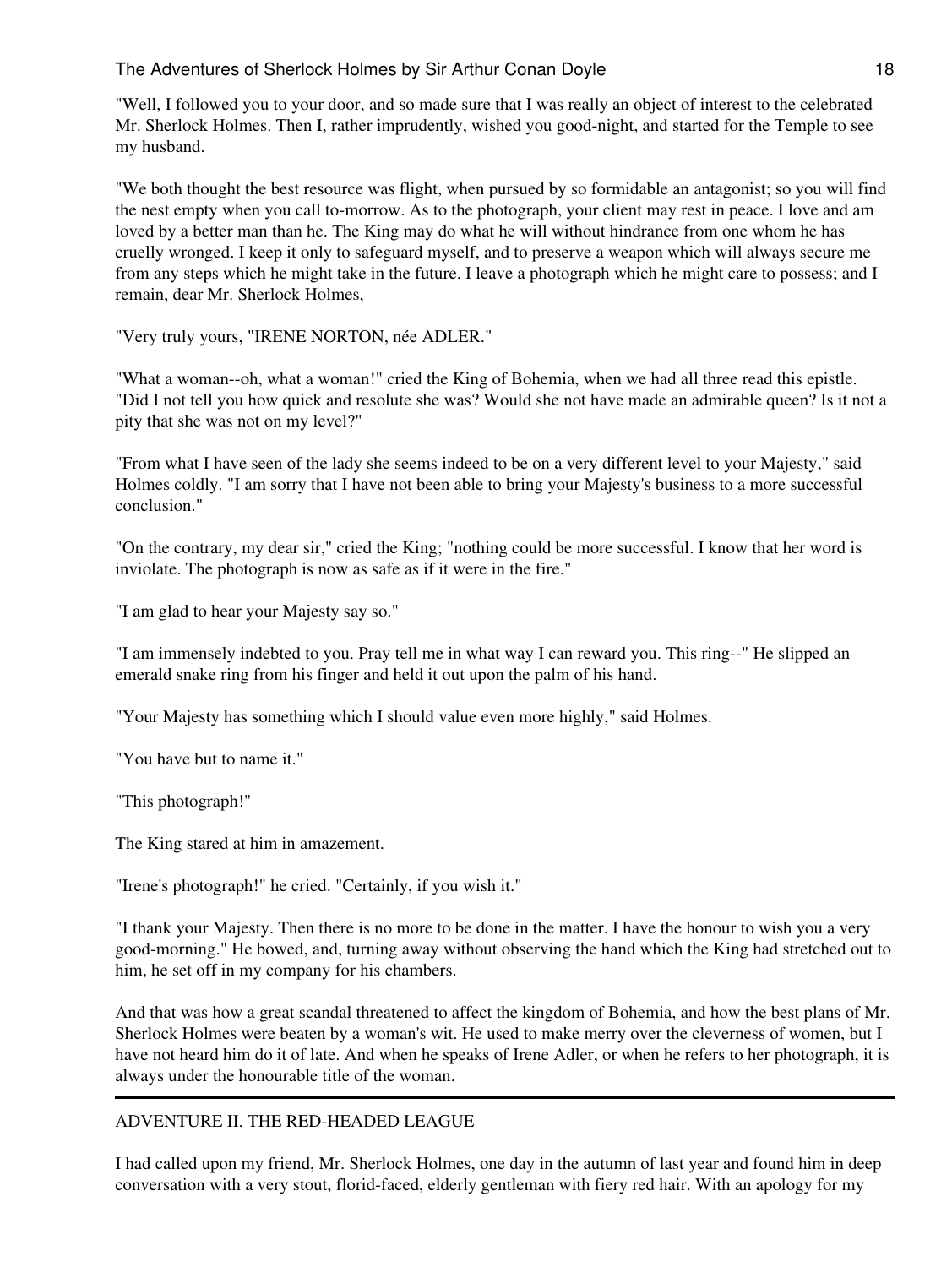"Well, I followed you to your door, and so made sure that I was really an object of interest to the celebrated Mr. Sherlock Holmes. Then I, rather imprudently, wished you good-night, and started for the Temple to see my husband.

"We both thought the best resource was flight, when pursued by so formidable an antagonist; so you will find the nest empty when you call to-morrow. As to the photograph, your client may rest in peace. I love and am loved by a better man than he. The King may do what he will without hindrance from one whom he has cruelly wronged. I keep it only to safeguard myself, and to preserve a weapon which will always secure me from any steps which he might take in the future. I leave a photograph which he might care to possess; and I remain, dear Mr. Sherlock Holmes,

"Very truly yours, "IRENE NORTON, née ADLER."

"What a woman--oh, what a woman!" cried the King of Bohemia, when we had all three read this epistle. "Did I not tell you how quick and resolute she was? Would she not have made an admirable queen? Is it not a pity that she was not on my level?"

"From what I have seen of the lady she seems indeed to be on a very different level to your Majesty," said Holmes coldly. "I am sorry that I have not been able to bring your Majesty's business to a more successful conclusion."

"On the contrary, my dear sir," cried the King; "nothing could be more successful. I know that her word is inviolate. The photograph is now as safe as if it were in the fire."

"I am glad to hear your Majesty say so."

"I am immensely indebted to you. Pray tell me in what way I can reward you. This ring--" He slipped an emerald snake ring from his finger and held it out upon the palm of his hand.

"Your Majesty has something which I should value even more highly," said Holmes.

"You have but to name it."

"This photograph!"

The King stared at him in amazement.

"Irene's photograph!" he cried. "Certainly, if you wish it."

"I thank your Majesty. Then there is no more to be done in the matter. I have the honour to wish you a very good-morning." He bowed, and, turning away without observing the hand which the King had stretched out to him, he set off in my company for his chambers.

And that was how a great scandal threatened to affect the kingdom of Bohemia, and how the best plans of Mr. Sherlock Holmes were beaten by a woman's wit. He used to make merry over the cleverness of women, but I have not heard him do it of late. And when he speaks of Irene Adler, or when he refers to her photograph, it is always under the honourable title of the woman.

---

## ADVENTURE II. THE RED-HEADED LEAGUE

I had called upon my friend, Mr. Sherlock Holmes, one day in the autumn of last year and found him in deep conversation with a very stout, florid-faced, elderly gentleman with fiery red hair. With an apology for my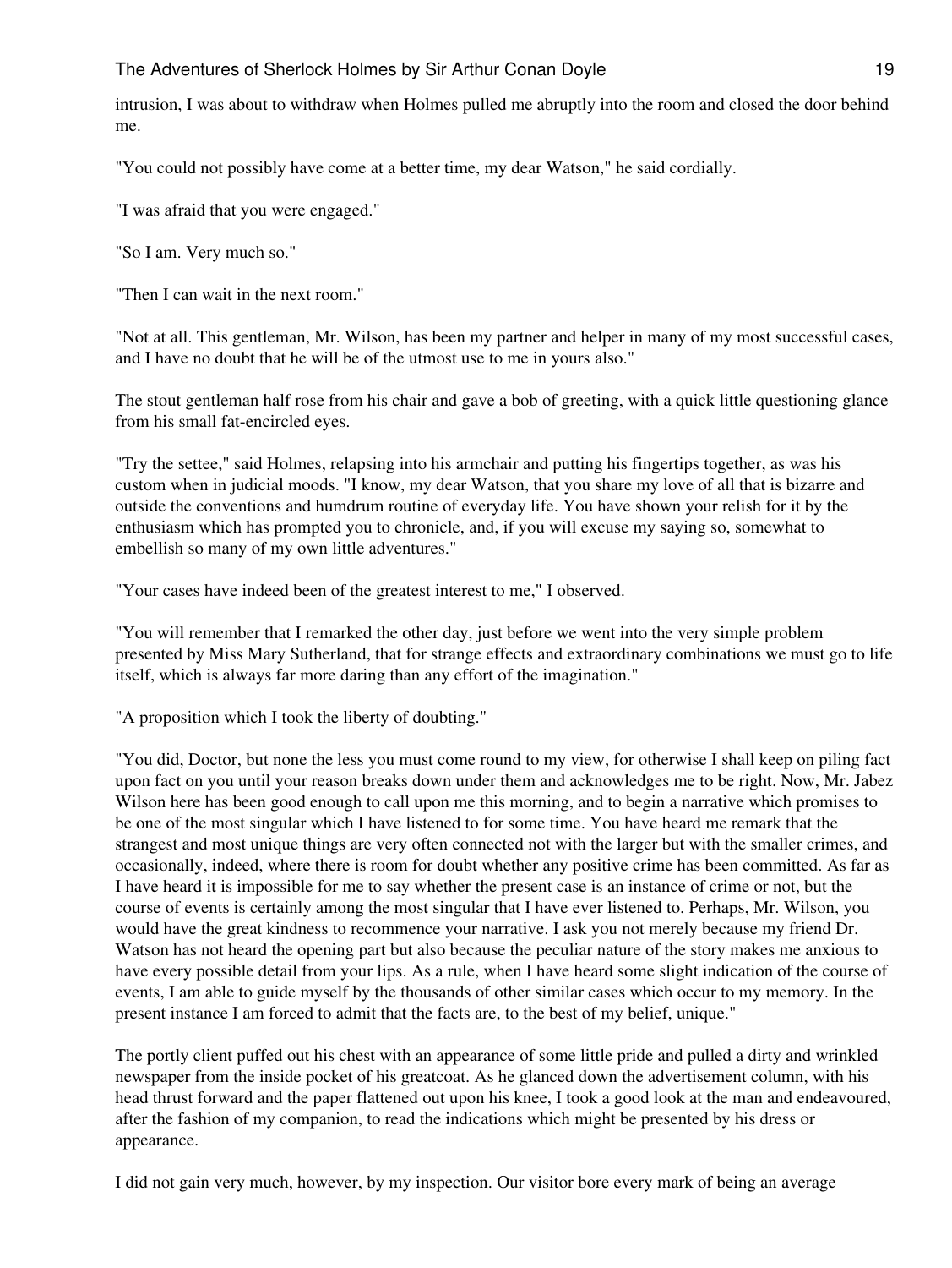intrusion, I was about to withdraw when Holmes pulled me abruptly into the room and closed the door behind me.

"You could not possibly have come at a better time, my dear Watson," he said cordially.

"I was afraid that you were engaged."

"So I am. Very much so."

"Then I can wait in the next room."

"Not at all. This gentleman, Mr. Wilson, has been my partner and helper in many of my most successful cases, and I have no doubt that he will be of the utmost use to me in yours also."

The stout gentleman half rose from his chair and gave a bob of greeting, with a quick little questioning glance from his small fat-encircled eyes.

"Try the settee," said Holmes, relapsing into his armchair and putting his fingertips together, as was his custom when in judicial moods. "I know, my dear Watson, that you share my love of all that is bizarre and outside the conventions and humdrum routine of everyday life. You have shown your relish for it by the enthusiasm which has prompted you to chronicle, and, if you will excuse my saying so, somewhat to embellish so many of my own little adventures."

"Your cases have indeed been of the greatest interest to me," I observed.

"You will remember that I remarked the other day, just before we went into the very simple problem presented by Miss Mary Sutherland, that for strange effects and extraordinary combinations we must go to life itself, which is always far more daring than any effort of the imagination."

"A proposition which I took the liberty of doubting."

"You did, Doctor, but none the less you must come round to my view, for otherwise I shall keep on piling fact upon fact on you until your reason breaks down under them and acknowledges me to be right. Now, Mr. Jabez Wilson here has been good enough to call upon me this morning, and to begin a narrative which promises to be one of the most singular which I have listened to for some time. You have heard me remark that the strangest and most unique things are very often connected not with the larger but with the smaller crimes, and occasionally, indeed, where there is room for doubt whether any positive crime has been committed. As far as I have heard it is impossible for me to say whether the present case is an instance of crime or not, but the course of events is certainly among the most singular that I have ever listened to. Perhaps, Mr. Wilson, you would have the great kindness to recommence your narrative. I ask you not merely because my friend Dr. Watson has not heard the opening part but also because the peculiar nature of the story makes me anxious to have every possible detail from your lips. As a rule, when I have heard some slight indication of the course of events, I am able to guide myself by the thousands of other similar cases which occur to my memory. In the present instance I am forced to admit that the facts are, to the best of my belief, unique."

The portly client puffed out his chest with an appearance of some little pride and pulled a dirty and wrinkled newspaper from the inside pocket of his greatcoat. As he glanced down the advertisement column, with his head thrust forward and the paper flattened out upon his knee, I took a good look at the man and endeavoured, after the fashion of my companion, to read the indications which might be presented by his dress or appearance.

I did not gain very much, however, by my inspection. Our visitor bore every mark of being an average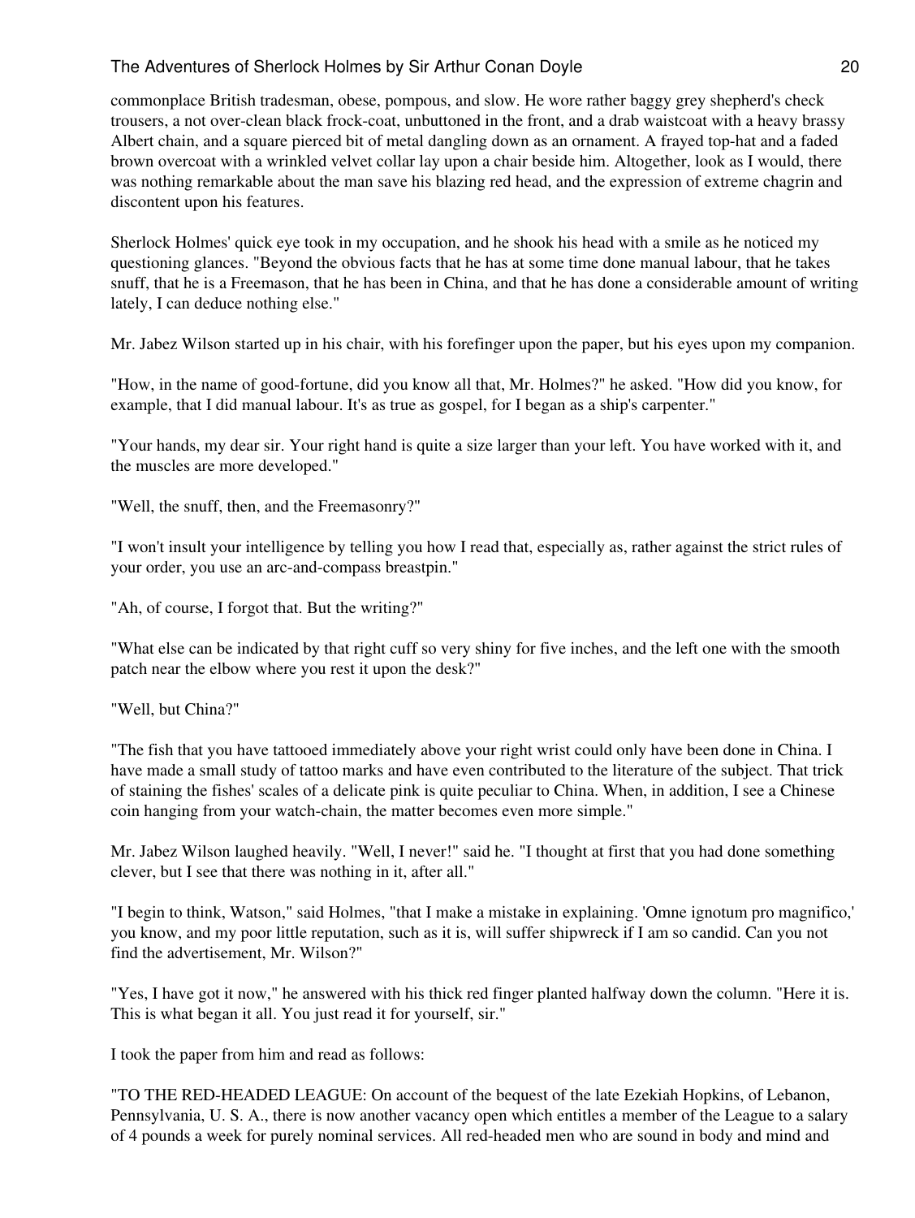commonplace British tradesman, obese, pompous, and slow. He wore rather baggy grey shepherd's check trousers, a not over-clean black frock-coat, unbuttoned in the front, and a drab waistcoat with a heavy brassy Albert chain, and a square pierced bit of metal dangling down as an ornament. A frayed top-hat and a faded brown overcoat with a wrinkled velvet collar lay upon a chair beside him. Altogether, look as I would, there was nothing remarkable about the man save his blazing red head, and the expression of extreme chagrin and discontent upon his features.

Sherlock Holmes' quick eye took in my occupation, and he shook his head with a smile as he noticed my questioning glances. "Beyond the obvious facts that he has at some time done manual labour, that he takes snuff, that he is a Freemason, that he has been in China, and that he has done a considerable amount of writing lately, I can deduce nothing else."

Mr. Jabez Wilson started up in his chair, with his forefinger upon the paper, but his eyes upon my companion.

"How, in the name of good-fortune, did you know all that, Mr. Holmes?" he asked. "How did you know, for example, that I did manual labour. It's as true as gospel, for I began as a ship's carpenter."

"Your hands, my dear sir. Your right hand is quite a size larger than your left. You have worked with it, and the muscles are more developed."

"Well, the snuff, then, and the Freemasonry?"

"I won't insult your intelligence by telling you how I read that, especially as, rather against the strict rules of your order, you use an arc-and-compass breastpin."

"Ah, of course, I forgot that. But the writing?"

"What else can be indicated by that right cuff so very shiny for five inches, and the left one with the smooth patch near the elbow where you rest it upon the desk?"

"Well, but China?"

"The fish that you have tattooed immediately above your right wrist could only have been done in China. I have made a small study of tattoo marks and have even contributed to the literature of the subject. That trick of staining the fishes' scales of a delicate pink is quite peculiar to China. When, in addition, I see a Chinese coin hanging from your watch-chain, the matter becomes even more simple."

Mr. Jabez Wilson laughed heavily. "Well, I never!" said he. "I thought at first that you had done something clever, but I see that there was nothing in it, after all."

"I begin to think, Watson," said Holmes, "that I make a mistake in explaining. 'Omne ignotum pro magnifico,' you know, and my poor little reputation, such as it is, will suffer shipwreck if I am so candid. Can you not find the advertisement, Mr. Wilson?"

"Yes, I have got it now," he answered with his thick red finger planted halfway down the column. "Here it is. This is what began it all. You just read it for yourself, sir."

I took the paper from him and read as follows:

"TO THE RED-HEADED LEAGUE: On account of the bequest of the late Ezekiah Hopkins, of Lebanon, Pennsylvania, U. S. A., there is now another vacancy open which entitles a member of the League to a salary of 4 pounds a week for purely nominal services. All red-headed men who are sound in body and mind and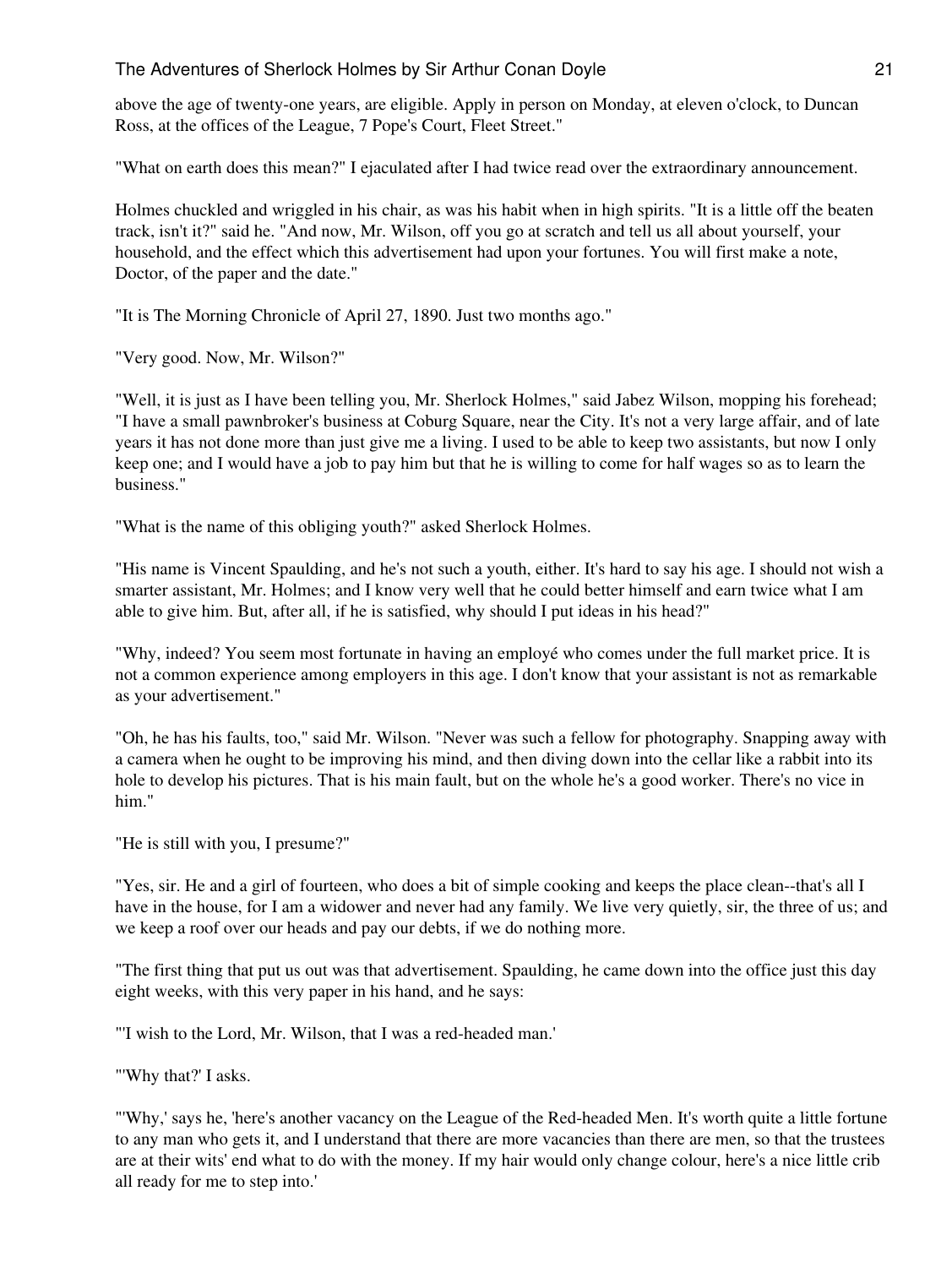above the age of twenty-one years, are eligible. Apply in person on Monday, at eleven o'clock, to Duncan Ross, at the offices of the League, 7 Pope's Court, Fleet Street."

"What on earth does this mean?" I ejaculated after I had twice read over the extraordinary announcement.

Holmes chuckled and wriggled in his chair, as was his habit when in high spirits. "It is a little off the beaten track, isn't it?" said he. "And now, Mr. Wilson, off you go at scratch and tell us all about yourself, your household, and the effect which this advertisement had upon your fortunes. You will first make a note, Doctor, of the paper and the date."

"It is The Morning Chronicle of April 27, 1890. Just two months ago."

"Very good. Now, Mr. Wilson?"

"Well, it is just as I have been telling you, Mr. Sherlock Holmes," said Jabez Wilson, mopping his forehead; "I have a small pawnbroker's business at Coburg Square, near the City. It's not a very large affair, and of late years it has not done more than just give me a living. I used to be able to keep two assistants, but now I only keep one; and I would have a job to pay him but that he is willing to come for half wages so as to learn the business."

"What is the name of this obliging youth?" asked Sherlock Holmes.

"His name is Vincent Spaulding, and he's not such a youth, either. It's hard to say his age. I should not wish a smarter assistant, Mr. Holmes; and I know very well that he could better himself and earn twice what I am able to give him. But, after all, if he is satisfied, why should I put ideas in his head?"

"Why, indeed? You seem most fortunate in having an employé who comes under the full market price. It is not a common experience among employers in this age. I don't know that your assistant is not as remarkable as your advertisement."

"Oh, he has his faults, too," said Mr. Wilson. "Never was such a fellow for photography. Snapping away with a camera when he ought to be improving his mind, and then diving down into the cellar like a rabbit into its hole to develop his pictures. That is his main fault, but on the whole he's a good worker. There's no vice in him."

"He is still with you, I presume?"

"Yes, sir. He and a girl of fourteen, who does a bit of simple cooking and keeps the place clean--that's all I have in the house, for I am a widower and never had any family. We live very quietly, sir, the three of us; and we keep a roof over our heads and pay our debts, if we do nothing more.

"The first thing that put us out was that advertisement. Spaulding, he came down into the office just this day eight weeks, with this very paper in his hand, and he says:

"'I wish to the Lord, Mr. Wilson, that I was a red-headed man.'

"'Why that?' I asks.

"'Why,' says he, 'here's another vacancy on the League of the Red-headed Men. It's worth quite a little fortune to any man who gets it, and I understand that there are more vacancies than there are men, so that the trustees are at their wits' end what to do with the money. If my hair would only change colour, here's a nice little crib all ready for me to step into.'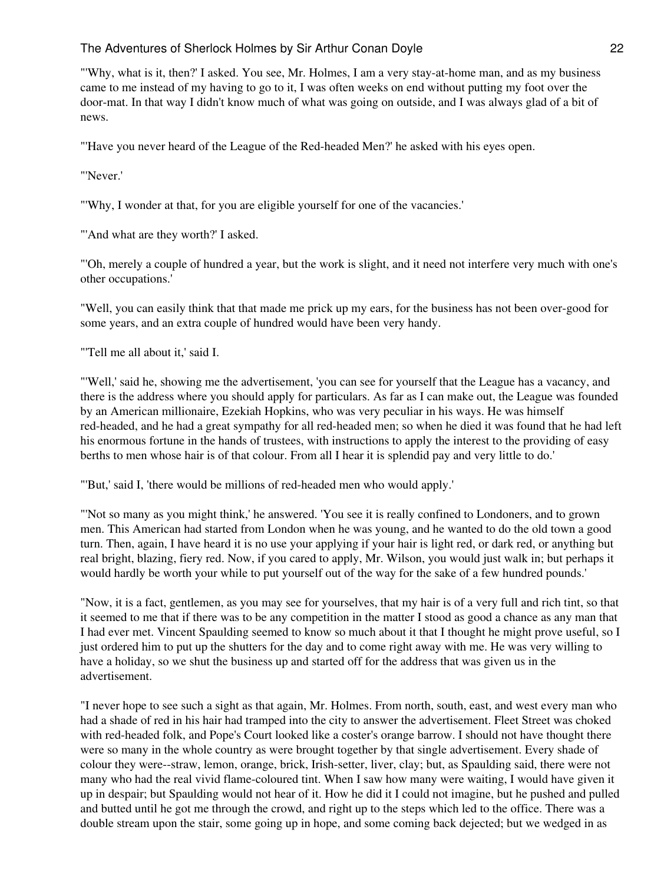"'Why, what is it, then?' I asked. You see, Mr. Holmes, I am a very stay-at-home man, and as my business came to me instead of my having to go to it, I was often weeks on end without putting my foot over the door-mat. In that way I didn't know much of what was going on outside, and I was always glad of a bit of news.

"'Have you never heard of the League of the Red-headed Men?' he asked with his eyes open.

"'Never.'

"'Why, I wonder at that, for you are eligible yourself for one of the vacancies.'

"'And what are they worth?' I asked.

"'Oh, merely a couple of hundred a year, but the work is slight, and it need not interfere very much with one's other occupations.'

"Well, you can easily think that that made me prick up my ears, for the business has not been over-good for some years, and an extra couple of hundred would have been very handy.

"'Tell me all about it,' said I.

"'Well,' said he, showing me the advertisement, 'you can see for yourself that the League has a vacancy, and there is the address where you should apply for particulars. As far as I can make out, the League was founded by an American millionaire, Ezekiah Hopkins, who was very peculiar in his ways. He was himself red-headed, and he had a great sympathy for all red-headed men; so when he died it was found that he had left his enormous fortune in the hands of trustees, with instructions to apply the interest to the providing of easy berths to men whose hair is of that colour. From all I hear it is splendid pay and very little to do.'

"'But,' said I, 'there would be millions of red-headed men who would apply.'

"'Not so many as you might think,' he answered. 'You see it is really confined to Londoners, and to grown men. This American had started from London when he was young, and he wanted to do the old town a good turn. Then, again, I have heard it is no use your applying if your hair is light red, or dark red, or anything but real bright, blazing, fiery red. Now, if you cared to apply, Mr. Wilson, you would just walk in; but perhaps it would hardly be worth your while to put yourself out of the way for the sake of a few hundred pounds.'

"Now, it is a fact, gentlemen, as you may see for yourselves, that my hair is of a very full and rich tint, so that it seemed to me that if there was to be any competition in the matter I stood as good a chance as any man that I had ever met. Vincent Spaulding seemed to know so much about it that I thought he might prove useful, so I just ordered him to put up the shutters for the day and to come right away with me. He was very willing to have a holiday, so we shut the business up and started off for the address that was given us in the advertisement.

"I never hope to see such a sight as that again, Mr. Holmes. From north, south, east, and west every man who had a shade of red in his hair had tramped into the city to answer the advertisement. Fleet Street was choked with red-headed folk, and Pope's Court looked like a coster's orange barrow. I should not have thought there were so many in the whole country as were brought together by that single advertisement. Every shade of colour they were--straw, lemon, orange, brick, Irish-setter, liver, clay; but, as Spaulding said, there were not many who had the real vivid flame-coloured tint. When I saw how many were waiting, I would have given it up in despair; but Spaulding would not hear of it. How he did it I could not imagine, but he pushed and pulled and butted until he got me through the crowd, and right up to the steps which led to the office. There was a double stream upon the stair, some going up in hope, and some coming back dejected; but we wedged in as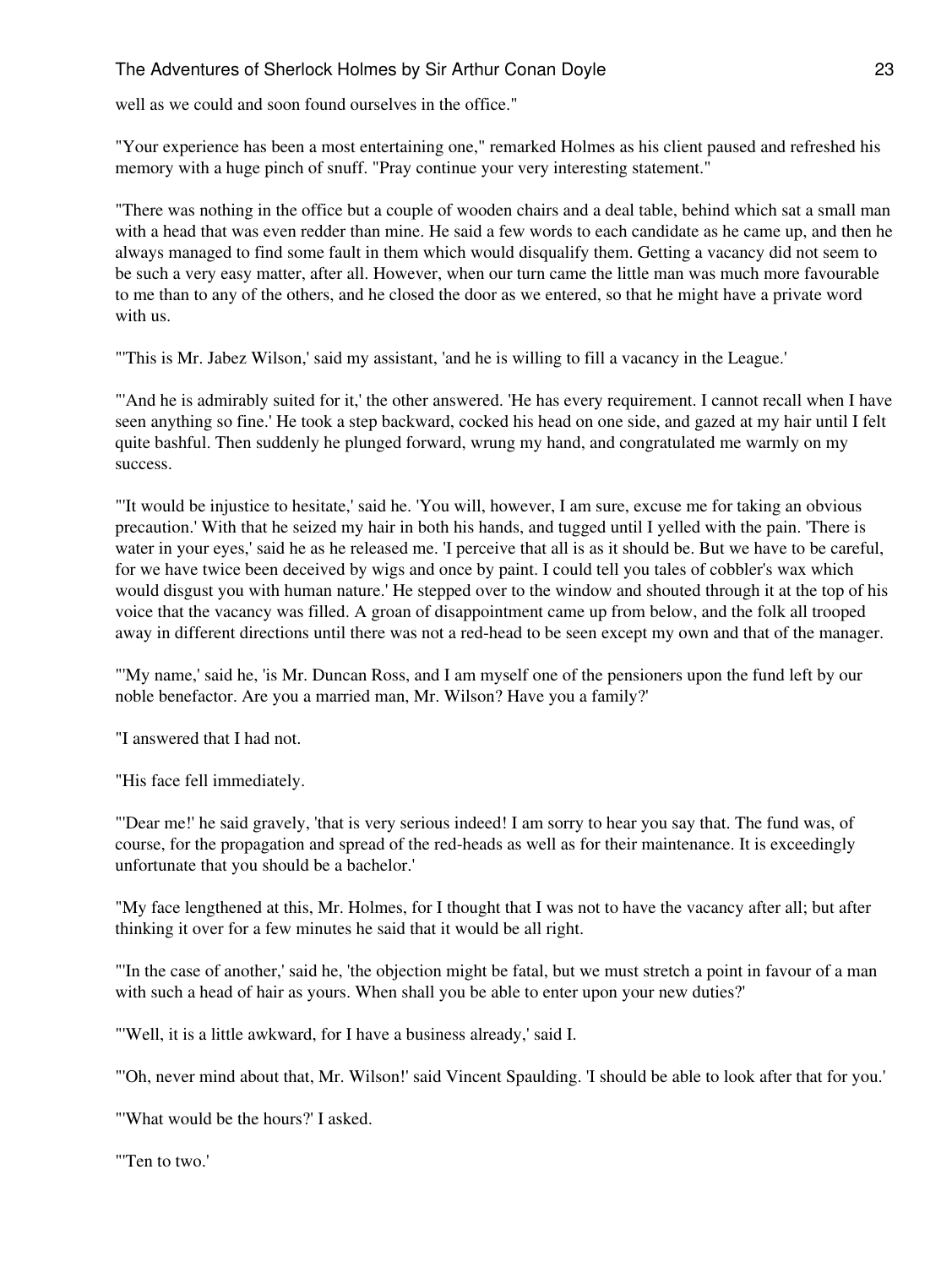well as we could and soon found ourselves in the office."

"Your experience has been a most entertaining one," remarked Holmes as his client paused and refreshed his memory with a huge pinch of snuff. "Pray continue your very interesting statement."

"There was nothing in the office but a couple of wooden chairs and a deal table, behind which sat a small man with a head that was even redder than mine. He said a few words to each candidate as he came up, and then he always managed to find some fault in them which would disqualify them. Getting a vacancy did not seem to be such a very easy matter, after all. However, when our turn came the little man was much more favourable to me than to any of the others, and he closed the door as we entered, so that he might have a private word with us.

"'This is Mr. Jabez Wilson,' said my assistant, 'and he is willing to fill a vacancy in the League.'

"'And he is admirably suited for it,' the other answered. 'He has every requirement. I cannot recall when I have seen anything so fine.' He took a step backward, cocked his head on one side, and gazed at my hair until I felt quite bashful. Then suddenly he plunged forward, wrung my hand, and congratulated me warmly on my success.

"'It would be injustice to hesitate,' said he. 'You will, however, I am sure, excuse me for taking an obvious precaution.' With that he seized my hair in both his hands, and tugged until I yelled with the pain. 'There is water in your eyes,' said he as he released me. 'I perceive that all is as it should be. But we have to be careful, for we have twice been deceived by wigs and once by paint. I could tell you tales of cobbler's wax which would disgust you with human nature.' He stepped over to the window and shouted through it at the top of his voice that the vacancy was filled. A groan of disappointment came up from below, and the folk all trooped away in different directions until there was not a red-head to be seen except my own and that of the manager.

"'My name,' said he, 'is Mr. Duncan Ross, and I am myself one of the pensioners upon the fund left by our noble benefactor. Are you a married man, Mr. Wilson? Have you a family?'

"I answered that I had not.

"His face fell immediately.

"'Dear me!' he said gravely, 'that is very serious indeed! I am sorry to hear you say that. The fund was, of course, for the propagation and spread of the red-heads as well as for their maintenance. It is exceedingly unfortunate that you should be a bachelor.'

"My face lengthened at this, Mr. Holmes, for I thought that I was not to have the vacancy after all; but after thinking it over for a few minutes he said that it would be all right.

"'In the case of another,' said he, 'the objection might be fatal, but we must stretch a point in favour of a man with such a head of hair as yours. When shall you be able to enter upon your new duties?'

"'Well, it is a little awkward, for I have a business already,' said I.

"'Oh, never mind about that, Mr. Wilson!' said Vincent Spaulding. 'I should be able to look after that for you.'

"'What would be the hours?' I asked.

"'Ten to two.'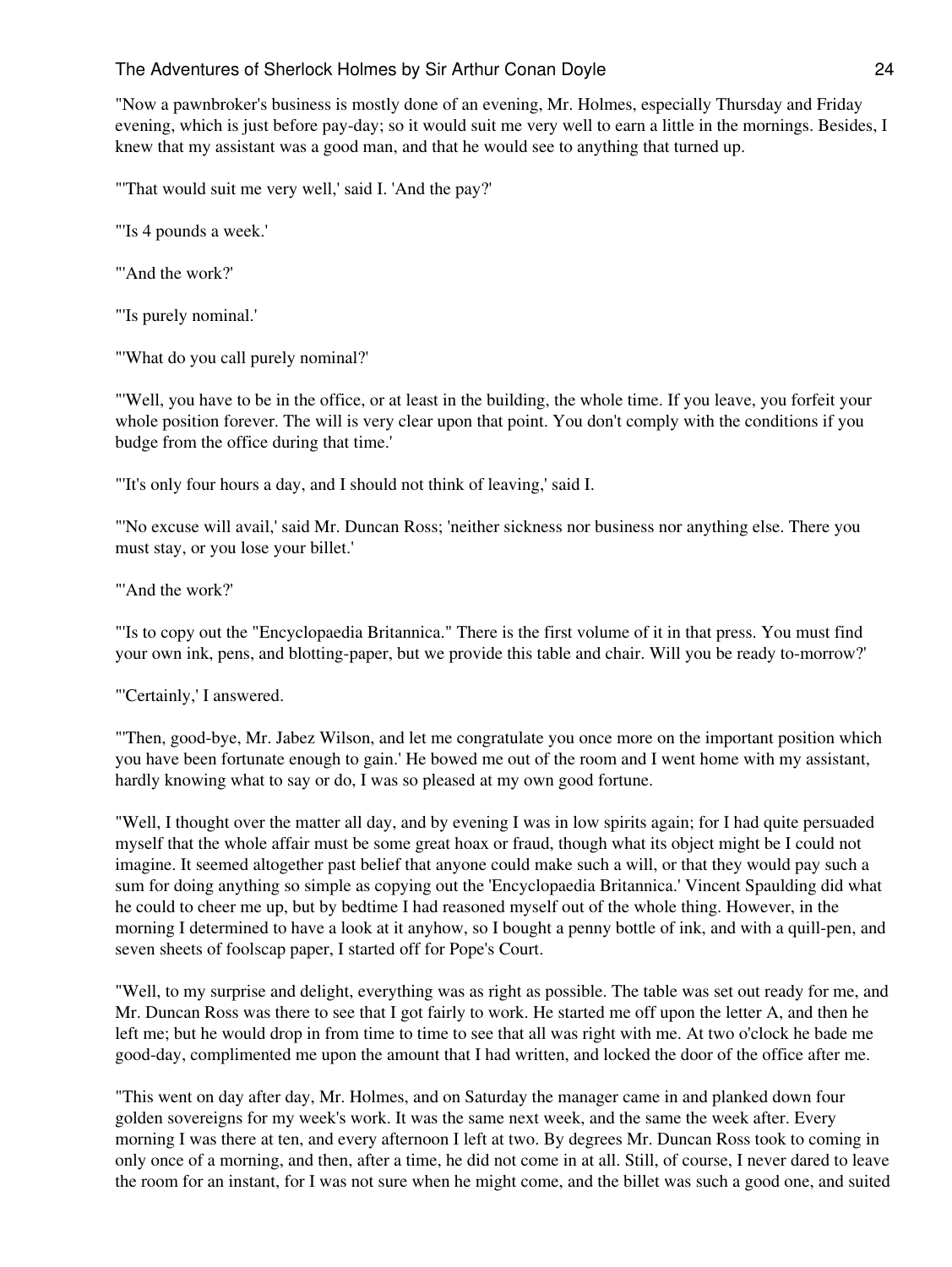"Now a pawnbroker's business is mostly done of an evening, Mr. Holmes, especially Thursday and Friday evening, which is just before pay-day; so it would suit me very well to earn a little in the mornings. Besides, I knew that my assistant was a good man, and that he would see to anything that turned up.

"'That would suit me very well,' said I. 'And the pay?'

"'Is 4 pounds a week.'

"'And the work?'

"'Is purely nominal.'

"'What do you call purely nominal?'

"'Well, you have to be in the office, or at least in the building, the whole time. If you leave, you forfeit your whole position forever. The will is very clear upon that point. You don't comply with the conditions if you budge from the office during that time.'

"'It's only four hours a day, and I should not think of leaving,' said I.

"'No excuse will avail,' said Mr. Duncan Ross; 'neither sickness nor business nor anything else. There you must stay, or you lose your billet.'

"'And the work?'

"'Is to copy out the "Encyclopaedia Britannica." There is the first volume of it in that press. You must find your own ink, pens, and blotting-paper, but we provide this table and chair. Will you be ready to-morrow?'

"'Certainly,' I answered.

"'Then, good-bye, Mr. Jabez Wilson, and let me congratulate you once more on the important position which you have been fortunate enough to gain.' He bowed me out of the room and I went home with my assistant, hardly knowing what to say or do, I was so pleased at my own good fortune.

"Well, I thought over the matter all day, and by evening I was in low spirits again; for I had quite persuaded myself that the whole affair must be some great hoax or fraud, though what its object might be I could not imagine. It seemed altogether past belief that anyone could make such a will, or that they would pay such a sum for doing anything so simple as copying out the 'Encyclopaedia Britannica.' Vincent Spaulding did what he could to cheer me up, but by bedtime I had reasoned myself out of the whole thing. However, in the morning I determined to have a look at it anyhow, so I bought a penny bottle of ink, and with a quill-pen, and seven sheets of foolscap paper, I started off for Pope's Court.

"Well, to my surprise and delight, everything was as right as possible. The table was set out ready for me, and Mr. Duncan Ross was there to see that I got fairly to work. He started me off upon the letter A, and then he left me; but he would drop in from time to time to see that all was right with me. At two o'clock he bade me good-day, complimented me upon the amount that I had written, and locked the door of the office after me.

"This went on day after day, Mr. Holmes, and on Saturday the manager came in and planked down four golden sovereigns for my week's work. It was the same next week, and the same the week after. Every morning I was there at ten, and every afternoon I left at two. By degrees Mr. Duncan Ross took to coming in only once of a morning, and then, after a time, he did not come in at all. Still, of course, I never dared to leave the room for an instant, for I was not sure when he might come, and the billet was such a good one, and suited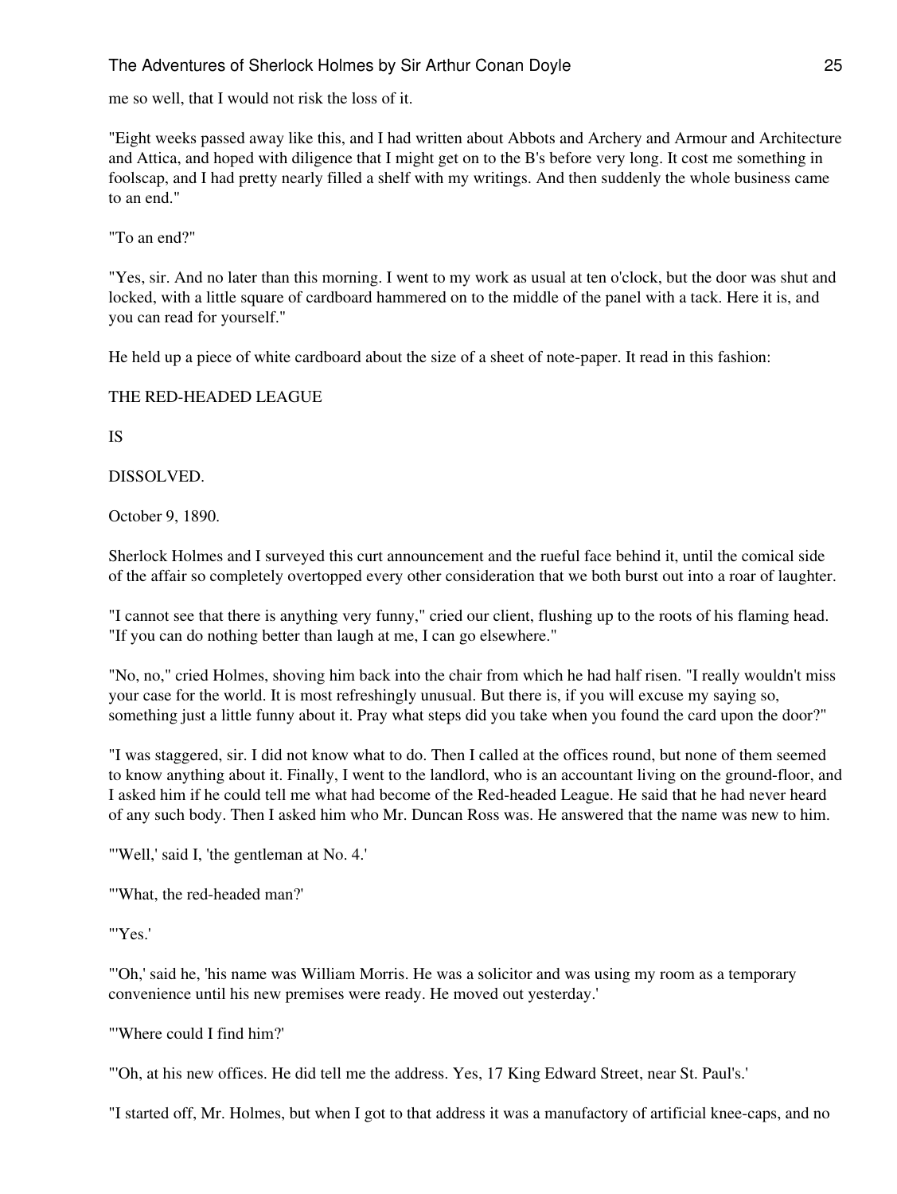me so well, that I would not risk the loss of it.

"Eight weeks passed away like this, and I had written about Abbots and Archery and Armour and Architecture and Attica, and hoped with diligence that I might get on to the B's before very long. It cost me something in foolscap, and I had pretty nearly filled a shelf with my writings. And then suddenly the whole business came to an end."

"To an end?"

"Yes, sir. And no later than this morning. I went to my work as usual at ten o'clock, but the door was shut and locked, with a little square of cardboard hammered on to the middle of the panel with a tack. Here it is, and you can read for yourself."

He held up a piece of white cardboard about the size of a sheet of note-paper. It read in this fashion:

THE RED-HEADED LEAGUE

IS

DISSOLVED.

October 9, 1890.

Sherlock Holmes and I surveyed this curt announcement and the rueful face behind it, until the comical side of the affair so completely overtopped every other consideration that we both burst out into a roar of laughter.

"I cannot see that there is anything very funny," cried our client, flushing up to the roots of his flaming head. "If you can do nothing better than laugh at me, I can go elsewhere."

"No, no," cried Holmes, shoving him back into the chair from which he had half risen. "I really wouldn't miss your case for the world. It is most refreshingly unusual. But there is, if you will excuse my saying so, something just a little funny about it. Pray what steps did you take when you found the card upon the door?"

"I was staggered, sir. I did not know what to do. Then I called at the offices round, but none of them seemed to know anything about it. Finally, I went to the landlord, who is an accountant living on the ground-floor, and I asked him if he could tell me what had become of the Red-headed League. He said that he had never heard of any such body. Then I asked him who Mr. Duncan Ross was. He answered that the name was new to him.

"'Well,' said I, 'the gentleman at No. 4.'

"'What, the red-headed man?'

"'Yes.'

"'Oh,' said he, 'his name was William Morris. He was a solicitor and was using my room as a temporary convenience until his new premises were ready. He moved out yesterday.'

"'Where could I find him?'

"'Oh, at his new offices. He did tell me the address. Yes, 17 King Edward Street, near St. Paul's.'

"I started off, Mr. Holmes, but when I got to that address it was a manufactory of artificial knee-caps, and no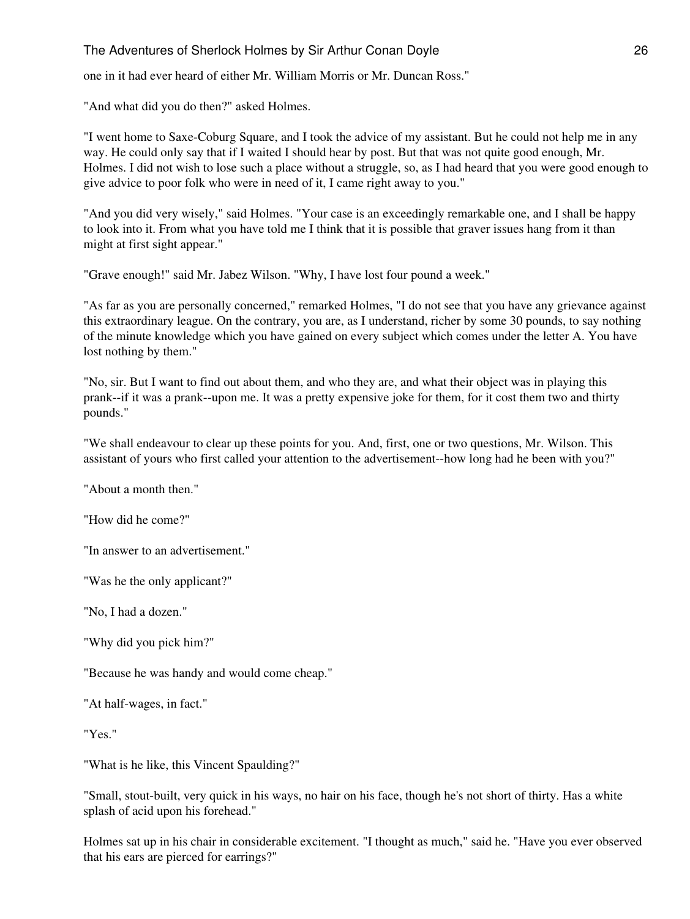one in it had ever heard of either Mr. William Morris or Mr. Duncan Ross."

"And what did you do then?" asked Holmes.

"I went home to Saxe-Coburg Square, and I took the advice of my assistant. But he could not help me in any way. He could only say that if I waited I should hear by post. But that was not quite good enough, Mr. Holmes. I did not wish to lose such a place without a struggle, so, as I had heard that you were good enough to give advice to poor folk who were in need of it, I came right away to you."

"And you did very wisely," said Holmes. "Your case is an exceedingly remarkable one, and I shall be happy to look into it. From what you have told me I think that it is possible that graver issues hang from it than might at first sight appear."

"Grave enough!" said Mr. Jabez Wilson. "Why, I have lost four pound a week."

"As far as you are personally concerned," remarked Holmes, "I do not see that you have any grievance against this extraordinary league. On the contrary, you are, as I understand, richer by some 30 pounds, to say nothing of the minute knowledge which you have gained on every subject which comes under the letter A. You have lost nothing by them."

"No, sir. But I want to find out about them, and who they are, and what their object was in playing this prank--if it was a prank--upon me. It was a pretty expensive joke for them, for it cost them two and thirty pounds."

"We shall endeavour to clear up these points for you. And, first, one or two questions, Mr. Wilson. This assistant of yours who first called your attention to the advertisement--how long had he been with you?"

"About a month then."

"How did he come?"

"In answer to an advertisement."

"Was he the only applicant?"

"No, I had a dozen."

"Why did you pick him?"

"Because he was handy and would come cheap."

"At half-wages, in fact."

"Yes."

"What is he like, this Vincent Spaulding?"

"Small, stout-built, very quick in his ways, no hair on his face, though he's not short of thirty. Has a white splash of acid upon his forehead."

Holmes sat up in his chair in considerable excitement. "I thought as much," said he. "Have you ever observed that his ears are pierced for earrings?"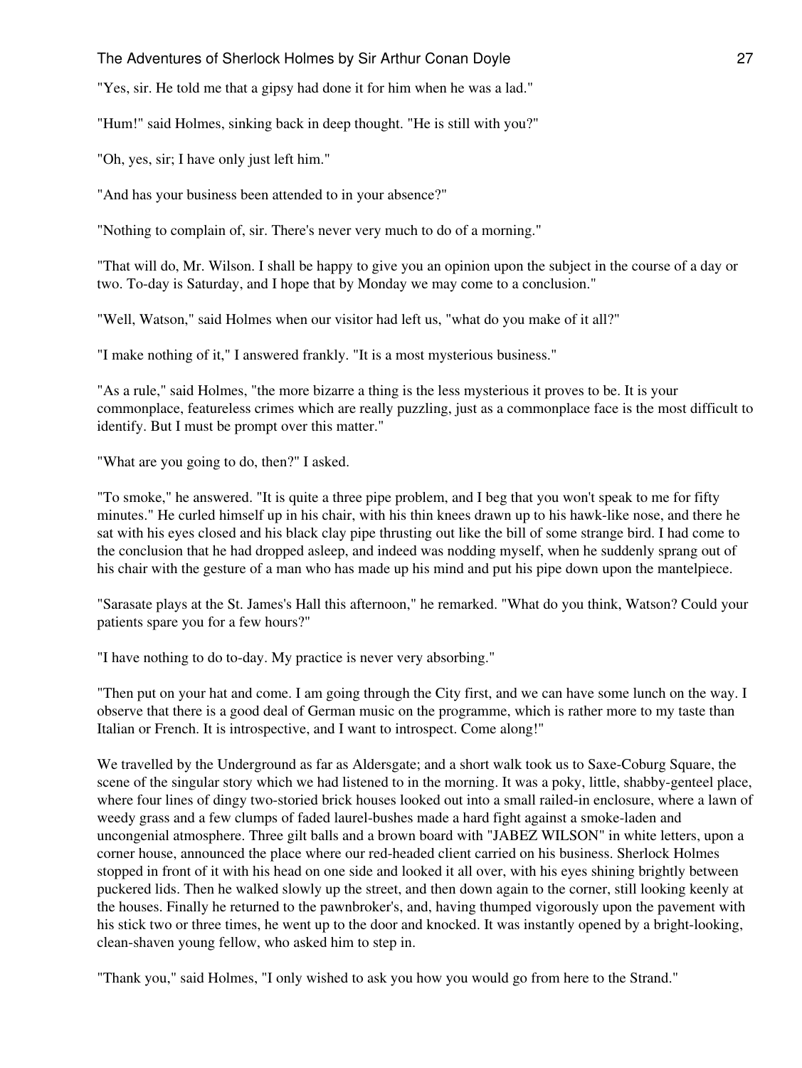"Yes, sir. He told me that a gipsy had done it for him when he was a lad."

"Hum!" said Holmes, sinking back in deep thought. "He is still with you?"

"Oh, yes, sir; I have only just left him."

"And has your business been attended to in your absence?"

"Nothing to complain of, sir. There's never very much to do of a morning."

"That will do, Mr. Wilson. I shall be happy to give you an opinion upon the subject in the course of a day or two. To-day is Saturday, and I hope that by Monday we may come to a conclusion."

"Well, Watson," said Holmes when our visitor had left us, "what do you make of it all?"

"I make nothing of it," I answered frankly. "It is a most mysterious business."

"As a rule," said Holmes, "the more bizarre a thing is the less mysterious it proves to be. It is your commonplace, featureless crimes which are really puzzling, just as a commonplace face is the most difficult to identify. But I must be prompt over this matter."

"What are you going to do, then?" I asked.

"To smoke," he answered. "It is quite a three pipe problem, and I beg that you won't speak to me for fifty minutes." He curled himself up in his chair, with his thin knees drawn up to his hawk-like nose, and there he sat with his eyes closed and his black clay pipe thrusting out like the bill of some strange bird. I had come to the conclusion that he had dropped asleep, and indeed was nodding myself, when he suddenly sprang out of his chair with the gesture of a man who has made up his mind and put his pipe down upon the mantelpiece.

"Sarasate plays at the St. James's Hall this afternoon," he remarked. "What do you think, Watson? Could your patients spare you for a few hours?"

"I have nothing to do to-day. My practice is never very absorbing."

"Then put on your hat and come. I am going through the City first, and we can have some lunch on the way. I observe that there is a good deal of German music on the programme, which is rather more to my taste than Italian or French. It is introspective, and I want to introspect. Come along!"

We travelled by the Underground as far as Aldersgate; and a short walk took us to Saxe-Coburg Square, the scene of the singular story which we had listened to in the morning. It was a poky, little, shabby-genteel place, where four lines of dingy two-storied brick houses looked out into a small railed-in enclosure, where a lawn of weedy grass and a few clumps of faded laurel-bushes made a hard fight against a smoke-laden and uncongenial atmosphere. Three gilt balls and a brown board with "JABEZ WILSON" in white letters, upon a corner house, announced the place where our red-headed client carried on his business. Sherlock Holmes stopped in front of it with his head on one side and looked it all over, with his eyes shining brightly between puckered lids. Then he walked slowly up the street, and then down again to the corner, still looking keenly at the houses. Finally he returned to the pawnbroker's, and, having thumped vigorously upon the pavement with his stick two or three times, he went up to the door and knocked. It was instantly opened by a bright-looking, clean-shaven young fellow, who asked him to step in.

"Thank you," said Holmes, "I only wished to ask you how you would go from here to the Strand."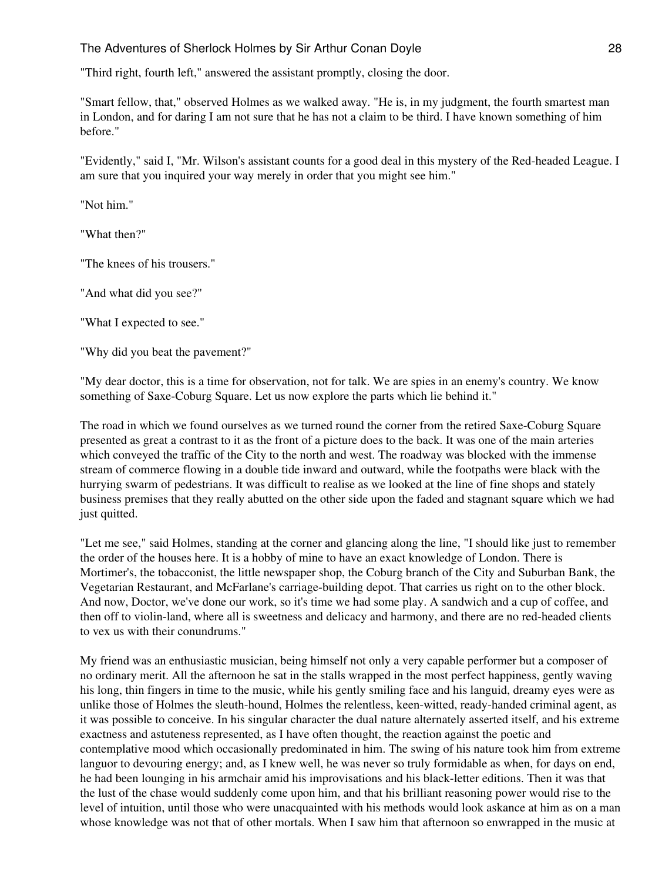"Third right, fourth left," answered the assistant promptly, closing the door.

"Smart fellow, that," observed Holmes as we walked away. "He is, in my judgment, the fourth smartest man in London, and for daring I am not sure that he has not a claim to be third. I have known something of him before."

"Evidently," said I, "Mr. Wilson's assistant counts for a good deal in this mystery of the Red-headed League. I am sure that you inquired your way merely in order that you might see him."

"Not him."

"What then?"

"The knees of his trousers."

"And what did you see?"

"What I expected to see."

"Why did you beat the pavement?"

"My dear doctor, this is a time for observation, not for talk. We are spies in an enemy's country. We know something of Saxe-Coburg Square. Let us now explore the parts which lie behind it."

The road in which we found ourselves as we turned round the corner from the retired Saxe-Coburg Square presented as great a contrast to it as the front of a picture does to the back. It was one of the main arteries which conveyed the traffic of the City to the north and west. The roadway was blocked with the immense stream of commerce flowing in a double tide inward and outward, while the footpaths were black with the hurrying swarm of pedestrians. It was difficult to realise as we looked at the line of fine shops and stately business premises that they really abutted on the other side upon the faded and stagnant square which we had just quitted.

"Let me see," said Holmes, standing at the corner and glancing along the line, "I should like just to remember the order of the houses here. It is a hobby of mine to have an exact knowledge of London. There is Mortimer's, the tobacconist, the little newspaper shop, the Coburg branch of the City and Suburban Bank, the Vegetarian Restaurant, and McFarlane's carriage-building depot. That carries us right on to the other block. And now, Doctor, we've done our work, so it's time we had some play. A sandwich and a cup of coffee, and then off to violin-land, where all is sweetness and delicacy and harmony, and there are no red-headed clients to vex us with their conundrums."

My friend was an enthusiastic musician, being himself not only a very capable performer but a composer of no ordinary merit. All the afternoon he sat in the stalls wrapped in the most perfect happiness, gently waving his long, thin fingers in time to the music, while his gently smiling face and his languid, dreamy eyes were as unlike those of Holmes the sleuth-hound, Holmes the relentless, keen-witted, ready-handed criminal agent, as it was possible to conceive. In his singular character the dual nature alternately asserted itself, and his extreme exactness and astuteness represented, as I have often thought, the reaction against the poetic and contemplative mood which occasionally predominated in him. The swing of his nature took him from extreme languor to devouring energy; and, as I knew well, he was never so truly formidable as when, for days on end, he had been lounging in his armchair amid his improvisations and his black-letter editions. Then it was that the lust of the chase would suddenly come upon him, and that his brilliant reasoning power would rise to the level of intuition, until those who were unacquainted with his methods would look askance at him as on a man whose knowledge was not that of other mortals. When I saw him that afternoon so enwrapped in the music at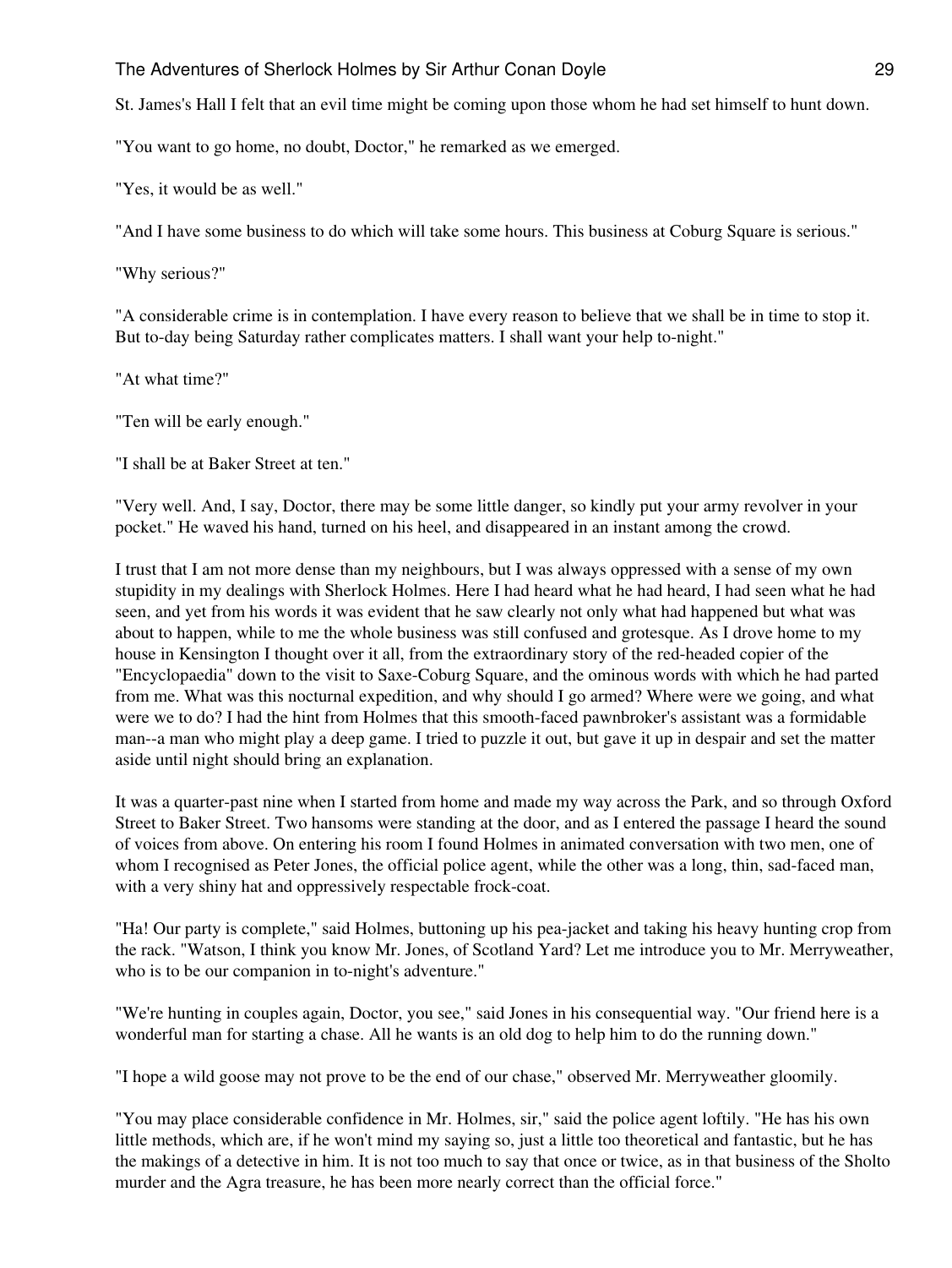St. James's Hall I felt that an evil time might be coming upon those whom he had set himself to hunt down.

"You want to go home, no doubt, Doctor," he remarked as we emerged.

"Yes, it would be as well."

"And I have some business to do which will take some hours. This business at Coburg Square is serious."

"Why serious?"

"A considerable crime is in contemplation. I have every reason to believe that we shall be in time to stop it. But to-day being Saturday rather complicates matters. I shall want your help to-night."

"At what time?"

"Ten will be early enough."

"I shall be at Baker Street at ten."

"Very well. And, I say, Doctor, there may be some little danger, so kindly put your army revolver in your pocket." He waved his hand, turned on his heel, and disappeared in an instant among the crowd.

I trust that I am not more dense than my neighbours, but I was always oppressed with a sense of my own stupidity in my dealings with Sherlock Holmes. Here I had heard what he had heard, I had seen what he had seen, and yet from his words it was evident that he saw clearly not only what had happened but what was about to happen, while to me the whole business was still confused and grotesque. As I drove home to my house in Kensington I thought over it all, from the extraordinary story of the red-headed copier of the "Encyclopaedia" down to the visit to Saxe-Coburg Square, and the ominous words with which he had parted from me. What was this nocturnal expedition, and why should I go armed? Where were we going, and what were we to do? I had the hint from Holmes that this smooth-faced pawnbroker's assistant was a formidable man--a man who might play a deep game. I tried to puzzle it out, but gave it up in despair and set the matter aside until night should bring an explanation.

It was a quarter-past nine when I started from home and made my way across the Park, and so through Oxford Street to Baker Street. Two hansoms were standing at the door, and as I entered the passage I heard the sound of voices from above. On entering his room I found Holmes in animated conversation with two men, one of whom I recognised as Peter Jones, the official police agent, while the other was a long, thin, sad-faced man, with a very shiny hat and oppressively respectable frock-coat.

"Ha! Our party is complete," said Holmes, buttoning up his pea-jacket and taking his heavy hunting crop from the rack. "Watson, I think you know Mr. Jones, of Scotland Yard? Let me introduce you to Mr. Merryweather, who is to be our companion in to-night's adventure."

"We're hunting in couples again, Doctor, you see," said Jones in his consequential way. "Our friend here is a wonderful man for starting a chase. All he wants is an old dog to help him to do the running down."

"I hope a wild goose may not prove to be the end of our chase," observed Mr. Merryweather gloomily.

"You may place considerable confidence in Mr. Holmes, sir," said the police agent loftily. "He has his own little methods, which are, if he won't mind my saying so, just a little too theoretical and fantastic, but he has the makings of a detective in him. It is not too much to say that once or twice, as in that business of the Sholto murder and the Agra treasure, he has been more nearly correct than the official force."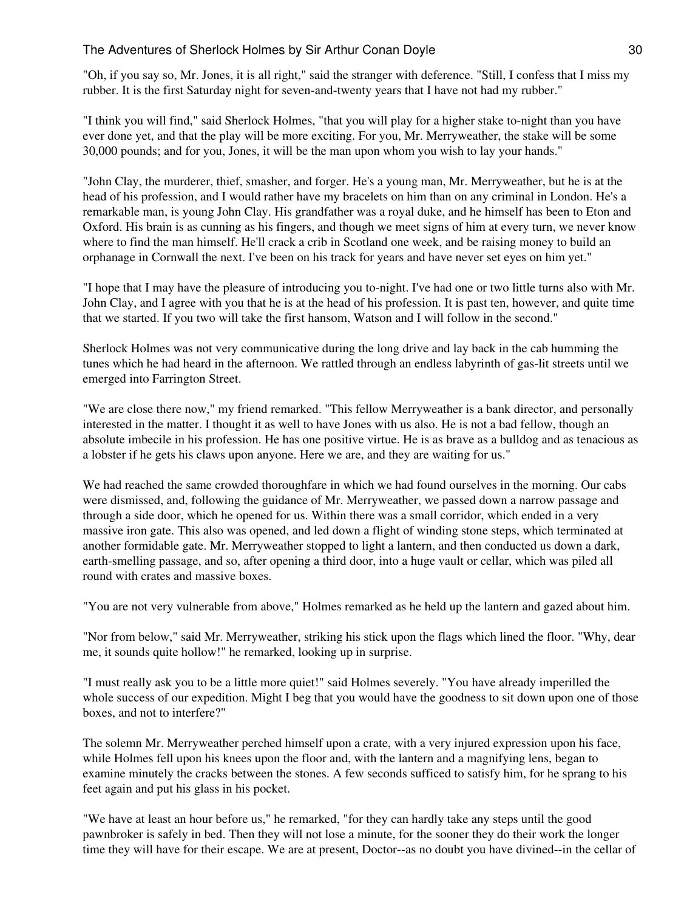"Oh, if you say so, Mr. Jones, it is all right," said the stranger with deference. "Still, I confess that I miss my rubber. It is the first Saturday night for seven-and-twenty years that I have not had my rubber."

"I think you will find," said Sherlock Holmes, "that you will play for a higher stake to-night than you have ever done yet, and that the play will be more exciting. For you, Mr. Merryweather, the stake will be some 30,000 pounds; and for you, Jones, it will be the man upon whom you wish to lay your hands."

"John Clay, the murderer, thief, smasher, and forger. He's a young man, Mr. Merryweather, but he is at the head of his profession, and I would rather have my bracelets on him than on any criminal in London. He's a remarkable man, is young John Clay. His grandfather was a royal duke, and he himself has been to Eton and Oxford. His brain is as cunning as his fingers, and though we meet signs of him at every turn, we never know where to find the man himself. He'll crack a crib in Scotland one week, and be raising money to build an orphanage in Cornwall the next. I've been on his track for years and have never set eyes on him yet."

"I hope that I may have the pleasure of introducing you to-night. I've had one or two little turns also with Mr. John Clay, and I agree with you that he is at the head of his profession. It is past ten, however, and quite time that we started. If you two will take the first hansom, Watson and I will follow in the second."

Sherlock Holmes was not very communicative during the long drive and lay back in the cab humming the tunes which he had heard in the afternoon. We rattled through an endless labyrinth of gas-lit streets until we emerged into Farrington Street.

"We are close there now," my friend remarked. "This fellow Merryweather is a bank director, and personally interested in the matter. I thought it as well to have Jones with us also. He is not a bad fellow, though an absolute imbecile in his profession. He has one positive virtue. He is as brave as a bulldog and as tenacious as a lobster if he gets his claws upon anyone. Here we are, and they are waiting for us."

We had reached the same crowded thoroughfare in which we had found ourselves in the morning. Our cabs were dismissed, and, following the guidance of Mr. Merryweather, we passed down a narrow passage and through a side door, which he opened for us. Within there was a small corridor, which ended in a very massive iron gate. This also was opened, and led down a flight of winding stone steps, which terminated at another formidable gate. Mr. Merryweather stopped to light a lantern, and then conducted us down a dark, earth-smelling passage, and so, after opening a third door, into a huge vault or cellar, which was piled all round with crates and massive boxes.

"You are not very vulnerable from above," Holmes remarked as he held up the lantern and gazed about him.

"Nor from below," said Mr. Merryweather, striking his stick upon the flags which lined the floor. "Why, dear me, it sounds quite hollow!" he remarked, looking up in surprise.

"I must really ask you to be a little more quiet!" said Holmes severely. "You have already imperilled the whole success of our expedition. Might I beg that you would have the goodness to sit down upon one of those boxes, and not to interfere?"

The solemn Mr. Merryweather perched himself upon a crate, with a very injured expression upon his face, while Holmes fell upon his knees upon the floor and, with the lantern and a magnifying lens, began to examine minutely the cracks between the stones. A few seconds sufficed to satisfy him, for he sprang to his feet again and put his glass in his pocket.

"We have at least an hour before us," he remarked, "for they can hardly take any steps until the good pawnbroker is safely in bed. Then they will not lose a minute, for the sooner they do their work the longer time they will have for their escape. We are at present, Doctor--as no doubt you have divined--in the cellar of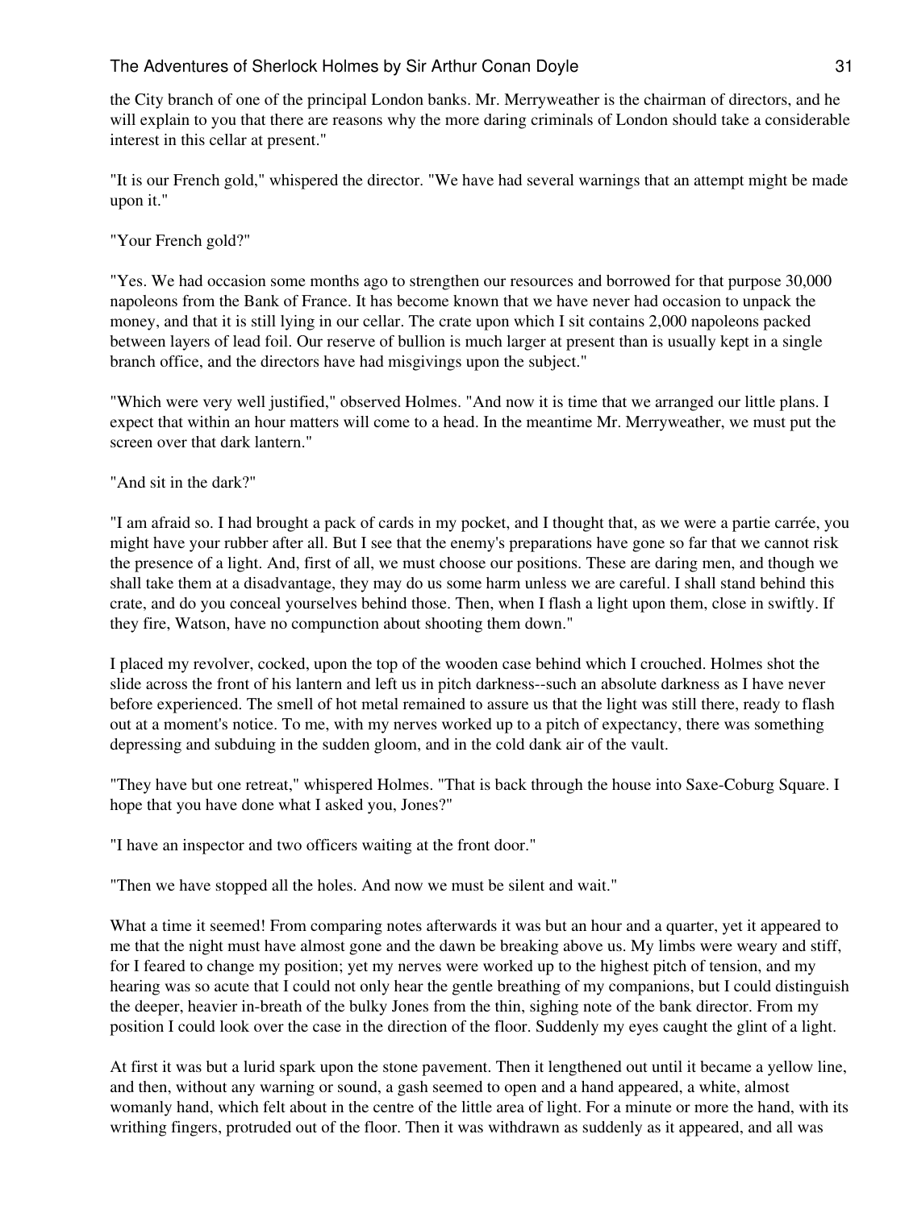the City branch of one of the principal London banks. Mr. Merryweather is the chairman of directors, and he will explain to you that there are reasons why the more daring criminals of London should take a considerable interest in this cellar at present."

"It is our French gold," whispered the director. "We have had several warnings that an attempt might be made upon it."

"Your French gold?"

"Yes. We had occasion some months ago to strengthen our resources and borrowed for that purpose 30,000 napoleons from the Bank of France. It has become known that we have never had occasion to unpack the money, and that it is still lying in our cellar. The crate upon which I sit contains 2,000 napoleons packed between layers of lead foil. Our reserve of bullion is much larger at present than is usually kept in a single branch office, and the directors have had misgivings upon the subject."

"Which were very well justified," observed Holmes. "And now it is time that we arranged our little plans. I expect that within an hour matters will come to a head. In the meantime Mr. Merryweather, we must put the screen over that dark lantern."

"And sit in the dark?"

"I am afraid so. I had brought a pack of cards in my pocket, and I thought that, as we were a partie carrée, you might have your rubber after all. But I see that the enemy's preparations have gone so far that we cannot risk the presence of a light. And, first of all, we must choose our positions. These are daring men, and though we shall take them at a disadvantage, they may do us some harm unless we are careful. I shall stand behind this crate, and do you conceal yourselves behind those. Then, when I flash a light upon them, close in swiftly. If they fire, Watson, have no compunction about shooting them down."

I placed my revolver, cocked, upon the top of the wooden case behind which I crouched. Holmes shot the slide across the front of his lantern and left us in pitch darkness--such an absolute darkness as I have never before experienced. The smell of hot metal remained to assure us that the light was still there, ready to flash out at a moment's notice. To me, with my nerves worked up to a pitch of expectancy, there was something depressing and subduing in the sudden gloom, and in the cold dank air of the vault.

"They have but one retreat," whispered Holmes. "That is back through the house into Saxe-Coburg Square. I hope that you have done what I asked you, Jones?"

"I have an inspector and two officers waiting at the front door."

"Then we have stopped all the holes. And now we must be silent and wait."

What a time it seemed! From comparing notes afterwards it was but an hour and a quarter, yet it appeared to me that the night must have almost gone and the dawn be breaking above us. My limbs were weary and stiff, for I feared to change my position; yet my nerves were worked up to the highest pitch of tension, and my hearing was so acute that I could not only hear the gentle breathing of my companions, but I could distinguish the deeper, heavier in-breath of the bulky Jones from the thin, sighing note of the bank director. From my position I could look over the case in the direction of the floor. Suddenly my eyes caught the glint of a light.

At first it was but a lurid spark upon the stone pavement. Then it lengthened out until it became a yellow line, and then, without any warning or sound, a gash seemed to open and a hand appeared, a white, almost womanly hand, which felt about in the centre of the little area of light. For a minute or more the hand, with its writhing fingers, protruded out of the floor. Then it was withdrawn as suddenly as it appeared, and all was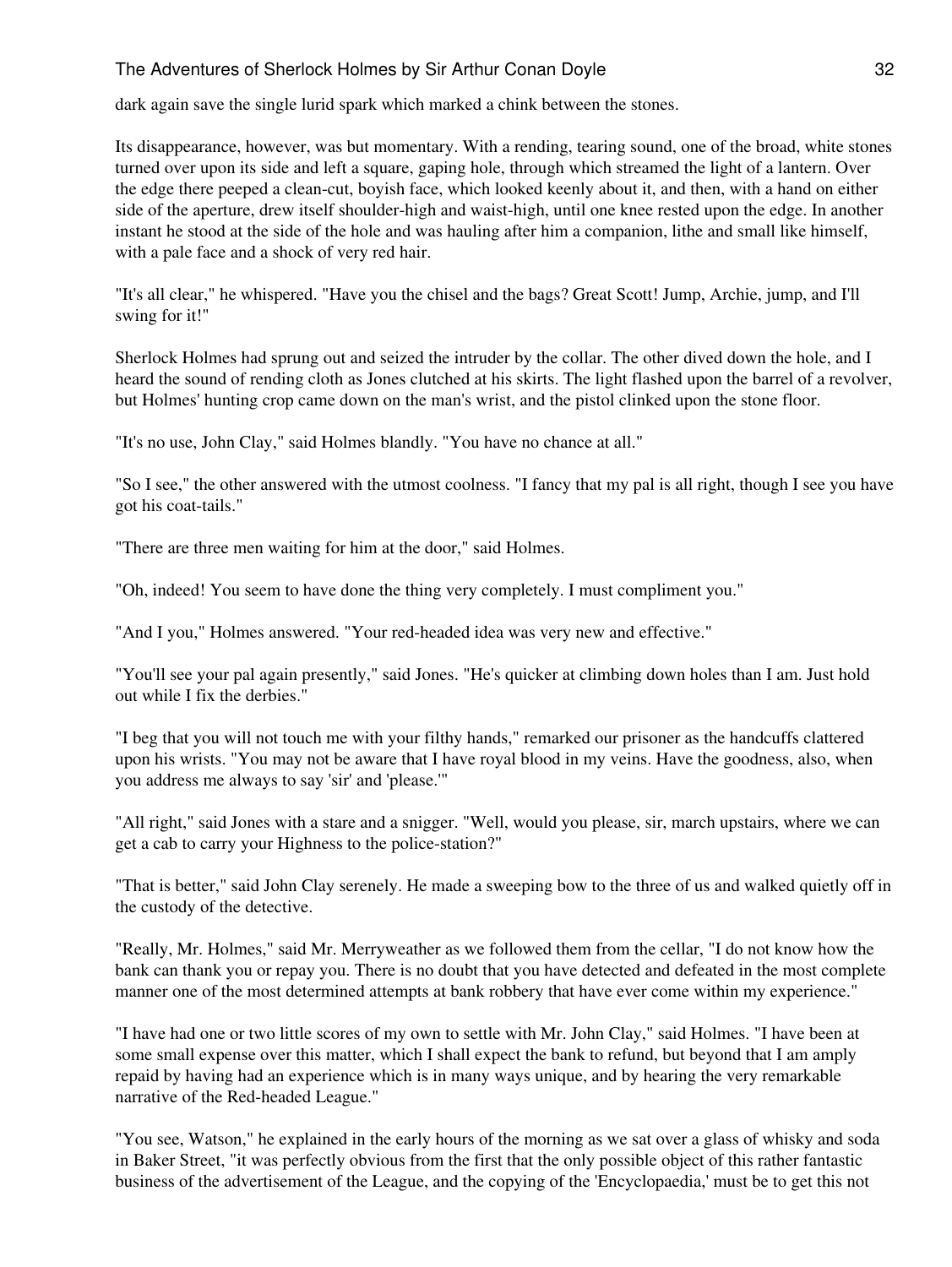dark again save the single lurid spark which marked a chink between the stones.

Its disappearance, however, was but momentary. With a rending, tearing sound, one of the broad, white stones turned over upon its side and left a square, gaping hole, through which streamed the light of a lantern. Over the edge there peeped a clean-cut, boyish face, which looked keenly about it, and then, with a hand on either side of the aperture, drew itself shoulder-high and waist-high, until one knee rested upon the edge. In another instant he stood at the side of the hole and was hauling after him a companion, lithe and small like himself, with a pale face and a shock of very red hair.

"It's all clear," he whispered. "Have you the chisel and the bags? Great Scott! Jump, Archie, jump, and I'll swing for it!"

Sherlock Holmes had sprung out and seized the intruder by the collar. The other dived down the hole, and I heard the sound of rending cloth as Jones clutched at his skirts. The light flashed upon the barrel of a revolver, but Holmes' hunting crop came down on the man's wrist, and the pistol clinked upon the stone floor.

"It's no use, John Clay," said Holmes blandly. "You have no chance at all."

"So I see," the other answered with the utmost coolness. "I fancy that my pal is all right, though I see you have got his coat-tails."

"There are three men waiting for him at the door," said Holmes.

"Oh, indeed! You seem to have done the thing very completely. I must compliment you."

"And I you," Holmes answered. "Your red-headed idea was very new and effective."

"You'll see your pal again presently," said Jones. "He's quicker at climbing down holes than I am. Just hold out while I fix the derbies."

"I beg that you will not touch me with your filthy hands," remarked our prisoner as the handcuffs clattered upon his wrists. "You may not be aware that I have royal blood in my veins. Have the goodness, also, when you address me always to say 'sir' and 'please.'"

"All right," said Jones with a stare and a snigger. "Well, would you please, sir, march upstairs, where we can get a cab to carry your Highness to the police-station?"

"That is better," said John Clay serenely. He made a sweeping bow to the three of us and walked quietly off in the custody of the detective.

"Really, Mr. Holmes," said Mr. Merryweather as we followed them from the cellar, "I do not know how the bank can thank you or repay you. There is no doubt that you have detected and defeated in the most complete manner one of the most determined attempts at bank robbery that have ever come within my experience."

"I have had one or two little scores of my own to settle with Mr. John Clay," said Holmes. "I have been at some small expense over this matter, which I shall expect the bank to refund, but beyond that I am amply repaid by having had an experience which is in many ways unique, and by hearing the very remarkable narrative of the Red-headed League."

"You see, Watson," he explained in the early hours of the morning as we sat over a glass of whisky and soda in Baker Street, "it was perfectly obvious from the first that the only possible object of this rather fantastic business of the advertisement of the League, and the copying of the 'Encyclopaedia,' must be to get this not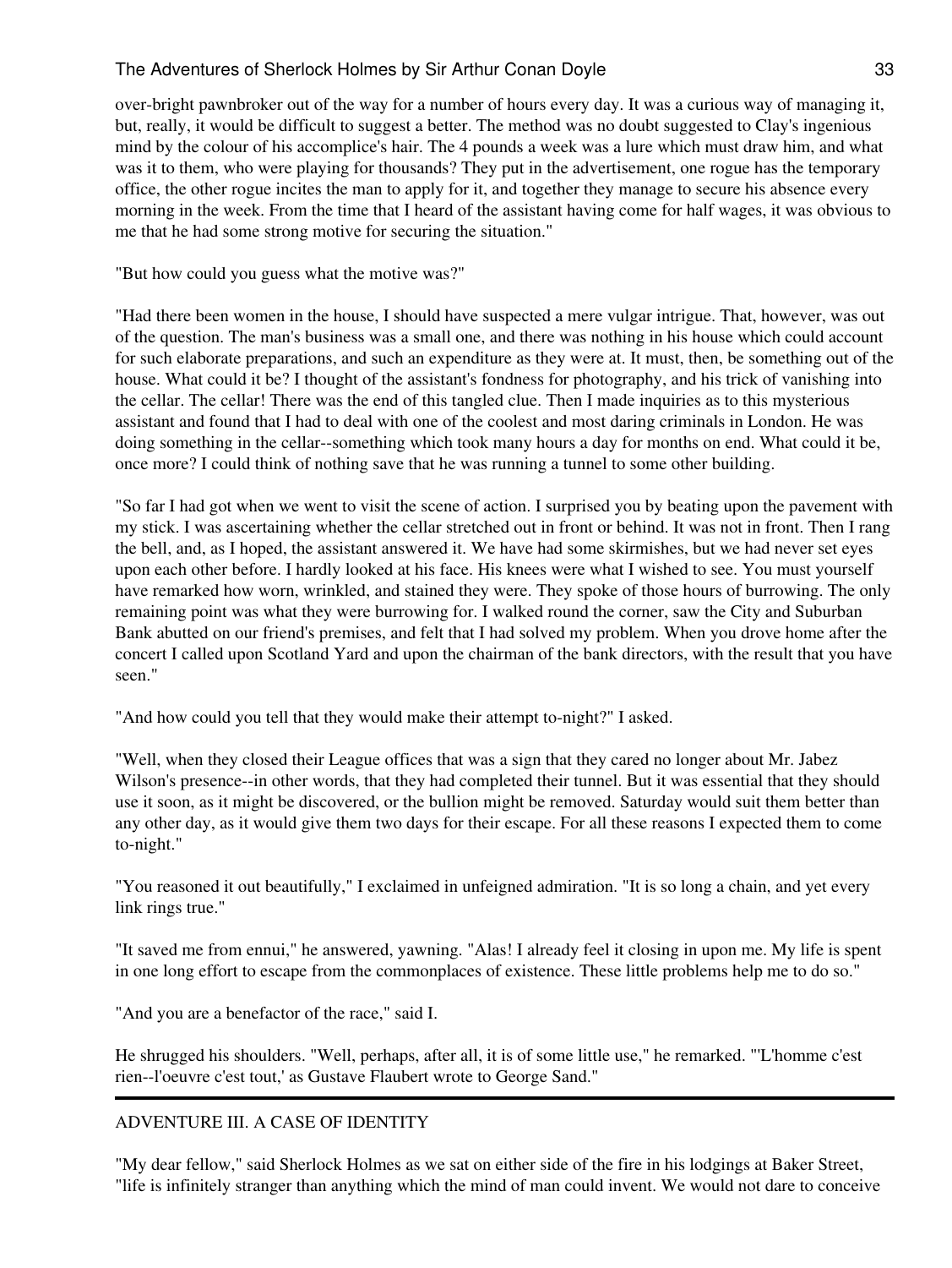over-bright pawnbroker out of the way for a number of hours every day. It was a curious way of managing it, but, really, it would be difficult to suggest a better. The method was no doubt suggested to Clay's ingenious mind by the colour of his accomplice's hair. The 4 pounds a week was a lure which must draw him, and what was it to them, who were playing for thousands? They put in the advertisement, one rogue has the temporary office, the other rogue incites the man to apply for it, and together they manage to secure his absence every morning in the week. From the time that I heard of the assistant having come for half wages, it was obvious to me that he had some strong motive for securing the situation."

"But how could you guess what the motive was?"

"Had there been women in the house, I should have suspected a mere vulgar intrigue. That, however, was out of the question. The man's business was a small one, and there was nothing in his house which could account for such elaborate preparations, and such an expenditure as they were at. It must, then, be something out of the house. What could it be? I thought of the assistant's fondness for photography, and his trick of vanishing into the cellar. The cellar! There was the end of this tangled clue. Then I made inquiries as to this mysterious assistant and found that I had to deal with one of the coolest and most daring criminals in London. He was doing something in the cellar--something which took many hours a day for months on end. What could it be, once more? I could think of nothing save that he was running a tunnel to some other building.

"So far I had got when we went to visit the scene of action. I surprised you by beating upon the pavement with my stick. I was ascertaining whether the cellar stretched out in front or behind. It was not in front. Then I rang the bell, and, as I hoped, the assistant answered it. We have had some skirmishes, but we had never set eyes upon each other before. I hardly looked at his face. His knees were what I wished to see. You must yourself have remarked how worn, wrinkled, and stained they were. They spoke of those hours of burrowing. The only remaining point was what they were burrowing for. I walked round the corner, saw the City and Suburban Bank abutted on our friend's premises, and felt that I had solved my problem. When you drove home after the concert I called upon Scotland Yard and upon the chairman of the bank directors, with the result that you have seen."

"And how could you tell that they would make their attempt to-night?" I asked.

"Well, when they closed their League offices that was a sign that they cared no longer about Mr. Jabez Wilson's presence--in other words, that they had completed their tunnel. But it was essential that they should use it soon, as it might be discovered, or the bullion might be removed. Saturday would suit them better than any other day, as it would give them two days for their escape. For all these reasons I expected them to come to-night."

"You reasoned it out beautifully," I exclaimed in unfeigned admiration. "It is so long a chain, and yet every link rings true."

"It saved me from ennui," he answered, yawning. "Alas! I already feel it closing in upon me. My life is spent in one long effort to escape from the commonplaces of existence. These little problems help me to do so."

"And you are a benefactor of the race," said I.

He shrugged his shoulders. "Well, perhaps, after all, it is of some little use," he remarked. "'L'homme c'est rien--l'oeuvre c'est tout,' as Gustave Flaubert wrote to George Sand."

---

## ADVENTURE III. A CASE OF IDENTITY

"My dear fellow," said Sherlock Holmes as we sat on either side of the fire in his lodgings at Baker Street, "life is infinitely stranger than anything which the mind of man could invent. We would not dare to conceive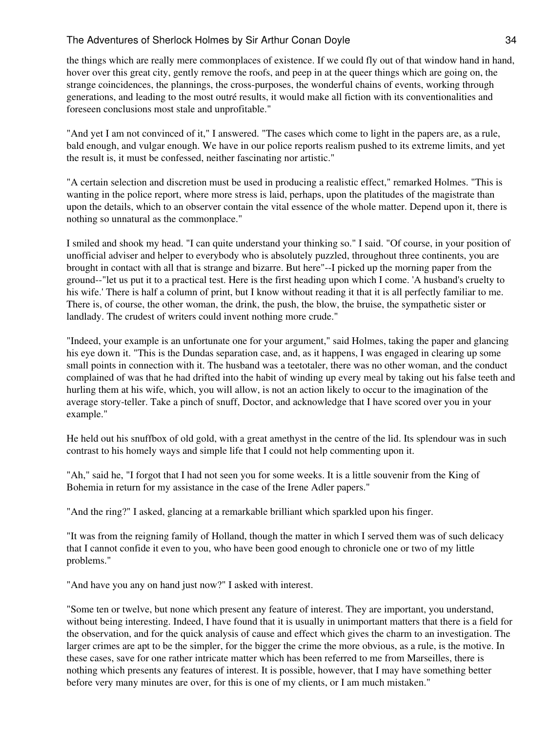the things which are really mere commonplaces of existence. If we could fly out of that window hand in hand, hover over this great city, gently remove the roofs, and peep in at the queer things which are going on, the strange coincidences, the plannings, the cross-purposes, the wonderful chains of events, working through generations, and leading to the most outré results, it would make all fiction with its conventionalities and foreseen conclusions most stale and unprofitable."

"And yet I am not convinced of it," I answered. "The cases which come to light in the papers are, as a rule, bald enough, and vulgar enough. We have in our police reports realism pushed to its extreme limits, and yet the result is, it must be confessed, neither fascinating nor artistic."

"A certain selection and discretion must be used in producing a realistic effect," remarked Holmes. "This is wanting in the police report, where more stress is laid, perhaps, upon the platitudes of the magistrate than upon the details, which to an observer contain the vital essence of the whole matter. Depend upon it, there is nothing so unnatural as the commonplace."

I smiled and shook my head. "I can quite understand your thinking so." I said. "Of course, in your position of unofficial adviser and helper to everybody who is absolutely puzzled, throughout three continents, you are brought in contact with all that is strange and bizarre. But here"--I picked up the morning paper from the ground--"let us put it to a practical test. Here is the first heading upon which I come. 'A husband's cruelty to his wife.' There is half a column of print, but I know without reading it that it is all perfectly familiar to me. There is, of course, the other woman, the drink, the push, the blow, the bruise, the sympathetic sister or landlady. The crudest of writers could invent nothing more crude."

"Indeed, your example is an unfortunate one for your argument," said Holmes, taking the paper and glancing his eye down it. "This is the Dundas separation case, and, as it happens, I was engaged in clearing up some small points in connection with it. The husband was a teetotaler, there was no other woman, and the conduct complained of was that he had drifted into the habit of winding up every meal by taking out his false teeth and hurling them at his wife, which, you will allow, is not an action likely to occur to the imagination of the average story-teller. Take a pinch of snuff, Doctor, and acknowledge that I have scored over you in your example."

He held out his snuffbox of old gold, with a great amethyst in the centre of the lid. Its splendour was in such contrast to his homely ways and simple life that I could not help commenting upon it.

"Ah," said he, "I forgot that I had not seen you for some weeks. It is a little souvenir from the King of Bohemia in return for my assistance in the case of the Irene Adler papers."

"And the ring?" I asked, glancing at a remarkable brilliant which sparkled upon his finger.

"It was from the reigning family of Holland, though the matter in which I served them was of such delicacy that I cannot confide it even to you, who have been good enough to chronicle one or two of my little problems."

"And have you any on hand just now?" I asked with interest.

"Some ten or twelve, but none which present any feature of interest. They are important, you understand, without being interesting. Indeed, I have found that it is usually in unimportant matters that there is a field for the observation, and for the quick analysis of cause and effect which gives the charm to an investigation. The larger crimes are apt to be the simpler, for the bigger the crime the more obvious, as a rule, is the motive. In these cases, save for one rather intricate matter which has been referred to me from Marseilles, there is nothing which presents any features of interest. It is possible, however, that I may have something better before very many minutes are over, for this is one of my clients, or I am much mistaken."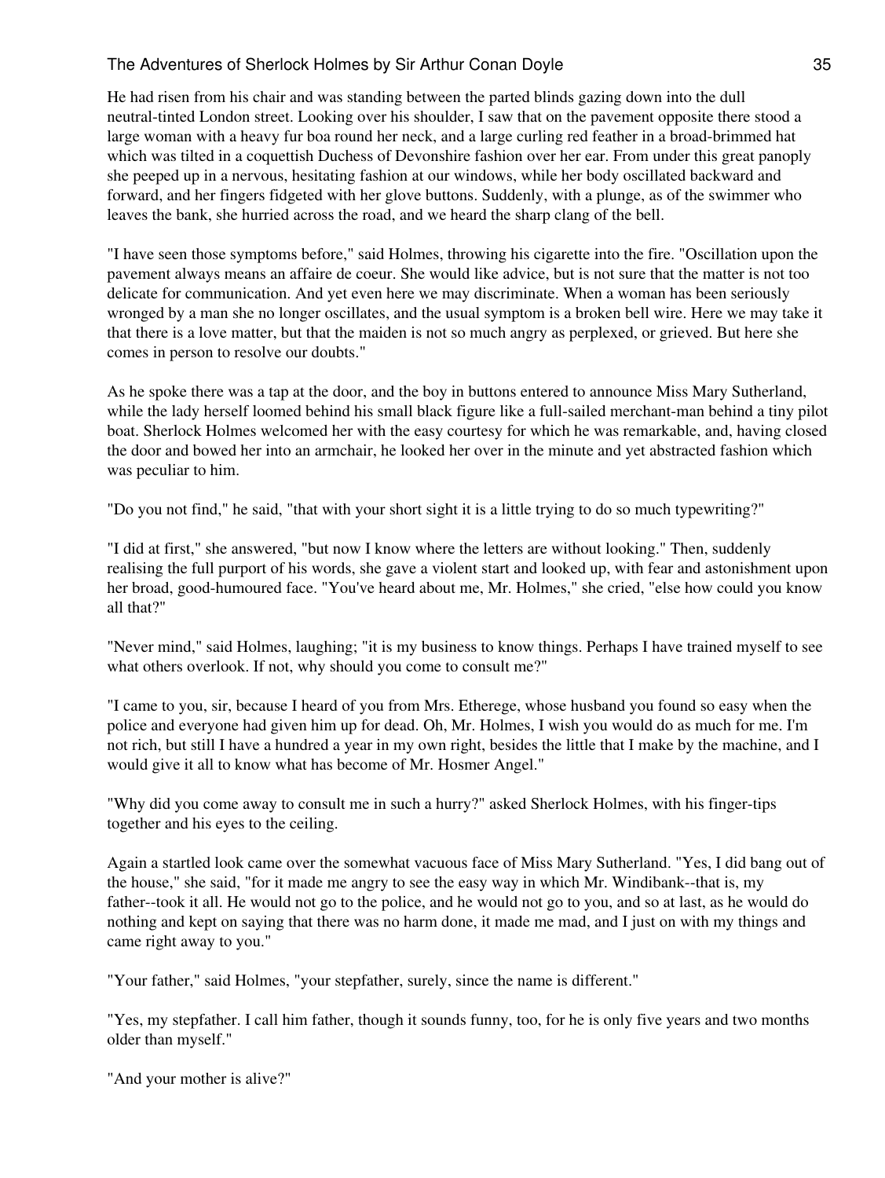He had risen from his chair and was standing between the parted blinds gazing down into the dull neutral-tinted London street. Looking over his shoulder, I saw that on the pavement opposite there stood a large woman with a heavy fur boa round her neck, and a large curling red feather in a broad-brimmed hat which was tilted in a coquettish Duchess of Devonshire fashion over her ear. From under this great panoply she peeped up in a nervous, hesitating fashion at our windows, while her body oscillated backward and forward, and her fingers fidgeted with her glove buttons. Suddenly, with a plunge, as of the swimmer who leaves the bank, she hurried across the road, and we heard the sharp clang of the bell.

"I have seen those symptoms before," said Holmes, throwing his cigarette into the fire. "Oscillation upon the pavement always means an affaire de coeur. She would like advice, but is not sure that the matter is not too delicate for communication. And yet even here we may discriminate. When a woman has been seriously wronged by a man she no longer oscillates, and the usual symptom is a broken bell wire. Here we may take it that there is a love matter, but that the maiden is not so much angry as perplexed, or grieved. But here she comes in person to resolve our doubts."

As he spoke there was a tap at the door, and the boy in buttons entered to announce Miss Mary Sutherland, while the lady herself loomed behind his small black figure like a full-sailed merchant-man behind a tiny pilot boat. Sherlock Holmes welcomed her with the easy courtesy for which he was remarkable, and, having closed the door and bowed her into an armchair, he looked her over in the minute and yet abstracted fashion which was peculiar to him.

"Do you not find," he said, "that with your short sight it is a little trying to do so much typewriting?"

"I did at first," she answered, "but now I know where the letters are without looking." Then, suddenly realising the full purport of his words, she gave a violent start and looked up, with fear and astonishment upon her broad, good-humoured face. "You've heard about me, Mr. Holmes," she cried, "else how could you know all that?"

"Never mind," said Holmes, laughing; "it is my business to know things. Perhaps I have trained myself to see what others overlook. If not, why should you come to consult me?"

"I came to you, sir, because I heard of you from Mrs. Etherege, whose husband you found so easy when the police and everyone had given him up for dead. Oh, Mr. Holmes, I wish you would do as much for me. I'm not rich, but still I have a hundred a year in my own right, besides the little that I make by the machine, and I would give it all to know what has become of Mr. Hosmer Angel."

"Why did you come away to consult me in such a hurry?" asked Sherlock Holmes, with his finger-tips together and his eyes to the ceiling.

Again a startled look came over the somewhat vacuous face of Miss Mary Sutherland. "Yes, I did bang out of the house," she said, "for it made me angry to see the easy way in which Mr. Windibank--that is, my father--took it all. He would not go to the police, and he would not go to you, and so at last, as he would do nothing and kept on saying that there was no harm done, it made me mad, and I just on with my things and came right away to you."

"Your father," said Holmes, "your stepfather, surely, since the name is different."

"Yes, my stepfather. I call him father, though it sounds funny, too, for he is only five years and two months older than myself."

"And your mother is alive?"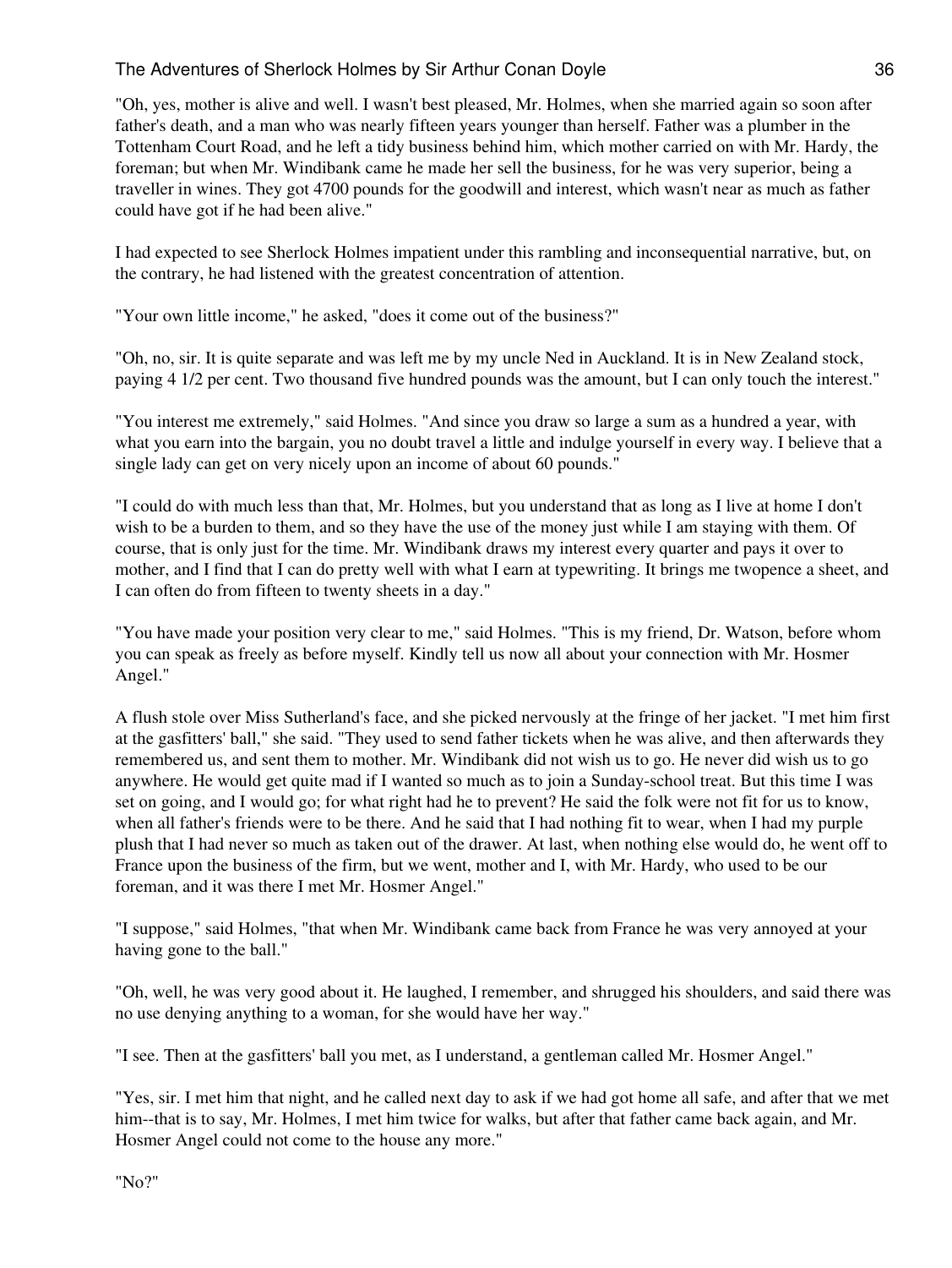"Oh, yes, mother is alive and well. I wasn't best pleased, Mr. Holmes, when she married again so soon after father's death, and a man who was nearly fifteen years younger than herself. Father was a plumber in the Tottenham Court Road, and he left a tidy business behind him, which mother carried on with Mr. Hardy, the foreman; but when Mr. Windibank came he made her sell the business, for he was very superior, being a traveller in wines. They got 4700 pounds for the goodwill and interest, which wasn't near as much as father could have got if he had been alive."

I had expected to see Sherlock Holmes impatient under this rambling and inconsequential narrative, but, on the contrary, he had listened with the greatest concentration of attention.

"Your own little income," he asked, "does it come out of the business?"

"Oh, no, sir. It is quite separate and was left me by my uncle Ned in Auckland. It is in New Zealand stock, paying 4 1/2 per cent. Two thousand five hundred pounds was the amount, but I can only touch the interest."

"You interest me extremely," said Holmes. "And since you draw so large a sum as a hundred a year, with what you earn into the bargain, you no doubt travel a little and indulge yourself in every way. I believe that a single lady can get on very nicely upon an income of about 60 pounds."

"I could do with much less than that, Mr. Holmes, but you understand that as long as I live at home I don't wish to be a burden to them, and so they have the use of the money just while I am staying with them. Of course, that is only just for the time. Mr. Windibank draws my interest every quarter and pays it over to mother, and I find that I can do pretty well with what I earn at typewriting. It brings me twopence a sheet, and I can often do from fifteen to twenty sheets in a day."

"You have made your position very clear to me," said Holmes. "This is my friend, Dr. Watson, before whom you can speak as freely as before myself. Kindly tell us now all about your connection with Mr. Hosmer Angel."

A flush stole over Miss Sutherland's face, and she picked nervously at the fringe of her jacket. "I met him first at the gasfitters' ball," she said. "They used to send father tickets when he was alive, and then afterwards they remembered us, and sent them to mother. Mr. Windibank did not wish us to go. He never did wish us to go anywhere. He would get quite mad if I wanted so much as to join a Sunday-school treat. But this time I was set on going, and I would go; for what right had he to prevent? He said the folk were not fit for us to know, when all father's friends were to be there. And he said that I had nothing fit to wear, when I had my purple plush that I had never so much as taken out of the drawer. At last, when nothing else would do, he went off to France upon the business of the firm, but we went, mother and I, with Mr. Hardy, who used to be our foreman, and it was there I met Mr. Hosmer Angel."

"I suppose," said Holmes, "that when Mr. Windibank came back from France he was very annoyed at your having gone to the ball."

"Oh, well, he was very good about it. He laughed, I remember, and shrugged his shoulders, and said there was no use denying anything to a woman, for she would have her way."

"I see. Then at the gasfitters' ball you met, as I understand, a gentleman called Mr. Hosmer Angel."

"Yes, sir. I met him that night, and he called next day to ask if we had got home all safe, and after that we met him--that is to say, Mr. Holmes, I met him twice for walks, but after that father came back again, and Mr. Hosmer Angel could not come to the house any more."

"No?"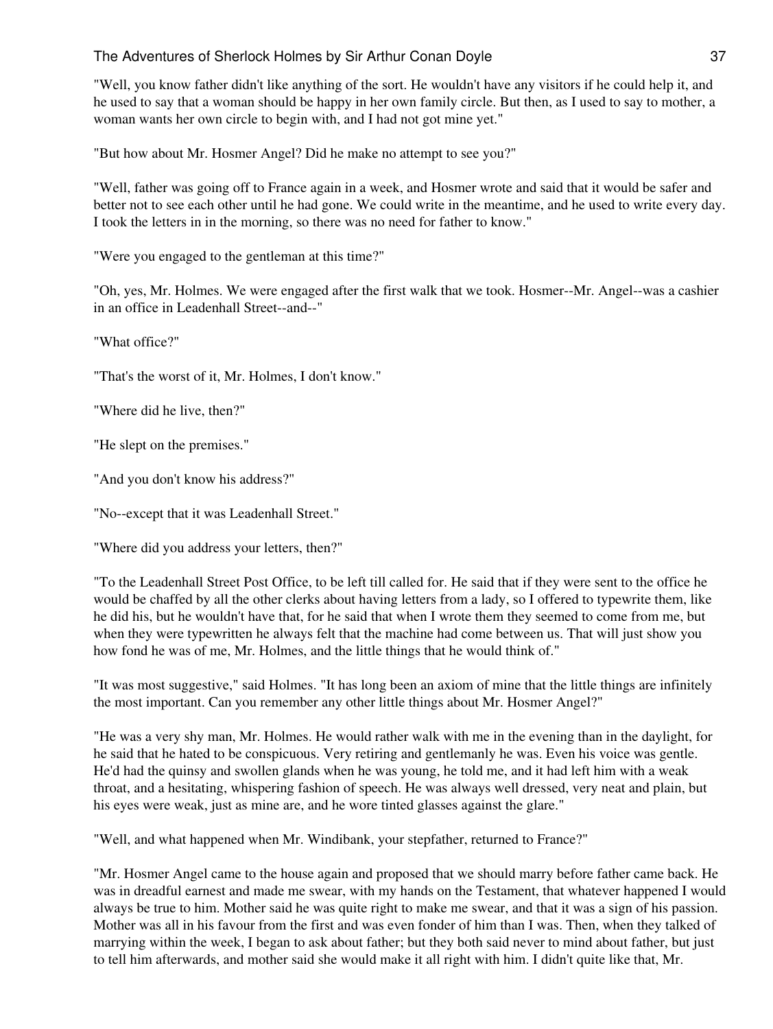"Well, you know father didn't like anything of the sort. He wouldn't have any visitors if he could help it, and he used to say that a woman should be happy in her own family circle. But then, as I used to say to mother, a woman wants her own circle to begin with, and I had not got mine yet."

"But how about Mr. Hosmer Angel? Did he make no attempt to see you?"

"Well, father was going off to France again in a week, and Hosmer wrote and said that it would be safer and better not to see each other until he had gone. We could write in the meantime, and he used to write every day. I took the letters in in the morning, so there was no need for father to know."

"Were you engaged to the gentleman at this time?"

"Oh, yes, Mr. Holmes. We were engaged after the first walk that we took. Hosmer--Mr. Angel--was a cashier in an office in Leadenhall Street--and--"

"What office?"

"That's the worst of it, Mr. Holmes, I don't know."

"Where did he live, then?"

"He slept on the premises."

"And you don't know his address?"

"No--except that it was Leadenhall Street."

"Where did you address your letters, then?"

"To the Leadenhall Street Post Office, to be left till called for. He said that if they were sent to the office he would be chaffed by all the other clerks about having letters from a lady, so I offered to typewrite them, like he did his, but he wouldn't have that, for he said that when I wrote them they seemed to come from me, but when they were typewritten he always felt that the machine had come between us. That will just show you how fond he was of me, Mr. Holmes, and the little things that he would think of."

"It was most suggestive," said Holmes. "It has long been an axiom of mine that the little things are infinitely the most important. Can you remember any other little things about Mr. Hosmer Angel?"

"He was a very shy man, Mr. Holmes. He would rather walk with me in the evening than in the daylight, for he said that he hated to be conspicuous. Very retiring and gentlemanly he was. Even his voice was gentle. He'd had the quinsy and swollen glands when he was young, he told me, and it had left him with a weak throat, and a hesitating, whispering fashion of speech. He was always well dressed, very neat and plain, but his eyes were weak, just as mine are, and he wore tinted glasses against the glare."

"Well, and what happened when Mr. Windibank, your stepfather, returned to France?"

"Mr. Hosmer Angel came to the house again and proposed that we should marry before father came back. He was in dreadful earnest and made me swear, with my hands on the Testament, that whatever happened I would always be true to him. Mother said he was quite right to make me swear, and that it was a sign of his passion. Mother was all in his favour from the first and was even fonder of him than I was. Then, when they talked of marrying within the week, I began to ask about father; but they both said never to mind about father, but just to tell him afterwards, and mother said she would make it all right with him. I didn't quite like that, Mr.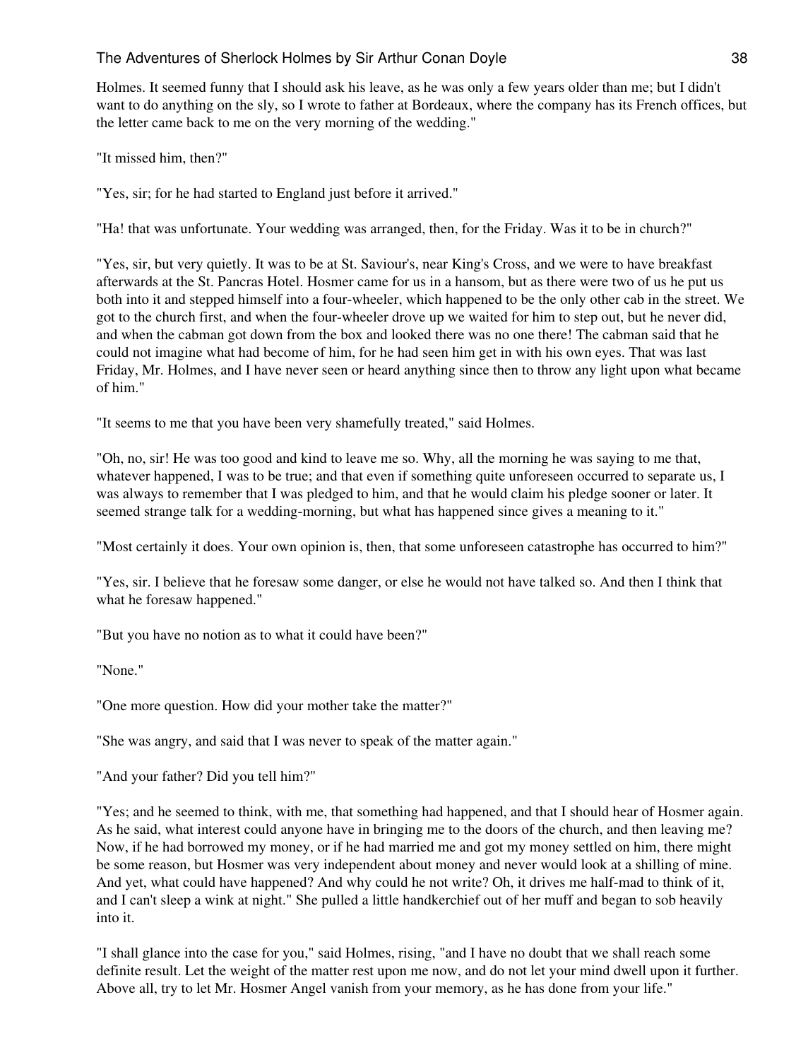Holmes. It seemed funny that I should ask his leave, as he was only a few years older than me; but I didn't want to do anything on the sly, so I wrote to father at Bordeaux, where the company has its French offices, but the letter came back to me on the very morning of the wedding."

"It missed him, then?"

"Yes, sir; for he had started to England just before it arrived."

"Ha! that was unfortunate. Your wedding was arranged, then, for the Friday. Was it to be in church?"

"Yes, sir, but very quietly. It was to be at St. Saviour's, near King's Cross, and we were to have breakfast afterwards at the St. Pancras Hotel. Hosmer came for us in a hansom, but as there were two of us he put us both into it and stepped himself into a four-wheeler, which happened to be the only other cab in the street. We got to the church first, and when the four-wheeler drove up we waited for him to step out, but he never did, and when the cabman got down from the box and looked there was no one there! The cabman said that he could not imagine what had become of him, for he had seen him get in with his own eyes. That was last Friday, Mr. Holmes, and I have never seen or heard anything since then to throw any light upon what became of him."

"It seems to me that you have been very shamefully treated," said Holmes.

"Oh, no, sir! He was too good and kind to leave me so. Why, all the morning he was saying to me that, whatever happened, I was to be true; and that even if something quite unforeseen occurred to separate us, I was always to remember that I was pledged to him, and that he would claim his pledge sooner or later. It seemed strange talk for a wedding-morning, but what has happened since gives a meaning to it."

"Most certainly it does. Your own opinion is, then, that some unforeseen catastrophe has occurred to him?"

"Yes, sir. I believe that he foresaw some danger, or else he would not have talked so. And then I think that what he foresaw happened."

"But you have no notion as to what it could have been?"

"None."

"One more question. How did your mother take the matter?"

"She was angry, and said that I was never to speak of the matter again."

"And your father? Did you tell him?"

"Yes; and he seemed to think, with me, that something had happened, and that I should hear of Hosmer again. As he said, what interest could anyone have in bringing me to the doors of the church, and then leaving me? Now, if he had borrowed my money, or if he had married me and got my money settled on him, there might be some reason, but Hosmer was very independent about money and never would look at a shilling of mine. And yet, what could have happened? And why could he not write? Oh, it drives me half-mad to think of it, and I can't sleep a wink at night." She pulled a little handkerchief out of her muff and began to sob heavily into it.

"I shall glance into the case for you," said Holmes, rising, "and I have no doubt that we shall reach some definite result. Let the weight of the matter rest upon me now, and do not let your mind dwell upon it further. Above all, try to let Mr. Hosmer Angel vanish from your memory, as he has done from your life."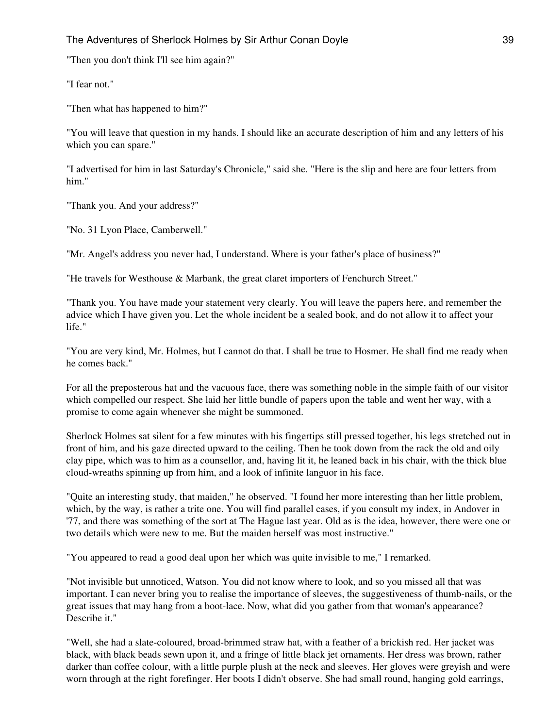"Then you don't think I'll see him again?"

"I fear not."

"Then what has happened to him?"

"You will leave that question in my hands. I should like an accurate description of him and any letters of his which you can spare."

"I advertised for him in last Saturday's Chronicle," said she. "Here is the slip and here are four letters from him."

"Thank you. And your address?"

"No. 31 Lyon Place, Camberwell."

"Mr. Angel's address you never had, I understand. Where is your father's place of business?"

"He travels for Westhouse & Marbank, the great claret importers of Fenchurch Street."

"Thank you. You have made your statement very clearly. You will leave the papers here, and remember the advice which I have given you. Let the whole incident be a sealed book, and do not allow it to affect your life."

"You are very kind, Mr. Holmes, but I cannot do that. I shall be true to Hosmer. He shall find me ready when he comes back."

For all the preposterous hat and the vacuous face, there was something noble in the simple faith of our visitor which compelled our respect. She laid her little bundle of papers upon the table and went her way, with a promise to come again whenever she might be summoned.

Sherlock Holmes sat silent for a few minutes with his fingertips still pressed together, his legs stretched out in front of him, and his gaze directed upward to the ceiling. Then he took down from the rack the old and oily clay pipe, which was to him as a counsellor, and, having lit it, he leaned back in his chair, with the thick blue cloud-wreaths spinning up from him, and a look of infinite languor in his face.

"Quite an interesting study, that maiden," he observed. "I found her more interesting than her little problem, which, by the way, is rather a trite one. You will find parallel cases, if you consult my index, in Andover in '77, and there was something of the sort at The Hague last year. Old as is the idea, however, there were one or two details which were new to me. But the maiden herself was most instructive."

"You appeared to read a good deal upon her which was quite invisible to me," I remarked.

"Not invisible but unnoticed, Watson. You did not know where to look, and so you missed all that was important. I can never bring you to realise the importance of sleeves, the suggestiveness of thumb-nails, or the great issues that may hang from a boot-lace. Now, what did you gather from that woman's appearance? Describe it."

"Well, she had a slate-coloured, broad-brimmed straw hat, with a feather of a brickish red. Her jacket was black, with black beads sewn upon it, and a fringe of little black jet ornaments. Her dress was brown, rather darker than coffee colour, with a little purple plush at the neck and sleeves. Her gloves were greyish and were worn through at the right forefinger. Her boots I didn't observe. She had small round, hanging gold earrings,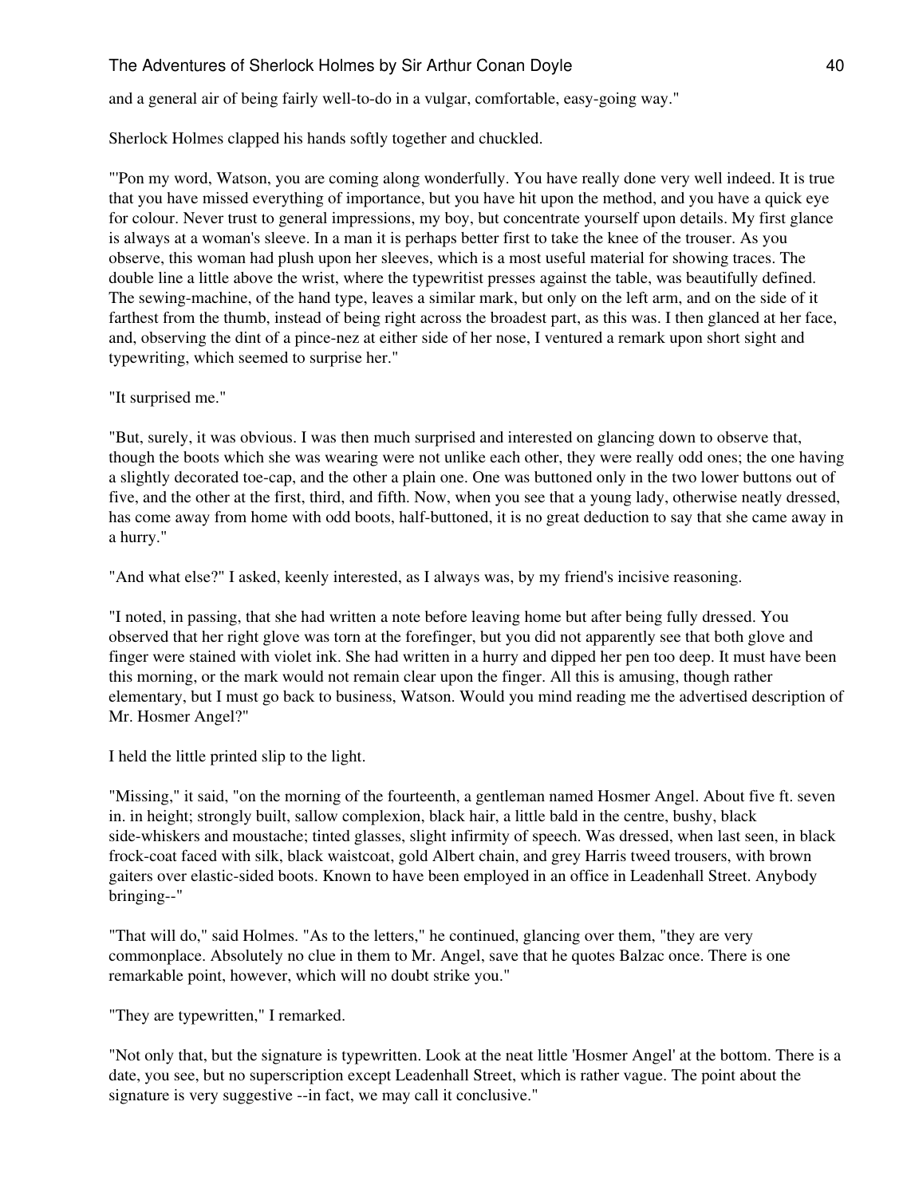and a general air of being fairly well-to-do in a vulgar, comfortable, easy-going way."

Sherlock Holmes clapped his hands softly together and chuckled.

"'Pon my word, Watson, you are coming along wonderfully. You have really done very well indeed. It is true that you have missed everything of importance, but you have hit upon the method, and you have a quick eye for colour. Never trust to general impressions, my boy, but concentrate yourself upon details. My first glance is always at a woman's sleeve. In a man it is perhaps better first to take the knee of the trouser. As you observe, this woman had plush upon her sleeves, which is a most useful material for showing traces. The double line a little above the wrist, where the typewritist presses against the table, was beautifully defined. The sewing-machine, of the hand type, leaves a similar mark, but only on the left arm, and on the side of it farthest from the thumb, instead of being right across the broadest part, as this was. I then glanced at her face, and, observing the dint of a pince-nez at either side of her nose, I ventured a remark upon short sight and typewriting, which seemed to surprise her."

"It surprised me."

"But, surely, it was obvious. I was then much surprised and interested on glancing down to observe that, though the boots which she was wearing were not unlike each other, they were really odd ones; the one having a slightly decorated toe-cap, and the other a plain one. One was buttoned only in the two lower buttons out of five, and the other at the first, third, and fifth. Now, when you see that a young lady, otherwise neatly dressed, has come away from home with odd boots, half-buttoned, it is no great deduction to say that she came away in a hurry."

"And what else?" I asked, keenly interested, as I always was, by my friend's incisive reasoning.

"I noted, in passing, that she had written a note before leaving home but after being fully dressed. You observed that her right glove was torn at the forefinger, but you did not apparently see that both glove and finger were stained with violet ink. She had written in a hurry and dipped her pen too deep. It must have been this morning, or the mark would not remain clear upon the finger. All this is amusing, though rather elementary, but I must go back to business, Watson. Would you mind reading me the advertised description of Mr. Hosmer Angel?"

I held the little printed slip to the light.

"Missing," it said, "on the morning of the fourteenth, a gentleman named Hosmer Angel. About five ft. seven in. in height; strongly built, sallow complexion, black hair, a little bald in the centre, bushy, black side-whiskers and moustache; tinted glasses, slight infirmity of speech. Was dressed, when last seen, in black frock-coat faced with silk, black waistcoat, gold Albert chain, and grey Harris tweed trousers, with brown gaiters over elastic-sided boots. Known to have been employed in an office in Leadenhall Street. Anybody bringing--"

"That will do," said Holmes. "As to the letters," he continued, glancing over them, "they are very commonplace. Absolutely no clue in them to Mr. Angel, save that he quotes Balzac once. There is one remarkable point, however, which will no doubt strike you."

"They are typewritten," I remarked.

"Not only that, but the signature is typewritten. Look at the neat little 'Hosmer Angel' at the bottom. There is a date, you see, but no superscription except Leadenhall Street, which is rather vague. The point about the signature is very suggestive --in fact, we may call it conclusive."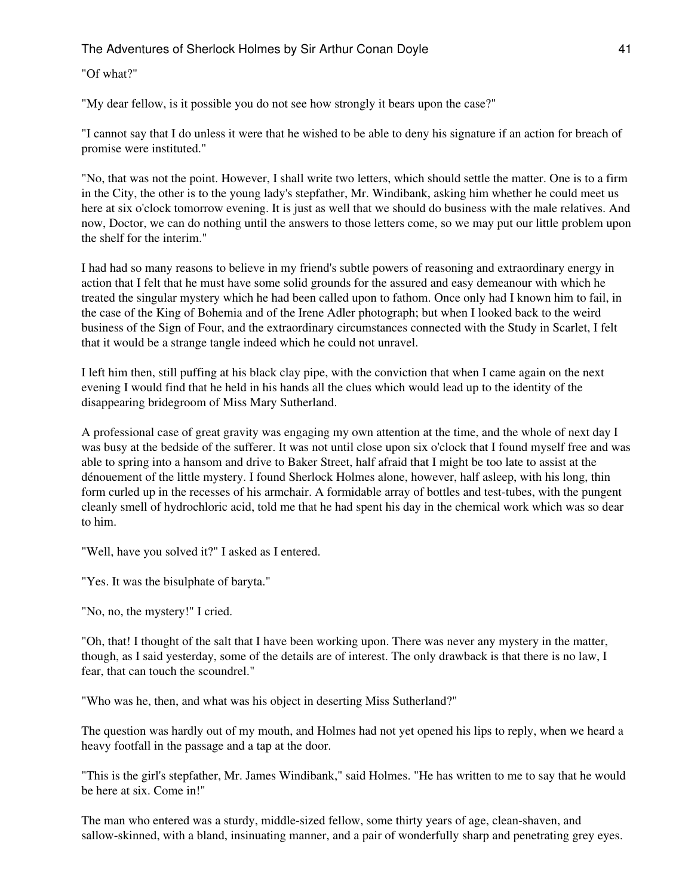"Of what?"

"My dear fellow, is it possible you do not see how strongly it bears upon the case?"

"I cannot say that I do unless it were that he wished to be able to deny his signature if an action for breach of promise were instituted."

"No, that was not the point. However, I shall write two letters, which should settle the matter. One is to a firm in the City, the other is to the young lady's stepfather, Mr. Windibank, asking him whether he could meet us here at six o'clock tomorrow evening. It is just as well that we should do business with the male relatives. And now, Doctor, we can do nothing until the answers to those letters come, so we may put our little problem upon the shelf for the interim."

I had had so many reasons to believe in my friend's subtle powers of reasoning and extraordinary energy in action that I felt that he must have some solid grounds for the assured and easy demeanour with which he treated the singular mystery which he had been called upon to fathom. Once only had I known him to fail, in the case of the King of Bohemia and of the Irene Adler photograph; but when I looked back to the weird business of the Sign of Four, and the extraordinary circumstances connected with the Study in Scarlet, I felt that it would be a strange tangle indeed which he could not unravel.

I left him then, still puffing at his black clay pipe, with the conviction that when I came again on the next evening I would find that he held in his hands all the clues which would lead up to the identity of the disappearing bridegroom of Miss Mary Sutherland.

A professional case of great gravity was engaging my own attention at the time, and the whole of next day I was busy at the bedside of the sufferer. It was not until close upon six o'clock that I found myself free and was able to spring into a hansom and drive to Baker Street, half afraid that I might be too late to assist at the dénouement of the little mystery. I found Sherlock Holmes alone, however, half asleep, with his long, thin form curled up in the recesses of his armchair. A formidable array of bottles and test-tubes, with the pungent cleanly smell of hydrochloric acid, told me that he had spent his day in the chemical work which was so dear to him.

"Well, have you solved it?" I asked as I entered.

"Yes. It was the bisulphate of baryta."

"No, no, the mystery!" I cried.

"Oh, that! I thought of the salt that I have been working upon. There was never any mystery in the matter, though, as I said yesterday, some of the details are of interest. The only drawback is that there is no law, I fear, that can touch the scoundrel."

"Who was he, then, and what was his object in deserting Miss Sutherland?"

The question was hardly out of my mouth, and Holmes had not yet opened his lips to reply, when we heard a heavy footfall in the passage and a tap at the door.

"This is the girl's stepfather, Mr. James Windibank," said Holmes. "He has written to me to say that he would be here at six. Come in!"

The man who entered was a sturdy, middle-sized fellow, some thirty years of age, clean-shaven, and sallow-skinned, with a bland, insinuating manner, and a pair of wonderfully sharp and penetrating grey eyes.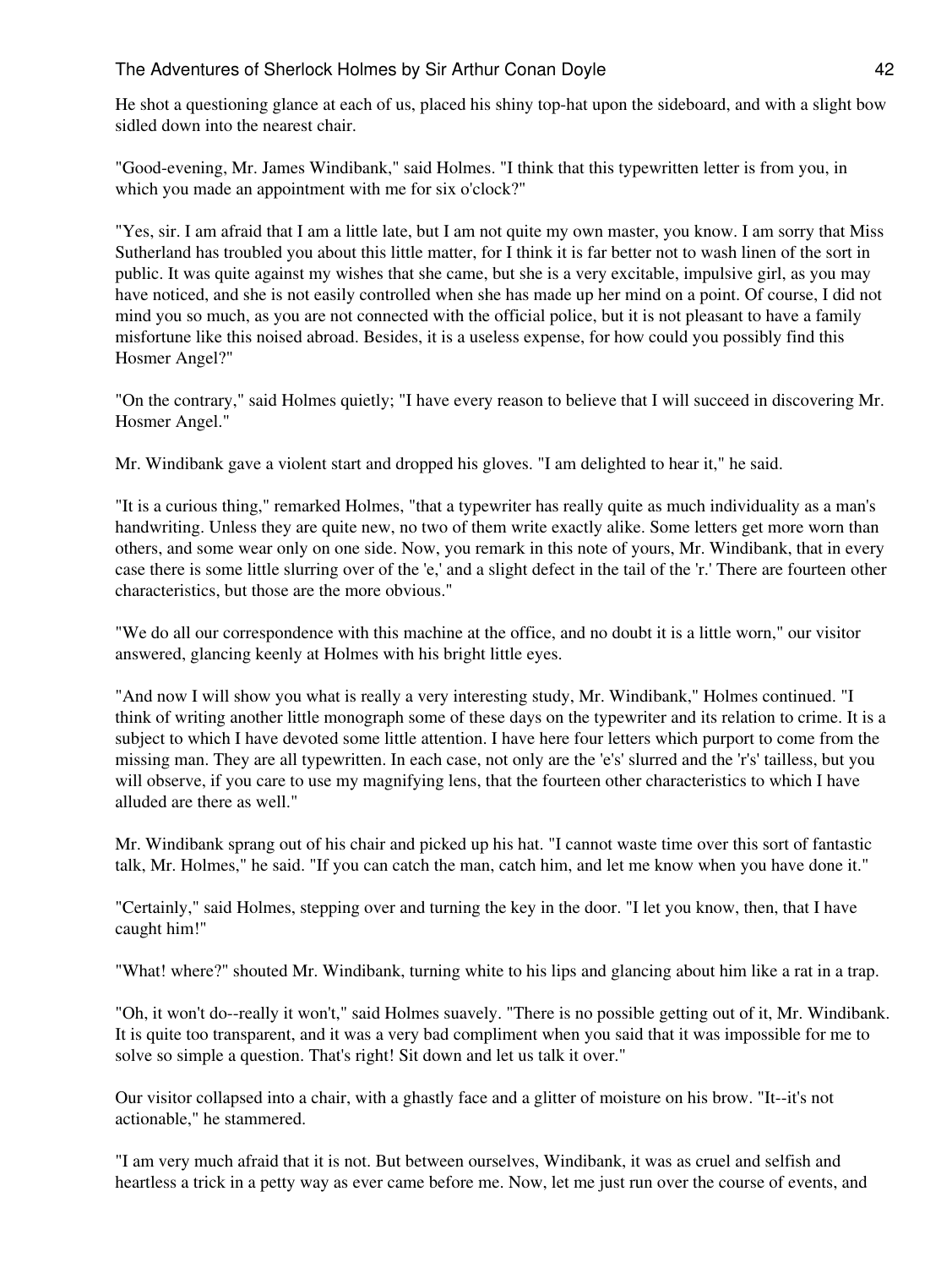He shot a questioning glance at each of us, placed his shiny top-hat upon the sideboard, and with a slight bow sidled down into the nearest chair.

"Good-evening, Mr. James Windibank," said Holmes. "I think that this typewritten letter is from you, in which you made an appointment with me for six o'clock?"

"Yes, sir. I am afraid that I am a little late, but I am not quite my own master, you know. I am sorry that Miss Sutherland has troubled you about this little matter, for I think it is far better not to wash linen of the sort in public. It was quite against my wishes that she came, but she is a very excitable, impulsive girl, as you may have noticed, and she is not easily controlled when she has made up her mind on a point. Of course, I did not mind you so much, as you are not connected with the official police, but it is not pleasant to have a family misfortune like this noised abroad. Besides, it is a useless expense, for how could you possibly find this Hosmer Angel?"

"On the contrary," said Holmes quietly; "I have every reason to believe that I will succeed in discovering Mr. Hosmer Angel."

Mr. Windibank gave a violent start and dropped his gloves. "I am delighted to hear it," he said.

"It is a curious thing," remarked Holmes, "that a typewriter has really quite as much individuality as a man's handwriting. Unless they are quite new, no two of them write exactly alike. Some letters get more worn than others, and some wear only on one side. Now, you remark in this note of yours, Mr. Windibank, that in every case there is some little slurring over of the 'e,' and a slight defect in the tail of the 'r.' There are fourteen other characteristics, but those are the more obvious."

"We do all our correspondence with this machine at the office, and no doubt it is a little worn," our visitor answered, glancing keenly at Holmes with his bright little eyes.

"And now I will show you what is really a very interesting study, Mr. Windibank," Holmes continued. "I think of writing another little monograph some of these days on the typewriter and its relation to crime. It is a subject to which I have devoted some little attention. I have here four letters which purport to come from the missing man. They are all typewritten. In each case, not only are the 'e's' slurred and the 'r's' tailless, but you will observe, if you care to use my magnifying lens, that the fourteen other characteristics to which I have alluded are there as well."

Mr. Windibank sprang out of his chair and picked up his hat. "I cannot waste time over this sort of fantastic talk, Mr. Holmes," he said. "If you can catch the man, catch him, and let me know when you have done it."

"Certainly," said Holmes, stepping over and turning the key in the door. "I let you know, then, that I have caught him!"

"What! where?" shouted Mr. Windibank, turning white to his lips and glancing about him like a rat in a trap.

"Oh, it won't do--really it won't," said Holmes suavely. "There is no possible getting out of it, Mr. Windibank. It is quite too transparent, and it was a very bad compliment when you said that it was impossible for me to solve so simple a question. That's right! Sit down and let us talk it over."

Our visitor collapsed into a chair, with a ghastly face and a glitter of moisture on his brow. "It--it's not actionable," he stammered.

"I am very much afraid that it is not. But between ourselves, Windibank, it was as cruel and selfish and heartless a trick in a petty way as ever came before me. Now, let me just run over the course of events, and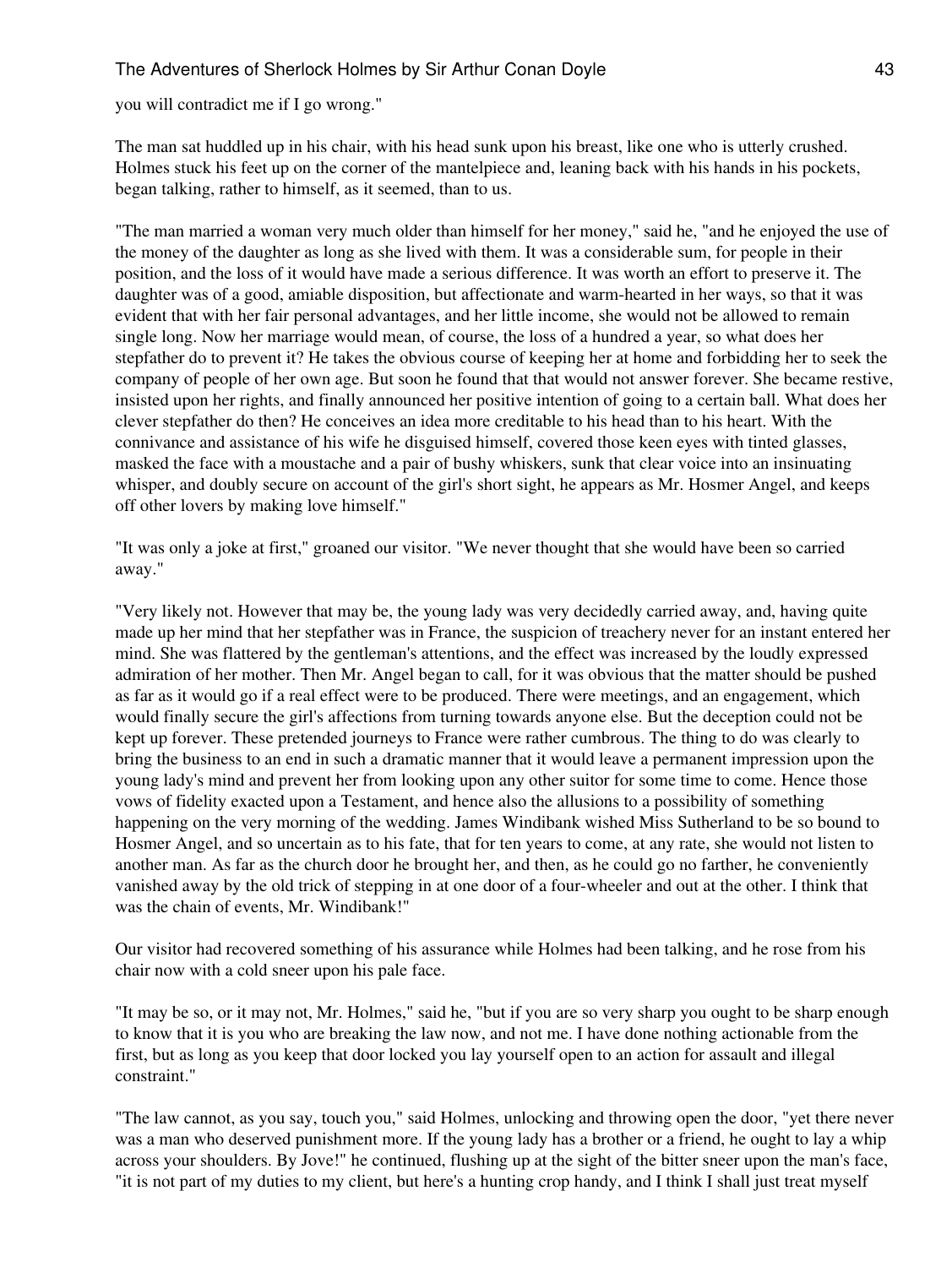you will contradict me if I go wrong."

The man sat huddled up in his chair, with his head sunk upon his breast, like one who is utterly crushed. Holmes stuck his feet up on the corner of the mantelpiece and, leaning back with his hands in his pockets, began talking, rather to himself, as it seemed, than to us.

"The man married a woman very much older than himself for her money," said he, "and he enjoyed the use of the money of the daughter as long as she lived with them. It was a considerable sum, for people in their position, and the loss of it would have made a serious difference. It was worth an effort to preserve it. The daughter was of a good, amiable disposition, but affectionate and warm-hearted in her ways, so that it was evident that with her fair personal advantages, and her little income, she would not be allowed to remain single long. Now her marriage would mean, of course, the loss of a hundred a year, so what does her stepfather do to prevent it? He takes the obvious course of keeping her at home and forbidding her to seek the company of people of her own age. But soon he found that that would not answer forever. She became restive, insisted upon her rights, and finally announced her positive intention of going to a certain ball. What does her clever stepfather do then? He conceives an idea more creditable to his head than to his heart. With the connivance and assistance of his wife he disguised himself, covered those keen eyes with tinted glasses, masked the face with a moustache and a pair of bushy whiskers, sunk that clear voice into an insinuating whisper, and doubly secure on account of the girl's short sight, he appears as Mr. Hosmer Angel, and keeps off other lovers by making love himself."

"It was only a joke at first," groaned our visitor. "We never thought that she would have been so carried away."

"Very likely not. However that may be, the young lady was very decidedly carried away, and, having quite made up her mind that her stepfather was in France, the suspicion of treachery never for an instant entered her mind. She was flattered by the gentleman's attentions, and the effect was increased by the loudly expressed admiration of her mother. Then Mr. Angel began to call, for it was obvious that the matter should be pushed as far as it would go if a real effect were to be produced. There were meetings, and an engagement, which would finally secure the girl's affections from turning towards anyone else. But the deception could not be kept up forever. These pretended journeys to France were rather cumbrous. The thing to do was clearly to bring the business to an end in such a dramatic manner that it would leave a permanent impression upon the young lady's mind and prevent her from looking upon any other suitor for some time to come. Hence those vows of fidelity exacted upon a Testament, and hence also the allusions to a possibility of something happening on the very morning of the wedding. James Windibank wished Miss Sutherland to be so bound to Hosmer Angel, and so uncertain as to his fate, that for ten years to come, at any rate, she would not listen to another man. As far as the church door he brought her, and then, as he could go no farther, he conveniently vanished away by the old trick of stepping in at one door of a four-wheeler and out at the other. I think that was the chain of events, Mr. Windibank!"

Our visitor had recovered something of his assurance while Holmes had been talking, and he rose from his chair now with a cold sneer upon his pale face.

"It may be so, or it may not, Mr. Holmes," said he, "but if you are so very sharp you ought to be sharp enough to know that it is you who are breaking the law now, and not me. I have done nothing actionable from the first, but as long as you keep that door locked you lay yourself open to an action for assault and illegal constraint."

"The law cannot, as you say, touch you," said Holmes, unlocking and throwing open the door, "yet there never was a man who deserved punishment more. If the young lady has a brother or a friend, he ought to lay a whip across your shoulders. By Jove!" he continued, flushing up at the sight of the bitter sneer upon the man's face, "it is not part of my duties to my client, but here's a hunting crop handy, and I think I shall just treat myself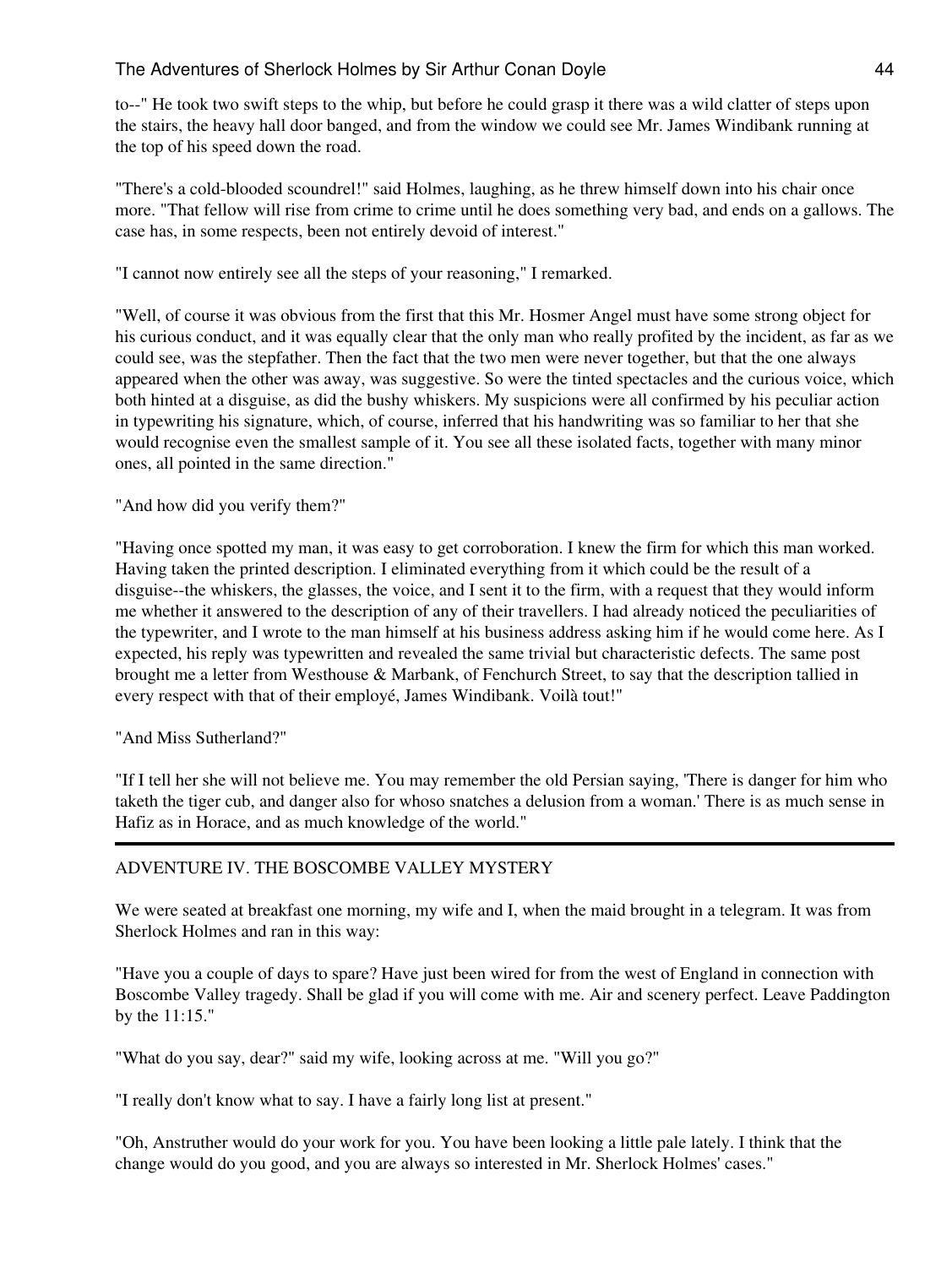to--" He took two swift steps to the whip, but before he could grasp it there was a wild clatter of steps upon the stairs, the heavy hall door banged, and from the window we could see Mr. James Windibank running at the top of his speed down the road.

"There's a cold-blooded scoundrel!" said Holmes, laughing, as he threw himself down into his chair once more. "That fellow will rise from crime to crime until he does something very bad, and ends on a gallows. The case has, in some respects, been not entirely devoid of interest."

"I cannot now entirely see all the steps of your reasoning," I remarked.

"Well, of course it was obvious from the first that this Mr. Hosmer Angel must have some strong object for his curious conduct, and it was equally clear that the only man who really profited by the incident, as far as we could see, was the stepfather. Then the fact that the two men were never together, but that the one always appeared when the other was away, was suggestive. So were the tinted spectacles and the curious voice, which both hinted at a disguise, as did the bushy whiskers. My suspicions were all confirmed by his peculiar action in typewriting his signature, which, of course, inferred that his handwriting was so familiar to her that she would recognise even the smallest sample of it. You see all these isolated facts, together with many minor ones, all pointed in the same direction."

"And how did you verify them?"

"Having once spotted my man, it was easy to get corroboration. I knew the firm for which this man worked. Having taken the printed description. I eliminated everything from it which could be the result of a disguise--the whiskers, the glasses, the voice, and I sent it to the firm, with a request that they would inform me whether it answered to the description of any of their travellers. I had already noticed the peculiarities of the typewriter, and I wrote to the man himself at his business address asking him if he would come here. As I expected, his reply was typewritten and revealed the same trivial but characteristic defects. The same post brought me a letter from Westhouse & Marbank, of Fenchurch Street, to say that the description tallied in every respect with that of their employé, James Windibank. Voilà tout!"

"And Miss Sutherland?"

"If I tell her she will not believe me. You may remember the old Persian saying, 'There is danger for him who taketh the tiger cub, and danger also for whoso snatches a delusion from a woman.' There is as much sense in Hafiz as in Horace, and as much knowledge of the world."

---

## ADVENTURE IV. THE BOSCOMBE VALLEY MYSTERY

We were seated at breakfast one morning, my wife and I, when the maid brought in a telegram. It was from Sherlock Holmes and ran in this way:

"Have you a couple of days to spare? Have just been wired for from the west of England in connection with Boscombe Valley tragedy. Shall be glad if you will come with me. Air and scenery perfect. Leave Paddington by the 11:15."

"What do you say, dear?" said my wife, looking across at me. "Will you go?"

"I really don't know what to say. I have a fairly long list at present."

"Oh, Anstruther would do your work for you. You have been looking a little pale lately. I think that the change would do you good, and you are always so interested in Mr. Sherlock Holmes' cases."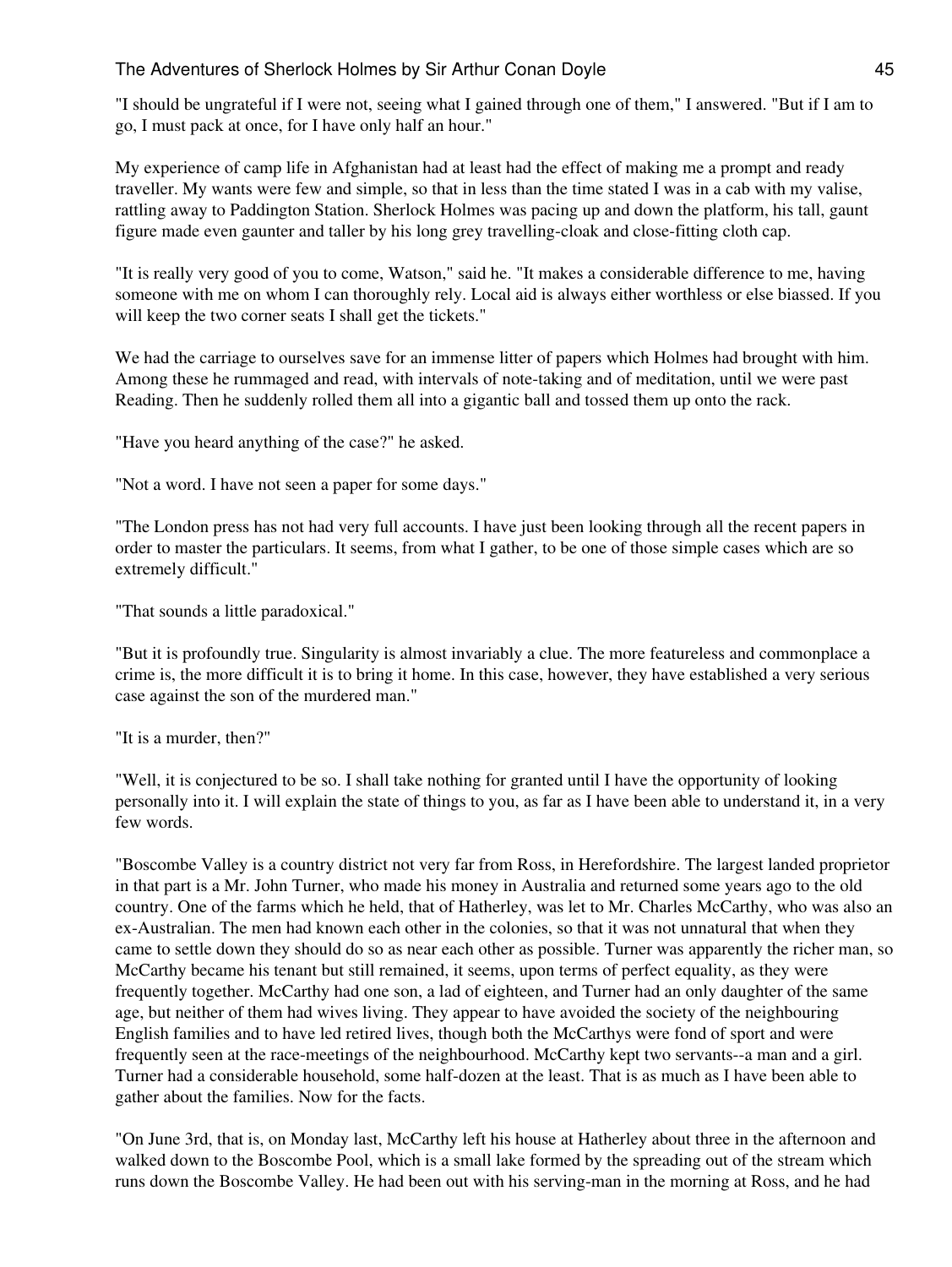"I should be ungrateful if I were not, seeing what I gained through one of them," I answered. "But if I am to go, I must pack at once, for I have only half an hour."

My experience of camp life in Afghanistan had at least had the effect of making me a prompt and ready traveller. My wants were few and simple, so that in less than the time stated I was in a cab with my valise, rattling away to Paddington Station. Sherlock Holmes was pacing up and down the platform, his tall, gaunt figure made even gaunter and taller by his long grey travelling-cloak and close-fitting cloth cap.

"It is really very good of you to come, Watson," said he. "It makes a considerable difference to me, having someone with me on whom I can thoroughly rely. Local aid is always either worthless or else biassed. If you will keep the two corner seats I shall get the tickets."

We had the carriage to ourselves save for an immense litter of papers which Holmes had brought with him. Among these he rummaged and read, with intervals of note-taking and of meditation, until we were past Reading. Then he suddenly rolled them all into a gigantic ball and tossed them up onto the rack.

"Have you heard anything of the case?" he asked.

"Not a word. I have not seen a paper for some days."

"The London press has not had very full accounts. I have just been looking through all the recent papers in order to master the particulars. It seems, from what I gather, to be one of those simple cases which are so extremely difficult."

"That sounds a little paradoxical."

"But it is profoundly true. Singularity is almost invariably a clue. The more featureless and commonplace a crime is, the more difficult it is to bring it home. In this case, however, they have established a very serious case against the son of the murdered man."

"It is a murder, then?"

"Well, it is conjectured to be so. I shall take nothing for granted until I have the opportunity of looking personally into it. I will explain the state of things to you, as far as I have been able to understand it, in a very few words.

"Boscombe Valley is a country district not very far from Ross, in Herefordshire. The largest landed proprietor in that part is a Mr. John Turner, who made his money in Australia and returned some years ago to the old country. One of the farms which he held, that of Hatherley, was let to Mr. Charles McCarthy, who was also an ex-Australian. The men had known each other in the colonies, so that it was not unnatural that when they came to settle down they should do so as near each other as possible. Turner was apparently the richer man, so McCarthy became his tenant but still remained, it seems, upon terms of perfect equality, as they were frequently together. McCarthy had one son, a lad of eighteen, and Turner had an only daughter of the same age, but neither of them had wives living. They appear to have avoided the society of the neighbouring English families and to have led retired lives, though both the McCarthys were fond of sport and were frequently seen at the race-meetings of the neighbourhood. McCarthy kept two servants--a man and a girl. Turner had a considerable household, some half-dozen at the least. That is as much as I have been able to gather about the families. Now for the facts.

"On June 3rd, that is, on Monday last, McCarthy left his house at Hatherley about three in the afternoon and walked down to the Boscombe Pool, which is a small lake formed by the spreading out of the stream which runs down the Boscombe Valley. He had been out with his serving-man in the morning at Ross, and he had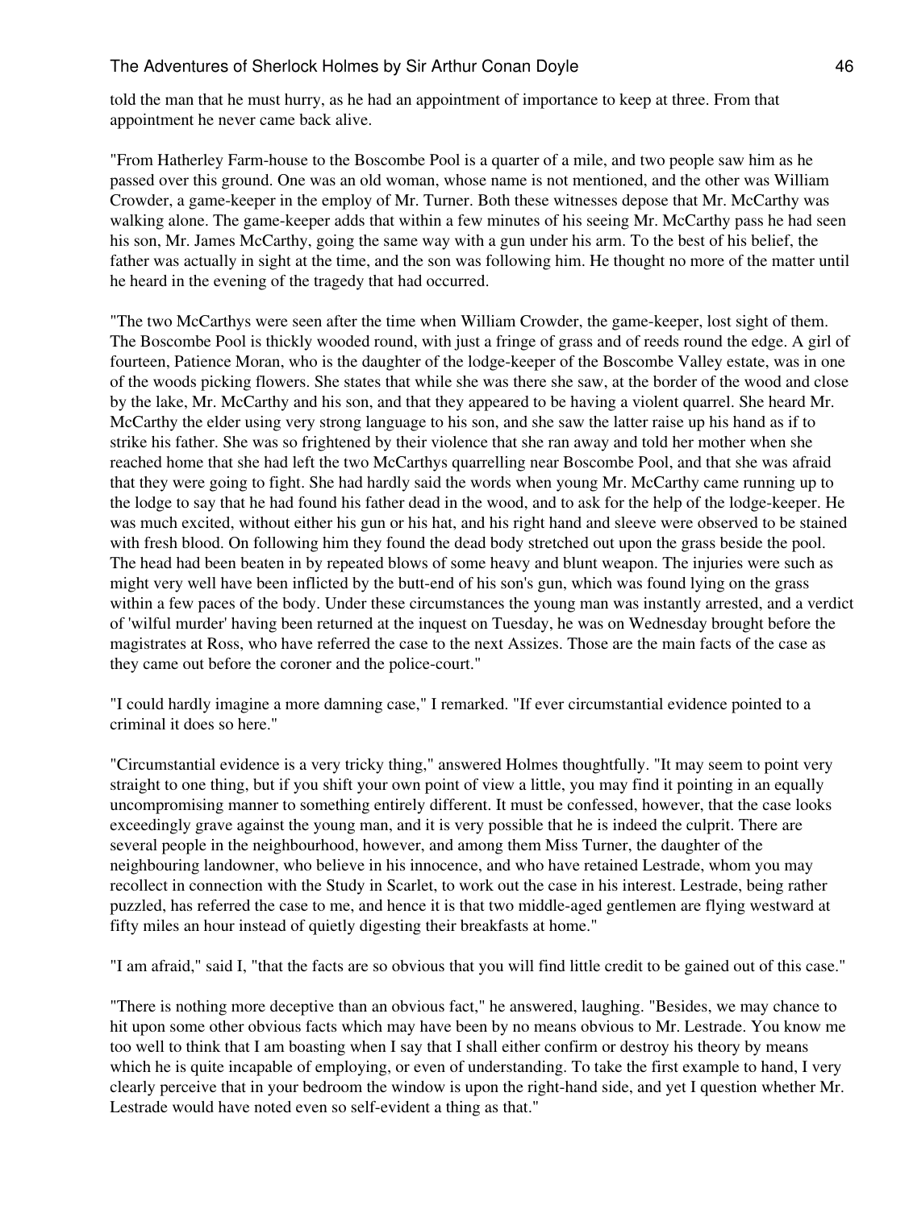told the man that he must hurry, as he had an appointment of importance to keep at three. From that appointment he never came back alive.

"From Hatherley Farm-house to the Boscombe Pool is a quarter of a mile, and two people saw him as he passed over this ground. One was an old woman, whose name is not mentioned, and the other was William Crowder, a game-keeper in the employ of Mr. Turner. Both these witnesses depose that Mr. McCarthy was walking alone. The game-keeper adds that within a few minutes of his seeing Mr. McCarthy pass he had seen his son, Mr. James McCarthy, going the same way with a gun under his arm. To the best of his belief, the father was actually in sight at the time, and the son was following him. He thought no more of the matter until he heard in the evening of the tragedy that had occurred.

"The two McCarthys were seen after the time when William Crowder, the game-keeper, lost sight of them. The Boscombe Pool is thickly wooded round, with just a fringe of grass and of reeds round the edge. A girl of fourteen, Patience Moran, who is the daughter of the lodge-keeper of the Boscombe Valley estate, was in one of the woods picking flowers. She states that while she was there she saw, at the border of the wood and close by the lake, Mr. McCarthy and his son, and that they appeared to be having a violent quarrel. She heard Mr. McCarthy the elder using very strong language to his son, and she saw the latter raise up his hand as if to strike his father. She was so frightened by their violence that she ran away and told her mother when she reached home that she had left the two McCarthys quarrelling near Boscombe Pool, and that she was afraid that they were going to fight. She had hardly said the words when young Mr. McCarthy came running up to the lodge to say that he had found his father dead in the wood, and to ask for the help of the lodge-keeper. He was much excited, without either his gun or his hat, and his right hand and sleeve were observed to be stained with fresh blood. On following him they found the dead body stretched out upon the grass beside the pool. The head had been beaten in by repeated blows of some heavy and blunt weapon. The injuries were such as might very well have been inflicted by the butt-end of his son's gun, which was found lying on the grass within a few paces of the body. Under these circumstances the young man was instantly arrested, and a verdict of 'wilful murder' having been returned at the inquest on Tuesday, he was on Wednesday brought before the magistrates at Ross, who have referred the case to the next Assizes. Those are the main facts of the case as they came out before the coroner and the police-court."

"I could hardly imagine a more damning case," I remarked. "If ever circumstantial evidence pointed to a criminal it does so here."

"Circumstantial evidence is a very tricky thing," answered Holmes thoughtfully. "It may seem to point very straight to one thing, but if you shift your own point of view a little, you may find it pointing in an equally uncompromising manner to something entirely different. It must be confessed, however, that the case looks exceedingly grave against the young man, and it is very possible that he is indeed the culprit. There are several people in the neighbourhood, however, and among them Miss Turner, the daughter of the neighbouring landowner, who believe in his innocence, and who have retained Lestrade, whom you may recollect in connection with the Study in Scarlet, to work out the case in his interest. Lestrade, being rather puzzled, has referred the case to me, and hence it is that two middle-aged gentlemen are flying westward at fifty miles an hour instead of quietly digesting their breakfasts at home."

"I am afraid," said I, "that the facts are so obvious that you will find little credit to be gained out of this case."

"There is nothing more deceptive than an obvious fact," he answered, laughing. "Besides, we may chance to hit upon some other obvious facts which may have been by no means obvious to Mr. Lestrade. You know me too well to think that I am boasting when I say that I shall either confirm or destroy his theory by means which he is quite incapable of employing, or even of understanding. To take the first example to hand, I very clearly perceive that in your bedroom the window is upon the right-hand side, and yet I question whether Mr. Lestrade would have noted even so self-evident a thing as that."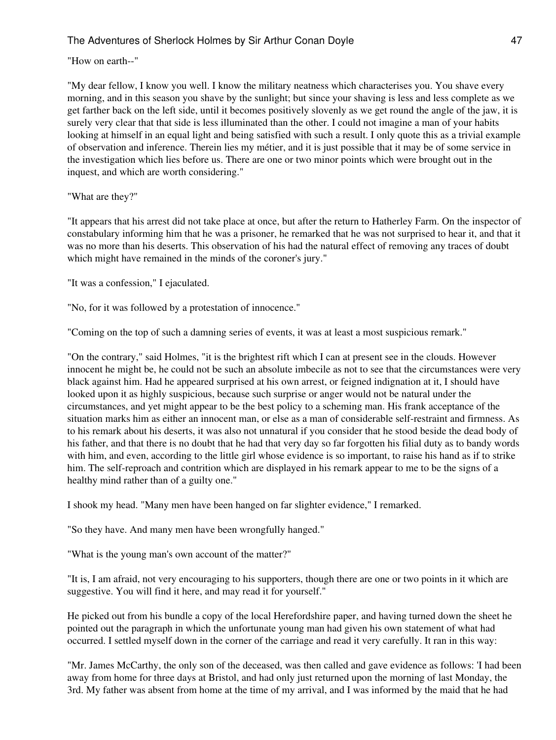"How on earth--"

"My dear fellow, I know you well. I know the military neatness which characterises you. You shave every morning, and in this season you shave by the sunlight; but since your shaving is less and less complete as we get farther back on the left side, until it becomes positively slovenly as we get round the angle of the jaw, it is surely very clear that that side is less illuminated than the other. I could not imagine a man of your habits looking at himself in an equal light and being satisfied with such a result. I only quote this as a trivial example of observation and inference. Therein lies my métier, and it is just possible that it may be of some service in the investigation which lies before us. There are one or two minor points which were brought out in the inquest, and which are worth considering."

"What are they?"

"It appears that his arrest did not take place at once, but after the return to Hatherley Farm. On the inspector of constabulary informing him that he was a prisoner, he remarked that he was not surprised to hear it, and that it was no more than his deserts. This observation of his had the natural effect of removing any traces of doubt which might have remained in the minds of the coroner's jury."

"It was a confession," I ejaculated.

"No, for it was followed by a protestation of innocence."

"Coming on the top of such a damning series of events, it was at least a most suspicious remark."

"On the contrary," said Holmes, "it is the brightest rift which I can at present see in the clouds. However innocent he might be, he could not be such an absolute imbecile as not to see that the circumstances were very black against him. Had he appeared surprised at his own arrest, or feigned indignation at it, I should have looked upon it as highly suspicious, because such surprise or anger would not be natural under the circumstances, and yet might appear to be the best policy to a scheming man. His frank acceptance of the situation marks him as either an innocent man, or else as a man of considerable self-restraint and firmness. As to his remark about his deserts, it was also not unnatural if you consider that he stood beside the dead body of his father, and that there is no doubt that he had that very day so far forgotten his filial duty as to bandy words with him, and even, according to the little girl whose evidence is so important, to raise his hand as if to strike him. The self-reproach and contrition which are displayed in his remark appear to me to be the signs of a healthy mind rather than of a guilty one."

I shook my head. "Many men have been hanged on far slighter evidence," I remarked.

"So they have. And many men have been wrongfully hanged."

"What is the young man's own account of the matter?"

"It is, I am afraid, not very encouraging to his supporters, though there are one or two points in it which are suggestive. You will find it here, and may read it for yourself."

He picked out from his bundle a copy of the local Herefordshire paper, and having turned down the sheet he pointed out the paragraph in which the unfortunate young man had given his own statement of what had occurred. I settled myself down in the corner of the carriage and read it very carefully. It ran in this way:

"Mr. James McCarthy, the only son of the deceased, was then called and gave evidence as follows: 'I had been away from home for three days at Bristol, and had only just returned upon the morning of last Monday, the 3rd. My father was absent from home at the time of my arrival, and I was informed by the maid that he had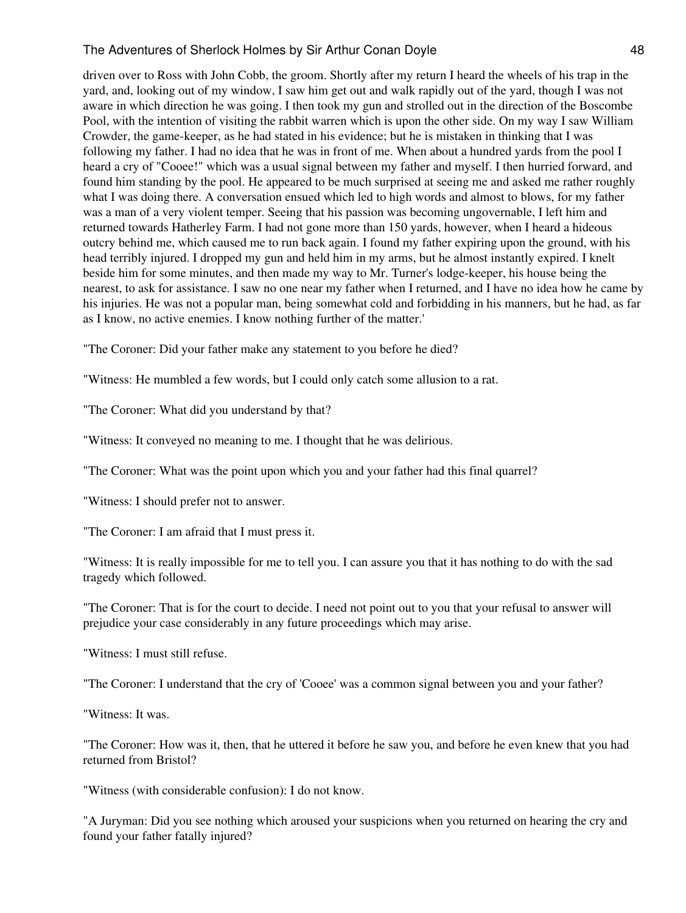driven over to Ross with John Cobb, the groom. Shortly after my return I heard the wheels of his trap in the yard, and, looking out of my window, I saw him get out and walk rapidly out of the yard, though I was not aware in which direction he was going. I then took my gun and strolled out in the direction of the Boscombe Pool, with the intention of visiting the rabbit warren which is upon the other side. On my way I saw William Crowder, the game-keeper, as he had stated in his evidence; but he is mistaken in thinking that I was following my father. I had no idea that he was in front of me. When about a hundred yards from the pool I heard a cry of "Cooee!" which was a usual signal between my father and myself. I then hurried forward, and found him standing by the pool. He appeared to be much surprised at seeing me and asked me rather roughly what I was doing there. A conversation ensued which led to high words and almost to blows, for my father was a man of a very violent temper. Seeing that his passion was becoming ungovernable, I left him and returned towards Hatherley Farm. I had not gone more than 150 yards, however, when I heard a hideous outcry behind me, which caused me to run back again. I found my father expiring upon the ground, with his head terribly injured. I dropped my gun and held him in my arms, but he almost instantly expired. I knelt beside him for some minutes, and then made my way to Mr. Turner's lodge-keeper, his house being the nearest, to ask for assistance. I saw no one near my father when I returned, and I have no idea how he came by his injuries. He was not a popular man, being somewhat cold and forbidding in his manners, but he had, as far as I know, no active enemies. I know nothing further of the matter.'

"The Coroner: Did your father make any statement to you before he died?

"Witness: He mumbled a few words, but I could only catch some allusion to a rat.

"The Coroner: What did you understand by that?

"Witness: It conveyed no meaning to me. I thought that he was delirious.

"The Coroner: What was the point upon which you and your father had this final quarrel?

"Witness: I should prefer not to answer.

"The Coroner: I am afraid that I must press it.

"Witness: It is really impossible for me to tell you. I can assure you that it has nothing to do with the sad tragedy which followed.

"The Coroner: That is for the court to decide. I need not point out to you that your refusal to answer will prejudice your case considerably in any future proceedings which may arise.

"Witness: I must still refuse.

"The Coroner: I understand that the cry of 'Cooee' was a common signal between you and your father?

"Witness: It was.

"The Coroner: How was it, then, that he uttered it before he saw you, and before he even knew that you had returned from Bristol?

"Witness (with considerable confusion): I do not know.

"A Juryman: Did you see nothing which aroused your suspicions when you returned on hearing the cry and found your father fatally injured?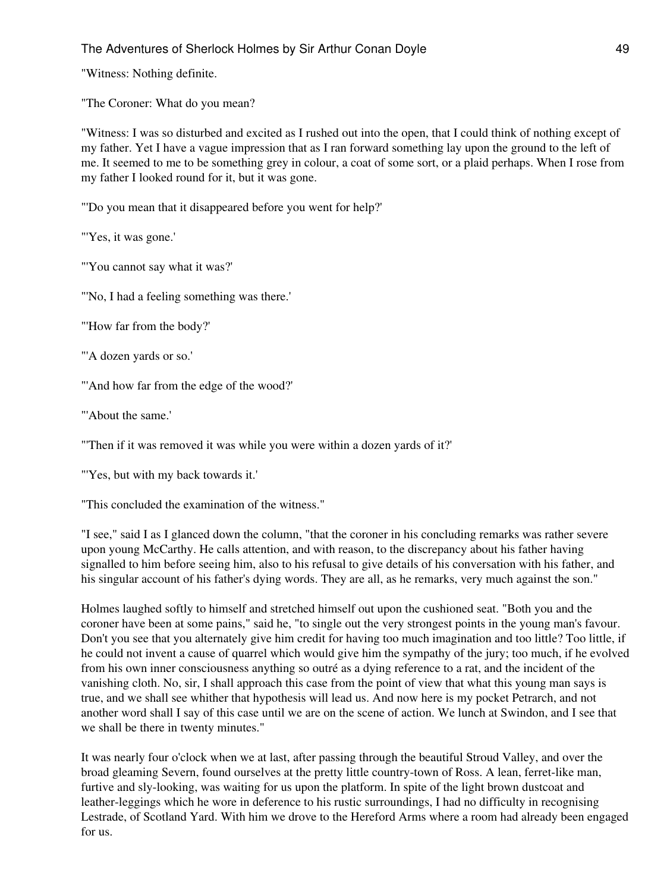"Witness: Nothing definite.

"The Coroner: What do you mean?

"Witness: I was so disturbed and excited as I rushed out into the open, that I could think of nothing except of my father. Yet I have a vague impression that as I ran forward something lay upon the ground to the left of me. It seemed to me to be something grey in colour, a coat of some sort, or a plaid perhaps. When I rose from my father I looked round for it, but it was gone.

"'Do you mean that it disappeared before you went for help?'

"'Yes, it was gone.'

"'You cannot say what it was?'

"'No, I had a feeling something was there.'

"'How far from the body?'

"'A dozen yards or so.'

"'And how far from the edge of the wood?'

"'About the same.'

"'Then if it was removed it was while you were within a dozen yards of it?'

"'Yes, but with my back towards it.'

"This concluded the examination of the witness."

"I see," said I as I glanced down the column, "that the coroner in his concluding remarks was rather severe upon young McCarthy. He calls attention, and with reason, to the discrepancy about his father having signalled to him before seeing him, also to his refusal to give details of his conversation with his father, and his singular account of his father's dying words. They are all, as he remarks, very much against the son."

Holmes laughed softly to himself and stretched himself out upon the cushioned seat. "Both you and the coroner have been at some pains," said he, "to single out the very strongest points in the young man's favour. Don't you see that you alternately give him credit for having too much imagination and too little? Too little, if he could not invent a cause of quarrel which would give him the sympathy of the jury; too much, if he evolved from his own inner consciousness anything so outré as a dying reference to a rat, and the incident of the vanishing cloth. No, sir, I shall approach this case from the point of view that what this young man says is true, and we shall see whither that hypothesis will lead us. And now here is my pocket Petrarch, and not another word shall I say of this case until we are on the scene of action. We lunch at Swindon, and I see that we shall be there in twenty minutes."

It was nearly four o'clock when we at last, after passing through the beautiful Stroud Valley, and over the broad gleaming Severn, found ourselves at the pretty little country-town of Ross. A lean, ferret-like man, furtive and sly-looking, was waiting for us upon the platform. In spite of the light brown dustcoat and leather-leggings which he wore in deference to his rustic surroundings, I had no difficulty in recognising Lestrade, of Scotland Yard. With him we drove to the Hereford Arms where a room had already been engaged for us.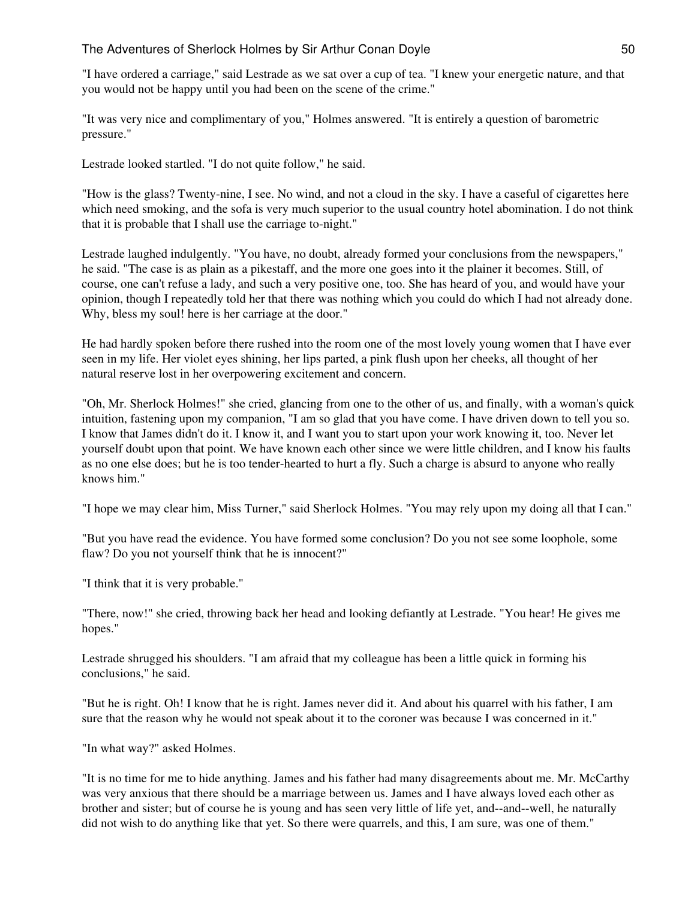"I have ordered a carriage," said Lestrade as we sat over a cup of tea. "I knew your energetic nature, and that you would not be happy until you had been on the scene of the crime."

"It was very nice and complimentary of you," Holmes answered. "It is entirely a question of barometric pressure."

Lestrade looked startled. "I do not quite follow," he said.

"How is the glass? Twenty-nine, I see. No wind, and not a cloud in the sky. I have a caseful of cigarettes here which need smoking, and the sofa is very much superior to the usual country hotel abomination. I do not think that it is probable that I shall use the carriage to-night."

Lestrade laughed indulgently. "You have, no doubt, already formed your conclusions from the newspapers," he said. "The case is as plain as a pikestaff, and the more one goes into it the plainer it becomes. Still, of course, one can't refuse a lady, and such a very positive one, too. She has heard of you, and would have your opinion, though I repeatedly told her that there was nothing which you could do which I had not already done. Why, bless my soul! here is her carriage at the door."

He had hardly spoken before there rushed into the room one of the most lovely young women that I have ever seen in my life. Her violet eyes shining, her lips parted, a pink flush upon her cheeks, all thought of her natural reserve lost in her overpowering excitement and concern.

"Oh, Mr. Sherlock Holmes!" she cried, glancing from one to the other of us, and finally, with a woman's quick intuition, fastening upon my companion, "I am so glad that you have come. I have driven down to tell you so. I know that James didn't do it. I know it, and I want you to start upon your work knowing it, too. Never let yourself doubt upon that point. We have known each other since we were little children, and I know his faults as no one else does; but he is too tender-hearted to hurt a fly. Such a charge is absurd to anyone who really knows him."

"I hope we may clear him, Miss Turner," said Sherlock Holmes. "You may rely upon my doing all that I can."

"But you have read the evidence. You have formed some conclusion? Do you not see some loophole, some flaw? Do you not yourself think that he is innocent?"

"I think that it is very probable."

"There, now!" she cried, throwing back her head and looking defiantly at Lestrade. "You hear! He gives me hopes."

Lestrade shrugged his shoulders. "I am afraid that my colleague has been a little quick in forming his conclusions," he said.

"But he is right. Oh! I know that he is right. James never did it. And about his quarrel with his father, I am sure that the reason why he would not speak about it to the coroner was because I was concerned in it."

"In what way?" asked Holmes.

"It is no time for me to hide anything. James and his father had many disagreements about me. Mr. McCarthy was very anxious that there should be a marriage between us. James and I have always loved each other as brother and sister; but of course he is young and has seen very little of life yet, and--and--well, he naturally did not wish to do anything like that yet. So there were quarrels, and this, I am sure, was one of them."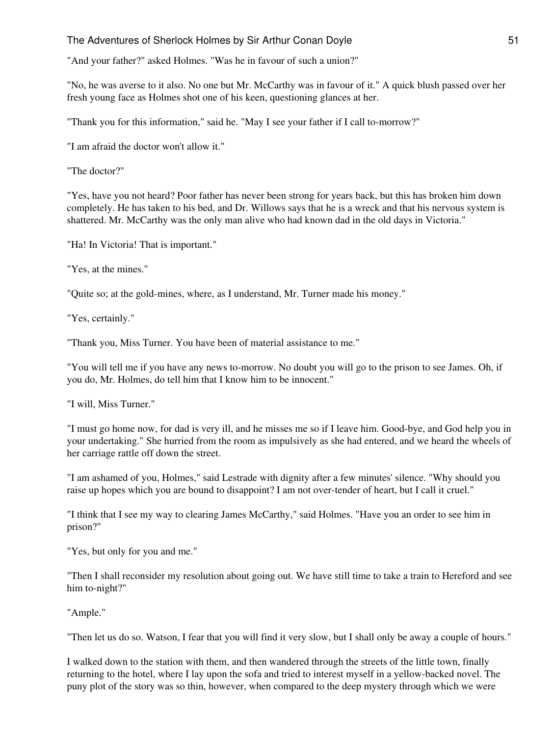"And your father?" asked Holmes. "Was he in favour of such a union?"

"No, he was averse to it also. No one but Mr. McCarthy was in favour of it." A quick blush passed over her fresh young face as Holmes shot one of his keen, questioning glances at her.

"Thank you for this information," said he. "May I see your father if I call to-morrow?"

"I am afraid the doctor won't allow it."

"The doctor?"

"Yes, have you not heard? Poor father has never been strong for years back, but this has broken him down completely. He has taken to his bed, and Dr. Willows says that he is a wreck and that his nervous system is shattered. Mr. McCarthy was the only man alive who had known dad in the old days in Victoria."

"Ha! In Victoria! That is important."

"Yes, at the mines."

"Quite so; at the gold-mines, where, as I understand, Mr. Turner made his money."

"Yes, certainly."

"Thank you, Miss Turner. You have been of material assistance to me."

"You will tell me if you have any news to-morrow. No doubt you will go to the prison to see James. Oh, if you do, Mr. Holmes, do tell him that I know him to be innocent."

"I will, Miss Turner."

"I must go home now, for dad is very ill, and he misses me so if I leave him. Good-bye, and God help you in your undertaking." She hurried from the room as impulsively as she had entered, and we heard the wheels of her carriage rattle off down the street.

"I am ashamed of you, Holmes," said Lestrade with dignity after a few minutes' silence. "Why should you raise up hopes which you are bound to disappoint? I am not over-tender of heart, but I call it cruel."

"I think that I see my way to clearing James McCarthy," said Holmes. "Have you an order to see him in prison?"

"Yes, but only for you and me."

"Then I shall reconsider my resolution about going out. We have still time to take a train to Hereford and see him to-night?"

"Ample."

"Then let us do so. Watson, I fear that you will find it very slow, but I shall only be away a couple of hours."

I walked down to the station with them, and then wandered through the streets of the little town, finally returning to the hotel, where I lay upon the sofa and tried to interest myself in a yellow-backed novel. The puny plot of the story was so thin, however, when compared to the deep mystery through which we were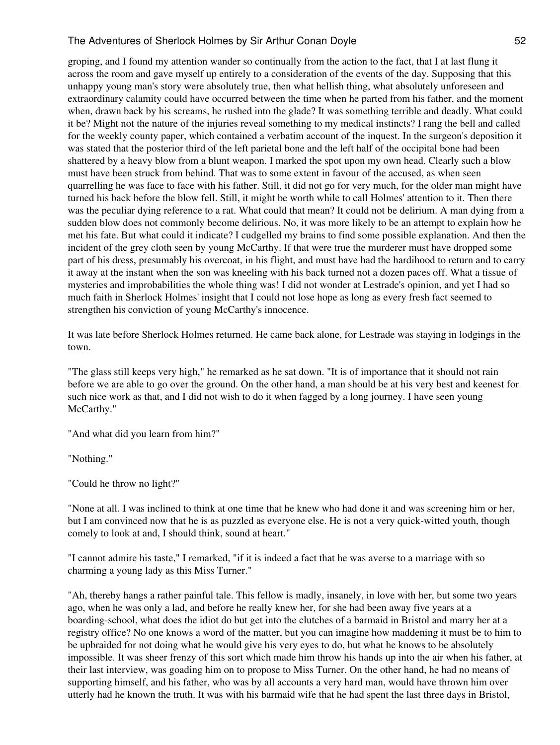groping, and I found my attention wander so continually from the action to the fact, that I at last flung it across the room and gave myself up entirely to a consideration of the events of the day. Supposing that this unhappy young man's story were absolutely true, then what hellish thing, what absolutely unforeseen and extraordinary calamity could have occurred between the time when he parted from his father, and the moment when, drawn back by his screams, he rushed into the glade? It was something terrible and deadly. What could it be? Might not the nature of the injuries reveal something to my medical instincts? I rang the bell and called for the weekly county paper, which contained a verbatim account of the inquest. In the surgeon's deposition it was stated that the posterior third of the left parietal bone and the left half of the occipital bone had been shattered by a heavy blow from a blunt weapon. I marked the spot upon my own head. Clearly such a blow must have been struck from behind. That was to some extent in favour of the accused, as when seen quarrelling he was face to face with his father. Still, it did not go for very much, for the older man might have turned his back before the blow fell. Still, it might be worth while to call Holmes' attention to it. Then there was the peculiar dying reference to a rat. What could that mean? It could not be delirium. A man dying from a sudden blow does not commonly become delirious. No, it was more likely to be an attempt to explain how he met his fate. But what could it indicate? I cudgelled my brains to find some possible explanation. And then the incident of the grey cloth seen by young McCarthy. If that were true the murderer must have dropped some part of his dress, presumably his overcoat, in his flight, and must have had the hardihood to return and to carry it away at the instant when the son was kneeling with his back turned not a dozen paces off. What a tissue of mysteries and improbabilities the whole thing was! I did not wonder at Lestrade's opinion, and yet I had so much faith in Sherlock Holmes' insight that I could not lose hope as long as every fresh fact seemed to strengthen his conviction of young McCarthy's innocence.

It was late before Sherlock Holmes returned. He came back alone, for Lestrade was staying in lodgings in the town.

"The glass still keeps very high," he remarked as he sat down. "It is of importance that it should not rain before we are able to go over the ground. On the other hand, a man should be at his very best and keenest for such nice work as that, and I did not wish to do it when fagged by a long journey. I have seen young McCarthy."

"And what did you learn from him?"

"Nothing."

"Could he throw no light?"

"None at all. I was inclined to think at one time that he knew who had done it and was screening him or her, but I am convinced now that he is as puzzled as everyone else. He is not a very quick-witted youth, though comely to look at and, I should think, sound at heart."

"I cannot admire his taste," I remarked, "if it is indeed a fact that he was averse to a marriage with so charming a young lady as this Miss Turner."

"Ah, thereby hangs a rather painful tale. This fellow is madly, insanely, in love with her, but some two years ago, when he was only a lad, and before he really knew her, for she had been away five years at a boarding-school, what does the idiot do but get into the clutches of a barmaid in Bristol and marry her at a registry office? No one knows a word of the matter, but you can imagine how maddening it must be to him to be upbraided for not doing what he would give his very eyes to do, but what he knows to be absolutely impossible. It was sheer frenzy of this sort which made him throw his hands up into the air when his father, at their last interview, was goading him on to propose to Miss Turner. On the other hand, he had no means of supporting himself, and his father, who was by all accounts a very hard man, would have thrown him over utterly had he known the truth. It was with his barmaid wife that he had spent the last three days in Bristol,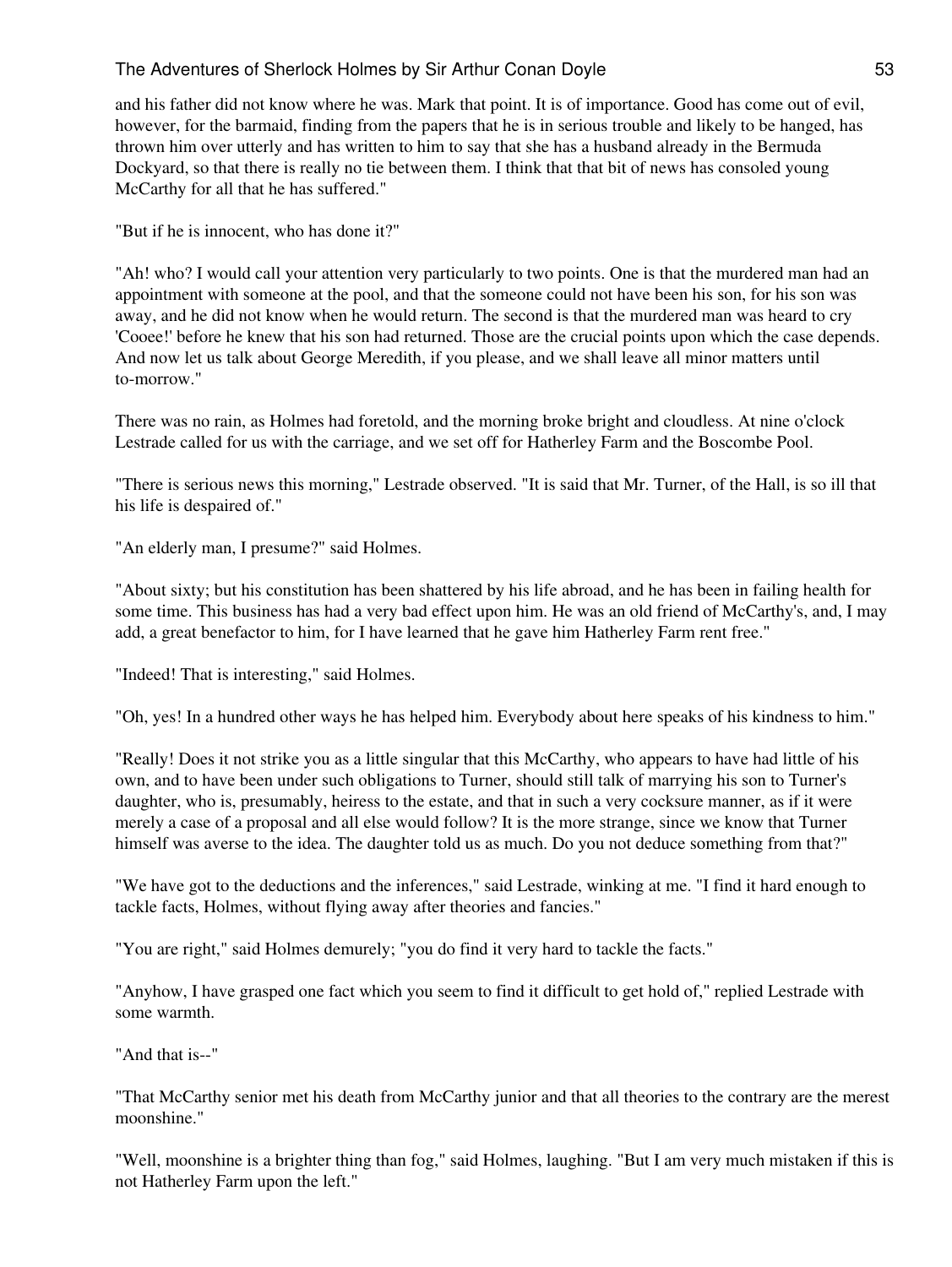and his father did not know where he was. Mark that point. It is of importance. Good has come out of evil, however, for the barmaid, finding from the papers that he is in serious trouble and likely to be hanged, has thrown him over utterly and has written to him to say that she has a husband already in the Bermuda Dockyard, so that there is really no tie between them. I think that that bit of news has consoled young McCarthy for all that he has suffered."

"But if he is innocent, who has done it?"

"Ah! who? I would call your attention very particularly to two points. One is that the murdered man had an appointment with someone at the pool, and that the someone could not have been his son, for his son was away, and he did not know when he would return. The second is that the murdered man was heard to cry 'Cooee!' before he knew that his son had returned. Those are the crucial points upon which the case depends. And now let us talk about George Meredith, if you please, and we shall leave all minor matters until to-morrow."

There was no rain, as Holmes had foretold, and the morning broke bright and cloudless. At nine o'clock Lestrade called for us with the carriage, and we set off for Hatherley Farm and the Boscombe Pool.

"There is serious news this morning," Lestrade observed. "It is said that Mr. Turner, of the Hall, is so ill that his life is despaired of."

"An elderly man, I presume?" said Holmes.

"About sixty; but his constitution has been shattered by his life abroad, and he has been in failing health for some time. This business has had a very bad effect upon him. He was an old friend of McCarthy's, and, I may add, a great benefactor to him, for I have learned that he gave him Hatherley Farm rent free."

"Indeed! That is interesting," said Holmes.

"Oh, yes! In a hundred other ways he has helped him. Everybody about here speaks of his kindness to him."

"Really! Does it not strike you as a little singular that this McCarthy, who appears to have had little of his own, and to have been under such obligations to Turner, should still talk of marrying his son to Turner's daughter, who is, presumably, heiress to the estate, and that in such a very cocksure manner, as if it were merely a case of a proposal and all else would follow? It is the more strange, since we know that Turner himself was averse to the idea. The daughter told us as much. Do you not deduce something from that?"

"We have got to the deductions and the inferences," said Lestrade, winking at me. "I find it hard enough to tackle facts, Holmes, without flying away after theories and fancies."

"You are right," said Holmes demurely; "you do find it very hard to tackle the facts."

"Anyhow, I have grasped one fact which you seem to find it difficult to get hold of," replied Lestrade with some warmth.

"And that is--"

"That McCarthy senior met his death from McCarthy junior and that all theories to the contrary are the merest moonshine."

"Well, moonshine is a brighter thing than fog," said Holmes, laughing. "But I am very much mistaken if this is not Hatherley Farm upon the left."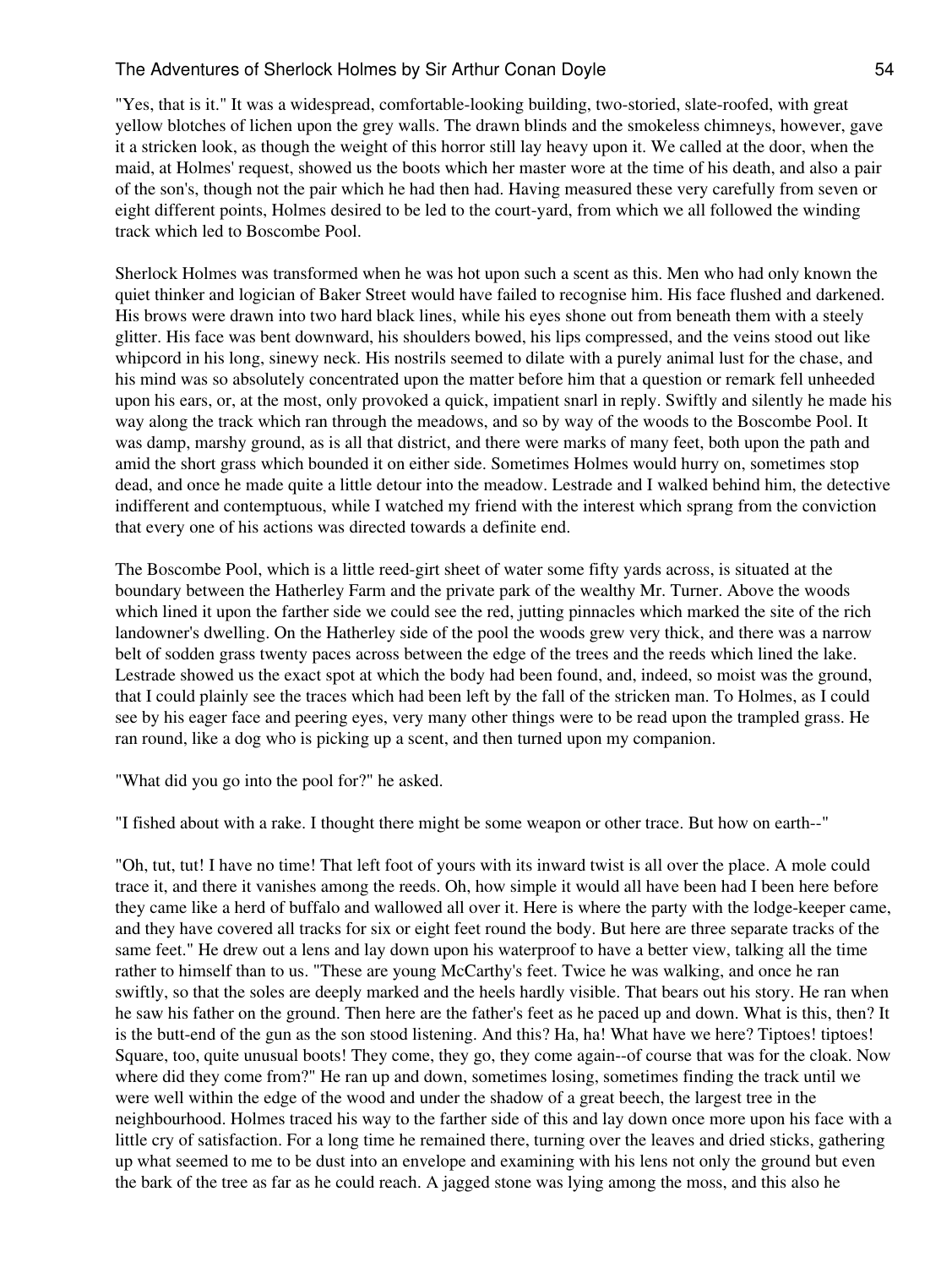"Yes, that is it." It was a widespread, comfortable-looking building, two-storied, slate-roofed, with great yellow blotches of lichen upon the grey walls. The drawn blinds and the smokeless chimneys, however, gave it a stricken look, as though the weight of this horror still lay heavy upon it. We called at the door, when the maid, at Holmes' request, showed us the boots which her master wore at the time of his death, and also a pair of the son's, though not the pair which he had then had. Having measured these very carefully from seven or eight different points, Holmes desired to be led to the court-yard, from which we all followed the winding track which led to Boscombe Pool.

Sherlock Holmes was transformed when he was hot upon such a scent as this. Men who had only known the quiet thinker and logician of Baker Street would have failed to recognise him. His face flushed and darkened. His brows were drawn into two hard black lines, while his eyes shone out from beneath them with a steely glitter. His face was bent downward, his shoulders bowed, his lips compressed, and the veins stood out like whipcord in his long, sinewy neck. His nostrils seemed to dilate with a purely animal lust for the chase, and his mind was so absolutely concentrated upon the matter before him that a question or remark fell unheeded upon his ears, or, at the most, only provoked a quick, impatient snarl in reply. Swiftly and silently he made his way along the track which ran through the meadows, and so by way of the woods to the Boscombe Pool. It was damp, marshy ground, as is all that district, and there were marks of many feet, both upon the path and amid the short grass which bounded it on either side. Sometimes Holmes would hurry on, sometimes stop dead, and once he made quite a little detour into the meadow. Lestrade and I walked behind him, the detective indifferent and contemptuous, while I watched my friend with the interest which sprang from the conviction that every one of his actions was directed towards a definite end.

The Boscombe Pool, which is a little reed-girt sheet of water some fifty yards across, is situated at the boundary between the Hatherley Farm and the private park of the wealthy Mr. Turner. Above the woods which lined it upon the farther side we could see the red, jutting pinnacles which marked the site of the rich landowner's dwelling. On the Hatherley side of the pool the woods grew very thick, and there was a narrow belt of sodden grass twenty paces across between the edge of the trees and the reeds which lined the lake. Lestrade showed us the exact spot at which the body had been found, and, indeed, so moist was the ground, that I could plainly see the traces which had been left by the fall of the stricken man. To Holmes, as I could see by his eager face and peering eyes, very many other things were to be read upon the trampled grass. He ran round, like a dog who is picking up a scent, and then turned upon my companion.

"What did you go into the pool for?" he asked.

"I fished about with a rake. I thought there might be some weapon or other trace. But how on earth--"

"Oh, tut, tut! I have no time! That left foot of yours with its inward twist is all over the place. A mole could trace it, and there it vanishes among the reeds. Oh, how simple it would all have been had I been here before they came like a herd of buffalo and wallowed all over it. Here is where the party with the lodge-keeper came, and they have covered all tracks for six or eight feet round the body. But here are three separate tracks of the same feet." He drew out a lens and lay down upon his waterproof to have a better view, talking all the time rather to himself than to us. "These are young McCarthy's feet. Twice he was walking, and once he ran swiftly, so that the soles are deeply marked and the heels hardly visible. That bears out his story. He ran when he saw his father on the ground. Then here are the father's feet as he paced up and down. What is this, then? It is the butt-end of the gun as the son stood listening. And this? Ha, ha! What have we here? Tiptoes! tiptoes! Square, too, quite unusual boots! They come, they go, they come again--of course that was for the cloak. Now where did they come from?" He ran up and down, sometimes losing, sometimes finding the track until we were well within the edge of the wood and under the shadow of a great beech, the largest tree in the neighbourhood. Holmes traced his way to the farther side of this and lay down once more upon his face with a little cry of satisfaction. For a long time he remained there, turning over the leaves and dried sticks, gathering up what seemed to me to be dust into an envelope and examining with his lens not only the ground but even the bark of the tree as far as he could reach. A jagged stone was lying among the moss, and this also he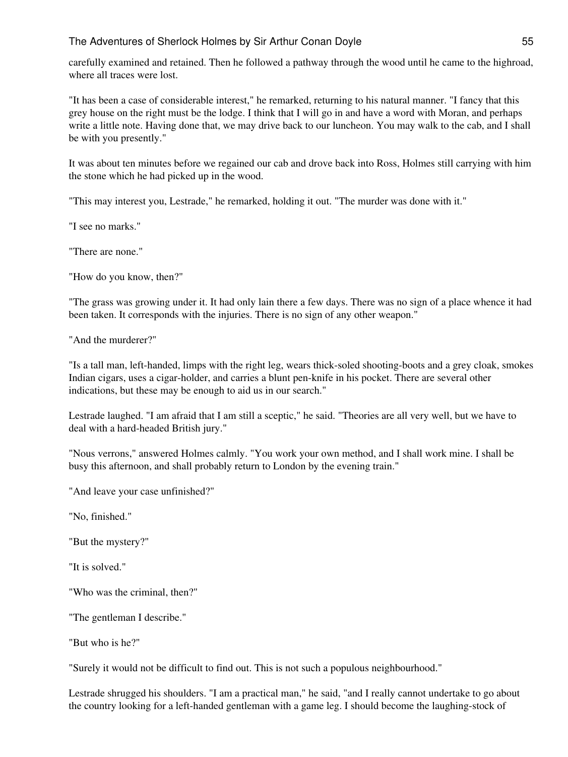carefully examined and retained. Then he followed a pathway through the wood until he came to the highroad, where all traces were lost.

"It has been a case of considerable interest," he remarked, returning to his natural manner. "I fancy that this grey house on the right must be the lodge. I think that I will go in and have a word with Moran, and perhaps write a little note. Having done that, we may drive back to our luncheon. You may walk to the cab, and I shall be with you presently."

It was about ten minutes before we regained our cab and drove back into Ross, Holmes still carrying with him the stone which he had picked up in the wood.

"This may interest you, Lestrade," he remarked, holding it out. "The murder was done with it."

"I see no marks."

"There are none."

"How do you know, then?"

"The grass was growing under it. It had only lain there a few days. There was no sign of a place whence it had been taken. It corresponds with the injuries. There is no sign of any other weapon."

"And the murderer?"

"Is a tall man, left-handed, limps with the right leg, wears thick-soled shooting-boots and a grey cloak, smokes Indian cigars, uses a cigar-holder, and carries a blunt pen-knife in his pocket. There are several other indications, but these may be enough to aid us in our search."

Lestrade laughed. "I am afraid that I am still a sceptic," he said. "Theories are all very well, but we have to deal with a hard-headed British jury."

"Nous verrons," answered Holmes calmly. "You work your own method, and I shall work mine. I shall be busy this afternoon, and shall probably return to London by the evening train."

"And leave your case unfinished?"

"No, finished."

"But the mystery?"

"It is solved."

"Who was the criminal, then?"

"The gentleman I describe."

"But who is he?"

"Surely it would not be difficult to find out. This is not such a populous neighbourhood."

Lestrade shrugged his shoulders. "I am a practical man," he said, "and I really cannot undertake to go about the country looking for a left-handed gentleman with a game leg. I should become the laughing-stock of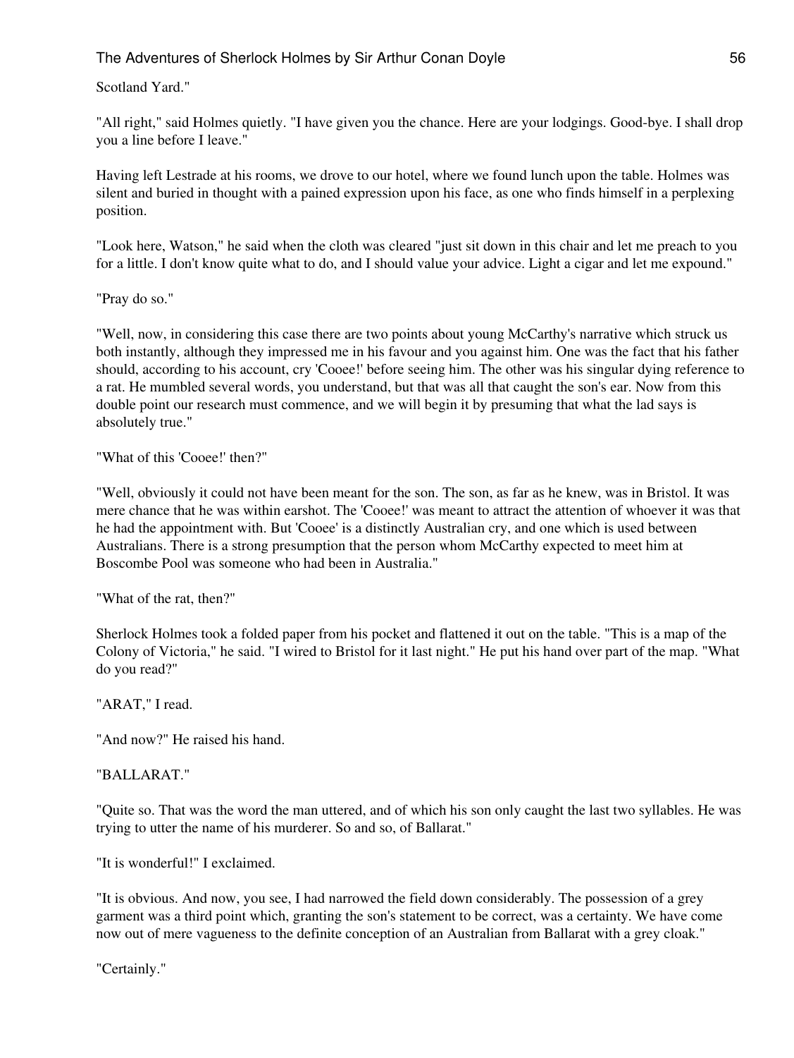Scotland Yard."

"All right," said Holmes quietly. "I have given you the chance. Here are your lodgings. Good-bye. I shall drop you a line before I leave."

Having left Lestrade at his rooms, we drove to our hotel, where we found lunch upon the table. Holmes was silent and buried in thought with a pained expression upon his face, as one who finds himself in a perplexing position.

"Look here, Watson," he said when the cloth was cleared "just sit down in this chair and let me preach to you for a little. I don't know quite what to do, and I should value your advice. Light a cigar and let me expound."

"Pray do so."

"Well, now, in considering this case there are two points about young McCarthy's narrative which struck us both instantly, although they impressed me in his favour and you against him. One was the fact that his father should, according to his account, cry 'Cooee!' before seeing him. The other was his singular dying reference to a rat. He mumbled several words, you understand, but that was all that caught the son's ear. Now from this double point our research must commence, and we will begin it by presuming that what the lad says is absolutely true."

"What of this 'Cooee!' then?"

"Well, obviously it could not have been meant for the son. The son, as far as he knew, was in Bristol. It was mere chance that he was within earshot. The 'Cooee!' was meant to attract the attention of whoever it was that he had the appointment with. But 'Cooee' is a distinctly Australian cry, and one which is used between Australians. There is a strong presumption that the person whom McCarthy expected to meet him at Boscombe Pool was someone who had been in Australia."

"What of the rat, then?"

Sherlock Holmes took a folded paper from his pocket and flattened it out on the table. "This is a map of the Colony of Victoria," he said. "I wired to Bristol for it last night." He put his hand over part of the map. "What do you read?"

"ARAT," I read.

"And now?" He raised his hand.

"BALLARAT."

"Quite so. That was the word the man uttered, and of which his son only caught the last two syllables. He was trying to utter the name of his murderer. So and so, of Ballarat."

"It is wonderful!" I exclaimed.

"It is obvious. And now, you see, I had narrowed the field down considerably. The possession of a grey garment was a third point which, granting the son's statement to be correct, was a certainty. We have come now out of mere vagueness to the definite conception of an Australian from Ballarat with a grey cloak."

"Certainly."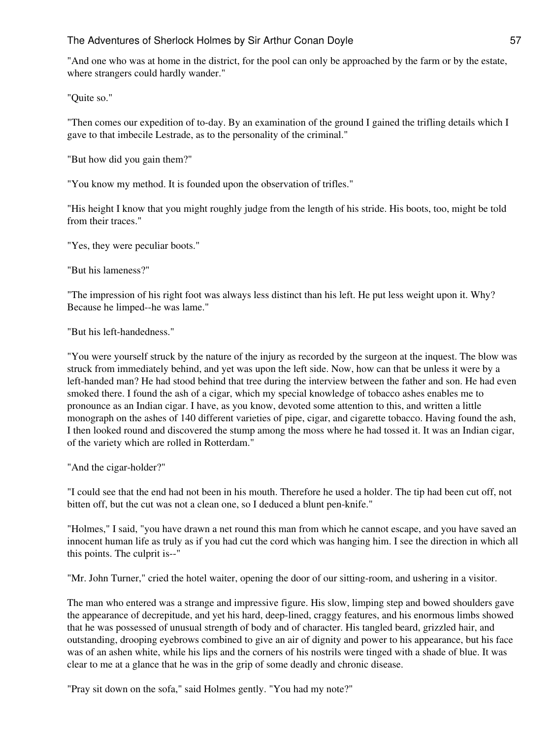"And one who was at home in the district, for the pool can only be approached by the farm or by the estate, where strangers could hardly wander."

"Quite so."

"Then comes our expedition of to-day. By an examination of the ground I gained the trifling details which I gave to that imbecile Lestrade, as to the personality of the criminal."

"But how did you gain them?"

"You know my method. It is founded upon the observation of trifles."

"His height I know that you might roughly judge from the length of his stride. His boots, too, might be told from their traces."

"Yes, they were peculiar boots."

"But his lameness?"

"The impression of his right foot was always less distinct than his left. He put less weight upon it. Why? Because he limped--he was lame."

"But his left-handedness."

"You were yourself struck by the nature of the injury as recorded by the surgeon at the inquest. The blow was struck from immediately behind, and yet was upon the left side. Now, how can that be unless it were by a left-handed man? He had stood behind that tree during the interview between the father and son. He had even smoked there. I found the ash of a cigar, which my special knowledge of tobacco ashes enables me to pronounce as an Indian cigar. I have, as you know, devoted some attention to this, and written a little monograph on the ashes of 140 different varieties of pipe, cigar, and cigarette tobacco. Having found the ash, I then looked round and discovered the stump among the moss where he had tossed it. It was an Indian cigar, of the variety which are rolled in Rotterdam."

"And the cigar-holder?"

"I could see that the end had not been in his mouth. Therefore he used a holder. The tip had been cut off, not bitten off, but the cut was not a clean one, so I deduced a blunt pen-knife."

"Holmes," I said, "you have drawn a net round this man from which he cannot escape, and you have saved an innocent human life as truly as if you had cut the cord which was hanging him. I see the direction in which all this points. The culprit is--"

"Mr. John Turner," cried the hotel waiter, opening the door of our sitting-room, and ushering in a visitor.

The man who entered was a strange and impressive figure. His slow, limping step and bowed shoulders gave the appearance of decrepitude, and yet his hard, deep-lined, craggy features, and his enormous limbs showed that he was possessed of unusual strength of body and of character. His tangled beard, grizzled hair, and outstanding, drooping eyebrows combined to give an air of dignity and power to his appearance, but his face was of an ashen white, while his lips and the corners of his nostrils were tinged with a shade of blue. It was clear to me at a glance that he was in the grip of some deadly and chronic disease.

"Pray sit down on the sofa," said Holmes gently. "You had my note?"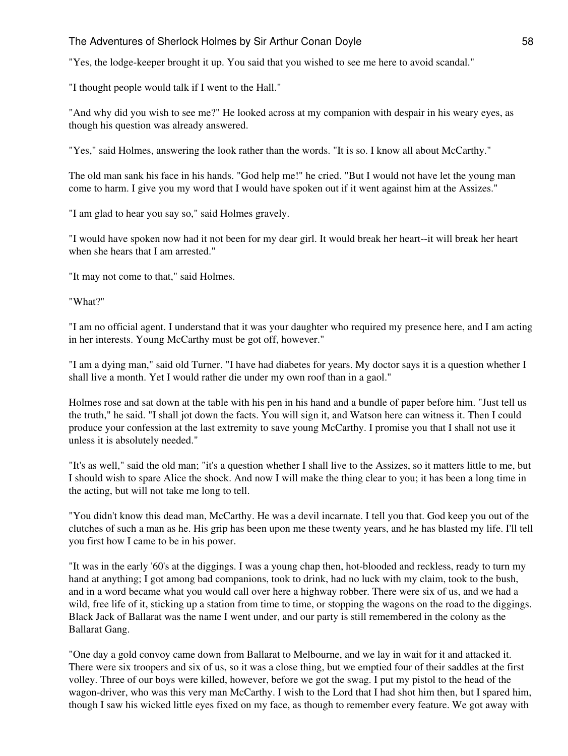"Yes, the lodge-keeper brought it up. You said that you wished to see me here to avoid scandal."

"I thought people would talk if I went to the Hall."

"And why did you wish to see me?" He looked across at my companion with despair in his weary eyes, as though his question was already answered.

"Yes," said Holmes, answering the look rather than the words. "It is so. I know all about McCarthy."

The old man sank his face in his hands. "God help me!" he cried. "But I would not have let the young man come to harm. I give you my word that I would have spoken out if it went against him at the Assizes."

"I am glad to hear you say so," said Holmes gravely.

"I would have spoken now had it not been for my dear girl. It would break her heart--it will break her heart when she hears that I am arrested."

"It may not come to that," said Holmes.

"What?"

"I am no official agent. I understand that it was your daughter who required my presence here, and I am acting in her interests. Young McCarthy must be got off, however."

"I am a dying man," said old Turner. "I have had diabetes for years. My doctor says it is a question whether I shall live a month. Yet I would rather die under my own roof than in a gaol."

Holmes rose and sat down at the table with his pen in his hand and a bundle of paper before him. "Just tell us the truth," he said. "I shall jot down the facts. You will sign it, and Watson here can witness it. Then I could produce your confession at the last extremity to save young McCarthy. I promise you that I shall not use it unless it is absolutely needed."

"It's as well," said the old man; "it's a question whether I shall live to the Assizes, so it matters little to me, but I should wish to spare Alice the shock. And now I will make the thing clear to you; it has been a long time in the acting, but will not take me long to tell.

"You didn't know this dead man, McCarthy. He was a devil incarnate. I tell you that. God keep you out of the clutches of such a man as he. His grip has been upon me these twenty years, and he has blasted my life. I'll tell you first how I came to be in his power.

"It was in the early '60's at the diggings. I was a young chap then, hot-blooded and reckless, ready to turn my hand at anything; I got among bad companions, took to drink, had no luck with my claim, took to the bush, and in a word became what you would call over here a highway robber. There were six of us, and we had a wild, free life of it, sticking up a station from time to time, or stopping the wagons on the road to the diggings. Black Jack of Ballarat was the name I went under, and our party is still remembered in the colony as the Ballarat Gang.

"One day a gold convoy came down from Ballarat to Melbourne, and we lay in wait for it and attacked it. There were six troopers and six of us, so it was a close thing, but we emptied four of their saddles at the first volley. Three of our boys were killed, however, before we got the swag. I put my pistol to the head of the wagon-driver, who was this very man McCarthy. I wish to the Lord that I had shot him then, but I spared him, though I saw his wicked little eyes fixed on my face, as though to remember every feature. We got away with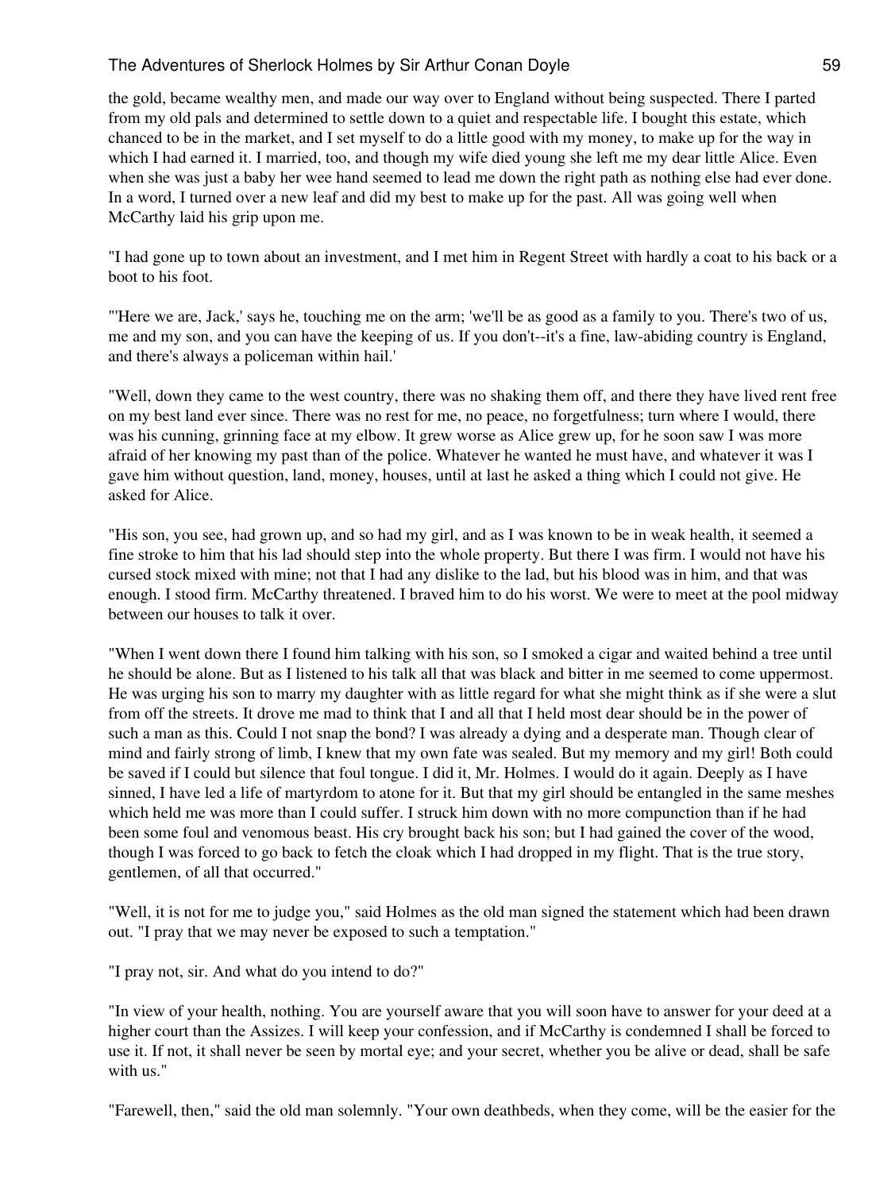the gold, became wealthy men, and made our way over to England without being suspected. There I parted from my old pals and determined to settle down to a quiet and respectable life. I bought this estate, which chanced to be in the market, and I set myself to do a little good with my money, to make up for the way in which I had earned it. I married, too, and though my wife died young she left me my dear little Alice. Even when she was just a baby her wee hand seemed to lead me down the right path as nothing else had ever done. In a word, I turned over a new leaf and did my best to make up for the past. All was going well when McCarthy laid his grip upon me.

"I had gone up to town about an investment, and I met him in Regent Street with hardly a coat to his back or a boot to his foot.

"'Here we are, Jack,' says he, touching me on the arm; 'we'll be as good as a family to you. There's two of us, me and my son, and you can have the keeping of us. If you don't--it's a fine, law-abiding country is England, and there's always a policeman within hail.'

"Well, down they came to the west country, there was no shaking them off, and there they have lived rent free on my best land ever since. There was no rest for me, no peace, no forgetfulness; turn where I would, there was his cunning, grinning face at my elbow. It grew worse as Alice grew up, for he soon saw I was more afraid of her knowing my past than of the police. Whatever he wanted he must have, and whatever it was I gave him without question, land, money, houses, until at last he asked a thing which I could not give. He asked for Alice.

"His son, you see, had grown up, and so had my girl, and as I was known to be in weak health, it seemed a fine stroke to him that his lad should step into the whole property. But there I was firm. I would not have his cursed stock mixed with mine; not that I had any dislike to the lad, but his blood was in him, and that was enough. I stood firm. McCarthy threatened. I braved him to do his worst. We were to meet at the pool midway between our houses to talk it over.

"When I went down there I found him talking with his son, so I smoked a cigar and waited behind a tree until he should be alone. But as I listened to his talk all that was black and bitter in me seemed to come uppermost. He was urging his son to marry my daughter with as little regard for what she might think as if she were a slut from off the streets. It drove me mad to think that I and all that I held most dear should be in the power of such a man as this. Could I not snap the bond? I was already a dying and a desperate man. Though clear of mind and fairly strong of limb, I knew that my own fate was sealed. But my memory and my girl! Both could be saved if I could but silence that foul tongue. I did it, Mr. Holmes. I would do it again. Deeply as I have sinned, I have led a life of martyrdom to atone for it. But that my girl should be entangled in the same meshes which held me was more than I could suffer. I struck him down with no more compunction than if he had been some foul and venomous beast. His cry brought back his son; but I had gained the cover of the wood, though I was forced to go back to fetch the cloak which I had dropped in my flight. That is the true story, gentlemen, of all that occurred."

"Well, it is not for me to judge you," said Holmes as the old man signed the statement which had been drawn out. "I pray that we may never be exposed to such a temptation."

"I pray not, sir. And what do you intend to do?"

"In view of your health, nothing. You are yourself aware that you will soon have to answer for your deed at a higher court than the Assizes. I will keep your confession, and if McCarthy is condemned I shall be forced to use it. If not, it shall never be seen by mortal eye; and your secret, whether you be alive or dead, shall be safe with us."

"Farewell, then," said the old man solemnly. "Your own deathbeds, when they come, will be the easier for the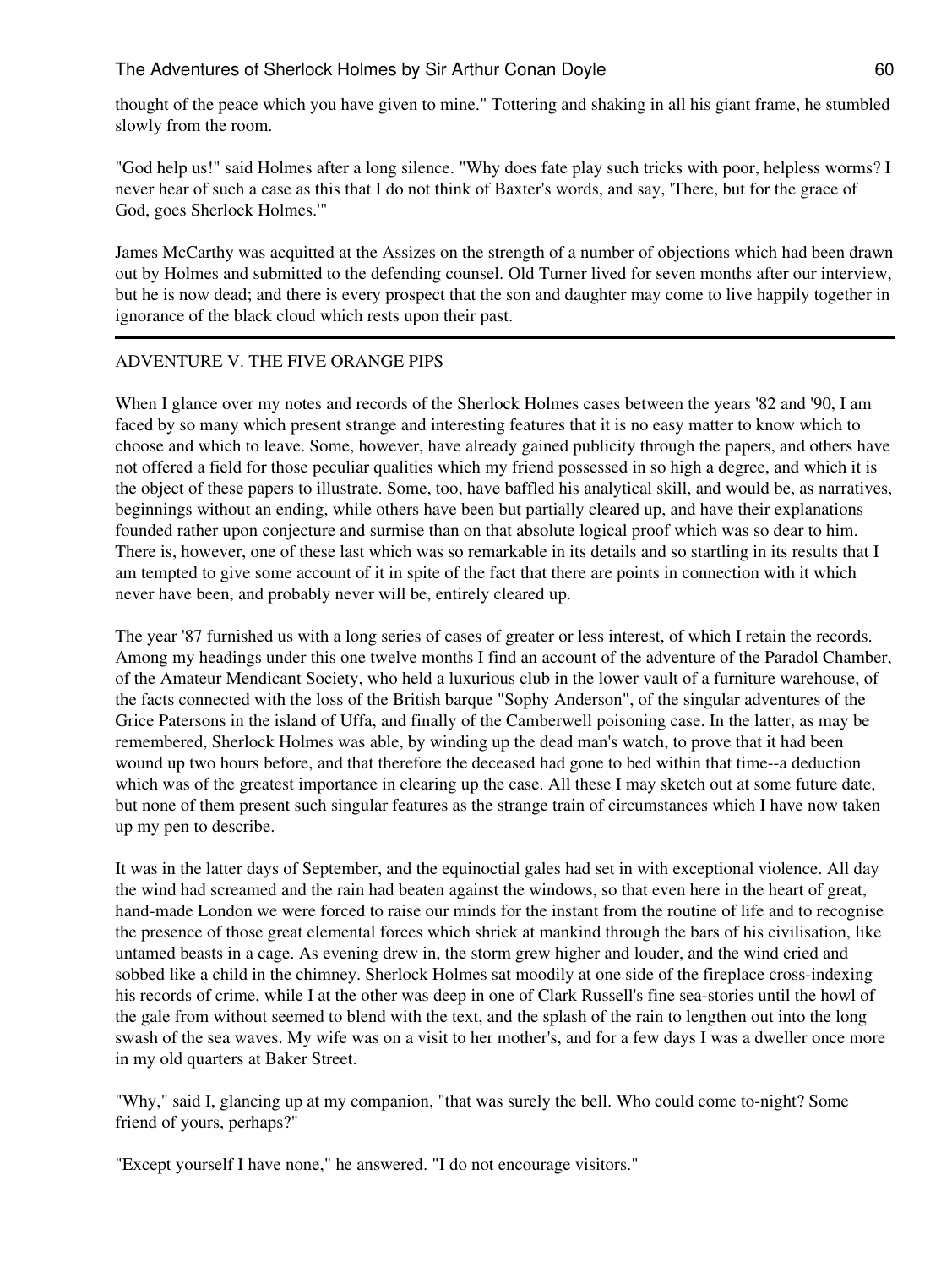thought of the peace which you have given to mine." Tottering and shaking in all his giant frame, he stumbled slowly from the room.

"God help us!" said Holmes after a long silence. "Why does fate play such tricks with poor, helpless worms? I never hear of such a case as this that I do not think of Baxter's words, and say, 'There, but for the grace of God, goes Sherlock Holmes.'"

James McCarthy was acquitted at the Assizes on the strength of a number of objections which had been drawn out by Holmes and submitted to the defending counsel. Old Turner lived for seven months after our interview, but he is now dead; and there is every prospect that the son and daughter may come to live happily together in ignorance of the black cloud which rests upon their past.

---

## ADVENTURE V. THE FIVE ORANGE PIPS

When I glance over my notes and records of the Sherlock Holmes cases between the years '82 and '90, I am faced by so many which present strange and interesting features that it is no easy matter to know which to choose and which to leave. Some, however, have already gained publicity through the papers, and others have not offered a field for those peculiar qualities which my friend possessed in so high a degree, and which it is the object of these papers to illustrate. Some, too, have baffled his analytical skill, and would be, as narratives, beginnings without an ending, while others have been but partially cleared up, and have their explanations founded rather upon conjecture and surmise than on that absolute logical proof which was so dear to him. There is, however, one of these last which was so remarkable in its details and so startling in its results that I am tempted to give some account of it in spite of the fact that there are points in connection with it which never have been, and probably never will be, entirely cleared up.

The year '87 furnished us with a long series of cases of greater or less interest, of which I retain the records. Among my headings under this one twelve months I find an account of the adventure of the Paradol Chamber, of the Amateur Mendicant Society, who held a luxurious club in the lower vault of a furniture warehouse, of the facts connected with the loss of the British barque "Sophy Anderson", of the singular adventures of the Grice Patersons in the island of Uffa, and finally of the Camberwell poisoning case. In the latter, as may be remembered, Sherlock Holmes was able, by winding up the dead man's watch, to prove that it had been wound up two hours before, and that therefore the deceased had gone to bed within that time--a deduction which was of the greatest importance in clearing up the case. All these I may sketch out at some future date, but none of them present such singular features as the strange train of circumstances which I have now taken up my pen to describe.

It was in the latter days of September, and the equinoctial gales had set in with exceptional violence. All day the wind had screamed and the rain had beaten against the windows, so that even here in the heart of great, hand-made London we were forced to raise our minds for the instant from the routine of life and to recognise the presence of those great elemental forces which shriek at mankind through the bars of his civilisation, like untamed beasts in a cage. As evening drew in, the storm grew higher and louder, and the wind cried and sobbed like a child in the chimney. Sherlock Holmes sat moodily at one side of the fireplace cross-indexing his records of crime, while I at the other was deep in one of Clark Russell's fine sea-stories until the howl of the gale from without seemed to blend with the text, and the splash of the rain to lengthen out into the long swash of the sea waves. My wife was on a visit to her mother's, and for a few days I was a dweller once more in my old quarters at Baker Street.

"Why," said I, glancing up at my companion, "that was surely the bell. Who could come to-night? Some friend of yours, perhaps?"

"Except yourself I have none," he answered. "I do not encourage visitors."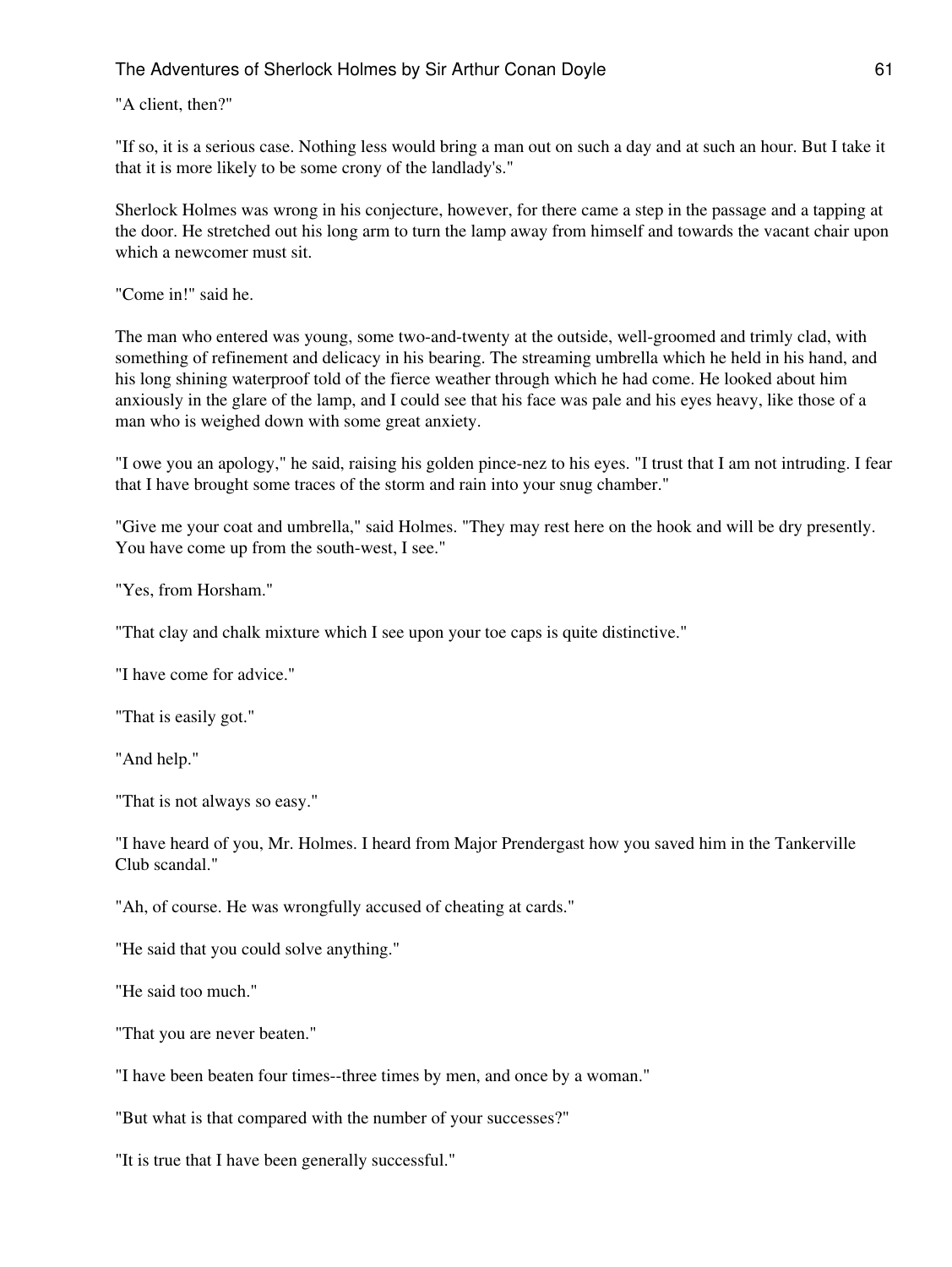"A client, then?"

"If so, it is a serious case. Nothing less would bring a man out on such a day and at such an hour. But I take it that it is more likely to be some crony of the landlady's."

Sherlock Holmes was wrong in his conjecture, however, for there came a step in the passage and a tapping at the door. He stretched out his long arm to turn the lamp away from himself and towards the vacant chair upon which a newcomer must sit.

"Come in!" said he.

The man who entered was young, some two-and-twenty at the outside, well-groomed and trimly clad, with something of refinement and delicacy in his bearing. The streaming umbrella which he held in his hand, and his long shining waterproof told of the fierce weather through which he had come. He looked about him anxiously in the glare of the lamp, and I could see that his face was pale and his eyes heavy, like those of a man who is weighed down with some great anxiety.

"I owe you an apology," he said, raising his golden pince-nez to his eyes. "I trust that I am not intruding. I fear that I have brought some traces of the storm and rain into your snug chamber."

"Give me your coat and umbrella," said Holmes. "They may rest here on the hook and will be dry presently. You have come up from the south-west, I see."

"Yes, from Horsham."

"That clay and chalk mixture which I see upon your toe caps is quite distinctive."

"I have come for advice."

"That is easily got."

"And help."

"That is not always so easy."

"I have heard of you, Mr. Holmes. I heard from Major Prendergast how you saved him in the Tankerville Club scandal."

"Ah, of course. He was wrongfully accused of cheating at cards."

"He said that you could solve anything."

"He said too much."

"That you are never beaten."

"I have been beaten four times--three times by men, and once by a woman."

"But what is that compared with the number of your successes?"

"It is true that I have been generally successful."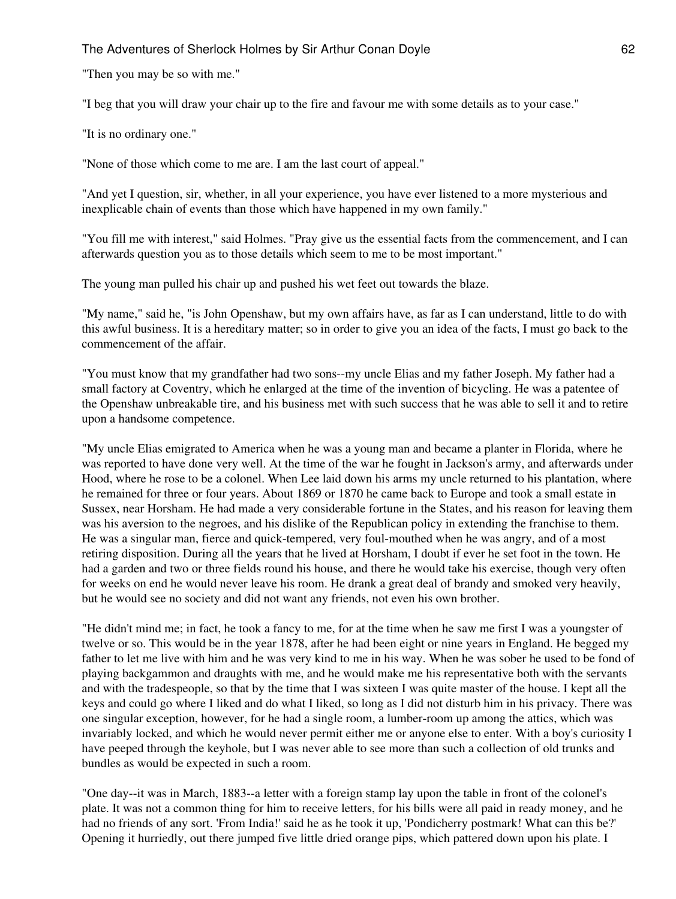"Then you may be so with me."

"I beg that you will draw your chair up to the fire and favour me with some details as to your case."

"It is no ordinary one."

"None of those which come to me are. I am the last court of appeal."

"And yet I question, sir, whether, in all your experience, you have ever listened to a more mysterious and inexplicable chain of events than those which have happened in my own family."

"You fill me with interest," said Holmes. "Pray give us the essential facts from the commencement, and I can afterwards question you as to those details which seem to me to be most important."

The young man pulled his chair up and pushed his wet feet out towards the blaze.

"My name," said he, "is John Openshaw, but my own affairs have, as far as I can understand, little to do with this awful business. It is a hereditary matter; so in order to give you an idea of the facts, I must go back to the commencement of the affair.

"You must know that my grandfather had two sons--my uncle Elias and my father Joseph. My father had a small factory at Coventry, which he enlarged at the time of the invention of bicycling. He was a patentee of the Openshaw unbreakable tire, and his business met with such success that he was able to sell it and to retire upon a handsome competence.

"My uncle Elias emigrated to America when he was a young man and became a planter in Florida, where he was reported to have done very well. At the time of the war he fought in Jackson's army, and afterwards under Hood, where he rose to be a colonel. When Lee laid down his arms my uncle returned to his plantation, where he remained for three or four years. About 1869 or 1870 he came back to Europe and took a small estate in Sussex, near Horsham. He had made a very considerable fortune in the States, and his reason for leaving them was his aversion to the negroes, and his dislike of the Republican policy in extending the franchise to them. He was a singular man, fierce and quick-tempered, very foul-mouthed when he was angry, and of a most retiring disposition. During all the years that he lived at Horsham, I doubt if ever he set foot in the town. He had a garden and two or three fields round his house, and there he would take his exercise, though very often for weeks on end he would never leave his room. He drank a great deal of brandy and smoked very heavily, but he would see no society and did not want any friends, not even his own brother.

"He didn't mind me; in fact, he took a fancy to me, for at the time when he saw me first I was a youngster of twelve or so. This would be in the year 1878, after he had been eight or nine years in England. He begged my father to let me live with him and he was very kind to me in his way. When he was sober he used to be fond of playing backgammon and draughts with me, and he would make me his representative both with the servants and with the tradespeople, so that by the time that I was sixteen I was quite master of the house. I kept all the keys and could go where I liked and do what I liked, so long as I did not disturb him in his privacy. There was one singular exception, however, for he had a single room, a lumber-room up among the attics, which was invariably locked, and which he would never permit either me or anyone else to enter. With a boy's curiosity I have peeped through the keyhole, but I was never able to see more than such a collection of old trunks and bundles as would be expected in such a room.

"One day--it was in March, 1883--a letter with a foreign stamp lay upon the table in front of the colonel's plate. It was not a common thing for him to receive letters, for his bills were all paid in ready money, and he had no friends of any sort. 'From India!' said he as he took it up, 'Pondicherry postmark! What can this be?' Opening it hurriedly, out there jumped five little dried orange pips, which pattered down upon his plate. I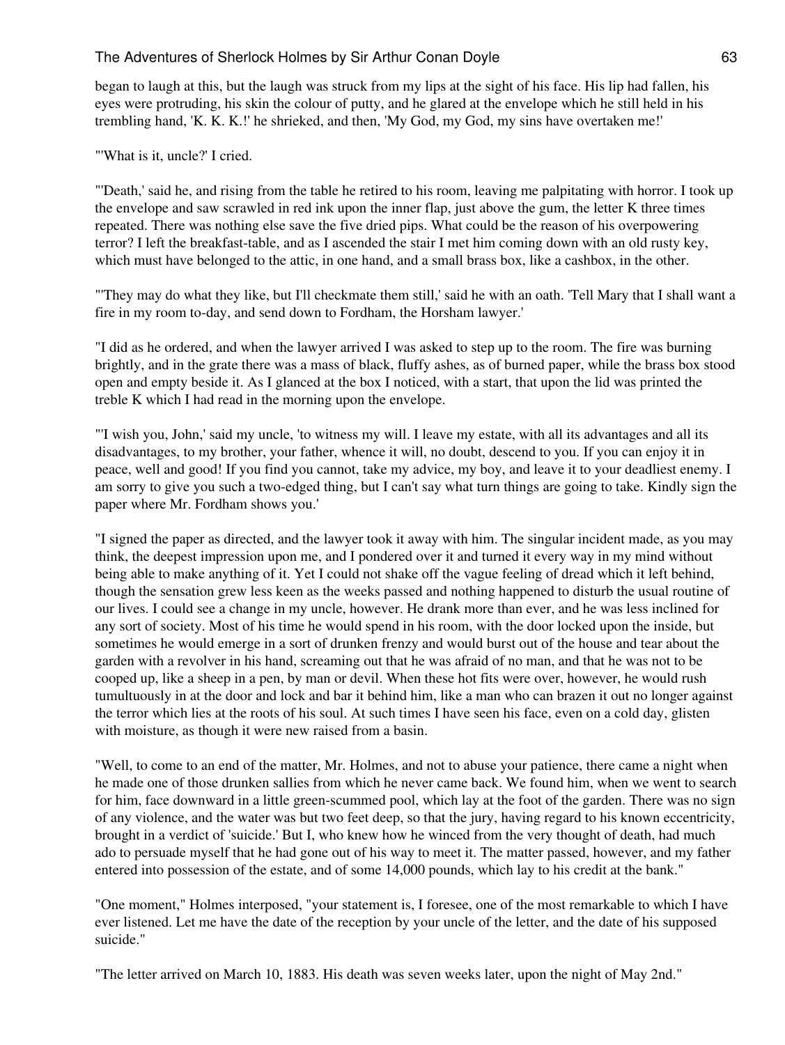began to laugh at this, but the laugh was struck from my lips at the sight of his face. His lip had fallen, his eyes were protruding, his skin the colour of putty, and he glared at the envelope which he still held in his trembling hand, 'K. K. K.!' he shrieked, and then, 'My God, my God, my sins have overtaken me!'

"'What is it, uncle?' I cried.

"'Death,' said he, and rising from the table he retired to his room, leaving me palpitating with horror. I took up the envelope and saw scrawled in red ink upon the inner flap, just above the gum, the letter K three times repeated. There was nothing else save the five dried pips. What could be the reason of his overpowering terror? I left the breakfast-table, and as I ascended the stair I met him coming down with an old rusty key, which must have belonged to the attic, in one hand, and a small brass box, like a cashbox, in the other.

"'They may do what they like, but I'll checkmate them still,' said he with an oath. 'Tell Mary that I shall want a fire in my room to-day, and send down to Fordham, the Horsham lawyer.'

"I did as he ordered, and when the lawyer arrived I was asked to step up to the room. The fire was burning brightly, and in the grate there was a mass of black, fluffy ashes, as of burned paper, while the brass box stood open and empty beside it. As I glanced at the box I noticed, with a start, that upon the lid was printed the treble K which I had read in the morning upon the envelope.

"'I wish you, John,' said my uncle, 'to witness my will. I leave my estate, with all its advantages and all its disadvantages, to my brother, your father, whence it will, no doubt, descend to you. If you can enjoy it in peace, well and good! If you find you cannot, take my advice, my boy, and leave it to your deadliest enemy. I am sorry to give you such a two-edged thing, but I can't say what turn things are going to take. Kindly sign the paper where Mr. Fordham shows you.'

"I signed the paper as directed, and the lawyer took it away with him. The singular incident made, as you may think, the deepest impression upon me, and I pondered over it and turned it every way in my mind without being able to make anything of it. Yet I could not shake off the vague feeling of dread which it left behind, though the sensation grew less keen as the weeks passed and nothing happened to disturb the usual routine of our lives. I could see a change in my uncle, however. He drank more than ever, and he was less inclined for any sort of society. Most of his time he would spend in his room, with the door locked upon the inside, but sometimes he would emerge in a sort of drunken frenzy and would burst out of the house and tear about the garden with a revolver in his hand, screaming out that he was afraid of no man, and that he was not to be cooped up, like a sheep in a pen, by man or devil. When these hot fits were over, however, he would rush tumultuously in at the door and lock and bar it behind him, like a man who can brazen it out no longer against the terror which lies at the roots of his soul. At such times I have seen his face, even on a cold day, glisten with moisture, as though it were new raised from a basin.

"Well, to come to an end of the matter, Mr. Holmes, and not to abuse your patience, there came a night when he made one of those drunken sallies from which he never came back. We found him, when we went to search for him, face downward in a little green-scummed pool, which lay at the foot of the garden. There was no sign of any violence, and the water was but two feet deep, so that the jury, having regard to his known eccentricity, brought in a verdict of 'suicide.' But I, who knew how he winced from the very thought of death, had much ado to persuade myself that he had gone out of his way to meet it. The matter passed, however, and my father entered into possession of the estate, and of some 14,000 pounds, which lay to his credit at the bank."

"One moment," Holmes interposed, "your statement is, I foresee, one of the most remarkable to which I have ever listened. Let me have the date of the reception by your uncle of the letter, and the date of his supposed suicide."

"The letter arrived on March 10, 1883. His death was seven weeks later, upon the night of May 2nd."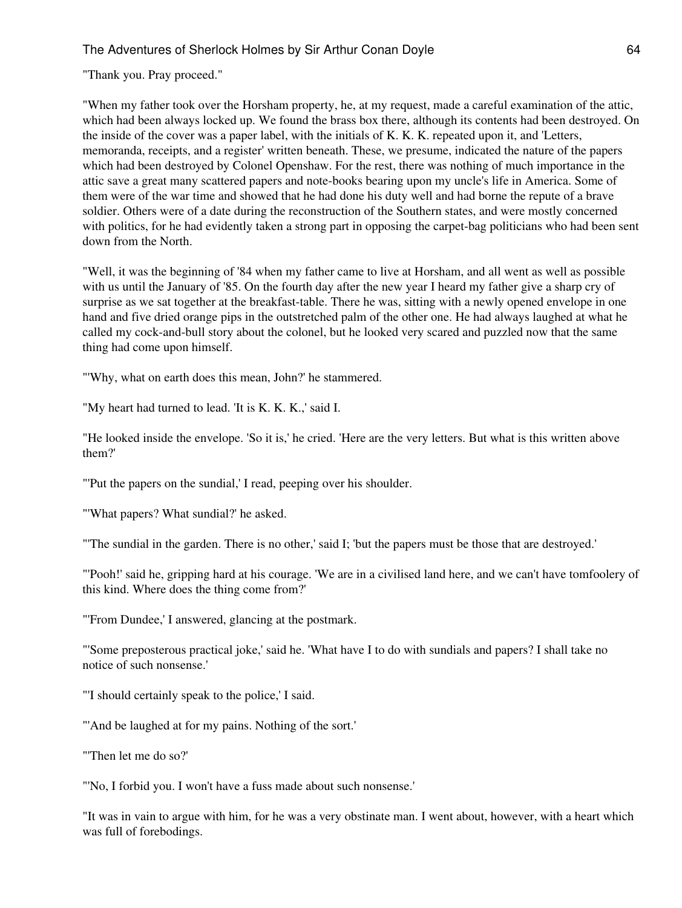"Thank you. Pray proceed."

"When my father took over the Horsham property, he, at my request, made a careful examination of the attic, which had been always locked up. We found the brass box there, although its contents had been destroyed. On the inside of the cover was a paper label, with the initials of K. K. K. repeated upon it, and 'Letters, memoranda, receipts, and a register' written beneath. These, we presume, indicated the nature of the papers which had been destroyed by Colonel Openshaw. For the rest, there was nothing of much importance in the attic save a great many scattered papers and note-books bearing upon my uncle's life in America. Some of them were of the war time and showed that he had done his duty well and had borne the repute of a brave soldier. Others were of a date during the reconstruction of the Southern states, and were mostly concerned with politics, for he had evidently taken a strong part in opposing the carpet-bag politicians who had been sent down from the North.

"Well, it was the beginning of '84 when my father came to live at Horsham, and all went as well as possible with us until the January of '85. On the fourth day after the new year I heard my father give a sharp cry of surprise as we sat together at the breakfast-table. There he was, sitting with a newly opened envelope in one hand and five dried orange pips in the outstretched palm of the other one. He had always laughed at what he called my cock-and-bull story about the colonel, but he looked very scared and puzzled now that the same thing had come upon himself.

"'Why, what on earth does this mean, John?' he stammered.

"My heart had turned to lead. 'It is K. K. K.,' said I.

"He looked inside the envelope. 'So it is,' he cried. 'Here are the very letters. But what is this written above them?'

"'Put the papers on the sundial,' I read, peeping over his shoulder.

"'What papers? What sundial?' he asked.

"'The sundial in the garden. There is no other,' said I; 'but the papers must be those that are destroyed.'

"'Pooh!' said he, gripping hard at his courage. 'We are in a civilised land here, and we can't have tomfoolery of this kind. Where does the thing come from?'

"'From Dundee,' I answered, glancing at the postmark.

"'Some preposterous practical joke,' said he. 'What have I to do with sundials and papers? I shall take no notice of such nonsense.'

"'I should certainly speak to the police,' I said.

"'And be laughed at for my pains. Nothing of the sort.'

"'Then let me do so?'

"'No, I forbid you. I won't have a fuss made about such nonsense.'

"It was in vain to argue with him, for he was a very obstinate man. I went about, however, with a heart which was full of forebodings.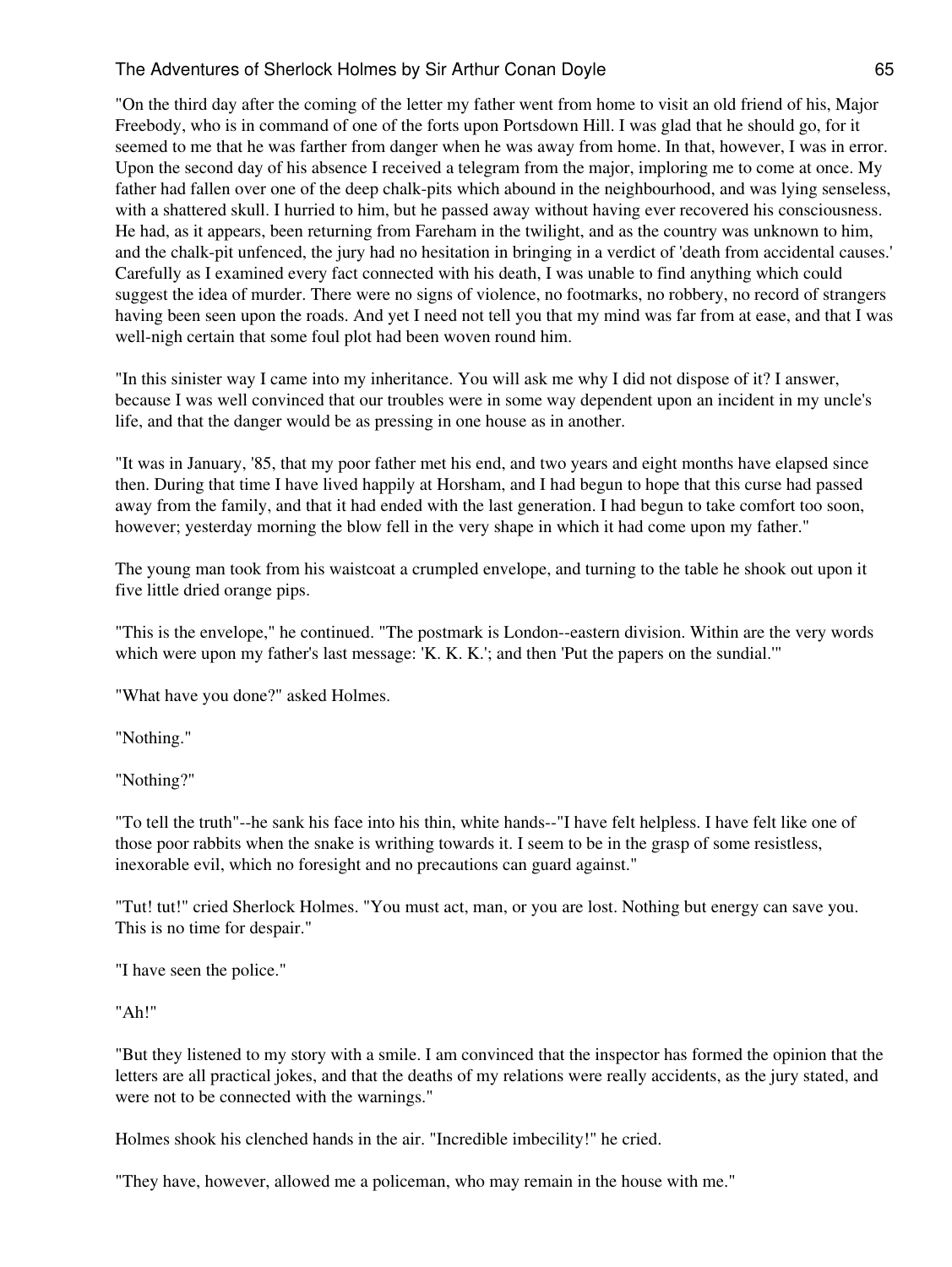"On the third day after the coming of the letter my father went from home to visit an old friend of his, Major Freebody, who is in command of one of the forts upon Portsdown Hill. I was glad that he should go, for it seemed to me that he was farther from danger when he was away from home. In that, however, I was in error. Upon the second day of his absence I received a telegram from the major, imploring me to come at once. My father had fallen over one of the deep chalk-pits which abound in the neighbourhood, and was lying senseless, with a shattered skull. I hurried to him, but he passed away without having ever recovered his consciousness. He had, as it appears, been returning from Fareham in the twilight, and as the country was unknown to him, and the chalk-pit unfenced, the jury had no hesitation in bringing in a verdict of 'death from accidental causes.' Carefully as I examined every fact connected with his death, I was unable to find anything which could suggest the idea of murder. There were no signs of violence, no footmarks, no robbery, no record of strangers having been seen upon the roads. And yet I need not tell you that my mind was far from at ease, and that I was well-nigh certain that some foul plot had been woven round him.

"In this sinister way I came into my inheritance. You will ask me why I did not dispose of it? I answer, because I was well convinced that our troubles were in some way dependent upon an incident in my uncle's life, and that the danger would be as pressing in one house as in another.

"It was in January, '85, that my poor father met his end, and two years and eight months have elapsed since then. During that time I have lived happily at Horsham, and I had begun to hope that this curse had passed away from the family, and that it had ended with the last generation. I had begun to take comfort too soon, however; yesterday morning the blow fell in the very shape in which it had come upon my father."

The young man took from his waistcoat a crumpled envelope, and turning to the table he shook out upon it five little dried orange pips.

"This is the envelope," he continued. "The postmark is London--eastern division. Within are the very words which were upon my father's last message: 'K. K. K.'; and then 'Put the papers on the sundial.'"

"What have you done?" asked Holmes.

"Nothing."

"Nothing?"

"To tell the truth"--he sank his face into his thin, white hands--"I have felt helpless. I have felt like one of those poor rabbits when the snake is writhing towards it. I seem to be in the grasp of some resistless, inexorable evil, which no foresight and no precautions can guard against."

"Tut! tut!" cried Sherlock Holmes. "You must act, man, or you are lost. Nothing but energy can save you. This is no time for despair."

"I have seen the police."

"Ah!"

"But they listened to my story with a smile. I am convinced that the inspector has formed the opinion that the letters are all practical jokes, and that the deaths of my relations were really accidents, as the jury stated, and were not to be connected with the warnings."

Holmes shook his clenched hands in the air. "Incredible imbecility!" he cried.

"They have, however, allowed me a policeman, who may remain in the house with me."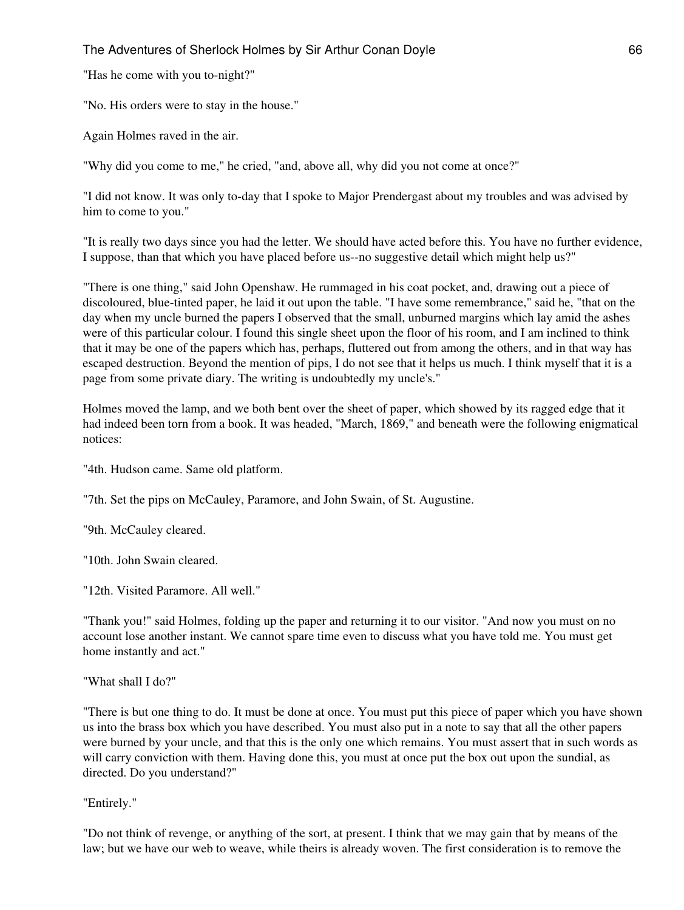"Has he come with you to-night?"

"No. His orders were to stay in the house."

Again Holmes raved in the air.

"Why did you come to me," he cried, "and, above all, why did you not come at once?"

"I did not know. It was only to-day that I spoke to Major Prendergast about my troubles and was advised by him to come to you."

"It is really two days since you had the letter. We should have acted before this. You have no further evidence, I suppose, than that which you have placed before us--no suggestive detail which might help us?"

"There is one thing," said John Openshaw. He rummaged in his coat pocket, and, drawing out a piece of discoloured, blue-tinted paper, he laid it out upon the table. "I have some remembrance," said he, "that on the day when my uncle burned the papers I observed that the small, unburned margins which lay amid the ashes were of this particular colour. I found this single sheet upon the floor of his room, and I am inclined to think that it may be one of the papers which has, perhaps, fluttered out from among the others, and in that way has escaped destruction. Beyond the mention of pips, I do not see that it helps us much. I think myself that it is a page from some private diary. The writing is undoubtedly my uncle's."

Holmes moved the lamp, and we both bent over the sheet of paper, which showed by its ragged edge that it had indeed been torn from a book. It was headed, "March, 1869," and beneath were the following enigmatical notices:

"4th. Hudson came. Same old platform.

"7th. Set the pips on McCauley, Paramore, and John Swain, of St. Augustine.

"9th. McCauley cleared.

"10th. John Swain cleared.

"12th. Visited Paramore. All well."

"Thank you!" said Holmes, folding up the paper and returning it to our visitor. "And now you must on no account lose another instant. We cannot spare time even to discuss what you have told me. You must get home instantly and act."

"What shall I do?"

"There is but one thing to do. It must be done at once. You must put this piece of paper which you have shown us into the brass box which you have described. You must also put in a note to say that all the other papers were burned by your uncle, and that this is the only one which remains. You must assert that in such words as will carry conviction with them. Having done this, you must at once put the box out upon the sundial, as directed. Do you understand?"

"Entirely."

"Do not think of revenge, or anything of the sort, at present. I think that we may gain that by means of the law; but we have our web to weave, while theirs is already woven. The first consideration is to remove the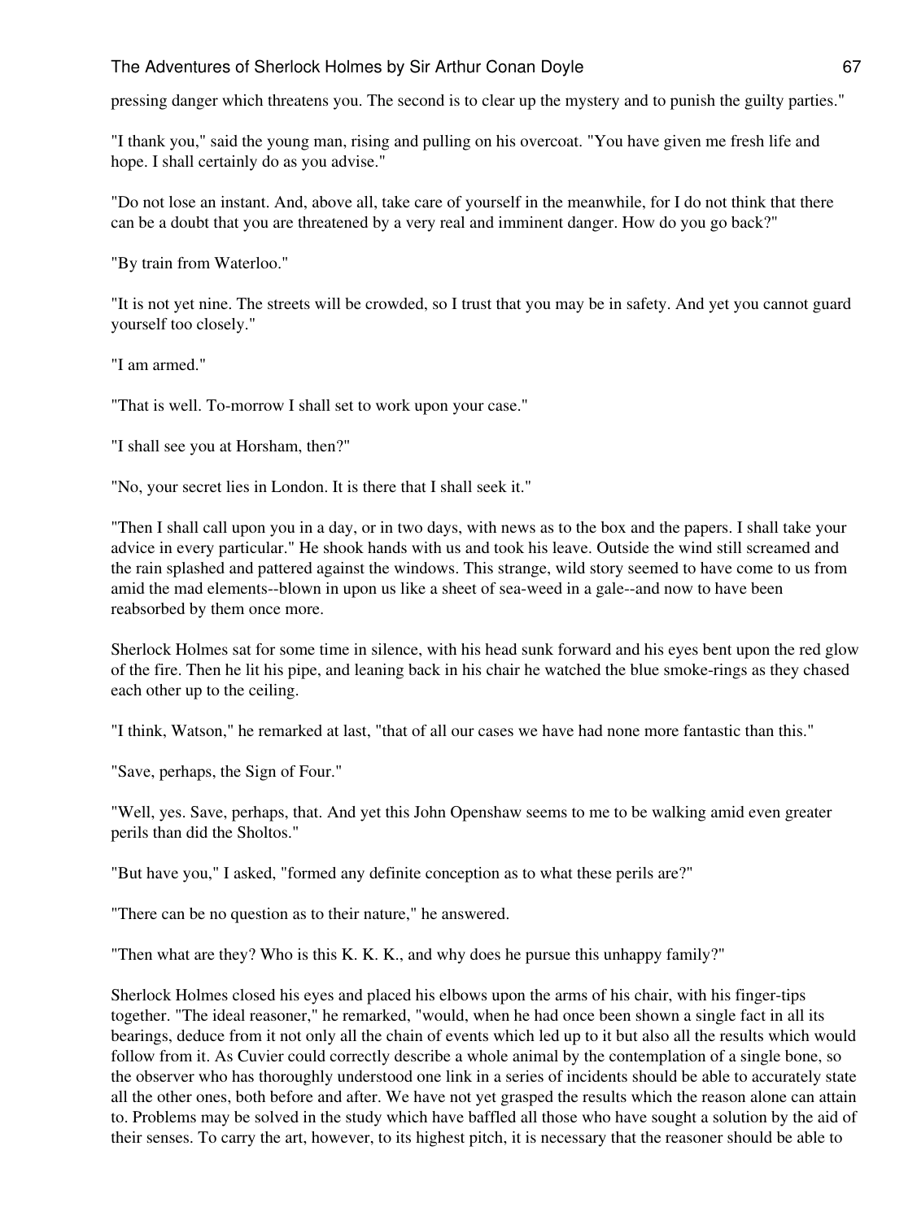pressing danger which threatens you. The second is to clear up the mystery and to punish the guilty parties."

"I thank you," said the young man, rising and pulling on his overcoat. "You have given me fresh life and hope. I shall certainly do as you advise."

"Do not lose an instant. And, above all, take care of yourself in the meanwhile, for I do not think that there can be a doubt that you are threatened by a very real and imminent danger. How do you go back?"

"By train from Waterloo."

"It is not yet nine. The streets will be crowded, so I trust that you may be in safety. And yet you cannot guard yourself too closely."

"I am armed."

"That is well. To-morrow I shall set to work upon your case."

"I shall see you at Horsham, then?"

"No, your secret lies in London. It is there that I shall seek it."

"Then I shall call upon you in a day, or in two days, with news as to the box and the papers. I shall take your advice in every particular." He shook hands with us and took his leave. Outside the wind still screamed and the rain splashed and pattered against the windows. This strange, wild story seemed to have come to us from amid the mad elements--blown in upon us like a sheet of sea-weed in a gale--and now to have been reabsorbed by them once more.

Sherlock Holmes sat for some time in silence, with his head sunk forward and his eyes bent upon the red glow of the fire. Then he lit his pipe, and leaning back in his chair he watched the blue smoke-rings as they chased each other up to the ceiling.

"I think, Watson," he remarked at last, "that of all our cases we have had none more fantastic than this."

"Save, perhaps, the Sign of Four."

"Well, yes. Save, perhaps, that. And yet this John Openshaw seems to me to be walking amid even greater perils than did the Sholtos."

"But have you," I asked, "formed any definite conception as to what these perils are?"

"There can be no question as to their nature," he answered.

"Then what are they? Who is this K. K. K., and why does he pursue this unhappy family?"

Sherlock Holmes closed his eyes and placed his elbows upon the arms of his chair, with his finger-tips together. "The ideal reasoner," he remarked, "would, when he had once been shown a single fact in all its bearings, deduce from it not only all the chain of events which led up to it but also all the results which would follow from it. As Cuvier could correctly describe a whole animal by the contemplation of a single bone, so the observer who has thoroughly understood one link in a series of incidents should be able to accurately state all the other ones, both before and after. We have not yet grasped the results which the reason alone can attain to. Problems may be solved in the study which have baffled all those who have sought a solution by the aid of their senses. To carry the art, however, to its highest pitch, it is necessary that the reasoner should be able to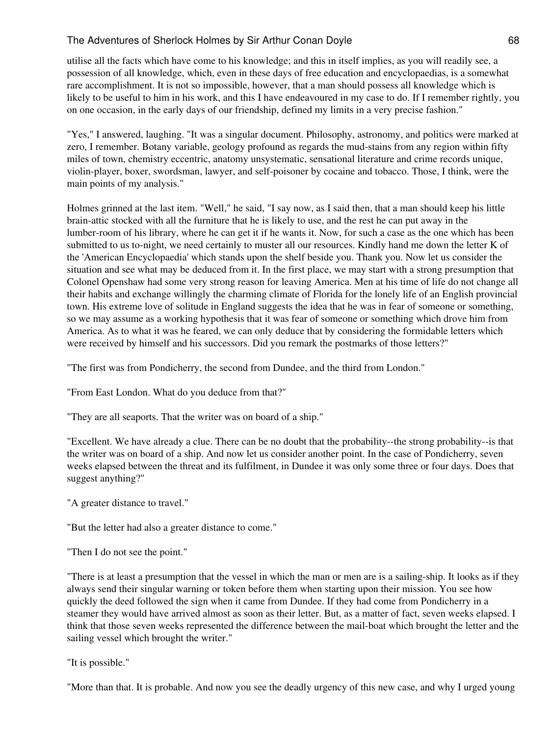utilise all the facts which have come to his knowledge; and this in itself implies, as you will readily see, a possession of all knowledge, which, even in these days of free education and encyclopaedias, is a somewhat rare accomplishment. It is not so impossible, however, that a man should possess all knowledge which is likely to be useful to him in his work, and this I have endeavoured in my case to do. If I remember rightly, you on one occasion, in the early days of our friendship, defined my limits in a very precise fashion."

"Yes," I answered, laughing. "It was a singular document. Philosophy, astronomy, and politics were marked at zero, I remember. Botany variable, geology profound as regards the mud-stains from any region within fifty miles of town, chemistry eccentric, anatomy unsystematic, sensational literature and crime records unique, violin-player, boxer, swordsman, lawyer, and self-poisoner by cocaine and tobacco. Those, I think, were the main points of my analysis."

Holmes grinned at the last item. "Well," he said, "I say now, as I said then, that a man should keep his little brain-attic stocked with all the furniture that he is likely to use, and the rest he can put away in the lumber-room of his library, where he can get it if he wants it. Now, for such a case as the one which has been submitted to us to-night, we need certainly to muster all our resources. Kindly hand me down the letter K of the 'American Encyclopaedia' which stands upon the shelf beside you. Thank you. Now let us consider the situation and see what may be deduced from it. In the first place, we may start with a strong presumption that Colonel Openshaw had some very strong reason for leaving America. Men at his time of life do not change all their habits and exchange willingly the charming climate of Florida for the lonely life of an English provincial town. His extreme love of solitude in England suggests the idea that he was in fear of someone or something, so we may assume as a working hypothesis that it was fear of someone or something which drove him from America. As to what it was he feared, we can only deduce that by considering the formidable letters which were received by himself and his successors. Did you remark the postmarks of those letters?"

"The first was from Pondicherry, the second from Dundee, and the third from London."

"From East London. What do you deduce from that?"

"They are all seaports. That the writer was on board of a ship."

"Excellent. We have already a clue. There can be no doubt that the probability--the strong probability--is that the writer was on board of a ship. And now let us consider another point. In the case of Pondicherry, seven weeks elapsed between the threat and its fulfilment, in Dundee it was only some three or four days. Does that suggest anything?"

"A greater distance to travel."

"But the letter had also a greater distance to come."

"Then I do not see the point."

"There is at least a presumption that the vessel in which the man or men are is a sailing-ship. It looks as if they always send their singular warning or token before them when starting upon their mission. You see how quickly the deed followed the sign when it came from Dundee. If they had come from Pondicherry in a steamer they would have arrived almost as soon as their letter. But, as a matter of fact, seven weeks elapsed. I think that those seven weeks represented the difference between the mail-boat which brought the letter and the sailing vessel which brought the writer."

"It is possible."

"More than that. It is probable. And now you see the deadly urgency of this new case, and why I urged young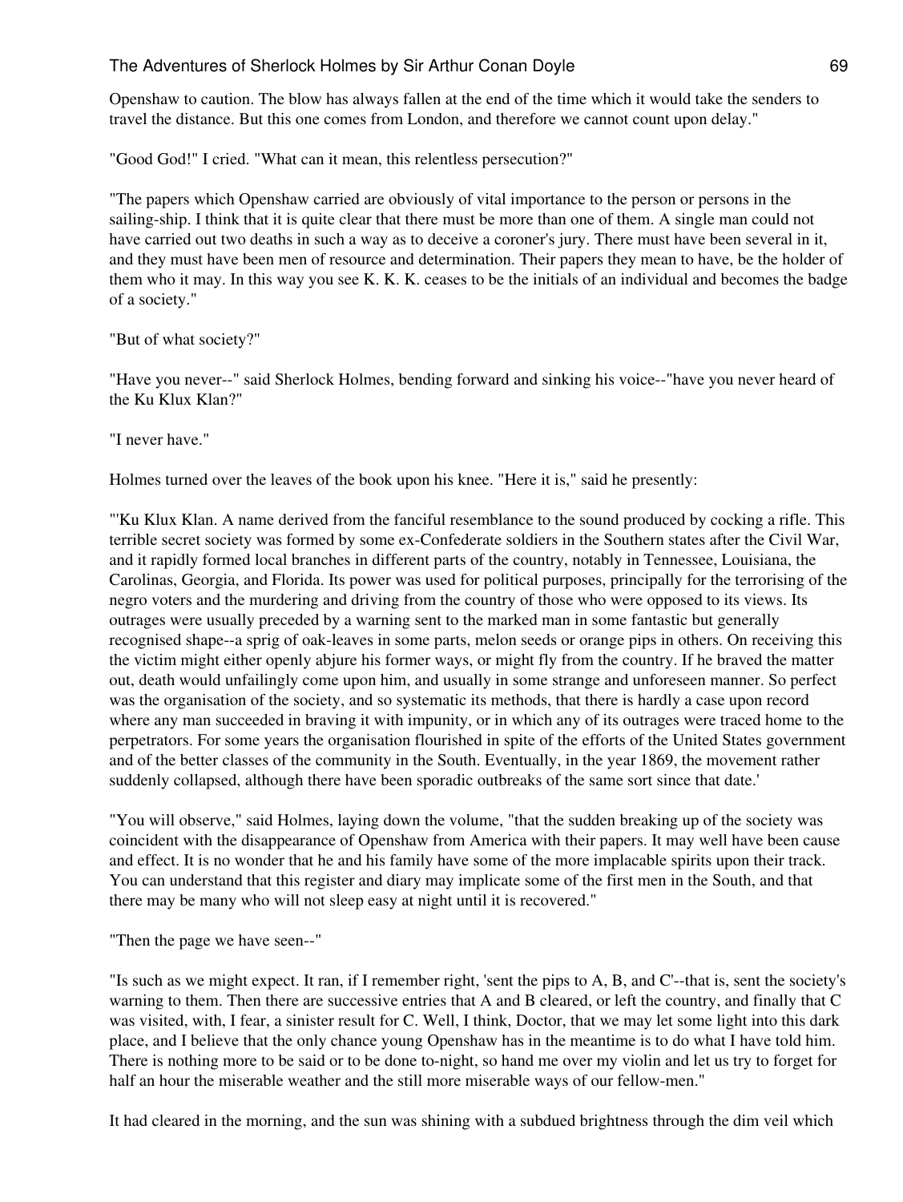Openshaw to caution. The blow has always fallen at the end of the time which it would take the senders to travel the distance. But this one comes from London, and therefore we cannot count upon delay."

"Good God!" I cried. "What can it mean, this relentless persecution?"

"The papers which Openshaw carried are obviously of vital importance to the person or persons in the sailing-ship. I think that it is quite clear that there must be more than one of them. A single man could not have carried out two deaths in such a way as to deceive a coroner's jury. There must have been several in it, and they must have been men of resource and determination. Their papers they mean to have, be the holder of them who it may. In this way you see K. K. K. ceases to be the initials of an individual and becomes the badge of a society."

"But of what society?"

"Have you never--" said Sherlock Holmes, bending forward and sinking his voice--"have you never heard of the Ku Klux Klan?"

"I never have."

Holmes turned over the leaves of the book upon his knee. "Here it is," said he presently:

"'Ku Klux Klan. A name derived from the fanciful resemblance to the sound produced by cocking a rifle. This terrible secret society was formed by some ex-Confederate soldiers in the Southern states after the Civil War, and it rapidly formed local branches in different parts of the country, notably in Tennessee, Louisiana, the Carolinas, Georgia, and Florida. Its power was used for political purposes, principally for the terrorising of the negro voters and the murdering and driving from the country of those who were opposed to its views. Its outrages were usually preceded by a warning sent to the marked man in some fantastic but generally recognised shape--a sprig of oak-leaves in some parts, melon seeds or orange pips in others. On receiving this the victim might either openly abjure his former ways, or might fly from the country. If he braved the matter out, death would unfailingly come upon him, and usually in some strange and unforeseen manner. So perfect was the organisation of the society, and so systematic its methods, that there is hardly a case upon record where any man succeeded in braving it with impunity, or in which any of its outrages were traced home to the perpetrators. For some years the organisation flourished in spite of the efforts of the United States government and of the better classes of the community in the South. Eventually, in the year 1869, the movement rather suddenly collapsed, although there have been sporadic outbreaks of the same sort since that date.'

"You will observe," said Holmes, laying down the volume, "that the sudden breaking up of the society was coincident with the disappearance of Openshaw from America with their papers. It may well have been cause and effect. It is no wonder that he and his family have some of the more implacable spirits upon their track. You can understand that this register and diary may implicate some of the first men in the South, and that there may be many who will not sleep easy at night until it is recovered."

"Then the page we have seen--"

"Is such as we might expect. It ran, if I remember right, 'sent the pips to A, B, and C'--that is, sent the society's warning to them. Then there are successive entries that A and B cleared, or left the country, and finally that C was visited, with, I fear, a sinister result for C. Well, I think, Doctor, that we may let some light into this dark place, and I believe that the only chance young Openshaw has in the meantime is to do what I have told him. There is nothing more to be said or to be done to-night, so hand me over my violin and let us try to forget for half an hour the miserable weather and the still more miserable ways of our fellow-men."

It had cleared in the morning, and the sun was shining with a subdued brightness through the dim veil which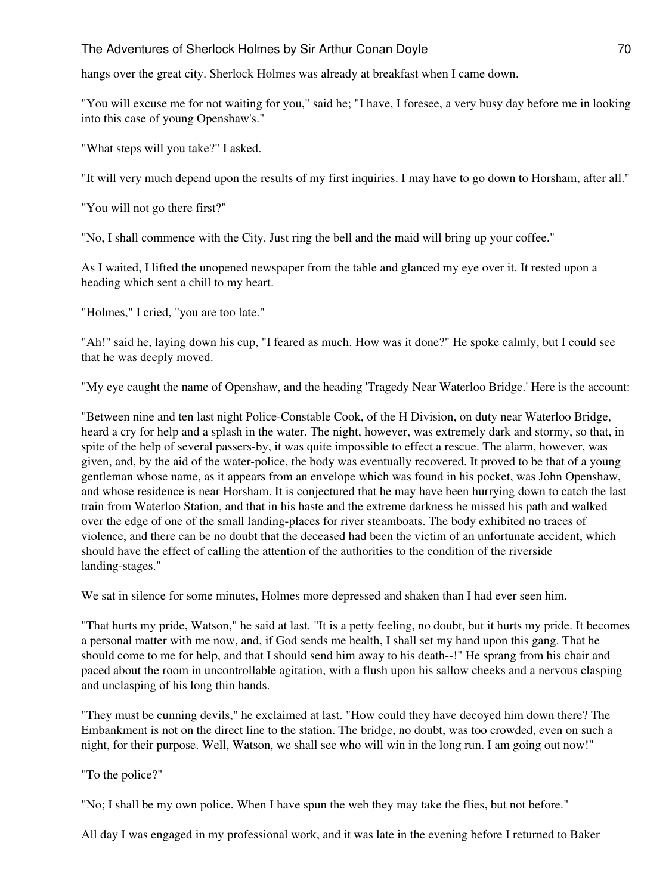hangs over the great city. Sherlock Holmes was already at breakfast when I came down.

"You will excuse me for not waiting for you," said he; "I have, I foresee, a very busy day before me in looking into this case of young Openshaw's."

"What steps will you take?" I asked.

"It will very much depend upon the results of my first inquiries. I may have to go down to Horsham, after all."

"You will not go there first?"

"No, I shall commence with the City. Just ring the bell and the maid will bring up your coffee."

As I waited, I lifted the unopened newspaper from the table and glanced my eye over it. It rested upon a heading which sent a chill to my heart.

"Holmes," I cried, "you are too late."

"Ah!" said he, laying down his cup, "I feared as much. How was it done?" He spoke calmly, but I could see that he was deeply moved.

"My eye caught the name of Openshaw, and the heading 'Tragedy Near Waterloo Bridge.' Here is the account:

"Between nine and ten last night Police-Constable Cook, of the H Division, on duty near Waterloo Bridge, heard a cry for help and a splash in the water. The night, however, was extremely dark and stormy, so that, in spite of the help of several passers-by, it was quite impossible to effect a rescue. The alarm, however, was given, and, by the aid of the water-police, the body was eventually recovered. It proved to be that of a young gentleman whose name, as it appears from an envelope which was found in his pocket, was John Openshaw, and whose residence is near Horsham. It is conjectured that he may have been hurrying down to catch the last train from Waterloo Station, and that in his haste and the extreme darkness he missed his path and walked over the edge of one of the small landing-places for river steamboats. The body exhibited no traces of violence, and there can be no doubt that the deceased had been the victim of an unfortunate accident, which should have the effect of calling the attention of the authorities to the condition of the riverside landing-stages."

We sat in silence for some minutes, Holmes more depressed and shaken than I had ever seen him.

"That hurts my pride, Watson," he said at last. "It is a petty feeling, no doubt, but it hurts my pride. It becomes a personal matter with me now, and, if God sends me health, I shall set my hand upon this gang. That he should come to me for help, and that I should send him away to his death--!" He sprang from his chair and paced about the room in uncontrollable agitation, with a flush upon his sallow cheeks and a nervous clasping and unclasping of his long thin hands.

"They must be cunning devils," he exclaimed at last. "How could they have decoyed him down there? The Embankment is not on the direct line to the station. The bridge, no doubt, was too crowded, even on such a night, for their purpose. Well, Watson, we shall see who will win in the long run. I am going out now!"

"To the police?"

"No; I shall be my own police. When I have spun the web they may take the flies, but not before."

All day I was engaged in my professional work, and it was late in the evening before I returned to Baker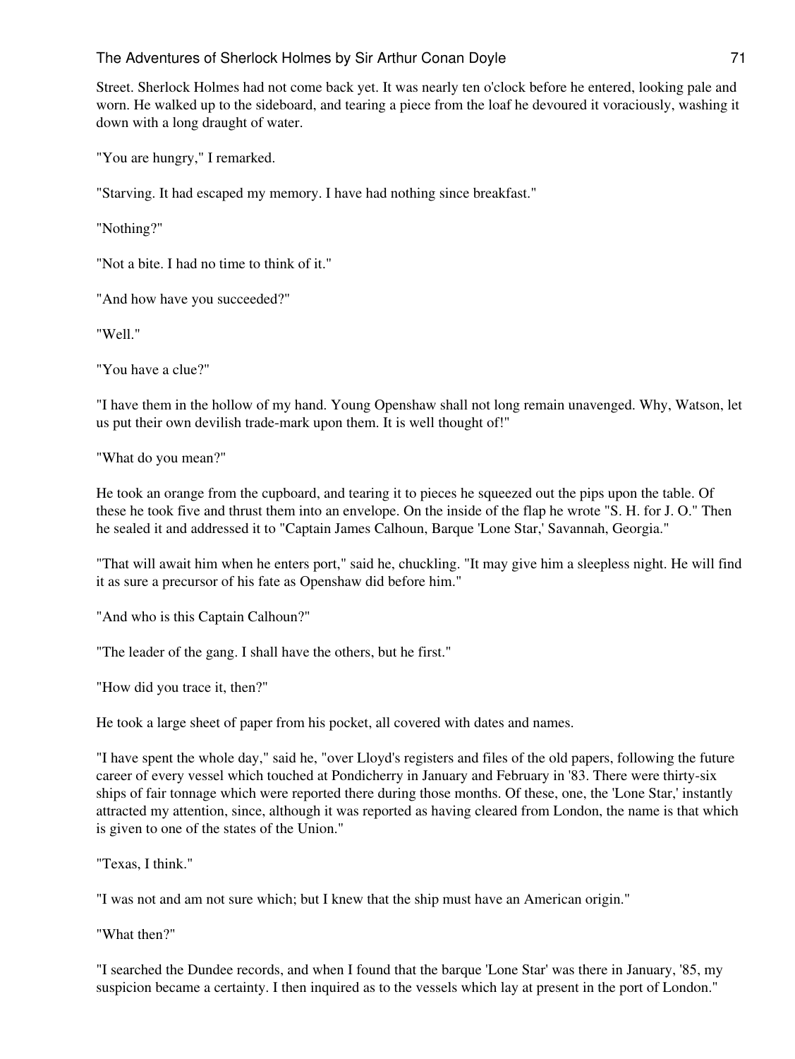Street. Sherlock Holmes had not come back yet. It was nearly ten o'clock before he entered, looking pale and worn. He walked up to the sideboard, and tearing a piece from the loaf he devoured it voraciously, washing it down with a long draught of water.

"You are hungry," I remarked.

"Starving. It had escaped my memory. I have had nothing since breakfast."

"Nothing?"

"Not a bite. I had no time to think of it."

"And how have you succeeded?"

"Well."

"You have a clue?"

"I have them in the hollow of my hand. Young Openshaw shall not long remain unavenged. Why, Watson, let us put their own devilish trade-mark upon them. It is well thought of!"

"What do you mean?"

He took an orange from the cupboard, and tearing it to pieces he squeezed out the pips upon the table. Of these he took five and thrust them into an envelope. On the inside of the flap he wrote "S. H. for J. O." Then he sealed it and addressed it to "Captain James Calhoun, Barque 'Lone Star,' Savannah, Georgia."

"That will await him when he enters port," said he, chuckling. "It may give him a sleepless night. He will find it as sure a precursor of his fate as Openshaw did before him."

"And who is this Captain Calhoun?"

"The leader of the gang. I shall have the others, but he first."

"How did you trace it, then?"

He took a large sheet of paper from his pocket, all covered with dates and names.

"I have spent the whole day," said he, "over Lloyd's registers and files of the old papers, following the future career of every vessel which touched at Pondicherry in January and February in '83. There were thirty-six ships of fair tonnage which were reported there during those months. Of these, one, the 'Lone Star,' instantly attracted my attention, since, although it was reported as having cleared from London, the name is that which is given to one of the states of the Union."

"Texas, I think."

"I was not and am not sure which; but I knew that the ship must have an American origin."

"What then?"

"I searched the Dundee records, and when I found that the barque 'Lone Star' was there in January, '85, my suspicion became a certainty. I then inquired as to the vessels which lay at present in the port of London."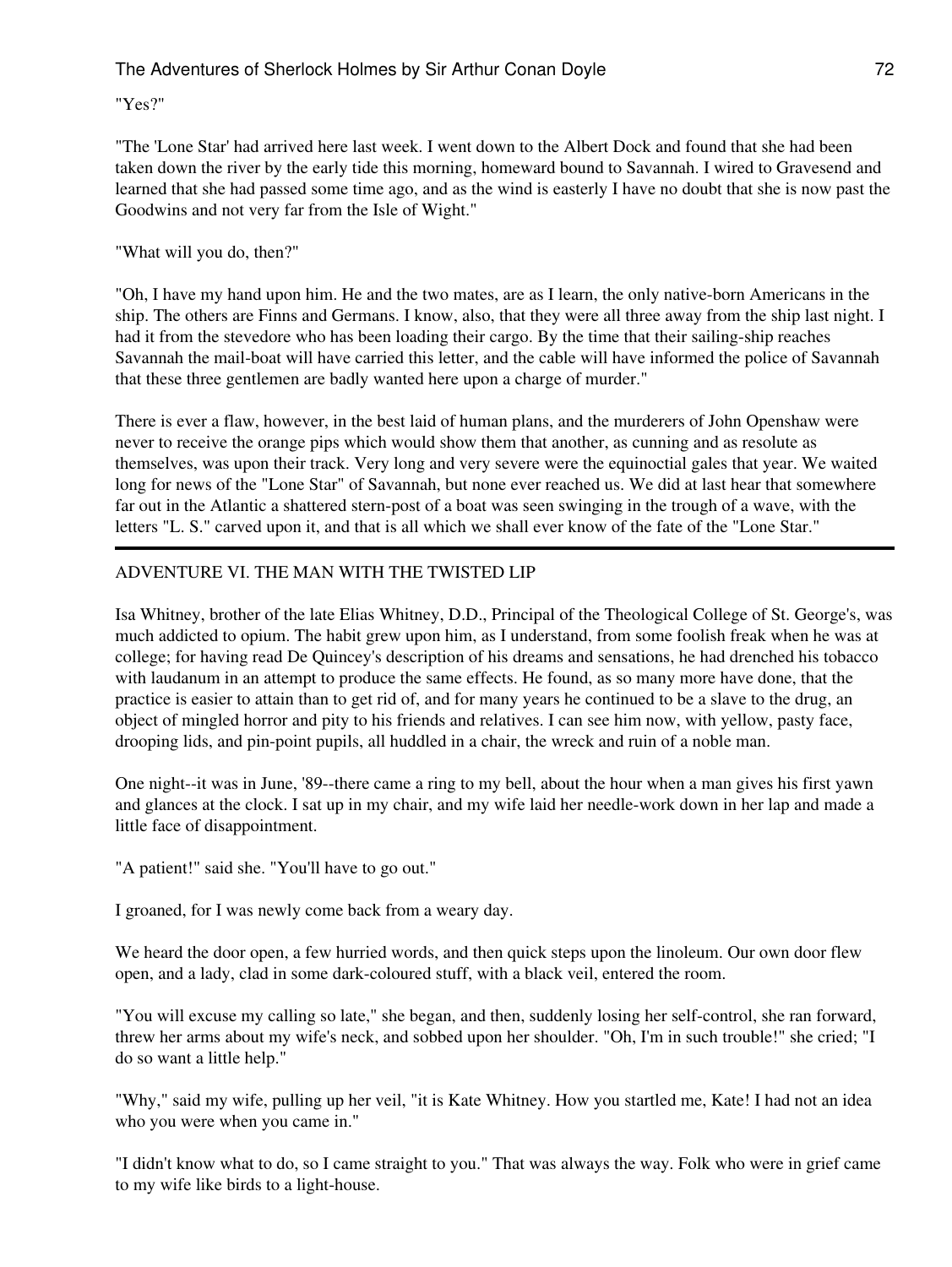"Yes?"

"The 'Lone Star' had arrived here last week. I went down to the Albert Dock and found that she had been taken down the river by the early tide this morning, homeward bound to Savannah. I wired to Gravesend and learned that she had passed some time ago, and as the wind is easterly I have no doubt that she is now past the Goodwins and not very far from the Isle of Wight."

"What will you do, then?"

"Oh, I have my hand upon him. He and the two mates, are as I learn, the only native-born Americans in the ship. The others are Finns and Germans. I know, also, that they were all three away from the ship last night. I had it from the stevedore who has been loading their cargo. By the time that their sailing-ship reaches Savannah the mail-boat will have carried this letter, and the cable will have informed the police of Savannah that these three gentlemen are badly wanted here upon a charge of murder."

There is ever a flaw, however, in the best laid of human plans, and the murderers of John Openshaw were never to receive the orange pips which would show them that another, as cunning and as resolute as themselves, was upon their track. Very long and very severe were the equinoctial gales that year. We waited long for news of the "Lone Star" of Savannah, but none ever reached us. We did at last hear that somewhere far out in the Atlantic a shattered stern-post of a boat was seen swinging in the trough of a wave, with the letters "L. S." carved upon it, and that is all which we shall ever know of the fate of the "Lone Star."

---

## ADVENTURE VI. THE MAN WITH THE TWISTED LIP

Isa Whitney, brother of the late Elias Whitney, D.D., Principal of the Theological College of St. George's, was much addicted to opium. The habit grew upon him, as I understand, from some foolish freak when he was at college; for having read De Quincey's description of his dreams and sensations, he had drenched his tobacco with laudanum in an attempt to produce the same effects. He found, as so many more have done, that the practice is easier to attain than to get rid of, and for many years he continued to be a slave to the drug, an object of mingled horror and pity to his friends and relatives. I can see him now, with yellow, pasty face, drooping lids, and pin-point pupils, all huddled in a chair, the wreck and ruin of a noble man.

One night--it was in June, '89--there came a ring to my bell, about the hour when a man gives his first yawn and glances at the clock. I sat up in my chair, and my wife laid her needle-work down in her lap and made a little face of disappointment.

"A patient!" said she. "You'll have to go out."

I groaned, for I was newly come back from a weary day.

We heard the door open, a few hurried words, and then quick steps upon the linoleum. Our own door flew open, and a lady, clad in some dark-coloured stuff, with a black veil, entered the room.

"You will excuse my calling so late," she began, and then, suddenly losing her self-control, she ran forward, threw her arms about my wife's neck, and sobbed upon her shoulder. "Oh, I'm in such trouble!" she cried; "I do so want a little help."

"Why," said my wife, pulling up her veil, "it is Kate Whitney. How you startled me, Kate! I had not an idea who you were when you came in."

"I didn't know what to do, so I came straight to you." That was always the way. Folk who were in grief came to my wife like birds to a light-house.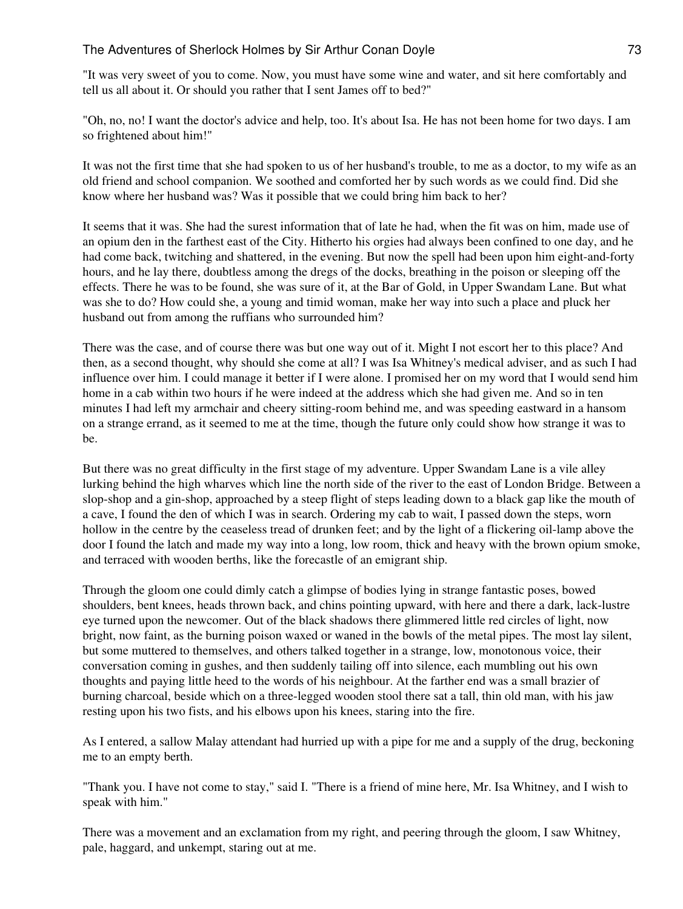"It was very sweet of you to come. Now, you must have some wine and water, and sit here comfortably and tell us all about it. Or should you rather that I sent James off to bed?"

"Oh, no, no! I want the doctor's advice and help, too. It's about Isa. He has not been home for two days. I am so frightened about him!"

It was not the first time that she had spoken to us of her husband's trouble, to me as a doctor, to my wife as an old friend and school companion. We soothed and comforted her by such words as we could find. Did she know where her husband was? Was it possible that we could bring him back to her?

It seems that it was. She had the surest information that of late he had, when the fit was on him, made use of an opium den in the farthest east of the City. Hitherto his orgies had always been confined to one day, and he had come back, twitching and shattered, in the evening. But now the spell had been upon him eight-and-forty hours, and he lay there, doubtless among the dregs of the docks, breathing in the poison or sleeping off the effects. There he was to be found, she was sure of it, at the Bar of Gold, in Upper Swandam Lane. But what was she to do? How could she, a young and timid woman, make her way into such a place and pluck her husband out from among the ruffians who surrounded him?

There was the case, and of course there was but one way out of it. Might I not escort her to this place? And then, as a second thought, why should she come at all? I was Isa Whitney's medical adviser, and as such I had influence over him. I could manage it better if I were alone. I promised her on my word that I would send him home in a cab within two hours if he were indeed at the address which she had given me. And so in ten minutes I had left my armchair and cheery sitting-room behind me, and was speeding eastward in a hansom on a strange errand, as it seemed to me at the time, though the future only could show how strange it was to be.

But there was no great difficulty in the first stage of my adventure. Upper Swandam Lane is a vile alley lurking behind the high wharves which line the north side of the river to the east of London Bridge. Between a slop-shop and a gin-shop, approached by a steep flight of steps leading down to a black gap like the mouth of a cave, I found the den of which I was in search. Ordering my cab to wait, I passed down the steps, worn hollow in the centre by the ceaseless tread of drunken feet; and by the light of a flickering oil-lamp above the door I found the latch and made my way into a long, low room, thick and heavy with the brown opium smoke, and terraced with wooden berths, like the forecastle of an emigrant ship.

Through the gloom one could dimly catch a glimpse of bodies lying in strange fantastic poses, bowed shoulders, bent knees, heads thrown back, and chins pointing upward, with here and there a dark, lack-lustre eye turned upon the newcomer. Out of the black shadows there glimmered little red circles of light, now bright, now faint, as the burning poison waxed or waned in the bowls of the metal pipes. The most lay silent, but some muttered to themselves, and others talked together in a strange, low, monotonous voice, their conversation coming in gushes, and then suddenly tailing off into silence, each mumbling out his own thoughts and paying little heed to the words of his neighbour. At the farther end was a small brazier of burning charcoal, beside which on a three-legged wooden stool there sat a tall, thin old man, with his jaw resting upon his two fists, and his elbows upon his knees, staring into the fire.

As I entered, a sallow Malay attendant had hurried up with a pipe for me and a supply of the drug, beckoning me to an empty berth.

"Thank you. I have not come to stay," said I. "There is a friend of mine here, Mr. Isa Whitney, and I wish to speak with him."

There was a movement and an exclamation from my right, and peering through the gloom, I saw Whitney, pale, haggard, and unkempt, staring out at me.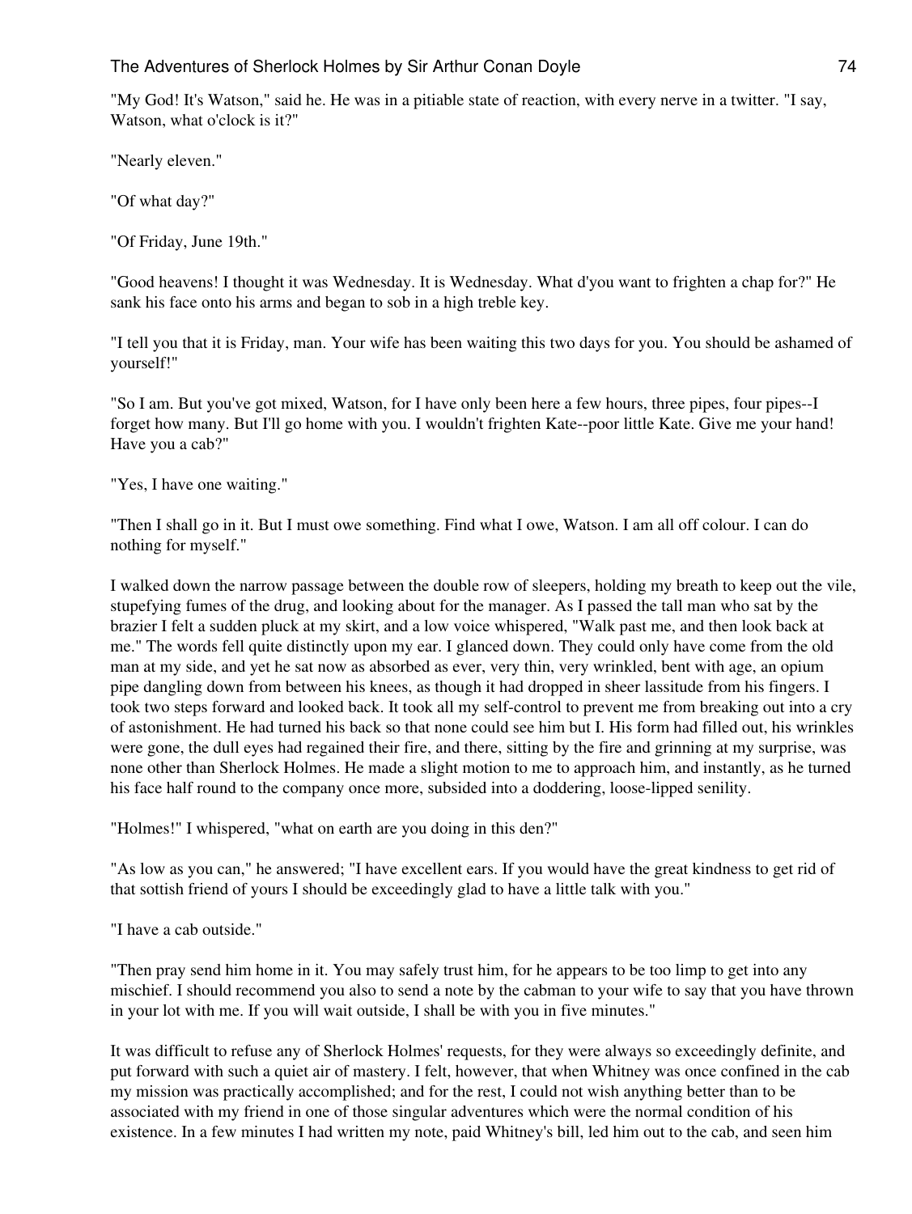"My God! It's Watson," said he. He was in a pitiable state of reaction, with every nerve in a twitter. "I say, Watson, what o'clock is it?"

"Nearly eleven."

"Of what day?"

"Of Friday, June 19th."

"Good heavens! I thought it was Wednesday. It is Wednesday. What d'you want to frighten a chap for?" He sank his face onto his arms and began to sob in a high treble key.

"I tell you that it is Friday, man. Your wife has been waiting this two days for you. You should be ashamed of yourself!"

"So I am. But you've got mixed, Watson, for I have only been here a few hours, three pipes, four pipes--I forget how many. But I'll go home with you. I wouldn't frighten Kate--poor little Kate. Give me your hand! Have you a cab?"

"Yes, I have one waiting."

"Then I shall go in it. But I must owe something. Find what I owe, Watson. I am all off colour. I can do nothing for myself."

I walked down the narrow passage between the double row of sleepers, holding my breath to keep out the vile, stupefying fumes of the drug, and looking about for the manager. As I passed the tall man who sat by the brazier I felt a sudden pluck at my skirt, and a low voice whispered, "Walk past me, and then look back at me." The words fell quite distinctly upon my ear. I glanced down. They could only have come from the old man at my side, and yet he sat now as absorbed as ever, very thin, very wrinkled, bent with age, an opium pipe dangling down from between his knees, as though it had dropped in sheer lassitude from his fingers. I took two steps forward and looked back. It took all my self-control to prevent me from breaking out into a cry of astonishment. He had turned his back so that none could see him but I. His form had filled out, his wrinkles were gone, the dull eyes had regained their fire, and there, sitting by the fire and grinning at my surprise, was none other than Sherlock Holmes. He made a slight motion to me to approach him, and instantly, as he turned his face half round to the company once more, subsided into a doddering, loose-lipped senility.

"Holmes!" I whispered, "what on earth are you doing in this den?"

"As low as you can," he answered; "I have excellent ears. If you would have the great kindness to get rid of that sottish friend of yours I should be exceedingly glad to have a little talk with you."

"I have a cab outside."

"Then pray send him home in it. You may safely trust him, for he appears to be too limp to get into any mischief. I should recommend you also to send a note by the cabman to your wife to say that you have thrown in your lot with me. If you will wait outside, I shall be with you in five minutes."

It was difficult to refuse any of Sherlock Holmes' requests, for they were always so exceedingly definite, and put forward with such a quiet air of mastery. I felt, however, that when Whitney was once confined in the cab my mission was practically accomplished; and for the rest, I could not wish anything better than to be associated with my friend in one of those singular adventures which were the normal condition of his existence. In a few minutes I had written my note, paid Whitney's bill, led him out to the cab, and seen him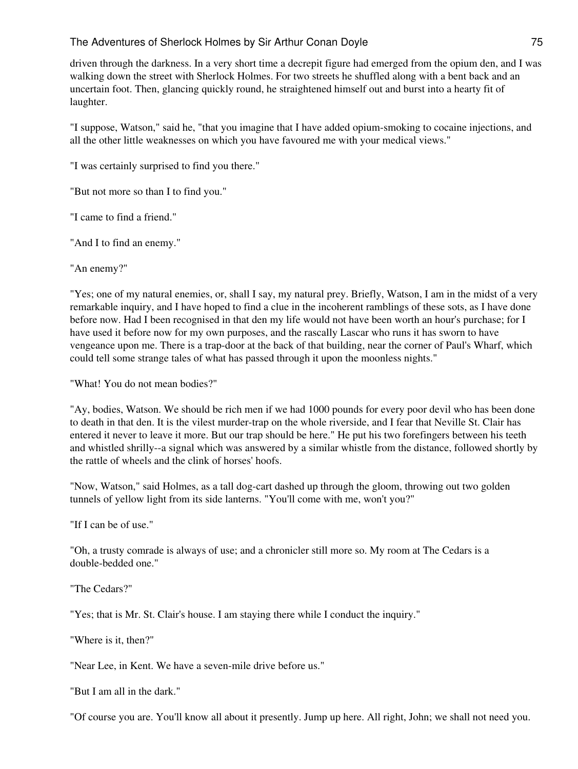driven through the darkness. In a very short time a decrepit figure had emerged from the opium den, and I was walking down the street with Sherlock Holmes. For two streets he shuffled along with a bent back and an uncertain foot. Then, glancing quickly round, he straightened himself out and burst into a hearty fit of laughter.

"I suppose, Watson," said he, "that you imagine that I have added opium-smoking to cocaine injections, and all the other little weaknesses on which you have favoured me with your medical views."

"I was certainly surprised to find you there."

"But not more so than I to find you."

"I came to find a friend."

"And I to find an enemy."

"An enemy?"

"Yes; one of my natural enemies, or, shall I say, my natural prey. Briefly, Watson, I am in the midst of a very remarkable inquiry, and I have hoped to find a clue in the incoherent ramblings of these sots, as I have done before now. Had I been recognised in that den my life would not have been worth an hour's purchase; for I have used it before now for my own purposes, and the rascally Lascar who runs it has sworn to have vengeance upon me. There is a trap-door at the back of that building, near the corner of Paul's Wharf, which could tell some strange tales of what has passed through it upon the moonless nights."

"What! You do not mean bodies?"

"Ay, bodies, Watson. We should be rich men if we had 1000 pounds for every poor devil who has been done to death in that den. It is the vilest murder-trap on the whole riverside, and I fear that Neville St. Clair has entered it never to leave it more. But our trap should be here." He put his two forefingers between his teeth and whistled shrilly--a signal which was answered by a similar whistle from the distance, followed shortly by the rattle of wheels and the clink of horses' hoofs.

"Now, Watson," said Holmes, as a tall dog-cart dashed up through the gloom, throwing out two golden tunnels of yellow light from its side lanterns. "You'll come with me, won't you?"

"If I can be of use."

"Oh, a trusty comrade is always of use; and a chronicler still more so. My room at The Cedars is a double-bedded one."

"The Cedars?"

"Yes; that is Mr. St. Clair's house. I am staying there while I conduct the inquiry."

"Where is it, then?"

"Near Lee, in Kent. We have a seven-mile drive before us."

"But I am all in the dark."

"Of course you are. You'll know all about it presently. Jump up here. All right, John; we shall not need you.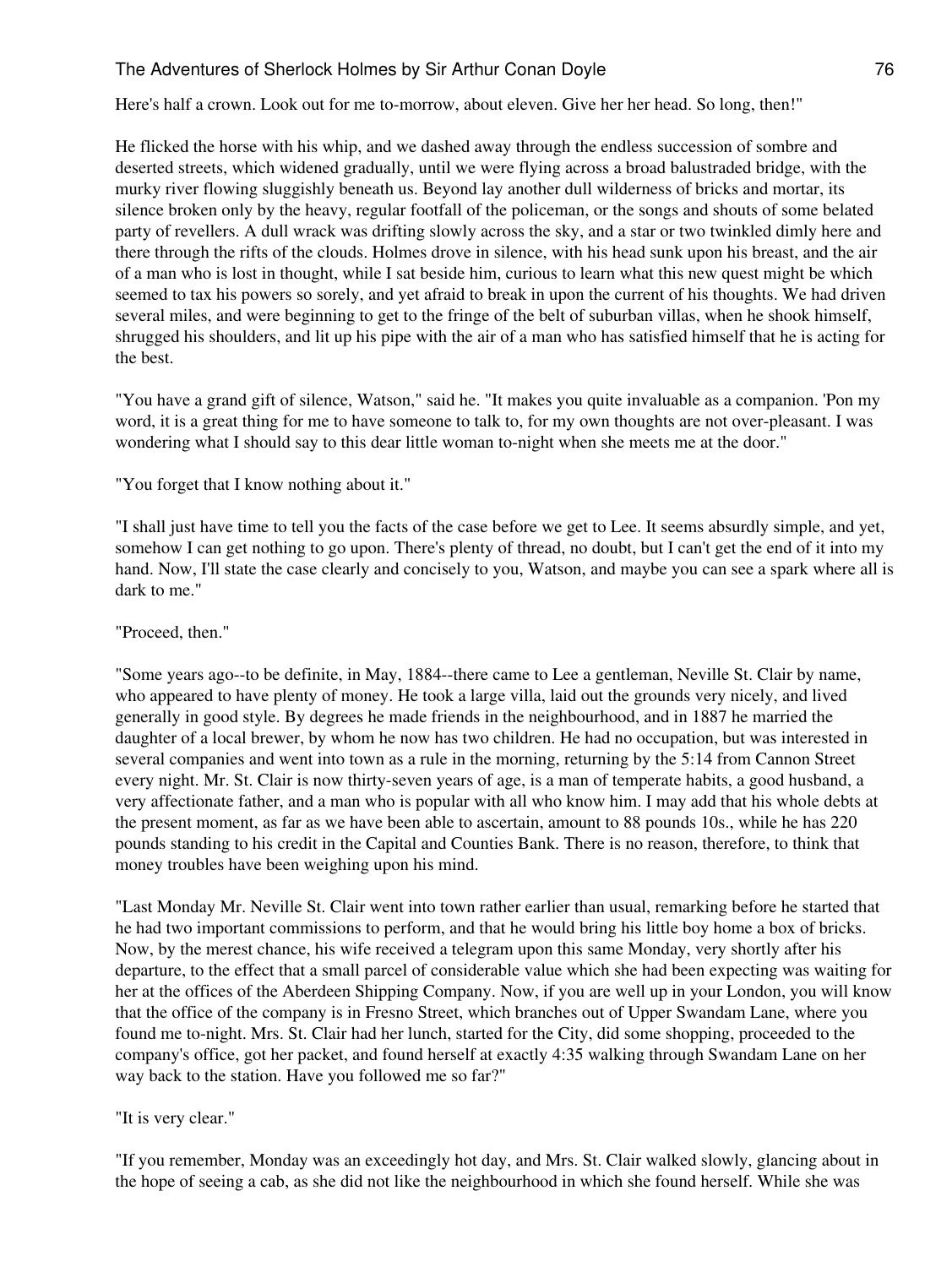Here's half a crown. Look out for me to-morrow, about eleven. Give her her head. So long, then!"

He flicked the horse with his whip, and we dashed away through the endless succession of sombre and deserted streets, which widened gradually, until we were flying across a broad balustraded bridge, with the murky river flowing sluggishly beneath us. Beyond lay another dull wilderness of bricks and mortar, its silence broken only by the heavy, regular footfall of the policeman, or the songs and shouts of some belated party of revellers. A dull wrack was drifting slowly across the sky, and a star or two twinkled dimly here and there through the rifts of the clouds. Holmes drove in silence, with his head sunk upon his breast, and the air of a man who is lost in thought, while I sat beside him, curious to learn what this new quest might be which seemed to tax his powers so sorely, and yet afraid to break in upon the current of his thoughts. We had driven several miles, and were beginning to get to the fringe of the belt of suburban villas, when he shook himself, shrugged his shoulders, and lit up his pipe with the air of a man who has satisfied himself that he is acting for the best.

"You have a grand gift of silence, Watson," said he. "It makes you quite invaluable as a companion. 'Pon my word, it is a great thing for me to have someone to talk to, for my own thoughts are not over-pleasant. I was wondering what I should say to this dear little woman to-night when she meets me at the door."

"You forget that I know nothing about it."

"I shall just have time to tell you the facts of the case before we get to Lee. It seems absurdly simple, and yet, somehow I can get nothing to go upon. There's plenty of thread, no doubt, but I can't get the end of it into my hand. Now, I'll state the case clearly and concisely to you, Watson, and maybe you can see a spark where all is dark to me."

"Proceed, then."

"Some years ago--to be definite, in May, 1884--there came to Lee a gentleman, Neville St. Clair by name, who appeared to have plenty of money. He took a large villa, laid out the grounds very nicely, and lived generally in good style. By degrees he made friends in the neighbourhood, and in 1887 he married the daughter of a local brewer, by whom he now has two children. He had no occupation, but was interested in several companies and went into town as a rule in the morning, returning by the 5:14 from Cannon Street every night. Mr. St. Clair is now thirty-seven years of age, is a man of temperate habits, a good husband, a very affectionate father, and a man who is popular with all who know him. I may add that his whole debts at the present moment, as far as we have been able to ascertain, amount to 88 pounds 10s., while he has 220 pounds standing to his credit in the Capital and Counties Bank. There is no reason, therefore, to think that money troubles have been weighing upon his mind.

"Last Monday Mr. Neville St. Clair went into town rather earlier than usual, remarking before he started that he had two important commissions to perform, and that he would bring his little boy home a box of bricks. Now, by the merest chance, his wife received a telegram upon this same Monday, very shortly after his departure, to the effect that a small parcel of considerable value which she had been expecting was waiting for her at the offices of the Aberdeen Shipping Company. Now, if you are well up in your London, you will know that the office of the company is in Fresno Street, which branches out of Upper Swandam Lane, where you found me to-night. Mrs. St. Clair had her lunch, started for the City, did some shopping, proceeded to the company's office, got her packet, and found herself at exactly 4:35 walking through Swandam Lane on her way back to the station. Have you followed me so far?"

"It is very clear."

"If you remember, Monday was an exceedingly hot day, and Mrs. St. Clair walked slowly, glancing about in the hope of seeing a cab, as she did not like the neighbourhood in which she found herself. While she was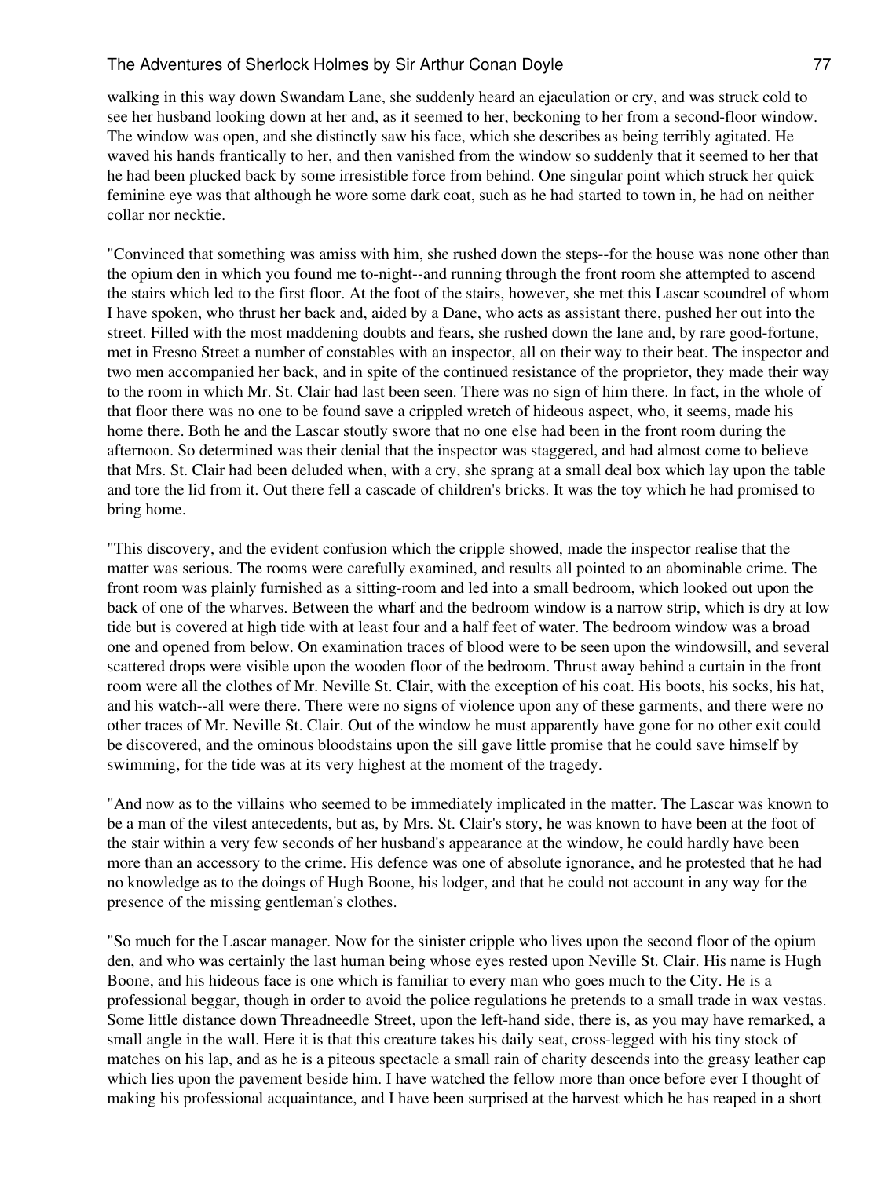walking in this way down Swandam Lane, she suddenly heard an ejaculation or cry, and was struck cold to see her husband looking down at her and, as it seemed to her, beckoning to her from a second-floor window. The window was open, and she distinctly saw his face, which she describes as being terribly agitated. He waved his hands frantically to her, and then vanished from the window so suddenly that it seemed to her that he had been plucked back by some irresistible force from behind. One singular point which struck her quick feminine eye was that although he wore some dark coat, such as he had started to town in, he had on neither collar nor necktie.

"Convinced that something was amiss with him, she rushed down the steps--for the house was none other than the opium den in which you found me to-night--and running through the front room she attempted to ascend the stairs which led to the first floor. At the foot of the stairs, however, she met this Lascar scoundrel of whom I have spoken, who thrust her back and, aided by a Dane, who acts as assistant there, pushed her out into the street. Filled with the most maddening doubts and fears, she rushed down the lane and, by rare good-fortune, met in Fresno Street a number of constables with an inspector, all on their way to their beat. The inspector and two men accompanied her back, and in spite of the continued resistance of the proprietor, they made their way to the room in which Mr. St. Clair had last been seen. There was no sign of him there. In fact, in the whole of that floor there was no one to be found save a crippled wretch of hideous aspect, who, it seems, made his home there. Both he and the Lascar stoutly swore that no one else had been in the front room during the afternoon. So determined was their denial that the inspector was staggered, and had almost come to believe that Mrs. St. Clair had been deluded when, with a cry, she sprang at a small deal box which lay upon the table and tore the lid from it. Out there fell a cascade of children's bricks. It was the toy which he had promised to bring home.

"This discovery, and the evident confusion which the cripple showed, made the inspector realise that the matter was serious. The rooms were carefully examined, and results all pointed to an abominable crime. The front room was plainly furnished as a sitting-room and led into a small bedroom, which looked out upon the back of one of the wharves. Between the wharf and the bedroom window is a narrow strip, which is dry at low tide but is covered at high tide with at least four and a half feet of water. The bedroom window was a broad one and opened from below. On examination traces of blood were to be seen upon the windowsill, and several scattered drops were visible upon the wooden floor of the bedroom. Thrust away behind a curtain in the front room were all the clothes of Mr. Neville St. Clair, with the exception of his coat. His boots, his socks, his hat, and his watch--all were there. There were no signs of violence upon any of these garments, and there were no other traces of Mr. Neville St. Clair. Out of the window he must apparently have gone for no other exit could be discovered, and the ominous bloodstains upon the sill gave little promise that he could save himself by swimming, for the tide was at its very highest at the moment of the tragedy.

"And now as to the villains who seemed to be immediately implicated in the matter. The Lascar was known to be a man of the vilest antecedents, but as, by Mrs. St. Clair's story, he was known to have been at the foot of the stair within a very few seconds of her husband's appearance at the window, he could hardly have been more than an accessory to the crime. His defence was one of absolute ignorance, and he protested that he had no knowledge as to the doings of Hugh Boone, his lodger, and that he could not account in any way for the presence of the missing gentleman's clothes.

"So much for the Lascar manager. Now for the sinister cripple who lives upon the second floor of the opium den, and who was certainly the last human being whose eyes rested upon Neville St. Clair. His name is Hugh Boone, and his hideous face is one which is familiar to every man who goes much to the City. He is a professional beggar, though in order to avoid the police regulations he pretends to a small trade in wax vestas. Some little distance down Threadneedle Street, upon the left-hand side, there is, as you may have remarked, a small angle in the wall. Here it is that this creature takes his daily seat, cross-legged with his tiny stock of matches on his lap, and as he is a piteous spectacle a small rain of charity descends into the greasy leather cap which lies upon the pavement beside him. I have watched the fellow more than once before ever I thought of making his professional acquaintance, and I have been surprised at the harvest which he has reaped in a short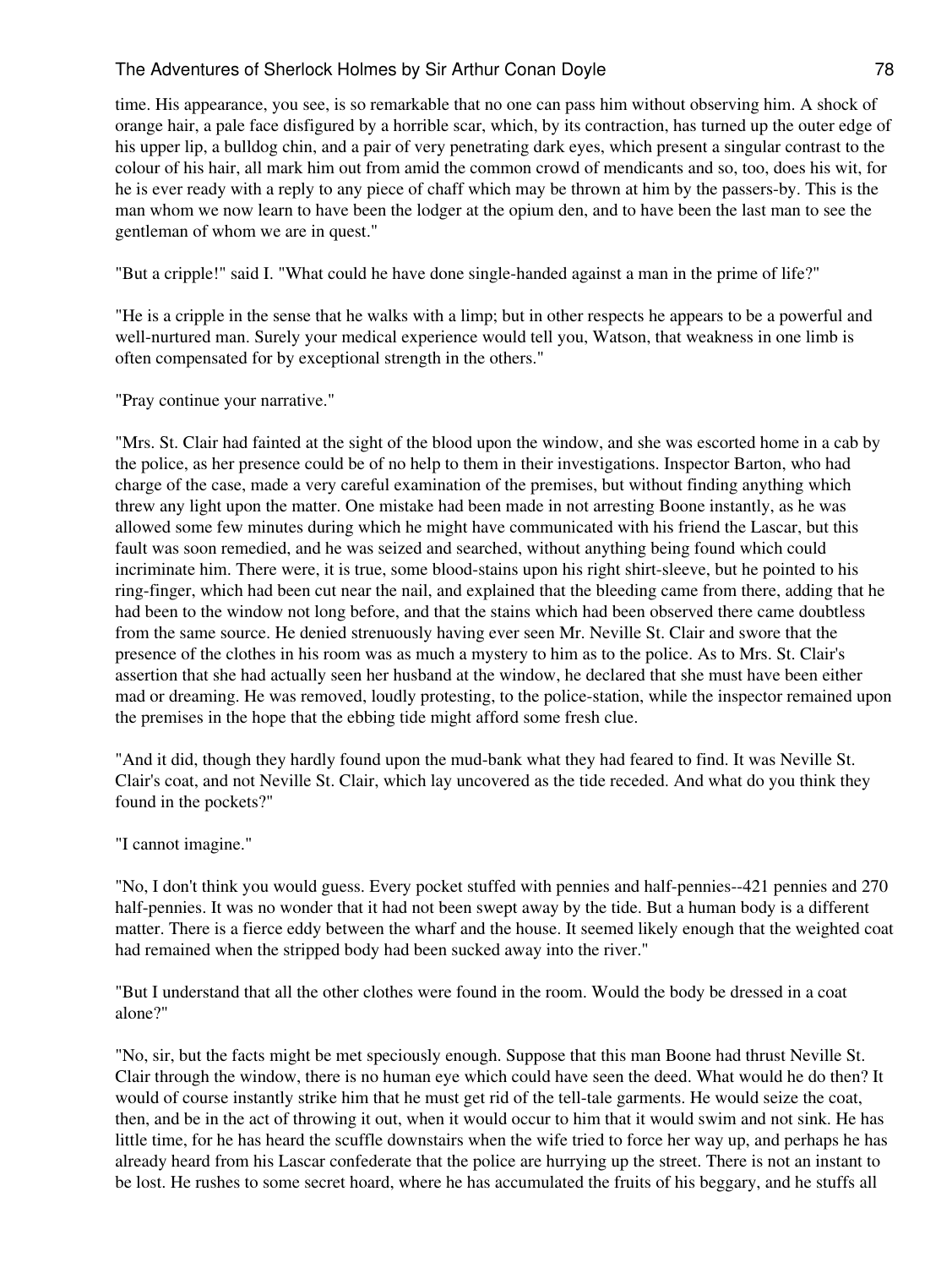time. His appearance, you see, is so remarkable that no one can pass him without observing him. A shock of orange hair, a pale face disfigured by a horrible scar, which, by its contraction, has turned up the outer edge of his upper lip, a bulldog chin, and a pair of very penetrating dark eyes, which present a singular contrast to the colour of his hair, all mark him out from amid the common crowd of mendicants and so, too, does his wit, for he is ever ready with a reply to any piece of chaff which may be thrown at him by the passers-by. This is the man whom we now learn to have been the lodger at the opium den, and to have been the last man to see the gentleman of whom we are in quest."

"But a cripple!" said I. "What could he have done single-handed against a man in the prime of life?"

"He is a cripple in the sense that he walks with a limp; but in other respects he appears to be a powerful and well-nurtured man. Surely your medical experience would tell you, Watson, that weakness in one limb is often compensated for by exceptional strength in the others."

"Pray continue your narrative."

"Mrs. St. Clair had fainted at the sight of the blood upon the window, and she was escorted home in a cab by the police, as her presence could be of no help to them in their investigations. Inspector Barton, who had charge of the case, made a very careful examination of the premises, but without finding anything which threw any light upon the matter. One mistake had been made in not arresting Boone instantly, as he was allowed some few minutes during which he might have communicated with his friend the Lascar, but this fault was soon remedied, and he was seized and searched, without anything being found which could incriminate him. There were, it is true, some blood-stains upon his right shirt-sleeve, but he pointed to his ring-finger, which had been cut near the nail, and explained that the bleeding came from there, adding that he had been to the window not long before, and that the stains which had been observed there came doubtless from the same source. He denied strenuously having ever seen Mr. Neville St. Clair and swore that the presence of the clothes in his room was as much a mystery to him as to the police. As to Mrs. St. Clair's assertion that she had actually seen her husband at the window, he declared that she must have been either mad or dreaming. He was removed, loudly protesting, to the police-station, while the inspector remained upon the premises in the hope that the ebbing tide might afford some fresh clue.

"And it did, though they hardly found upon the mud-bank what they had feared to find. It was Neville St. Clair's coat, and not Neville St. Clair, which lay uncovered as the tide receded. And what do you think they found in the pockets?"

"I cannot imagine."

"No, I don't think you would guess. Every pocket stuffed with pennies and half-pennies--421 pennies and 270 half-pennies. It was no wonder that it had not been swept away by the tide. But a human body is a different matter. There is a fierce eddy between the wharf and the house. It seemed likely enough that the weighted coat had remained when the stripped body had been sucked away into the river."

"But I understand that all the other clothes were found in the room. Would the body be dressed in a coat alone?"

"No, sir, but the facts might be met speciously enough. Suppose that this man Boone had thrust Neville St. Clair through the window, there is no human eye which could have seen the deed. What would he do then? It would of course instantly strike him that he must get rid of the tell-tale garments. He would seize the coat, then, and be in the act of throwing it out, when it would occur to him that it would swim and not sink. He has little time, for he has heard the scuffle downstairs when the wife tried to force her way up, and perhaps he has already heard from his Lascar confederate that the police are hurrying up the street. There is not an instant to be lost. He rushes to some secret hoard, where he has accumulated the fruits of his beggary, and he stuffs all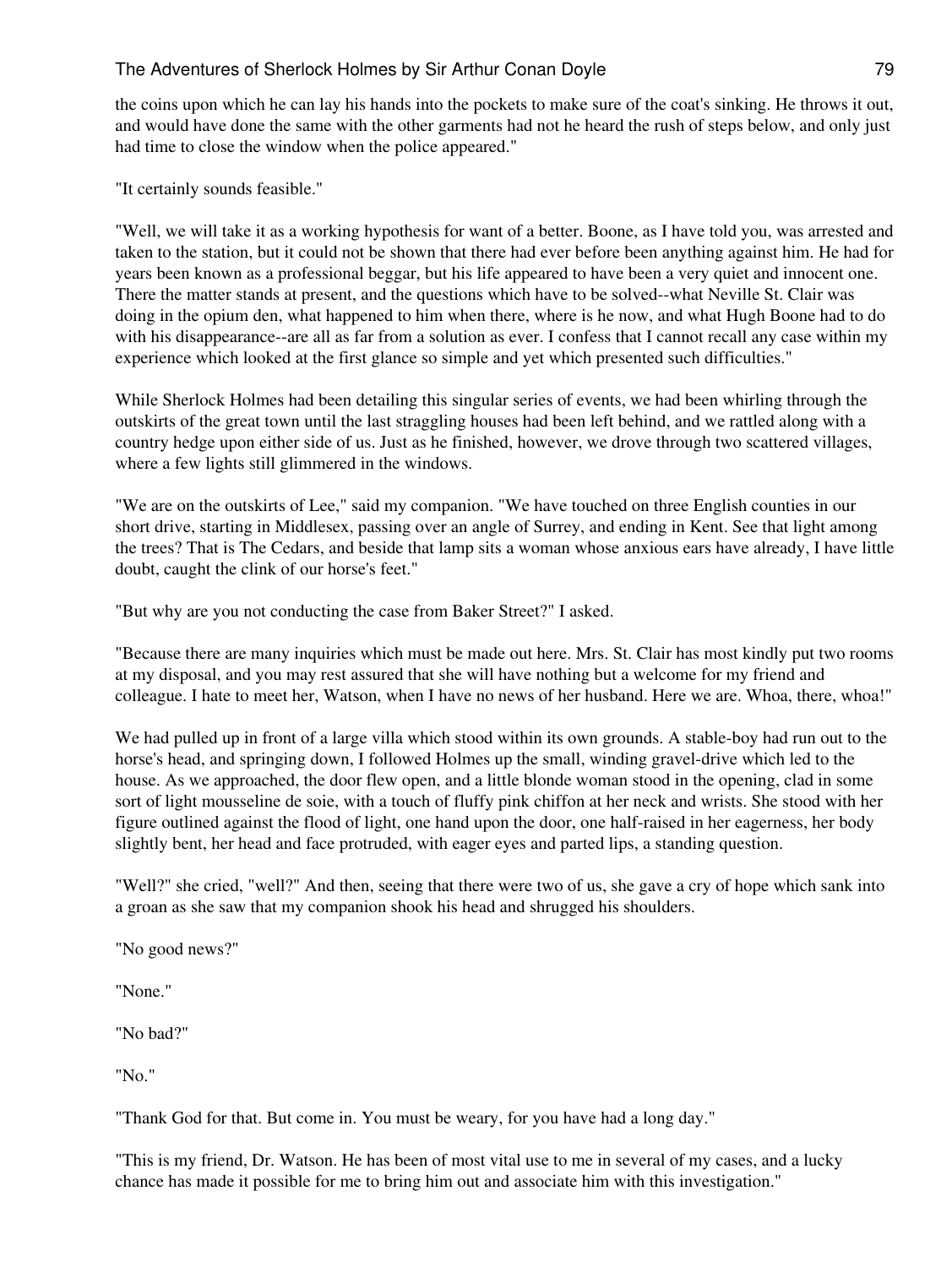the coins upon which he can lay his hands into the pockets to make sure of the coat's sinking. He throws it out, and would have done the same with the other garments had not he heard the rush of steps below, and only just had time to close the window when the police appeared."

"It certainly sounds feasible."

"Well, we will take it as a working hypothesis for want of a better. Boone, as I have told you, was arrested and taken to the station, but it could not be shown that there had ever before been anything against him. He had for years been known as a professional beggar, but his life appeared to have been a very quiet and innocent one. There the matter stands at present, and the questions which have to be solved--what Neville St. Clair was doing in the opium den, what happened to him when there, where is he now, and what Hugh Boone had to do with his disappearance--are all as far from a solution as ever. I confess that I cannot recall any case within my experience which looked at the first glance so simple and yet which presented such difficulties."

While Sherlock Holmes had been detailing this singular series of events, we had been whirling through the outskirts of the great town until the last straggling houses had been left behind, and we rattled along with a country hedge upon either side of us. Just as he finished, however, we drove through two scattered villages, where a few lights still glimmered in the windows.

"We are on the outskirts of Lee," said my companion. "We have touched on three English counties in our short drive, starting in Middlesex, passing over an angle of Surrey, and ending in Kent. See that light among the trees? That is The Cedars, and beside that lamp sits a woman whose anxious ears have already, I have little doubt, caught the clink of our horse's feet."

"But why are you not conducting the case from Baker Street?" I asked.

"Because there are many inquiries which must be made out here. Mrs. St. Clair has most kindly put two rooms at my disposal, and you may rest assured that she will have nothing but a welcome for my friend and colleague. I hate to meet her, Watson, when I have no news of her husband. Here we are. Whoa, there, whoa!"

We had pulled up in front of a large villa which stood within its own grounds. A stable-boy had run out to the horse's head, and springing down, I followed Holmes up the small, winding gravel-drive which led to the house. As we approached, the door flew open, and a little blonde woman stood in the opening, clad in some sort of light mousseline de soie, with a touch of fluffy pink chiffon at her neck and wrists. She stood with her figure outlined against the flood of light, one hand upon the door, one half-raised in her eagerness, her body slightly bent, her head and face protruded, with eager eyes and parted lips, a standing question.

"Well?" she cried, "well?" And then, seeing that there were two of us, she gave a cry of hope which sank into a groan as she saw that my companion shook his head and shrugged his shoulders.

"No good news?"

"None."

"No bad?"

"No."

"Thank God for that. But come in. You must be weary, for you have had a long day."

"This is my friend, Dr. Watson. He has been of most vital use to me in several of my cases, and a lucky chance has made it possible for me to bring him out and associate him with this investigation."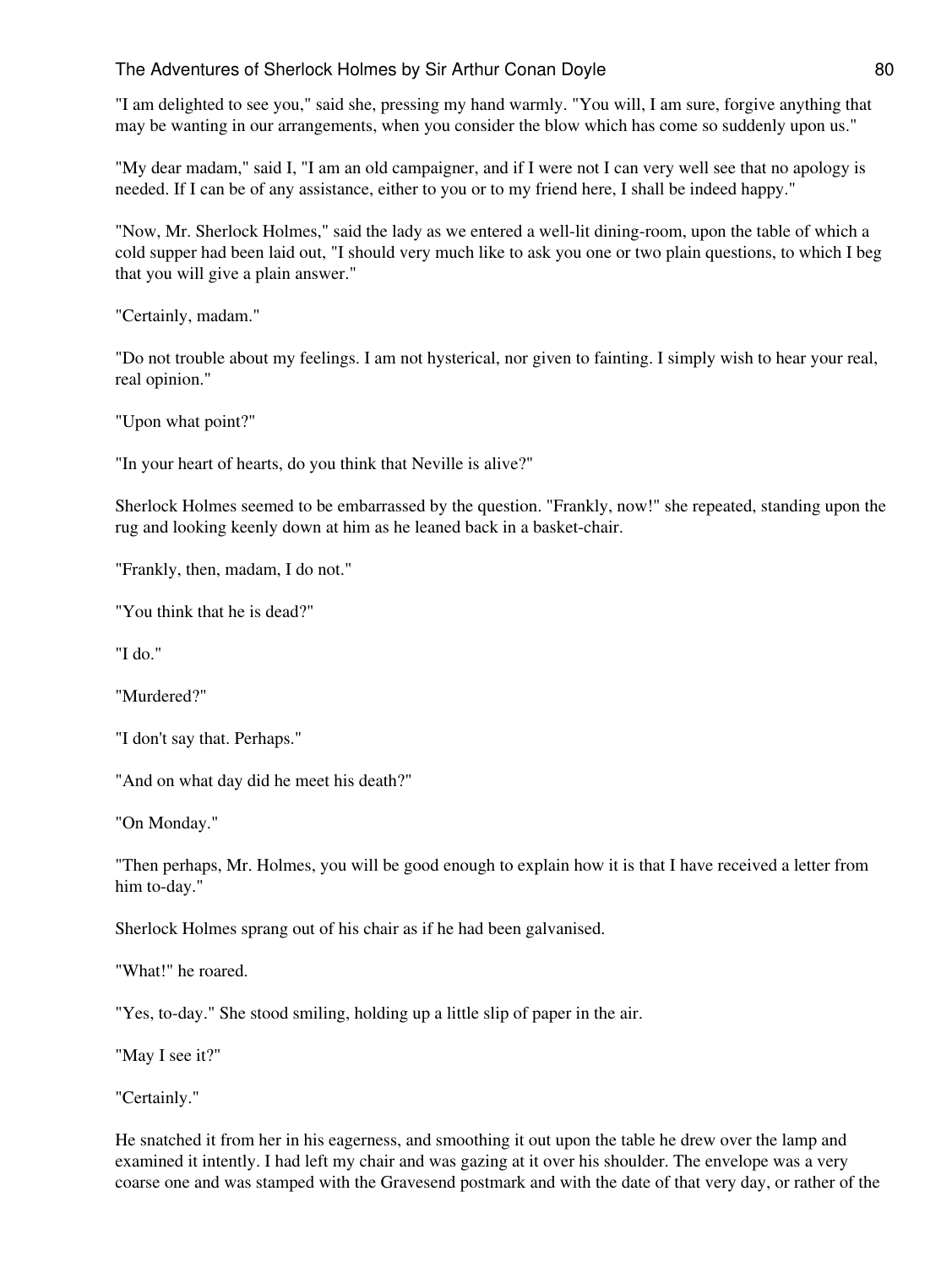"I am delighted to see you," said she, pressing my hand warmly. "You will, I am sure, forgive anything that may be wanting in our arrangements, when you consider the blow which has come so suddenly upon us."

"My dear madam," said I, "I am an old campaigner, and if I were not I can very well see that no apology is needed. If I can be of any assistance, either to you or to my friend here, I shall be indeed happy."

"Now, Mr. Sherlock Holmes," said the lady as we entered a well-lit dining-room, upon the table of which a cold supper had been laid out, "I should very much like to ask you one or two plain questions, to which I beg that you will give a plain answer."

"Certainly, madam."

"Do not trouble about my feelings. I am not hysterical, nor given to fainting. I simply wish to hear your real, real opinion."

"Upon what point?"

"In your heart of hearts, do you think that Neville is alive?"

Sherlock Holmes seemed to be embarrassed by the question. "Frankly, now!" she repeated, standing upon the rug and looking keenly down at him as he leaned back in a basket-chair.

"Frankly, then, madam, I do not."

"You think that he is dead?"

"I do."

"Murdered?"

"I don't say that. Perhaps."

"And on what day did he meet his death?"

"On Monday."

"Then perhaps, Mr. Holmes, you will be good enough to explain how it is that I have received a letter from him to-day."

Sherlock Holmes sprang out of his chair as if he had been galvanised.

"What!" he roared.

"Yes, to-day." She stood smiling, holding up a little slip of paper in the air.

"May I see it?"

"Certainly."

He snatched it from her in his eagerness, and smoothing it out upon the table he drew over the lamp and examined it intently. I had left my chair and was gazing at it over his shoulder. The envelope was a very coarse one and was stamped with the Gravesend postmark and with the date of that very day, or rather of the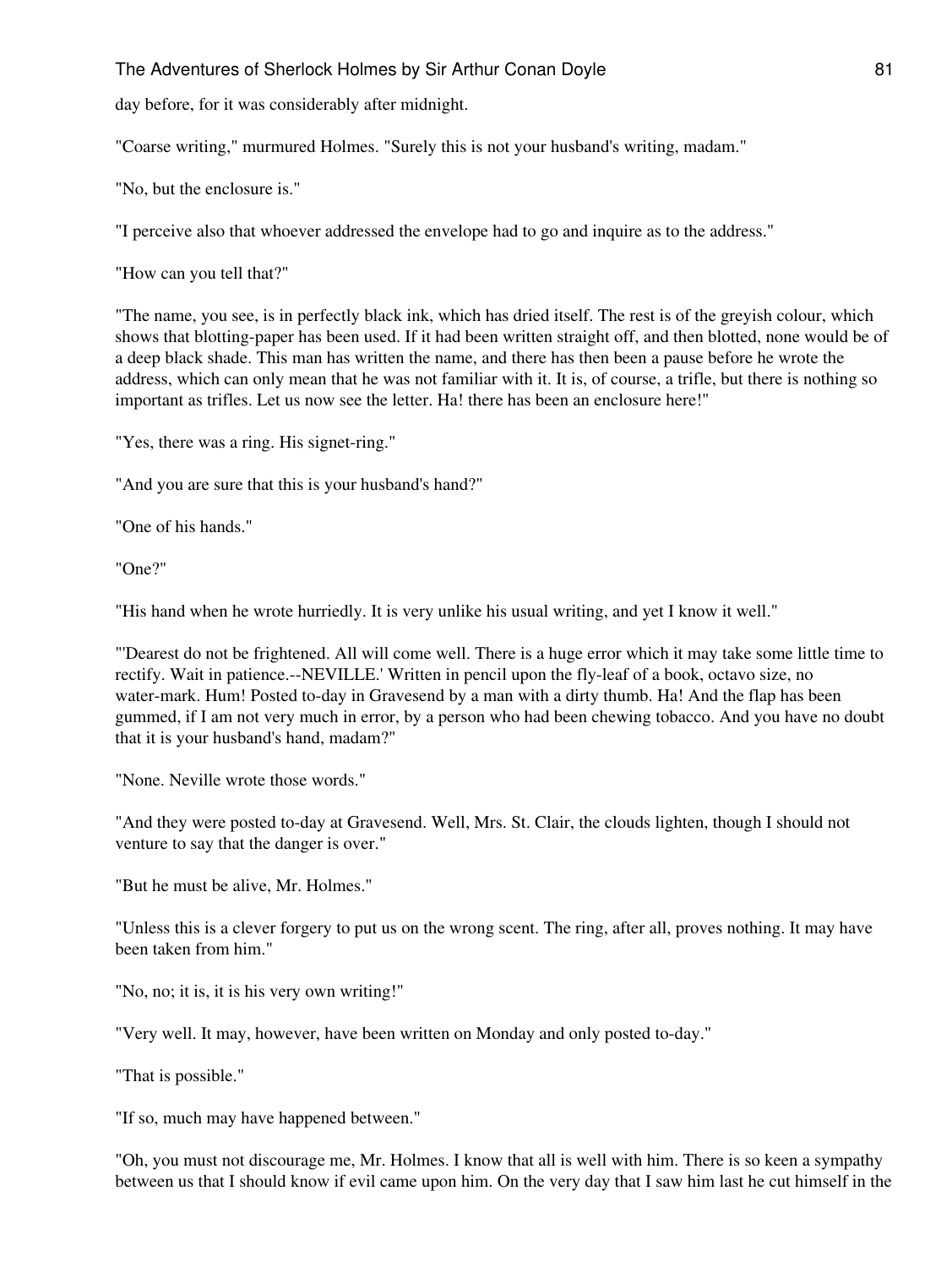day before, for it was considerably after midnight.

"Coarse writing," murmured Holmes. "Surely this is not your husband's writing, madam."

"No, but the enclosure is."

"I perceive also that whoever addressed the envelope had to go and inquire as to the address."

"How can you tell that?"

"The name, you see, is in perfectly black ink, which has dried itself. The rest is of the greyish colour, which shows that blotting-paper has been used. If it had been written straight off, and then blotted, none would be of a deep black shade. This man has written the name, and there has then been a pause before he wrote the address, which can only mean that he was not familiar with it. It is, of course, a trifle, but there is nothing so important as trifles. Let us now see the letter. Ha! there has been an enclosure here!"

"Yes, there was a ring. His signet-ring."

"And you are sure that this is your husband's hand?"

"One of his hands."

"One?"

"His hand when he wrote hurriedly. It is very unlike his usual writing, and yet I know it well."

"'Dearest do not be frightened. All will come well. There is a huge error which it may take some little time to rectify. Wait in patience.--NEVILLE.' Written in pencil upon the fly-leaf of a book, octavo size, no water-mark. Hum! Posted to-day in Gravesend by a man with a dirty thumb. Ha! And the flap has been gummed, if I am not very much in error, by a person who had been chewing tobacco. And you have no doubt that it is your husband's hand, madam?"

"None. Neville wrote those words."

"And they were posted to-day at Gravesend. Well, Mrs. St. Clair, the clouds lighten, though I should not venture to say that the danger is over."

"But he must be alive, Mr. Holmes."

"Unless this is a clever forgery to put us on the wrong scent. The ring, after all, proves nothing. It may have been taken from him."

"No, no; it is, it is his very own writing!"

"Very well. It may, however, have been written on Monday and only posted to-day."

"That is possible."

"If so, much may have happened between."

"Oh, you must not discourage me, Mr. Holmes. I know that all is well with him. There is so keen a sympathy between us that I should know if evil came upon him. On the very day that I saw him last he cut himself in the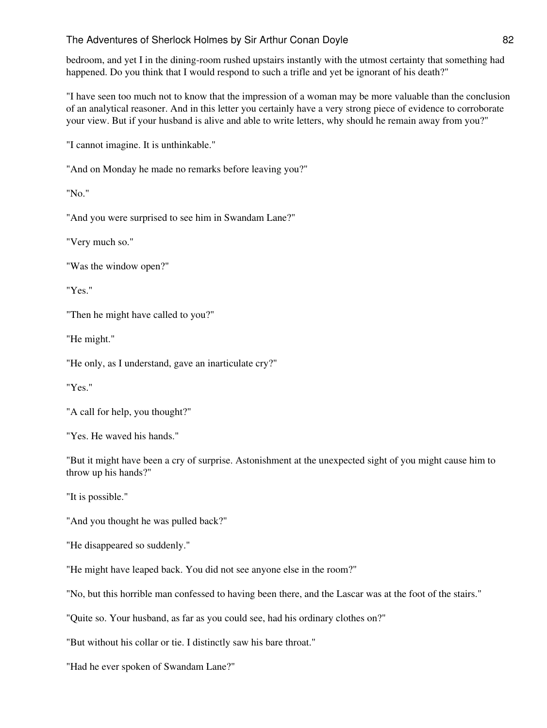bedroom, and yet I in the dining-room rushed upstairs instantly with the utmost certainty that something had happened. Do you think that I would respond to such a trifle and yet be ignorant of his death?"

"I have seen too much not to know that the impression of a woman may be more valuable than the conclusion of an analytical reasoner. And in this letter you certainly have a very strong piece of evidence to corroborate your view. But if your husband is alive and able to write letters, why should he remain away from you?"

"I cannot imagine. It is unthinkable."

"And on Monday he made no remarks before leaving you?"

"No."

"And you were surprised to see him in Swandam Lane?"

"Very much so."

"Was the window open?"

"Yes."

"Then he might have called to you?"

"He might."

"He only, as I understand, gave an inarticulate cry?"

"Yes."

"A call for help, you thought?"

"Yes. He waved his hands."

"But it might have been a cry of surprise. Astonishment at the unexpected sight of you might cause him to throw up his hands?"

"It is possible."

"And you thought he was pulled back?"

"He disappeared so suddenly."

"He might have leaped back. You did not see anyone else in the room?"

"No, but this horrible man confessed to having been there, and the Lascar was at the foot of the stairs."

"Quite so. Your husband, as far as you could see, had his ordinary clothes on?"

"But without his collar or tie. I distinctly saw his bare throat."

"Had he ever spoken of Swandam Lane?"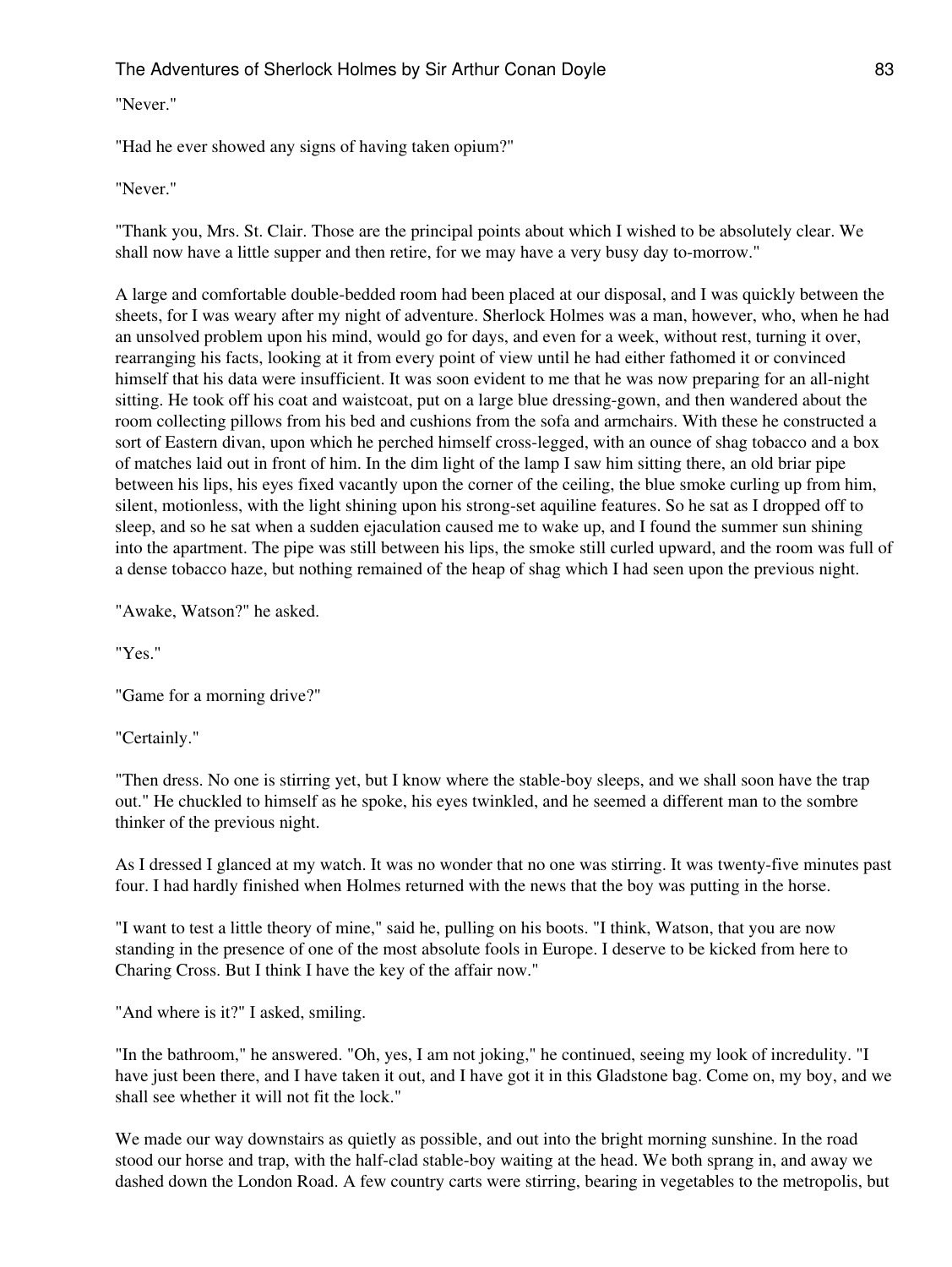"Never."

"Had he ever showed any signs of having taken opium?"

"Never."

"Thank you, Mrs. St. Clair. Those are the principal points about which I wished to be absolutely clear. We shall now have a little supper and then retire, for we may have a very busy day to-morrow."

A large and comfortable double-bedded room had been placed at our disposal, and I was quickly between the sheets, for I was weary after my night of adventure. Sherlock Holmes was a man, however, who, when he had an unsolved problem upon his mind, would go for days, and even for a week, without rest, turning it over, rearranging his facts, looking at it from every point of view until he had either fathomed it or convinced himself that his data were insufficient. It was soon evident to me that he was now preparing for an all-night sitting. He took off his coat and waistcoat, put on a large blue dressing-gown, and then wandered about the room collecting pillows from his bed and cushions from the sofa and armchairs. With these he constructed a sort of Eastern divan, upon which he perched himself cross-legged, with an ounce of shag tobacco and a box of matches laid out in front of him. In the dim light of the lamp I saw him sitting there, an old briar pipe between his lips, his eyes fixed vacantly upon the corner of the ceiling, the blue smoke curling up from him, silent, motionless, with the light shining upon his strong-set aquiline features. So he sat as I dropped off to sleep, and so he sat when a sudden ejaculation caused me to wake up, and I found the summer sun shining into the apartment. The pipe was still between his lips, the smoke still curled upward, and the room was full of a dense tobacco haze, but nothing remained of the heap of shag which I had seen upon the previous night.

"Awake, Watson?" he asked.

"Yes."

"Game for a morning drive?"

"Certainly."

"Then dress. No one is stirring yet, but I know where the stable-boy sleeps, and we shall soon have the trap out." He chuckled to himself as he spoke, his eyes twinkled, and he seemed a different man to the sombre thinker of the previous night.

As I dressed I glanced at my watch. It was no wonder that no one was stirring. It was twenty-five minutes past four. I had hardly finished when Holmes returned with the news that the boy was putting in the horse.

"I want to test a little theory of mine," said he, pulling on his boots. "I think, Watson, that you are now standing in the presence of one of the most absolute fools in Europe. I deserve to be kicked from here to Charing Cross. But I think I have the key of the affair now."

"And where is it?" I asked, smiling.

"In the bathroom," he answered. "Oh, yes, I am not joking," he continued, seeing my look of incredulity. "I have just been there, and I have taken it out, and I have got it in this Gladstone bag. Come on, my boy, and we shall see whether it will not fit the lock."

We made our way downstairs as quietly as possible, and out into the bright morning sunshine. In the road stood our horse and trap, with the half-clad stable-boy waiting at the head. We both sprang in, and away we dashed down the London Road. A few country carts were stirring, bearing in vegetables to the metropolis, but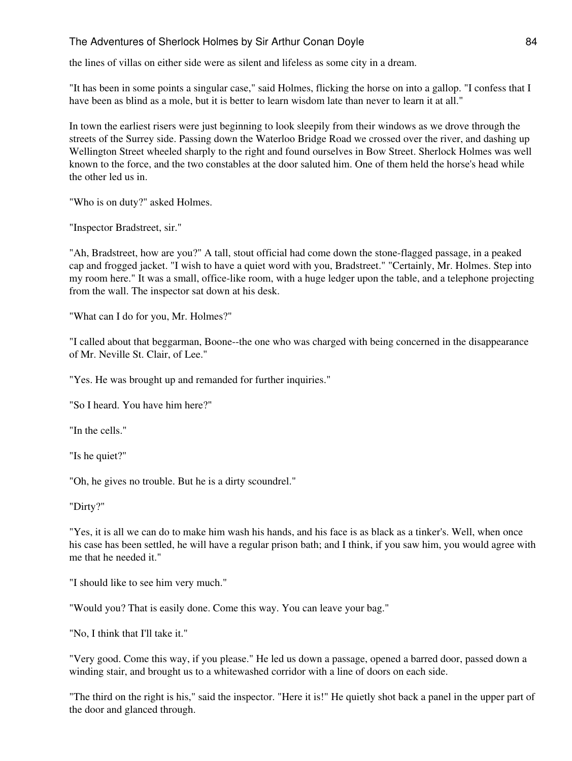the lines of villas on either side were as silent and lifeless as some city in a dream.

"It has been in some points a singular case," said Holmes, flicking the horse on into a gallop. "I confess that I have been as blind as a mole, but it is better to learn wisdom late than never to learn it at all."

In town the earliest risers were just beginning to look sleepily from their windows as we drove through the streets of the Surrey side. Passing down the Waterloo Bridge Road we crossed over the river, and dashing up Wellington Street wheeled sharply to the right and found ourselves in Bow Street. Sherlock Holmes was well known to the force, and the two constables at the door saluted him. One of them held the horse's head while the other led us in.

"Who is on duty?" asked Holmes.

"Inspector Bradstreet, sir."

"Ah, Bradstreet, how are you?" A tall, stout official had come down the stone-flagged passage, in a peaked cap and frogged jacket. "I wish to have a quiet word with you, Bradstreet." "Certainly, Mr. Holmes. Step into my room here." It was a small, office-like room, with a huge ledger upon the table, and a telephone projecting from the wall. The inspector sat down at his desk.

"What can I do for you, Mr. Holmes?"

"I called about that beggarman, Boone--the one who was charged with being concerned in the disappearance of Mr. Neville St. Clair, of Lee."

"Yes. He was brought up and remanded for further inquiries."

"So I heard. You have him here?"

"In the cells."

"Is he quiet?"

"Oh, he gives no trouble. But he is a dirty scoundrel."

"Dirty?"

"Yes, it is all we can do to make him wash his hands, and his face is as black as a tinker's. Well, when once his case has been settled, he will have a regular prison bath; and I think, if you saw him, you would agree with me that he needed it."

"I should like to see him very much."

"Would you? That is easily done. Come this way. You can leave your bag."

"No, I think that I'll take it."

"Very good. Come this way, if you please." He led us down a passage, opened a barred door, passed down a winding stair, and brought us to a whitewashed corridor with a line of doors on each side.

"The third on the right is his," said the inspector. "Here it is!" He quietly shot back a panel in the upper part of the door and glanced through.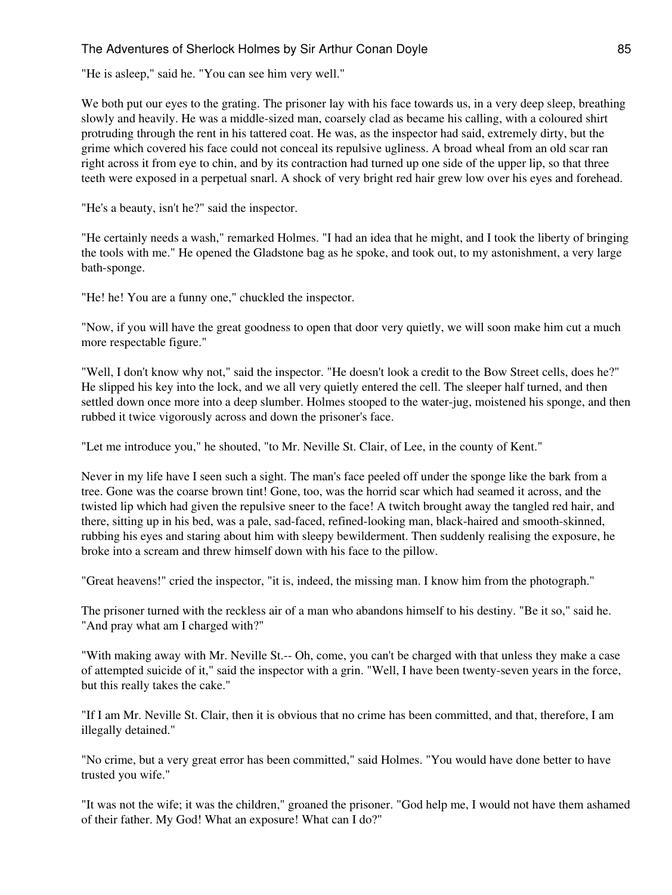"He is asleep," said he. "You can see him very well."

We both put our eyes to the grating. The prisoner lay with his face towards us, in a very deep sleep, breathing slowly and heavily. He was a middle-sized man, coarsely clad as became his calling, with a coloured shirt protruding through the rent in his tattered coat. He was, as the inspector had said, extremely dirty, but the grime which covered his face could not conceal its repulsive ugliness. A broad wheal from an old scar ran right across it from eye to chin, and by its contraction had turned up one side of the upper lip, so that three teeth were exposed in a perpetual snarl. A shock of very bright red hair grew low over his eyes and forehead.

"He's a beauty, isn't he?" said the inspector.

"He certainly needs a wash," remarked Holmes. "I had an idea that he might, and I took the liberty of bringing the tools with me." He opened the Gladstone bag as he spoke, and took out, to my astonishment, a very large bath-sponge.

"He! he! You are a funny one," chuckled the inspector.

"Now, if you will have the great goodness to open that door very quietly, we will soon make him cut a much more respectable figure."

"Well, I don't know why not," said the inspector. "He doesn't look a credit to the Bow Street cells, does he?" He slipped his key into the lock, and we all very quietly entered the cell. The sleeper half turned, and then settled down once more into a deep slumber. Holmes stooped to the water-jug, moistened his sponge, and then rubbed it twice vigorously across and down the prisoner's face.

"Let me introduce you," he shouted, "to Mr. Neville St. Clair, of Lee, in the county of Kent."

Never in my life have I seen such a sight. The man's face peeled off under the sponge like the bark from a tree. Gone was the coarse brown tint! Gone, too, was the horrid scar which had seamed it across, and the twisted lip which had given the repulsive sneer to the face! A twitch brought away the tangled red hair, and there, sitting up in his bed, was a pale, sad-faced, refined-looking man, black-haired and smooth-skinned, rubbing his eyes and staring about him with sleepy bewilderment. Then suddenly realising the exposure, he broke into a scream and threw himself down with his face to the pillow.

"Great heavens!" cried the inspector, "it is, indeed, the missing man. I know him from the photograph."

The prisoner turned with the reckless air of a man who abandons himself to his destiny. "Be it so," said he. "And pray what am I charged with?"

"With making away with Mr. Neville St.-- Oh, come, you can't be charged with that unless they make a case of attempted suicide of it," said the inspector with a grin. "Well, I have been twenty-seven years in the force, but this really takes the cake."

"If I am Mr. Neville St. Clair, then it is obvious that no crime has been committed, and that, therefore, I am illegally detained."

"No crime, but a very great error has been committed," said Holmes. "You would have done better to have trusted you wife."

"It was not the wife; it was the children," groaned the prisoner. "God help me, I would not have them ashamed of their father. My God! What an exposure! What can I do?"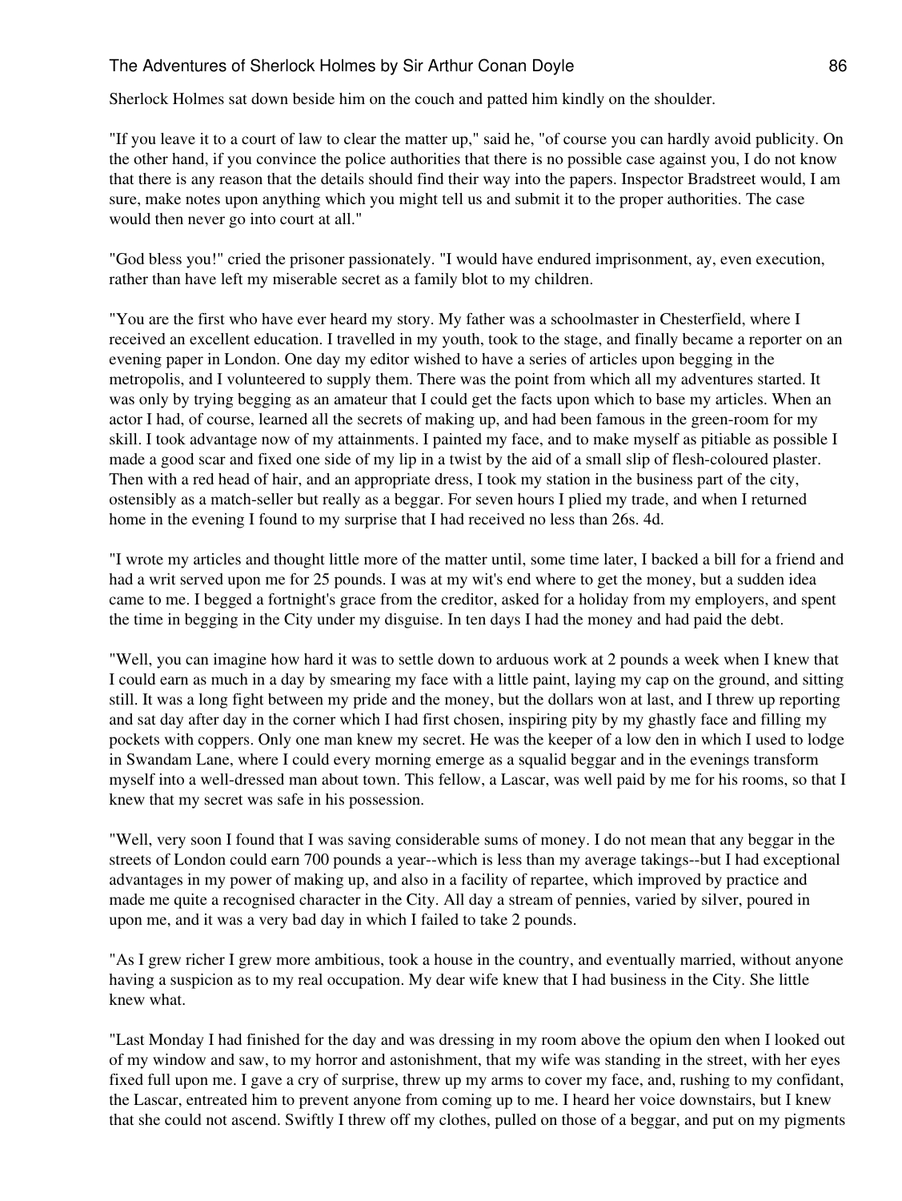Sherlock Holmes sat down beside him on the couch and patted him kindly on the shoulder.

"If you leave it to a court of law to clear the matter up," said he, "of course you can hardly avoid publicity. On the other hand, if you convince the police authorities that there is no possible case against you, I do not know that there is any reason that the details should find their way into the papers. Inspector Bradstreet would, I am sure, make notes upon anything which you might tell us and submit it to the proper authorities. The case would then never go into court at all."

"God bless you!" cried the prisoner passionately. "I would have endured imprisonment, ay, even execution, rather than have left my miserable secret as a family blot to my children.

"You are the first who have ever heard my story. My father was a schoolmaster in Chesterfield, where I received an excellent education. I travelled in my youth, took to the stage, and finally became a reporter on an evening paper in London. One day my editor wished to have a series of articles upon begging in the metropolis, and I volunteered to supply them. There was the point from which all my adventures started. It was only by trying begging as an amateur that I could get the facts upon which to base my articles. When an actor I had, of course, learned all the secrets of making up, and had been famous in the green-room for my skill. I took advantage now of my attainments. I painted my face, and to make myself as pitiable as possible I made a good scar and fixed one side of my lip in a twist by the aid of a small slip of flesh-coloured plaster. Then with a red head of hair, and an appropriate dress, I took my station in the business part of the city, ostensibly as a match-seller but really as a beggar. For seven hours I plied my trade, and when I returned home in the evening I found to my surprise that I had received no less than 26s. 4d.

"I wrote my articles and thought little more of the matter until, some time later, I backed a bill for a friend and had a writ served upon me for 25 pounds. I was at my wit's end where to get the money, but a sudden idea came to me. I begged a fortnight's grace from the creditor, asked for a holiday from my employers, and spent the time in begging in the City under my disguise. In ten days I had the money and had paid the debt.

"Well, you can imagine how hard it was to settle down to arduous work at 2 pounds a week when I knew that I could earn as much in a day by smearing my face with a little paint, laying my cap on the ground, and sitting still. It was a long fight between my pride and the money, but the dollars won at last, and I threw up reporting and sat day after day in the corner which I had first chosen, inspiring pity by my ghastly face and filling my pockets with coppers. Only one man knew my secret. He was the keeper of a low den in which I used to lodge in Swandam Lane, where I could every morning emerge as a squalid beggar and in the evenings transform myself into a well-dressed man about town. This fellow, a Lascar, was well paid by me for his rooms, so that I knew that my secret was safe in his possession.

"Well, very soon I found that I was saving considerable sums of money. I do not mean that any beggar in the streets of London could earn 700 pounds a year--which is less than my average takings--but I had exceptional advantages in my power of making up, and also in a facility of repartee, which improved by practice and made me quite a recognised character in the City. All day a stream of pennies, varied by silver, poured in upon me, and it was a very bad day in which I failed to take 2 pounds.

"As I grew richer I grew more ambitious, took a house in the country, and eventually married, without anyone having a suspicion as to my real occupation. My dear wife knew that I had business in the City. She little knew what.

"Last Monday I had finished for the day and was dressing in my room above the opium den when I looked out of my window and saw, to my horror and astonishment, that my wife was standing in the street, with her eyes fixed full upon me. I gave a cry of surprise, threw up my arms to cover my face, and, rushing to my confidant, the Lascar, entreated him to prevent anyone from coming up to me. I heard her voice downstairs, but I knew that she could not ascend. Swiftly I threw off my clothes, pulled on those of a beggar, and put on my pigments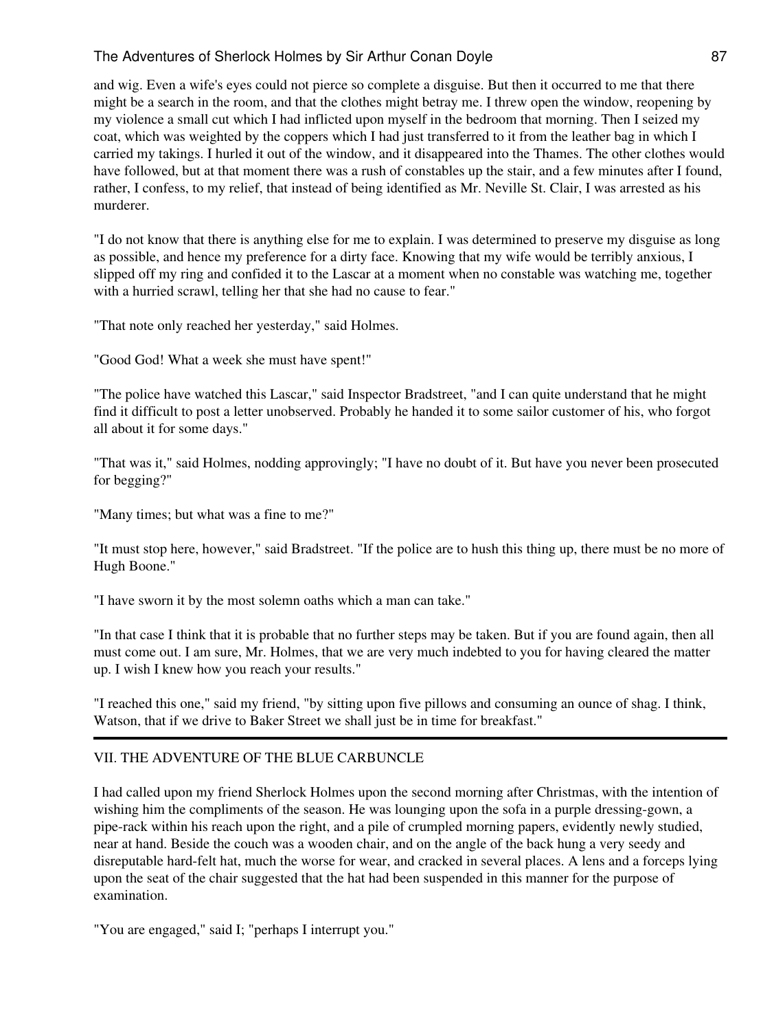and wig. Even a wife's eyes could not pierce so complete a disguise. But then it occurred to me that there might be a search in the room, and that the clothes might betray me. I threw open the window, reopening by my violence a small cut which I had inflicted upon myself in the bedroom that morning. Then I seized my coat, which was weighted by the coppers which I had just transferred to it from the leather bag in which I carried my takings. I hurled it out of the window, and it disappeared into the Thames. The other clothes would have followed, but at that moment there was a rush of constables up the stair, and a few minutes after I found, rather, I confess, to my relief, that instead of being identified as Mr. Neville St. Clair, I was arrested as his murderer.

"I do not know that there is anything else for me to explain. I was determined to preserve my disguise as long as possible, and hence my preference for a dirty face. Knowing that my wife would be terribly anxious, I slipped off my ring and confided it to the Lascar at a moment when no constable was watching me, together with a hurried scrawl, telling her that she had no cause to fear."

"That note only reached her yesterday," said Holmes.

"Good God! What a week she must have spent!"

"The police have watched this Lascar," said Inspector Bradstreet, "and I can quite understand that he might find it difficult to post a letter unobserved. Probably he handed it to some sailor customer of his, who forgot all about it for some days."

"That was it," said Holmes, nodding approvingly; "I have no doubt of it. But have you never been prosecuted for begging?"

"Many times; but what was a fine to me?"

"It must stop here, however," said Bradstreet. "If the police are to hush this thing up, there must be no more of Hugh Boone."

"I have sworn it by the most solemn oaths which a man can take."

"In that case I think that it is probable that no further steps may be taken. But if you are found again, then all must come out. I am sure, Mr. Holmes, that we are very much indebted to you for having cleared the matter up. I wish I knew how you reach your results."

"I reached this one," said my friend, "by sitting upon five pillows and consuming an ounce of shag. I think, Watson, that if we drive to Baker Street we shall just be in time for breakfast."

---

## VII. THE ADVENTURE OF THE BLUE CARBUNCLE

I had called upon my friend Sherlock Holmes upon the second morning after Christmas, with the intention of wishing him the compliments of the season. He was lounging upon the sofa in a purple dressing-gown, a pipe-rack within his reach upon the right, and a pile of crumpled morning papers, evidently newly studied, near at hand. Beside the couch was a wooden chair, and on the angle of the back hung a very seedy and disreputable hard-felt hat, much the worse for wear, and cracked in several places. A lens and a forceps lying upon the seat of the chair suggested that the hat had been suspended in this manner for the purpose of examination.

"You are engaged," said I; "perhaps I interrupt you."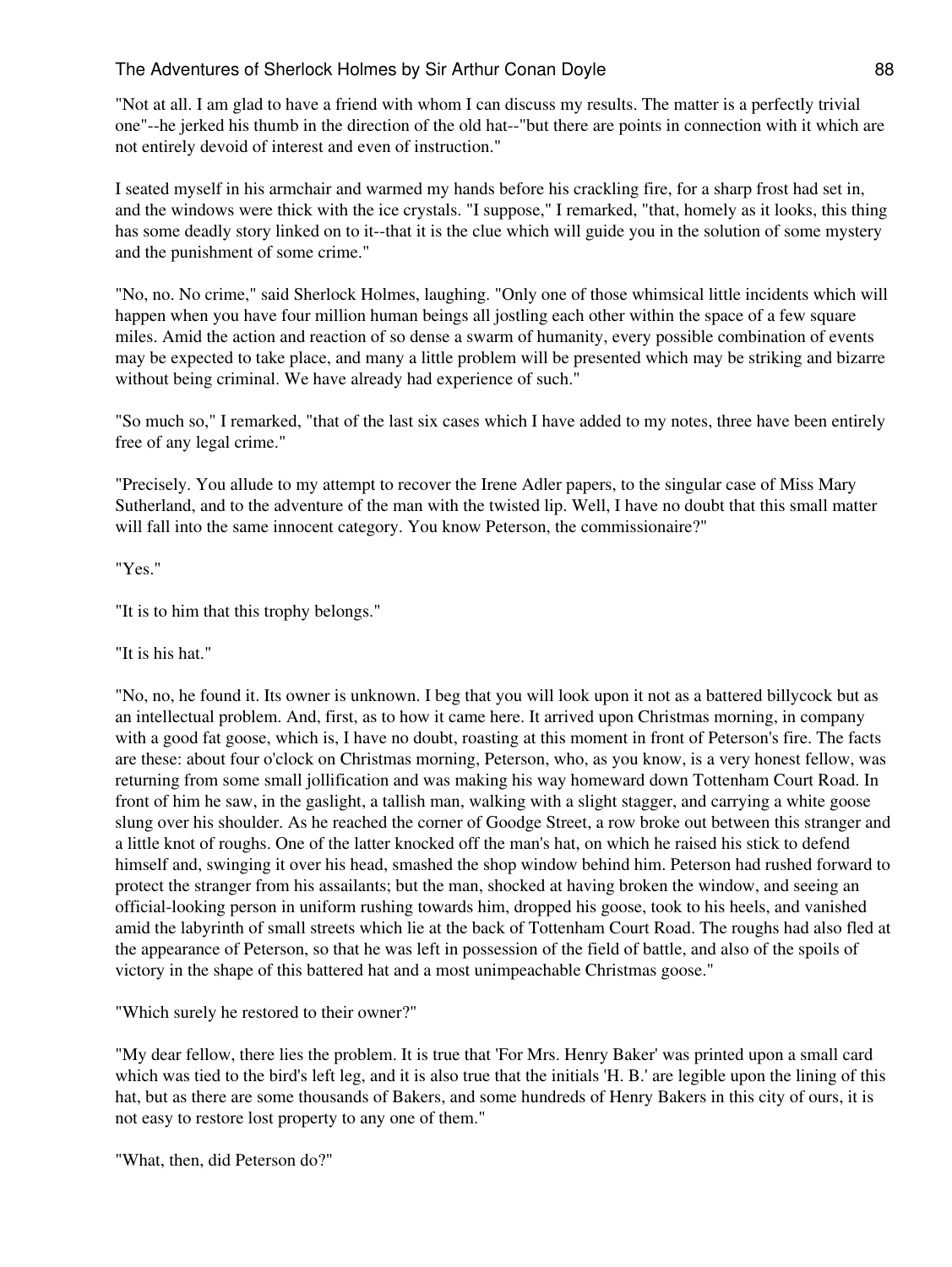"Not at all. I am glad to have a friend with whom I can discuss my results. The matter is a perfectly trivial one"--he jerked his thumb in the direction of the old hat--"but there are points in connection with it which are not entirely devoid of interest and even of instruction."

I seated myself in his armchair and warmed my hands before his crackling fire, for a sharp frost had set in, and the windows were thick with the ice crystals. "I suppose," I remarked, "that, homely as it looks, this thing has some deadly story linked on to it--that it is the clue which will guide you in the solution of some mystery and the punishment of some crime."

"No, no. No crime," said Sherlock Holmes, laughing. "Only one of those whimsical little incidents which will happen when you have four million human beings all jostling each other within the space of a few square miles. Amid the action and reaction of so dense a swarm of humanity, every possible combination of events may be expected to take place, and many a little problem will be presented which may be striking and bizarre without being criminal. We have already had experience of such."

"So much so," I remarked, "that of the last six cases which I have added to my notes, three have been entirely free of any legal crime."

"Precisely. You allude to my attempt to recover the Irene Adler papers, to the singular case of Miss Mary Sutherland, and to the adventure of the man with the twisted lip. Well, I have no doubt that this small matter will fall into the same innocent category. You know Peterson, the commissionaire?"

"Yes."

"It is to him that this trophy belongs."

"It is his hat."

"No, no, he found it. Its owner is unknown. I beg that you will look upon it not as a battered billycock but as an intellectual problem. And, first, as to how it came here. It arrived upon Christmas morning, in company with a good fat goose, which is, I have no doubt, roasting at this moment in front of Peterson's fire. The facts are these: about four o'clock on Christmas morning, Peterson, who, as you know, is a very honest fellow, was returning from some small jollification and was making his way homeward down Tottenham Court Road. In front of him he saw, in the gaslight, a tallish man, walking with a slight stagger, and carrying a white goose slung over his shoulder. As he reached the corner of Goodge Street, a row broke out between this stranger and a little knot of roughs. One of the latter knocked off the man's hat, on which he raised his stick to defend himself and, swinging it over his head, smashed the shop window behind him. Peterson had rushed forward to protect the stranger from his assailants; but the man, shocked at having broken the window, and seeing an official-looking person in uniform rushing towards him, dropped his goose, took to his heels, and vanished amid the labyrinth of small streets which lie at the back of Tottenham Court Road. The roughs had also fled at the appearance of Peterson, so that he was left in possession of the field of battle, and also of the spoils of victory in the shape of this battered hat and a most unimpeachable Christmas goose."

"Which surely he restored to their owner?"

"My dear fellow, there lies the problem. It is true that 'For Mrs. Henry Baker' was printed upon a small card which was tied to the bird's left leg, and it is also true that the initials 'H. B.' are legible upon the lining of this hat, but as there are some thousands of Bakers, and some hundreds of Henry Bakers in this city of ours, it is not easy to restore lost property to any one of them."

"What, then, did Peterson do?"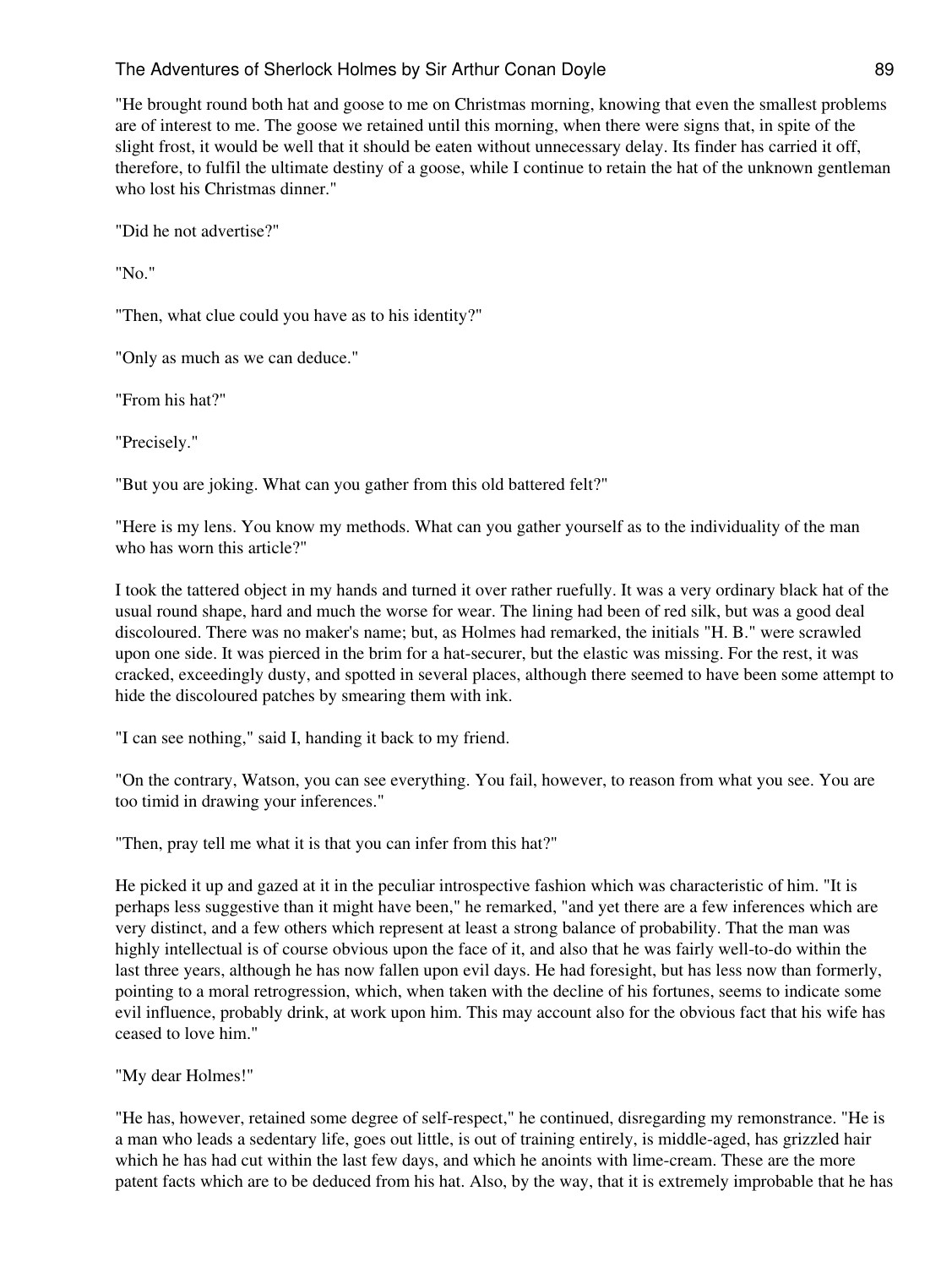"He brought round both hat and goose to me on Christmas morning, knowing that even the smallest problems are of interest to me. The goose we retained until this morning, when there were signs that, in spite of the slight frost, it would be well that it should be eaten without unnecessary delay. Its finder has carried it off, therefore, to fulfil the ultimate destiny of a goose, while I continue to retain the hat of the unknown gentleman who lost his Christmas dinner."

"Did he not advertise?"

"No."

"Then, what clue could you have as to his identity?"

"Only as much as we can deduce."

"From his hat?"

"Precisely."

"But you are joking. What can you gather from this old battered felt?"

"Here is my lens. You know my methods. What can you gather yourself as to the individuality of the man who has worn this article?"

I took the tattered object in my hands and turned it over rather ruefully. It was a very ordinary black hat of the usual round shape, hard and much the worse for wear. The lining had been of red silk, but was a good deal discoloured. There was no maker's name; but, as Holmes had remarked, the initials "H. B." were scrawled upon one side. It was pierced in the brim for a hat-securer, but the elastic was missing. For the rest, it was cracked, exceedingly dusty, and spotted in several places, although there seemed to have been some attempt to hide the discoloured patches by smearing them with ink.

"I can see nothing," said I, handing it back to my friend.

"On the contrary, Watson, you can see everything. You fail, however, to reason from what you see. You are too timid in drawing your inferences."

"Then, pray tell me what it is that you can infer from this hat?"

He picked it up and gazed at it in the peculiar introspective fashion which was characteristic of him. "It is perhaps less suggestive than it might have been," he remarked, "and yet there are a few inferences which are very distinct, and a few others which represent at least a strong balance of probability. That the man was highly intellectual is of course obvious upon the face of it, and also that he was fairly well-to-do within the last three years, although he has now fallen upon evil days. He had foresight, but has less now than formerly, pointing to a moral retrogression, which, when taken with the decline of his fortunes, seems to indicate some evil influence, probably drink, at work upon him. This may account also for the obvious fact that his wife has ceased to love him."

"My dear Holmes!"

"He has, however, retained some degree of self-respect," he continued, disregarding my remonstrance. "He is a man who leads a sedentary life, goes out little, is out of training entirely, is middle-aged, has grizzled hair which he has had cut within the last few days, and which he anoints with lime-cream. These are the more patent facts which are to be deduced from his hat. Also, by the way, that it is extremely improbable that he has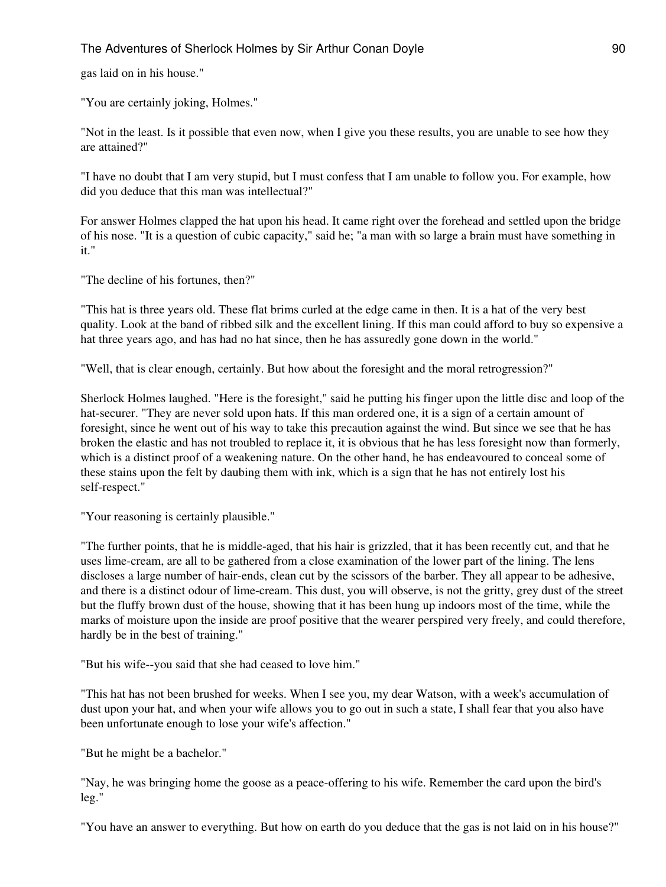gas laid on in his house."

"You are certainly joking, Holmes."

"Not in the least. Is it possible that even now, when I give you these results, you are unable to see how they are attained?"

"I have no doubt that I am very stupid, but I must confess that I am unable to follow you. For example, how did you deduce that this man was intellectual?"

For answer Holmes clapped the hat upon his head. It came right over the forehead and settled upon the bridge of his nose. "It is a question of cubic capacity," said he; "a man with so large a brain must have something in it."

"The decline of his fortunes, then?"

"This hat is three years old. These flat brims curled at the edge came in then. It is a hat of the very best quality. Look at the band of ribbed silk and the excellent lining. If this man could afford to buy so expensive a hat three years ago, and has had no hat since, then he has assuredly gone down in the world."

"Well, that is clear enough, certainly. But how about the foresight and the moral retrogression?"

Sherlock Holmes laughed. "Here is the foresight," said he putting his finger upon the little disc and loop of the hat-securer. "They are never sold upon hats. If this man ordered one, it is a sign of a certain amount of foresight, since he went out of his way to take this precaution against the wind. But since we see that he has broken the elastic and has not troubled to replace it, it is obvious that he has less foresight now than formerly, which is a distinct proof of a weakening nature. On the other hand, he has endeavoured to conceal some of these stains upon the felt by daubing them with ink, which is a sign that he has not entirely lost his self-respect."

"Your reasoning is certainly plausible."

"The further points, that he is middle-aged, that his hair is grizzled, that it has been recently cut, and that he uses lime-cream, are all to be gathered from a close examination of the lower part of the lining. The lens discloses a large number of hair-ends, clean cut by the scissors of the barber. They all appear to be adhesive, and there is a distinct odour of lime-cream. This dust, you will observe, is not the gritty, grey dust of the street but the fluffy brown dust of the house, showing that it has been hung up indoors most of the time, while the marks of moisture upon the inside are proof positive that the wearer perspired very freely, and could therefore, hardly be in the best of training."

"But his wife--you said that she had ceased to love him."

"This hat has not been brushed for weeks. When I see you, my dear Watson, with a week's accumulation of dust upon your hat, and when your wife allows you to go out in such a state, I shall fear that you also have been unfortunate enough to lose your wife's affection."

"But he might be a bachelor."

"Nay, he was bringing home the goose as a peace-offering to his wife. Remember the card upon the bird's leg."

"You have an answer to everything. But how on earth do you deduce that the gas is not laid on in his house?"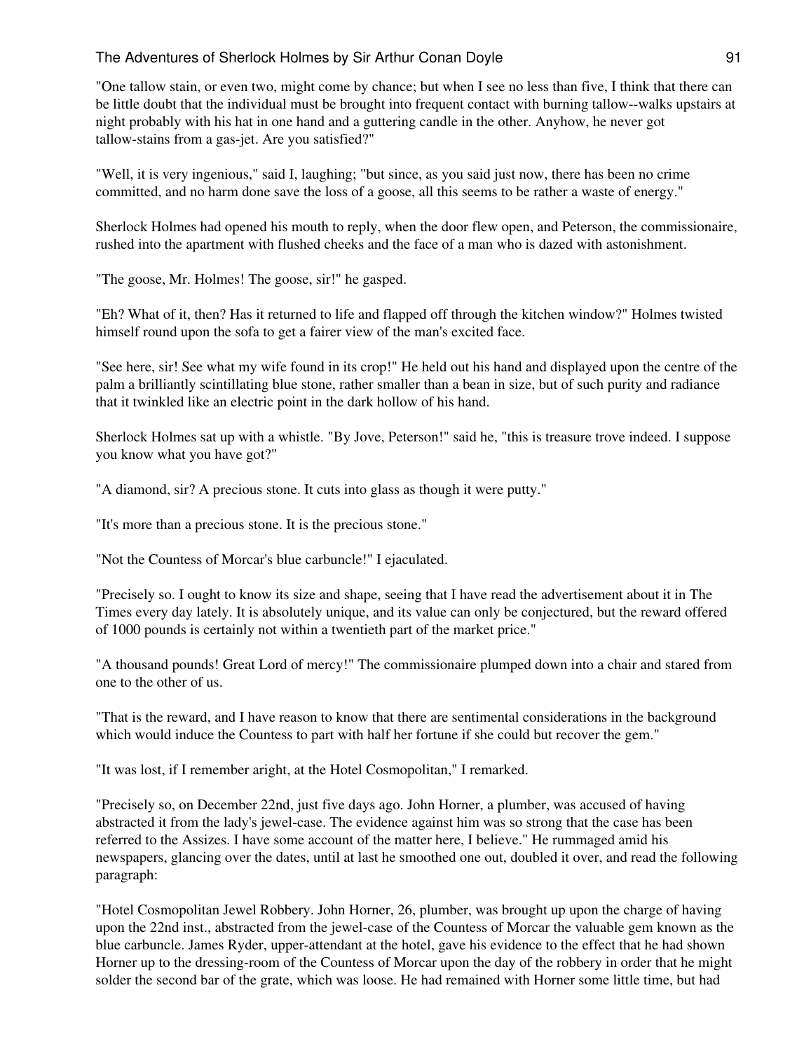"One tallow stain, or even two, might come by chance; but when I see no less than five, I think that there can be little doubt that the individual must be brought into frequent contact with burning tallow--walks upstairs at night probably with his hat in one hand and a guttering candle in the other. Anyhow, he never got tallow-stains from a gas-jet. Are you satisfied?"

"Well, it is very ingenious," said I, laughing; "but since, as you said just now, there has been no crime committed, and no harm done save the loss of a goose, all this seems to be rather a waste of energy."

Sherlock Holmes had opened his mouth to reply, when the door flew open, and Peterson, the commissionaire, rushed into the apartment with flushed cheeks and the face of a man who is dazed with astonishment.

"The goose, Mr. Holmes! The goose, sir!" he gasped.

"Eh? What of it, then? Has it returned to life and flapped off through the kitchen window?" Holmes twisted himself round upon the sofa to get a fairer view of the man's excited face.

"See here, sir! See what my wife found in its crop!" He held out his hand and displayed upon the centre of the palm a brilliantly scintillating blue stone, rather smaller than a bean in size, but of such purity and radiance that it twinkled like an electric point in the dark hollow of his hand.

Sherlock Holmes sat up with a whistle. "By Jove, Peterson!" said he, "this is treasure trove indeed. I suppose you know what you have got?"

"A diamond, sir? A precious stone. It cuts into glass as though it were putty."

"It's more than a precious stone. It is the precious stone."

"Not the Countess of Morcar's blue carbuncle!" I ejaculated.

"Precisely so. I ought to know its size and shape, seeing that I have read the advertisement about it in The Times every day lately. It is absolutely unique, and its value can only be conjectured, but the reward offered of 1000 pounds is certainly not within a twentieth part of the market price."

"A thousand pounds! Great Lord of mercy!" The commissionaire plumped down into a chair and stared from one to the other of us.

"That is the reward, and I have reason to know that there are sentimental considerations in the background which would induce the Countess to part with half her fortune if she could but recover the gem."

"It was lost, if I remember aright, at the Hotel Cosmopolitan," I remarked.

"Precisely so, on December 22nd, just five days ago. John Horner, a plumber, was accused of having abstracted it from the lady's jewel-case. The evidence against him was so strong that the case has been referred to the Assizes. I have some account of the matter here, I believe." He rummaged amid his newspapers, glancing over the dates, until at last he smoothed one out, doubled it over, and read the following paragraph:

"Hotel Cosmopolitan Jewel Robbery. John Horner, 26, plumber, was brought up upon the charge of having upon the 22nd inst., abstracted from the jewel-case of the Countess of Morcar the valuable gem known as the blue carbuncle. James Ryder, upper-attendant at the hotel, gave his evidence to the effect that he had shown Horner up to the dressing-room of the Countess of Morcar upon the day of the robbery in order that he might solder the second bar of the grate, which was loose. He had remained with Horner some little time, but had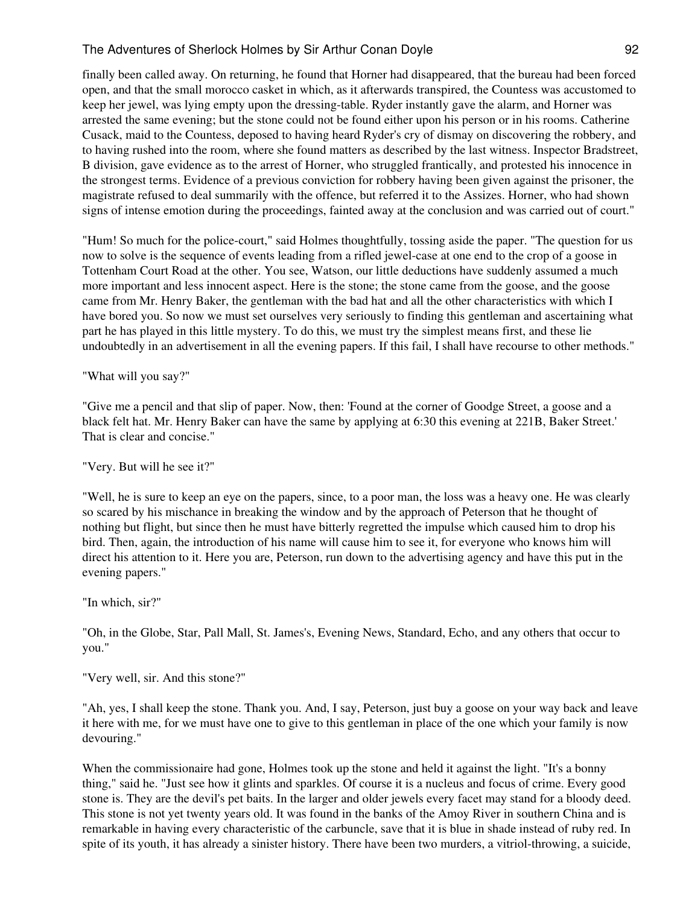finally been called away. On returning, he found that Horner had disappeared, that the bureau had been forced open, and that the small morocco casket in which, as it afterwards transpired, the Countess was accustomed to keep her jewel, was lying empty upon the dressing-table. Ryder instantly gave the alarm, and Horner was arrested the same evening; but the stone could not be found either upon his person or in his rooms. Catherine Cusack, maid to the Countess, deposed to having heard Ryder's cry of dismay on discovering the robbery, and to having rushed into the room, where she found matters as described by the last witness. Inspector Bradstreet, B division, gave evidence as to the arrest of Horner, who struggled frantically, and protested his innocence in the strongest terms. Evidence of a previous conviction for robbery having been given against the prisoner, the magistrate refused to deal summarily with the offence, but referred it to the Assizes. Horner, who had shown signs of intense emotion during the proceedings, fainted away at the conclusion and was carried out of court."

"Hum! So much for the police-court," said Holmes thoughtfully, tossing aside the paper. "The question for us now to solve is the sequence of events leading from a rifled jewel-case at one end to the crop of a goose in Tottenham Court Road at the other. You see, Watson, our little deductions have suddenly assumed a much more important and less innocent aspect. Here is the stone; the stone came from the goose, and the goose came from Mr. Henry Baker, the gentleman with the bad hat and all the other characteristics with which I have bored you. So now we must set ourselves very seriously to finding this gentleman and ascertaining what part he has played in this little mystery. To do this, we must try the simplest means first, and these lie undoubtedly in an advertisement in all the evening papers. If this fail, I shall have recourse to other methods."

"What will you say?"

"Give me a pencil and that slip of paper. Now, then: 'Found at the corner of Goodge Street, a goose and a black felt hat. Mr. Henry Baker can have the same by applying at 6:30 this evening at 221B, Baker Street.' That is clear and concise."

"Very. But will he see it?"

"Well, he is sure to keep an eye on the papers, since, to a poor man, the loss was a heavy one. He was clearly so scared by his mischance in breaking the window and by the approach of Peterson that he thought of nothing but flight, but since then he must have bitterly regretted the impulse which caused him to drop his bird. Then, again, the introduction of his name will cause him to see it, for everyone who knows him will direct his attention to it. Here you are, Peterson, run down to the advertising agency and have this put in the evening papers."

"In which, sir?"

"Oh, in the Globe, Star, Pall Mall, St. James's, Evening News, Standard, Echo, and any others that occur to you."

"Very well, sir. And this stone?"

"Ah, yes, I shall keep the stone. Thank you. And, I say, Peterson, just buy a goose on your way back and leave it here with me, for we must have one to give to this gentleman in place of the one which your family is now devouring."

When the commissionaire had gone, Holmes took up the stone and held it against the light. "It's a bonny thing," said he. "Just see how it glints and sparkles. Of course it is a nucleus and focus of crime. Every good stone is. They are the devil's pet baits. In the larger and older jewels every facet may stand for a bloody deed. This stone is not yet twenty years old. It was found in the banks of the Amoy River in southern China and is remarkable in having every characteristic of the carbuncle, save that it is blue in shade instead of ruby red. In spite of its youth, it has already a sinister history. There have been two murders, a vitriol-throwing, a suicide,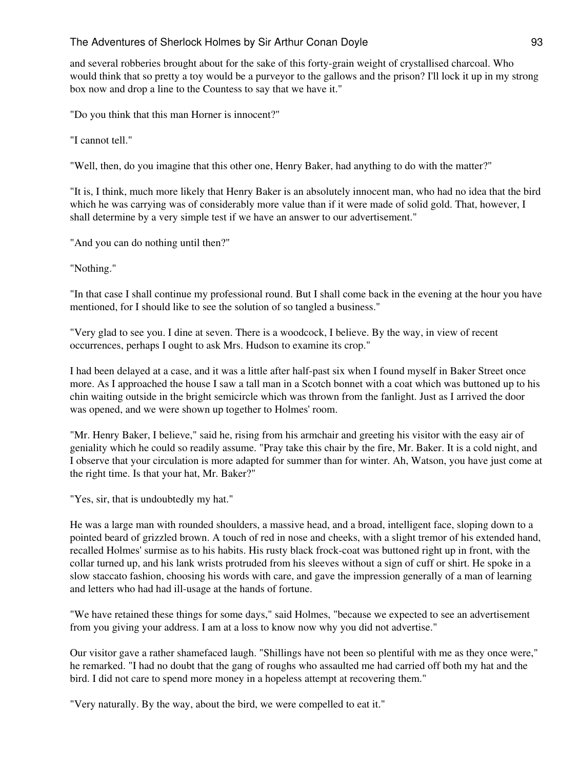and several robberies brought about for the sake of this forty-grain weight of crystallised charcoal. Who would think that so pretty a toy would be a purveyor to the gallows and the prison? I'll lock it up in my strong box now and drop a line to the Countess to say that we have it."

"Do you think that this man Horner is innocent?"

"I cannot tell."

"Well, then, do you imagine that this other one, Henry Baker, had anything to do with the matter?"

"It is, I think, much more likely that Henry Baker is an absolutely innocent man, who had no idea that the bird which he was carrying was of considerably more value than if it were made of solid gold. That, however, I shall determine by a very simple test if we have an answer to our advertisement."

"And you can do nothing until then?"

"Nothing."

"In that case I shall continue my professional round. But I shall come back in the evening at the hour you have mentioned, for I should like to see the solution of so tangled a business."

"Very glad to see you. I dine at seven. There is a woodcock, I believe. By the way, in view of recent occurrences, perhaps I ought to ask Mrs. Hudson to examine its crop."

I had been delayed at a case, and it was a little after half-past six when I found myself in Baker Street once more. As I approached the house I saw a tall man in a Scotch bonnet with a coat which was buttoned up to his chin waiting outside in the bright semicircle which was thrown from the fanlight. Just as I arrived the door was opened, and we were shown up together to Holmes' room.

"Mr. Henry Baker, I believe," said he, rising from his armchair and greeting his visitor with the easy air of geniality which he could so readily assume. "Pray take this chair by the fire, Mr. Baker. It is a cold night, and I observe that your circulation is more adapted for summer than for winter. Ah, Watson, you have just come at the right time. Is that your hat, Mr. Baker?"

"Yes, sir, that is undoubtedly my hat."

He was a large man with rounded shoulders, a massive head, and a broad, intelligent face, sloping down to a pointed beard of grizzled brown. A touch of red in nose and cheeks, with a slight tremor of his extended hand, recalled Holmes' surmise as to his habits. His rusty black frock-coat was buttoned right up in front, with the collar turned up, and his lank wrists protruded from his sleeves without a sign of cuff or shirt. He spoke in a slow staccato fashion, choosing his words with care, and gave the impression generally of a man of learning and letters who had had ill-usage at the hands of fortune.

"We have retained these things for some days," said Holmes, "because we expected to see an advertisement from you giving your address. I am at a loss to know now why you did not advertise."

Our visitor gave a rather shamefaced laugh. "Shillings have not been so plentiful with me as they once were," he remarked. "I had no doubt that the gang of roughs who assaulted me had carried off both my hat and the bird. I did not care to spend more money in a hopeless attempt at recovering them."

"Very naturally. By the way, about the bird, we were compelled to eat it."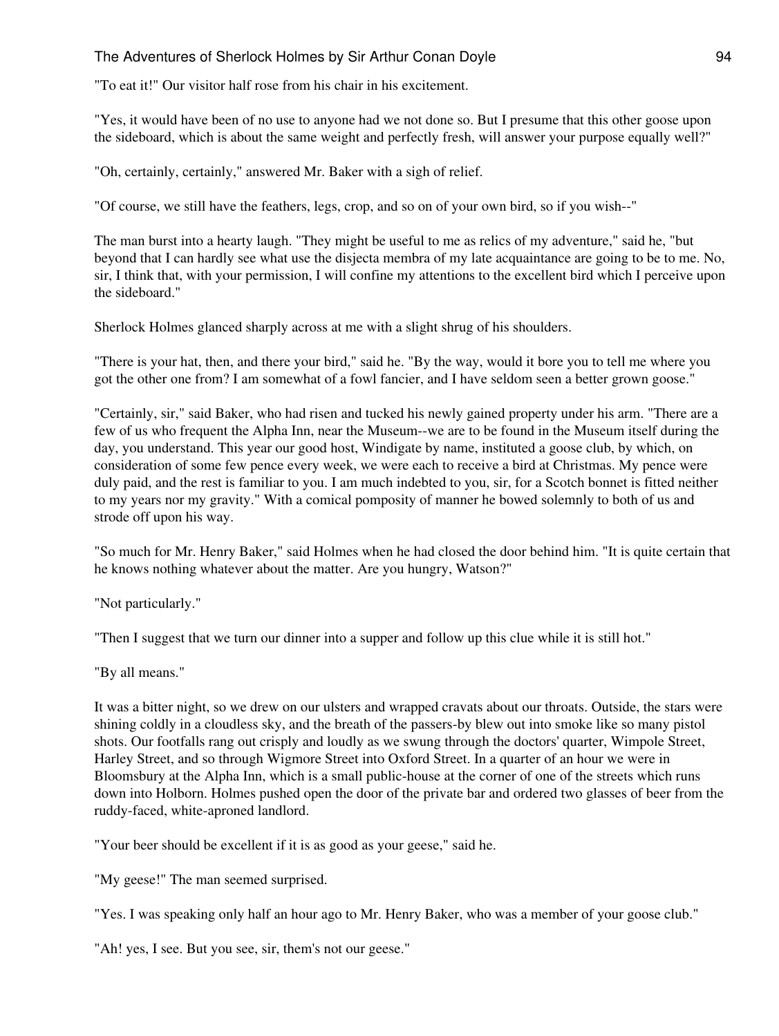"To eat it!" Our visitor half rose from his chair in his excitement.

"Yes, it would have been of no use to anyone had we not done so. But I presume that this other goose upon the sideboard, which is about the same weight and perfectly fresh, will answer your purpose equally well?"

"Oh, certainly, certainly," answered Mr. Baker with a sigh of relief.

"Of course, we still have the feathers, legs, crop, and so on of your own bird, so if you wish--"

The man burst into a hearty laugh. "They might be useful to me as relics of my adventure," said he, "but beyond that I can hardly see what use the disjecta membra of my late acquaintance are going to be to me. No, sir, I think that, with your permission, I will confine my attentions to the excellent bird which I perceive upon the sideboard."

Sherlock Holmes glanced sharply across at me with a slight shrug of his shoulders.

"There is your hat, then, and there your bird," said he. "By the way, would it bore you to tell me where you got the other one from? I am somewhat of a fowl fancier, and I have seldom seen a better grown goose."

"Certainly, sir," said Baker, who had risen and tucked his newly gained property under his arm. "There are a few of us who frequent the Alpha Inn, near the Museum--we are to be found in the Museum itself during the day, you understand. This year our good host, Windigate by name, instituted a goose club, by which, on consideration of some few pence every week, we were each to receive a bird at Christmas. My pence were duly paid, and the rest is familiar to you. I am much indebted to you, sir, for a Scotch bonnet is fitted neither to my years nor my gravity." With a comical pomposity of manner he bowed solemnly to both of us and strode off upon his way.

"So much for Mr. Henry Baker," said Holmes when he had closed the door behind him. "It is quite certain that he knows nothing whatever about the matter. Are you hungry, Watson?"

"Not particularly."

"Then I suggest that we turn our dinner into a supper and follow up this clue while it is still hot."

"By all means."

It was a bitter night, so we drew on our ulsters and wrapped cravats about our throats. Outside, the stars were shining coldly in a cloudless sky, and the breath of the passers-by blew out into smoke like so many pistol shots. Our footfalls rang out crisply and loudly as we swung through the doctors' quarter, Wimpole Street, Harley Street, and so through Wigmore Street into Oxford Street. In a quarter of an hour we were in Bloomsbury at the Alpha Inn, which is a small public-house at the corner of one of the streets which runs down into Holborn. Holmes pushed open the door of the private bar and ordered two glasses of beer from the ruddy-faced, white-aproned landlord.

"Your beer should be excellent if it is as good as your geese," said he.

"My geese!" The man seemed surprised.

"Yes. I was speaking only half an hour ago to Mr. Henry Baker, who was a member of your goose club."

"Ah! yes, I see. But you see, sir, them's not our geese."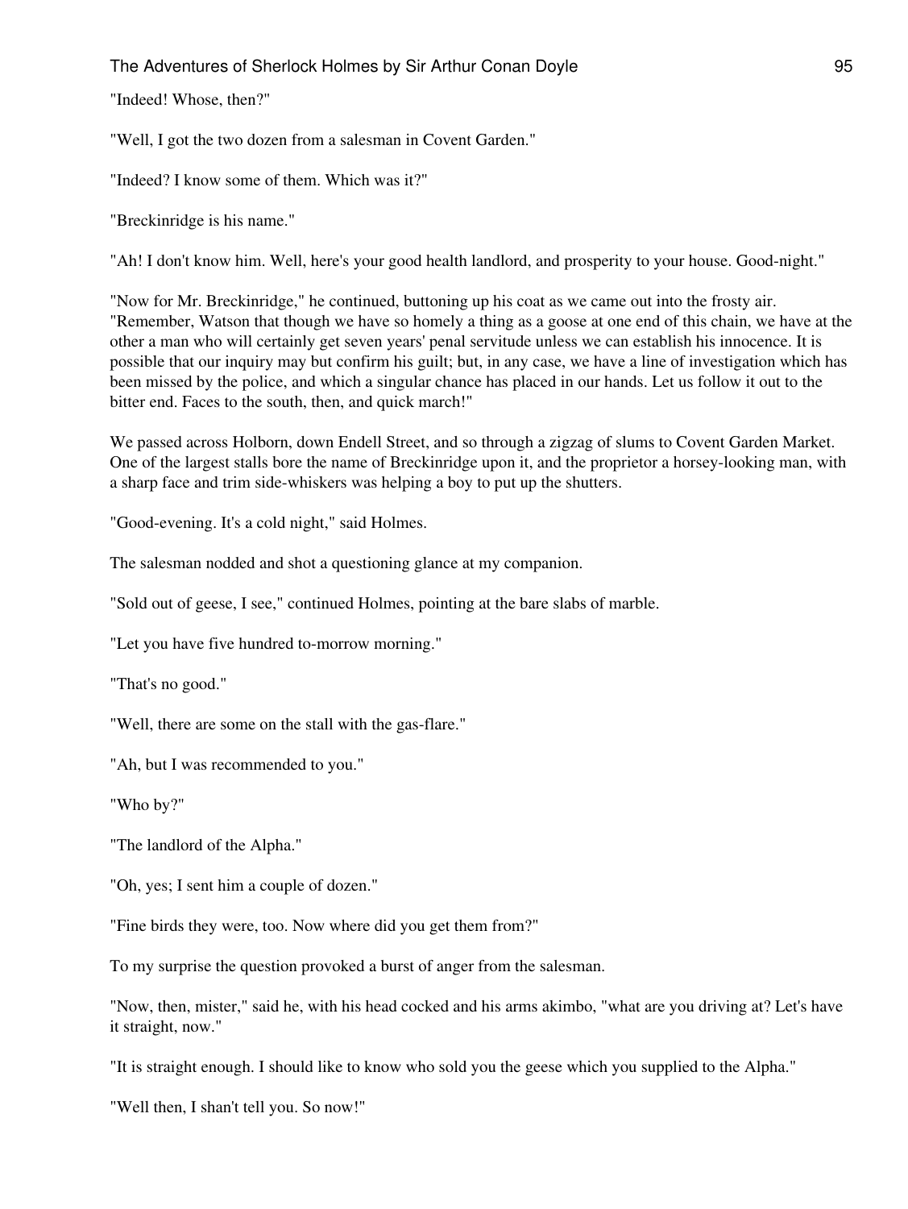"Indeed! Whose, then?"

"Well, I got the two dozen from a salesman in Covent Garden."

"Indeed? I know some of them. Which was it?"

"Breckinridge is his name."

"Ah! I don't know him. Well, here's your good health landlord, and prosperity to your house. Good-night."

"Now for Mr. Breckinridge," he continued, buttoning up his coat as we came out into the frosty air. "Remember, Watson that though we have so homely a thing as a goose at one end of this chain, we have at the other a man who will certainly get seven years' penal servitude unless we can establish his innocence. It is possible that our inquiry may but confirm his guilt; but, in any case, we have a line of investigation which has been missed by the police, and which a singular chance has placed in our hands. Let us follow it out to the bitter end. Faces to the south, then, and quick march!"

We passed across Holborn, down Endell Street, and so through a zigzag of slums to Covent Garden Market. One of the largest stalls bore the name of Breckinridge upon it, and the proprietor a horsey-looking man, with a sharp face and trim side-whiskers was helping a boy to put up the shutters.

"Good-evening. It's a cold night," said Holmes.

The salesman nodded and shot a questioning glance at my companion.

"Sold out of geese, I see," continued Holmes, pointing at the bare slabs of marble.

"Let you have five hundred to-morrow morning."

"That's no good."

"Well, there are some on the stall with the gas-flare."

"Ah, but I was recommended to you."

"Who by?"

"The landlord of the Alpha."

"Oh, yes; I sent him a couple of dozen."

"Fine birds they were, too. Now where did you get them from?"

To my surprise the question provoked a burst of anger from the salesman.

"Now, then, mister," said he, with his head cocked and his arms akimbo, "what are you driving at? Let's have it straight, now."

"It is straight enough. I should like to know who sold you the geese which you supplied to the Alpha."

"Well then, I shan't tell you. So now!"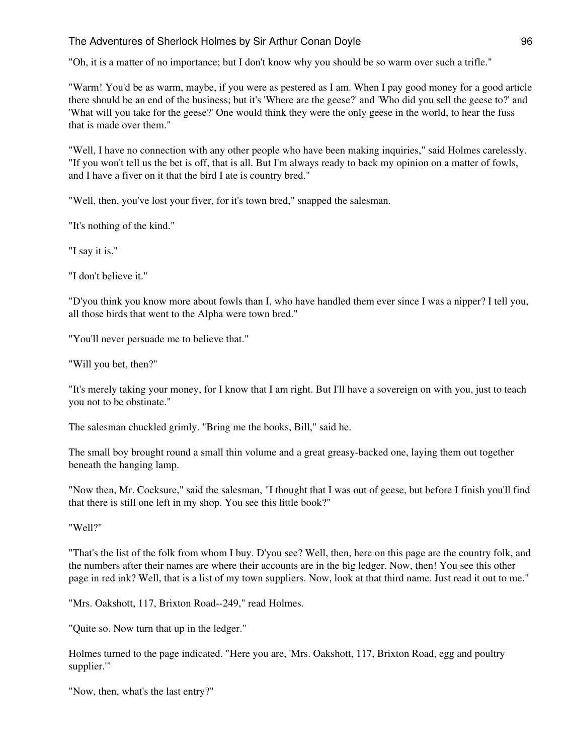"Oh, it is a matter of no importance; but I don't know why you should be so warm over such a trifle."

"Warm! You'd be as warm, maybe, if you were as pestered as I am. When I pay good money for a good article there should be an end of the business; but it's 'Where are the geese?' and 'Who did you sell the geese to?' and 'What will you take for the geese?' One would think they were the only geese in the world, to hear the fuss that is made over them."

"Well, I have no connection with any other people who have been making inquiries," said Holmes carelessly. "If you won't tell us the bet is off, that is all. But I'm always ready to back my opinion on a matter of fowls, and I have a fiver on it that the bird I ate is country bred."

"Well, then, you've lost your fiver, for it's town bred," snapped the salesman.

"It's nothing of the kind."

"I say it is."

"I don't believe it."

"D'you think you know more about fowls than I, who have handled them ever since I was a nipper? I tell you, all those birds that went to the Alpha were town bred."

"You'll never persuade me to believe that."

"Will you bet, then?"

"It's merely taking your money, for I know that I am right. But I'll have a sovereign on with you, just to teach you not to be obstinate."

The salesman chuckled grimly. "Bring me the books, Bill," said he.

The small boy brought round a small thin volume and a great greasy-backed one, laying them out together beneath the hanging lamp.

"Now then, Mr. Cocksure," said the salesman, "I thought that I was out of geese, but before I finish you'll find that there is still one left in my shop. You see this little book?"

"Well?"

"That's the list of the folk from whom I buy. D'you see? Well, then, here on this page are the country folk, and the numbers after their names are where their accounts are in the big ledger. Now, then! You see this other page in red ink? Well, that is a list of my town suppliers. Now, look at that third name. Just read it out to me."

"Mrs. Oakshott, 117, Brixton Road--249," read Holmes.

"Quite so. Now turn that up in the ledger."

Holmes turned to the page indicated. "Here you are, 'Mrs. Oakshott, 117, Brixton Road, egg and poultry supplier.'"

"Now, then, what's the last entry?"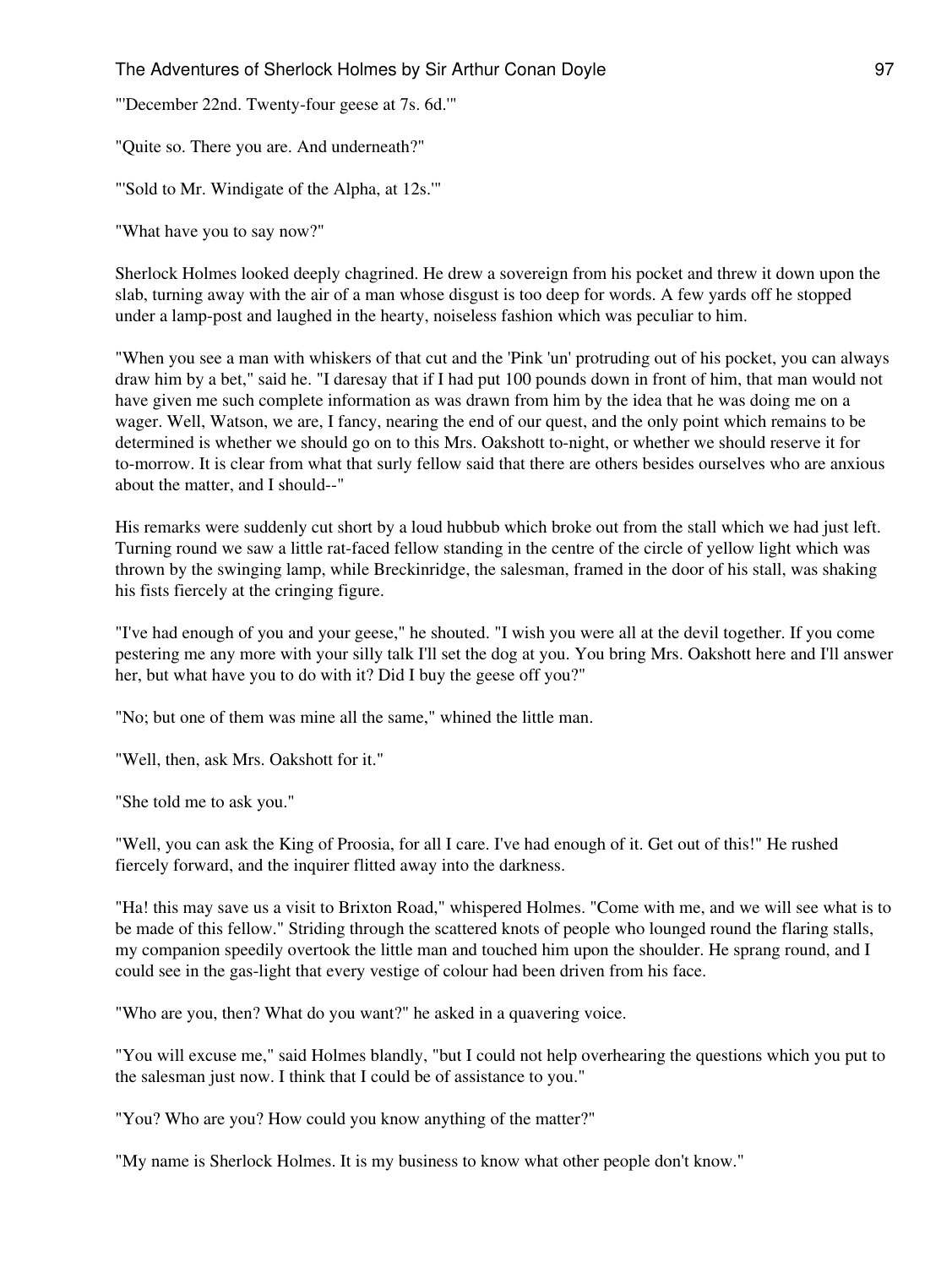"'December 22nd. Twenty-four geese at 7s. 6d.'"

"Quite so. There you are. And underneath?"

"'Sold to Mr. Windigate of the Alpha, at 12s.'"

"What have you to say now?"

Sherlock Holmes looked deeply chagrined. He drew a sovereign from his pocket and threw it down upon the slab, turning away with the air of a man whose disgust is too deep for words. A few yards off he stopped under a lamp-post and laughed in the hearty, noiseless fashion which was peculiar to him.

"When you see a man with whiskers of that cut and the 'Pink 'un' protruding out of his pocket, you can always draw him by a bet," said he. "I daresay that if I had put 100 pounds down in front of him, that man would not have given me such complete information as was drawn from him by the idea that he was doing me on a wager. Well, Watson, we are, I fancy, nearing the end of our quest, and the only point which remains to be determined is whether we should go on to this Mrs. Oakshott to-night, or whether we should reserve it for to-morrow. It is clear from what that surly fellow said that there are others besides ourselves who are anxious about the matter, and I should--"

His remarks were suddenly cut short by a loud hubbub which broke out from the stall which we had just left. Turning round we saw a little rat-faced fellow standing in the centre of the circle of yellow light which was thrown by the swinging lamp, while Breckinridge, the salesman, framed in the door of his stall, was shaking his fists fiercely at the cringing figure.

"I've had enough of you and your geese," he shouted. "I wish you were all at the devil together. If you come pestering me any more with your silly talk I'll set the dog at you. You bring Mrs. Oakshott here and I'll answer her, but what have you to do with it? Did I buy the geese off you?"

"No; but one of them was mine all the same," whined the little man.

"Well, then, ask Mrs. Oakshott for it."

"She told me to ask you."

"Well, you can ask the King of Proosia, for all I care. I've had enough of it. Get out of this!" He rushed fiercely forward, and the inquirer flitted away into the darkness.

"Ha! this may save us a visit to Brixton Road," whispered Holmes. "Come with me, and we will see what is to be made of this fellow." Striding through the scattered knots of people who lounged round the flaring stalls, my companion speedily overtook the little man and touched him upon the shoulder. He sprang round, and I could see in the gas-light that every vestige of colour had been driven from his face.

"Who are you, then? What do you want?" he asked in a quavering voice.

"You will excuse me," said Holmes blandly, "but I could not help overhearing the questions which you put to the salesman just now. I think that I could be of assistance to you."

"You? Who are you? How could you know anything of the matter?"

"My name is Sherlock Holmes. It is my business to know what other people don't know."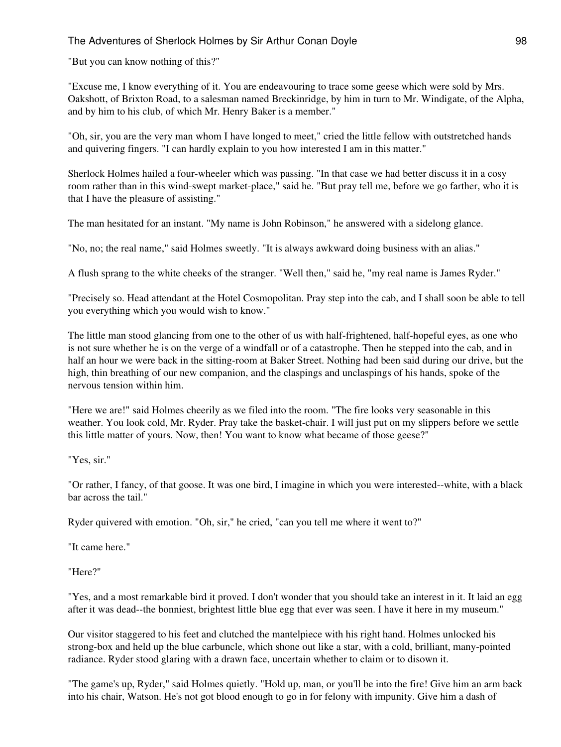"But you can know nothing of this?"

"Excuse me, I know everything of it. You are endeavouring to trace some geese which were sold by Mrs. Oakshott, of Brixton Road, to a salesman named Breckinridge, by him in turn to Mr. Windigate, of the Alpha, and by him to his club, of which Mr. Henry Baker is a member."

"Oh, sir, you are the very man whom I have longed to meet," cried the little fellow with outstretched hands and quivering fingers. "I can hardly explain to you how interested I am in this matter."

Sherlock Holmes hailed a four-wheeler which was passing. "In that case we had better discuss it in a cosy room rather than in this wind-swept market-place," said he. "But pray tell me, before we go farther, who it is that I have the pleasure of assisting."

The man hesitated for an instant. "My name is John Robinson," he answered with a sidelong glance.

"No, no; the real name," said Holmes sweetly. "It is always awkward doing business with an alias."

A flush sprang to the white cheeks of the stranger. "Well then," said he, "my real name is James Ryder."

"Precisely so. Head attendant at the Hotel Cosmopolitan. Pray step into the cab, and I shall soon be able to tell you everything which you would wish to know."

The little man stood glancing from one to the other of us with half-frightened, half-hopeful eyes, as one who is not sure whether he is on the verge of a windfall or of a catastrophe. Then he stepped into the cab, and in half an hour we were back in the sitting-room at Baker Street. Nothing had been said during our drive, but the high, thin breathing of our new companion, and the claspings and unclaspings of his hands, spoke of the nervous tension within him.

"Here we are!" said Holmes cheerily as we filed into the room. "The fire looks very seasonable in this weather. You look cold, Mr. Ryder. Pray take the basket-chair. I will just put on my slippers before we settle this little matter of yours. Now, then! You want to know what became of those geese?"

"Yes, sir."

"Or rather, I fancy, of that goose. It was one bird, I imagine in which you were interested--white, with a black bar across the tail."

Ryder quivered with emotion. "Oh, sir," he cried, "can you tell me where it went to?"

"It came here."

"Here?"

"Yes, and a most remarkable bird it proved. I don't wonder that you should take an interest in it. It laid an egg after it was dead--the bonniest, brightest little blue egg that ever was seen. I have it here in my museum."

Our visitor staggered to his feet and clutched the mantelpiece with his right hand. Holmes unlocked his strong-box and held up the blue carbuncle, which shone out like a star, with a cold, brilliant, many-pointed radiance. Ryder stood glaring with a drawn face, uncertain whether to claim or to disown it.

"The game's up, Ryder," said Holmes quietly. "Hold up, man, or you'll be into the fire! Give him an arm back into his chair, Watson. He's not got blood enough to go in for felony with impunity. Give him a dash of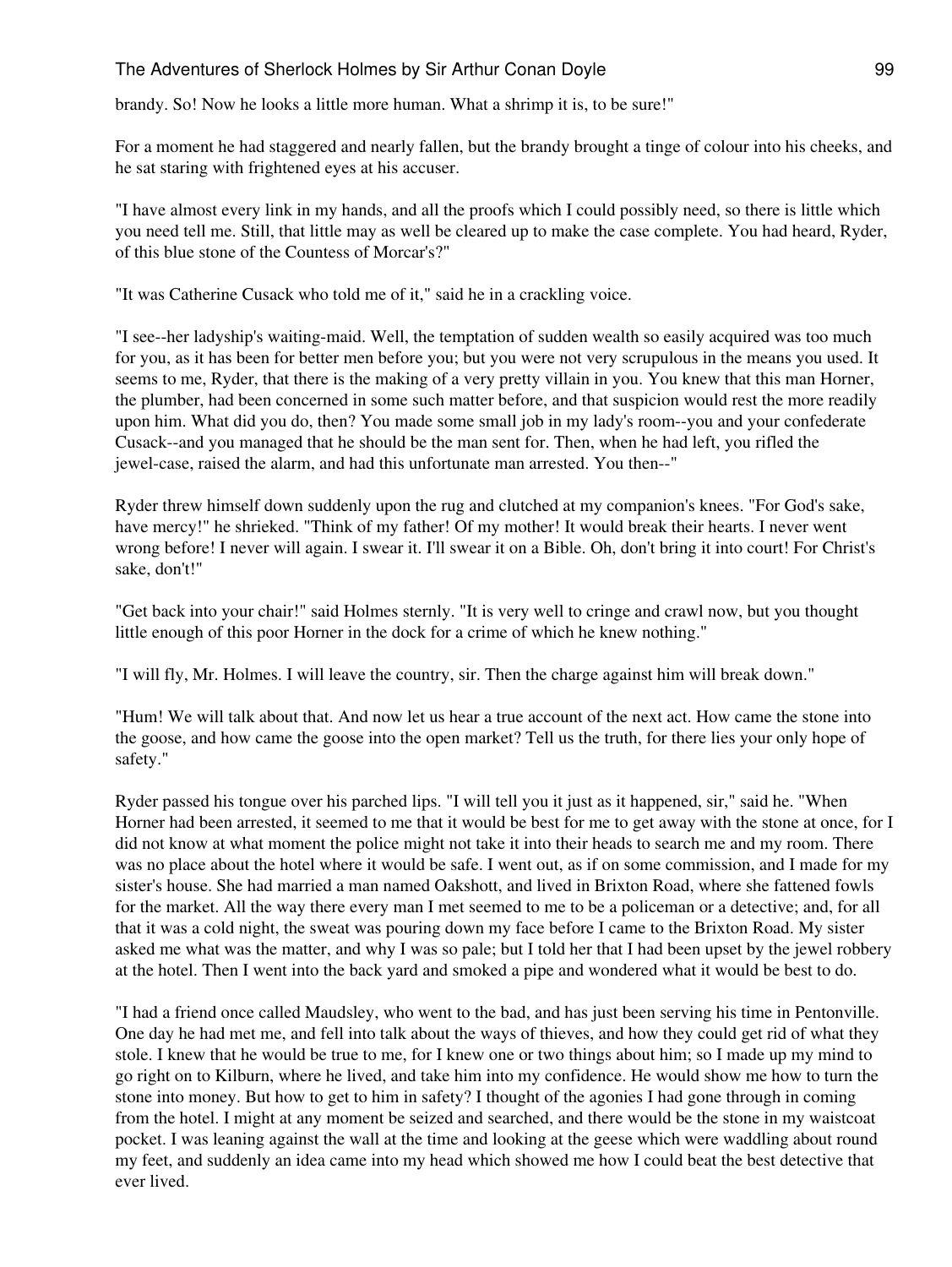brandy. So! Now he looks a little more human. What a shrimp it is, to be sure!"

For a moment he had staggered and nearly fallen, but the brandy brought a tinge of colour into his cheeks, and he sat staring with frightened eyes at his accuser.

"I have almost every link in my hands, and all the proofs which I could possibly need, so there is little which you need tell me. Still, that little may as well be cleared up to make the case complete. You had heard, Ryder, of this blue stone of the Countess of Morcar's?"

"It was Catherine Cusack who told me of it," said he in a crackling voice.

"I see--her ladyship's waiting-maid. Well, the temptation of sudden wealth so easily acquired was too much for you, as it has been for better men before you; but you were not very scrupulous in the means you used. It seems to me, Ryder, that there is the making of a very pretty villain in you. You knew that this man Horner, the plumber, had been concerned in some such matter before, and that suspicion would rest the more readily upon him. What did you do, then? You made some small job in my lady's room--you and your confederate Cusack--and you managed that he should be the man sent for. Then, when he had left, you rifled the jewel-case, raised the alarm, and had this unfortunate man arrested. You then--"

Ryder threw himself down suddenly upon the rug and clutched at my companion's knees. "For God's sake, have mercy!" he shrieked. "Think of my father! Of my mother! It would break their hearts. I never went wrong before! I never will again. I swear it. I'll swear it on a Bible. Oh, don't bring it into court! For Christ's sake, don't!"

"Get back into your chair!" said Holmes sternly. "It is very well to cringe and crawl now, but you thought little enough of this poor Horner in the dock for a crime of which he knew nothing."

"I will fly, Mr. Holmes. I will leave the country, sir. Then the charge against him will break down."

"Hum! We will talk about that. And now let us hear a true account of the next act. How came the stone into the goose, and how came the goose into the open market? Tell us the truth, for there lies your only hope of safety."

Ryder passed his tongue over his parched lips. "I will tell you it just as it happened, sir," said he. "When Horner had been arrested, it seemed to me that it would be best for me to get away with the stone at once, for I did not know at what moment the police might not take it into their heads to search me and my room. There was no place about the hotel where it would be safe. I went out, as if on some commission, and I made for my sister's house. She had married a man named Oakshott, and lived in Brixton Road, where she fattened fowls for the market. All the way there every man I met seemed to me to be a policeman or a detective; and, for all that it was a cold night, the sweat was pouring down my face before I came to the Brixton Road. My sister asked me what was the matter, and why I was so pale; but I told her that I had been upset by the jewel robbery at the hotel. Then I went into the back yard and smoked a pipe and wondered what it would be best to do.

"I had a friend once called Maudsley, who went to the bad, and has just been serving his time in Pentonville. One day he had met me, and fell into talk about the ways of thieves, and how they could get rid of what they stole. I knew that he would be true to me, for I knew one or two things about him; so I made up my mind to go right on to Kilburn, where he lived, and take him into my confidence. He would show me how to turn the stone into money. But how to get to him in safety? I thought of the agonies I had gone through in coming from the hotel. I might at any moment be seized and searched, and there would be the stone in my waistcoat pocket. I was leaning against the wall at the time and looking at the geese which were waddling about round my feet, and suddenly an idea came into my head which showed me how I could beat the best detective that ever lived.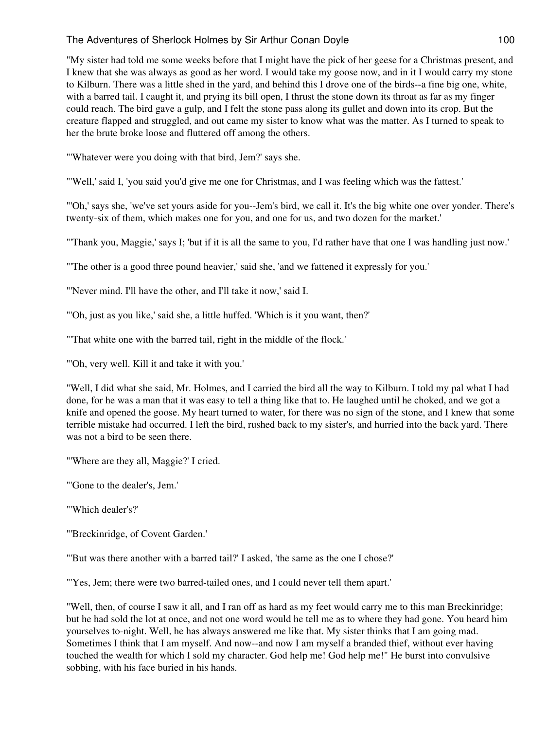"My sister had told me some weeks before that I might have the pick of her geese for a Christmas present, and I knew that she was always as good as her word. I would take my goose now, and in it I would carry my stone to Kilburn. There was a little shed in the yard, and behind this I drove one of the birds--a fine big one, white, with a barred tail. I caught it, and prying its bill open, I thrust the stone down its throat as far as my finger could reach. The bird gave a gulp, and I felt the stone pass along its gullet and down into its crop. But the creature flapped and struggled, and out came my sister to know what was the matter. As I turned to speak to her the brute broke loose and fluttered off among the others.

"'Whatever were you doing with that bird, Jem?' says she.

"'Well,' said I, 'you said you'd give me one for Christmas, and I was feeling which was the fattest.'

"'Oh,' says she, 'we've set yours aside for you--Jem's bird, we call it. It's the big white one over yonder. There's twenty-six of them, which makes one for you, and one for us, and two dozen for the market.'

"'Thank you, Maggie,' says I; 'but if it is all the same to you, I'd rather have that one I was handling just now.'

"'The other is a good three pound heavier,' said she, 'and we fattened it expressly for you.'

"'Never mind. I'll have the other, and I'll take it now,' said I.

"'Oh, just as you like,' said she, a little huffed. 'Which is it you want, then?'

"'That white one with the barred tail, right in the middle of the flock.'

"'Oh, very well. Kill it and take it with you.'

"Well, I did what she said, Mr. Holmes, and I carried the bird all the way to Kilburn. I told my pal what I had done, for he was a man that it was easy to tell a thing like that to. He laughed until he choked, and we got a knife and opened the goose. My heart turned to water, for there was no sign of the stone, and I knew that some terrible mistake had occurred. I left the bird, rushed back to my sister's, and hurried into the back yard. There was not a bird to be seen there.

"'Where are they all, Maggie?' I cried.

"'Gone to the dealer's, Jem.'

"'Which dealer's?'

"'Breckinridge, of Covent Garden.'

"'But was there another with a barred tail?' I asked, 'the same as the one I chose?'

"'Yes, Jem; there were two barred-tailed ones, and I could never tell them apart.'

"Well, then, of course I saw it all, and I ran off as hard as my feet would carry me to this man Breckinridge; but he had sold the lot at once, and not one word would he tell me as to where they had gone. You heard him yourselves to-night. Well, he has always answered me like that. My sister thinks that I am going mad. Sometimes I think that I am myself. And now--and now I am myself a branded thief, without ever having touched the wealth for which I sold my character. God help me! God help me!" He burst into convulsive sobbing, with his face buried in his hands.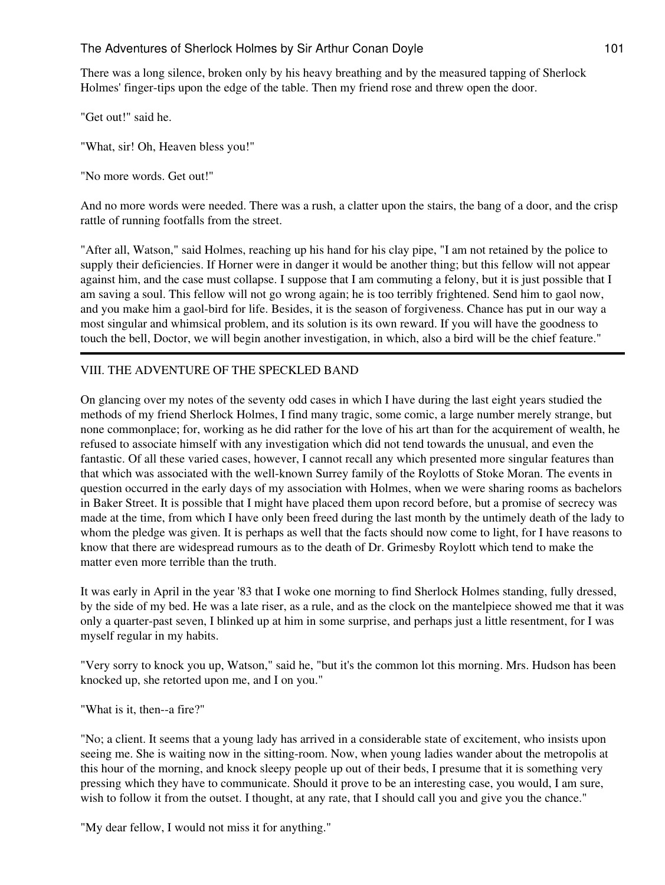There was a long silence, broken only by his heavy breathing and by the measured tapping of Sherlock Holmes' finger-tips upon the edge of the table. Then my friend rose and threw open the door.

"Get out!" said he.

"What, sir! Oh, Heaven bless you!"

"No more words. Get out!"

And no more words were needed. There was a rush, a clatter upon the stairs, the bang of a door, and the crisp rattle of running footfalls from the street.

"After all, Watson," said Holmes, reaching up his hand for his clay pipe, "I am not retained by the police to supply their deficiencies. If Horner were in danger it would be another thing; but this fellow will not appear against him, and the case must collapse. I suppose that I am commuting a felony, but it is just possible that I am saving a soul. This fellow will not go wrong again; he is too terribly frightened. Send him to gaol now, and you make him a gaol-bird for life. Besides, it is the season of forgiveness. Chance has put in our way a most singular and whimsical problem, and its solution is its own reward. If you will have the goodness to touch the bell, Doctor, we will begin another investigation, in which, also a bird will be the chief feature."

---

## VIII. THE ADVENTURE OF THE SPECKLED BAND

On glancing over my notes of the seventy odd cases in which I have during the last eight years studied the methods of my friend Sherlock Holmes, I find many tragic, some comic, a large number merely strange, but none commonplace; for, working as he did rather for the love of his art than for the acquirement of wealth, he refused to associate himself with any investigation which did not tend towards the unusual, and even the fantastic. Of all these varied cases, however, I cannot recall any which presented more singular features than that which was associated with the well-known Surrey family of the Roylotts of Stoke Moran. The events in question occurred in the early days of my association with Holmes, when we were sharing rooms as bachelors in Baker Street. It is possible that I might have placed them upon record before, but a promise of secrecy was made at the time, from which I have only been freed during the last month by the untimely death of the lady to whom the pledge was given. It is perhaps as well that the facts should now come to light, for I have reasons to know that there are widespread rumours as to the death of Dr. Grimesby Roylott which tend to make the matter even more terrible than the truth.

It was early in April in the year '83 that I woke one morning to find Sherlock Holmes standing, fully dressed, by the side of my bed. He was a late riser, as a rule, and as the clock on the mantelpiece showed me that it was only a quarter-past seven, I blinked up at him in some surprise, and perhaps just a little resentment, for I was myself regular in my habits.

"Very sorry to knock you up, Watson," said he, "but it's the common lot this morning. Mrs. Hudson has been knocked up, she retorted upon me, and I on you."

"What is it, then--a fire?"

"No; a client. It seems that a young lady has arrived in a considerable state of excitement, who insists upon seeing me. She is waiting now in the sitting-room. Now, when young ladies wander about the metropolis at this hour of the morning, and knock sleepy people up out of their beds, I presume that it is something very pressing which they have to communicate. Should it prove to be an interesting case, you would, I am sure, wish to follow it from the outset. I thought, at any rate, that I should call you and give you the chance."

"My dear fellow, I would not miss it for anything."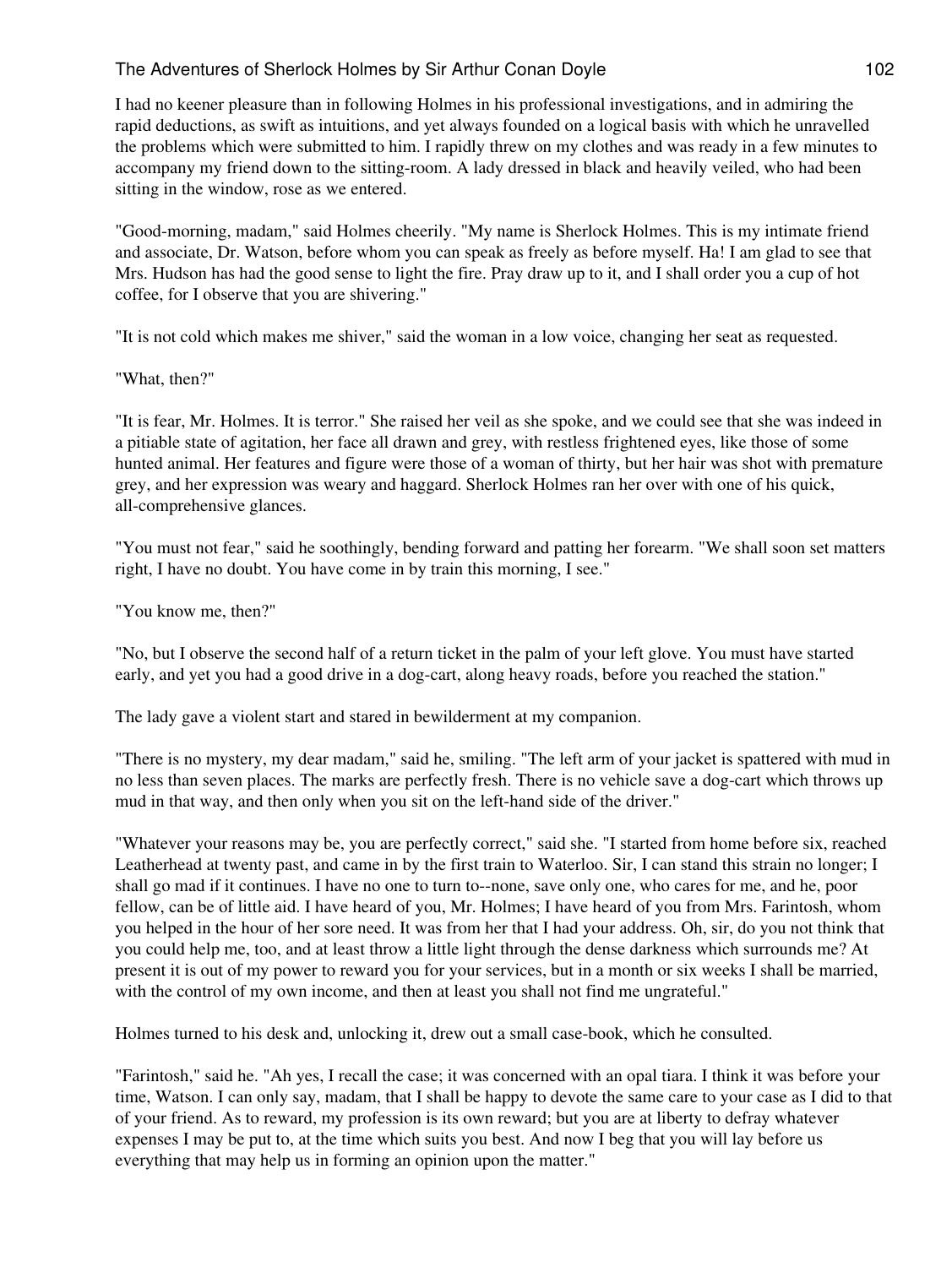I had no keener pleasure than in following Holmes in his professional investigations, and in admiring the rapid deductions, as swift as intuitions, and yet always founded on a logical basis with which he unravelled the problems which were submitted to him. I rapidly threw on my clothes and was ready in a few minutes to accompany my friend down to the sitting-room. A lady dressed in black and heavily veiled, who had been sitting in the window, rose as we entered.

"Good-morning, madam," said Holmes cheerily. "My name is Sherlock Holmes. This is my intimate friend and associate, Dr. Watson, before whom you can speak as freely as before myself. Ha! I am glad to see that Mrs. Hudson has had the good sense to light the fire. Pray draw up to it, and I shall order you a cup of hot coffee, for I observe that you are shivering."

"It is not cold which makes me shiver," said the woman in a low voice, changing her seat as requested.

"What, then?"

"It is fear, Mr. Holmes. It is terror." She raised her veil as she spoke, and we could see that she was indeed in a pitiable state of agitation, her face all drawn and grey, with restless frightened eyes, like those of some hunted animal. Her features and figure were those of a woman of thirty, but her hair was shot with premature grey, and her expression was weary and haggard. Sherlock Holmes ran her over with one of his quick, all-comprehensive glances.

"You must not fear," said he soothingly, bending forward and patting her forearm. "We shall soon set matters right, I have no doubt. You have come in by train this morning, I see."

"You know me, then?"

"No, but I observe the second half of a return ticket in the palm of your left glove. You must have started early, and yet you had a good drive in a dog-cart, along heavy roads, before you reached the station."

The lady gave a violent start and stared in bewilderment at my companion.

"There is no mystery, my dear madam," said he, smiling. "The left arm of your jacket is spattered with mud in no less than seven places. The marks are perfectly fresh. There is no vehicle save a dog-cart which throws up mud in that way, and then only when you sit on the left-hand side of the driver."

"Whatever your reasons may be, you are perfectly correct," said she. "I started from home before six, reached Leatherhead at twenty past, and came in by the first train to Waterloo. Sir, I can stand this strain no longer; I shall go mad if it continues. I have no one to turn to--none, save only one, who cares for me, and he, poor fellow, can be of little aid. I have heard of you, Mr. Holmes; I have heard of you from Mrs. Farintosh, whom you helped in the hour of her sore need. It was from her that I had your address. Oh, sir, do you not think that you could help me, too, and at least throw a little light through the dense darkness which surrounds me? At present it is out of my power to reward you for your services, but in a month or six weeks I shall be married, with the control of my own income, and then at least you shall not find me ungrateful."

Holmes turned to his desk and, unlocking it, drew out a small case-book, which he consulted.

"Farintosh," said he. "Ah yes, I recall the case; it was concerned with an opal tiara. I think it was before your time, Watson. I can only say, madam, that I shall be happy to devote the same care to your case as I did to that of your friend. As to reward, my profession is its own reward; but you are at liberty to defray whatever expenses I may be put to, at the time which suits you best. And now I beg that you will lay before us everything that may help us in forming an opinion upon the matter."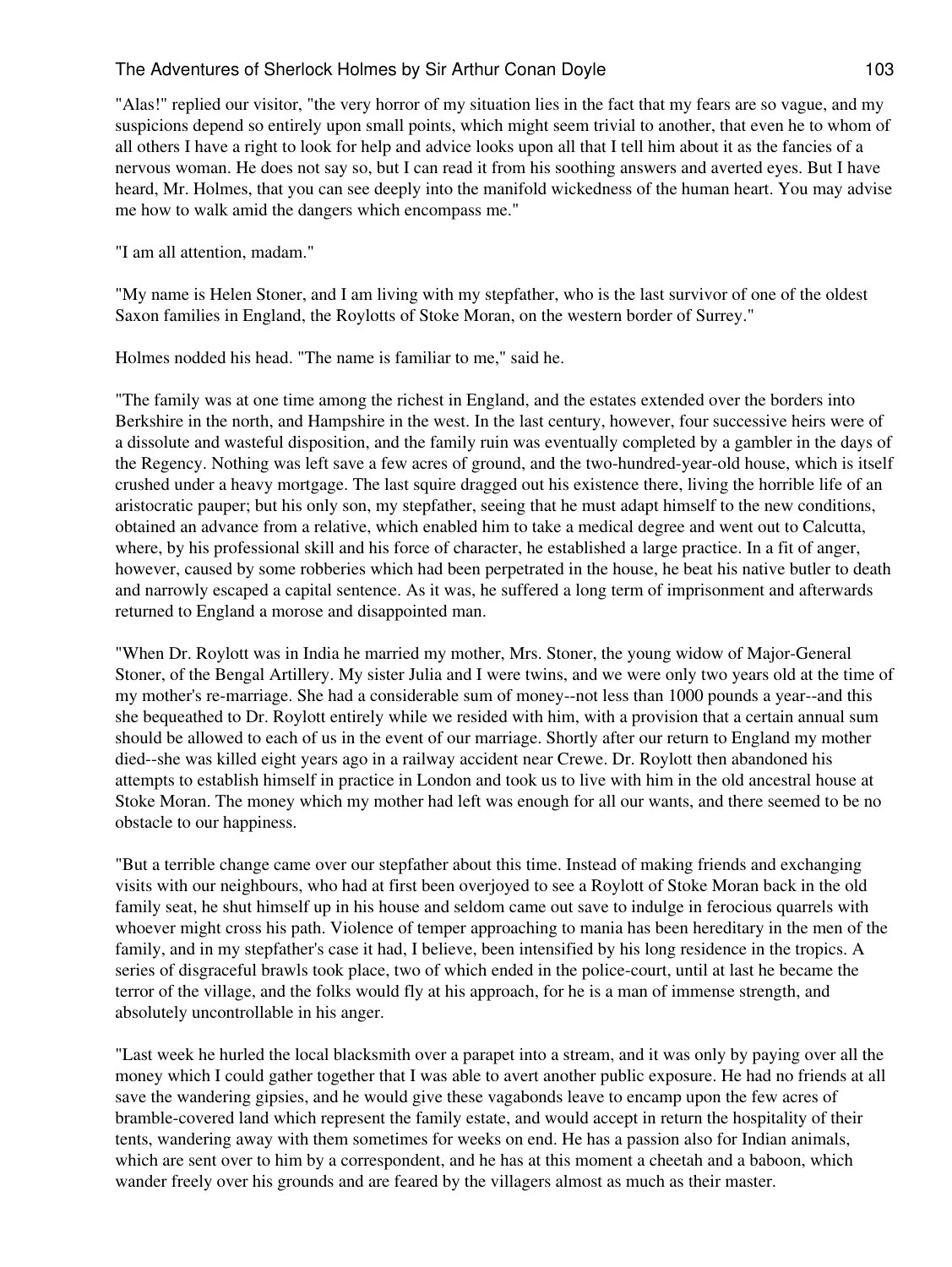"Alas!" replied our visitor, "the very horror of my situation lies in the fact that my fears are so vague, and my suspicions depend so entirely upon small points, which might seem trivial to another, that even he to whom of all others I have a right to look for help and advice looks upon all that I tell him about it as the fancies of a nervous woman. He does not say so, but I can read it from his soothing answers and averted eyes. But I have heard, Mr. Holmes, that you can see deeply into the manifold wickedness of the human heart. You may advise me how to walk amid the dangers which encompass me."

"I am all attention, madam."

"My name is Helen Stoner, and I am living with my stepfather, who is the last survivor of one of the oldest Saxon families in England, the Roylotts of Stoke Moran, on the western border of Surrey."

Holmes nodded his head. "The name is familiar to me," said he.

"The family was at one time among the richest in England, and the estates extended over the borders into Berkshire in the north, and Hampshire in the west. In the last century, however, four successive heirs were of a dissolute and wasteful disposition, and the family ruin was eventually completed by a gambler in the days of the Regency. Nothing was left save a few acres of ground, and the two-hundred-year-old house, which is itself crushed under a heavy mortgage. The last squire dragged out his existence there, living the horrible life of an aristocratic pauper; but his only son, my stepfather, seeing that he must adapt himself to the new conditions, obtained an advance from a relative, which enabled him to take a medical degree and went out to Calcutta, where, by his professional skill and his force of character, he established a large practice. In a fit of anger, however, caused by some robberies which had been perpetrated in the house, he beat his native butler to death and narrowly escaped a capital sentence. As it was, he suffered a long term of imprisonment and afterwards returned to England a morose and disappointed man.

"When Dr. Roylott was in India he married my mother, Mrs. Stoner, the young widow of Major-General Stoner, of the Bengal Artillery. My sister Julia and I were twins, and we were only two years old at the time of my mother's re-marriage. She had a considerable sum of money--not less than 1000 pounds a year--and this she bequeathed to Dr. Roylott entirely while we resided with him, with a provision that a certain annual sum should be allowed to each of us in the event of our marriage. Shortly after our return to England my mother died--she was killed eight years ago in a railway accident near Crewe. Dr. Roylott then abandoned his attempts to establish himself in practice in London and took us to live with him in the old ancestral house at Stoke Moran. The money which my mother had left was enough for all our wants, and there seemed to be no obstacle to our happiness.

"But a terrible change came over our stepfather about this time. Instead of making friends and exchanging visits with our neighbours, who had at first been overjoyed to see a Roylott of Stoke Moran back in the old family seat, he shut himself up in his house and seldom came out save to indulge in ferocious quarrels with whoever might cross his path. Violence of temper approaching to mania has been hereditary in the men of the family, and in my stepfather's case it had, I believe, been intensified by his long residence in the tropics. A series of disgraceful brawls took place, two of which ended in the police-court, until at last he became the terror of the village, and the folks would fly at his approach, for he is a man of immense strength, and absolutely uncontrollable in his anger.

"Last week he hurled the local blacksmith over a parapet into a stream, and it was only by paying over all the money which I could gather together that I was able to avert another public exposure. He had no friends at all save the wandering gipsies, and he would give these vagabonds leave to encamp upon the few acres of bramble-covered land which represent the family estate, and would accept in return the hospitality of their tents, wandering away with them sometimes for weeks on end. He has a passion also for Indian animals, which are sent over to him by a correspondent, and he has at this moment a cheetah and a baboon, which wander freely over his grounds and are feared by the villagers almost as much as their master.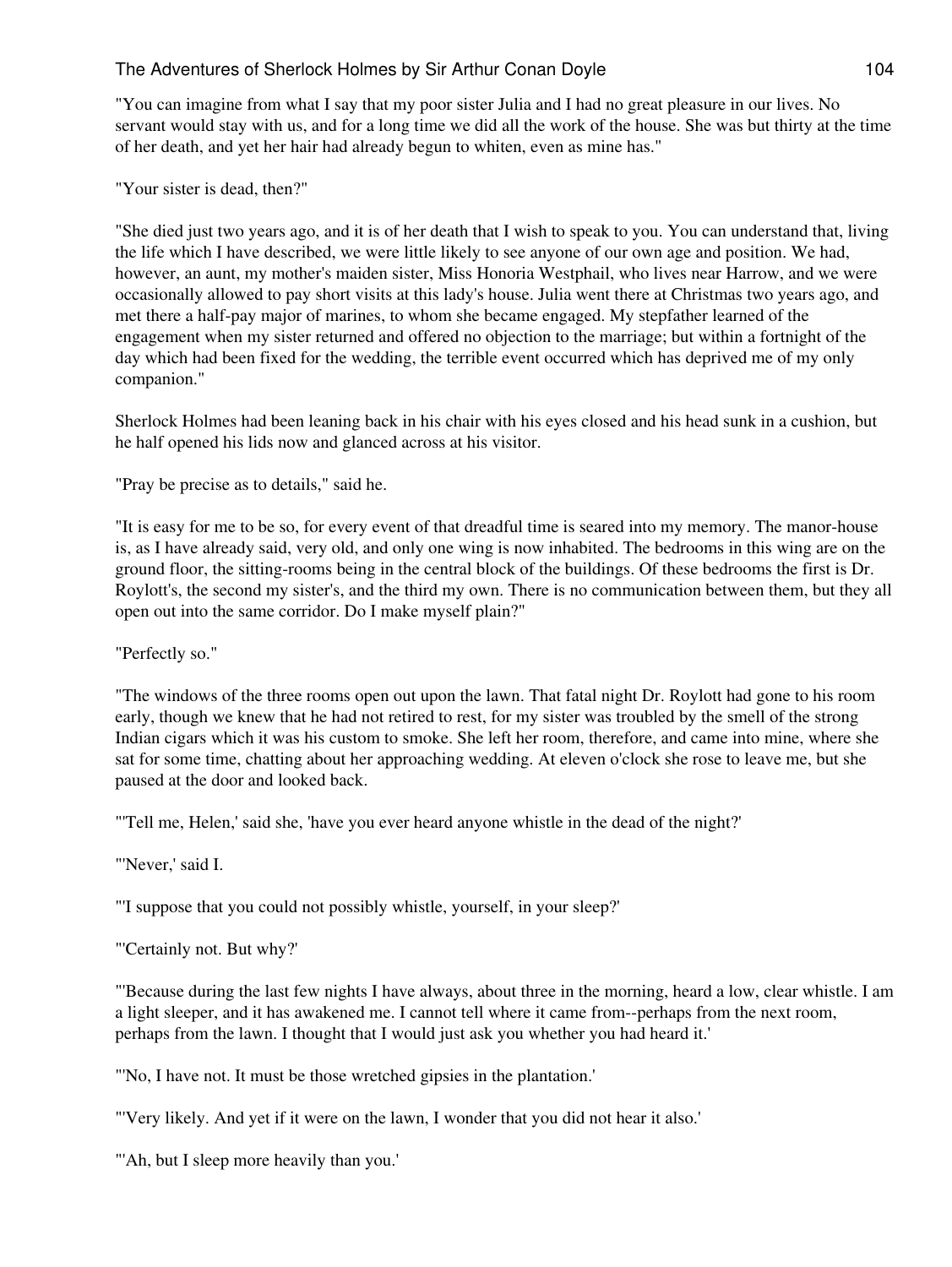"You can imagine from what I say that my poor sister Julia and I had no great pleasure in our lives. No servant would stay with us, and for a long time we did all the work of the house. She was but thirty at the time of her death, and yet her hair had already begun to whiten, even as mine has."

"Your sister is dead, then?"

"She died just two years ago, and it is of her death that I wish to speak to you. You can understand that, living the life which I have described, we were little likely to see anyone of our own age and position. We had, however, an aunt, my mother's maiden sister, Miss Honoria Westphail, who lives near Harrow, and we were occasionally allowed to pay short visits at this lady's house. Julia went there at Christmas two years ago, and met there a half-pay major of marines, to whom she became engaged. My stepfather learned of the engagement when my sister returned and offered no objection to the marriage; but within a fortnight of the day which had been fixed for the wedding, the terrible event occurred which has deprived me of my only companion."

Sherlock Holmes had been leaning back in his chair with his eyes closed and his head sunk in a cushion, but he half opened his lids now and glanced across at his visitor.

"Pray be precise as to details," said he.

"It is easy for me to be so, for every event of that dreadful time is seared into my memory. The manor-house is, as I have already said, very old, and only one wing is now inhabited. The bedrooms in this wing are on the ground floor, the sitting-rooms being in the central block of the buildings. Of these bedrooms the first is Dr. Roylott's, the second my sister's, and the third my own. There is no communication between them, but they all open out into the same corridor. Do I make myself plain?"

"Perfectly so."

"The windows of the three rooms open out upon the lawn. That fatal night Dr. Roylott had gone to his room early, though we knew that he had not retired to rest, for my sister was troubled by the smell of the strong Indian cigars which it was his custom to smoke. She left her room, therefore, and came into mine, where she sat for some time, chatting about her approaching wedding. At eleven o'clock she rose to leave me, but she paused at the door and looked back.

"'Tell me, Helen,' said she, 'have you ever heard anyone whistle in the dead of the night?'

"'Never,' said I.

"'I suppose that you could not possibly whistle, yourself, in your sleep?'

"'Certainly not. But why?'

"'Because during the last few nights I have always, about three in the morning, heard a low, clear whistle. I am a light sleeper, and it has awakened me. I cannot tell where it came from--perhaps from the next room, perhaps from the lawn. I thought that I would just ask you whether you had heard it.'

"'No, I have not. It must be those wretched gipsies in the plantation.'

"'Very likely. And yet if it were on the lawn, I wonder that you did not hear it also.'

"'Ah, but I sleep more heavily than you.'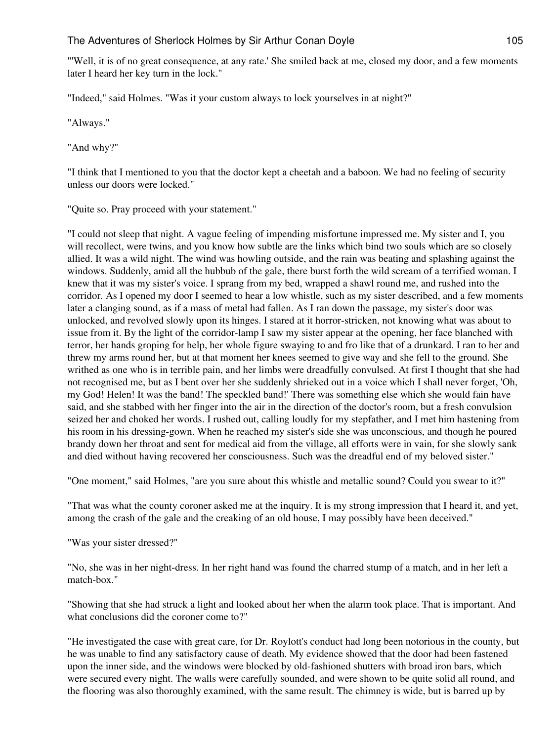"'Well, it is of no great consequence, at any rate.' She smiled back at me, closed my door, and a few moments later I heard her key turn in the lock."

"Indeed," said Holmes. "Was it your custom always to lock yourselves in at night?"

"Always."

"And why?"

"I think that I mentioned to you that the doctor kept a cheetah and a baboon. We had no feeling of security unless our doors were locked."

"Quite so. Pray proceed with your statement."

"I could not sleep that night. A vague feeling of impending misfortune impressed me. My sister and I, you will recollect, were twins, and you know how subtle are the links which bind two souls which are so closely allied. It was a wild night. The wind was howling outside, and the rain was beating and splashing against the windows. Suddenly, amid all the hubbub of the gale, there burst forth the wild scream of a terrified woman. I knew that it was my sister's voice. I sprang from my bed, wrapped a shawl round me, and rushed into the corridor. As I opened my door I seemed to hear a low whistle, such as my sister described, and a few moments later a clanging sound, as if a mass of metal had fallen. As I ran down the passage, my sister's door was unlocked, and revolved slowly upon its hinges. I stared at it horror-stricken, not knowing what was about to issue from it. By the light of the corridor-lamp I saw my sister appear at the opening, her face blanched with terror, her hands groping for help, her whole figure swaying to and fro like that of a drunkard. I ran to her and threw my arms round her, but at that moment her knees seemed to give way and she fell to the ground. She writhed as one who is in terrible pain, and her limbs were dreadfully convulsed. At first I thought that she had not recognised me, but as I bent over her she suddenly shrieked out in a voice which I shall never forget, 'Oh, my God! Helen! It was the band! The speckled band!' There was something else which she would fain have said, and she stabbed with her finger into the air in the direction of the doctor's room, but a fresh convulsion seized her and choked her words. I rushed out, calling loudly for my stepfather, and I met him hastening from his room in his dressing-gown. When he reached my sister's side she was unconscious, and though he poured brandy down her throat and sent for medical aid from the village, all efforts were in vain, for she slowly sank and died without having recovered her consciousness. Such was the dreadful end of my beloved sister."

"One moment," said Holmes, "are you sure about this whistle and metallic sound? Could you swear to it?"

"That was what the county coroner asked me at the inquiry. It is my strong impression that I heard it, and yet, among the crash of the gale and the creaking of an old house, I may possibly have been deceived."

"Was your sister dressed?"

"No, she was in her night-dress. In her right hand was found the charred stump of a match, and in her left a match-box."

"Showing that she had struck a light and looked about her when the alarm took place. That is important. And what conclusions did the coroner come to?"

"He investigated the case with great care, for Dr. Roylott's conduct had long been notorious in the county, but he was unable to find any satisfactory cause of death. My evidence showed that the door had been fastened upon the inner side, and the windows were blocked by old-fashioned shutters with broad iron bars, which were secured every night. The walls were carefully sounded, and were shown to be quite solid all round, and the flooring was also thoroughly examined, with the same result. The chimney is wide, but is barred up by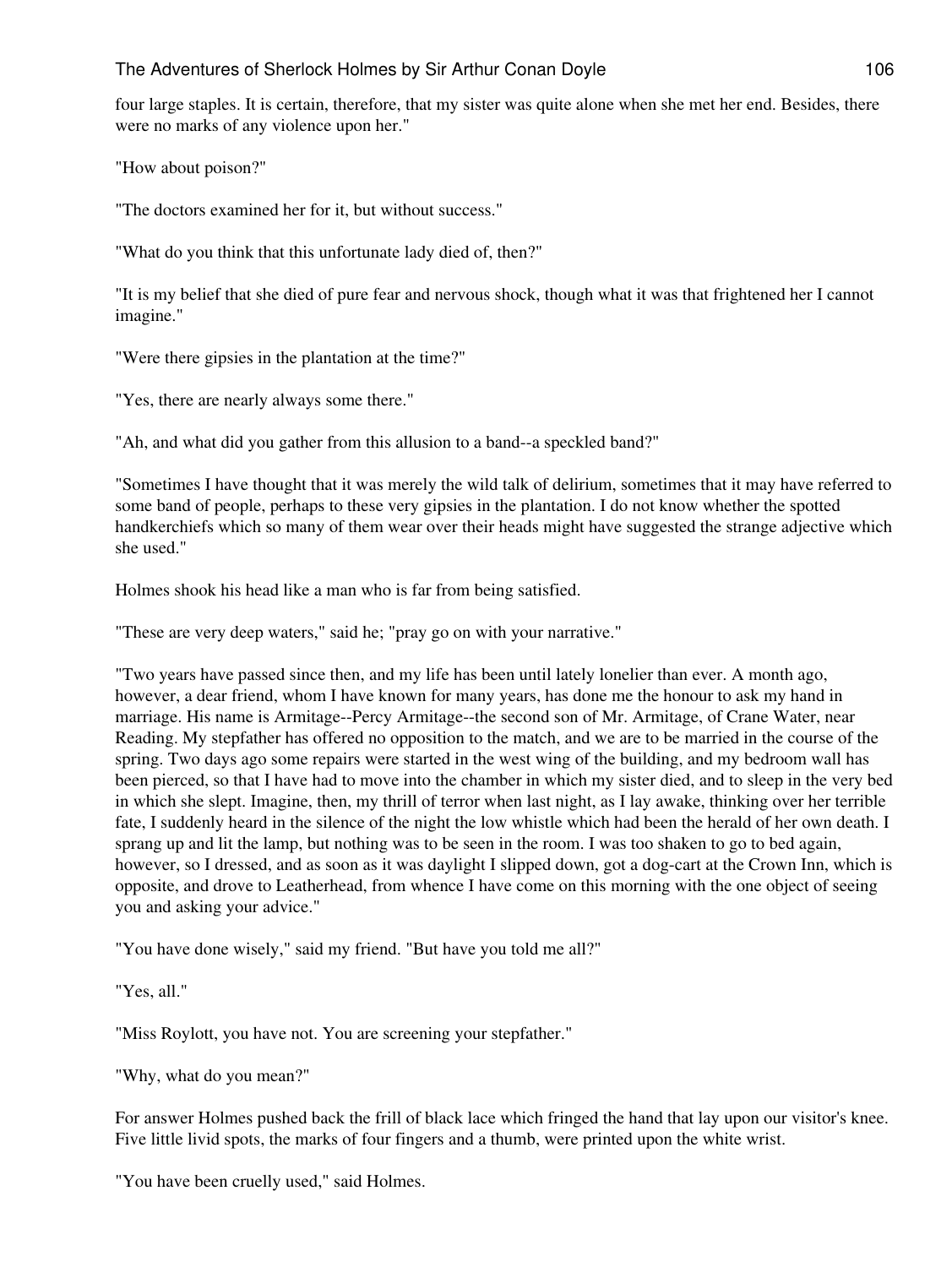four large staples. It is certain, therefore, that my sister was quite alone when she met her end. Besides, there were no marks of any violence upon her."

"How about poison?"

"The doctors examined her for it, but without success."

"What do you think that this unfortunate lady died of, then?"

"It is my belief that she died of pure fear and nervous shock, though what it was that frightened her I cannot imagine."

"Were there gipsies in the plantation at the time?"

"Yes, there are nearly always some there."

"Ah, and what did you gather from this allusion to a band--a speckled band?"

"Sometimes I have thought that it was merely the wild talk of delirium, sometimes that it may have referred to some band of people, perhaps to these very gipsies in the plantation. I do not know whether the spotted handkerchiefs which so many of them wear over their heads might have suggested the strange adjective which she used."

Holmes shook his head like a man who is far from being satisfied.

"These are very deep waters," said he; "pray go on with your narrative."

"Two years have passed since then, and my life has been until lately lonelier than ever. A month ago, however, a dear friend, whom I have known for many years, has done me the honour to ask my hand in marriage. His name is Armitage--Percy Armitage--the second son of Mr. Armitage, of Crane Water, near Reading. My stepfather has offered no opposition to the match, and we are to be married in the course of the spring. Two days ago some repairs were started in the west wing of the building, and my bedroom wall has been pierced, so that I have had to move into the chamber in which my sister died, and to sleep in the very bed in which she slept. Imagine, then, my thrill of terror when last night, as I lay awake, thinking over her terrible fate, I suddenly heard in the silence of the night the low whistle which had been the herald of her own death. I sprang up and lit the lamp, but nothing was to be seen in the room. I was too shaken to go to bed again, however, so I dressed, and as soon as it was daylight I slipped down, got a dog-cart at the Crown Inn, which is opposite, and drove to Leatherhead, from whence I have come on this morning with the one object of seeing you and asking your advice."

"You have done wisely," said my friend. "But have you told me all?"

"Yes, all."

"Miss Roylott, you have not. You are screening your stepfather."

"Why, what do you mean?"

For answer Holmes pushed back the frill of black lace which fringed the hand that lay upon our visitor's knee. Five little livid spots, the marks of four fingers and a thumb, were printed upon the white wrist.

"You have been cruelly used," said Holmes.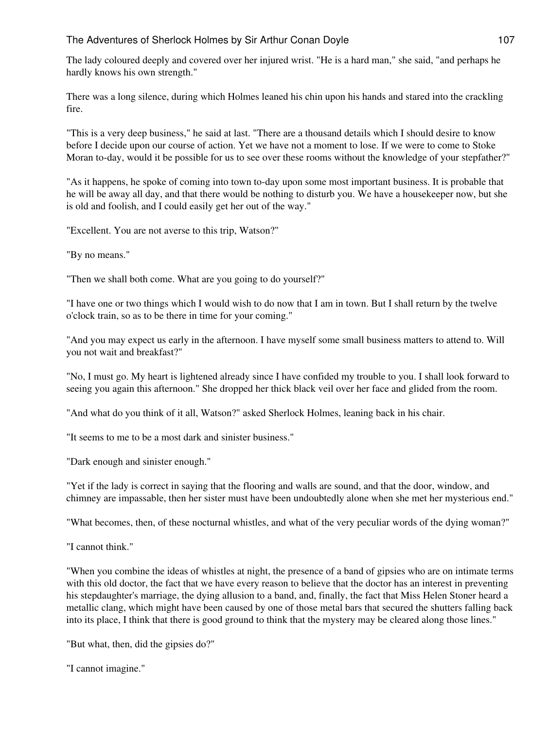The lady coloured deeply and covered over her injured wrist. "He is a hard man," she said, "and perhaps he hardly knows his own strength."

There was a long silence, during which Holmes leaned his chin upon his hands and stared into the crackling fire.

"This is a very deep business," he said at last. "There are a thousand details which I should desire to know before I decide upon our course of action. Yet we have not a moment to lose. If we were to come to Stoke Moran to-day, would it be possible for us to see over these rooms without the knowledge of your stepfather?"

"As it happens, he spoke of coming into town to-day upon some most important business. It is probable that he will be away all day, and that there would be nothing to disturb you. We have a housekeeper now, but she is old and foolish, and I could easily get her out of the way."

"Excellent. You are not averse to this trip, Watson?"

"By no means."

"Then we shall both come. What are you going to do yourself?"

"I have one or two things which I would wish to do now that I am in town. But I shall return by the twelve o'clock train, so as to be there in time for your coming."

"And you may expect us early in the afternoon. I have myself some small business matters to attend to. Will you not wait and breakfast?"

"No, I must go. My heart is lightened already since I have confided my trouble to you. I shall look forward to seeing you again this afternoon." She dropped her thick black veil over her face and glided from the room.

"And what do you think of it all, Watson?" asked Sherlock Holmes, leaning back in his chair.

"It seems to me to be a most dark and sinister business."

"Dark enough and sinister enough."

"Yet if the lady is correct in saying that the flooring and walls are sound, and that the door, window, and chimney are impassable, then her sister must have been undoubtedly alone when she met her mysterious end."

"What becomes, then, of these nocturnal whistles, and what of the very peculiar words of the dying woman?"

"I cannot think."

"When you combine the ideas of whistles at night, the presence of a band of gipsies who are on intimate terms with this old doctor, the fact that we have every reason to believe that the doctor has an interest in preventing his stepdaughter's marriage, the dying allusion to a band, and, finally, the fact that Miss Helen Stoner heard a metallic clang, which might have been caused by one of those metal bars that secured the shutters falling back into its place, I think that there is good ground to think that the mystery may be cleared along those lines."

"But what, then, did the gipsies do?"

"I cannot imagine."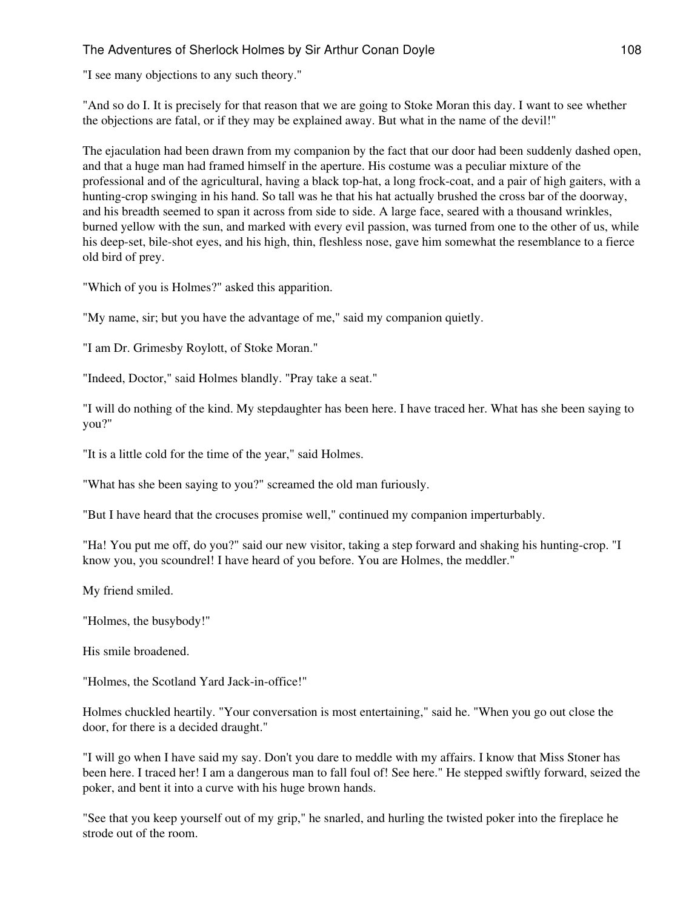"I see many objections to any such theory."

"And so do I. It is precisely for that reason that we are going to Stoke Moran this day. I want to see whether the objections are fatal, or if they may be explained away. But what in the name of the devil!"

The ejaculation had been drawn from my companion by the fact that our door had been suddenly dashed open, and that a huge man had framed himself in the aperture. His costume was a peculiar mixture of the professional and of the agricultural, having a black top-hat, a long frock-coat, and a pair of high gaiters, with a hunting-crop swinging in his hand. So tall was he that his hat actually brushed the cross bar of the doorway, and his breadth seemed to span it across from side to side. A large face, seared with a thousand wrinkles, burned yellow with the sun, and marked with every evil passion, was turned from one to the other of us, while his deep-set, bile-shot eyes, and his high, thin, fleshless nose, gave him somewhat the resemblance to a fierce old bird of prey.

"Which of you is Holmes?" asked this apparition.

"My name, sir; but you have the advantage of me," said my companion quietly.

"I am Dr. Grimesby Roylott, of Stoke Moran."

"Indeed, Doctor," said Holmes blandly. "Pray take a seat."

"I will do nothing of the kind. My stepdaughter has been here. I have traced her. What has she been saying to you?"

"It is a little cold for the time of the year," said Holmes.

"What has she been saying to you?" screamed the old man furiously.

"But I have heard that the crocuses promise well," continued my companion imperturbably.

"Ha! You put me off, do you?" said our new visitor, taking a step forward and shaking his hunting-crop. "I know you, you scoundrel! I have heard of you before. You are Holmes, the meddler."

My friend smiled.

"Holmes, the busybody!"

His smile broadened.

"Holmes, the Scotland Yard Jack-in-office!"

Holmes chuckled heartily. "Your conversation is most entertaining," said he. "When you go out close the door, for there is a decided draught."

"I will go when I have said my say. Don't you dare to meddle with my affairs. I know that Miss Stoner has been here. I traced her! I am a dangerous man to fall foul of! See here." He stepped swiftly forward, seized the poker, and bent it into a curve with his huge brown hands.

"See that you keep yourself out of my grip," he snarled, and hurling the twisted poker into the fireplace he strode out of the room.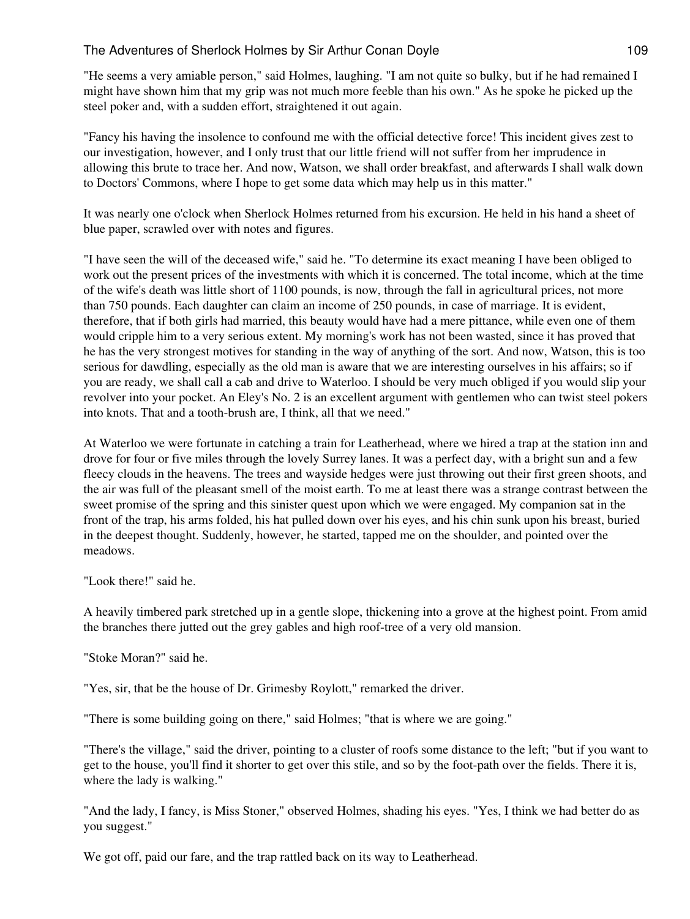"He seems a very amiable person," said Holmes, laughing. "I am not quite so bulky, but if he had remained I might have shown him that my grip was not much more feeble than his own." As he spoke he picked up the steel poker and, with a sudden effort, straightened it out again.

"Fancy his having the insolence to confound me with the official detective force! This incident gives zest to our investigation, however, and I only trust that our little friend will not suffer from her imprudence in allowing this brute to trace her. And now, Watson, we shall order breakfast, and afterwards I shall walk down to Doctors' Commons, where I hope to get some data which may help us in this matter."

It was nearly one o'clock when Sherlock Holmes returned from his excursion. He held in his hand a sheet of blue paper, scrawled over with notes and figures.

"I have seen the will of the deceased wife," said he. "To determine its exact meaning I have been obliged to work out the present prices of the investments with which it is concerned. The total income, which at the time of the wife's death was little short of 1100 pounds, is now, through the fall in agricultural prices, not more than 750 pounds. Each daughter can claim an income of 250 pounds, in case of marriage. It is evident, therefore, that if both girls had married, this beauty would have had a mere pittance, while even one of them would cripple him to a very serious extent. My morning's work has not been wasted, since it has proved that he has the very strongest motives for standing in the way of anything of the sort. And now, Watson, this is too serious for dawdling, especially as the old man is aware that we are interesting ourselves in his affairs; so if you are ready, we shall call a cab and drive to Waterloo. I should be very much obliged if you would slip your revolver into your pocket. An Eley's No. 2 is an excellent argument with gentlemen who can twist steel pokers into knots. That and a tooth-brush are, I think, all that we need."

At Waterloo we were fortunate in catching a train for Leatherhead, where we hired a trap at the station inn and drove for four or five miles through the lovely Surrey lanes. It was a perfect day, with a bright sun and a few fleecy clouds in the heavens. The trees and wayside hedges were just throwing out their first green shoots, and the air was full of the pleasant smell of the moist earth. To me at least there was a strange contrast between the sweet promise of the spring and this sinister quest upon which we were engaged. My companion sat in the front of the trap, his arms folded, his hat pulled down over his eyes, and his chin sunk upon his breast, buried in the deepest thought. Suddenly, however, he started, tapped me on the shoulder, and pointed over the meadows.

"Look there!" said he.

A heavily timbered park stretched up in a gentle slope, thickening into a grove at the highest point. From amid the branches there jutted out the grey gables and high roof-tree of a very old mansion.

"Stoke Moran?" said he.

"Yes, sir, that be the house of Dr. Grimesby Roylott," remarked the driver.

"There is some building going on there," said Holmes; "that is where we are going."

"There's the village," said the driver, pointing to a cluster of roofs some distance to the left; "but if you want to get to the house, you'll find it shorter to get over this stile, and so by the foot-path over the fields. There it is, where the lady is walking."

"And the lady, I fancy, is Miss Stoner," observed Holmes, shading his eyes. "Yes, I think we had better do as you suggest."

We got off, paid our fare, and the trap rattled back on its way to Leatherhead.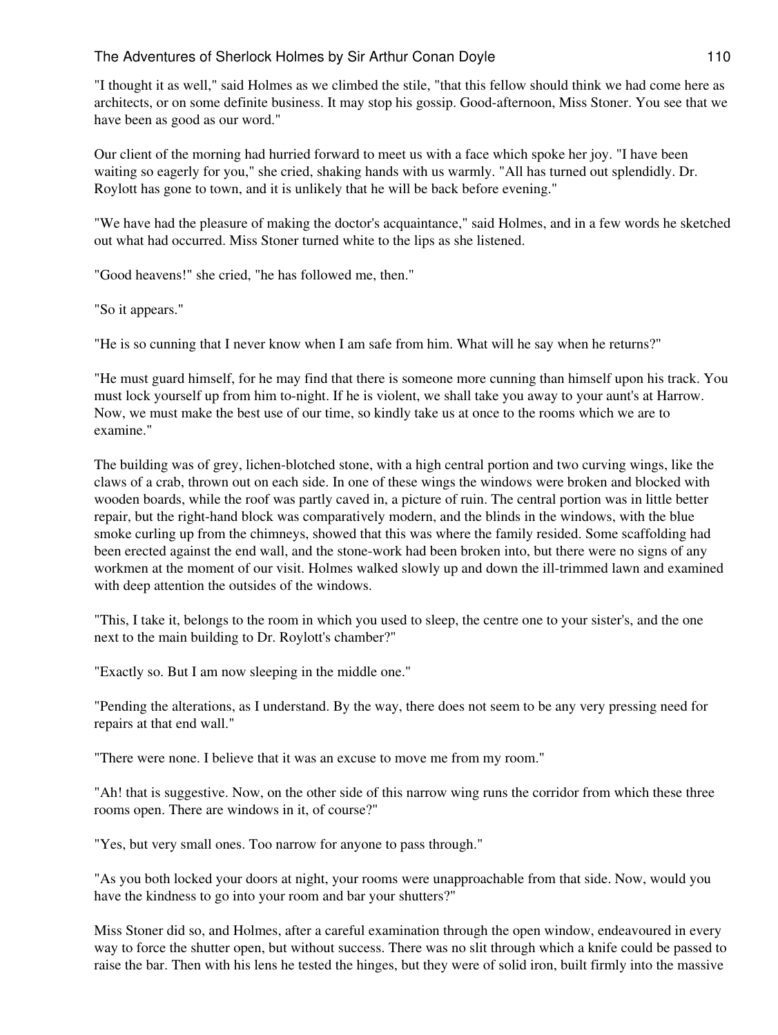"I thought it as well," said Holmes as we climbed the stile, "that this fellow should think we had come here as architects, or on some definite business. It may stop his gossip. Good-afternoon, Miss Stoner. You see that we have been as good as our word."

Our client of the morning had hurried forward to meet us with a face which spoke her joy. "I have been waiting so eagerly for you," she cried, shaking hands with us warmly. "All has turned out splendidly. Dr. Roylott has gone to town, and it is unlikely that he will be back before evening."

"We have had the pleasure of making the doctor's acquaintance," said Holmes, and in a few words he sketched out what had occurred. Miss Stoner turned white to the lips as she listened.

"Good heavens!" she cried, "he has followed me, then."

"So it appears."

"He is so cunning that I never know when I am safe from him. What will he say when he returns?"

"He must guard himself, for he may find that there is someone more cunning than himself upon his track. You must lock yourself up from him to-night. If he is violent, we shall take you away to your aunt's at Harrow. Now, we must make the best use of our time, so kindly take us at once to the rooms which we are to examine."

The building was of grey, lichen-blotched stone, with a high central portion and two curving wings, like the claws of a crab, thrown out on each side. In one of these wings the windows were broken and blocked with wooden boards, while the roof was partly caved in, a picture of ruin. The central portion was in little better repair, but the right-hand block was comparatively modern, and the blinds in the windows, with the blue smoke curling up from the chimneys, showed that this was where the family resided. Some scaffolding had been erected against the end wall, and the stone-work had been broken into, but there were no signs of any workmen at the moment of our visit. Holmes walked slowly up and down the ill-trimmed lawn and examined with deep attention the outsides of the windows.

"This, I take it, belongs to the room in which you used to sleep, the centre one to your sister's, and the one next to the main building to Dr. Roylott's chamber?"

"Exactly so. But I am now sleeping in the middle one."

"Pending the alterations, as I understand. By the way, there does not seem to be any very pressing need for repairs at that end wall."

"There were none. I believe that it was an excuse to move me from my room."

"Ah! that is suggestive. Now, on the other side of this narrow wing runs the corridor from which these three rooms open. There are windows in it, of course?"

"Yes, but very small ones. Too narrow for anyone to pass through."

"As you both locked your doors at night, your rooms were unapproachable from that side. Now, would you have the kindness to go into your room and bar your shutters?"

Miss Stoner did so, and Holmes, after a careful examination through the open window, endeavoured in every way to force the shutter open, but without success. There was no slit through which a knife could be passed to raise the bar. Then with his lens he tested the hinges, but they were of solid iron, built firmly into the massive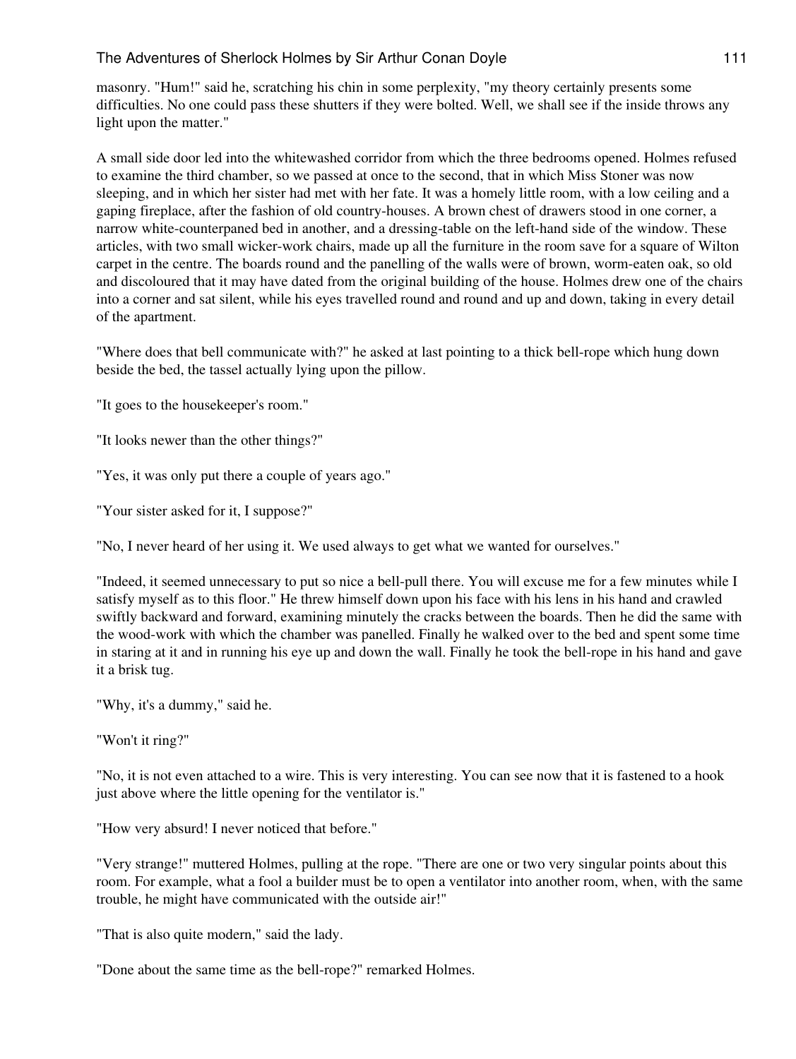masonry. "Hum!" said he, scratching his chin in some perplexity, "my theory certainly presents some difficulties. No one could pass these shutters if they were bolted. Well, we shall see if the inside throws any light upon the matter."

A small side door led into the whitewashed corridor from which the three bedrooms opened. Holmes refused to examine the third chamber, so we passed at once to the second, that in which Miss Stoner was now sleeping, and in which her sister had met with her fate. It was a homely little room, with a low ceiling and a gaping fireplace, after the fashion of old country-houses. A brown chest of drawers stood in one corner, a narrow white-counterpaned bed in another, and a dressing-table on the left-hand side of the window. These articles, with two small wicker-work chairs, made up all the furniture in the room save for a square of Wilton carpet in the centre. The boards round and the panelling of the walls were of brown, worm-eaten oak, so old and discoloured that it may have dated from the original building of the house. Holmes drew one of the chairs into a corner and sat silent, while his eyes travelled round and round and up and down, taking in every detail of the apartment.

"Where does that bell communicate with?" he asked at last pointing to a thick bell-rope which hung down beside the bed, the tassel actually lying upon the pillow.

"It goes to the housekeeper's room."

"It looks newer than the other things?"

"Yes, it was only put there a couple of years ago."

"Your sister asked for it, I suppose?"

"No, I never heard of her using it. We used always to get what we wanted for ourselves."

"Indeed, it seemed unnecessary to put so nice a bell-pull there. You will excuse me for a few minutes while I satisfy myself as to this floor." He threw himself down upon his face with his lens in his hand and crawled swiftly backward and forward, examining minutely the cracks between the boards. Then he did the same with the wood-work with which the chamber was panelled. Finally he walked over to the bed and spent some time in staring at it and in running his eye up and down the wall. Finally he took the bell-rope in his hand and gave it a brisk tug.

"Why, it's a dummy," said he.

"Won't it ring?"

"No, it is not even attached to a wire. This is very interesting. You can see now that it is fastened to a hook just above where the little opening for the ventilator is."

"How very absurd! I never noticed that before."

"Very strange!" muttered Holmes, pulling at the rope. "There are one or two very singular points about this room. For example, what a fool a builder must be to open a ventilator into another room, when, with the same trouble, he might have communicated with the outside air!"

"That is also quite modern," said the lady.

"Done about the same time as the bell-rope?" remarked Holmes.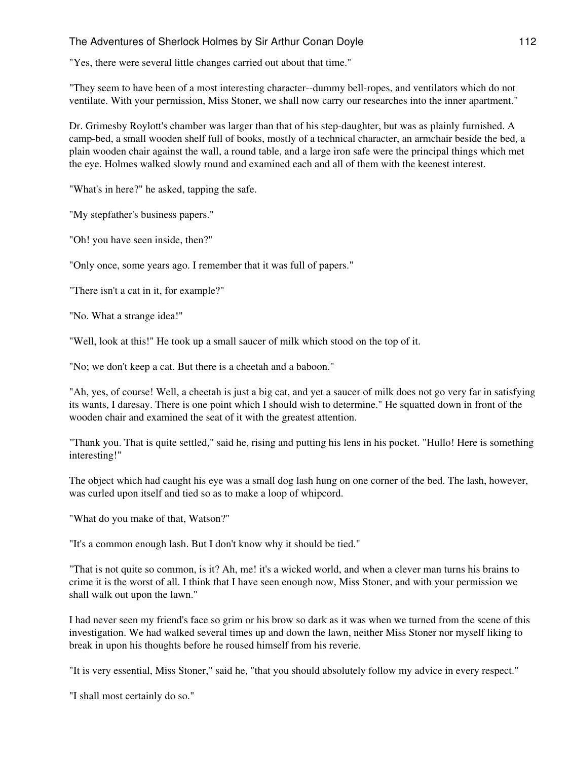"Yes, there were several little changes carried out about that time."

"They seem to have been of a most interesting character--dummy bell-ropes, and ventilators which do not ventilate. With your permission, Miss Stoner, we shall now carry our researches into the inner apartment."

Dr. Grimesby Roylott's chamber was larger than that of his step-daughter, but was as plainly furnished. A camp-bed, a small wooden shelf full of books, mostly of a technical character, an armchair beside the bed, a plain wooden chair against the wall, a round table, and a large iron safe were the principal things which met the eye. Holmes walked slowly round and examined each and all of them with the keenest interest.

"What's in here?" he asked, tapping the safe.

"My stepfather's business papers."

"Oh! you have seen inside, then?"

"Only once, some years ago. I remember that it was full of papers."

"There isn't a cat in it, for example?"

"No. What a strange idea!"

"Well, look at this!" He took up a small saucer of milk which stood on the top of it.

"No; we don't keep a cat. But there is a cheetah and a baboon."

"Ah, yes, of course! Well, a cheetah is just a big cat, and yet a saucer of milk does not go very far in satisfying its wants, I daresay. There is one point which I should wish to determine." He squatted down in front of the wooden chair and examined the seat of it with the greatest attention.

"Thank you. That is quite settled," said he, rising and putting his lens in his pocket. "Hullo! Here is something interesting!"

The object which had caught his eye was a small dog lash hung on one corner of the bed. The lash, however, was curled upon itself and tied so as to make a loop of whipcord.

"What do you make of that, Watson?"

"It's a common enough lash. But I don't know why it should be tied."

"That is not quite so common, is it? Ah, me! it's a wicked world, and when a clever man turns his brains to crime it is the worst of all. I think that I have seen enough now, Miss Stoner, and with your permission we shall walk out upon the lawn."

I had never seen my friend's face so grim or his brow so dark as it was when we turned from the scene of this investigation. We had walked several times up and down the lawn, neither Miss Stoner nor myself liking to break in upon his thoughts before he roused himself from his reverie.

"It is very essential, Miss Stoner," said he, "that you should absolutely follow my advice in every respect."

"I shall most certainly do so."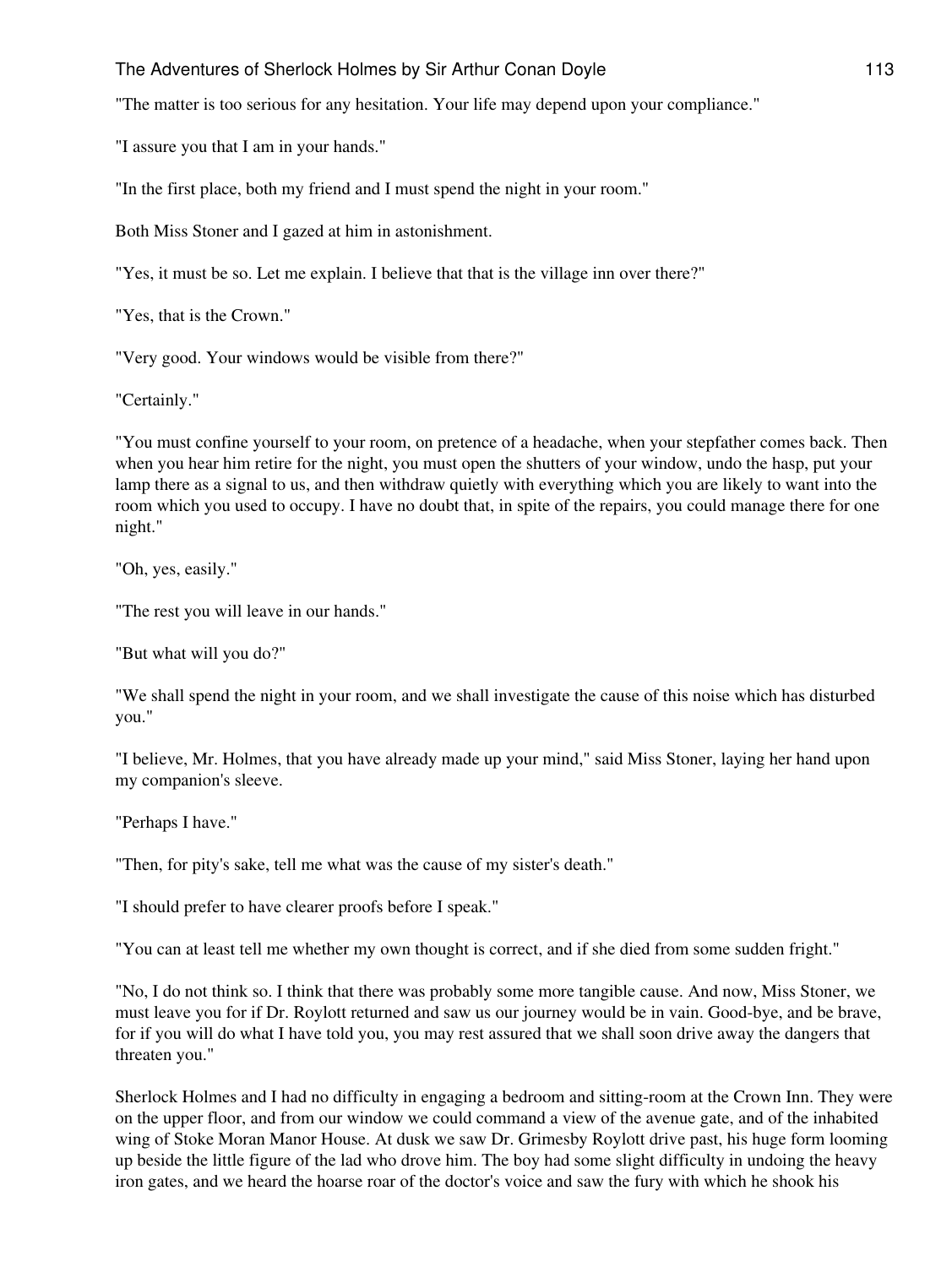"The matter is too serious for any hesitation. Your life may depend upon your compliance."

"I assure you that I am in your hands."

"In the first place, both my friend and I must spend the night in your room."

Both Miss Stoner and I gazed at him in astonishment.

"Yes, it must be so. Let me explain. I believe that that is the village inn over there?"

"Yes, that is the Crown."

"Very good. Your windows would be visible from there?"

"Certainly."

"You must confine yourself to your room, on pretence of a headache, when your stepfather comes back. Then when you hear him retire for the night, you must open the shutters of your window, undo the hasp, put your lamp there as a signal to us, and then withdraw quietly with everything which you are likely to want into the room which you used to occupy. I have no doubt that, in spite of the repairs, you could manage there for one night."

"Oh, yes, easily."

"The rest you will leave in our hands."

"But what will you do?"

"We shall spend the night in your room, and we shall investigate the cause of this noise which has disturbed you."

"I believe, Mr. Holmes, that you have already made up your mind," said Miss Stoner, laying her hand upon my companion's sleeve.

"Perhaps I have."

"Then, for pity's sake, tell me what was the cause of my sister's death."

"I should prefer to have clearer proofs before I speak."

"You can at least tell me whether my own thought is correct, and if she died from some sudden fright."

"No, I do not think so. I think that there was probably some more tangible cause. And now, Miss Stoner, we must leave you for if Dr. Roylott returned and saw us our journey would be in vain. Good-bye, and be brave, for if you will do what I have told you, you may rest assured that we shall soon drive away the dangers that threaten you."

Sherlock Holmes and I had no difficulty in engaging a bedroom and sitting-room at the Crown Inn. They were on the upper floor, and from our window we could command a view of the avenue gate, and of the inhabited wing of Stoke Moran Manor House. At dusk we saw Dr. Grimesby Roylott drive past, his huge form looming up beside the little figure of the lad who drove him. The boy had some slight difficulty in undoing the heavy iron gates, and we heard the hoarse roar of the doctor's voice and saw the fury with which he shook his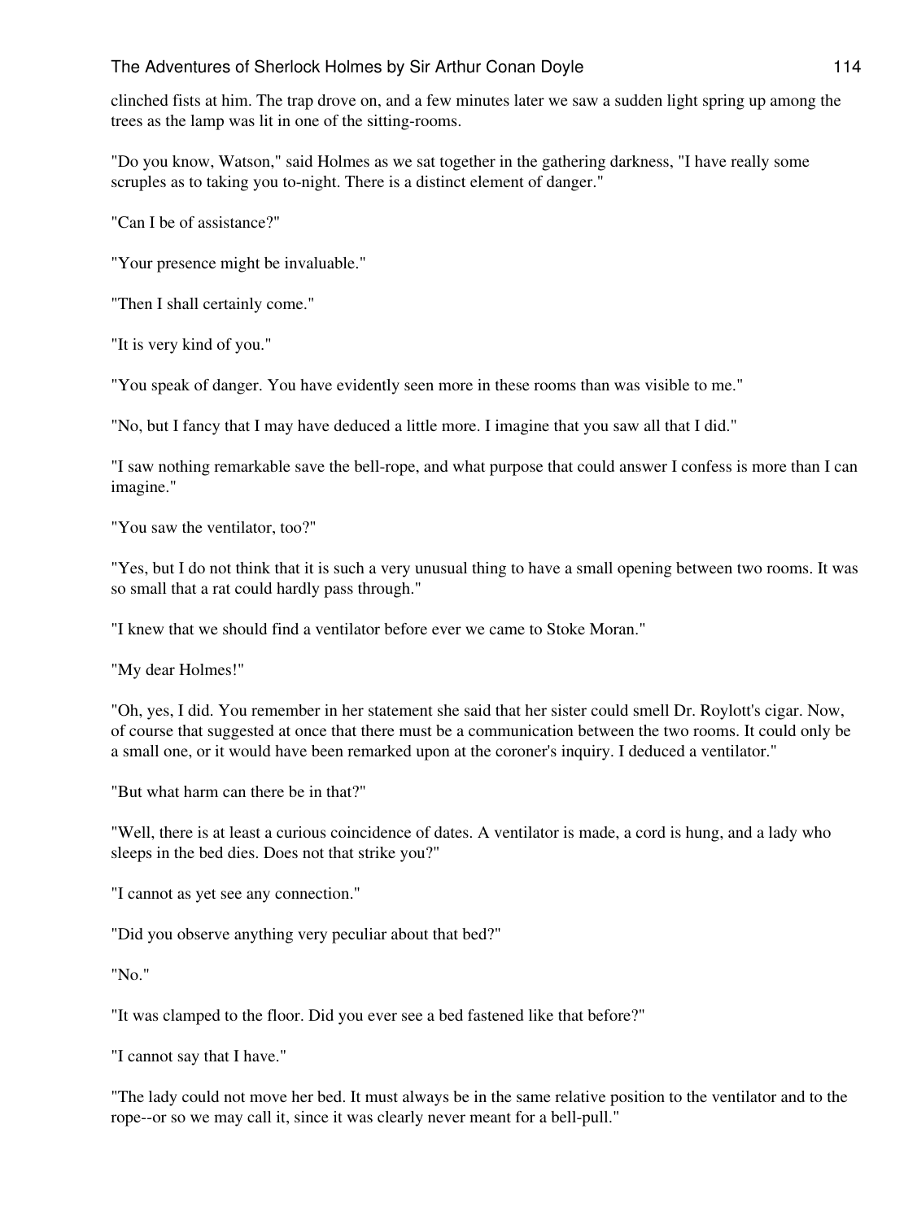clinched fists at him. The trap drove on, and a few minutes later we saw a sudden light spring up among the trees as the lamp was lit in one of the sitting-rooms.

"Do you know, Watson," said Holmes as we sat together in the gathering darkness, "I have really some scruples as to taking you to-night. There is a distinct element of danger."

"Can I be of assistance?"

"Your presence might be invaluable."

"Then I shall certainly come."

"It is very kind of you."

"You speak of danger. You have evidently seen more in these rooms than was visible to me."

"No, but I fancy that I may have deduced a little more. I imagine that you saw all that I did."

"I saw nothing remarkable save the bell-rope, and what purpose that could answer I confess is more than I can imagine."

"You saw the ventilator, too?"

"Yes, but I do not think that it is such a very unusual thing to have a small opening between two rooms. It was so small that a rat could hardly pass through."

"I knew that we should find a ventilator before ever we came to Stoke Moran."

"My dear Holmes!"

"Oh, yes, I did. You remember in her statement she said that her sister could smell Dr. Roylott's cigar. Now, of course that suggested at once that there must be a communication between the two rooms. It could only be a small one, or it would have been remarked upon at the coroner's inquiry. I deduced a ventilator."

"But what harm can there be in that?"

"Well, there is at least a curious coincidence of dates. A ventilator is made, a cord is hung, and a lady who sleeps in the bed dies. Does not that strike you?"

"I cannot as yet see any connection."

"Did you observe anything very peculiar about that bed?"

"No."

"It was clamped to the floor. Did you ever see a bed fastened like that before?"

"I cannot say that I have."

"The lady could not move her bed. It must always be in the same relative position to the ventilator and to the rope--or so we may call it, since it was clearly never meant for a bell-pull."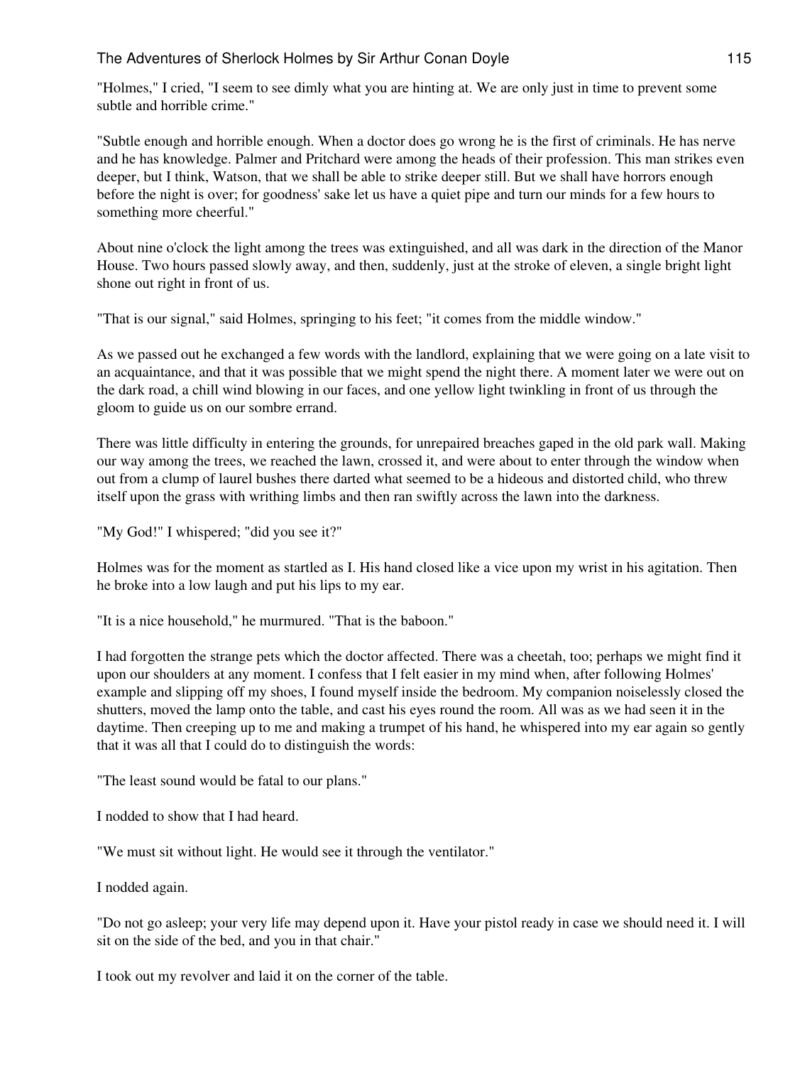"Holmes," I cried, "I seem to see dimly what you are hinting at. We are only just in time to prevent some subtle and horrible crime."

"Subtle enough and horrible enough. When a doctor does go wrong he is the first of criminals. He has nerve and he has knowledge. Palmer and Pritchard were among the heads of their profession. This man strikes even deeper, but I think, Watson, that we shall be able to strike deeper still. But we shall have horrors enough before the night is over; for goodness' sake let us have a quiet pipe and turn our minds for a few hours to something more cheerful."

About nine o'clock the light among the trees was extinguished, and all was dark in the direction of the Manor House. Two hours passed slowly away, and then, suddenly, just at the stroke of eleven, a single bright light shone out right in front of us.

"That is our signal," said Holmes, springing to his feet; "it comes from the middle window."

As we passed out he exchanged a few words with the landlord, explaining that we were going on a late visit to an acquaintance, and that it was possible that we might spend the night there. A moment later we were out on the dark road, a chill wind blowing in our faces, and one yellow light twinkling in front of us through the gloom to guide us on our sombre errand.

There was little difficulty in entering the grounds, for unrepaired breaches gaped in the old park wall. Making our way among the trees, we reached the lawn, crossed it, and were about to enter through the window when out from a clump of laurel bushes there darted what seemed to be a hideous and distorted child, who threw itself upon the grass with writhing limbs and then ran swiftly across the lawn into the darkness.

"My God!" I whispered; "did you see it?"

Holmes was for the moment as startled as I. His hand closed like a vice upon my wrist in his agitation. Then he broke into a low laugh and put his lips to my ear.

"It is a nice household," he murmured. "That is the baboon."

I had forgotten the strange pets which the doctor affected. There was a cheetah, too; perhaps we might find it upon our shoulders at any moment. I confess that I felt easier in my mind when, after following Holmes' example and slipping off my shoes, I found myself inside the bedroom. My companion noiselessly closed the shutters, moved the lamp onto the table, and cast his eyes round the room. All was as we had seen it in the daytime. Then creeping up to me and making a trumpet of his hand, he whispered into my ear again so gently that it was all that I could do to distinguish the words:

"The least sound would be fatal to our plans."

I nodded to show that I had heard.

"We must sit without light. He would see it through the ventilator."

I nodded again.

"Do not go asleep; your very life may depend upon it. Have your pistol ready in case we should need it. I will sit on the side of the bed, and you in that chair."

I took out my revolver and laid it on the corner of the table.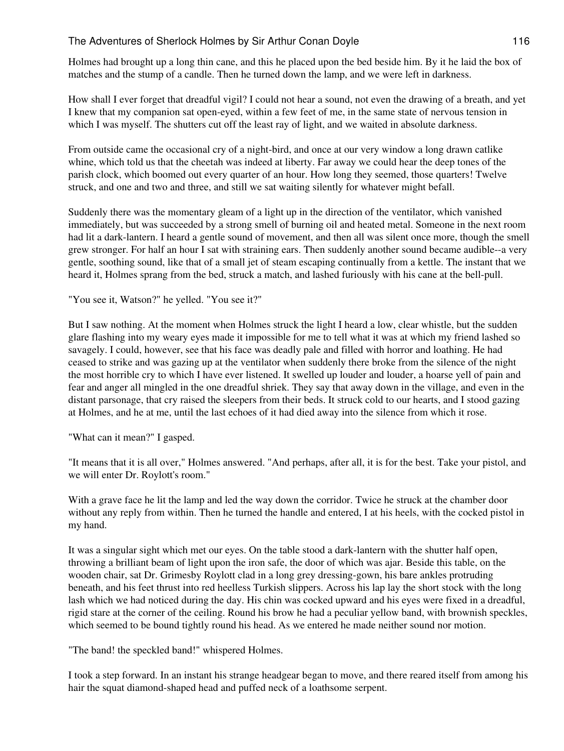Holmes had brought up a long thin cane, and this he placed upon the bed beside him. By it he laid the box of matches and the stump of a candle. Then he turned down the lamp, and we were left in darkness.

How shall I ever forget that dreadful vigil? I could not hear a sound, not even the drawing of a breath, and yet I knew that my companion sat open-eyed, within a few feet of me, in the same state of nervous tension in which I was myself. The shutters cut off the least ray of light, and we waited in absolute darkness.

From outside came the occasional cry of a night-bird, and once at our very window a long drawn catlike whine, which told us that the cheetah was indeed at liberty. Far away we could hear the deep tones of the parish clock, which boomed out every quarter of an hour. How long they seemed, those quarters! Twelve struck, and one and two and three, and still we sat waiting silently for whatever might befall.

Suddenly there was the momentary gleam of a light up in the direction of the ventilator, which vanished immediately, but was succeeded by a strong smell of burning oil and heated metal. Someone in the next room had lit a dark-lantern. I heard a gentle sound of movement, and then all was silent once more, though the smell grew stronger. For half an hour I sat with straining ears. Then suddenly another sound became audible--a very gentle, soothing sound, like that of a small jet of steam escaping continually from a kettle. The instant that we heard it, Holmes sprang from the bed, struck a match, and lashed furiously with his cane at the bell-pull.

"You see it, Watson?" he yelled. "You see it?"

But I saw nothing. At the moment when Holmes struck the light I heard a low, clear whistle, but the sudden glare flashing into my weary eyes made it impossible for me to tell what it was at which my friend lashed so savagely. I could, however, see that his face was deadly pale and filled with horror and loathing. He had ceased to strike and was gazing up at the ventilator when suddenly there broke from the silence of the night the most horrible cry to which I have ever listened. It swelled up louder and louder, a hoarse yell of pain and fear and anger all mingled in the one dreadful shriek. They say that away down in the village, and even in the distant parsonage, that cry raised the sleepers from their beds. It struck cold to our hearts, and I stood gazing at Holmes, and he at me, until the last echoes of it had died away into the silence from which it rose.

"What can it mean?" I gasped.

"It means that it is all over," Holmes answered. "And perhaps, after all, it is for the best. Take your pistol, and we will enter Dr. Roylott's room."

With a grave face he lit the lamp and led the way down the corridor. Twice he struck at the chamber door without any reply from within. Then he turned the handle and entered, I at his heels, with the cocked pistol in my hand.

It was a singular sight which met our eyes. On the table stood a dark-lantern with the shutter half open, throwing a brilliant beam of light upon the iron safe, the door of which was ajar. Beside this table, on the wooden chair, sat Dr. Grimesby Roylott clad in a long grey dressing-gown, his bare ankles protruding beneath, and his feet thrust into red heelless Turkish slippers. Across his lap lay the short stock with the long lash which we had noticed during the day. His chin was cocked upward and his eyes were fixed in a dreadful, rigid stare at the corner of the ceiling. Round his brow he had a peculiar yellow band, with brownish speckles, which seemed to be bound tightly round his head. As we entered he made neither sound nor motion.

"The band! the speckled band!" whispered Holmes.

I took a step forward. In an instant his strange headgear began to move, and there reared itself from among his hair the squat diamond-shaped head and puffed neck of a loathsome serpent.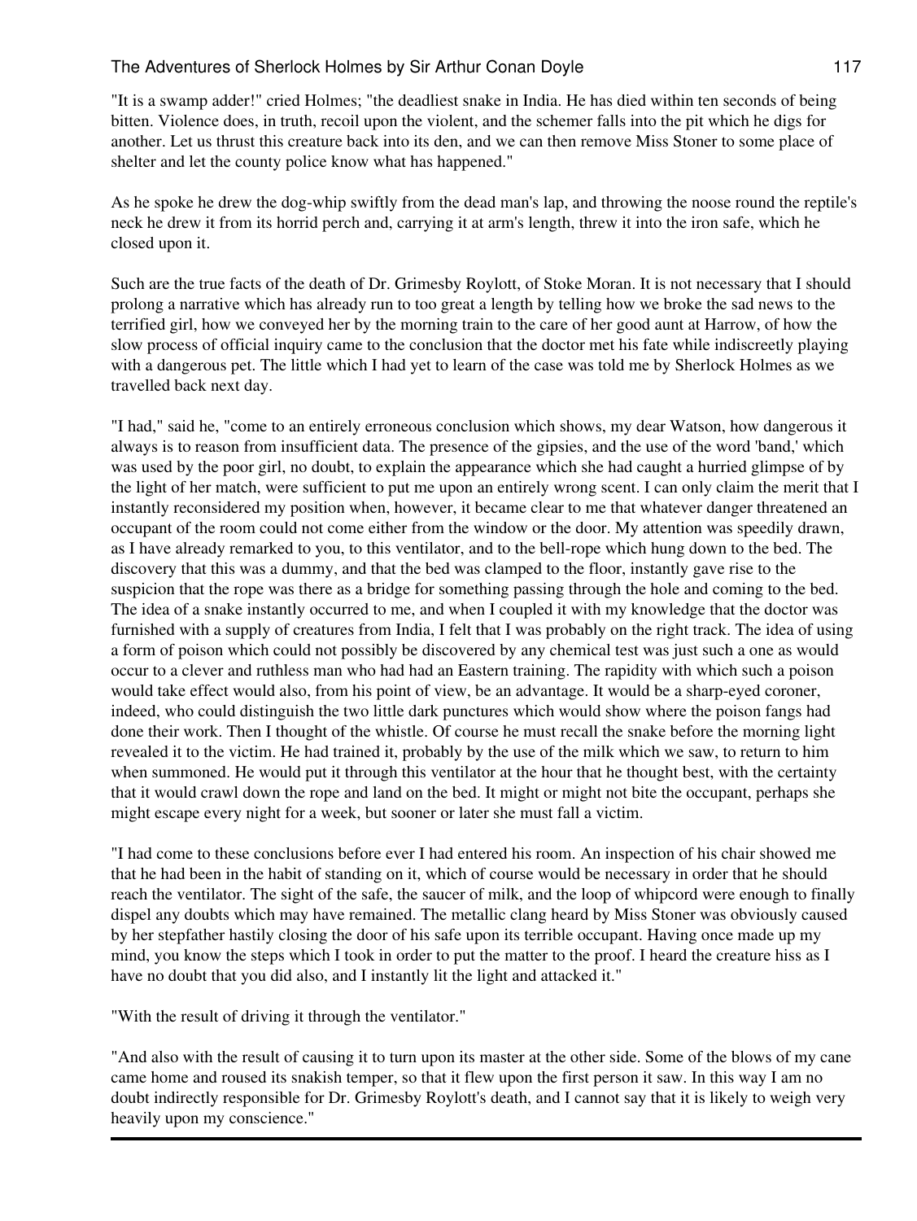"It is a swamp adder!" cried Holmes; "the deadliest snake in India. He has died within ten seconds of being bitten. Violence does, in truth, recoil upon the violent, and the schemer falls into the pit which he digs for another. Let us thrust this creature back into its den, and we can then remove Miss Stoner to some place of shelter and let the county police know what has happened."

As he spoke he drew the dog-whip swiftly from the dead man's lap, and throwing the noose round the reptile's neck he drew it from its horrid perch and, carrying it at arm's length, threw it into the iron safe, which he closed upon it.

Such are the true facts of the death of Dr. Grimesby Roylott, of Stoke Moran. It is not necessary that I should prolong a narrative which has already run to too great a length by telling how we broke the sad news to the terrified girl, how we conveyed her by the morning train to the care of her good aunt at Harrow, of how the slow process of official inquiry came to the conclusion that the doctor met his fate while indiscreetly playing with a dangerous pet. The little which I had yet to learn of the case was told me by Sherlock Holmes as we travelled back next day.

"I had," said he, "come to an entirely erroneous conclusion which shows, my dear Watson, how dangerous it always is to reason from insufficient data. The presence of the gipsies, and the use of the word 'band,' which was used by the poor girl, no doubt, to explain the appearance which she had caught a hurried glimpse of by the light of her match, were sufficient to put me upon an entirely wrong scent. I can only claim the merit that I instantly reconsidered my position when, however, it became clear to me that whatever danger threatened an occupant of the room could not come either from the window or the door. My attention was speedily drawn, as I have already remarked to you, to this ventilator, and to the bell-rope which hung down to the bed. The discovery that this was a dummy, and that the bed was clamped to the floor, instantly gave rise to the suspicion that the rope was there as a bridge for something passing through the hole and coming to the bed. The idea of a snake instantly occurred to me, and when I coupled it with my knowledge that the doctor was furnished with a supply of creatures from India, I felt that I was probably on the right track. The idea of using a form of poison which could not possibly be discovered by any chemical test was just such a one as would occur to a clever and ruthless man who had had an Eastern training. The rapidity with which such a poison would take effect would also, from his point of view, be an advantage. It would be a sharp-eyed coroner, indeed, who could distinguish the two little dark punctures which would show where the poison fangs had done their work. Then I thought of the whistle. Of course he must recall the snake before the morning light revealed it to the victim. He had trained it, probably by the use of the milk which we saw, to return to him when summoned. He would put it through this ventilator at the hour that he thought best, with the certainty that it would crawl down the rope and land on the bed. It might or might not bite the occupant, perhaps she might escape every night for a week, but sooner or later she must fall a victim.

"I had come to these conclusions before ever I had entered his room. An inspection of his chair showed me that he had been in the habit of standing on it, which of course would be necessary in order that he should reach the ventilator. The sight of the safe, the saucer of milk, and the loop of whipcord were enough to finally dispel any doubts which may have remained. The metallic clang heard by Miss Stoner was obviously caused by her stepfather hastily closing the door of his safe upon its terrible occupant. Having once made up my mind, you know the steps which I took in order to put the matter to the proof. I heard the creature hiss as I have no doubt that you did also, and I instantly lit the light and attacked it."

"With the result of driving it through the ventilator."

"And also with the result of causing it to turn upon its master at the other side. Some of the blows of my cane came home and roused its snakish temper, so that it flew upon the first person it saw. In this way I am no doubt indirectly responsible for Dr. Grimesby Roylott's death, and I cannot say that it is likely to weigh very heavily upon my conscience."

---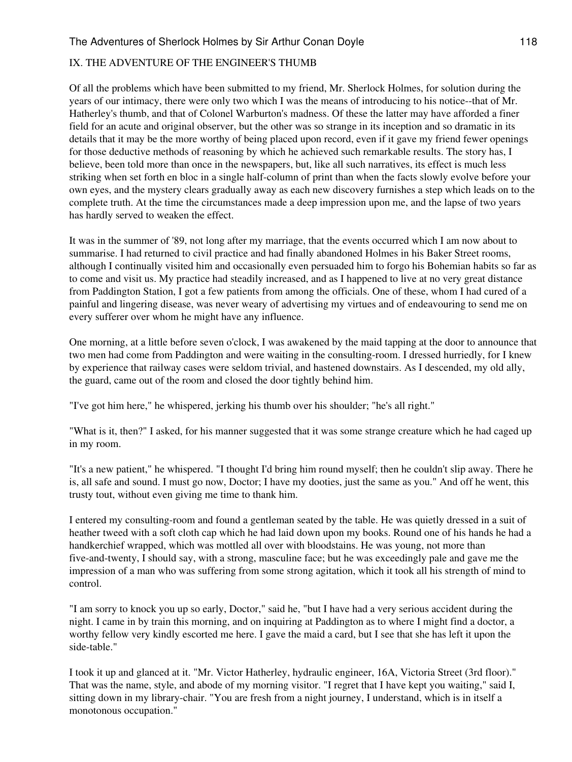## IX. THE ADVENTURE OF THE ENGINEER'S THUMB

Of all the problems which have been submitted to my friend, Mr. Sherlock Holmes, for solution during the years of our intimacy, there were only two which I was the means of introducing to his notice--that of Mr. Hatherley's thumb, and that of Colonel Warburton's madness. Of these the latter may have afforded a finer field for an acute and original observer, but the other was so strange in its inception and so dramatic in its details that it may be the more worthy of being placed upon record, even if it gave my friend fewer openings for those deductive methods of reasoning by which he achieved such remarkable results. The story has, I believe, been told more than once in the newspapers, but, like all such narratives, its effect is much less striking when set forth en bloc in a single half-column of print than when the facts slowly evolve before your own eyes, and the mystery clears gradually away as each new discovery furnishes a step which leads on to the complete truth. At the time the circumstances made a deep impression upon me, and the lapse of two years has hardly served to weaken the effect.

It was in the summer of '89, not long after my marriage, that the events occurred which I am now about to summarise. I had returned to civil practice and had finally abandoned Holmes in his Baker Street rooms, although I continually visited him and occasionally even persuaded him to forgo his Bohemian habits so far as to come and visit us. My practice had steadily increased, and as I happened to live at no very great distance from Paddington Station, I got a few patients from among the officials. One of these, whom I had cured of a painful and lingering disease, was never weary of advertising my virtues and of endeavouring to send me on every sufferer over whom he might have any influence.

One morning, at a little before seven o'clock, I was awakened by the maid tapping at the door to announce that two men had come from Paddington and were waiting in the consulting-room. I dressed hurriedly, for I knew by experience that railway cases were seldom trivial, and hastened downstairs. As I descended, my old ally, the guard, came out of the room and closed the door tightly behind him.

"I've got him here," he whispered, jerking his thumb over his shoulder; "he's all right."

"What is it, then?" I asked, for his manner suggested that it was some strange creature which he had caged up in my room.

"It's a new patient," he whispered. "I thought I'd bring him round myself; then he couldn't slip away. There he is, all safe and sound. I must go now, Doctor; I have my dooties, just the same as you." And off he went, this trusty tout, without even giving me time to thank him.

I entered my consulting-room and found a gentleman seated by the table. He was quietly dressed in a suit of heather tweed with a soft cloth cap which he had laid down upon my books. Round one of his hands he had a handkerchief wrapped, which was mottled all over with bloodstains. He was young, not more than five-and-twenty, I should say, with a strong, masculine face; but he was exceedingly pale and gave me the impression of a man who was suffering from some strong agitation, which it took all his strength of mind to control.

"I am sorry to knock you up so early, Doctor," said he, "but I have had a very serious accident during the night. I came in by train this morning, and on inquiring at Paddington as to where I might find a doctor, a worthy fellow very kindly escorted me here. I gave the maid a card, but I see that she has left it upon the side-table."

I took it up and glanced at it. "Mr. Victor Hatherley, hydraulic engineer, 16A, Victoria Street (3rd floor)." That was the name, style, and abode of my morning visitor. "I regret that I have kept you waiting," said I, sitting down in my library-chair. "You are fresh from a night journey, I understand, which is in itself a monotonous occupation."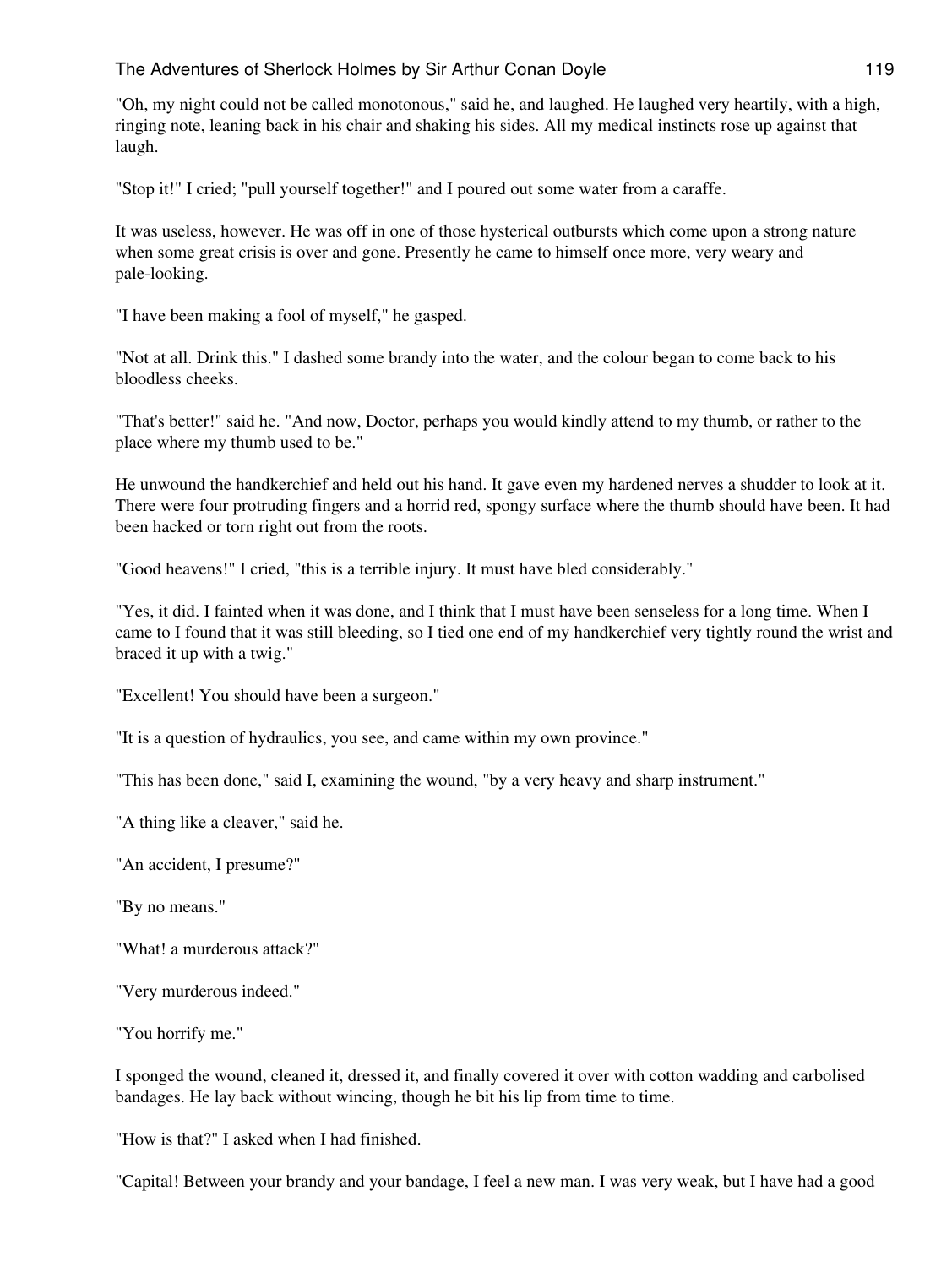"Oh, my night could not be called monotonous," said he, and laughed. He laughed very heartily, with a high, ringing note, leaning back in his chair and shaking his sides. All my medical instincts rose up against that laugh.

"Stop it!" I cried; "pull yourself together!" and I poured out some water from a caraffe.

It was useless, however. He was off in one of those hysterical outbursts which come upon a strong nature when some great crisis is over and gone. Presently he came to himself once more, very weary and pale-looking.

"I have been making a fool of myself," he gasped.

"Not at all. Drink this." I dashed some brandy into the water, and the colour began to come back to his bloodless cheeks.

"That's better!" said he. "And now, Doctor, perhaps you would kindly attend to my thumb, or rather to the place where my thumb used to be."

He unwound the handkerchief and held out his hand. It gave even my hardened nerves a shudder to look at it. There were four protruding fingers and a horrid red, spongy surface where the thumb should have been. It had been hacked or torn right out from the roots.

"Good heavens!" I cried, "this is a terrible injury. It must have bled considerably."

"Yes, it did. I fainted when it was done, and I think that I must have been senseless for a long time. When I came to I found that it was still bleeding, so I tied one end of my handkerchief very tightly round the wrist and braced it up with a twig."

"Excellent! You should have been a surgeon."

"It is a question of hydraulics, you see, and came within my own province."

"This has been done," said I, examining the wound, "by a very heavy and sharp instrument."

"A thing like a cleaver," said he.

"An accident, I presume?"

"By no means."

"What! a murderous attack?"

"Very murderous indeed."

"You horrify me."

I sponged the wound, cleaned it, dressed it, and finally covered it over with cotton wadding and carbolised bandages. He lay back without wincing, though he bit his lip from time to time.

"How is that?" I asked when I had finished.

"Capital! Between your brandy and your bandage, I feel a new man. I was very weak, but I have had a good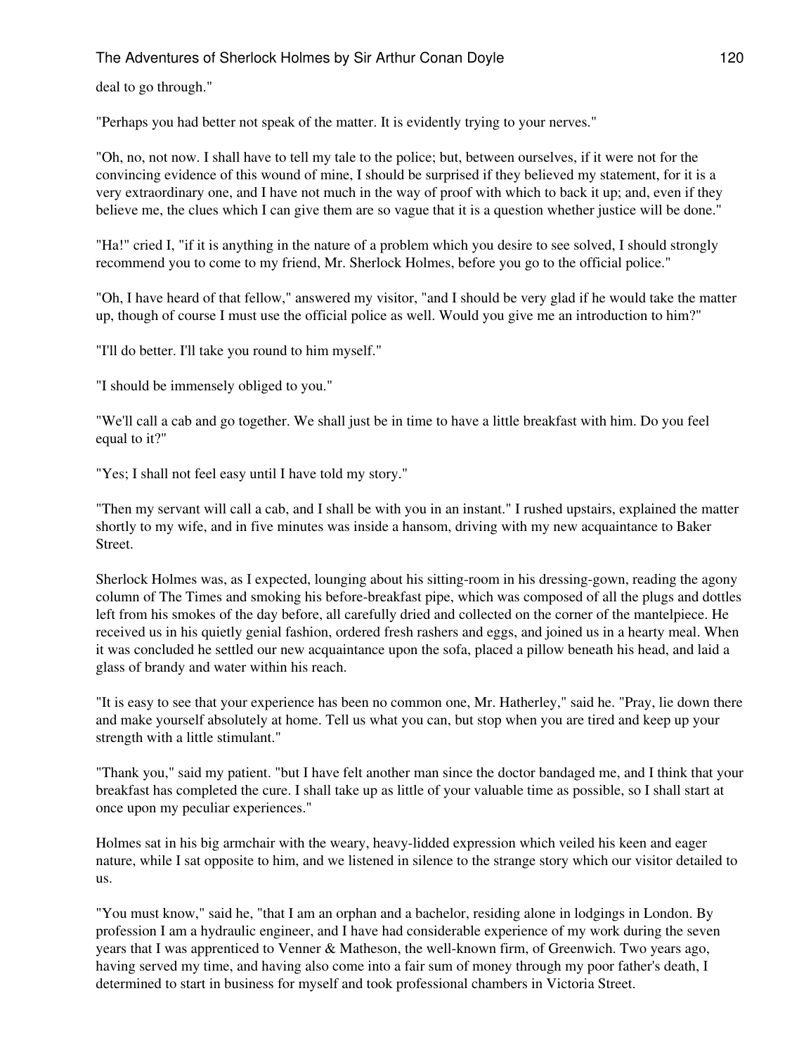deal to go through."

"Perhaps you had better not speak of the matter. It is evidently trying to your nerves."

"Oh, no, not now. I shall have to tell my tale to the police; but, between ourselves, if it were not for the convincing evidence of this wound of mine, I should be surprised if they believed my statement, for it is a very extraordinary one, and I have not much in the way of proof with which to back it up; and, even if they believe me, the clues which I can give them are so vague that it is a question whether justice will be done."

"Ha!" cried I, "if it is anything in the nature of a problem which you desire to see solved, I should strongly recommend you to come to my friend, Mr. Sherlock Holmes, before you go to the official police."

"Oh, I have heard of that fellow," answered my visitor, "and I should be very glad if he would take the matter up, though of course I must use the official police as well. Would you give me an introduction to him?"

"I'll do better. I'll take you round to him myself."

"I should be immensely obliged to you."

"We'll call a cab and go together. We shall just be in time to have a little breakfast with him. Do you feel equal to it?"

"Yes; I shall not feel easy until I have told my story."

"Then my servant will call a cab, and I shall be with you in an instant." I rushed upstairs, explained the matter shortly to my wife, and in five minutes was inside a hansom, driving with my new acquaintance to Baker Street.

Sherlock Holmes was, as I expected, lounging about his sitting-room in his dressing-gown, reading the agony column of The Times and smoking his before-breakfast pipe, which was composed of all the plugs and dottles left from his smokes of the day before, all carefully dried and collected on the corner of the mantelpiece. He received us in his quietly genial fashion, ordered fresh rashers and eggs, and joined us in a hearty meal. When it was concluded he settled our new acquaintance upon the sofa, placed a pillow beneath his head, and laid a glass of brandy and water within his reach.

"It is easy to see that your experience has been no common one, Mr. Hatherley," said he. "Pray, lie down there and make yourself absolutely at home. Tell us what you can, but stop when you are tired and keep up your strength with a little stimulant."

"Thank you," said my patient. "but I have felt another man since the doctor bandaged me, and I think that your breakfast has completed the cure. I shall take up as little of your valuable time as possible, so I shall start at once upon my peculiar experiences."

Holmes sat in his big armchair with the weary, heavy-lidded expression which veiled his keen and eager nature, while I sat opposite to him, and we listened in silence to the strange story which our visitor detailed to us.

"You must know," said he, "that I am an orphan and a bachelor, residing alone in lodgings in London. By profession I am a hydraulic engineer, and I have had considerable experience of my work during the seven years that I was apprenticed to Venner & Matheson, the well-known firm, of Greenwich. Two years ago, having served my time, and having also come into a fair sum of money through my poor father's death, I determined to start in business for myself and took professional chambers in Victoria Street.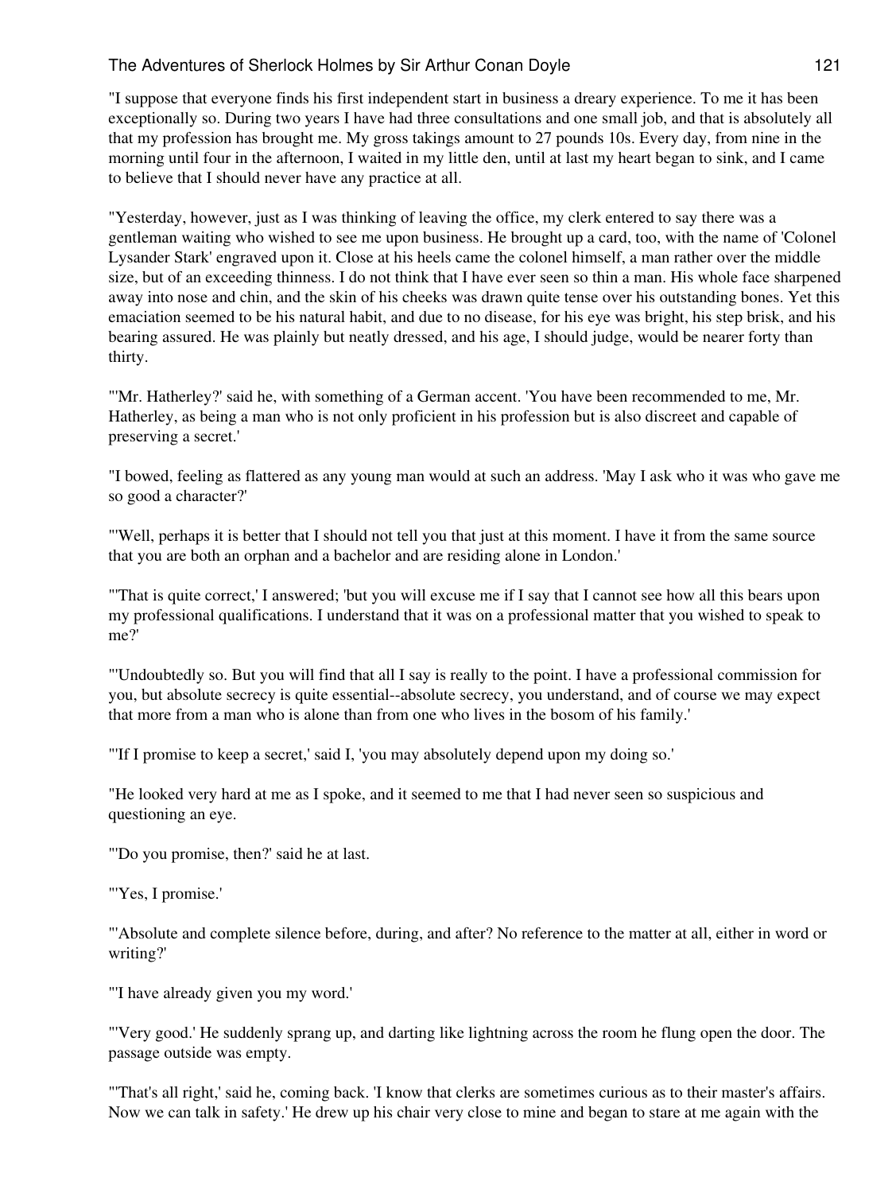"I suppose that everyone finds his first independent start in business a dreary experience. To me it has been exceptionally so. During two years I have had three consultations and one small job, and that is absolutely all that my profession has brought me. My gross takings amount to 27 pounds 10s. Every day, from nine in the morning until four in the afternoon, I waited in my little den, until at last my heart began to sink, and I came to believe that I should never have any practice at all.

"Yesterday, however, just as I was thinking of leaving the office, my clerk entered to say there was a gentleman waiting who wished to see me upon business. He brought up a card, too, with the name of 'Colonel Lysander Stark' engraved upon it. Close at his heels came the colonel himself, a man rather over the middle size, but of an exceeding thinness. I do not think that I have ever seen so thin a man. His whole face sharpened away into nose and chin, and the skin of his cheeks was drawn quite tense over his outstanding bones. Yet this emaciation seemed to be his natural habit, and due to no disease, for his eye was bright, his step brisk, and his bearing assured. He was plainly but neatly dressed, and his age, I should judge, would be nearer forty than thirty.

"'Mr. Hatherley?' said he, with something of a German accent. 'You have been recommended to me, Mr. Hatherley, as being a man who is not only proficient in his profession but is also discreet and capable of preserving a secret.'

"I bowed, feeling as flattered as any young man would at such an address. 'May I ask who it was who gave me so good a character?'

"'Well, perhaps it is better that I should not tell you that just at this moment. I have it from the same source that you are both an orphan and a bachelor and are residing alone in London.'

"'That is quite correct,' I answered; 'but you will excuse me if I say that I cannot see how all this bears upon my professional qualifications. I understand that it was on a professional matter that you wished to speak to me?'

"'Undoubtedly so. But you will find that all I say is really to the point. I have a professional commission for you, but absolute secrecy is quite essential--absolute secrecy, you understand, and of course we may expect that more from a man who is alone than from one who lives in the bosom of his family.'

"'If I promise to keep a secret,' said I, 'you may absolutely depend upon my doing so.'

"He looked very hard at me as I spoke, and it seemed to me that I had never seen so suspicious and questioning an eye.

"'Do you promise, then?' said he at last.

"'Yes, I promise.'

"'Absolute and complete silence before, during, and after? No reference to the matter at all, either in word or writing?'

"'I have already given you my word.'

"'Very good.' He suddenly sprang up, and darting like lightning across the room he flung open the door. The passage outside was empty.

"'That's all right,' said he, coming back. 'I know that clerks are sometimes curious as to their master's affairs. Now we can talk in safety.' He drew up his chair very close to mine and began to stare at me again with the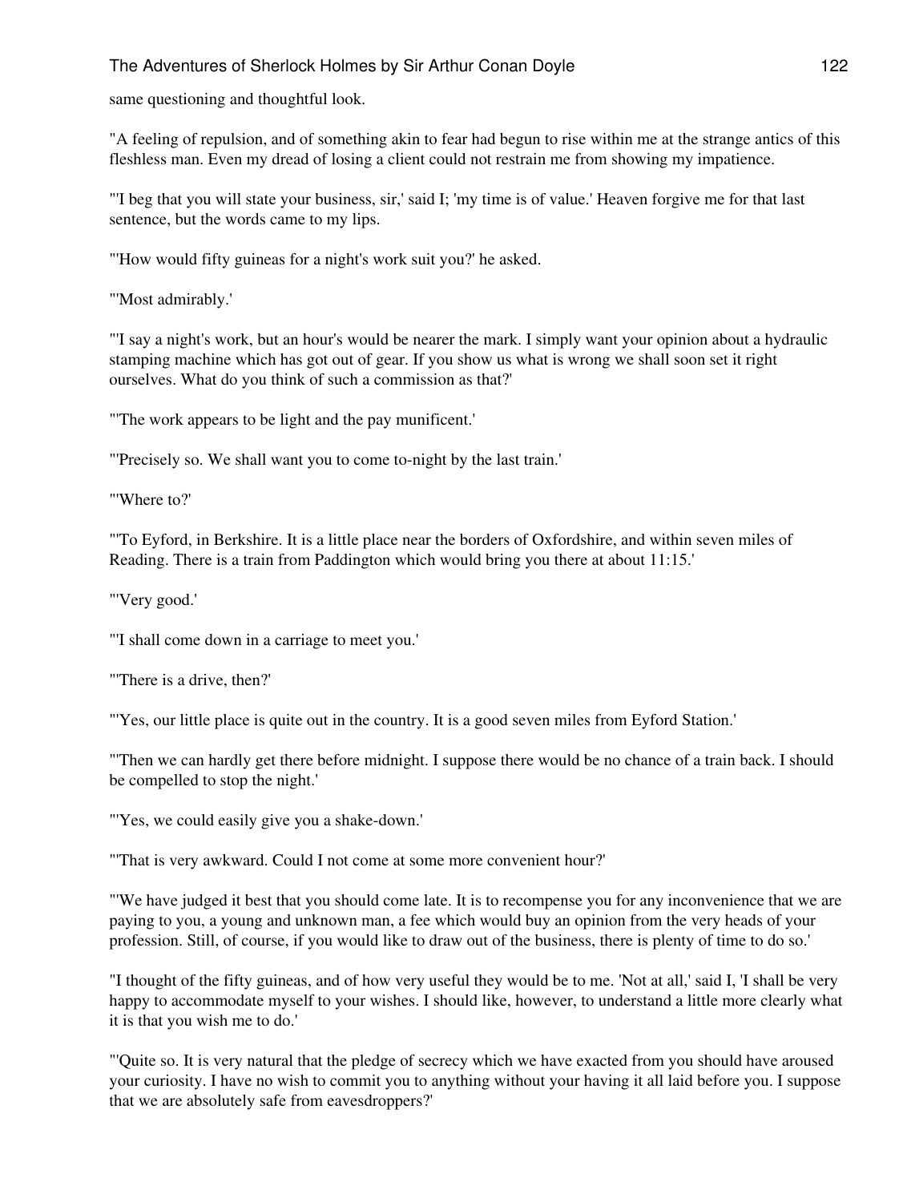same questioning and thoughtful look.

"A feeling of repulsion, and of something akin to fear had begun to rise within me at the strange antics of this fleshless man. Even my dread of losing a client could not restrain me from showing my impatience.

"'I beg that you will state your business, sir,' said I; 'my time is of value.' Heaven forgive me for that last sentence, but the words came to my lips.

"'How would fifty guineas for a night's work suit you?' he asked.

"'Most admirably.'

"'I say a night's work, but an hour's would be nearer the mark. I simply want your opinion about a hydraulic stamping machine which has got out of gear. If you show us what is wrong we shall soon set it right ourselves. What do you think of such a commission as that?'

"'The work appears to be light and the pay munificent.'

"'Precisely so. We shall want you to come to-night by the last train.'

"'Where to?'

"'To Eyford, in Berkshire. It is a little place near the borders of Oxfordshire, and within seven miles of Reading. There is a train from Paddington which would bring you there at about 11:15.'

"'Very good.'

"'I shall come down in a carriage to meet you.'

"'There is a drive, then?'

"'Yes, our little place is quite out in the country. It is a good seven miles from Eyford Station.'

"'Then we can hardly get there before midnight. I suppose there would be no chance of a train back. I should be compelled to stop the night.'

"'Yes, we could easily give you a shake-down.'

"'That is very awkward. Could I not come at some more convenient hour?'

"'We have judged it best that you should come late. It is to recompense you for any inconvenience that we are paying to you, a young and unknown man, a fee which would buy an opinion from the very heads of your profession. Still, of course, if you would like to draw out of the business, there is plenty of time to do so.'

"I thought of the fifty guineas, and of how very useful they would be to me. 'Not at all,' said I, 'I shall be very happy to accommodate myself to your wishes. I should like, however, to understand a little more clearly what it is that you wish me to do.'

"'Quite so. It is very natural that the pledge of secrecy which we have exacted from you should have aroused your curiosity. I have no wish to commit you to anything without your having it all laid before you. I suppose that we are absolutely safe from eavesdroppers?'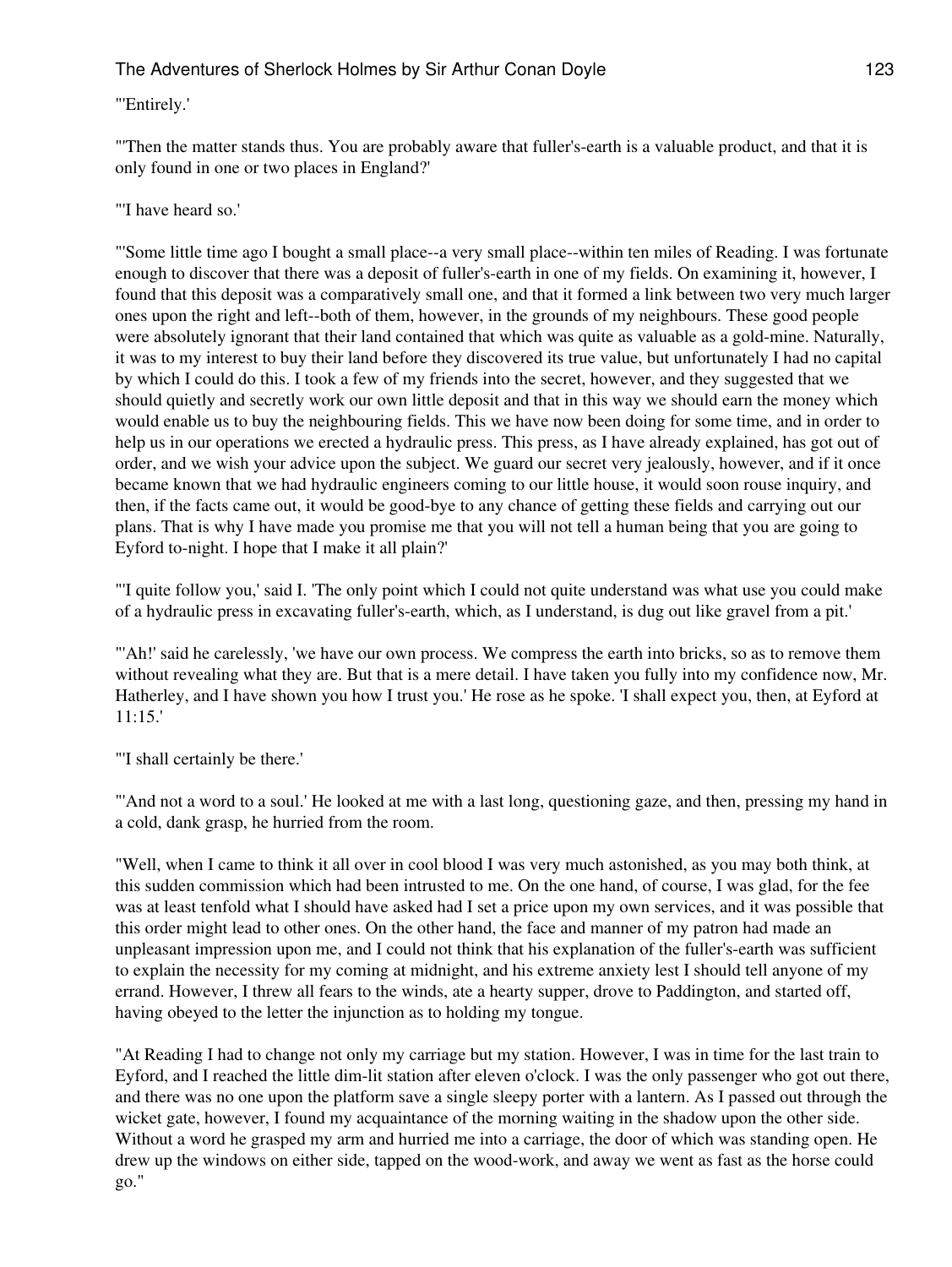"'Entirely.'

"'Then the matter stands thus. You are probably aware that fuller's-earth is a valuable product, and that it is only found in one or two places in England?'

"'I have heard so.'

"'Some little time ago I bought a small place--a very small place--within ten miles of Reading. I was fortunate enough to discover that there was a deposit of fuller's-earth in one of my fields. On examining it, however, I found that this deposit was a comparatively small one, and that it formed a link between two very much larger ones upon the right and left--both of them, however, in the grounds of my neighbours. These good people were absolutely ignorant that their land contained that which was quite as valuable as a gold-mine. Naturally, it was to my interest to buy their land before they discovered its true value, but unfortunately I had no capital by which I could do this. I took a few of my friends into the secret, however, and they suggested that we should quietly and secretly work our own little deposit and that in this way we should earn the money which would enable us to buy the neighbouring fields. This we have now been doing for some time, and in order to help us in our operations we erected a hydraulic press. This press, as I have already explained, has got out of order, and we wish your advice upon the subject. We guard our secret very jealously, however, and if it once became known that we had hydraulic engineers coming to our little house, it would soon rouse inquiry, and then, if the facts came out, it would be good-bye to any chance of getting these fields and carrying out our plans. That is why I have made you promise me that you will not tell a human being that you are going to Eyford to-night. I hope that I make it all plain?'

"'I quite follow you,' said I. 'The only point which I could not quite understand was what use you could make of a hydraulic press in excavating fuller's-earth, which, as I understand, is dug out like gravel from a pit.'

"'Ah!' said he carelessly, 'we have our own process. We compress the earth into bricks, so as to remove them without revealing what they are. But that is a mere detail. I have taken you fully into my confidence now, Mr. Hatherley, and I have shown you how I trust you.' He rose as he spoke. 'I shall expect you, then, at Eyford at 11:15.'

"'I shall certainly be there.'

"'And not a word to a soul.' He looked at me with a last long, questioning gaze, and then, pressing my hand in a cold, dank grasp, he hurried from the room.

"Well, when I came to think it all over in cool blood I was very much astonished, as you may both think, at this sudden commission which had been intrusted to me. On the one hand, of course, I was glad, for the fee was at least tenfold what I should have asked had I set a price upon my own services, and it was possible that this order might lead to other ones. On the other hand, the face and manner of my patron had made an unpleasant impression upon me, and I could not think that his explanation of the fuller's-earth was sufficient to explain the necessity for my coming at midnight, and his extreme anxiety lest I should tell anyone of my errand. However, I threw all fears to the winds, ate a hearty supper, drove to Paddington, and started off, having obeyed to the letter the injunction as to holding my tongue.

"At Reading I had to change not only my carriage but my station. However, I was in time for the last train to Eyford, and I reached the little dim-lit station after eleven o'clock. I was the only passenger who got out there, and there was no one upon the platform save a single sleepy porter with a lantern. As I passed out through the wicket gate, however, I found my acquaintance of the morning waiting in the shadow upon the other side. Without a word he grasped my arm and hurried me into a carriage, the door of which was standing open. He drew up the windows on either side, tapped on the wood-work, and away we went as fast as the horse could go."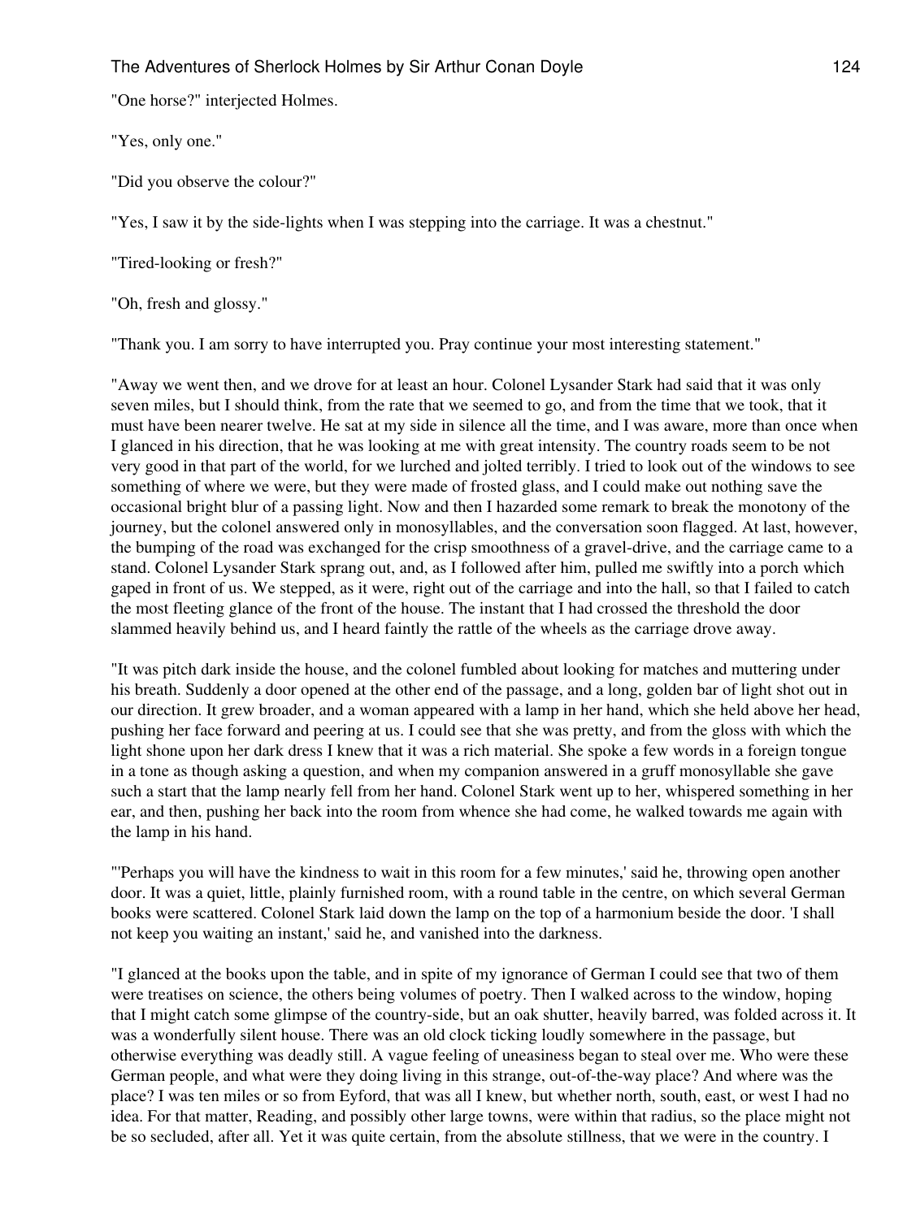"One horse?" interjected Holmes.

"Yes, only one."

"Did you observe the colour?"

"Yes, I saw it by the side-lights when I was stepping into the carriage. It was a chestnut."

"Tired-looking or fresh?"

"Oh, fresh and glossy."

"Thank you. I am sorry to have interrupted you. Pray continue your most interesting statement."

"Away we went then, and we drove for at least an hour. Colonel Lysander Stark had said that it was only seven miles, but I should think, from the rate that we seemed to go, and from the time that we took, that it must have been nearer twelve. He sat at my side in silence all the time, and I was aware, more than once when I glanced in his direction, that he was looking at me with great intensity. The country roads seem to be not very good in that part of the world, for we lurched and jolted terribly. I tried to look out of the windows to see something of where we were, but they were made of frosted glass, and I could make out nothing save the occasional bright blur of a passing light. Now and then I hazarded some remark to break the monotony of the journey, but the colonel answered only in monosyllables, and the conversation soon flagged. At last, however, the bumping of the road was exchanged for the crisp smoothness of a gravel-drive, and the carriage came to a stand. Colonel Lysander Stark sprang out, and, as I followed after him, pulled me swiftly into a porch which gaped in front of us. We stepped, as it were, right out of the carriage and into the hall, so that I failed to catch the most fleeting glance of the front of the house. The instant that I had crossed the threshold the door slammed heavily behind us, and I heard faintly the rattle of the wheels as the carriage drove away.

"It was pitch dark inside the house, and the colonel fumbled about looking for matches and muttering under his breath. Suddenly a door opened at the other end of the passage, and a long, golden bar of light shot out in our direction. It grew broader, and a woman appeared with a lamp in her hand, which she held above her head, pushing her face forward and peering at us. I could see that she was pretty, and from the gloss with which the light shone upon her dark dress I knew that it was a rich material. She spoke a few words in a foreign tongue in a tone as though asking a question, and when my companion answered in a gruff monosyllable she gave such a start that the lamp nearly fell from her hand. Colonel Stark went up to her, whispered something in her ear, and then, pushing her back into the room from whence she had come, he walked towards me again with the lamp in his hand.

"'Perhaps you will have the kindness to wait in this room for a few minutes,' said he, throwing open another door. It was a quiet, little, plainly furnished room, with a round table in the centre, on which several German books were scattered. Colonel Stark laid down the lamp on the top of a harmonium beside the door. 'I shall not keep you waiting an instant,' said he, and vanished into the darkness.

"I glanced at the books upon the table, and in spite of my ignorance of German I could see that two of them were treatises on science, the others being volumes of poetry. Then I walked across to the window, hoping that I might catch some glimpse of the country-side, but an oak shutter, heavily barred, was folded across it. It was a wonderfully silent house. There was an old clock ticking loudly somewhere in the passage, but otherwise everything was deadly still. A vague feeling of uneasiness began to steal over me. Who were these German people, and what were they doing living in this strange, out-of-the-way place? And where was the place? I was ten miles or so from Eyford, that was all I knew, but whether north, south, east, or west I had no idea. For that matter, Reading, and possibly other large towns, were within that radius, so the place might not be so secluded, after all. Yet it was quite certain, from the absolute stillness, that we were in the country. I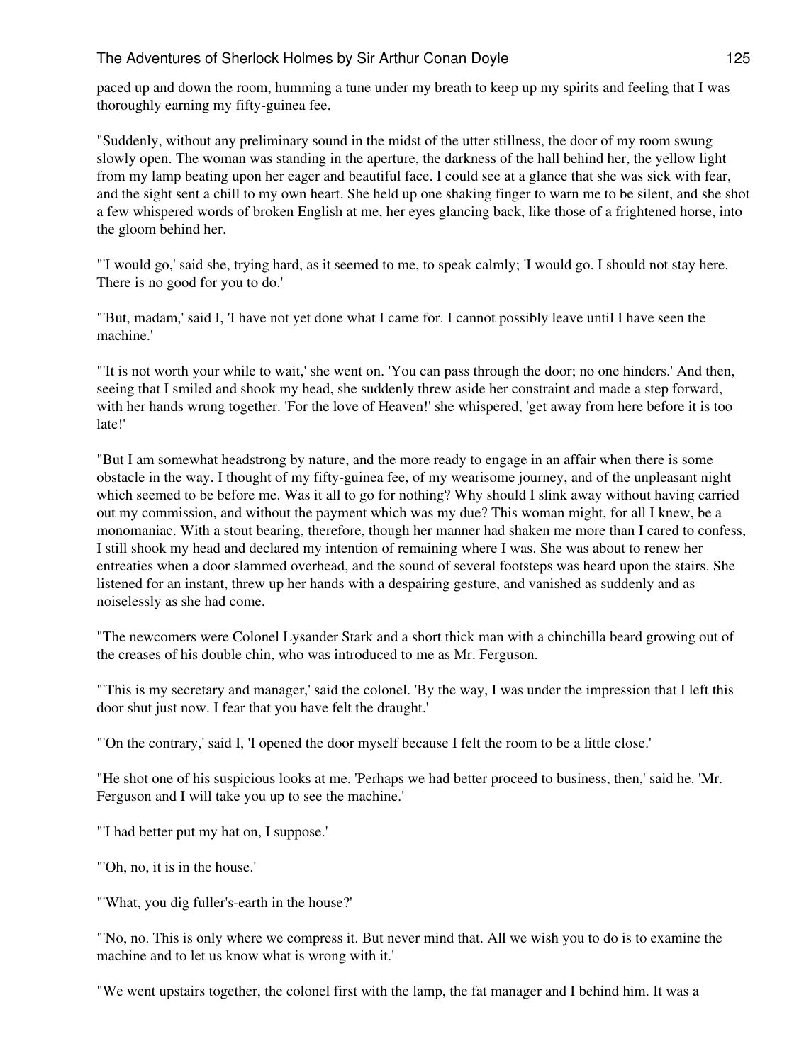paced up and down the room, humming a tune under my breath to keep up my spirits and feeling that I was thoroughly earning my fifty-guinea fee.

"Suddenly, without any preliminary sound in the midst of the utter stillness, the door of my room swung slowly open. The woman was standing in the aperture, the darkness of the hall behind her, the yellow light from my lamp beating upon her eager and beautiful face. I could see at a glance that she was sick with fear, and the sight sent a chill to my own heart. She held up one shaking finger to warn me to be silent, and she shot a few whispered words of broken English at me, her eyes glancing back, like those of a frightened horse, into the gloom behind her.

"'I would go,' said she, trying hard, as it seemed to me, to speak calmly; 'I would go. I should not stay here. There is no good for you to do.'

"'But, madam,' said I, 'I have not yet done what I came for. I cannot possibly leave until I have seen the machine.'

"'It is not worth your while to wait,' she went on. 'You can pass through the door; no one hinders.' And then, seeing that I smiled and shook my head, she suddenly threw aside her constraint and made a step forward, with her hands wrung together. 'For the love of Heaven!' she whispered, 'get away from here before it is too late!'

"But I am somewhat headstrong by nature, and the more ready to engage in an affair when there is some obstacle in the way. I thought of my fifty-guinea fee, of my wearisome journey, and of the unpleasant night which seemed to be before me. Was it all to go for nothing? Why should I slink away without having carried out my commission, and without the payment which was my due? This woman might, for all I knew, be a monomaniac. With a stout bearing, therefore, though her manner had shaken me more than I cared to confess, I still shook my head and declared my intention of remaining where I was. She was about to renew her entreaties when a door slammed overhead, and the sound of several footsteps was heard upon the stairs. She listened for an instant, threw up her hands with a despairing gesture, and vanished as suddenly and as noiselessly as she had come.

"The newcomers were Colonel Lysander Stark and a short thick man with a chinchilla beard growing out of the creases of his double chin, who was introduced to me as Mr. Ferguson.

"'This is my secretary and manager,' said the colonel. 'By the way, I was under the impression that I left this door shut just now. I fear that you have felt the draught.'

"'On the contrary,' said I, 'I opened the door myself because I felt the room to be a little close.'

"He shot one of his suspicious looks at me. 'Perhaps we had better proceed to business, then,' said he. 'Mr. Ferguson and I will take you up to see the machine.'

"'I had better put my hat on, I suppose.'

"'Oh, no, it is in the house.'

"'What, you dig fuller's-earth in the house?'

"'No, no. This is only where we compress it. But never mind that. All we wish you to do is to examine the machine and to let us know what is wrong with it.'

"We went upstairs together, the colonel first with the lamp, the fat manager and I behind him. It was a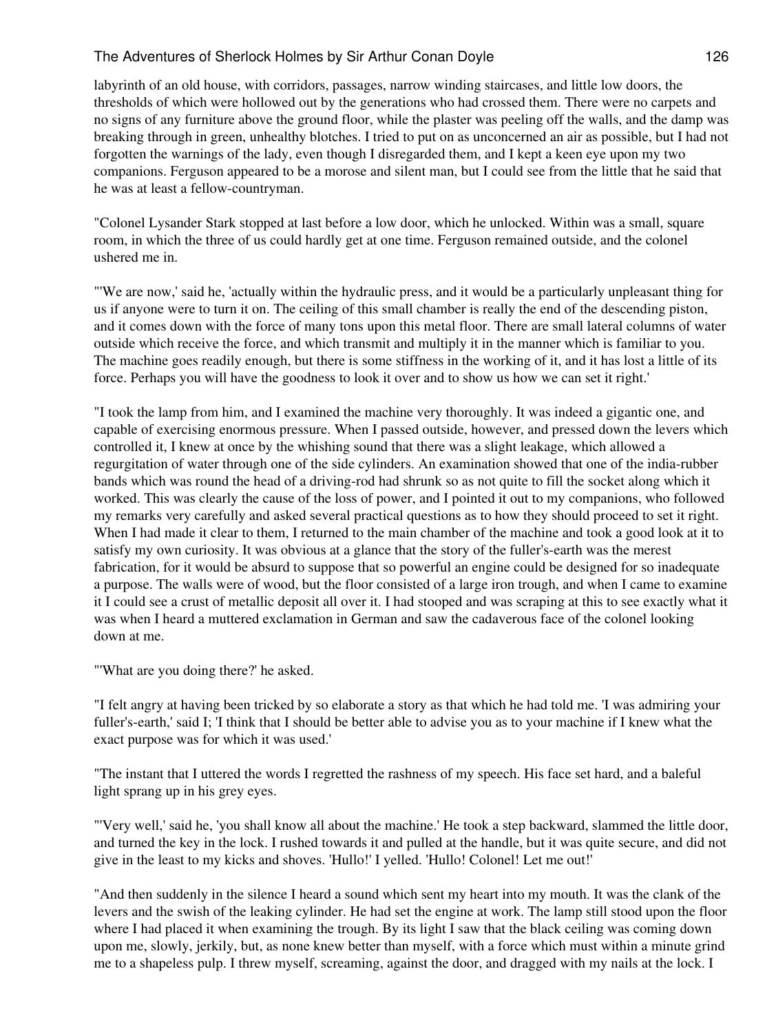labyrinth of an old house, with corridors, passages, narrow winding staircases, and little low doors, the thresholds of which were hollowed out by the generations who had crossed them. There were no carpets and no signs of any furniture above the ground floor, while the plaster was peeling off the walls, and the damp was breaking through in green, unhealthy blotches. I tried to put on as unconcerned an air as possible, but I had not forgotten the warnings of the lady, even though I disregarded them, and I kept a keen eye upon my two companions. Ferguson appeared to be a morose and silent man, but I could see from the little that he said that he was at least a fellow-countryman.

"Colonel Lysander Stark stopped at last before a low door, which he unlocked. Within was a small, square room, in which the three of us could hardly get at one time. Ferguson remained outside, and the colonel ushered me in.

"'We are now,' said he, 'actually within the hydraulic press, and it would be a particularly unpleasant thing for us if anyone were to turn it on. The ceiling of this small chamber is really the end of the descending piston, and it comes down with the force of many tons upon this metal floor. There are small lateral columns of water outside which receive the force, and which transmit and multiply it in the manner which is familiar to you. The machine goes readily enough, but there is some stiffness in the working of it, and it has lost a little of its force. Perhaps you will have the goodness to look it over and to show us how we can set it right.'

"I took the lamp from him, and I examined the machine very thoroughly. It was indeed a gigantic one, and capable of exercising enormous pressure. When I passed outside, however, and pressed down the levers which controlled it, I knew at once by the whishing sound that there was a slight leakage, which allowed a regurgitation of water through one of the side cylinders. An examination showed that one of the india-rubber bands which was round the head of a driving-rod had shrunk so as not quite to fill the socket along which it worked. This was clearly the cause of the loss of power, and I pointed it out to my companions, who followed my remarks very carefully and asked several practical questions as to how they should proceed to set it right. When I had made it clear to them, I returned to the main chamber of the machine and took a good look at it to satisfy my own curiosity. It was obvious at a glance that the story of the fuller's-earth was the merest fabrication, for it would be absurd to suppose that so powerful an engine could be designed for so inadequate a purpose. The walls were of wood, but the floor consisted of a large iron trough, and when I came to examine it I could see a crust of metallic deposit all over it. I had stooped and was scraping at this to see exactly what it was when I heard a muttered exclamation in German and saw the cadaverous face of the colonel looking down at me.

"'What are you doing there?' he asked.

"I felt angry at having been tricked by so elaborate a story as that which he had told me. 'I was admiring your fuller's-earth,' said I; 'I think that I should be better able to advise you as to your machine if I knew what the exact purpose was for which it was used.'

"The instant that I uttered the words I regretted the rashness of my speech. His face set hard, and a baleful light sprang up in his grey eyes.

"'Very well,' said he, 'you shall know all about the machine.' He took a step backward, slammed the little door, and turned the key in the lock. I rushed towards it and pulled at the handle, but it was quite secure, and did not give in the least to my kicks and shoves. 'Hullo!' I yelled. 'Hullo! Colonel! Let me out!'

"And then suddenly in the silence I heard a sound which sent my heart into my mouth. It was the clank of the levers and the swish of the leaking cylinder. He had set the engine at work. The lamp still stood upon the floor where I had placed it when examining the trough. By its light I saw that the black ceiling was coming down upon me, slowly, jerkily, but, as none knew better than myself, with a force which must within a minute grind me to a shapeless pulp. I threw myself, screaming, against the door, and dragged with my nails at the lock. I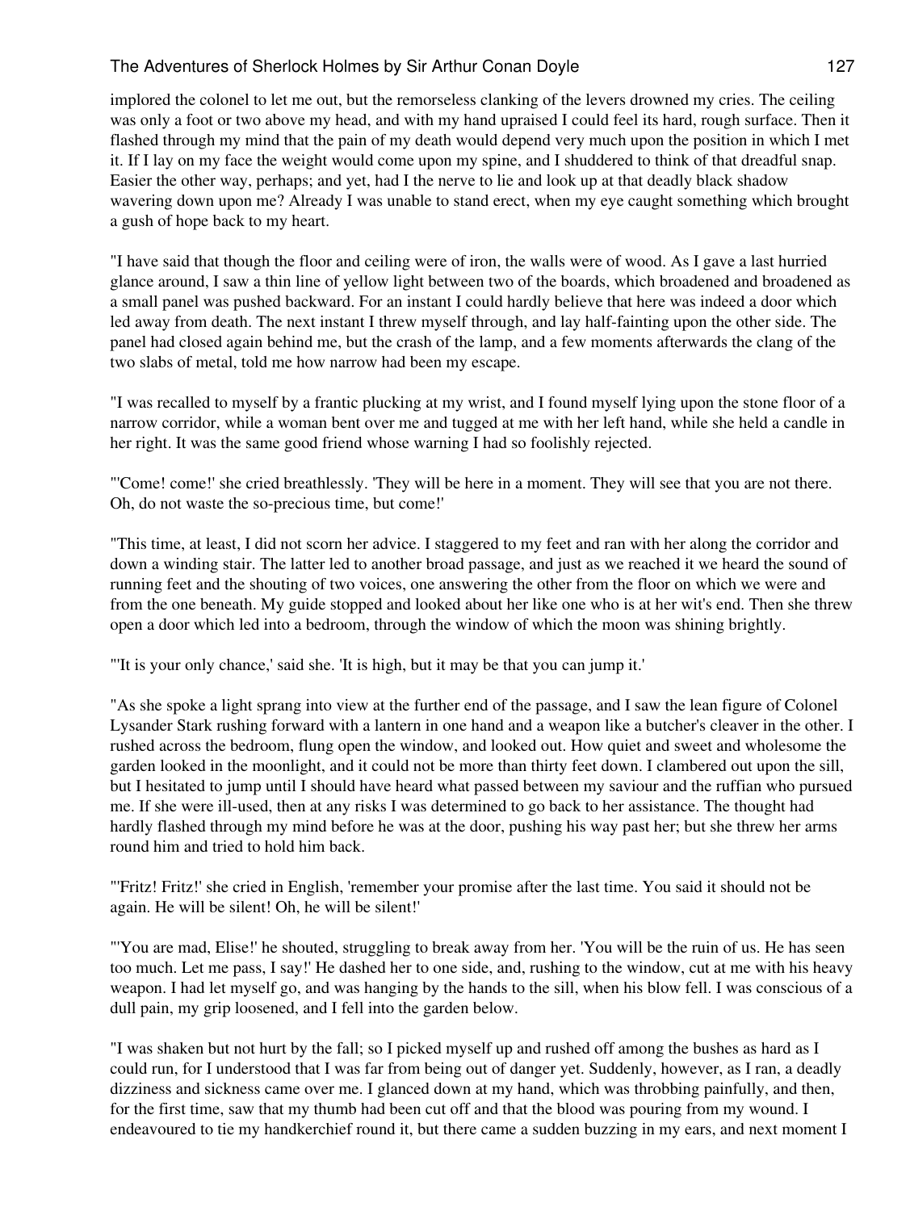implored the colonel to let me out, but the remorseless clanking of the levers drowned my cries. The ceiling was only a foot or two above my head, and with my hand upraised I could feel its hard, rough surface. Then it flashed through my mind that the pain of my death would depend very much upon the position in which I met it. If I lay on my face the weight would come upon my spine, and I shuddered to think of that dreadful snap. Easier the other way, perhaps; and yet, had I the nerve to lie and look up at that deadly black shadow wavering down upon me? Already I was unable to stand erect, when my eye caught something which brought a gush of hope back to my heart.

"I have said that though the floor and ceiling were of iron, the walls were of wood. As I gave a last hurried glance around, I saw a thin line of yellow light between two of the boards, which broadened and broadened as a small panel was pushed backward. For an instant I could hardly believe that here was indeed a door which led away from death. The next instant I threw myself through, and lay half-fainting upon the other side. The panel had closed again behind me, but the crash of the lamp, and a few moments afterwards the clang of the two slabs of metal, told me how narrow had been my escape.

"I was recalled to myself by a frantic plucking at my wrist, and I found myself lying upon the stone floor of a narrow corridor, while a woman bent over me and tugged at me with her left hand, while she held a candle in her right. It was the same good friend whose warning I had so foolishly rejected.

"'Come! come!' she cried breathlessly. 'They will be here in a moment. They will see that you are not there. Oh, do not waste the so-precious time, but come!'

"This time, at least, I did not scorn her advice. I staggered to my feet and ran with her along the corridor and down a winding stair. The latter led to another broad passage, and just as we reached it we heard the sound of running feet and the shouting of two voices, one answering the other from the floor on which we were and from the one beneath. My guide stopped and looked about her like one who is at her wit's end. Then she threw open a door which led into a bedroom, through the window of which the moon was shining brightly.

"'It is your only chance,' said she. 'It is high, but it may be that you can jump it.'

"As she spoke a light sprang into view at the further end of the passage, and I saw the lean figure of Colonel Lysander Stark rushing forward with a lantern in one hand and a weapon like a butcher's cleaver in the other. I rushed across the bedroom, flung open the window, and looked out. How quiet and sweet and wholesome the garden looked in the moonlight, and it could not be more than thirty feet down. I clambered out upon the sill, but I hesitated to jump until I should have heard what passed between my saviour and the ruffian who pursued me. If she were ill-used, then at any risks I was determined to go back to her assistance. The thought had hardly flashed through my mind before he was at the door, pushing his way past her; but she threw her arms round him and tried to hold him back.

"'Fritz! Fritz!' she cried in English, 'remember your promise after the last time. You said it should not be again. He will be silent! Oh, he will be silent!'

"'You are mad, Elise!' he shouted, struggling to break away from her. 'You will be the ruin of us. He has seen too much. Let me pass, I say!' He dashed her to one side, and, rushing to the window, cut at me with his heavy weapon. I had let myself go, and was hanging by the hands to the sill, when his blow fell. I was conscious of a dull pain, my grip loosened, and I fell into the garden below.

"I was shaken but not hurt by the fall; so I picked myself up and rushed off among the bushes as hard as I could run, for I understood that I was far from being out of danger yet. Suddenly, however, as I ran, a deadly dizziness and sickness came over me. I glanced down at my hand, which was throbbing painfully, and then, for the first time, saw that my thumb had been cut off and that the blood was pouring from my wound. I endeavoured to tie my handkerchief round it, but there came a sudden buzzing in my ears, and next moment I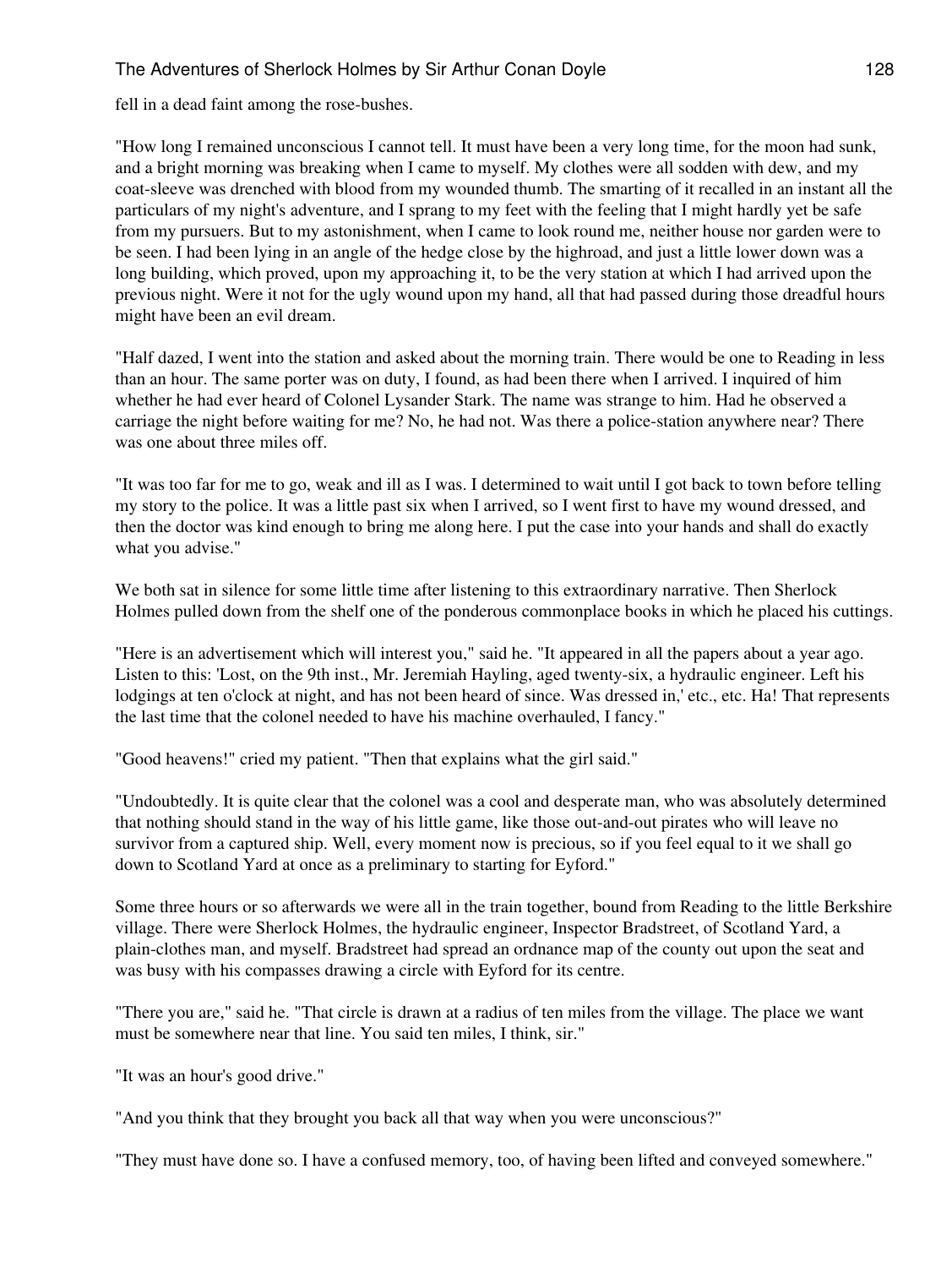fell in a dead faint among the rose-bushes.

"How long I remained unconscious I cannot tell. It must have been a very long time, for the moon had sunk, and a bright morning was breaking when I came to myself. My clothes were all sodden with dew, and my coat-sleeve was drenched with blood from my wounded thumb. The smarting of it recalled in an instant all the particulars of my night's adventure, and I sprang to my feet with the feeling that I might hardly yet be safe from my pursuers. But to my astonishment, when I came to look round me, neither house nor garden were to be seen. I had been lying in an angle of the hedge close by the highroad, and just a little lower down was a long building, which proved, upon my approaching it, to be the very station at which I had arrived upon the previous night. Were it not for the ugly wound upon my hand, all that had passed during those dreadful hours might have been an evil dream.

"Half dazed, I went into the station and asked about the morning train. There would be one to Reading in less than an hour. The same porter was on duty, I found, as had been there when I arrived. I inquired of him whether he had ever heard of Colonel Lysander Stark. The name was strange to him. Had he observed a carriage the night before waiting for me? No, he had not. Was there a police-station anywhere near? There was one about three miles off.

"It was too far for me to go, weak and ill as I was. I determined to wait until I got back to town before telling my story to the police. It was a little past six when I arrived, so I went first to have my wound dressed, and then the doctor was kind enough to bring me along here. I put the case into your hands and shall do exactly what you advise."

We both sat in silence for some little time after listening to this extraordinary narrative. Then Sherlock Holmes pulled down from the shelf one of the ponderous commonplace books in which he placed his cuttings.

"Here is an advertisement which will interest you," said he. "It appeared in all the papers about a year ago. Listen to this: 'Lost, on the 9th inst., Mr. Jeremiah Hayling, aged twenty-six, a hydraulic engineer. Left his lodgings at ten o'clock at night, and has not been heard of since. Was dressed in,' etc., etc. Ha! That represents the last time that the colonel needed to have his machine overhauled, I fancy."

"Good heavens!" cried my patient. "Then that explains what the girl said."

"Undoubtedly. It is quite clear that the colonel was a cool and desperate man, who was absolutely determined that nothing should stand in the way of his little game, like those out-and-out pirates who will leave no survivor from a captured ship. Well, every moment now is precious, so if you feel equal to it we shall go down to Scotland Yard at once as a preliminary to starting for Eyford."

Some three hours or so afterwards we were all in the train together, bound from Reading to the little Berkshire village. There were Sherlock Holmes, the hydraulic engineer, Inspector Bradstreet, of Scotland Yard, a plain-clothes man, and myself. Bradstreet had spread an ordnance map of the county out upon the seat and was busy with his compasses drawing a circle with Eyford for its centre.

"There you are," said he. "That circle is drawn at a radius of ten miles from the village. The place we want must be somewhere near that line. You said ten miles, I think, sir."

"It was an hour's good drive."

"And you think that they brought you back all that way when you were unconscious?"

"They must have done so. I have a confused memory, too, of having been lifted and conveyed somewhere."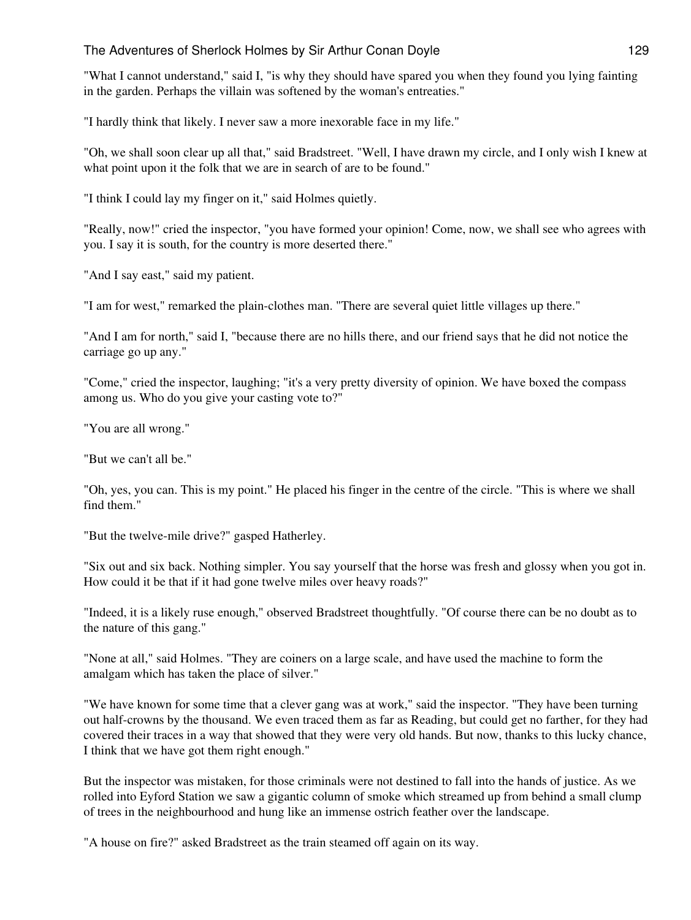"What I cannot understand," said I, "is why they should have spared you when they found you lying fainting in the garden. Perhaps the villain was softened by the woman's entreaties."

"I hardly think that likely. I never saw a more inexorable face in my life."

"Oh, we shall soon clear up all that," said Bradstreet. "Well, I have drawn my circle, and I only wish I knew at what point upon it the folk that we are in search of are to be found."

"I think I could lay my finger on it," said Holmes quietly.

"Really, now!" cried the inspector, "you have formed your opinion! Come, now, we shall see who agrees with you. I say it is south, for the country is more deserted there."

"And I say east," said my patient.

"I am for west," remarked the plain-clothes man. "There are several quiet little villages up there."

"And I am for north," said I, "because there are no hills there, and our friend says that he did not notice the carriage go up any."

"Come," cried the inspector, laughing; "it's a very pretty diversity of opinion. We have boxed the compass among us. Who do you give your casting vote to?"

"You are all wrong."

"But we can't all be."

"Oh, yes, you can. This is my point." He placed his finger in the centre of the circle. "This is where we shall find them."

"But the twelve-mile drive?" gasped Hatherley.

"Six out and six back. Nothing simpler. You say yourself that the horse was fresh and glossy when you got in. How could it be that if it had gone twelve miles over heavy roads?"

"Indeed, it is a likely ruse enough," observed Bradstreet thoughtfully. "Of course there can be no doubt as to the nature of this gang."

"None at all," said Holmes. "They are coiners on a large scale, and have used the machine to form the amalgam which has taken the place of silver."

"We have known for some time that a clever gang was at work," said the inspector. "They have been turning out half-crowns by the thousand. We even traced them as far as Reading, but could get no farther, for they had covered their traces in a way that showed that they were very old hands. But now, thanks to this lucky chance, I think that we have got them right enough."

But the inspector was mistaken, for those criminals were not destined to fall into the hands of justice. As we rolled into Eyford Station we saw a gigantic column of smoke which streamed up from behind a small clump of trees in the neighbourhood and hung like an immense ostrich feather over the landscape.

"A house on fire?" asked Bradstreet as the train steamed off again on its way.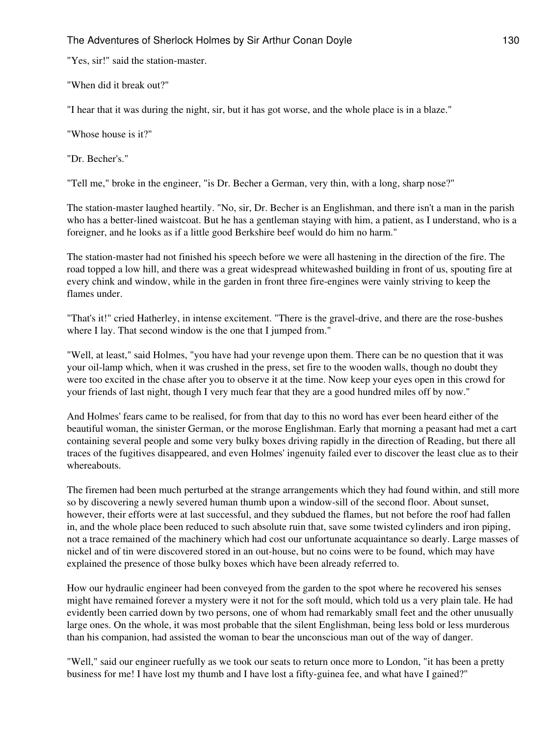"Yes, sir!" said the station-master.

"When did it break out?"

"I hear that it was during the night, sir, but it has got worse, and the whole place is in a blaze."

"Whose house is it?"

"Dr. Becher's."

"Tell me," broke in the engineer, "is Dr. Becher a German, very thin, with a long, sharp nose?"

The station-master laughed heartily. "No, sir, Dr. Becher is an Englishman, and there isn't a man in the parish who has a better-lined waistcoat. But he has a gentleman staying with him, a patient, as I understand, who is a foreigner, and he looks as if a little good Berkshire beef would do him no harm."

The station-master had not finished his speech before we were all hastening in the direction of the fire. The road topped a low hill, and there was a great widespread whitewashed building in front of us, spouting fire at every chink and window, while in the garden in front three fire-engines were vainly striving to keep the flames under.

"That's it!" cried Hatherley, in intense excitement. "There is the gravel-drive, and there are the rose-bushes where I lay. That second window is the one that I jumped from."

"Well, at least," said Holmes, "you have had your revenge upon them. There can be no question that it was your oil-lamp which, when it was crushed in the press, set fire to the wooden walls, though no doubt they were too excited in the chase after you to observe it at the time. Now keep your eyes open in this crowd for your friends of last night, though I very much fear that they are a good hundred miles off by now."

And Holmes' fears came to be realised, for from that day to this no word has ever been heard either of the beautiful woman, the sinister German, or the morose Englishman. Early that morning a peasant had met a cart containing several people and some very bulky boxes driving rapidly in the direction of Reading, but there all traces of the fugitives disappeared, and even Holmes' ingenuity failed ever to discover the least clue as to their whereabouts.

The firemen had been much perturbed at the strange arrangements which they had found within, and still more so by discovering a newly severed human thumb upon a window-sill of the second floor. About sunset, however, their efforts were at last successful, and they subdued the flames, but not before the roof had fallen in, and the whole place been reduced to such absolute ruin that, save some twisted cylinders and iron piping, not a trace remained of the machinery which had cost our unfortunate acquaintance so dearly. Large masses of nickel and of tin were discovered stored in an out-house, but no coins were to be found, which may have explained the presence of those bulky boxes which have been already referred to.

How our hydraulic engineer had been conveyed from the garden to the spot where he recovered his senses might have remained forever a mystery were it not for the soft mould, which told us a very plain tale. He had evidently been carried down by two persons, one of whom had remarkably small feet and the other unusually large ones. On the whole, it was most probable that the silent Englishman, being less bold or less murderous than his companion, had assisted the woman to bear the unconscious man out of the way of danger.

"Well," said our engineer ruefully as we took our seats to return once more to London, "it has been a pretty business for me! I have lost my thumb and I have lost a fifty-guinea fee, and what have I gained?"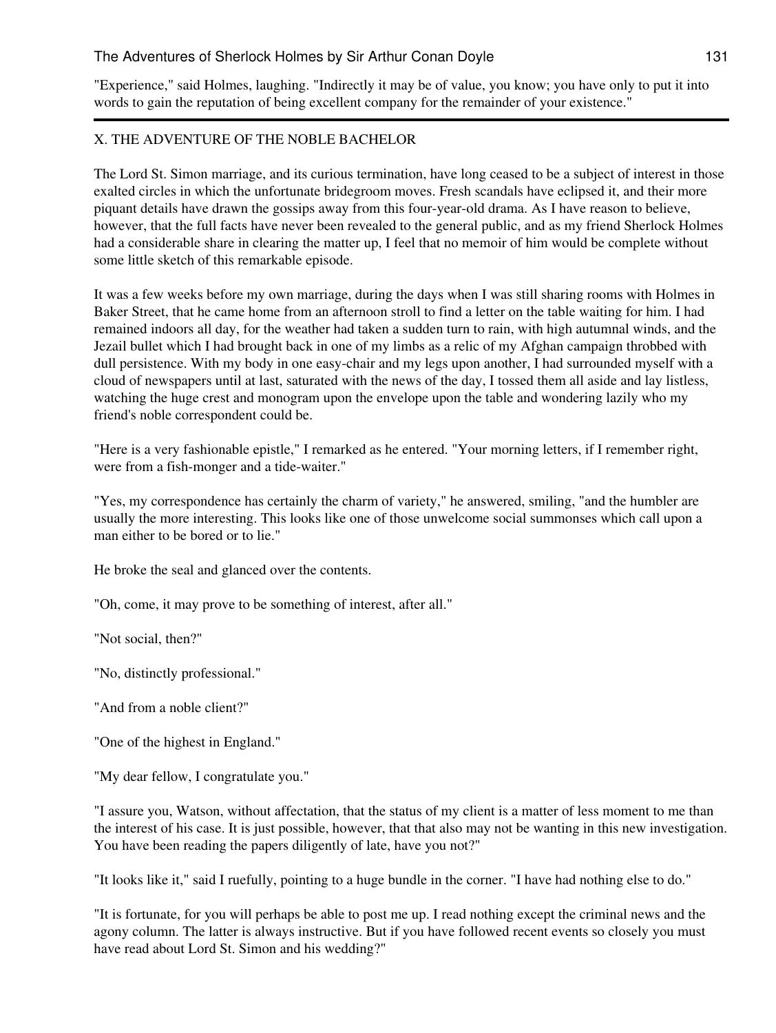"Experience," said Holmes, laughing. "Indirectly it may be of value, you know; you have only to put it into words to gain the reputation of being excellent company for the remainder of your existence."

---

## X. THE ADVENTURE OF THE NOBLE BACHELOR

The Lord St. Simon marriage, and its curious termination, have long ceased to be a subject of interest in those exalted circles in which the unfortunate bridegroom moves. Fresh scandals have eclipsed it, and their more piquant details have drawn the gossips away from this four-year-old drama. As I have reason to believe, however, that the full facts have never been revealed to the general public, and as my friend Sherlock Holmes had a considerable share in clearing the matter up, I feel that no memoir of him would be complete without some little sketch of this remarkable episode.

It was a few weeks before my own marriage, during the days when I was still sharing rooms with Holmes in Baker Street, that he came home from an afternoon stroll to find a letter on the table waiting for him. I had remained indoors all day, for the weather had taken a sudden turn to rain, with high autumnal winds, and the Jezail bullet which I had brought back in one of my limbs as a relic of my Afghan campaign throbbed with dull persistence. With my body in one easy-chair and my legs upon another, I had surrounded myself with a cloud of newspapers until at last, saturated with the news of the day, I tossed them all aside and lay listless, watching the huge crest and monogram upon the envelope upon the table and wondering lazily who my friend's noble correspondent could be.

"Here is a very fashionable epistle," I remarked as he entered. "Your morning letters, if I remember right, were from a fish-monger and a tide-waiter."

"Yes, my correspondence has certainly the charm of variety," he answered, smiling, "and the humbler are usually the more interesting. This looks like one of those unwelcome social summonses which call upon a man either to be bored or to lie."

He broke the seal and glanced over the contents.

"Oh, come, it may prove to be something of interest, after all."

"Not social, then?"

"No, distinctly professional."

"And from a noble client?"

"One of the highest in England."

"My dear fellow, I congratulate you."

"I assure you, Watson, without affectation, that the status of my client is a matter of less moment to me than the interest of his case. It is just possible, however, that that also may not be wanting in this new investigation. You have been reading the papers diligently of late, have you not?"

"It looks like it," said I ruefully, pointing to a huge bundle in the corner. "I have had nothing else to do."

"It is fortunate, for you will perhaps be able to post me up. I read nothing except the criminal news and the agony column. The latter is always instructive. But if you have followed recent events so closely you must have read about Lord St. Simon and his wedding?"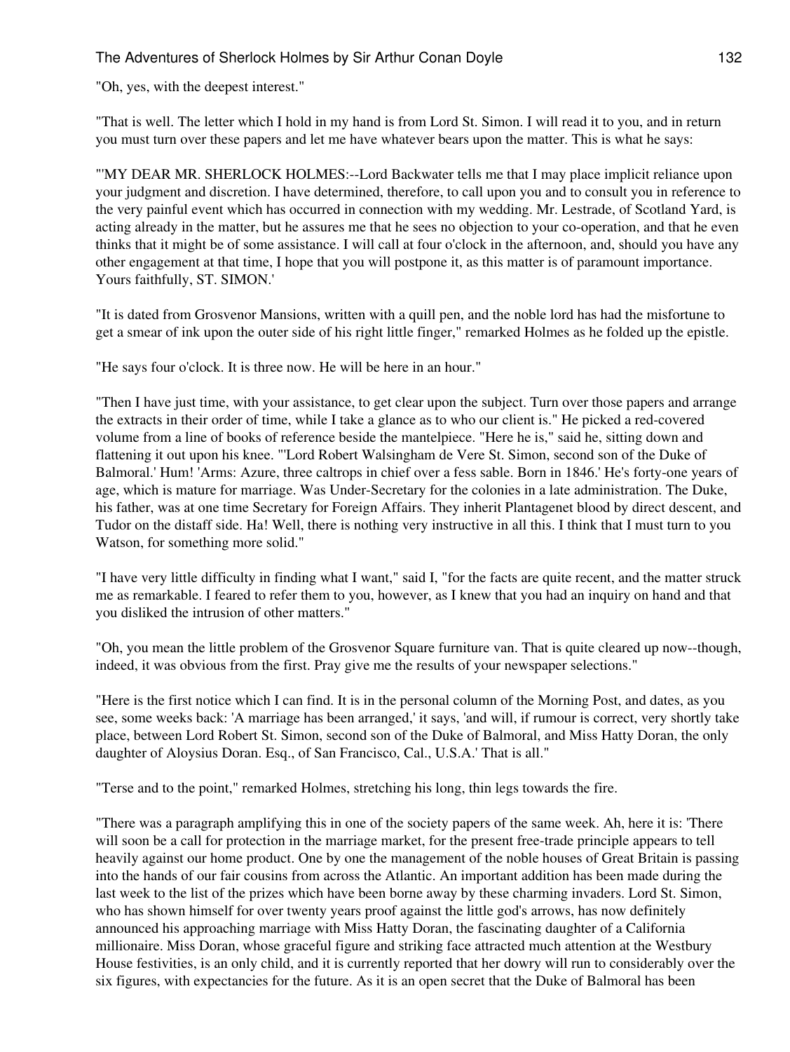"Oh, yes, with the deepest interest."

"That is well. The letter which I hold in my hand is from Lord St. Simon. I will read it to you, and in return you must turn over these papers and let me have whatever bears upon the matter. This is what he says:

"'MY DEAR MR. SHERLOCK HOLMES:--Lord Backwater tells me that I may place implicit reliance upon your judgment and discretion. I have determined, therefore, to call upon you and to consult you in reference to the very painful event which has occurred in connection with my wedding. Mr. Lestrade, of Scotland Yard, is acting already in the matter, but he assures me that he sees no objection to your co-operation, and that he even thinks that it might be of some assistance. I will call at four o'clock in the afternoon, and, should you have any other engagement at that time, I hope that you will postpone it, as this matter is of paramount importance. Yours faithfully, ST. SIMON.'

"It is dated from Grosvenor Mansions, written with a quill pen, and the noble lord has had the misfortune to get a smear of ink upon the outer side of his right little finger," remarked Holmes as he folded up the epistle.

"He says four o'clock. It is three now. He will be here in an hour."

"Then I have just time, with your assistance, to get clear upon the subject. Turn over those papers and arrange the extracts in their order of time, while I take a glance as to who our client is." He picked a red-covered volume from a line of books of reference beside the mantelpiece. "Here he is," said he, sitting down and flattening it out upon his knee. "'Lord Robert Walsingham de Vere St. Simon, second son of the Duke of Balmoral.' Hum! 'Arms: Azure, three caltrops in chief over a fess sable. Born in 1846.' He's forty-one years of age, which is mature for marriage. Was Under-Secretary for the colonies in a late administration. The Duke, his father, was at one time Secretary for Foreign Affairs. They inherit Plantagenet blood by direct descent, and Tudor on the distaff side. Ha! Well, there is nothing very instructive in all this. I think that I must turn to you Watson, for something more solid."

"I have very little difficulty in finding what I want," said I, "for the facts are quite recent, and the matter struck me as remarkable. I feared to refer them to you, however, as I knew that you had an inquiry on hand and that you disliked the intrusion of other matters."

"Oh, you mean the little problem of the Grosvenor Square furniture van. That is quite cleared up now--though, indeed, it was obvious from the first. Pray give me the results of your newspaper selections."

"Here is the first notice which I can find. It is in the personal column of the Morning Post, and dates, as you see, some weeks back: 'A marriage has been arranged,' it says, 'and will, if rumour is correct, very shortly take place, between Lord Robert St. Simon, second son of the Duke of Balmoral, and Miss Hatty Doran, the only daughter of Aloysius Doran. Esq., of San Francisco, Cal., U.S.A.' That is all."

"Terse and to the point," remarked Holmes, stretching his long, thin legs towards the fire.

"There was a paragraph amplifying this in one of the society papers of the same week. Ah, here it is: 'There will soon be a call for protection in the marriage market, for the present free-trade principle appears to tell heavily against our home product. One by one the management of the noble houses of Great Britain is passing into the hands of our fair cousins from across the Atlantic. An important addition has been made during the last week to the list of the prizes which have been borne away by these charming invaders. Lord St. Simon, who has shown himself for over twenty years proof against the little god's arrows, has now definitely announced his approaching marriage with Miss Hatty Doran, the fascinating daughter of a California millionaire. Miss Doran, whose graceful figure and striking face attracted much attention at the Westbury House festivities, is an only child, and it is currently reported that her dowry will run to considerably over the six figures, with expectancies for the future. As it is an open secret that the Duke of Balmoral has been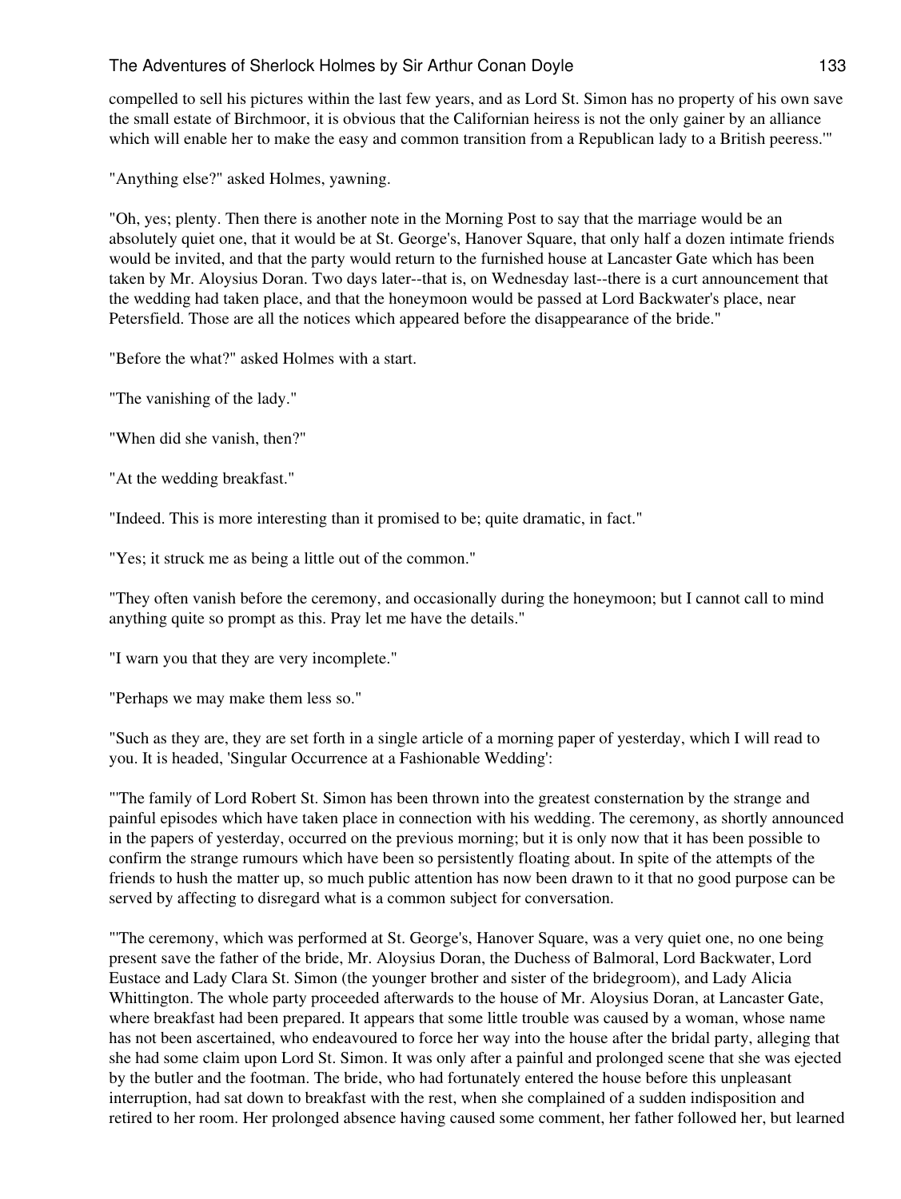compelled to sell his pictures within the last few years, and as Lord St. Simon has no property of his own save the small estate of Birchmoor, it is obvious that the Californian heiress is not the only gainer by an alliance which will enable her to make the easy and common transition from a Republican lady to a British peeress.'"

"Anything else?" asked Holmes, yawning.

"Oh, yes; plenty. Then there is another note in the Morning Post to say that the marriage would be an absolutely quiet one, that it would be at St. George's, Hanover Square, that only half a dozen intimate friends would be invited, and that the party would return to the furnished house at Lancaster Gate which has been taken by Mr. Aloysius Doran. Two days later--that is, on Wednesday last--there is a curt announcement that the wedding had taken place, and that the honeymoon would be passed at Lord Backwater's place, near Petersfield. Those are all the notices which appeared before the disappearance of the bride."

"Before the what?" asked Holmes with a start.

"The vanishing of the lady."

"When did she vanish, then?"

"At the wedding breakfast."

"Indeed. This is more interesting than it promised to be; quite dramatic, in fact."

"Yes; it struck me as being a little out of the common."

"They often vanish before the ceremony, and occasionally during the honeymoon; but I cannot call to mind anything quite so prompt as this. Pray let me have the details."

"I warn you that they are very incomplete."

"Perhaps we may make them less so."

"Such as they are, they are set forth in a single article of a morning paper of yesterday, which I will read to you. It is headed, 'Singular Occurrence at a Fashionable Wedding':

"'The family of Lord Robert St. Simon has been thrown into the greatest consternation by the strange and painful episodes which have taken place in connection with his wedding. The ceremony, as shortly announced in the papers of yesterday, occurred on the previous morning; but it is only now that it has been possible to confirm the strange rumours which have been so persistently floating about. In spite of the attempts of the friends to hush the matter up, so much public attention has now been drawn to it that no good purpose can be served by affecting to disregard what is a common subject for conversation.

"'The ceremony, which was performed at St. George's, Hanover Square, was a very quiet one, no one being present save the father of the bride, Mr. Aloysius Doran, the Duchess of Balmoral, Lord Backwater, Lord Eustace and Lady Clara St. Simon (the younger brother and sister of the bridegroom), and Lady Alicia Whittington. The whole party proceeded afterwards to the house of Mr. Aloysius Doran, at Lancaster Gate, where breakfast had been prepared. It appears that some little trouble was caused by a woman, whose name has not been ascertained, who endeavoured to force her way into the house after the bridal party, alleging that she had some claim upon Lord St. Simon. It was only after a painful and prolonged scene that she was ejected by the butler and the footman. The bride, who had fortunately entered the house before this unpleasant interruption, had sat down to breakfast with the rest, when she complained of a sudden indisposition and retired to her room. Her prolonged absence having caused some comment, her father followed her, but learned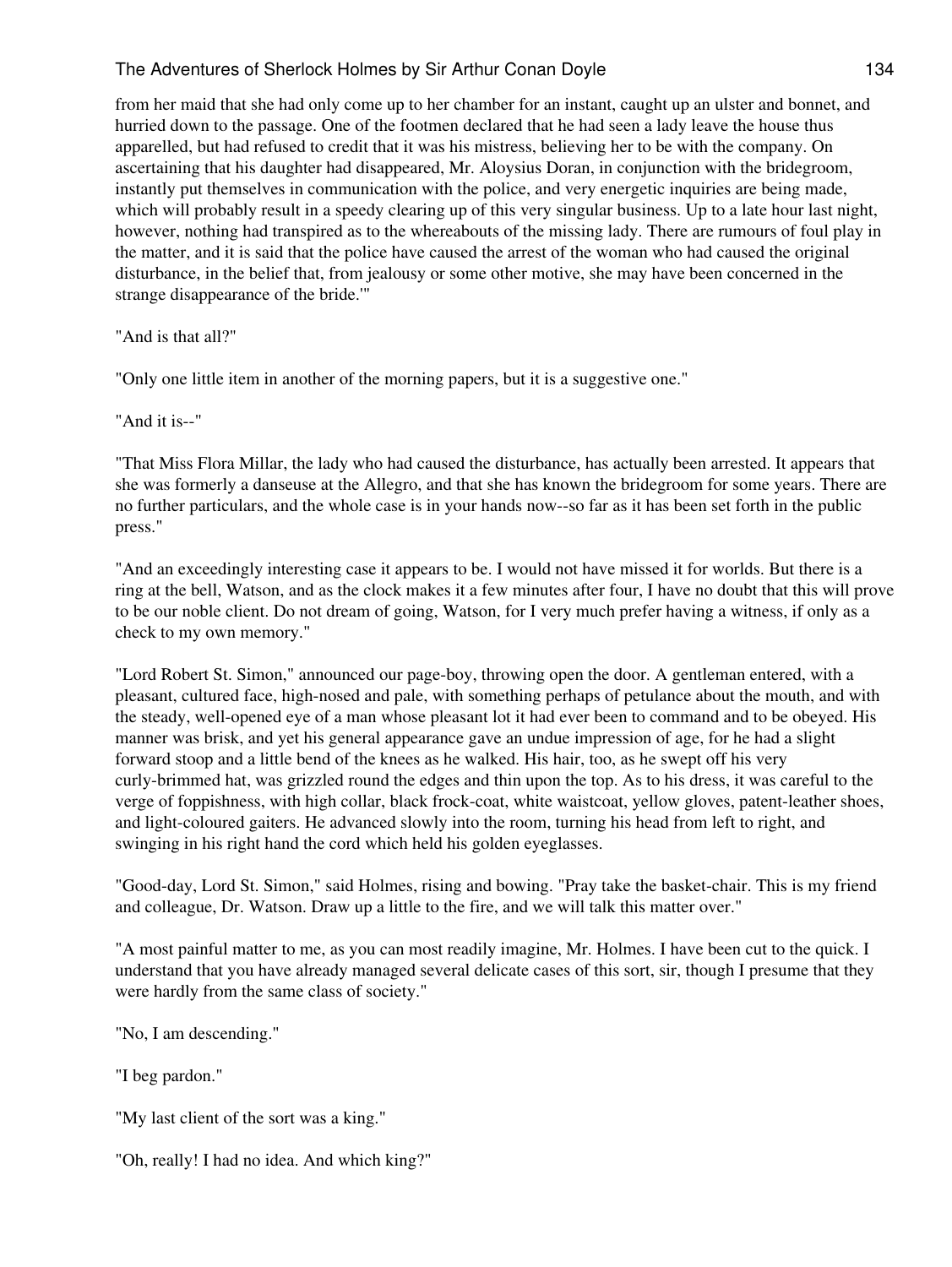from her maid that she had only come up to her chamber for an instant, caught up an ulster and bonnet, and hurried down to the passage. One of the footmen declared that he had seen a lady leave the house thus apparelled, but had refused to credit that it was his mistress, believing her to be with the company. On ascertaining that his daughter had disappeared, Mr. Aloysius Doran, in conjunction with the bridegroom, instantly put themselves in communication with the police, and very energetic inquiries are being made, which will probably result in a speedy clearing up of this very singular business. Up to a late hour last night, however, nothing had transpired as to the whereabouts of the missing lady. There are rumours of foul play in the matter, and it is said that the police have caused the arrest of the woman who had caused the original disturbance, in the belief that, from jealousy or some other motive, she may have been concerned in the strange disappearance of the bride.'"

"And is that all?"

"Only one little item in another of the morning papers, but it is a suggestive one."

"And it is--"

"That Miss Flora Millar, the lady who had caused the disturbance, has actually been arrested. It appears that she was formerly a danseuse at the Allegro, and that she has known the bridegroom for some years. There are no further particulars, and the whole case is in your hands now--so far as it has been set forth in the public press."

"And an exceedingly interesting case it appears to be. I would not have missed it for worlds. But there is a ring at the bell, Watson, and as the clock makes it a few minutes after four, I have no doubt that this will prove to be our noble client. Do not dream of going, Watson, for I very much prefer having a witness, if only as a check to my own memory."

"Lord Robert St. Simon," announced our page-boy, throwing open the door. A gentleman entered, with a pleasant, cultured face, high-nosed and pale, with something perhaps of petulance about the mouth, and with the steady, well-opened eye of a man whose pleasant lot it had ever been to command and to be obeyed. His manner was brisk, and yet his general appearance gave an undue impression of age, for he had a slight forward stoop and a little bend of the knees as he walked. His hair, too, as he swept off his very curly-brimmed hat, was grizzled round the edges and thin upon the top. As to his dress, it was careful to the verge of foppishness, with high collar, black frock-coat, white waistcoat, yellow gloves, patent-leather shoes, and light-coloured gaiters. He advanced slowly into the room, turning his head from left to right, and swinging in his right hand the cord which held his golden eyeglasses.

"Good-day, Lord St. Simon," said Holmes, rising and bowing. "Pray take the basket-chair. This is my friend and colleague, Dr. Watson. Draw up a little to the fire, and we will talk this matter over."

"A most painful matter to me, as you can most readily imagine, Mr. Holmes. I have been cut to the quick. I understand that you have already managed several delicate cases of this sort, sir, though I presume that they were hardly from the same class of society."

"No, I am descending."

"I beg pardon."

"My last client of the sort was a king."

"Oh, really! I had no idea. And which king?"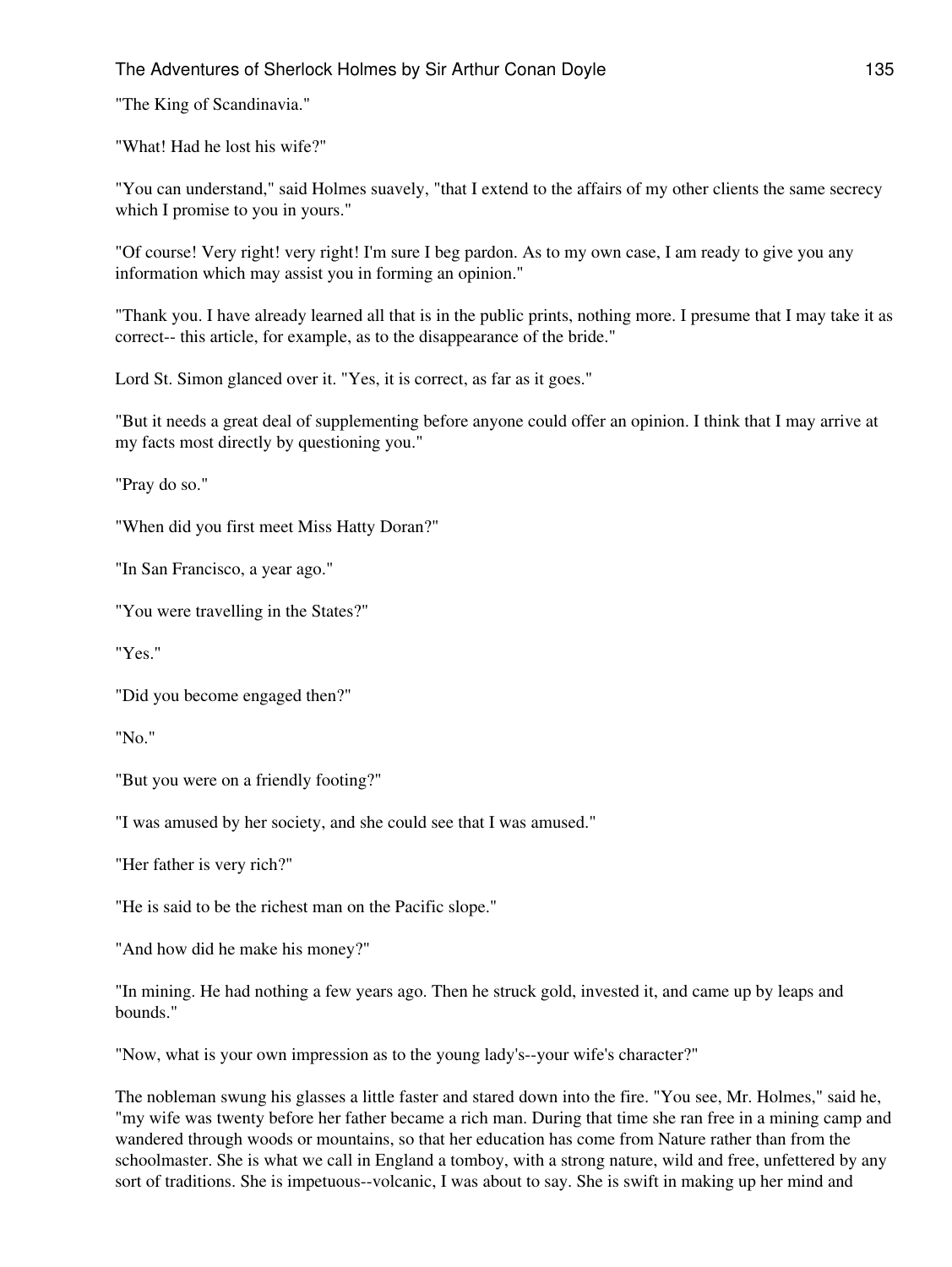"The King of Scandinavia."

"What! Had he lost his wife?"

"You can understand," said Holmes suavely, "that I extend to the affairs of my other clients the same secrecy which I promise to you in yours."

"Of course! Very right! very right! I'm sure I beg pardon. As to my own case, I am ready to give you any information which may assist you in forming an opinion."

"Thank you. I have already learned all that is in the public prints, nothing more. I presume that I may take it as correct-- this article, for example, as to the disappearance of the bride."

Lord St. Simon glanced over it. "Yes, it is correct, as far as it goes."

"But it needs a great deal of supplementing before anyone could offer an opinion. I think that I may arrive at my facts most directly by questioning you."

"Pray do so."

"When did you first meet Miss Hatty Doran?"

"In San Francisco, a year ago."

"You were travelling in the States?"

"Yes."

"Did you become engaged then?"

"No."

"But you were on a friendly footing?"

"I was amused by her society, and she could see that I was amused."

"Her father is very rich?"

"He is said to be the richest man on the Pacific slope."

"And how did he make his money?"

"In mining. He had nothing a few years ago. Then he struck gold, invested it, and came up by leaps and bounds."

"Now, what is your own impression as to the young lady's--your wife's character?"

The nobleman swung his glasses a little faster and stared down into the fire. "You see, Mr. Holmes," said he, "my wife was twenty before her father became a rich man. During that time she ran free in a mining camp and wandered through woods or mountains, so that her education has come from Nature rather than from the schoolmaster. She is what we call in England a tomboy, with a strong nature, wild and free, unfettered by any sort of traditions. She is impetuous--volcanic, I was about to say. She is swift in making up her mind and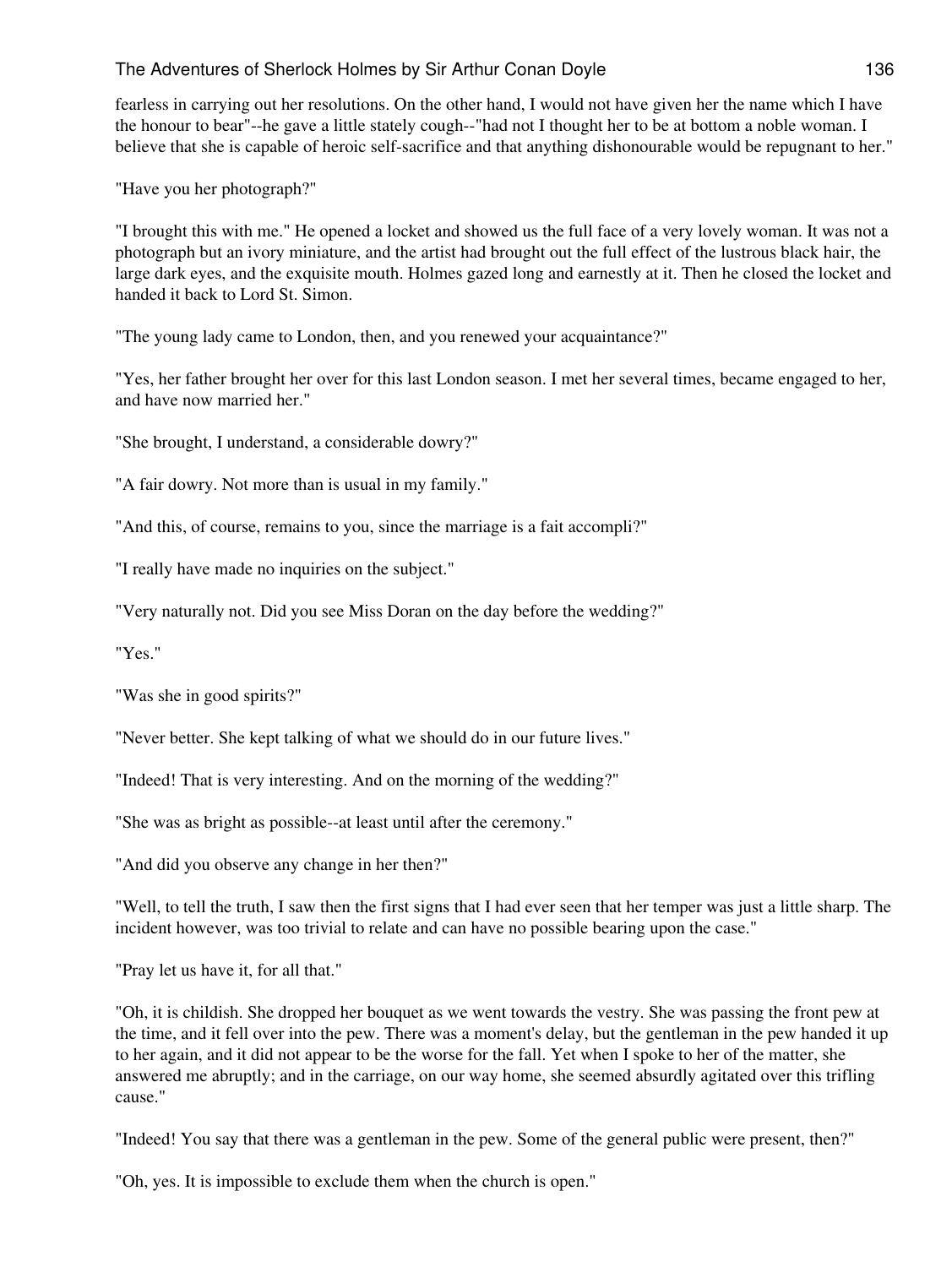fearless in carrying out her resolutions. On the other hand, I would not have given her the name which I have the honour to bear"--he gave a little stately cough--"had not I thought her to be at bottom a noble woman. I believe that she is capable of heroic self-sacrifice and that anything dishonourable would be repugnant to her."

"Have you her photograph?"

"I brought this with me." He opened a locket and showed us the full face of a very lovely woman. It was not a photograph but an ivory miniature, and the artist had brought out the full effect of the lustrous black hair, the large dark eyes, and the exquisite mouth. Holmes gazed long and earnestly at it. Then he closed the locket and handed it back to Lord St. Simon.

"The young lady came to London, then, and you renewed your acquaintance?"

"Yes, her father brought her over for this last London season. I met her several times, became engaged to her, and have now married her."

"She brought, I understand, a considerable dowry?"

"A fair dowry. Not more than is usual in my family."

"And this, of course, remains to you, since the marriage is a fait accompli?"

"I really have made no inquiries on the subject."

"Very naturally not. Did you see Miss Doran on the day before the wedding?"

"Yes."

"Was she in good spirits?"

"Never better. She kept talking of what we should do in our future lives."

"Indeed! That is very interesting. And on the morning of the wedding?"

"She was as bright as possible--at least until after the ceremony."

"And did you observe any change in her then?"

"Well, to tell the truth, I saw then the first signs that I had ever seen that her temper was just a little sharp. The incident however, was too trivial to relate and can have no possible bearing upon the case."

"Pray let us have it, for all that."

"Oh, it is childish. She dropped her bouquet as we went towards the vestry. She was passing the front pew at the time, and it fell over into the pew. There was a moment's delay, but the gentleman in the pew handed it up to her again, and it did not appear to be the worse for the fall. Yet when I spoke to her of the matter, she answered me abruptly; and in the carriage, on our way home, she seemed absurdly agitated over this trifling cause."

"Indeed! You say that there was a gentleman in the pew. Some of the general public were present, then?"

"Oh, yes. It is impossible to exclude them when the church is open."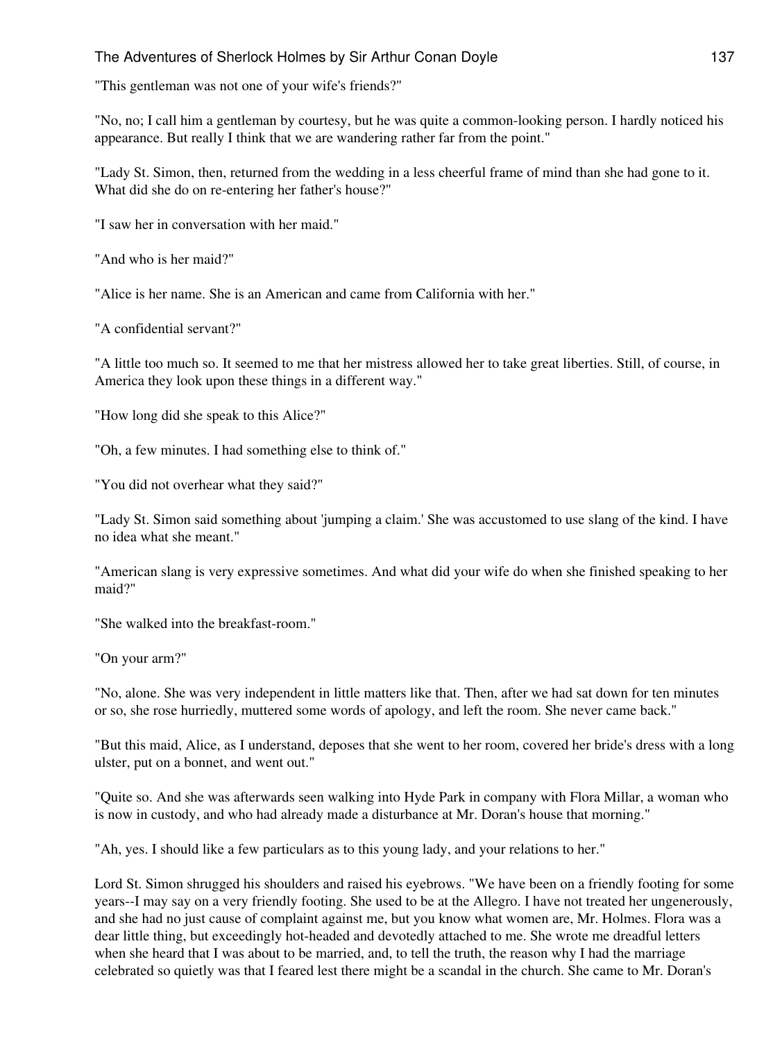"This gentleman was not one of your wife's friends?"

"No, no; I call him a gentleman by courtesy, but he was quite a common-looking person. I hardly noticed his appearance. But really I think that we are wandering rather far from the point."

"Lady St. Simon, then, returned from the wedding in a less cheerful frame of mind than she had gone to it. What did she do on re-entering her father's house?"

"I saw her in conversation with her maid."

"And who is her maid?"

"Alice is her name. She is an American and came from California with her."

"A confidential servant?"

"A little too much so. It seemed to me that her mistress allowed her to take great liberties. Still, of course, in America they look upon these things in a different way."

"How long did she speak to this Alice?"

"Oh, a few minutes. I had something else to think of."

"You did not overhear what they said?"

"Lady St. Simon said something about 'jumping a claim.' She was accustomed to use slang of the kind. I have no idea what she meant."

"American slang is very expressive sometimes. And what did your wife do when she finished speaking to her maid?"

"She walked into the breakfast-room."

"On your arm?"

"No, alone. She was very independent in little matters like that. Then, after we had sat down for ten minutes or so, she rose hurriedly, muttered some words of apology, and left the room. She never came back."

"But this maid, Alice, as I understand, deposes that she went to her room, covered her bride's dress with a long ulster, put on a bonnet, and went out."

"Quite so. And she was afterwards seen walking into Hyde Park in company with Flora Millar, a woman who is now in custody, and who had already made a disturbance at Mr. Doran's house that morning."

"Ah, yes. I should like a few particulars as to this young lady, and your relations to her."

Lord St. Simon shrugged his shoulders and raised his eyebrows. "We have been on a friendly footing for some years--I may say on a very friendly footing. She used to be at the Allegro. I have not treated her ungenerously, and she had no just cause of complaint against me, but you know what women are, Mr. Holmes. Flora was a dear little thing, but exceedingly hot-headed and devotedly attached to me. She wrote me dreadful letters when she heard that I was about to be married, and, to tell the truth, the reason why I had the marriage celebrated so quietly was that I feared lest there might be a scandal in the church. She came to Mr. Doran's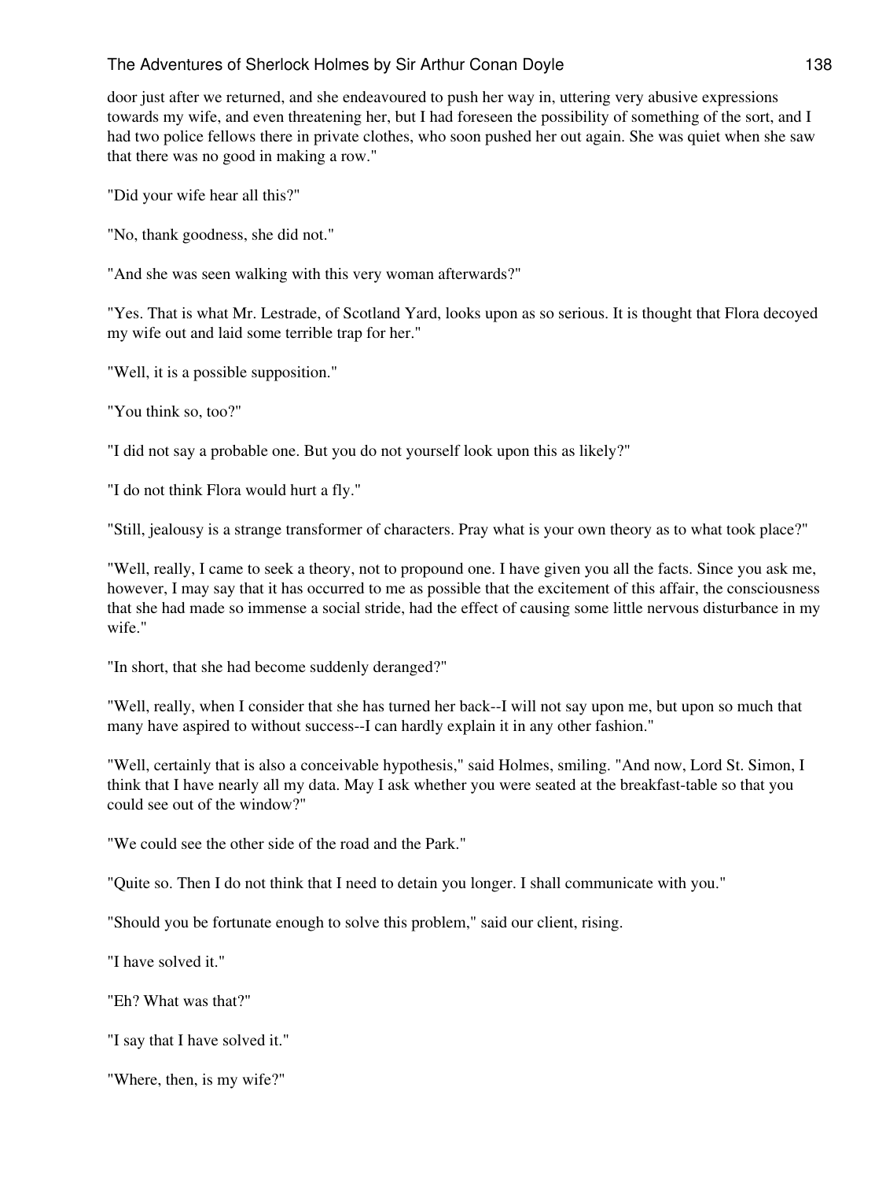door just after we returned, and she endeavoured to push her way in, uttering very abusive expressions towards my wife, and even threatening her, but I had foreseen the possibility of something of the sort, and I had two police fellows there in private clothes, who soon pushed her out again. She was quiet when she saw that there was no good in making a row."

"Did your wife hear all this?"

"No, thank goodness, she did not."

"And she was seen walking with this very woman afterwards?"

"Yes. That is what Mr. Lestrade, of Scotland Yard, looks upon as so serious. It is thought that Flora decoyed my wife out and laid some terrible trap for her."

"Well, it is a possible supposition."

"You think so, too?"

"I did not say a probable one. But you do not yourself look upon this as likely?"

"I do not think Flora would hurt a fly."

"Still, jealousy is a strange transformer of characters. Pray what is your own theory as to what took place?"

"Well, really, I came to seek a theory, not to propound one. I have given you all the facts. Since you ask me, however, I may say that it has occurred to me as possible that the excitement of this affair, the consciousness that she had made so immense a social stride, had the effect of causing some little nervous disturbance in my wife."

"In short, that she had become suddenly deranged?"

"Well, really, when I consider that she has turned her back--I will not say upon me, but upon so much that many have aspired to without success--I can hardly explain it in any other fashion."

"Well, certainly that is also a conceivable hypothesis," said Holmes, smiling. "And now, Lord St. Simon, I think that I have nearly all my data. May I ask whether you were seated at the breakfast-table so that you could see out of the window?"

"We could see the other side of the road and the Park."

"Quite so. Then I do not think that I need to detain you longer. I shall communicate with you."

"Should you be fortunate enough to solve this problem," said our client, rising.

"I have solved it."

"Eh? What was that?"

"I say that I have solved it."

"Where, then, is my wife?"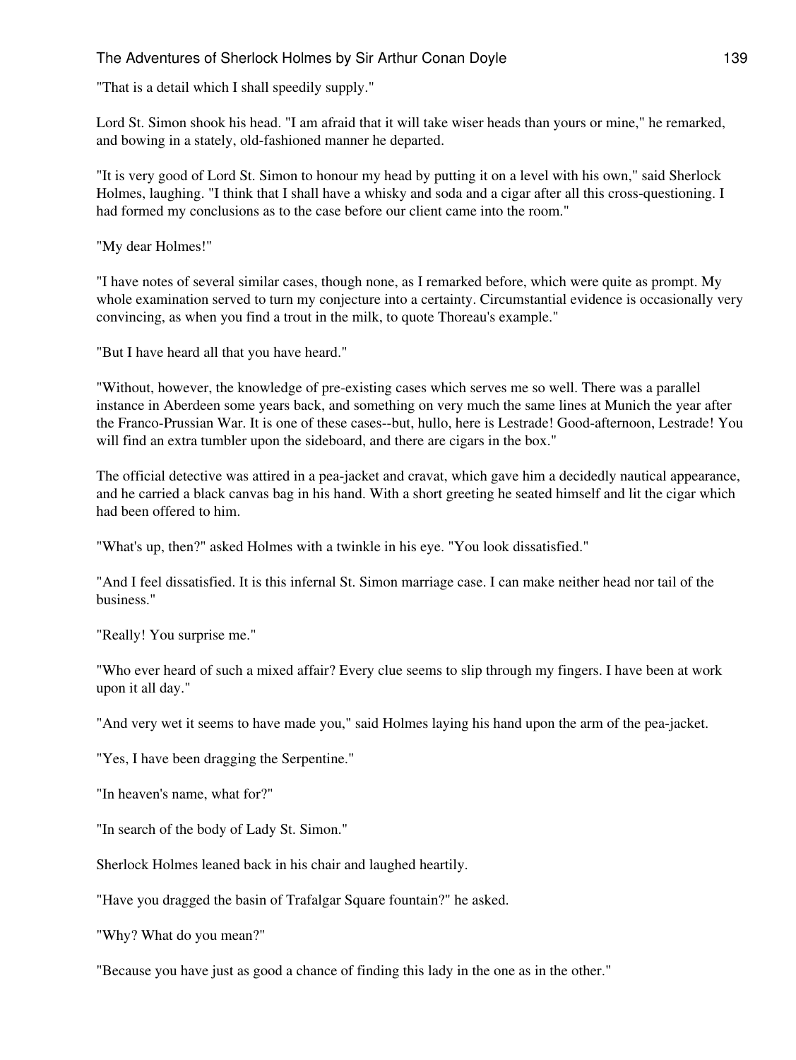"That is a detail which I shall speedily supply."

Lord St. Simon shook his head. "I am afraid that it will take wiser heads than yours or mine," he remarked, and bowing in a stately, old-fashioned manner he departed.

"It is very good of Lord St. Simon to honour my head by putting it on a level with his own," said Sherlock Holmes, laughing. "I think that I shall have a whisky and soda and a cigar after all this cross-questioning. I had formed my conclusions as to the case before our client came into the room."

"My dear Holmes!"

"I have notes of several similar cases, though none, as I remarked before, which were quite as prompt. My whole examination served to turn my conjecture into a certainty. Circumstantial evidence is occasionally very convincing, as when you find a trout in the milk, to quote Thoreau's example."

"But I have heard all that you have heard."

"Without, however, the knowledge of pre-existing cases which serves me so well. There was a parallel instance in Aberdeen some years back, and something on very much the same lines at Munich the year after the Franco-Prussian War. It is one of these cases--but, hullo, here is Lestrade! Good-afternoon, Lestrade! You will find an extra tumbler upon the sideboard, and there are cigars in the box."

The official detective was attired in a pea-jacket and cravat, which gave him a decidedly nautical appearance, and he carried a black canvas bag in his hand. With a short greeting he seated himself and lit the cigar which had been offered to him.

"What's up, then?" asked Holmes with a twinkle in his eye. "You look dissatisfied."

"And I feel dissatisfied. It is this infernal St. Simon marriage case. I can make neither head nor tail of the business."

"Really! You surprise me."

"Who ever heard of such a mixed affair? Every clue seems to slip through my fingers. I have been at work upon it all day."

"And very wet it seems to have made you," said Holmes laying his hand upon the arm of the pea-jacket.

"Yes, I have been dragging the Serpentine."

"In heaven's name, what for?"

"In search of the body of Lady St. Simon."

Sherlock Holmes leaned back in his chair and laughed heartily.

"Have you dragged the basin of Trafalgar Square fountain?" he asked.

"Why? What do you mean?"

"Because you have just as good a chance of finding this lady in the one as in the other."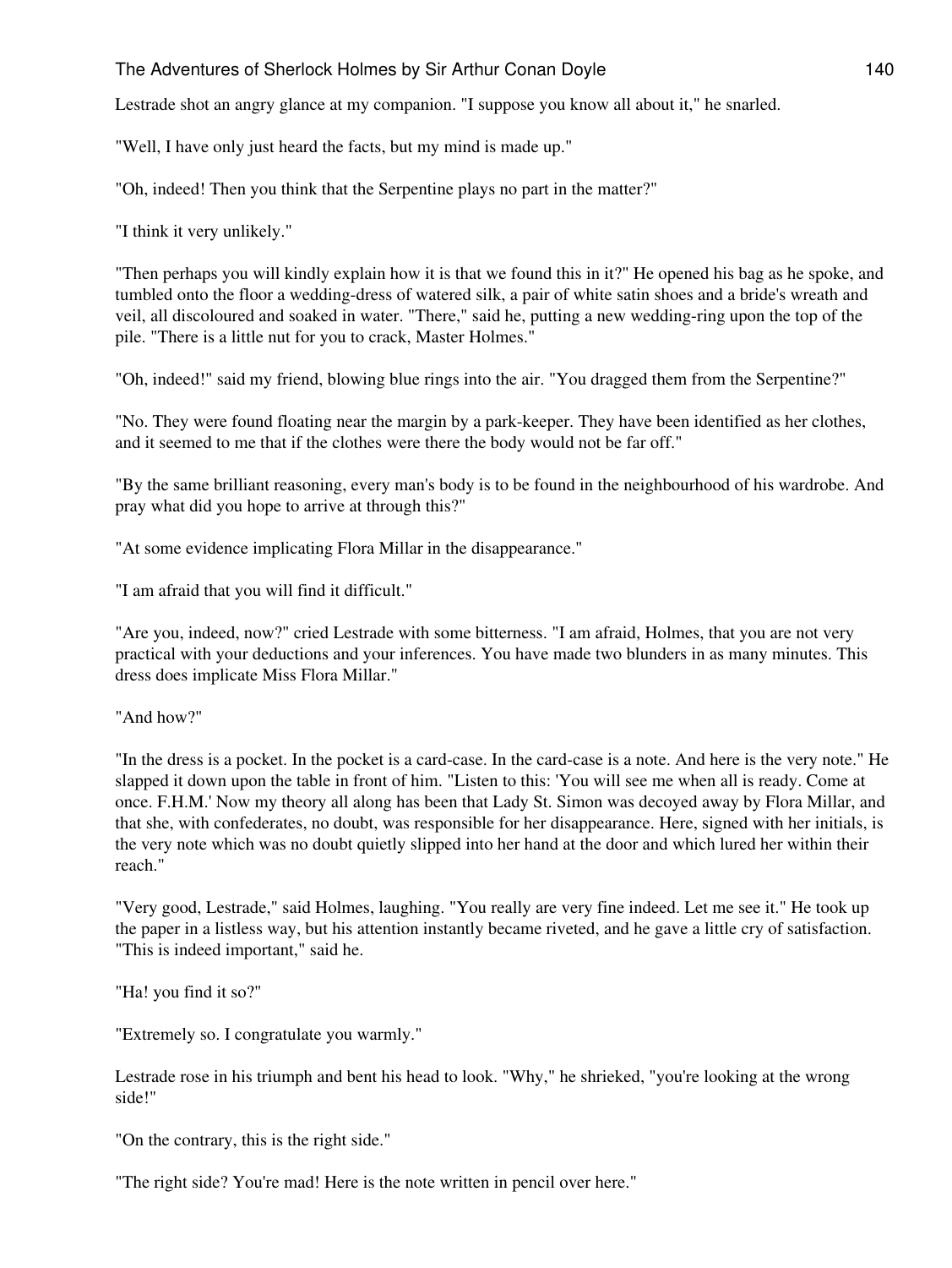Lestrade shot an angry glance at my companion. "I suppose you know all about it," he snarled.

"Well, I have only just heard the facts, but my mind is made up."

"Oh, indeed! Then you think that the Serpentine plays no part in the matter?"

"I think it very unlikely."

"Then perhaps you will kindly explain how it is that we found this in it?" He opened his bag as he spoke, and tumbled onto the floor a wedding-dress of watered silk, a pair of white satin shoes and a bride's wreath and veil, all discoloured and soaked in water. "There," said he, putting a new wedding-ring upon the top of the pile. "There is a little nut for you to crack, Master Holmes."

"Oh, indeed!" said my friend, blowing blue rings into the air. "You dragged them from the Serpentine?"

"No. They were found floating near the margin by a park-keeper. They have been identified as her clothes, and it seemed to me that if the clothes were there the body would not be far off."

"By the same brilliant reasoning, every man's body is to be found in the neighbourhood of his wardrobe. And pray what did you hope to arrive at through this?"

"At some evidence implicating Flora Millar in the disappearance."

"I am afraid that you will find it difficult."

"Are you, indeed, now?" cried Lestrade with some bitterness. "I am afraid, Holmes, that you are not very practical with your deductions and your inferences. You have made two blunders in as many minutes. This dress does implicate Miss Flora Millar."

"And how?"

"In the dress is a pocket. In the pocket is a card-case. In the card-case is a note. And here is the very note." He slapped it down upon the table in front of him. "Listen to this: 'You will see me when all is ready. Come at once. F.H.M.' Now my theory all along has been that Lady St. Simon was decoyed away by Flora Millar, and that she, with confederates, no doubt, was responsible for her disappearance. Here, signed with her initials, is the very note which was no doubt quietly slipped into her hand at the door and which lured her within their reach."

"Very good, Lestrade," said Holmes, laughing. "You really are very fine indeed. Let me see it." He took up the paper in a listless way, but his attention instantly became riveted, and he gave a little cry of satisfaction. "This is indeed important," said he.

"Ha! you find it so?"

"Extremely so. I congratulate you warmly."

Lestrade rose in his triumph and bent his head to look. "Why," he shrieked, "you're looking at the wrong side!"

"On the contrary, this is the right side."

"The right side? You're mad! Here is the note written in pencil over here."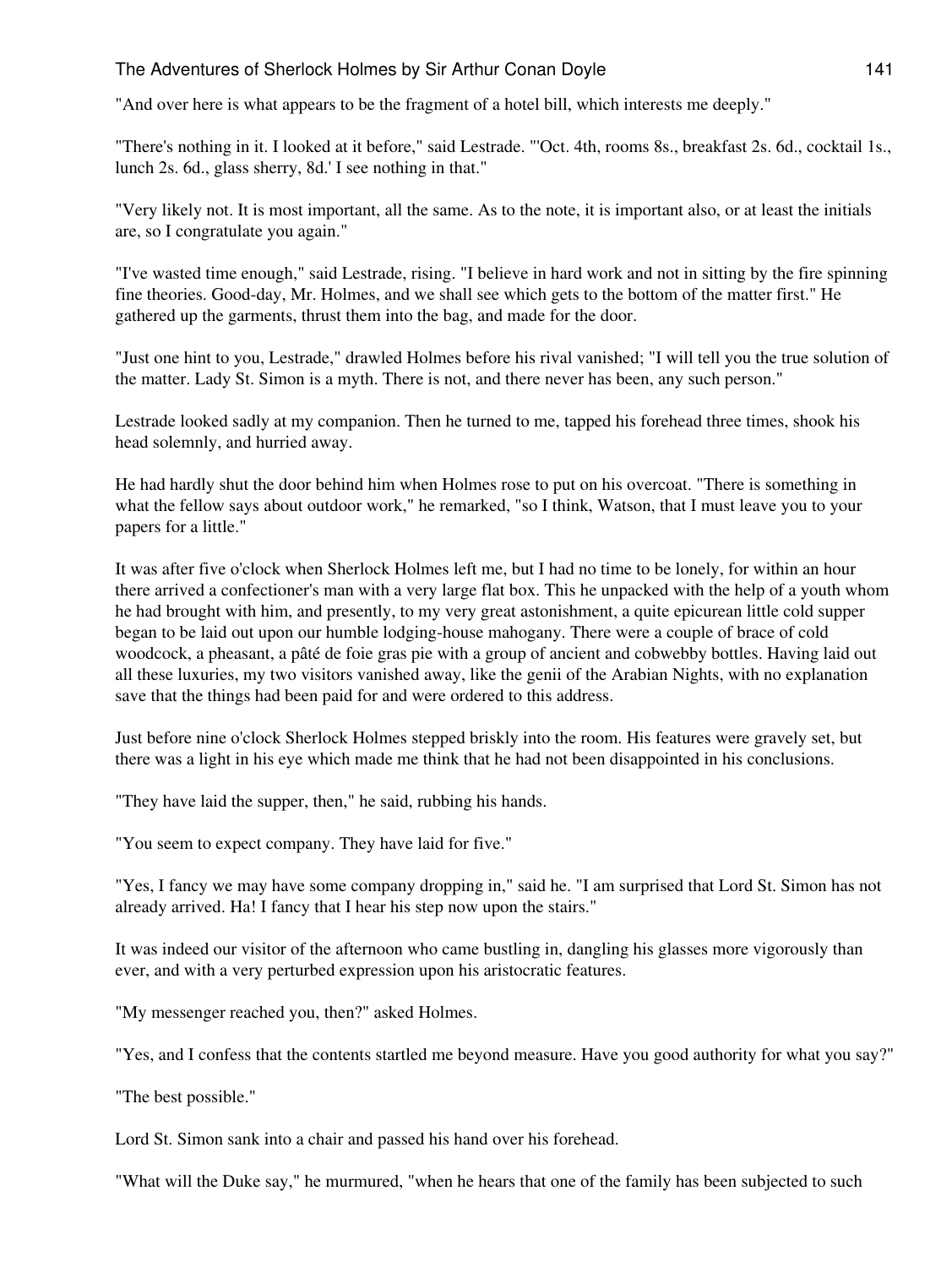"And over here is what appears to be the fragment of a hotel bill, which interests me deeply."

"There's nothing in it. I looked at it before," said Lestrade. "'Oct. 4th, rooms 8s., breakfast 2s. 6d., cocktail 1s., lunch 2s. 6d., glass sherry, 8d.' I see nothing in that."

"Very likely not. It is most important, all the same. As to the note, it is important also, or at least the initials are, so I congratulate you again."

"I've wasted time enough," said Lestrade, rising. "I believe in hard work and not in sitting by the fire spinning fine theories. Good-day, Mr. Holmes, and we shall see which gets to the bottom of the matter first." He gathered up the garments, thrust them into the bag, and made for the door.

"Just one hint to you, Lestrade," drawled Holmes before his rival vanished; "I will tell you the true solution of the matter. Lady St. Simon is a myth. There is not, and there never has been, any such person."

Lestrade looked sadly at my companion. Then he turned to me, tapped his forehead three times, shook his head solemnly, and hurried away.

He had hardly shut the door behind him when Holmes rose to put on his overcoat. "There is something in what the fellow says about outdoor work," he remarked, "so I think, Watson, that I must leave you to your papers for a little."

It was after five o'clock when Sherlock Holmes left me, but I had no time to be lonely, for within an hour there arrived a confectioner's man with a very large flat box. This he unpacked with the help of a youth whom he had brought with him, and presently, to my very great astonishment, a quite epicurean little cold supper began to be laid out upon our humble lodging-house mahogany. There were a couple of brace of cold woodcock, a pheasant, a pâté de foie gras pie with a group of ancient and cobwebby bottles. Having laid out all these luxuries, my two visitors vanished away, like the genii of the Arabian Nights, with no explanation save that the things had been paid for and were ordered to this address.

Just before nine o'clock Sherlock Holmes stepped briskly into the room. His features were gravely set, but there was a light in his eye which made me think that he had not been disappointed in his conclusions.

"They have laid the supper, then," he said, rubbing his hands.

"You seem to expect company. They have laid for five."

"Yes, I fancy we may have some company dropping in," said he. "I am surprised that Lord St. Simon has not already arrived. Ha! I fancy that I hear his step now upon the stairs."

It was indeed our visitor of the afternoon who came bustling in, dangling his glasses more vigorously than ever, and with a very perturbed expression upon his aristocratic features.

"My messenger reached you, then?" asked Holmes.

"Yes, and I confess that the contents startled me beyond measure. Have you good authority for what you say?"

"The best possible."

Lord St. Simon sank into a chair and passed his hand over his forehead.

"What will the Duke say," he murmured, "when he hears that one of the family has been subjected to such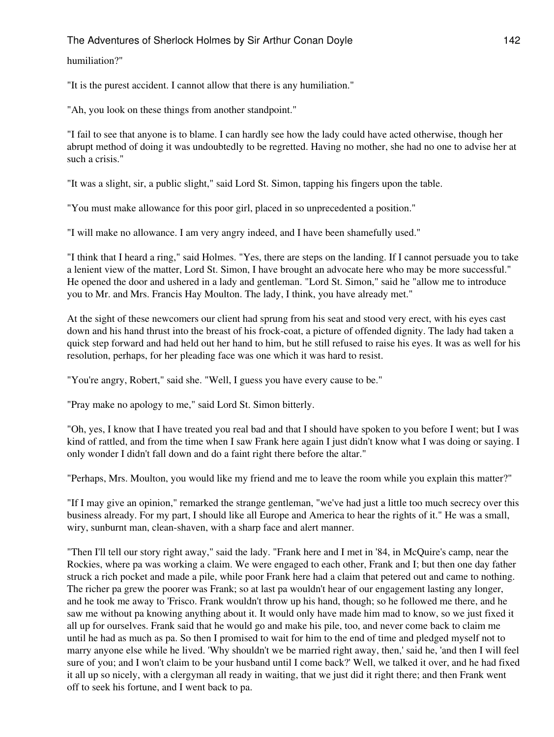humiliation?"

"It is the purest accident. I cannot allow that there is any humiliation."

"Ah, you look on these things from another standpoint."

"I fail to see that anyone is to blame. I can hardly see how the lady could have acted otherwise, though her abrupt method of doing it was undoubtedly to be regretted. Having no mother, she had no one to advise her at such a crisis."

"It was a slight, sir, a public slight," said Lord St. Simon, tapping his fingers upon the table.

"You must make allowance for this poor girl, placed in so unprecedented a position."

"I will make no allowance. I am very angry indeed, and I have been shamefully used."

"I think that I heard a ring," said Holmes. "Yes, there are steps on the landing. If I cannot persuade you to take a lenient view of the matter, Lord St. Simon, I have brought an advocate here who may be more successful." He opened the door and ushered in a lady and gentleman. "Lord St. Simon," said he "allow me to introduce you to Mr. and Mrs. Francis Hay Moulton. The lady, I think, you have already met."

At the sight of these newcomers our client had sprung from his seat and stood very erect, with his eyes cast down and his hand thrust into the breast of his frock-coat, a picture of offended dignity. The lady had taken a quick step forward and had held out her hand to him, but he still refused to raise his eyes. It was as well for his resolution, perhaps, for her pleading face was one which it was hard to resist.

"You're angry, Robert," said she. "Well, I guess you have every cause to be."

"Pray make no apology to me," said Lord St. Simon bitterly.

"Oh, yes, I know that I have treated you real bad and that I should have spoken to you before I went; but I was kind of rattled, and from the time when I saw Frank here again I just didn't know what I was doing or saying. I only wonder I didn't fall down and do a faint right there before the altar."

"Perhaps, Mrs. Moulton, you would like my friend and me to leave the room while you explain this matter?"

"If I may give an opinion," remarked the strange gentleman, "we've had just a little too much secrecy over this business already. For my part, I should like all Europe and America to hear the rights of it." He was a small, wiry, sunburnt man, clean-shaven, with a sharp face and alert manner.

"Then I'll tell our story right away," said the lady. "Frank here and I met in '84, in McQuire's camp, near the Rockies, where pa was working a claim. We were engaged to each other, Frank and I; but then one day father struck a rich pocket and made a pile, while poor Frank here had a claim that petered out and came to nothing. The richer pa grew the poorer was Frank; so at last pa wouldn't hear of our engagement lasting any longer, and he took me away to 'Frisco. Frank wouldn't throw up his hand, though; so he followed me there, and he saw me without pa knowing anything about it. It would only have made him mad to know, so we just fixed it all up for ourselves. Frank said that he would go and make his pile, too, and never come back to claim me until he had as much as pa. So then I promised to wait for him to the end of time and pledged myself not to marry anyone else while he lived. 'Why shouldn't we be married right away, then,' said he, 'and then I will feel sure of you; and I won't claim to be your husband until I come back?' Well, we talked it over, and he had fixed it all up so nicely, with a clergyman all ready in waiting, that we just did it right there; and then Frank went off to seek his fortune, and I went back to pa.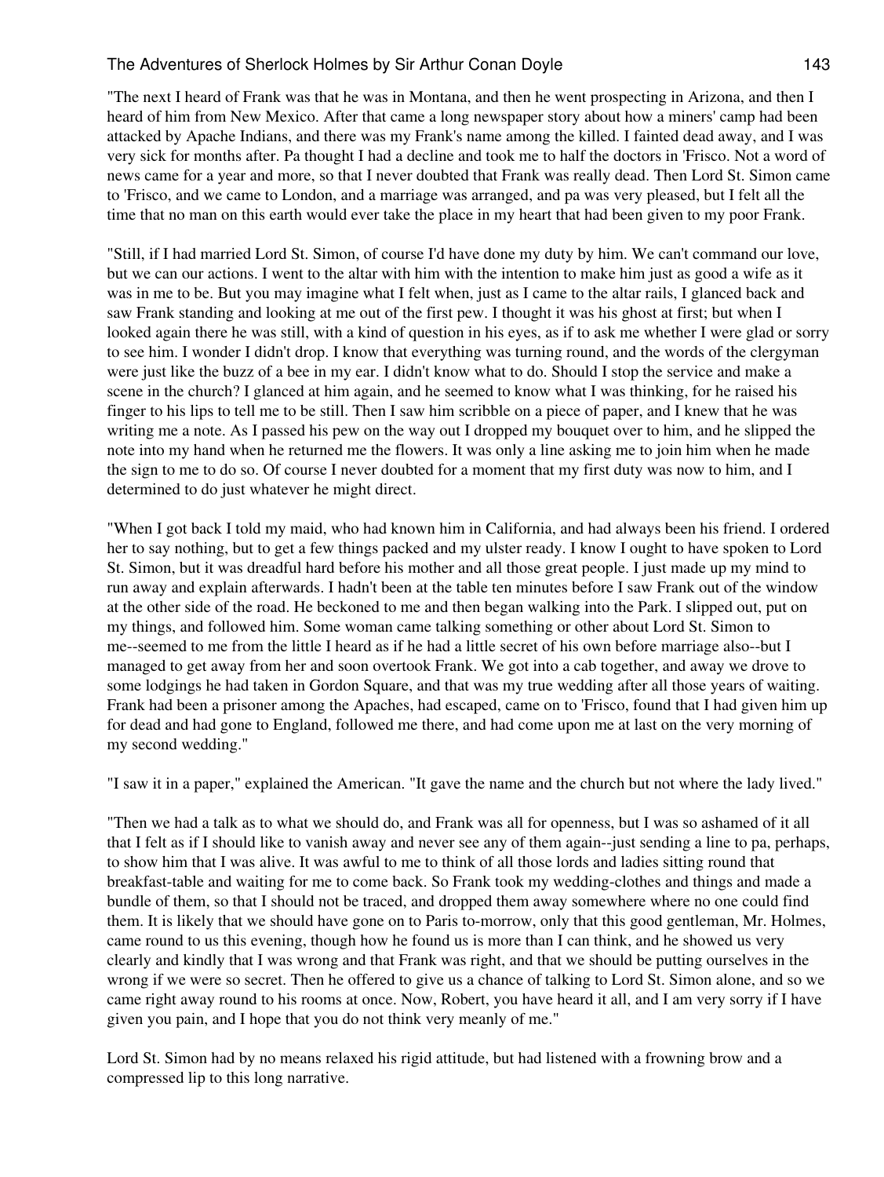"The next I heard of Frank was that he was in Montana, and then he went prospecting in Arizona, and then I heard of him from New Mexico. After that came a long newspaper story about how a miners' camp had been attacked by Apache Indians, and there was my Frank's name among the killed. I fainted dead away, and I was very sick for months after. Pa thought I had a decline and took me to half the doctors in 'Frisco. Not a word of news came for a year and more, so that I never doubted that Frank was really dead. Then Lord St. Simon came to 'Frisco, and we came to London, and a marriage was arranged, and pa was very pleased, but I felt all the time that no man on this earth would ever take the place in my heart that had been given to my poor Frank.

"Still, if I had married Lord St. Simon, of course I'd have done my duty by him. We can't command our love, but we can our actions. I went to the altar with him with the intention to make him just as good a wife as it was in me to be. But you may imagine what I felt when, just as I came to the altar rails, I glanced back and saw Frank standing and looking at me out of the first pew. I thought it was his ghost at first; but when I looked again there he was still, with a kind of question in his eyes, as if to ask me whether I were glad or sorry to see him. I wonder I didn't drop. I know that everything was turning round, and the words of the clergyman were just like the buzz of a bee in my ear. I didn't know what to do. Should I stop the service and make a scene in the church? I glanced at him again, and he seemed to know what I was thinking, for he raised his finger to his lips to tell me to be still. Then I saw him scribble on a piece of paper, and I knew that he was writing me a note. As I passed his pew on the way out I dropped my bouquet over to him, and he slipped the note into my hand when he returned me the flowers. It was only a line asking me to join him when he made the sign to me to do so. Of course I never doubted for a moment that my first duty was now to him, and I determined to do just whatever he might direct.

"When I got back I told my maid, who had known him in California, and had always been his friend. I ordered her to say nothing, but to get a few things packed and my ulster ready. I know I ought to have spoken to Lord St. Simon, but it was dreadful hard before his mother and all those great people. I just made up my mind to run away and explain afterwards. I hadn't been at the table ten minutes before I saw Frank out of the window at the other side of the road. He beckoned to me and then began walking into the Park. I slipped out, put on my things, and followed him. Some woman came talking something or other about Lord St. Simon to me--seemed to me from the little I heard as if he had a little secret of his own before marriage also--but I managed to get away from her and soon overtook Frank. We got into a cab together, and away we drove to some lodgings he had taken in Gordon Square, and that was my true wedding after all those years of waiting. Frank had been a prisoner among the Apaches, had escaped, came on to 'Frisco, found that I had given him up for dead and had gone to England, followed me there, and had come upon me at last on the very morning of my second wedding."

"I saw it in a paper," explained the American. "It gave the name and the church but not where the lady lived."

"Then we had a talk as to what we should do, and Frank was all for openness, but I was so ashamed of it all that I felt as if I should like to vanish away and never see any of them again--just sending a line to pa, perhaps, to show him that I was alive. It was awful to me to think of all those lords and ladies sitting round that breakfast-table and waiting for me to come back. So Frank took my wedding-clothes and things and made a bundle of them, so that I should not be traced, and dropped them away somewhere where no one could find them. It is likely that we should have gone on to Paris to-morrow, only that this good gentleman, Mr. Holmes, came round to us this evening, though how he found us is more than I can think, and he showed us very clearly and kindly that I was wrong and that Frank was right, and that we should be putting ourselves in the wrong if we were so secret. Then he offered to give us a chance of talking to Lord St. Simon alone, and so we came right away round to his rooms at once. Now, Robert, you have heard it all, and I am very sorry if I have given you pain, and I hope that you do not think very meanly of me."

Lord St. Simon had by no means relaxed his rigid attitude, but had listened with a frowning brow and a compressed lip to this long narrative.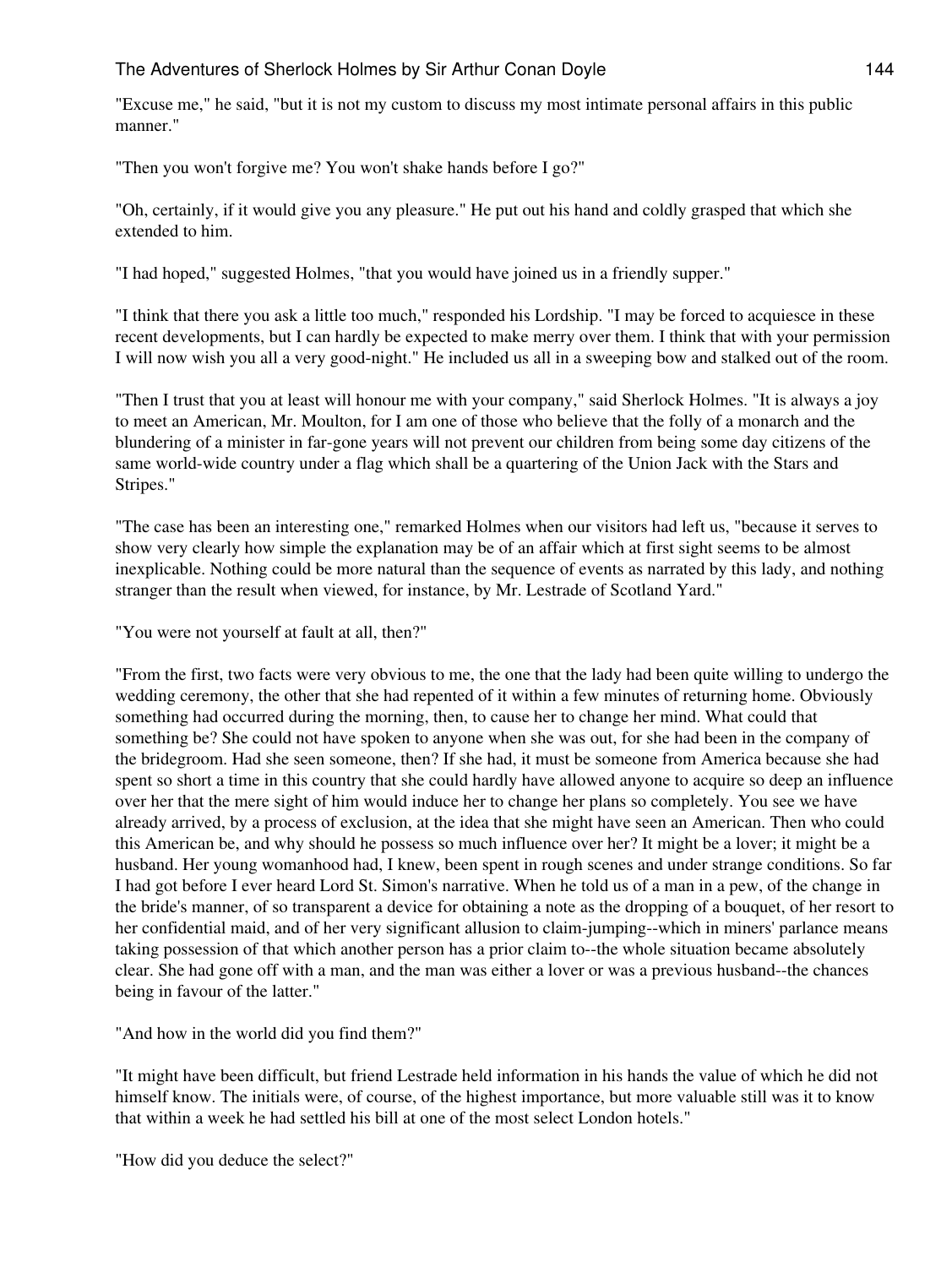"Excuse me," he said, "but it is not my custom to discuss my most intimate personal affairs in this public manner."

"Then you won't forgive me? You won't shake hands before I go?"

"Oh, certainly, if it would give you any pleasure." He put out his hand and coldly grasped that which she extended to him.

"I had hoped," suggested Holmes, "that you would have joined us in a friendly supper."

"I think that there you ask a little too much," responded his Lordship. "I may be forced to acquiesce in these recent developments, but I can hardly be expected to make merry over them. I think that with your permission I will now wish you all a very good-night." He included us all in a sweeping bow and stalked out of the room.

"Then I trust that you at least will honour me with your company," said Sherlock Holmes. "It is always a joy to meet an American, Mr. Moulton, for I am one of those who believe that the folly of a monarch and the blundering of a minister in far-gone years will not prevent our children from being some day citizens of the same world-wide country under a flag which shall be a quartering of the Union Jack with the Stars and Stripes."

"The case has been an interesting one," remarked Holmes when our visitors had left us, "because it serves to show very clearly how simple the explanation may be of an affair which at first sight seems to be almost inexplicable. Nothing could be more natural than the sequence of events as narrated by this lady, and nothing stranger than the result when viewed, for instance, by Mr. Lestrade of Scotland Yard."

"You were not yourself at fault at all, then?"

"From the first, two facts were very obvious to me, the one that the lady had been quite willing to undergo the wedding ceremony, the other that she had repented of it within a few minutes of returning home. Obviously something had occurred during the morning, then, to cause her to change her mind. What could that something be? She could not have spoken to anyone when she was out, for she had been in the company of the bridegroom. Had she seen someone, then? If she had, it must be someone from America because she had spent so short a time in this country that she could hardly have allowed anyone to acquire so deep an influence over her that the mere sight of him would induce her to change her plans so completely. You see we have already arrived, by a process of exclusion, at the idea that she might have seen an American. Then who could this American be, and why should he possess so much influence over her? It might be a lover; it might be a husband. Her young womanhood had, I knew, been spent in rough scenes and under strange conditions. So far I had got before I ever heard Lord St. Simon's narrative. When he told us of a man in a pew, of the change in the bride's manner, of so transparent a device for obtaining a note as the dropping of a bouquet, of her resort to her confidential maid, and of her very significant allusion to claim-jumping--which in miners' parlance means taking possession of that which another person has a prior claim to--the whole situation became absolutely clear. She had gone off with a man, and the man was either a lover or was a previous husband--the chances being in favour of the latter."

"And how in the world did you find them?"

"It might have been difficult, but friend Lestrade held information in his hands the value of which he did not himself know. The initials were, of course, of the highest importance, but more valuable still was it to know that within a week he had settled his bill at one of the most select London hotels."

"How did you deduce the select?"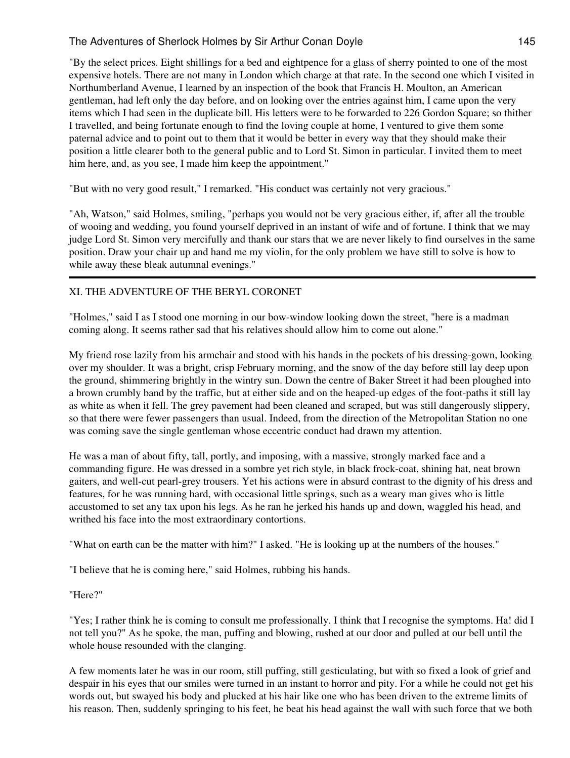"By the select prices. Eight shillings for a bed and eightpence for a glass of sherry pointed to one of the most expensive hotels. There are not many in London which charge at that rate. In the second one which I visited in Northumberland Avenue, I learned by an inspection of the book that Francis H. Moulton, an American gentleman, had left only the day before, and on looking over the entries against him, I came upon the very items which I had seen in the duplicate bill. His letters were to be forwarded to 226 Gordon Square; so thither I travelled, and being fortunate enough to find the loving couple at home, I ventured to give them some paternal advice and to point out to them that it would be better in every way that they should make their position a little clearer both to the general public and to Lord St. Simon in particular. I invited them to meet him here, and, as you see, I made him keep the appointment."

"But with no very good result," I remarked. "His conduct was certainly not very gracious."

"Ah, Watson," said Holmes, smiling, "perhaps you would not be very gracious either, if, after all the trouble of wooing and wedding, you found yourself deprived in an instant of wife and of fortune. I think that we may judge Lord St. Simon very mercifully and thank our stars that we are never likely to find ourselves in the same position. Draw your chair up and hand me my violin, for the only problem we have still to solve is how to while away these bleak autumnal evenings."

---

## XI. THE ADVENTURE OF THE BERYL CORONET

"Holmes," said I as I stood one morning in our bow-window looking down the street, "here is a madman coming along. It seems rather sad that his relatives should allow him to come out alone."

My friend rose lazily from his armchair and stood with his hands in the pockets of his dressing-gown, looking over my shoulder. It was a bright, crisp February morning, and the snow of the day before still lay deep upon the ground, shimmering brightly in the wintry sun. Down the centre of Baker Street it had been ploughed into a brown crumbly band by the traffic, but at either side and on the heaped-up edges of the foot-paths it still lay as white as when it fell. The grey pavement had been cleaned and scraped, but was still dangerously slippery, so that there were fewer passengers than usual. Indeed, from the direction of the Metropolitan Station no one was coming save the single gentleman whose eccentric conduct had drawn my attention.

He was a man of about fifty, tall, portly, and imposing, with a massive, strongly marked face and a commanding figure. He was dressed in a sombre yet rich style, in black frock-coat, shining hat, neat brown gaiters, and well-cut pearl-grey trousers. Yet his actions were in absurd contrast to the dignity of his dress and features, for he was running hard, with occasional little springs, such as a weary man gives who is little accustomed to set any tax upon his legs. As he ran he jerked his hands up and down, waggled his head, and writhed his face into the most extraordinary contortions.

"What on earth can be the matter with him?" I asked. "He is looking up at the numbers of the houses."

"I believe that he is coming here," said Holmes, rubbing his hands.

"Here?"

"Yes; I rather think he is coming to consult me professionally. I think that I recognise the symptoms. Ha! did I not tell you?" As he spoke, the man, puffing and blowing, rushed at our door and pulled at our bell until the whole house resounded with the clanging.

A few moments later he was in our room, still puffing, still gesticulating, but with so fixed a look of grief and despair in his eyes that our smiles were turned in an instant to horror and pity. For a while he could not get his words out, but swayed his body and plucked at his hair like one who has been driven to the extreme limits of his reason. Then, suddenly springing to his feet, he beat his head against the wall with such force that we both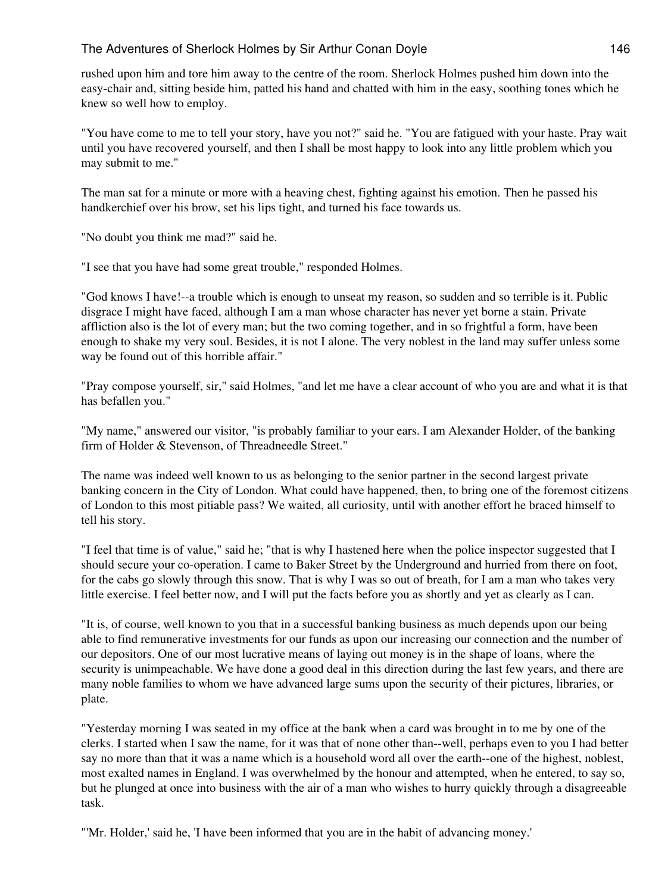rushed upon him and tore him away to the centre of the room. Sherlock Holmes pushed him down into the easy-chair and, sitting beside him, patted his hand and chatted with him in the easy, soothing tones which he knew so well how to employ.

"You have come to me to tell your story, have you not?" said he. "You are fatigued with your haste. Pray wait until you have recovered yourself, and then I shall be most happy to look into any little problem which you may submit to me."

The man sat for a minute or more with a heaving chest, fighting against his emotion. Then he passed his handkerchief over his brow, set his lips tight, and turned his face towards us.

"No doubt you think me mad?" said he.

"I see that you have had some great trouble," responded Holmes.

"God knows I have!--a trouble which is enough to unseat my reason, so sudden and so terrible is it. Public disgrace I might have faced, although I am a man whose character has never yet borne a stain. Private affliction also is the lot of every man; but the two coming together, and in so frightful a form, have been enough to shake my very soul. Besides, it is not I alone. The very noblest in the land may suffer unless some way be found out of this horrible affair."

"Pray compose yourself, sir," said Holmes, "and let me have a clear account of who you are and what it is that has befallen you."

"My name," answered our visitor, "is probably familiar to your ears. I am Alexander Holder, of the banking firm of Holder & Stevenson, of Threadneedle Street."

The name was indeed well known to us as belonging to the senior partner in the second largest private banking concern in the City of London. What could have happened, then, to bring one of the foremost citizens of London to this most pitiable pass? We waited, all curiosity, until with another effort he braced himself to tell his story.

"I feel that time is of value," said he; "that is why I hastened here when the police inspector suggested that I should secure your co-operation. I came to Baker Street by the Underground and hurried from there on foot, for the cabs go slowly through this snow. That is why I was so out of breath, for I am a man who takes very little exercise. I feel better now, and I will put the facts before you as shortly and yet as clearly as I can.

"It is, of course, well known to you that in a successful banking business as much depends upon our being able to find remunerative investments for our funds as upon our increasing our connection and the number of our depositors. One of our most lucrative means of laying out money is in the shape of loans, where the security is unimpeachable. We have done a good deal in this direction during the last few years, and there are many noble families to whom we have advanced large sums upon the security of their pictures, libraries, or plate.

"Yesterday morning I was seated in my office at the bank when a card was brought in to me by one of the clerks. I started when I saw the name, for it was that of none other than--well, perhaps even to you I had better say no more than that it was a name which is a household word all over the earth--one of the highest, noblest, most exalted names in England. I was overwhelmed by the honour and attempted, when he entered, to say so, but he plunged at once into business with the air of a man who wishes to hurry quickly through a disagreeable task.

"'Mr. Holder,' said he, 'I have been informed that you are in the habit of advancing money.'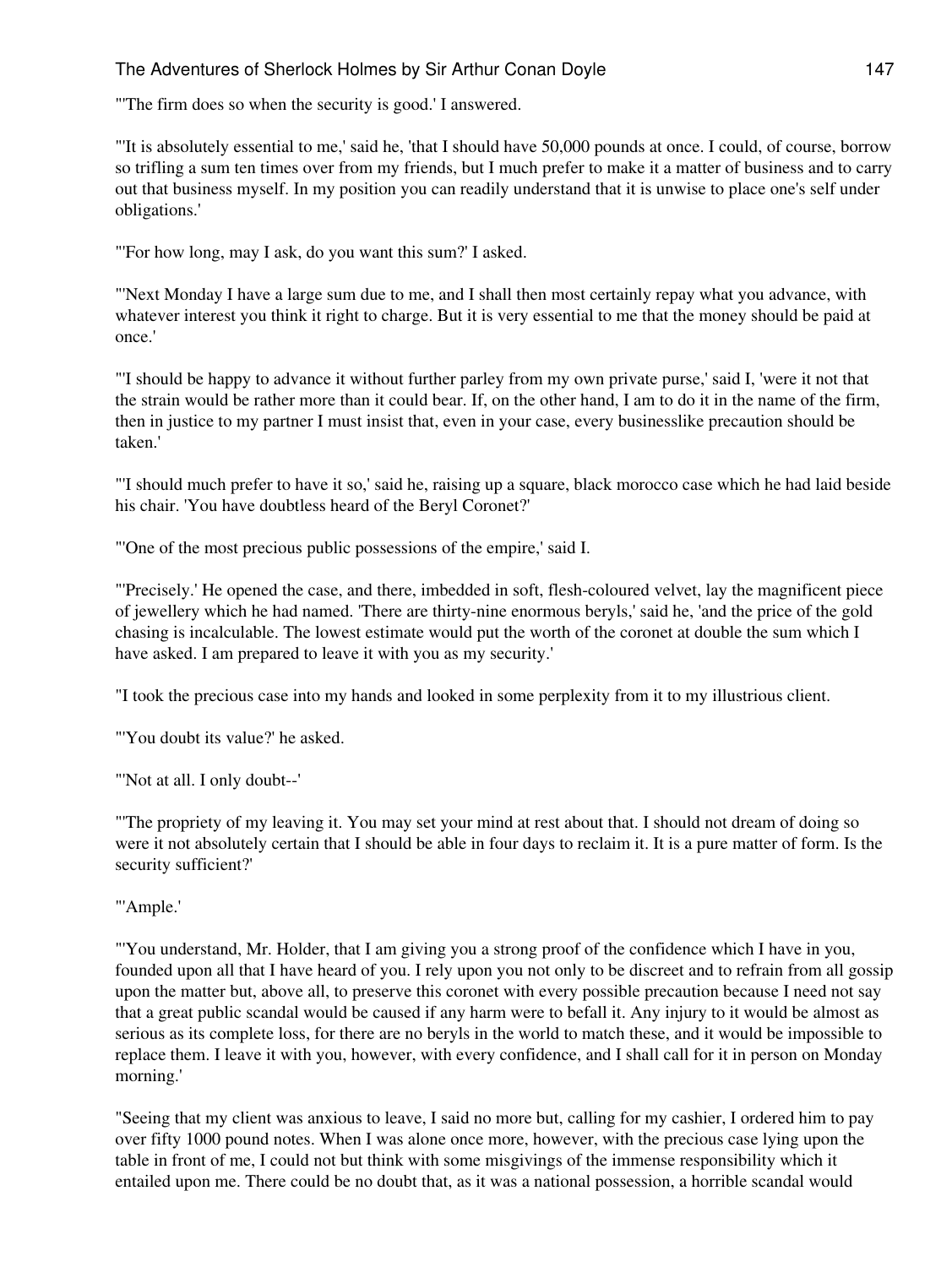"'The firm does so when the security is good.' I answered.

"'It is absolutely essential to me,' said he, 'that I should have 50,000 pounds at once. I could, of course, borrow so trifling a sum ten times over from my friends, but I much prefer to make it a matter of business and to carry out that business myself. In my position you can readily understand that it is unwise to place one's self under obligations.'

"'For how long, may I ask, do you want this sum?' I asked.

"'Next Monday I have a large sum due to me, and I shall then most certainly repay what you advance, with whatever interest you think it right to charge. But it is very essential to me that the money should be paid at once.'

"'I should be happy to advance it without further parley from my own private purse,' said I, 'were it not that the strain would be rather more than it could bear. If, on the other hand, I am to do it in the name of the firm, then in justice to my partner I must insist that, even in your case, every businesslike precaution should be taken.'

"'I should much prefer to have it so,' said he, raising up a square, black morocco case which he had laid beside his chair. 'You have doubtless heard of the Beryl Coronet?'

"'One of the most precious public possessions of the empire,' said I.

"'Precisely.' He opened the case, and there, imbedded in soft, flesh-coloured velvet, lay the magnificent piece of jewellery which he had named. 'There are thirty-nine enormous beryls,' said he, 'and the price of the gold chasing is incalculable. The lowest estimate would put the worth of the coronet at double the sum which I have asked. I am prepared to leave it with you as my security.'

"I took the precious case into my hands and looked in some perplexity from it to my illustrious client.

"'You doubt its value?' he asked.

"'Not at all. I only doubt--'

"'The propriety of my leaving it. You may set your mind at rest about that. I should not dream of doing so were it not absolutely certain that I should be able in four days to reclaim it. It is a pure matter of form. Is the security sufficient?'

"'Ample.'

"'You understand, Mr. Holder, that I am giving you a strong proof of the confidence which I have in you, founded upon all that I have heard of you. I rely upon you not only to be discreet and to refrain from all gossip upon the matter but, above all, to preserve this coronet with every possible precaution because I need not say that a great public scandal would be caused if any harm were to befall it. Any injury to it would be almost as serious as its complete loss, for there are no beryls in the world to match these, and it would be impossible to replace them. I leave it with you, however, with every confidence, and I shall call for it in person on Monday morning.'

"Seeing that my client was anxious to leave, I said no more but, calling for my cashier, I ordered him to pay over fifty 1000 pound notes. When I was alone once more, however, with the precious case lying upon the table in front of me, I could not but think with some misgivings of the immense responsibility which it entailed upon me. There could be no doubt that, as it was a national possession, a horrible scandal would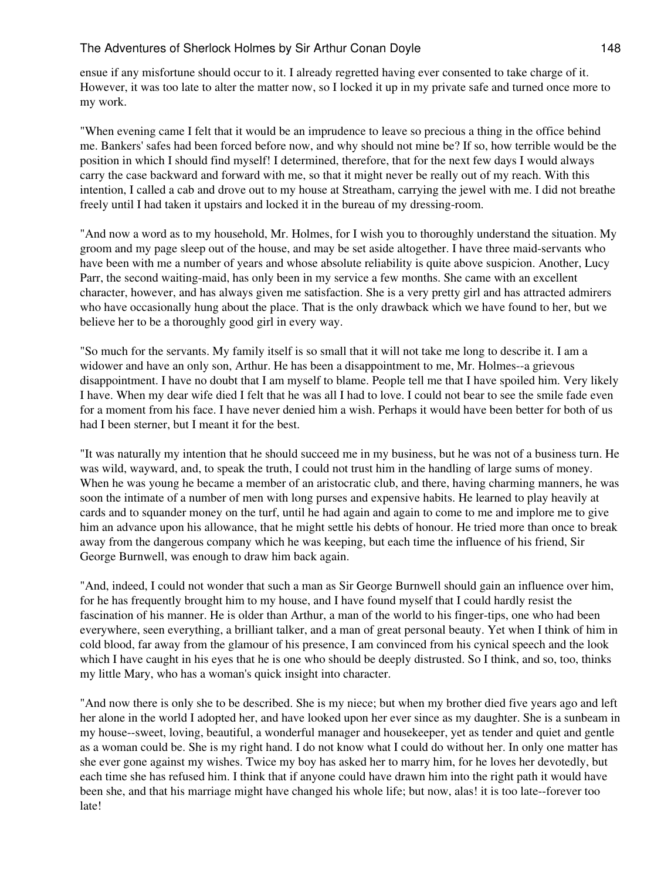ensue if any misfortune should occur to it. I already regretted having ever consented to take charge of it. However, it was too late to alter the matter now, so I locked it up in my private safe and turned once more to my work.

"When evening came I felt that it would be an imprudence to leave so precious a thing in the office behind me. Bankers' safes had been forced before now, and why should not mine be? If so, how terrible would be the position in which I should find myself! I determined, therefore, that for the next few days I would always carry the case backward and forward with me, so that it might never be really out of my reach. With this intention, I called a cab and drove out to my house at Streatham, carrying the jewel with me. I did not breathe freely until I had taken it upstairs and locked it in the bureau of my dressing-room.

"And now a word as to my household, Mr. Holmes, for I wish you to thoroughly understand the situation. My groom and my page sleep out of the house, and may be set aside altogether. I have three maid-servants who have been with me a number of years and whose absolute reliability is quite above suspicion. Another, Lucy Parr, the second waiting-maid, has only been in my service a few months. She came with an excellent character, however, and has always given me satisfaction. She is a very pretty girl and has attracted admirers who have occasionally hung about the place. That is the only drawback which we have found to her, but we believe her to be a thoroughly good girl in every way.

"So much for the servants. My family itself is so small that it will not take me long to describe it. I am a widower and have an only son, Arthur. He has been a disappointment to me, Mr. Holmes--a grievous disappointment. I have no doubt that I am myself to blame. People tell me that I have spoiled him. Very likely I have. When my dear wife died I felt that he was all I had to love. I could not bear to see the smile fade even for a moment from his face. I have never denied him a wish. Perhaps it would have been better for both of us had I been sterner, but I meant it for the best.

"It was naturally my intention that he should succeed me in my business, but he was not of a business turn. He was wild, wayward, and, to speak the truth, I could not trust him in the handling of large sums of money. When he was young he became a member of an aristocratic club, and there, having charming manners, he was soon the intimate of a number of men with long purses and expensive habits. He learned to play heavily at cards and to squander money on the turf, until he had again and again to come to me and implore me to give him an advance upon his allowance, that he might settle his debts of honour. He tried more than once to break away from the dangerous company which he was keeping, but each time the influence of his friend, Sir George Burnwell, was enough to draw him back again.

"And, indeed, I could not wonder that such a man as Sir George Burnwell should gain an influence over him, for he has frequently brought him to my house, and I have found myself that I could hardly resist the fascination of his manner. He is older than Arthur, a man of the world to his finger-tips, one who had been everywhere, seen everything, a brilliant talker, and a man of great personal beauty. Yet when I think of him in cold blood, far away from the glamour of his presence, I am convinced from his cynical speech and the look which I have caught in his eyes that he is one who should be deeply distrusted. So I think, and so, too, thinks my little Mary, who has a woman's quick insight into character.

"And now there is only she to be described. She is my niece; but when my brother died five years ago and left her alone in the world I adopted her, and have looked upon her ever since as my daughter. She is a sunbeam in my house--sweet, loving, beautiful, a wonderful manager and housekeeper, yet as tender and quiet and gentle as a woman could be. She is my right hand. I do not know what I could do without her. In only one matter has she ever gone against my wishes. Twice my boy has asked her to marry him, for he loves her devotedly, but each time she has refused him. I think that if anyone could have drawn him into the right path it would have been she, and that his marriage might have changed his whole life; but now, alas! it is too late--forever too late!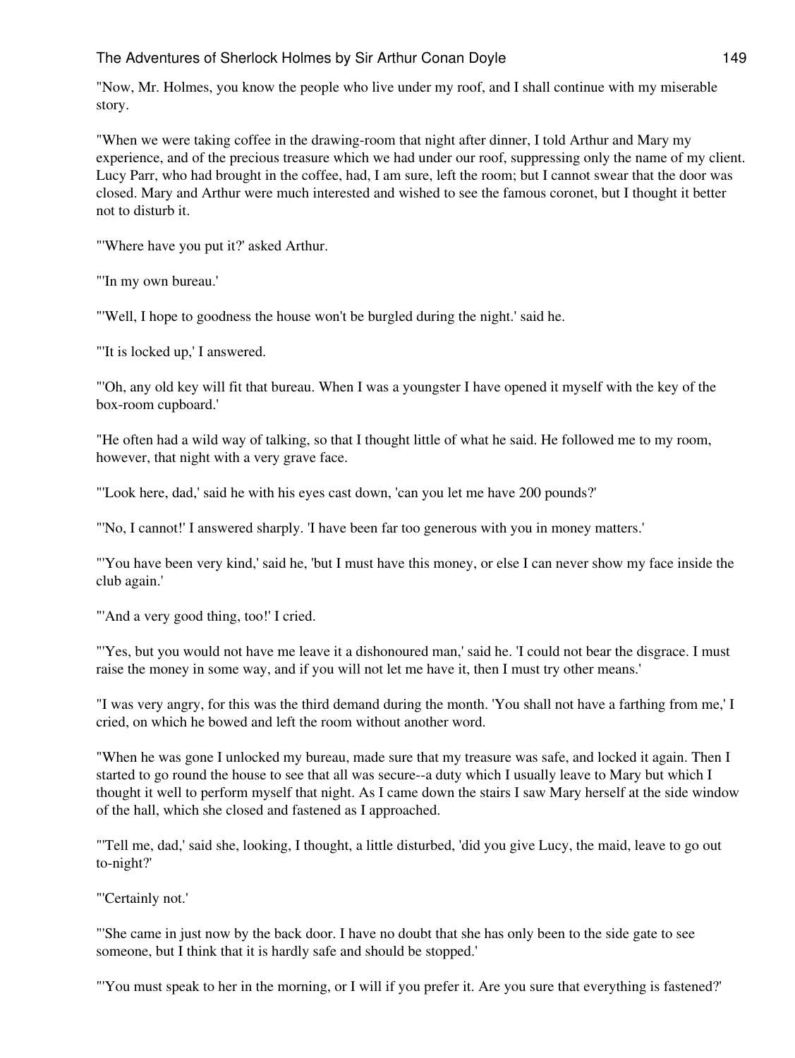"Now, Mr. Holmes, you know the people who live under my roof, and I shall continue with my miserable story.

"When we were taking coffee in the drawing-room that night after dinner, I told Arthur and Mary my experience, and of the precious treasure which we had under our roof, suppressing only the name of my client. Lucy Parr, who had brought in the coffee, had, I am sure, left the room; but I cannot swear that the door was closed. Mary and Arthur were much interested and wished to see the famous coronet, but I thought it better not to disturb it.

"'Where have you put it?' asked Arthur.

"'In my own bureau.'

"'Well, I hope to goodness the house won't be burgled during the night.' said he.

"'It is locked up,' I answered.

"'Oh, any old key will fit that bureau. When I was a youngster I have opened it myself with the key of the box-room cupboard.'

"He often had a wild way of talking, so that I thought little of what he said. He followed me to my room, however, that night with a very grave face.

"'Look here, dad,' said he with his eyes cast down, 'can you let me have 200 pounds?'

"'No, I cannot!' I answered sharply. 'I have been far too generous with you in money matters.'

"'You have been very kind,' said he, 'but I must have this money, or else I can never show my face inside the club again.'

"'And a very good thing, too!' I cried.

"'Yes, but you would not have me leave it a dishonoured man,' said he. 'I could not bear the disgrace. I must raise the money in some way, and if you will not let me have it, then I must try other means.'

"I was very angry, for this was the third demand during the month. 'You shall not have a farthing from me,' I cried, on which he bowed and left the room without another word.

"When he was gone I unlocked my bureau, made sure that my treasure was safe, and locked it again. Then I started to go round the house to see that all was secure--a duty which I usually leave to Mary but which I thought it well to perform myself that night. As I came down the stairs I saw Mary herself at the side window of the hall, which she closed and fastened as I approached.

"'Tell me, dad,' said she, looking, I thought, a little disturbed, 'did you give Lucy, the maid, leave to go out to-night?'

"'Certainly not.'

"'She came in just now by the back door. I have no doubt that she has only been to the side gate to see someone, but I think that it is hardly safe and should be stopped.'

"'You must speak to her in the morning, or I will if you prefer it. Are you sure that everything is fastened?'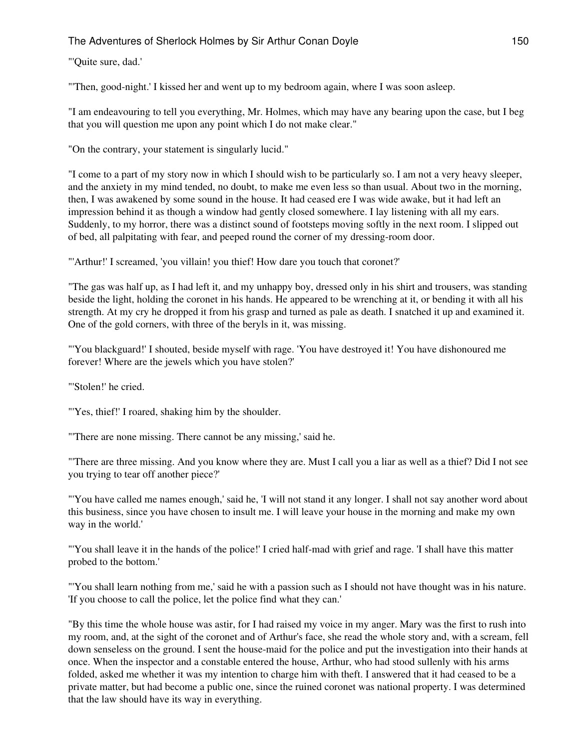"'Quite sure, dad.'

"'Then, good-night.' I kissed her and went up to my bedroom again, where I was soon asleep.

"I am endeavouring to tell you everything, Mr. Holmes, which may have any bearing upon the case, but I beg that you will question me upon any point which I do not make clear."

"On the contrary, your statement is singularly lucid."

"I come to a part of my story now in which I should wish to be particularly so. I am not a very heavy sleeper, and the anxiety in my mind tended, no doubt, to make me even less so than usual. About two in the morning, then, I was awakened by some sound in the house. It had ceased ere I was wide awake, but it had left an impression behind it as though a window had gently closed somewhere. I lay listening with all my ears. Suddenly, to my horror, there was a distinct sound of footsteps moving softly in the next room. I slipped out of bed, all palpitating with fear, and peeped round the corner of my dressing-room door.

"'Arthur!' I screamed, 'you villain! you thief! How dare you touch that coronet?'

"The gas was half up, as I had left it, and my unhappy boy, dressed only in his shirt and trousers, was standing beside the light, holding the coronet in his hands. He appeared to be wrenching at it, or bending it with all his strength. At my cry he dropped it from his grasp and turned as pale as death. I snatched it up and examined it. One of the gold corners, with three of the beryls in it, was missing.

"'You blackguard!' I shouted, beside myself with rage. 'You have destroyed it! You have dishonoured me forever! Where are the jewels which you have stolen?'

"'Stolen!' he cried.

"'Yes, thief!' I roared, shaking him by the shoulder.

"'There are none missing. There cannot be any missing,' said he.

"'There are three missing. And you know where they are. Must I call you a liar as well as a thief? Did I not see you trying to tear off another piece?'

"'You have called me names enough,' said he, 'I will not stand it any longer. I shall not say another word about this business, since you have chosen to insult me. I will leave your house in the morning and make my own way in the world.'

"'You shall leave it in the hands of the police!' I cried half-mad with grief and rage. 'I shall have this matter probed to the bottom.'

"'You shall learn nothing from me,' said he with a passion such as I should not have thought was in his nature. 'If you choose to call the police, let the police find what they can.'

"By this time the whole house was astir, for I had raised my voice in my anger. Mary was the first to rush into my room, and, at the sight of the coronet and of Arthur's face, she read the whole story and, with a scream, fell down senseless on the ground. I sent the house-maid for the police and put the investigation into their hands at once. When the inspector and a constable entered the house, Arthur, who had stood sullenly with his arms folded, asked me whether it was my intention to charge him with theft. I answered that it had ceased to be a private matter, but had become a public one, since the ruined coronet was national property. I was determined that the law should have its way in everything.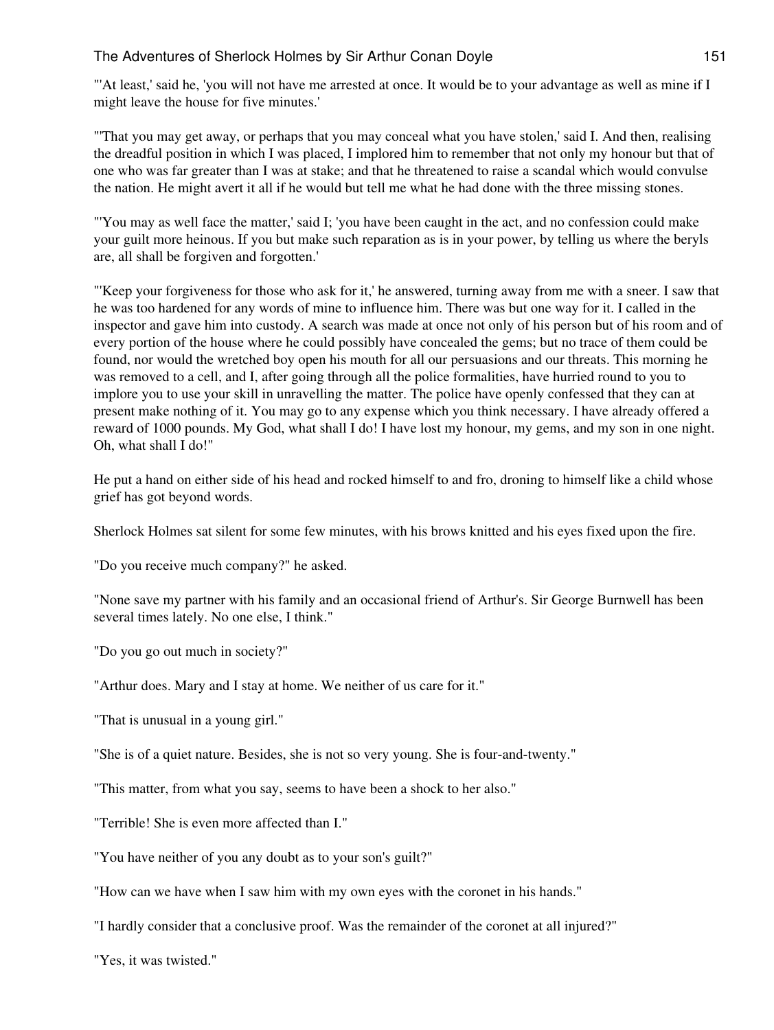"'At least,' said he, 'you will not have me arrested at once. It would be to your advantage as well as mine if I might leave the house for five minutes.'

"'That you may get away, or perhaps that you may conceal what you have stolen,' said I. And then, realising the dreadful position in which I was placed, I implored him to remember that not only my honour but that of one who was far greater than I was at stake; and that he threatened to raise a scandal which would convulse the nation. He might avert it all if he would but tell me what he had done with the three missing stones.

"'You may as well face the matter,' said I; 'you have been caught in the act, and no confession could make your guilt more heinous. If you but make such reparation as is in your power, by telling us where the beryls are, all shall be forgiven and forgotten.'

"'Keep your forgiveness for those who ask for it,' he answered, turning away from me with a sneer. I saw that he was too hardened for any words of mine to influence him. There was but one way for it. I called in the inspector and gave him into custody. A search was made at once not only of his person but of his room and of every portion of the house where he could possibly have concealed the gems; but no trace of them could be found, nor would the wretched boy open his mouth for all our persuasions and our threats. This morning he was removed to a cell, and I, after going through all the police formalities, have hurried round to you to implore you to use your skill in unravelling the matter. The police have openly confessed that they can at present make nothing of it. You may go to any expense which you think necessary. I have already offered a reward of 1000 pounds. My God, what shall I do! I have lost my honour, my gems, and my son in one night. Oh, what shall I do!"

He put a hand on either side of his head and rocked himself to and fro, droning to himself like a child whose grief has got beyond words.

Sherlock Holmes sat silent for some few minutes, with his brows knitted and his eyes fixed upon the fire.

"Do you receive much company?" he asked.

"None save my partner with his family and an occasional friend of Arthur's. Sir George Burnwell has been several times lately. No one else, I think."

"Do you go out much in society?"

"Arthur does. Mary and I stay at home. We neither of us care for it."

"That is unusual in a young girl."

"She is of a quiet nature. Besides, she is not so very young. She is four-and-twenty."

"This matter, from what you say, seems to have been a shock to her also."

"Terrible! She is even more affected than I."

"You have neither of you any doubt as to your son's guilt?"

"How can we have when I saw him with my own eyes with the coronet in his hands."

"I hardly consider that a conclusive proof. Was the remainder of the coronet at all injured?"

"Yes, it was twisted."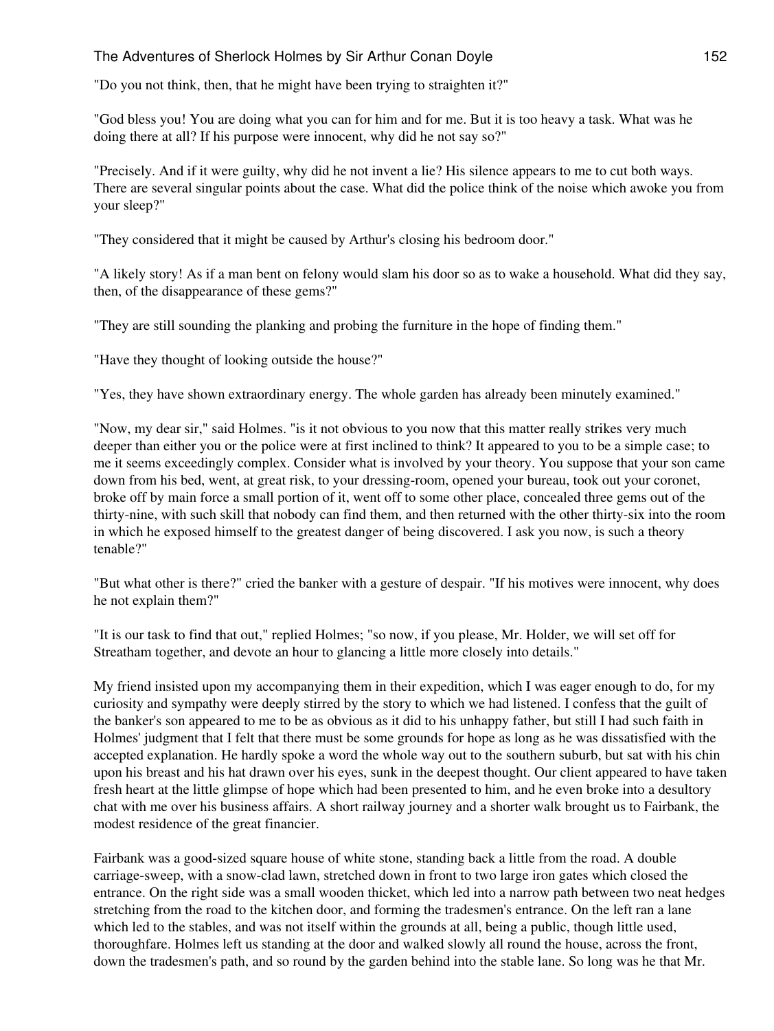"Do you not think, then, that he might have been trying to straighten it?"

"God bless you! You are doing what you can for him and for me. But it is too heavy a task. What was he doing there at all? If his purpose were innocent, why did he not say so?"

"Precisely. And if it were guilty, why did he not invent a lie? His silence appears to me to cut both ways. There are several singular points about the case. What did the police think of the noise which awoke you from your sleep?"

"They considered that it might be caused by Arthur's closing his bedroom door."

"A likely story! As if a man bent on felony would slam his door so as to wake a household. What did they say, then, of the disappearance of these gems?"

"They are still sounding the planking and probing the furniture in the hope of finding them."

"Have they thought of looking outside the house?"

"Yes, they have shown extraordinary energy. The whole garden has already been minutely examined."

"Now, my dear sir," said Holmes. "is it not obvious to you now that this matter really strikes very much deeper than either you or the police were at first inclined to think? It appeared to you to be a simple case; to me it seems exceedingly complex. Consider what is involved by your theory. You suppose that your son came down from his bed, went, at great risk, to your dressing-room, opened your bureau, took out your coronet, broke off by main force a small portion of it, went off to some other place, concealed three gems out of the thirty-nine, with such skill that nobody can find them, and then returned with the other thirty-six into the room in which he exposed himself to the greatest danger of being discovered. I ask you now, is such a theory tenable?"

"But what other is there?" cried the banker with a gesture of despair. "If his motives were innocent, why does he not explain them?"

"It is our task to find that out," replied Holmes; "so now, if you please, Mr. Holder, we will set off for Streatham together, and devote an hour to glancing a little more closely into details."

My friend insisted upon my accompanying them in their expedition, which I was eager enough to do, for my curiosity and sympathy were deeply stirred by the story to which we had listened. I confess that the guilt of the banker's son appeared to me to be as obvious as it did to his unhappy father, but still I had such faith in Holmes' judgment that I felt that there must be some grounds for hope as long as he was dissatisfied with the accepted explanation. He hardly spoke a word the whole way out to the southern suburb, but sat with his chin upon his breast and his hat drawn over his eyes, sunk in the deepest thought. Our client appeared to have taken fresh heart at the little glimpse of hope which had been presented to him, and he even broke into a desultory chat with me over his business affairs. A short railway journey and a shorter walk brought us to Fairbank, the modest residence of the great financier.

Fairbank was a good-sized square house of white stone, standing back a little from the road. A double carriage-sweep, with a snow-clad lawn, stretched down in front to two large iron gates which closed the entrance. On the right side was a small wooden thicket, which led into a narrow path between two neat hedges stretching from the road to the kitchen door, and forming the tradesmen's entrance. On the left ran a lane which led to the stables, and was not itself within the grounds at all, being a public, though little used, thoroughfare. Holmes left us standing at the door and walked slowly all round the house, across the front, down the tradesmen's path, and so round by the garden behind into the stable lane. So long was he that Mr.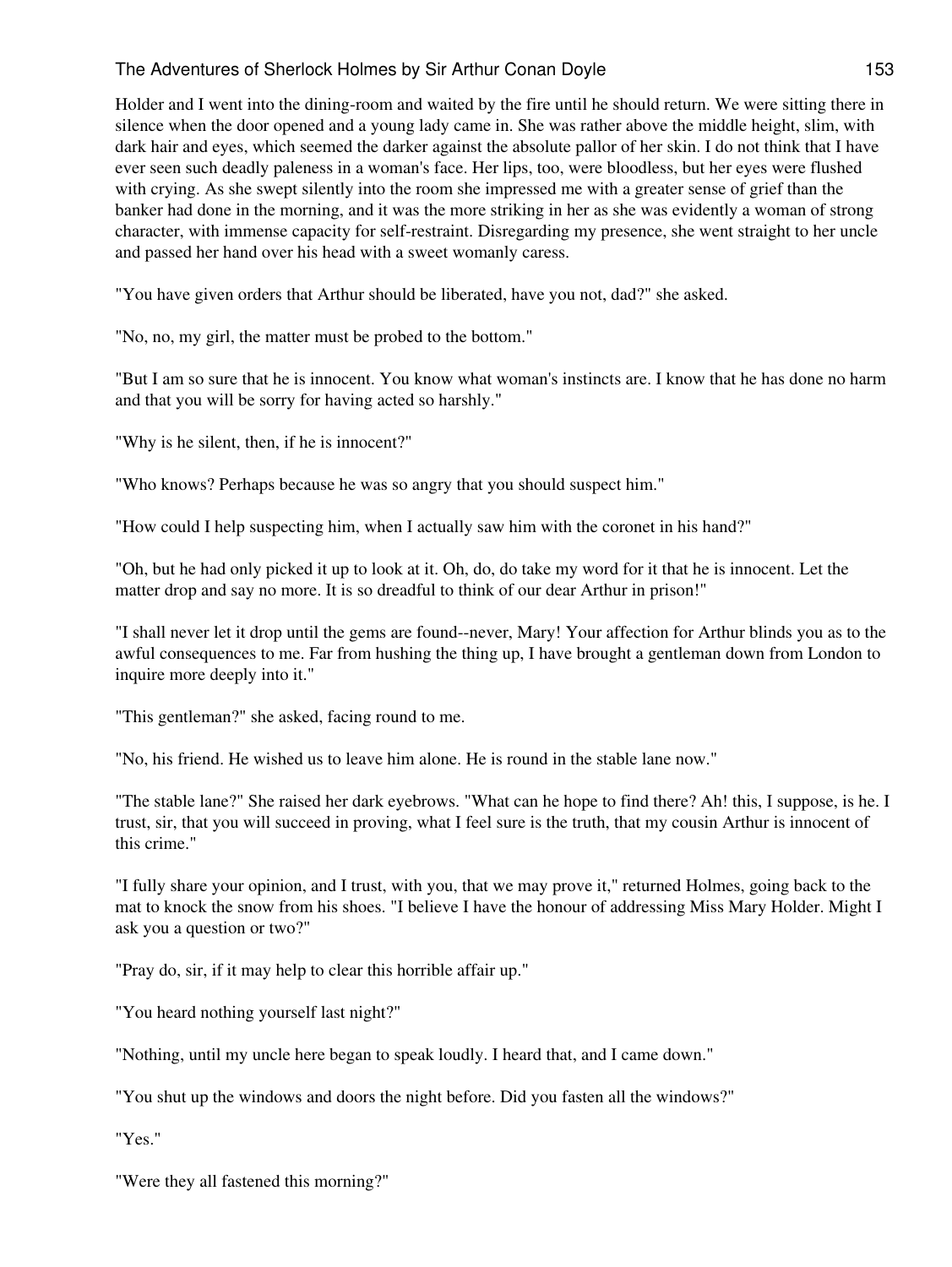Holder and I went into the dining-room and waited by the fire until he should return. We were sitting there in silence when the door opened and a young lady came in. She was rather above the middle height, slim, with dark hair and eyes, which seemed the darker against the absolute pallor of her skin. I do not think that I have ever seen such deadly paleness in a woman's face. Her lips, too, were bloodless, but her eyes were flushed with crying. As she swept silently into the room she impressed me with a greater sense of grief than the banker had done in the morning, and it was the more striking in her as she was evidently a woman of strong character, with immense capacity for self-restraint. Disregarding my presence, she went straight to her uncle and passed her hand over his head with a sweet womanly caress.

"You have given orders that Arthur should be liberated, have you not, dad?" she asked.

"No, no, my girl, the matter must be probed to the bottom."

"But I am so sure that he is innocent. You know what woman's instincts are. I know that he has done no harm and that you will be sorry for having acted so harshly."

"Why is he silent, then, if he is innocent?"

"Who knows? Perhaps because he was so angry that you should suspect him."

"How could I help suspecting him, when I actually saw him with the coronet in his hand?"

"Oh, but he had only picked it up to look at it. Oh, do, do take my word for it that he is innocent. Let the matter drop and say no more. It is so dreadful to think of our dear Arthur in prison!"

"I shall never let it drop until the gems are found--never, Mary! Your affection for Arthur blinds you as to the awful consequences to me. Far from hushing the thing up, I have brought a gentleman down from London to inquire more deeply into it."

"This gentleman?" she asked, facing round to me.

"No, his friend. He wished us to leave him alone. He is round in the stable lane now."

"The stable lane?" She raised her dark eyebrows. "What can he hope to find there? Ah! this, I suppose, is he. I trust, sir, that you will succeed in proving, what I feel sure is the truth, that my cousin Arthur is innocent of this crime."

"I fully share your opinion, and I trust, with you, that we may prove it," returned Holmes, going back to the mat to knock the snow from his shoes. "I believe I have the honour of addressing Miss Mary Holder. Might I ask you a question or two?"

"Pray do, sir, if it may help to clear this horrible affair up."

"You heard nothing yourself last night?"

"Nothing, until my uncle here began to speak loudly. I heard that, and I came down."

"You shut up the windows and doors the night before. Did you fasten all the windows?"

"Yes."

"Were they all fastened this morning?"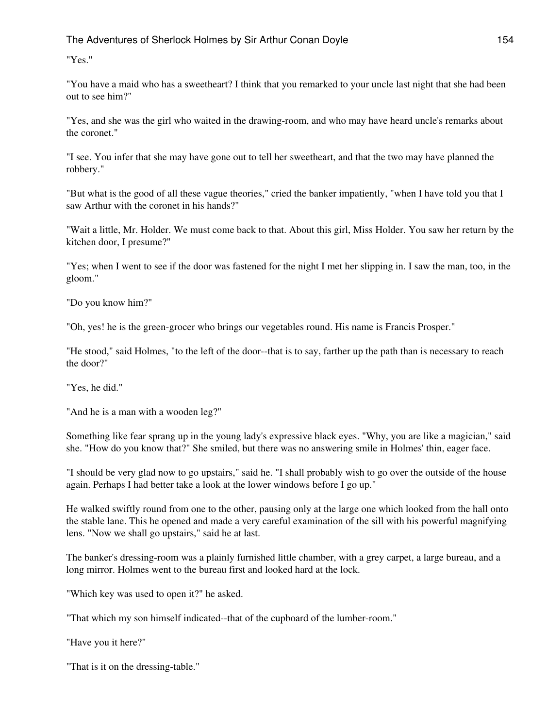"Yes."

"You have a maid who has a sweetheart? I think that you remarked to your uncle last night that she had been out to see him?"

"Yes, and she was the girl who waited in the drawing-room, and who may have heard uncle's remarks about the coronet."

"I see. You infer that she may have gone out to tell her sweetheart, and that the two may have planned the robbery."

"But what is the good of all these vague theories," cried the banker impatiently, "when I have told you that I saw Arthur with the coronet in his hands?"

"Wait a little, Mr. Holder. We must come back to that. About this girl, Miss Holder. You saw her return by the kitchen door, I presume?"

"Yes; when I went to see if the door was fastened for the night I met her slipping in. I saw the man, too, in the gloom."

"Do you know him?"

"Oh, yes! he is the green-grocer who brings our vegetables round. His name is Francis Prosper."

"He stood," said Holmes, "to the left of the door--that is to say, farther up the path than is necessary to reach the door?"

"Yes, he did."

"And he is a man with a wooden leg?"

Something like fear sprang up in the young lady's expressive black eyes. "Why, you are like a magician," said she. "How do you know that?" She smiled, but there was no answering smile in Holmes' thin, eager face.

"I should be very glad now to go upstairs," said he. "I shall probably wish to go over the outside of the house again. Perhaps I had better take a look at the lower windows before I go up."

He walked swiftly round from one to the other, pausing only at the large one which looked from the hall onto the stable lane. This he opened and made a very careful examination of the sill with his powerful magnifying lens. "Now we shall go upstairs," said he at last.

The banker's dressing-room was a plainly furnished little chamber, with a grey carpet, a large bureau, and a long mirror. Holmes went to the bureau first and looked hard at the lock.

"Which key was used to open it?" he asked.

"That which my son himself indicated--that of the cupboard of the lumber-room."

"Have you it here?"

"That is it on the dressing-table."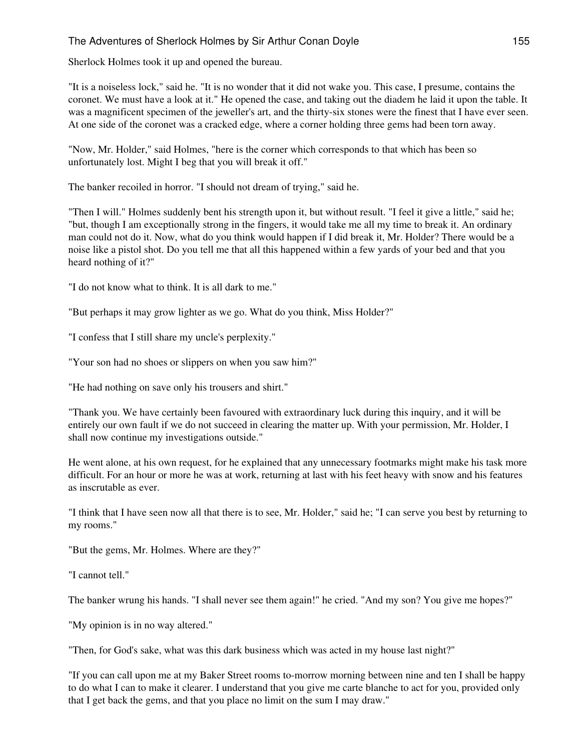Sherlock Holmes took it up and opened the bureau.

"It is a noiseless lock," said he. "It is no wonder that it did not wake you. This case, I presume, contains the coronet. We must have a look at it." He opened the case, and taking out the diadem he laid it upon the table. It was a magnificent specimen of the jeweller's art, and the thirty-six stones were the finest that I have ever seen. At one side of the coronet was a cracked edge, where a corner holding three gems had been torn away.

"Now, Mr. Holder," said Holmes, "here is the corner which corresponds to that which has been so unfortunately lost. Might I beg that you will break it off."

The banker recoiled in horror. "I should not dream of trying," said he.

"Then I will." Holmes suddenly bent his strength upon it, but without result. "I feel it give a little," said he; "but, though I am exceptionally strong in the fingers, it would take me all my time to break it. An ordinary man could not do it. Now, what do you think would happen if I did break it, Mr. Holder? There would be a noise like a pistol shot. Do you tell me that all this happened within a few yards of your bed and that you heard nothing of it?"

"I do not know what to think. It is all dark to me."

"But perhaps it may grow lighter as we go. What do you think, Miss Holder?"

"I confess that I still share my uncle's perplexity."

"Your son had no shoes or slippers on when you saw him?"

"He had nothing on save only his trousers and shirt."

"Thank you. We have certainly been favoured with extraordinary luck during this inquiry, and it will be entirely our own fault if we do not succeed in clearing the matter up. With your permission, Mr. Holder, I shall now continue my investigations outside."

He went alone, at his own request, for he explained that any unnecessary footmarks might make his task more difficult. For an hour or more he was at work, returning at last with his feet heavy with snow and his features as inscrutable as ever.

"I think that I have seen now all that there is to see, Mr. Holder," said he; "I can serve you best by returning to my rooms."

"But the gems, Mr. Holmes. Where are they?"

"I cannot tell."

The banker wrung his hands. "I shall never see them again!" he cried. "And my son? You give me hopes?"

"My opinion is in no way altered."

"Then, for God's sake, what was this dark business which was acted in my house last night?"

"If you can call upon me at my Baker Street rooms to-morrow morning between nine and ten I shall be happy to do what I can to make it clearer. I understand that you give me carte blanche to act for you, provided only that I get back the gems, and that you place no limit on the sum I may draw."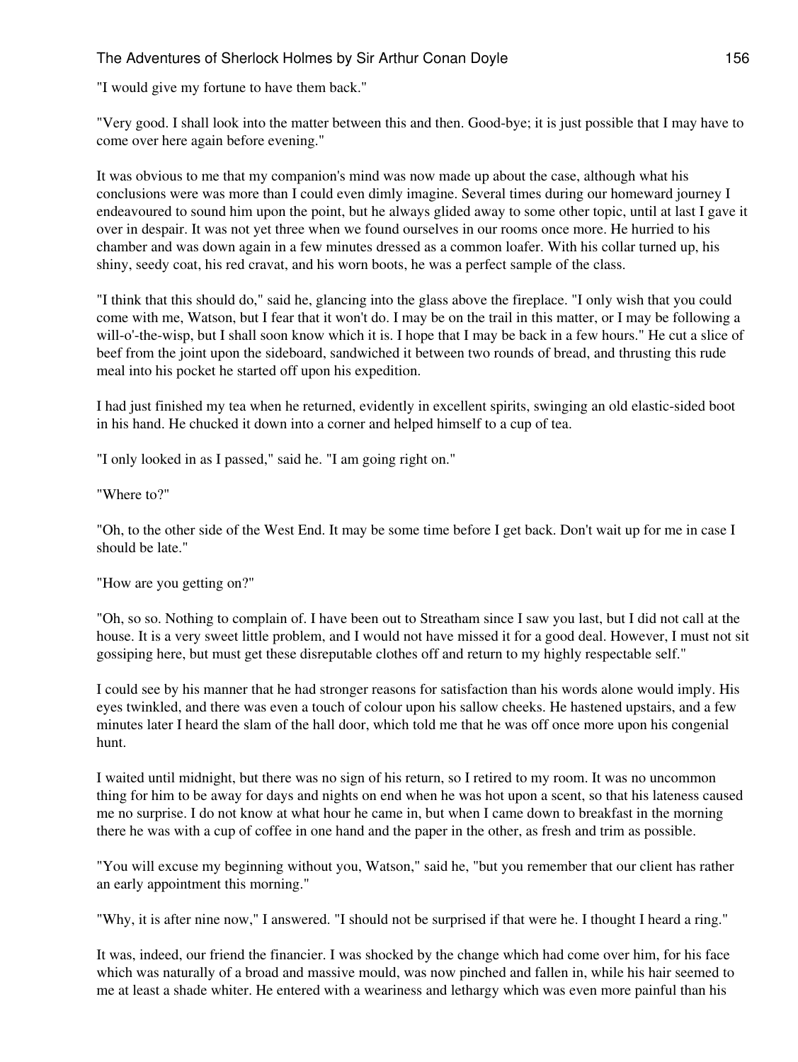"I would give my fortune to have them back."

"Very good. I shall look into the matter between this and then. Good-bye; it is just possible that I may have to come over here again before evening."

It was obvious to me that my companion's mind was now made up about the case, although what his conclusions were was more than I could even dimly imagine. Several times during our homeward journey I endeavoured to sound him upon the point, but he always glided away to some other topic, until at last I gave it over in despair. It was not yet three when we found ourselves in our rooms once more. He hurried to his chamber and was down again in a few minutes dressed as a common loafer. With his collar turned up, his shiny, seedy coat, his red cravat, and his worn boots, he was a perfect sample of the class.

"I think that this should do," said he, glancing into the glass above the fireplace. "I only wish that you could come with me, Watson, but I fear that it won't do. I may be on the trail in this matter, or I may be following a will-o'-the-wisp, but I shall soon know which it is. I hope that I may be back in a few hours." He cut a slice of beef from the joint upon the sideboard, sandwiched it between two rounds of bread, and thrusting this rude meal into his pocket he started off upon his expedition.

I had just finished my tea when he returned, evidently in excellent spirits, swinging an old elastic-sided boot in his hand. He chucked it down into a corner and helped himself to a cup of tea.

"I only looked in as I passed," said he. "I am going right on."

"Where to?"

"Oh, to the other side of the West End. It may be some time before I get back. Don't wait up for me in case I should be late."

"How are you getting on?"

"Oh, so so. Nothing to complain of. I have been out to Streatham since I saw you last, but I did not call at the house. It is a very sweet little problem, and I would not have missed it for a good deal. However, I must not sit gossiping here, but must get these disreputable clothes off and return to my highly respectable self."

I could see by his manner that he had stronger reasons for satisfaction than his words alone would imply. His eyes twinkled, and there was even a touch of colour upon his sallow cheeks. He hastened upstairs, and a few minutes later I heard the slam of the hall door, which told me that he was off once more upon his congenial hunt.

I waited until midnight, but there was no sign of his return, so I retired to my room. It was no uncommon thing for him to be away for days and nights on end when he was hot upon a scent, so that his lateness caused me no surprise. I do not know at what hour he came in, but when I came down to breakfast in the morning there he was with a cup of coffee in one hand and the paper in the other, as fresh and trim as possible.

"You will excuse my beginning without you, Watson," said he, "but you remember that our client has rather an early appointment this morning."

"Why, it is after nine now," I answered. "I should not be surprised if that were he. I thought I heard a ring."

It was, indeed, our friend the financier. I was shocked by the change which had come over him, for his face which was naturally of a broad and massive mould, was now pinched and fallen in, while his hair seemed to me at least a shade whiter. He entered with a weariness and lethargy which was even more painful than his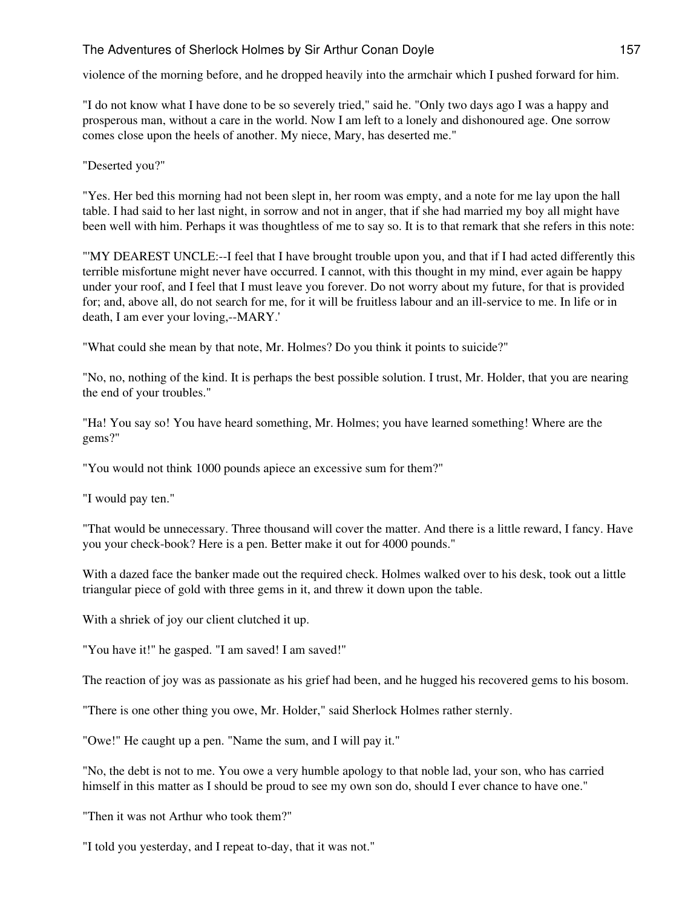violence of the morning before, and he dropped heavily into the armchair which I pushed forward for him.

"I do not know what I have done to be so severely tried," said he. "Only two days ago I was a happy and prosperous man, without a care in the world. Now I am left to a lonely and dishonoured age. One sorrow comes close upon the heels of another. My niece, Mary, has deserted me."

"Deserted you?"

"Yes. Her bed this morning had not been slept in, her room was empty, and a note for me lay upon the hall table. I had said to her last night, in sorrow and not in anger, that if she had married my boy all might have been well with him. Perhaps it was thoughtless of me to say so. It is to that remark that she refers in this note:

"'MY DEAREST UNCLE:--I feel that I have brought trouble upon you, and that if I had acted differently this terrible misfortune might never have occurred. I cannot, with this thought in my mind, ever again be happy under your roof, and I feel that I must leave you forever. Do not worry about my future, for that is provided for; and, above all, do not search for me, for it will be fruitless labour and an ill-service to me. In life or in death, I am ever your loving,--MARY.'

"What could she mean by that note, Mr. Holmes? Do you think it points to suicide?"

"No, no, nothing of the kind. It is perhaps the best possible solution. I trust, Mr. Holder, that you are nearing the end of your troubles."

"Ha! You say so! You have heard something, Mr. Holmes; you have learned something! Where are the gems?"

"You would not think 1000 pounds apiece an excessive sum for them?"

"I would pay ten."

"That would be unnecessary. Three thousand will cover the matter. And there is a little reward, I fancy. Have you your check-book? Here is a pen. Better make it out for 4000 pounds."

With a dazed face the banker made out the required check. Holmes walked over to his desk, took out a little triangular piece of gold with three gems in it, and threw it down upon the table.

With a shriek of joy our client clutched it up.

"You have it!" he gasped. "I am saved! I am saved!"

The reaction of joy was as passionate as his grief had been, and he hugged his recovered gems to his bosom.

"There is one other thing you owe, Mr. Holder," said Sherlock Holmes rather sternly.

"Owe!" He caught up a pen. "Name the sum, and I will pay it."

"No, the debt is not to me. You owe a very humble apology to that noble lad, your son, who has carried himself in this matter as I should be proud to see my own son do, should I ever chance to have one."

"Then it was not Arthur who took them?"

"I told you yesterday, and I repeat to-day, that it was not."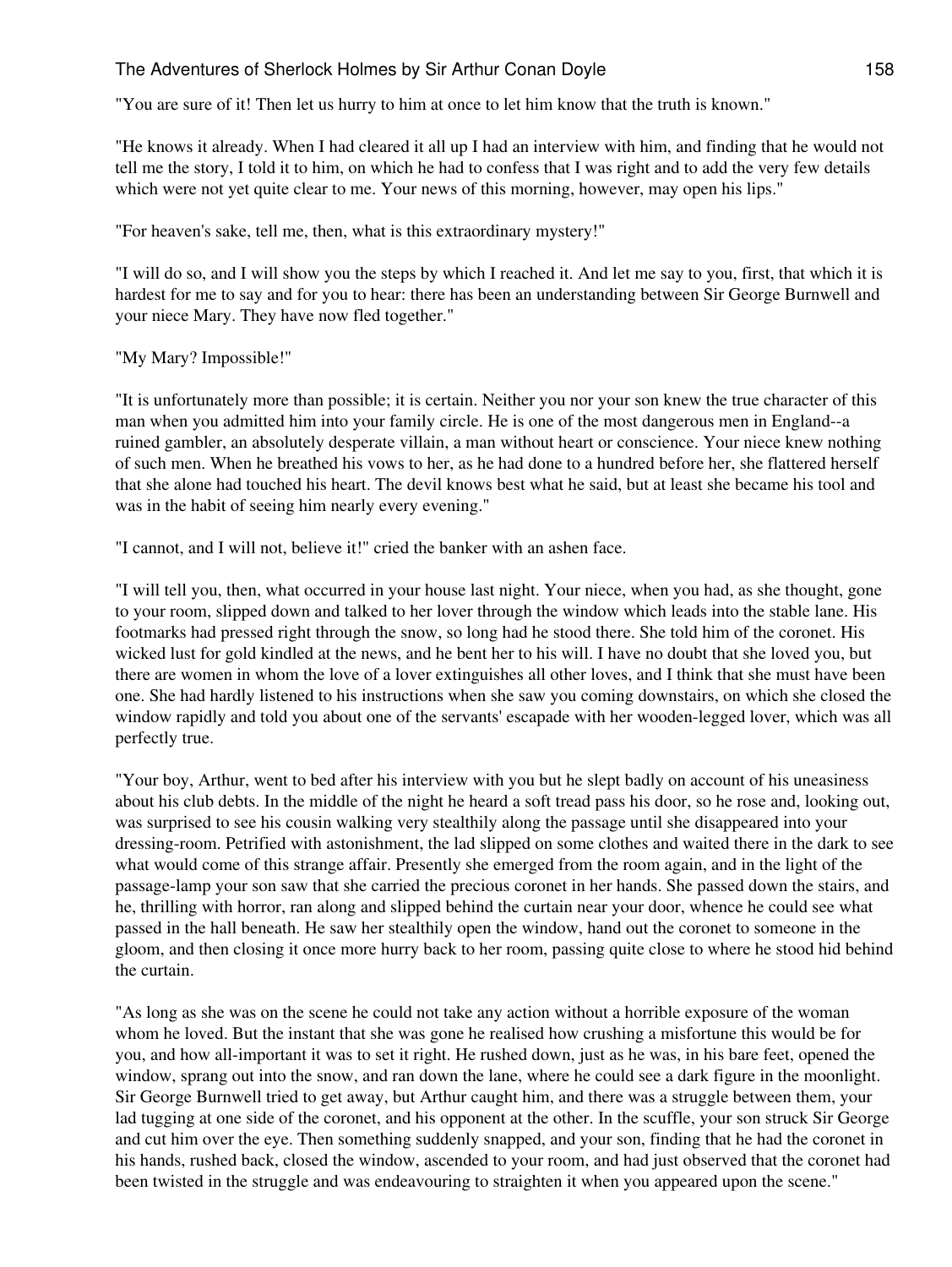"You are sure of it! Then let us hurry to him at once to let him know that the truth is known."

"He knows it already. When I had cleared it all up I had an interview with him, and finding that he would not tell me the story, I told it to him, on which he had to confess that I was right and to add the very few details which were not yet quite clear to me. Your news of this morning, however, may open his lips."

"For heaven's sake, tell me, then, what is this extraordinary mystery!"

"I will do so, and I will show you the steps by which I reached it. And let me say to you, first, that which it is hardest for me to say and for you to hear: there has been an understanding between Sir George Burnwell and your niece Mary. They have now fled together."

"My Mary? Impossible!"

"It is unfortunately more than possible; it is certain. Neither you nor your son knew the true character of this man when you admitted him into your family circle. He is one of the most dangerous men in England--a ruined gambler, an absolutely desperate villain, a man without heart or conscience. Your niece knew nothing of such men. When he breathed his vows to her, as he had done to a hundred before her, she flattered herself that she alone had touched his heart. The devil knows best what he said, but at least she became his tool and was in the habit of seeing him nearly every evening."

"I cannot, and I will not, believe it!" cried the banker with an ashen face.

"I will tell you, then, what occurred in your house last night. Your niece, when you had, as she thought, gone to your room, slipped down and talked to her lover through the window which leads into the stable lane. His footmarks had pressed right through the snow, so long had he stood there. She told him of the coronet. His wicked lust for gold kindled at the news, and he bent her to his will. I have no doubt that she loved you, but there are women in whom the love of a lover extinguishes all other loves, and I think that she must have been one. She had hardly listened to his instructions when she saw you coming downstairs, on which she closed the window rapidly and told you about one of the servants' escapade with her wooden-legged lover, which was all perfectly true.

"Your boy, Arthur, went to bed after his interview with you but he slept badly on account of his uneasiness about his club debts. In the middle of the night he heard a soft tread pass his door, so he rose and, looking out, was surprised to see his cousin walking very stealthily along the passage until she disappeared into your dressing-room. Petrified with astonishment, the lad slipped on some clothes and waited there in the dark to see what would come of this strange affair. Presently she emerged from the room again, and in the light of the passage-lamp your son saw that she carried the precious coronet in her hands. She passed down the stairs, and he, thrilling with horror, ran along and slipped behind the curtain near your door, whence he could see what passed in the hall beneath. He saw her stealthily open the window, hand out the coronet to someone in the gloom, and then closing it once more hurry back to her room, passing quite close to where he stood hid behind the curtain.

"As long as she was on the scene he could not take any action without a horrible exposure of the woman whom he loved. But the instant that she was gone he realised how crushing a misfortune this would be for you, and how all-important it was to set it right. He rushed down, just as he was, in his bare feet, opened the window, sprang out into the snow, and ran down the lane, where he could see a dark figure in the moonlight. Sir George Burnwell tried to get away, but Arthur caught him, and there was a struggle between them, your lad tugging at one side of the coronet, and his opponent at the other. In the scuffle, your son struck Sir George and cut him over the eye. Then something suddenly snapped, and your son, finding that he had the coronet in his hands, rushed back, closed the window, ascended to your room, and had just observed that the coronet had been twisted in the struggle and was endeavouring to straighten it when you appeared upon the scene."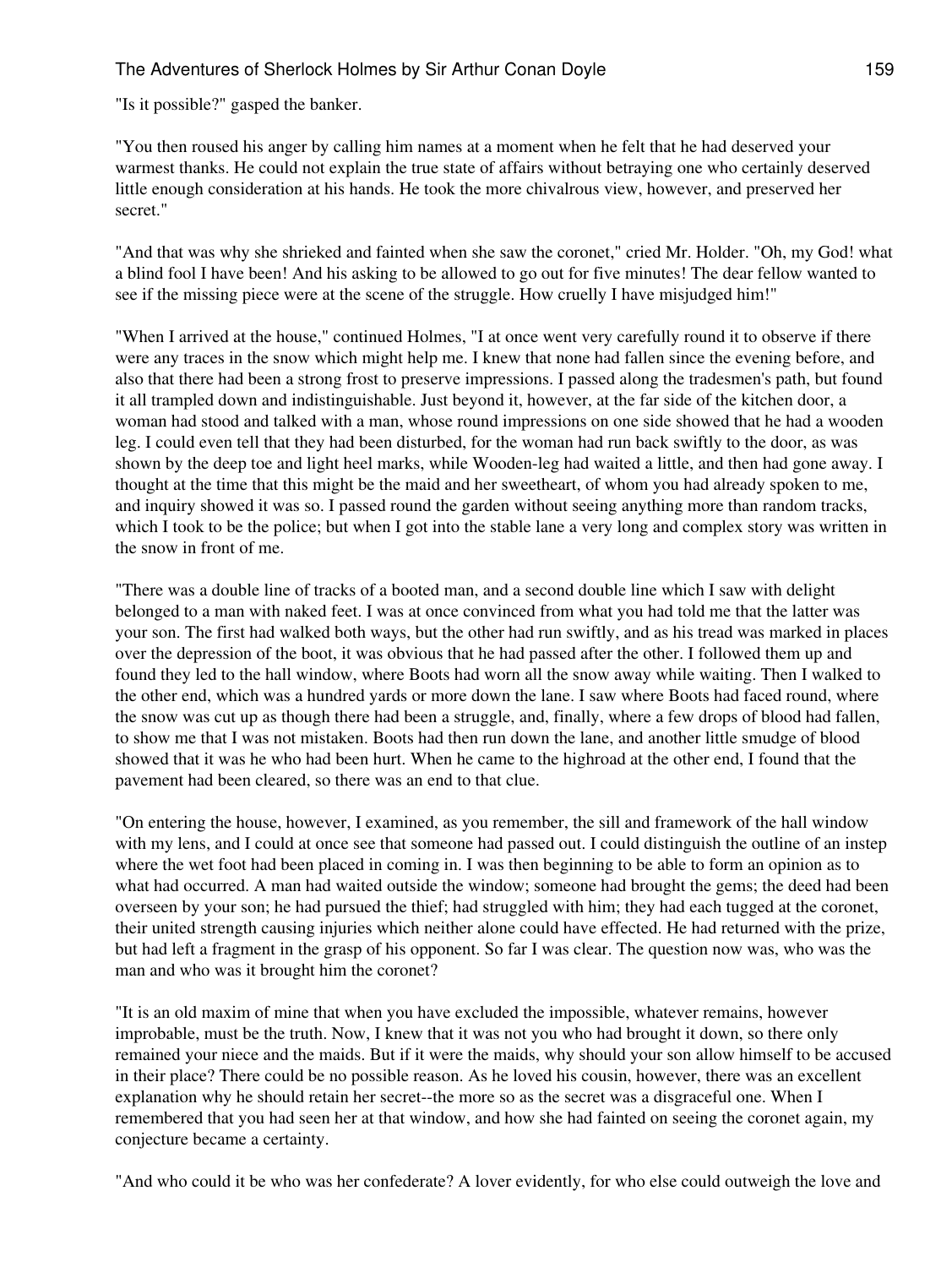"Is it possible?" gasped the banker.

"You then roused his anger by calling him names at a moment when he felt that he had deserved your warmest thanks. He could not explain the true state of affairs without betraying one who certainly deserved little enough consideration at his hands. He took the more chivalrous view, however, and preserved her secret."

"And that was why she shrieked and fainted when she saw the coronet," cried Mr. Holder. "Oh, my God! what a blind fool I have been! And his asking to be allowed to go out for five minutes! The dear fellow wanted to see if the missing piece were at the scene of the struggle. How cruelly I have misjudged him!"

"When I arrived at the house," continued Holmes, "I at once went very carefully round it to observe if there were any traces in the snow which might help me. I knew that none had fallen since the evening before, and also that there had been a strong frost to preserve impressions. I passed along the tradesmen's path, but found it all trampled down and indistinguishable. Just beyond it, however, at the far side of the kitchen door, a woman had stood and talked with a man, whose round impressions on one side showed that he had a wooden leg. I could even tell that they had been disturbed, for the woman had run back swiftly to the door, as was shown by the deep toe and light heel marks, while Wooden-leg had waited a little, and then had gone away. I thought at the time that this might be the maid and her sweetheart, of whom you had already spoken to me, and inquiry showed it was so. I passed round the garden without seeing anything more than random tracks, which I took to be the police; but when I got into the stable lane a very long and complex story was written in the snow in front of me.

"There was a double line of tracks of a booted man, and a second double line which I saw with delight belonged to a man with naked feet. I was at once convinced from what you had told me that the latter was your son. The first had walked both ways, but the other had run swiftly, and as his tread was marked in places over the depression of the boot, it was obvious that he had passed after the other. I followed them up and found they led to the hall window, where Boots had worn all the snow away while waiting. Then I walked to the other end, which was a hundred yards or more down the lane. I saw where Boots had faced round, where the snow was cut up as though there had been a struggle, and, finally, where a few drops of blood had fallen, to show me that I was not mistaken. Boots had then run down the lane, and another little smudge of blood showed that it was he who had been hurt. When he came to the highroad at the other end, I found that the pavement had been cleared, so there was an end to that clue.

"On entering the house, however, I examined, as you remember, the sill and framework of the hall window with my lens, and I could at once see that someone had passed out. I could distinguish the outline of an instep where the wet foot had been placed in coming in. I was then beginning to be able to form an opinion as to what had occurred. A man had waited outside the window; someone had brought the gems; the deed had been overseen by your son; he had pursued the thief; had struggled with him; they had each tugged at the coronet, their united strength causing injuries which neither alone could have effected. He had returned with the prize, but had left a fragment in the grasp of his opponent. So far I was clear. The question now was, who was the man and who was it brought him the coronet?

"It is an old maxim of mine that when you have excluded the impossible, whatever remains, however improbable, must be the truth. Now, I knew that it was not you who had brought it down, so there only remained your niece and the maids. But if it were the maids, why should your son allow himself to be accused in their place? There could be no possible reason. As he loved his cousin, however, there was an excellent explanation why he should retain her secret--the more so as the secret was a disgraceful one. When I remembered that you had seen her at that window, and how she had fainted on seeing the coronet again, my conjecture became a certainty.

"And who could it be who was her confederate? A lover evidently, for who else could outweigh the love and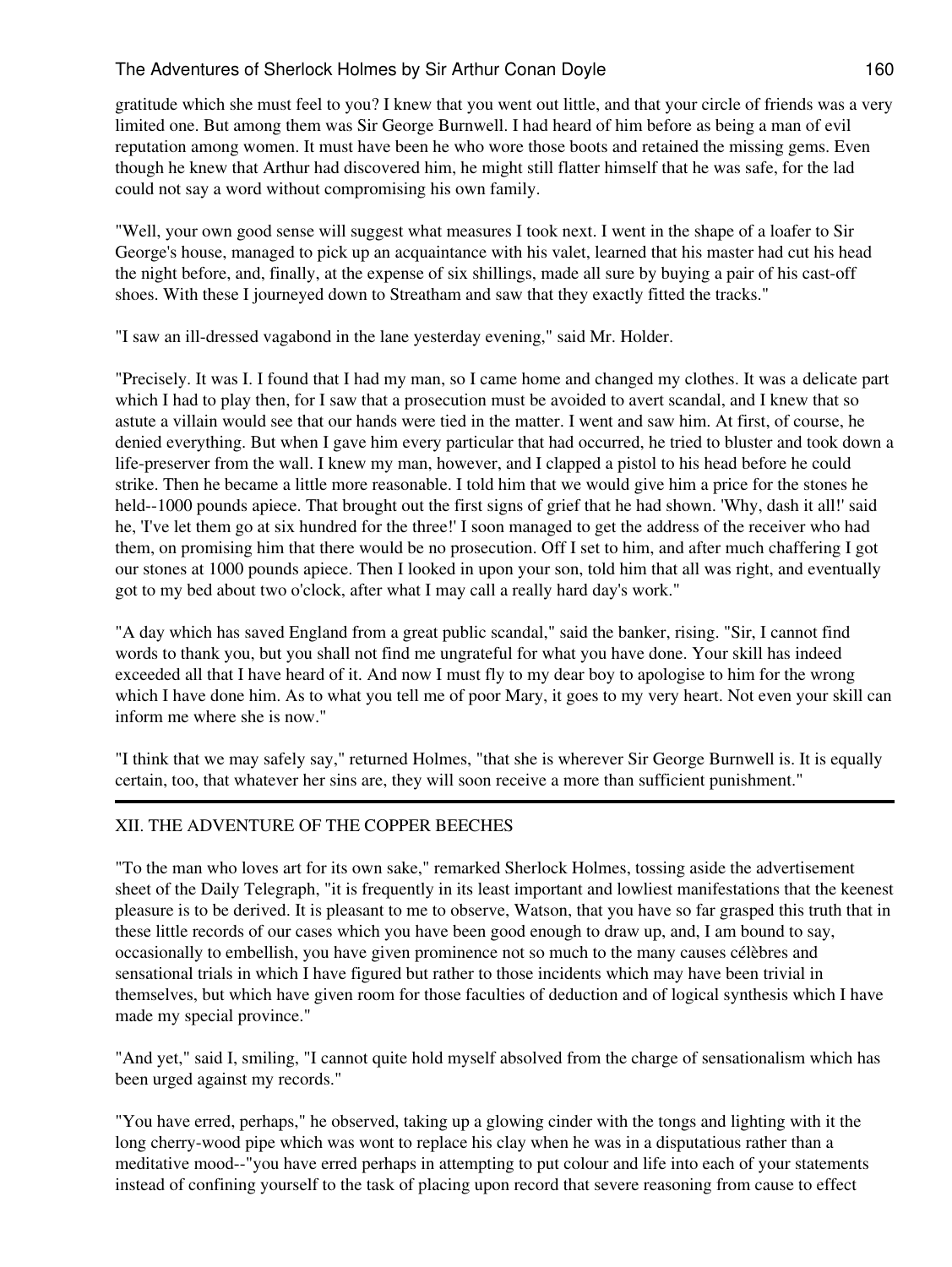gratitude which she must feel to you? I knew that you went out little, and that your circle of friends was a very limited one. But among them was Sir George Burnwell. I had heard of him before as being a man of evil reputation among women. It must have been he who wore those boots and retained the missing gems. Even though he knew that Arthur had discovered him, he might still flatter himself that he was safe, for the lad could not say a word without compromising his own family.

"Well, your own good sense will suggest what measures I took next. I went in the shape of a loafer to Sir George's house, managed to pick up an acquaintance with his valet, learned that his master had cut his head the night before, and, finally, at the expense of six shillings, made all sure by buying a pair of his cast-off shoes. With these I journeyed down to Streatham and saw that they exactly fitted the tracks."

"I saw an ill-dressed vagabond in the lane yesterday evening," said Mr. Holder.

"Precisely. It was I. I found that I had my man, so I came home and changed my clothes. It was a delicate part which I had to play then, for I saw that a prosecution must be avoided to avert scandal, and I knew that so astute a villain would see that our hands were tied in the matter. I went and saw him. At first, of course, he denied everything. But when I gave him every particular that had occurred, he tried to bluster and took down a life-preserver from the wall. I knew my man, however, and I clapped a pistol to his head before he could strike. Then he became a little more reasonable. I told him that we would give him a price for the stones he held--1000 pounds apiece. That brought out the first signs of grief that he had shown. 'Why, dash it all!' said he, 'I've let them go at six hundred for the three!' I soon managed to get the address of the receiver who had them, on promising him that there would be no prosecution. Off I set to him, and after much chaffering I got our stones at 1000 pounds apiece. Then I looked in upon your son, told him that all was right, and eventually got to my bed about two o'clock, after what I may call a really hard day's work."

"A day which has saved England from a great public scandal," said the banker, rising. "Sir, I cannot find words to thank you, but you shall not find me ungrateful for what you have done. Your skill has indeed exceeded all that I have heard of it. And now I must fly to my dear boy to apologise to him for the wrong which I have done him. As to what you tell me of poor Mary, it goes to my very heart. Not even your skill can inform me where she is now."

"I think that we may safely say," returned Holmes, "that she is wherever Sir George Burnwell is. It is equally certain, too, that whatever her sins are, they will soon receive a more than sufficient punishment."

---

## XII. THE ADVENTURE OF THE COPPER BEECHES

"To the man who loves art for its own sake," remarked Sherlock Holmes, tossing aside the advertisement sheet of the Daily Telegraph, "it is frequently in its least important and lowliest manifestations that the keenest pleasure is to be derived. It is pleasant to me to observe, Watson, that you have so far grasped this truth that in these little records of our cases which you have been good enough to draw up, and, I am bound to say, occasionally to embellish, you have given prominence not so much to the many causes célèbres and sensational trials in which I have figured but rather to those incidents which may have been trivial in themselves, but which have given room for those faculties of deduction and of logical synthesis which I have made my special province."

"And yet," said I, smiling, "I cannot quite hold myself absolved from the charge of sensationalism which has been urged against my records."

"You have erred, perhaps," he observed, taking up a glowing cinder with the tongs and lighting with it the long cherry-wood pipe which was wont to replace his clay when he was in a disputatious rather than a meditative mood--"you have erred perhaps in attempting to put colour and life into each of your statements instead of confining yourself to the task of placing upon record that severe reasoning from cause to effect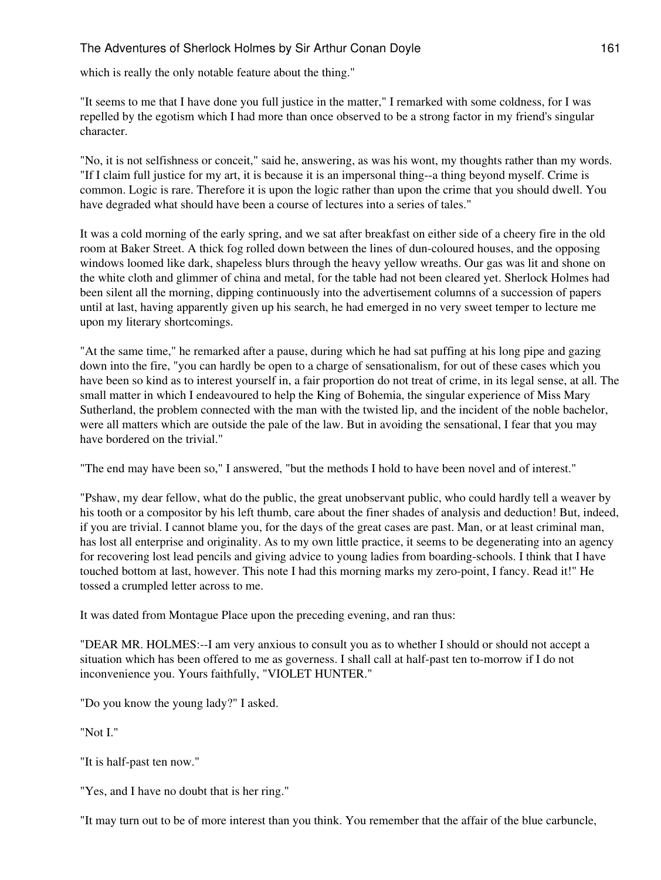which is really the only notable feature about the thing."

"It seems to me that I have done you full justice in the matter," I remarked with some coldness, for I was repelled by the egotism which I had more than once observed to be a strong factor in my friend's singular character.

"No, it is not selfishness or conceit," said he, answering, as was his wont, my thoughts rather than my words. "If I claim full justice for my art, it is because it is an impersonal thing--a thing beyond myself. Crime is common. Logic is rare. Therefore it is upon the logic rather than upon the crime that you should dwell. You have degraded what should have been a course of lectures into a series of tales."

It was a cold morning of the early spring, and we sat after breakfast on either side of a cheery fire in the old room at Baker Street. A thick fog rolled down between the lines of dun-coloured houses, and the opposing windows loomed like dark, shapeless blurs through the heavy yellow wreaths. Our gas was lit and shone on the white cloth and glimmer of china and metal, for the table had not been cleared yet. Sherlock Holmes had been silent all the morning, dipping continuously into the advertisement columns of a succession of papers until at last, having apparently given up his search, he had emerged in no very sweet temper to lecture me upon my literary shortcomings.

"At the same time," he remarked after a pause, during which he had sat puffing at his long pipe and gazing down into the fire, "you can hardly be open to a charge of sensationalism, for out of these cases which you have been so kind as to interest yourself in, a fair proportion do not treat of crime, in its legal sense, at all. The small matter in which I endeavoured to help the King of Bohemia, the singular experience of Miss Mary Sutherland, the problem connected with the man with the twisted lip, and the incident of the noble bachelor, were all matters which are outside the pale of the law. But in avoiding the sensational, I fear that you may have bordered on the trivial."

"The end may have been so," I answered, "but the methods I hold to have been novel and of interest."

"Pshaw, my dear fellow, what do the public, the great unobservant public, who could hardly tell a weaver by his tooth or a compositor by his left thumb, care about the finer shades of analysis and deduction! But, indeed, if you are trivial. I cannot blame you, for the days of the great cases are past. Man, or at least criminal man, has lost all enterprise and originality. As to my own little practice, it seems to be degenerating into an agency for recovering lost lead pencils and giving advice to young ladies from boarding-schools. I think that I have touched bottom at last, however. This note I had this morning marks my zero-point, I fancy. Read it!" He tossed a crumpled letter across to me.

It was dated from Montague Place upon the preceding evening, and ran thus:

"DEAR MR. HOLMES:--I am very anxious to consult you as to whether I should or should not accept a situation which has been offered to me as governess. I shall call at half-past ten to-morrow if I do not inconvenience you. Yours faithfully, "VIOLET HUNTER."

"Do you know the young lady?" I asked.

"Not I."

"It is half-past ten now."

"Yes, and I have no doubt that is her ring."

"It may turn out to be of more interest than you think. You remember that the affair of the blue carbuncle,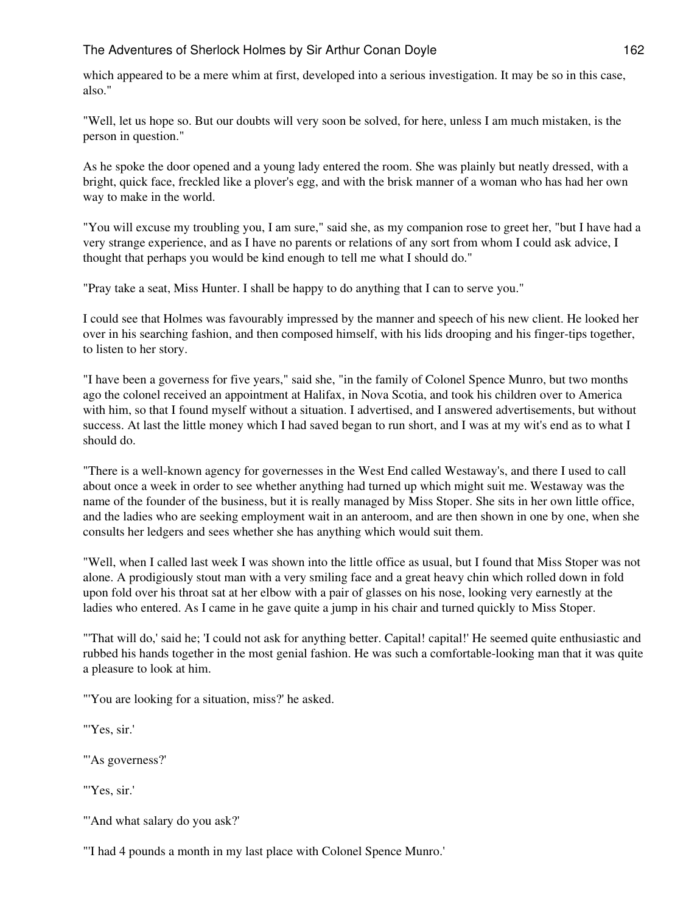which appeared to be a mere whim at first, developed into a serious investigation. It may be so in this case, also."

"Well, let us hope so. But our doubts will very soon be solved, for here, unless I am much mistaken, is the person in question."

As he spoke the door opened and a young lady entered the room. She was plainly but neatly dressed, with a bright, quick face, freckled like a plover's egg, and with the brisk manner of a woman who has had her own way to make in the world.

"You will excuse my troubling you, I am sure," said she, as my companion rose to greet her, "but I have had a very strange experience, and as I have no parents or relations of any sort from whom I could ask advice, I thought that perhaps you would be kind enough to tell me what I should do."

"Pray take a seat, Miss Hunter. I shall be happy to do anything that I can to serve you."

I could see that Holmes was favourably impressed by the manner and speech of his new client. He looked her over in his searching fashion, and then composed himself, with his lids drooping and his finger-tips together, to listen to her story.

"I have been a governess for five years," said she, "in the family of Colonel Spence Munro, but two months ago the colonel received an appointment at Halifax, in Nova Scotia, and took his children over to America with him, so that I found myself without a situation. I advertised, and I answered advertisements, but without success. At last the little money which I had saved began to run short, and I was at my wit's end as to what I should do.

"There is a well-known agency for governesses in the West End called Westaway's, and there I used to call about once a week in order to see whether anything had turned up which might suit me. Westaway was the name of the founder of the business, but it is really managed by Miss Stoper. She sits in her own little office, and the ladies who are seeking employment wait in an anteroom, and are then shown in one by one, when she consults her ledgers and sees whether she has anything which would suit them.

"Well, when I called last week I was shown into the little office as usual, but I found that Miss Stoper was not alone. A prodigiously stout man with a very smiling face and a great heavy chin which rolled down in fold upon fold over his throat sat at her elbow with a pair of glasses on his nose, looking very earnestly at the ladies who entered. As I came in he gave quite a jump in his chair and turned quickly to Miss Stoper.

"'That will do,' said he; 'I could not ask for anything better. Capital! capital!' He seemed quite enthusiastic and rubbed his hands together in the most genial fashion. He was such a comfortable-looking man that it was quite a pleasure to look at him.

"'You are looking for a situation, miss?' he asked.

"'Yes, sir.'

"'As governess?'

"'Yes, sir.'

"'And what salary do you ask?'

"'I had 4 pounds a month in my last place with Colonel Spence Munro.'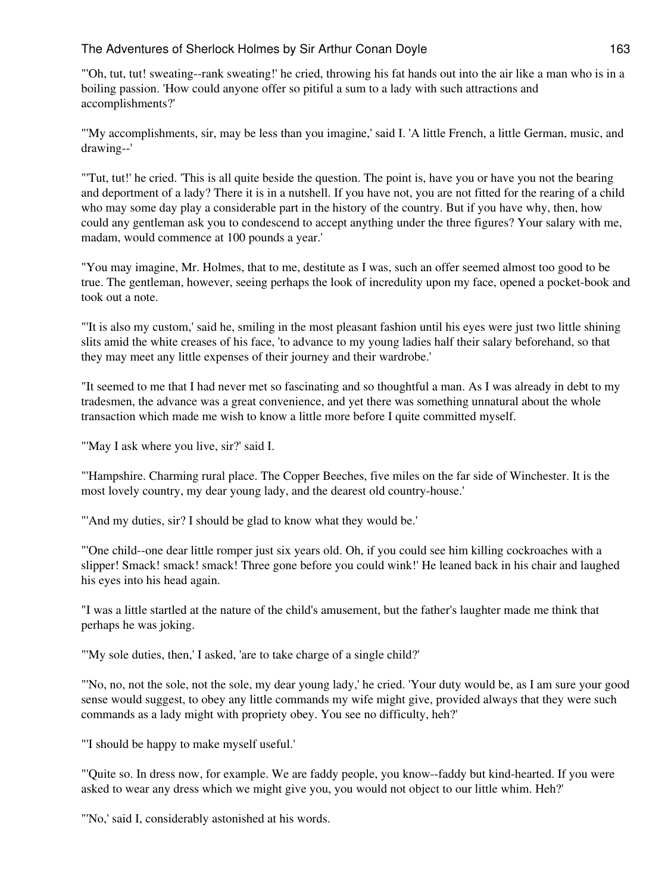"'Oh, tut, tut! sweating--rank sweating!' he cried, throwing his fat hands out into the air like a man who is in a boiling passion. 'How could anyone offer so pitiful a sum to a lady with such attractions and accomplishments?'

"'My accomplishments, sir, may be less than you imagine,' said I. 'A little French, a little German, music, and drawing--'

"'Tut, tut!' he cried. 'This is all quite beside the question. The point is, have you or have you not the bearing and deportment of a lady? There it is in a nutshell. If you have not, you are not fitted for the rearing of a child who may some day play a considerable part in the history of the country. But if you have why, then, how could any gentleman ask you to condescend to accept anything under the three figures? Your salary with me, madam, would commence at 100 pounds a year.'

"You may imagine, Mr. Holmes, that to me, destitute as I was, such an offer seemed almost too good to be true. The gentleman, however, seeing perhaps the look of incredulity upon my face, opened a pocket-book and took out a note.

"'It is also my custom,' said he, smiling in the most pleasant fashion until his eyes were just two little shining slits amid the white creases of his face, 'to advance to my young ladies half their salary beforehand, so that they may meet any little expenses of their journey and their wardrobe.'

"It seemed to me that I had never met so fascinating and so thoughtful a man. As I was already in debt to my tradesmen, the advance was a great convenience, and yet there was something unnatural about the whole transaction which made me wish to know a little more before I quite committed myself.

"'May I ask where you live, sir?' said I.

"'Hampshire. Charming rural place. The Copper Beeches, five miles on the far side of Winchester. It is the most lovely country, my dear young lady, and the dearest old country-house.'

"'And my duties, sir? I should be glad to know what they would be.'

"'One child--one dear little romper just six years old. Oh, if you could see him killing cockroaches with a slipper! Smack! smack! smack! Three gone before you could wink!' He leaned back in his chair and laughed his eyes into his head again.

"I was a little startled at the nature of the child's amusement, but the father's laughter made me think that perhaps he was joking.

"'My sole duties, then,' I asked, 'are to take charge of a single child?'

"'No, no, not the sole, not the sole, my dear young lady,' he cried. 'Your duty would be, as I am sure your good sense would suggest, to obey any little commands my wife might give, provided always that they were such commands as a lady might with propriety obey. You see no difficulty, heh?'

"'I should be happy to make myself useful.'

"'Quite so. In dress now, for example. We are faddy people, you know--faddy but kind-hearted. If you were asked to wear any dress which we might give you, you would not object to our little whim. Heh?'

"'No,' said I, considerably astonished at his words.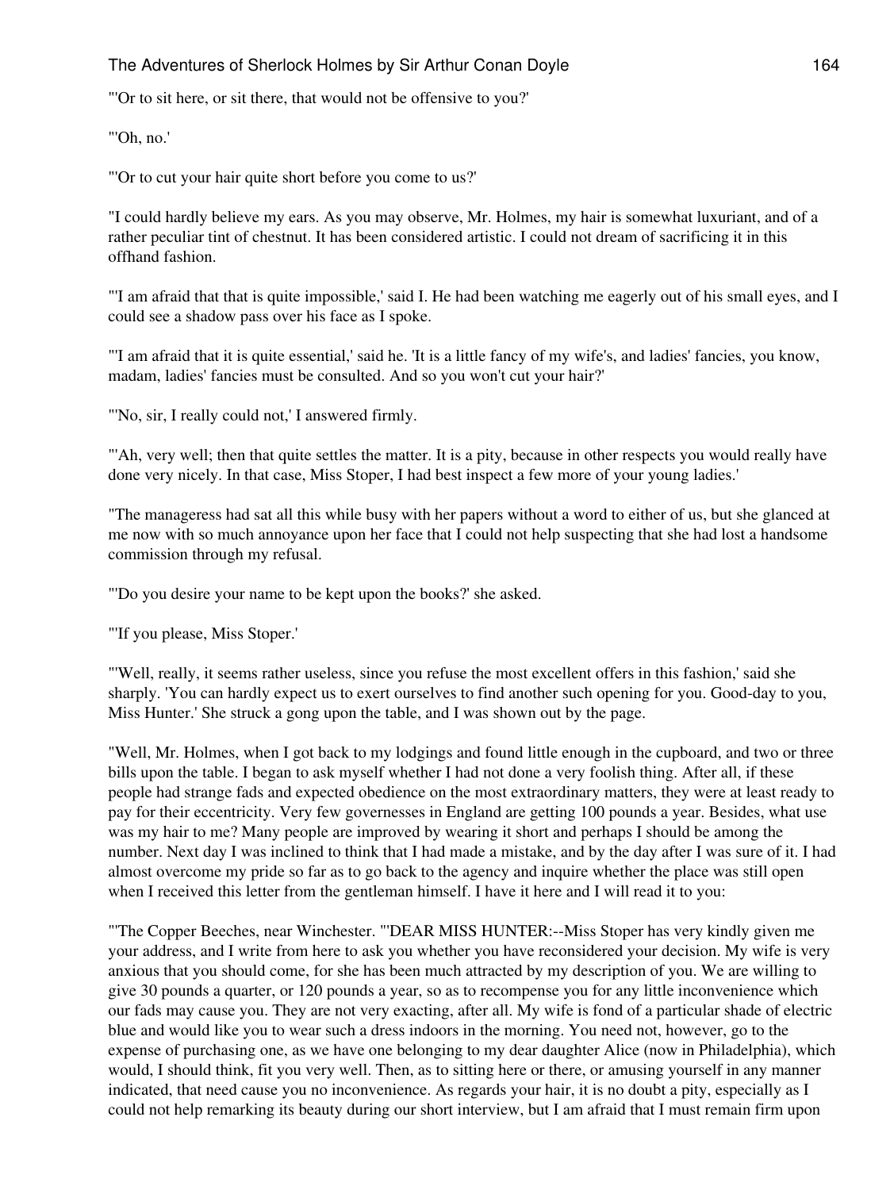"'Or to sit here, or sit there, that would not be offensive to you?'

"'Oh, no.'

"'Or to cut your hair quite short before you come to us?'

"I could hardly believe my ears. As you may observe, Mr. Holmes, my hair is somewhat luxuriant, and of a rather peculiar tint of chestnut. It has been considered artistic. I could not dream of sacrificing it in this offhand fashion.

"'I am afraid that that is quite impossible,' said I. He had been watching me eagerly out of his small eyes, and I could see a shadow pass over his face as I spoke.

"'I am afraid that it is quite essential,' said he. 'It is a little fancy of my wife's, and ladies' fancies, you know, madam, ladies' fancies must be consulted. And so you won't cut your hair?'

"'No, sir, I really could not,' I answered firmly.

"'Ah, very well; then that quite settles the matter. It is a pity, because in other respects you would really have done very nicely. In that case, Miss Stoper, I had best inspect a few more of your young ladies.'

"The manageress had sat all this while busy with her papers without a word to either of us, but she glanced at me now with so much annoyance upon her face that I could not help suspecting that she had lost a handsome commission through my refusal.

"'Do you desire your name to be kept upon the books?' she asked.

"'If you please, Miss Stoper.'

"'Well, really, it seems rather useless, since you refuse the most excellent offers in this fashion,' said she sharply. 'You can hardly expect us to exert ourselves to find another such opening for you. Good-day to you, Miss Hunter.' She struck a gong upon the table, and I was shown out by the page.

"Well, Mr. Holmes, when I got back to my lodgings and found little enough in the cupboard, and two or three bills upon the table. I began to ask myself whether I had not done a very foolish thing. After all, if these people had strange fads and expected obedience on the most extraordinary matters, they were at least ready to pay for their eccentricity. Very few governesses in England are getting 100 pounds a year. Besides, what use was my hair to me? Many people are improved by wearing it short and perhaps I should be among the number. Next day I was inclined to think that I had made a mistake, and by the day after I was sure of it. I had almost overcome my pride so far as to go back to the agency and inquire whether the place was still open when I received this letter from the gentleman himself. I have it here and I will read it to you:

"'The Copper Beeches, near Winchester. "'DEAR MISS HUNTER:--Miss Stoper has very kindly given me your address, and I write from here to ask you whether you have reconsidered your decision. My wife is very anxious that you should come, for she has been much attracted by my description of you. We are willing to give 30 pounds a quarter, or 120 pounds a year, so as to recompense you for any little inconvenience which our fads may cause you. They are not very exacting, after all. My wife is fond of a particular shade of electric blue and would like you to wear such a dress indoors in the morning. You need not, however, go to the expense of purchasing one, as we have one belonging to my dear daughter Alice (now in Philadelphia), which would, I should think, fit you very well. Then, as to sitting here or there, or amusing yourself in any manner indicated, that need cause you no inconvenience. As regards your hair, it is no doubt a pity, especially as I could not help remarking its beauty during our short interview, but I am afraid that I must remain firm upon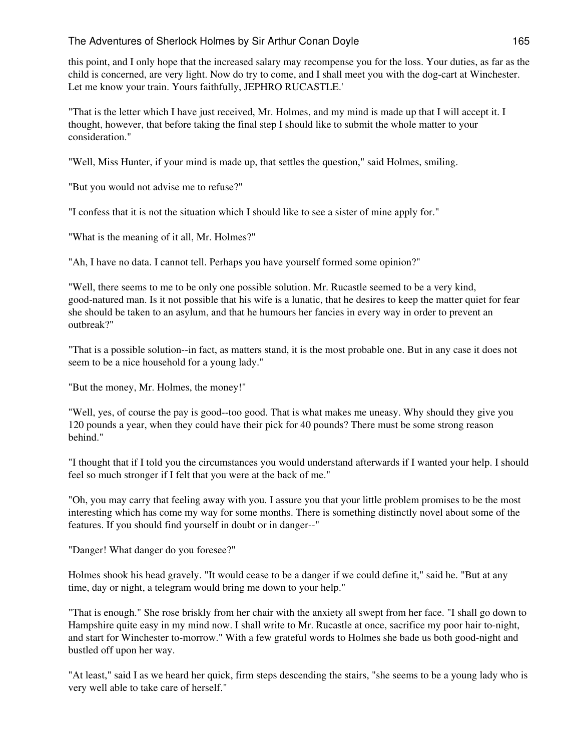this point, and I only hope that the increased salary may recompense you for the loss. Your duties, as far as the child is concerned, are very light. Now do try to come, and I shall meet you with the dog-cart at Winchester. Let me know your train. Yours faithfully, JEPHRO RUCASTLE.'

"That is the letter which I have just received, Mr. Holmes, and my mind is made up that I will accept it. I thought, however, that before taking the final step I should like to submit the whole matter to your consideration."

"Well, Miss Hunter, if your mind is made up, that settles the question," said Holmes, smiling.

"But you would not advise me to refuse?"

"I confess that it is not the situation which I should like to see a sister of mine apply for."

"What is the meaning of it all, Mr. Holmes?"

"Ah, I have no data. I cannot tell. Perhaps you have yourself formed some opinion?"

"Well, there seems to me to be only one possible solution. Mr. Rucastle seemed to be a very kind, good-natured man. Is it not possible that his wife is a lunatic, that he desires to keep the matter quiet for fear she should be taken to an asylum, and that he humours her fancies in every way in order to prevent an outbreak?"

"That is a possible solution--in fact, as matters stand, it is the most probable one. But in any case it does not seem to be a nice household for a young lady."

"But the money, Mr. Holmes, the money!"

"Well, yes, of course the pay is good--too good. That is what makes me uneasy. Why should they give you 120 pounds a year, when they could have their pick for 40 pounds? There must be some strong reason behind."

"I thought that if I told you the circumstances you would understand afterwards if I wanted your help. I should feel so much stronger if I felt that you were at the back of me."

"Oh, you may carry that feeling away with you. I assure you that your little problem promises to be the most interesting which has come my way for some months. There is something distinctly novel about some of the features. If you should find yourself in doubt or in danger--"

"Danger! What danger do you foresee?"

Holmes shook his head gravely. "It would cease to be a danger if we could define it," said he. "But at any time, day or night, a telegram would bring me down to your help."

"That is enough." She rose briskly from her chair with the anxiety all swept from her face. "I shall go down to Hampshire quite easy in my mind now. I shall write to Mr. Rucastle at once, sacrifice my poor hair to-night, and start for Winchester to-morrow." With a few grateful words to Holmes she bade us both good-night and bustled off upon her way.

"At least," said I as we heard her quick, firm steps descending the stairs, "she seems to be a young lady who is very well able to take care of herself."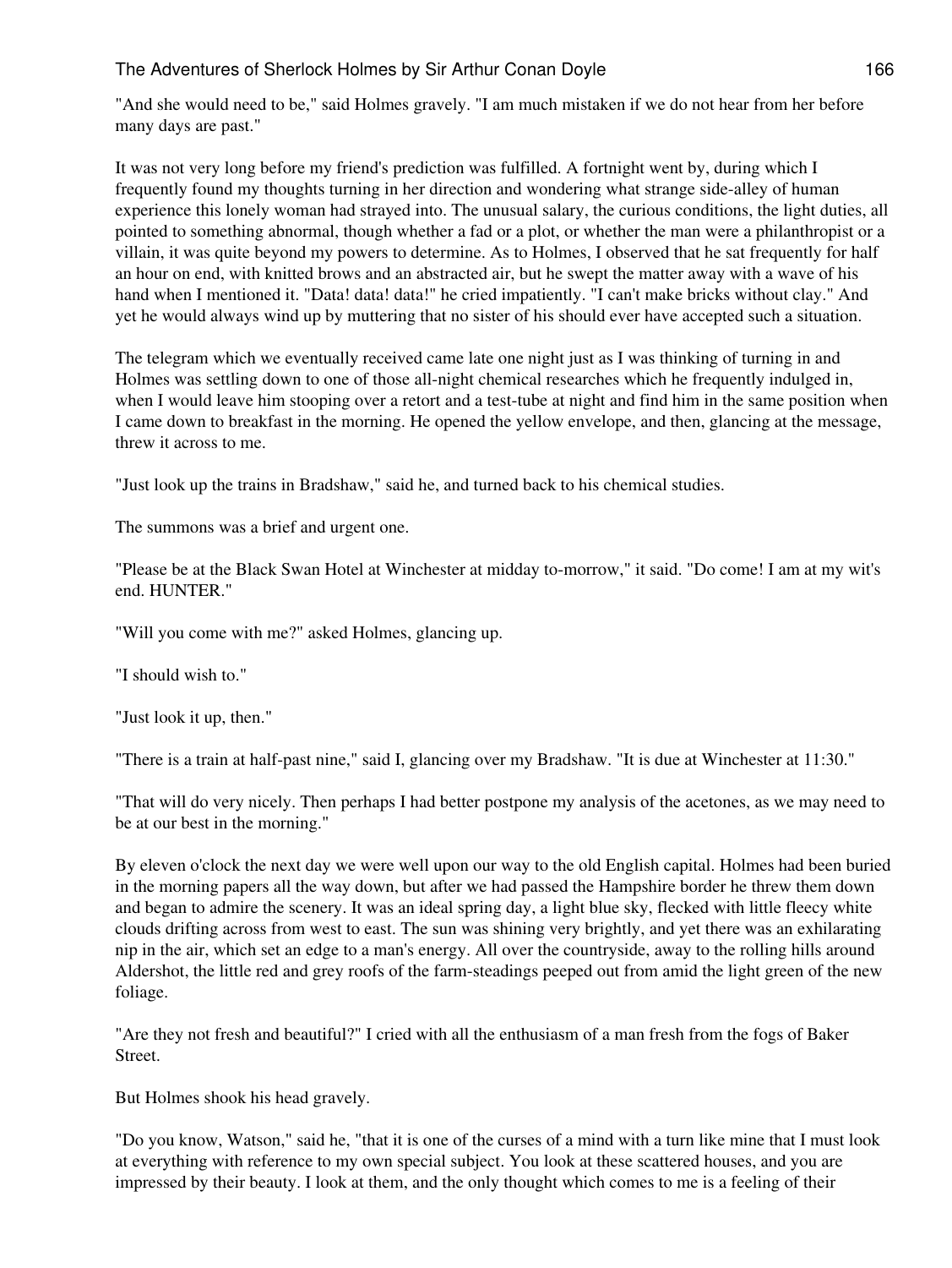"And she would need to be," said Holmes gravely. "I am much mistaken if we do not hear from her before many days are past."

It was not very long before my friend's prediction was fulfilled. A fortnight went by, during which I frequently found my thoughts turning in her direction and wondering what strange side-alley of human experience this lonely woman had strayed into. The unusual salary, the curious conditions, the light duties, all pointed to something abnormal, though whether a fad or a plot, or whether the man were a philanthropist or a villain, it was quite beyond my powers to determine. As to Holmes, I observed that he sat frequently for half an hour on end, with knitted brows and an abstracted air, but he swept the matter away with a wave of his hand when I mentioned it. "Data! data! data!" he cried impatiently. "I can't make bricks without clay." And yet he would always wind up by muttering that no sister of his should ever have accepted such a situation.

The telegram which we eventually received came late one night just as I was thinking of turning in and Holmes was settling down to one of those all-night chemical researches which he frequently indulged in, when I would leave him stooping over a retort and a test-tube at night and find him in the same position when I came down to breakfast in the morning. He opened the yellow envelope, and then, glancing at the message, threw it across to me.

"Just look up the trains in Bradshaw," said he, and turned back to his chemical studies.

The summons was a brief and urgent one.

"Please be at the Black Swan Hotel at Winchester at midday to-morrow," it said. "Do come! I am at my wit's end. HUNTER."

"Will you come with me?" asked Holmes, glancing up.

"I should wish to."

"Just look it up, then."

"There is a train at half-past nine," said I, glancing over my Bradshaw. "It is due at Winchester at 11:30."

"That will do very nicely. Then perhaps I had better postpone my analysis of the acetones, as we may need to be at our best in the morning."

By eleven o'clock the next day we were well upon our way to the old English capital. Holmes had been buried in the morning papers all the way down, but after we had passed the Hampshire border he threw them down and began to admire the scenery. It was an ideal spring day, a light blue sky, flecked with little fleecy white clouds drifting across from west to east. The sun was shining very brightly, and yet there was an exhilarating nip in the air, which set an edge to a man's energy. All over the countryside, away to the rolling hills around Aldershot, the little red and grey roofs of the farm-steadings peeped out from amid the light green of the new foliage.

"Are they not fresh and beautiful?" I cried with all the enthusiasm of a man fresh from the fogs of Baker Street.

But Holmes shook his head gravely.

"Do you know, Watson," said he, "that it is one of the curses of a mind with a turn like mine that I must look at everything with reference to my own special subject. You look at these scattered houses, and you are impressed by their beauty. I look at them, and the only thought which comes to me is a feeling of their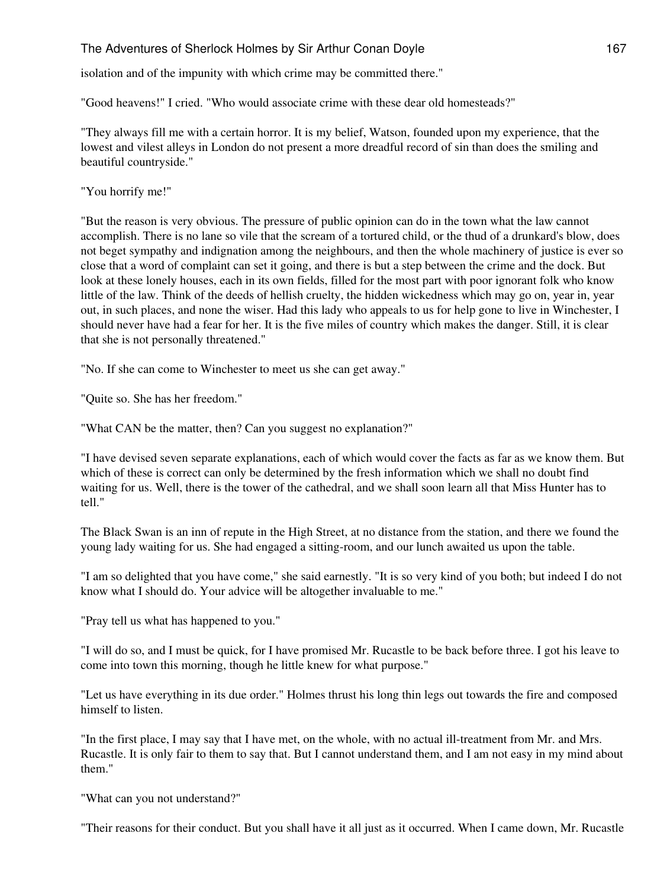isolation and of the impunity with which crime may be committed there."

"Good heavens!" I cried. "Who would associate crime with these dear old homesteads?"

"They always fill me with a certain horror. It is my belief, Watson, founded upon my experience, that the lowest and vilest alleys in London do not present a more dreadful record of sin than does the smiling and beautiful countryside."

"You horrify me!"

"But the reason is very obvious. The pressure of public opinion can do in the town what the law cannot accomplish. There is no lane so vile that the scream of a tortured child, or the thud of a drunkard's blow, does not beget sympathy and indignation among the neighbours, and then the whole machinery of justice is ever so close that a word of complaint can set it going, and there is but a step between the crime and the dock. But look at these lonely houses, each in its own fields, filled for the most part with poor ignorant folk who know little of the law. Think of the deeds of hellish cruelty, the hidden wickedness which may go on, year in, year out, in such places, and none the wiser. Had this lady who appeals to us for help gone to live in Winchester, I should never have had a fear for her. It is the five miles of country which makes the danger. Still, it is clear that she is not personally threatened."

"No. If she can come to Winchester to meet us she can get away."

"Quite so. She has her freedom."

"What CAN be the matter, then? Can you suggest no explanation?"

"I have devised seven separate explanations, each of which would cover the facts as far as we know them. But which of these is correct can only be determined by the fresh information which we shall no doubt find waiting for us. Well, there is the tower of the cathedral, and we shall soon learn all that Miss Hunter has to tell."

The Black Swan is an inn of repute in the High Street, at no distance from the station, and there we found the young lady waiting for us. She had engaged a sitting-room, and our lunch awaited us upon the table.

"I am so delighted that you have come," she said earnestly. "It is so very kind of you both; but indeed I do not know what I should do. Your advice will be altogether invaluable to me."

"Pray tell us what has happened to you."

"I will do so, and I must be quick, for I have promised Mr. Rucastle to be back before three. I got his leave to come into town this morning, though he little knew for what purpose."

"Let us have everything in its due order." Holmes thrust his long thin legs out towards the fire and composed himself to listen.

"In the first place, I may say that I have met, on the whole, with no actual ill-treatment from Mr. and Mrs. Rucastle. It is only fair to them to say that. But I cannot understand them, and I am not easy in my mind about them."

"What can you not understand?"

"Their reasons for their conduct. But you shall have it all just as it occurred. When I came down, Mr. Rucastle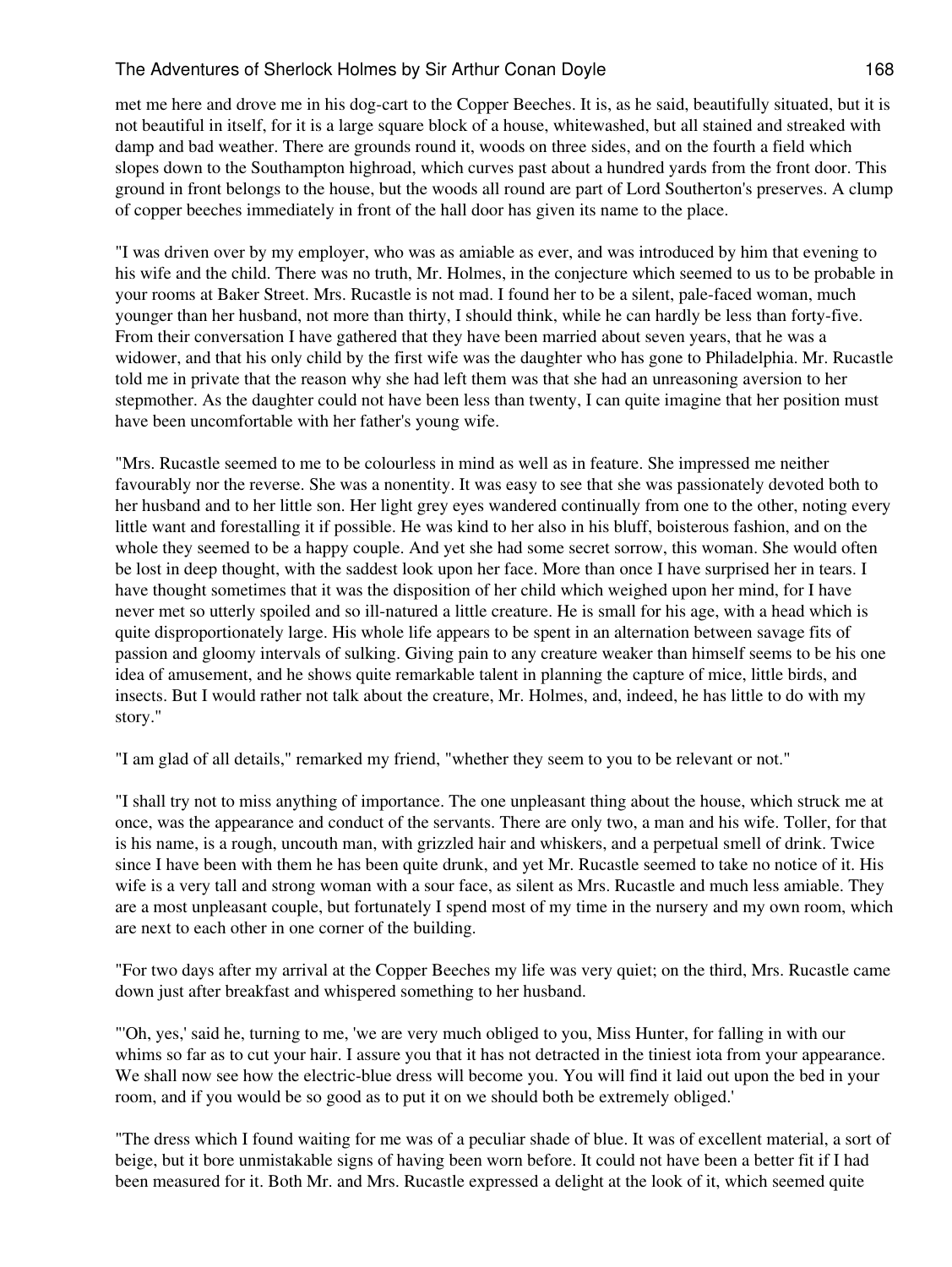met me here and drove me in his dog-cart to the Copper Beeches. It is, as he said, beautifully situated, but it is not beautiful in itself, for it is a large square block of a house, whitewashed, but all stained and streaked with damp and bad weather. There are grounds round it, woods on three sides, and on the fourth a field which slopes down to the Southampton highroad, which curves past about a hundred yards from the front door. This ground in front belongs to the house, but the woods all round are part of Lord Southerton's preserves. A clump of copper beeches immediately in front of the hall door has given its name to the place.

"I was driven over by my employer, who was as amiable as ever, and was introduced by him that evening to his wife and the child. There was no truth, Mr. Holmes, in the conjecture which seemed to us to be probable in your rooms at Baker Street. Mrs. Rucastle is not mad. I found her to be a silent, pale-faced woman, much younger than her husband, not more than thirty, I should think, while he can hardly be less than forty-five. From their conversation I have gathered that they have been married about seven years, that he was a widower, and that his only child by the first wife was the daughter who has gone to Philadelphia. Mr. Rucastle told me in private that the reason why she had left them was that she had an unreasoning aversion to her stepmother. As the daughter could not have been less than twenty, I can quite imagine that her position must have been uncomfortable with her father's young wife.

"Mrs. Rucastle seemed to me to be colourless in mind as well as in feature. She impressed me neither favourably nor the reverse. She was a nonentity. It was easy to see that she was passionately devoted both to her husband and to her little son. Her light grey eyes wandered continually from one to the other, noting every little want and forestalling it if possible. He was kind to her also in his bluff, boisterous fashion, and on the whole they seemed to be a happy couple. And yet she had some secret sorrow, this woman. She would often be lost in deep thought, with the saddest look upon her face. More than once I have surprised her in tears. I have thought sometimes that it was the disposition of her child which weighed upon her mind, for I have never met so utterly spoiled and so ill-natured a little creature. He is small for his age, with a head which is quite disproportionately large. His whole life appears to be spent in an alternation between savage fits of passion and gloomy intervals of sulking. Giving pain to any creature weaker than himself seems to be his one idea of amusement, and he shows quite remarkable talent in planning the capture of mice, little birds, and insects. But I would rather not talk about the creature, Mr. Holmes, and, indeed, he has little to do with my story."

"I am glad of all details," remarked my friend, "whether they seem to you to be relevant or not."

"I shall try not to miss anything of importance. The one unpleasant thing about the house, which struck me at once, was the appearance and conduct of the servants. There are only two, a man and his wife. Toller, for that is his name, is a rough, uncouth man, with grizzled hair and whiskers, and a perpetual smell of drink. Twice since I have been with them he has been quite drunk, and yet Mr. Rucastle seemed to take no notice of it. His wife is a very tall and strong woman with a sour face, as silent as Mrs. Rucastle and much less amiable. They are a most unpleasant couple, but fortunately I spend most of my time in the nursery and my own room, which are next to each other in one corner of the building.

"For two days after my arrival at the Copper Beeches my life was very quiet; on the third, Mrs. Rucastle came down just after breakfast and whispered something to her husband.

"'Oh, yes,' said he, turning to me, 'we are very much obliged to you, Miss Hunter, for falling in with our whims so far as to cut your hair. I assure you that it has not detracted in the tiniest iota from your appearance. We shall now see how the electric-blue dress will become you. You will find it laid out upon the bed in your room, and if you would be so good as to put it on we should both be extremely obliged.'

"The dress which I found waiting for me was of a peculiar shade of blue. It was of excellent material, a sort of beige, but it bore unmistakable signs of having been worn before. It could not have been a better fit if I had been measured for it. Both Mr. and Mrs. Rucastle expressed a delight at the look of it, which seemed quite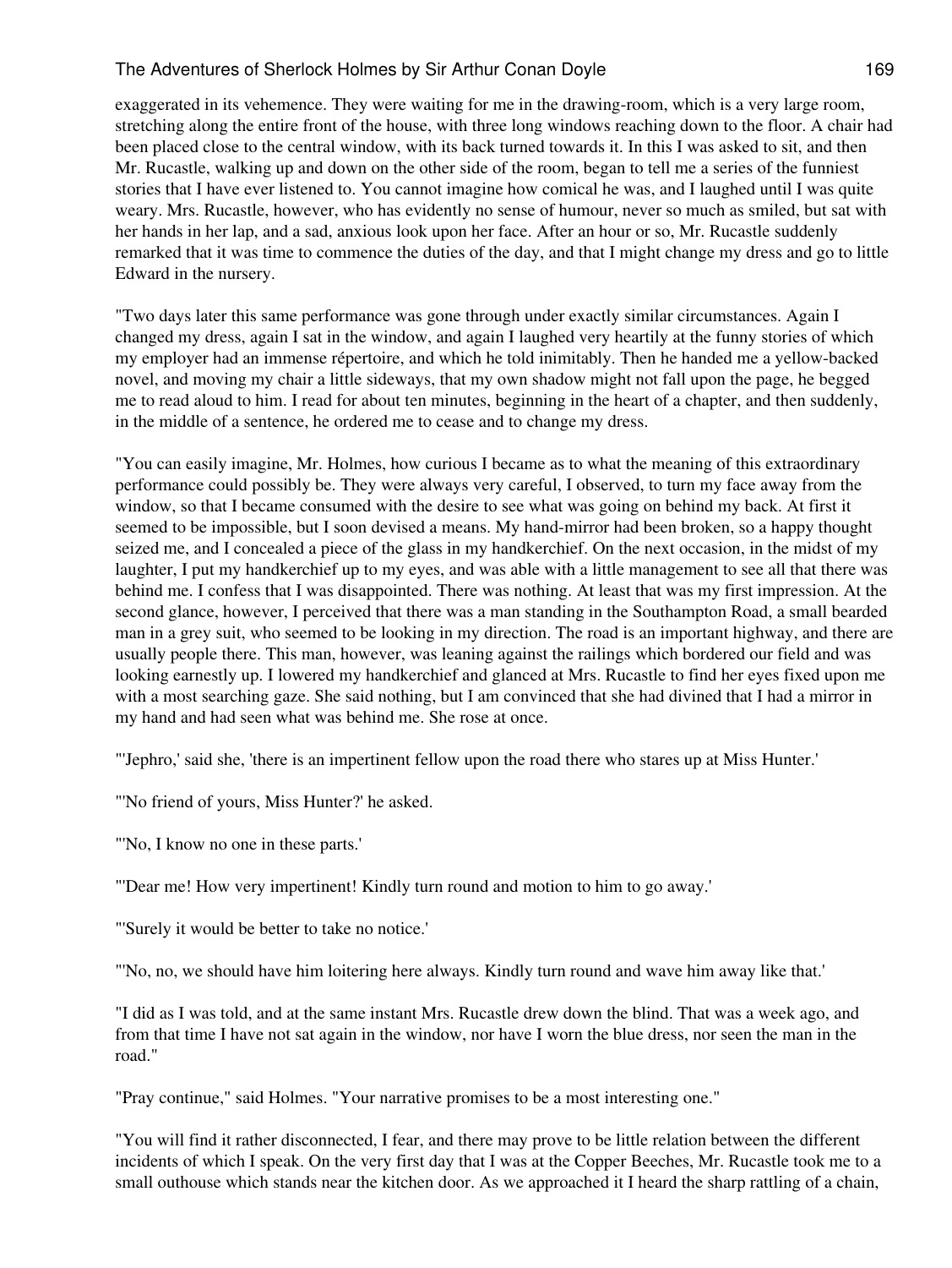exaggerated in its vehemence. They were waiting for me in the drawing-room, which is a very large room, stretching along the entire front of the house, with three long windows reaching down to the floor. A chair had been placed close to the central window, with its back turned towards it. In this I was asked to sit, and then Mr. Rucastle, walking up and down on the other side of the room, began to tell me a series of the funniest stories that I have ever listened to. You cannot imagine how comical he was, and I laughed until I was quite weary. Mrs. Rucastle, however, who has evidently no sense of humour, never so much as smiled, but sat with her hands in her lap, and a sad, anxious look upon her face. After an hour or so, Mr. Rucastle suddenly remarked that it was time to commence the duties of the day, and that I might change my dress and go to little Edward in the nursery.

"Two days later this same performance was gone through under exactly similar circumstances. Again I changed my dress, again I sat in the window, and again I laughed very heartily at the funny stories of which my employer had an immense répertoire, and which he told inimitably. Then he handed me a yellow-backed novel, and moving my chair a little sideways, that my own shadow might not fall upon the page, he begged me to read aloud to him. I read for about ten minutes, beginning in the heart of a chapter, and then suddenly, in the middle of a sentence, he ordered me to cease and to change my dress.

"You can easily imagine, Mr. Holmes, how curious I became as to what the meaning of this extraordinary performance could possibly be. They were always very careful, I observed, to turn my face away from the window, so that I became consumed with the desire to see what was going on behind my back. At first it seemed to be impossible, but I soon devised a means. My hand-mirror had been broken, so a happy thought seized me, and I concealed a piece of the glass in my handkerchief. On the next occasion, in the midst of my laughter, I put my handkerchief up to my eyes, and was able with a little management to see all that there was behind me. I confess that I was disappointed. There was nothing. At least that was my first impression. At the second glance, however, I perceived that there was a man standing in the Southampton Road, a small bearded man in a grey suit, who seemed to be looking in my direction. The road is an important highway, and there are usually people there. This man, however, was leaning against the railings which bordered our field and was looking earnestly up. I lowered my handkerchief and glanced at Mrs. Rucastle to find her eyes fixed upon me with a most searching gaze. She said nothing, but I am convinced that she had divined that I had a mirror in my hand and had seen what was behind me. She rose at once.

"'Jephro,' said she, 'there is an impertinent fellow upon the road there who stares up at Miss Hunter.'

"'No friend of yours, Miss Hunter?' he asked.

"'No, I know no one in these parts.'

"'Dear me! How very impertinent! Kindly turn round and motion to him to go away.'

"'Surely it would be better to take no notice.'

"'No, no, we should have him loitering here always. Kindly turn round and wave him away like that.'

"I did as I was told, and at the same instant Mrs. Rucastle drew down the blind. That was a week ago, and from that time I have not sat again in the window, nor have I worn the blue dress, nor seen the man in the road."

"Pray continue," said Holmes. "Your narrative promises to be a most interesting one."

"You will find it rather disconnected, I fear, and there may prove to be little relation between the different incidents of which I speak. On the very first day that I was at the Copper Beeches, Mr. Rucastle took me to a small outhouse which stands near the kitchen door. As we approached it I heard the sharp rattling of a chain,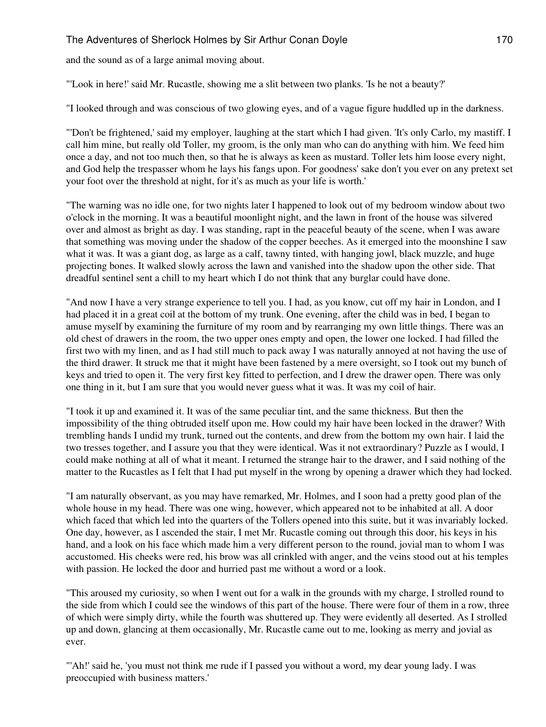and the sound as of a large animal moving about.

"'Look in here!' said Mr. Rucastle, showing me a slit between two planks. 'Is he not a beauty?'

"I looked through and was conscious of two glowing eyes, and of a vague figure huddled up in the darkness.

"'Don't be frightened,' said my employer, laughing at the start which I had given. 'It's only Carlo, my mastiff. I call him mine, but really old Toller, my groom, is the only man who can do anything with him. We feed him once a day, and not too much then, so that he is always as keen as mustard. Toller lets him loose every night, and God help the trespasser whom he lays his fangs upon. For goodness' sake don't you ever on any pretext set your foot over the threshold at night, for it's as much as your life is worth.'

"The warning was no idle one, for two nights later I happened to look out of my bedroom window about two o'clock in the morning. It was a beautiful moonlight night, and the lawn in front of the house was silvered over and almost as bright as day. I was standing, rapt in the peaceful beauty of the scene, when I was aware that something was moving under the shadow of the copper beeches. As it emerged into the moonshine I saw what it was. It was a giant dog, as large as a calf, tawny tinted, with hanging jowl, black muzzle, and huge projecting bones. It walked slowly across the lawn and vanished into the shadow upon the other side. That dreadful sentinel sent a chill to my heart which I do not think that any burglar could have done.

"And now I have a very strange experience to tell you. I had, as you know, cut off my hair in London, and I had placed it in a great coil at the bottom of my trunk. One evening, after the child was in bed, I began to amuse myself by examining the furniture of my room and by rearranging my own little things. There was an old chest of drawers in the room, the two upper ones empty and open, the lower one locked. I had filled the first two with my linen, and as I had still much to pack away I was naturally annoyed at not having the use of the third drawer. It struck me that it might have been fastened by a mere oversight, so I took out my bunch of keys and tried to open it. The very first key fitted to perfection, and I drew the drawer open. There was only one thing in it, but I am sure that you would never guess what it was. It was my coil of hair.

"I took it up and examined it. It was of the same peculiar tint, and the same thickness. But then the impossibility of the thing obtruded itself upon me. How could my hair have been locked in the drawer? With trembling hands I undid my trunk, turned out the contents, and drew from the bottom my own hair. I laid the two tresses together, and I assure you that they were identical. Was it not extraordinary? Puzzle as I would, I could make nothing at all of what it meant. I returned the strange hair to the drawer, and I said nothing of the matter to the Rucastles as I felt that I had put myself in the wrong by opening a drawer which they had locked.

"I am naturally observant, as you may have remarked, Mr. Holmes, and I soon had a pretty good plan of the whole house in my head. There was one wing, however, which appeared not to be inhabited at all. A door which faced that which led into the quarters of the Tollers opened into this suite, but it was invariably locked. One day, however, as I ascended the stair, I met Mr. Rucastle coming out through this door, his keys in his hand, and a look on his face which made him a very different person to the round, jovial man to whom I was accustomed. His cheeks were red, his brow was all crinkled with anger, and the veins stood out at his temples with passion. He locked the door and hurried past me without a word or a look.

"This aroused my curiosity, so when I went out for a walk in the grounds with my charge, I strolled round to the side from which I could see the windows of this part of the house. There were four of them in a row, three of which were simply dirty, while the fourth was shuttered up. They were evidently all deserted. As I strolled up and down, glancing at them occasionally, Mr. Rucastle came out to me, looking as merry and jovial as ever.

"'Ah!' said he, 'you must not think me rude if I passed you without a word, my dear young lady. I was preoccupied with business matters.'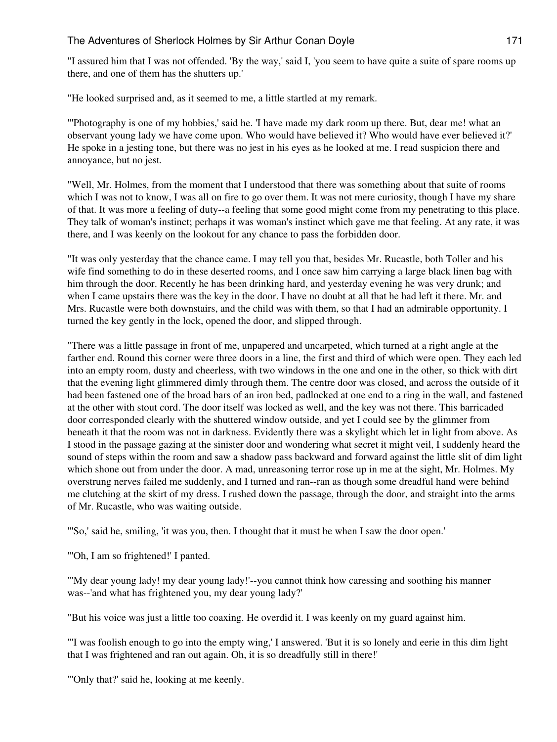"I assured him that I was not offended. 'By the way,' said I, 'you seem to have quite a suite of spare rooms up there, and one of them has the shutters up.'

"He looked surprised and, as it seemed to me, a little startled at my remark.

"'Photography is one of my hobbies,' said he. 'I have made my dark room up there. But, dear me! what an observant young lady we have come upon. Who would have believed it? Who would have ever believed it?' He spoke in a jesting tone, but there was no jest in his eyes as he looked at me. I read suspicion there and annoyance, but no jest.

"Well, Mr. Holmes, from the moment that I understood that there was something about that suite of rooms which I was not to know, I was all on fire to go over them. It was not mere curiosity, though I have my share of that. It was more a feeling of duty--a feeling that some good might come from my penetrating to this place. They talk of woman's instinct; perhaps it was woman's instinct which gave me that feeling. At any rate, it was there, and I was keenly on the lookout for any chance to pass the forbidden door.

"It was only yesterday that the chance came. I may tell you that, besides Mr. Rucastle, both Toller and his wife find something to do in these deserted rooms, and I once saw him carrying a large black linen bag with him through the door. Recently he has been drinking hard, and yesterday evening he was very drunk; and when I came upstairs there was the key in the door. I have no doubt at all that he had left it there. Mr. and Mrs. Rucastle were both downstairs, and the child was with them, so that I had an admirable opportunity. I turned the key gently in the lock, opened the door, and slipped through.

"There was a little passage in front of me, unpapered and uncarpeted, which turned at a right angle at the farther end. Round this corner were three doors in a line, the first and third of which were open. They each led into an empty room, dusty and cheerless, with two windows in the one and one in the other, so thick with dirt that the evening light glimmered dimly through them. The centre door was closed, and across the outside of it had been fastened one of the broad bars of an iron bed, padlocked at one end to a ring in the wall, and fastened at the other with stout cord. The door itself was locked as well, and the key was not there. This barricaded door corresponded clearly with the shuttered window outside, and yet I could see by the glimmer from beneath it that the room was not in darkness. Evidently there was a skylight which let in light from above. As I stood in the passage gazing at the sinister door and wondering what secret it might veil, I suddenly heard the sound of steps within the room and saw a shadow pass backward and forward against the little slit of dim light which shone out from under the door. A mad, unreasoning terror rose up in me at the sight, Mr. Holmes. My overstrung nerves failed me suddenly, and I turned and ran--ran as though some dreadful hand were behind me clutching at the skirt of my dress. I rushed down the passage, through the door, and straight into the arms of Mr. Rucastle, who was waiting outside.

"'So,' said he, smiling, 'it was you, then. I thought that it must be when I saw the door open.'

"'Oh, I am so frightened!' I panted.

"'My dear young lady! my dear young lady!'--you cannot think how caressing and soothing his manner was--'and what has frightened you, my dear young lady?'

"But his voice was just a little too coaxing. He overdid it. I was keenly on my guard against him.

"'I was foolish enough to go into the empty wing,' I answered. 'But it is so lonely and eerie in this dim light that I was frightened and ran out again. Oh, it is so dreadfully still in there!'

"'Only that?' said he, looking at me keenly.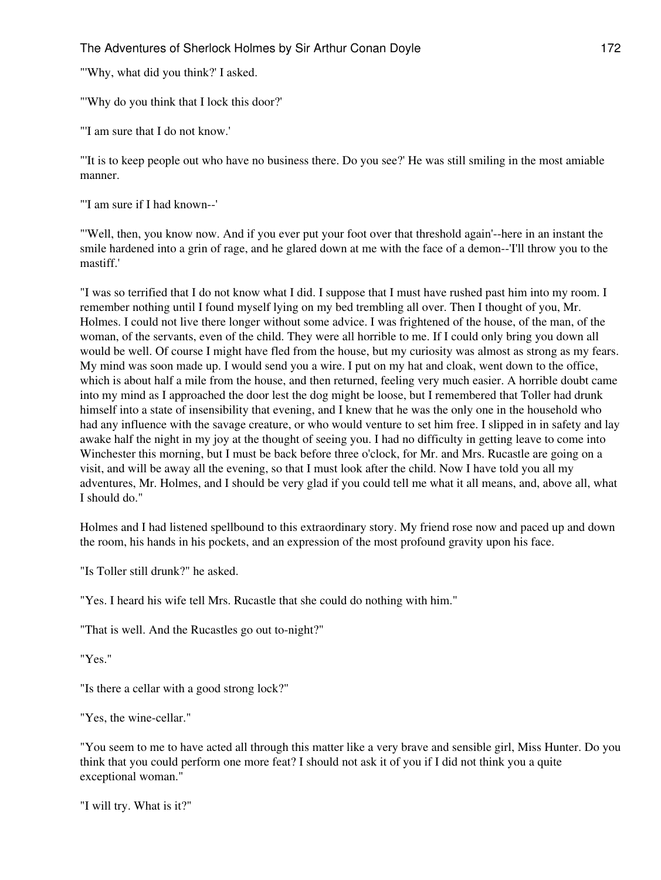"'Why, what did you think?' I asked.

"'Why do you think that I lock this door?'

"'I am sure that I do not know.'

"'It is to keep people out who have no business there. Do you see?' He was still smiling in the most amiable manner.

"'I am sure if I had known--'

"'Well, then, you know now. And if you ever put your foot over that threshold again'--here in an instant the smile hardened into a grin of rage, and he glared down at me with the face of a demon--'I'll throw you to the mastiff.'

"I was so terrified that I do not know what I did. I suppose that I must have rushed past him into my room. I remember nothing until I found myself lying on my bed trembling all over. Then I thought of you, Mr. Holmes. I could not live there longer without some advice. I was frightened of the house, of the man, of the woman, of the servants, even of the child. They were all horrible to me. If I could only bring you down all would be well. Of course I might have fled from the house, but my curiosity was almost as strong as my fears. My mind was soon made up. I would send you a wire. I put on my hat and cloak, went down to the office, which is about half a mile from the house, and then returned, feeling very much easier. A horrible doubt came into my mind as I approached the door lest the dog might be loose, but I remembered that Toller had drunk himself into a state of insensibility that evening, and I knew that he was the only one in the household who had any influence with the savage creature, or who would venture to set him free. I slipped in in safety and lay awake half the night in my joy at the thought of seeing you. I had no difficulty in getting leave to come into Winchester this morning, but I must be back before three o'clock, for Mr. and Mrs. Rucastle are going on a visit, and will be away all the evening, so that I must look after the child. Now I have told you all my adventures, Mr. Holmes, and I should be very glad if you could tell me what it all means, and, above all, what I should do."

Holmes and I had listened spellbound to this extraordinary story. My friend rose now and paced up and down the room, his hands in his pockets, and an expression of the most profound gravity upon his face.

"Is Toller still drunk?" he asked.

"Yes. I heard his wife tell Mrs. Rucastle that she could do nothing with him."

"That is well. And the Rucastles go out to-night?"

"Yes."

"Is there a cellar with a good strong lock?"

"Yes, the wine-cellar."

"You seem to me to have acted all through this matter like a very brave and sensible girl, Miss Hunter. Do you think that you could perform one more feat? I should not ask it of you if I did not think you a quite exceptional woman."

"I will try. What is it?"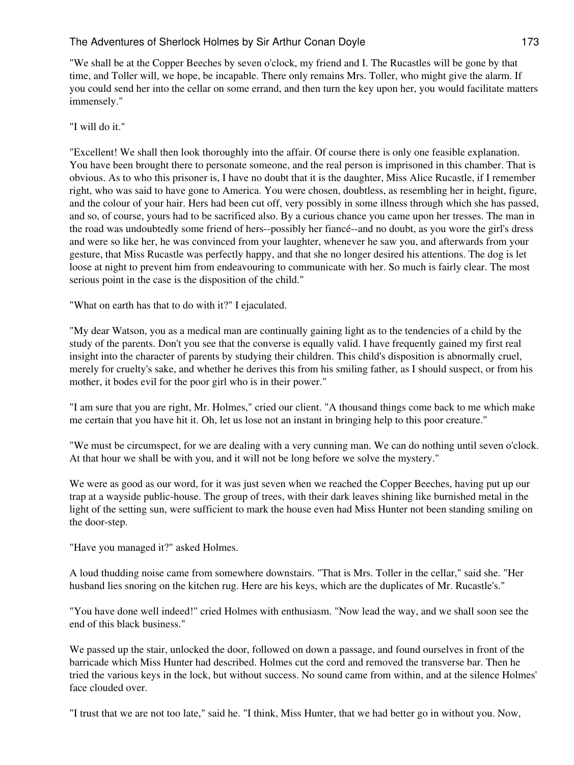"We shall be at the Copper Beeches by seven o'clock, my friend and I. The Rucastles will be gone by that time, and Toller will, we hope, be incapable. There only remains Mrs. Toller, who might give the alarm. If you could send her into the cellar on some errand, and then turn the key upon her, you would facilitate matters immensely."

"I will do it."

"Excellent! We shall then look thoroughly into the affair. Of course there is only one feasible explanation. You have been brought there to personate someone, and the real person is imprisoned in this chamber. That is obvious. As to who this prisoner is, I have no doubt that it is the daughter, Miss Alice Rucastle, if I remember right, who was said to have gone to America. You were chosen, doubtless, as resembling her in height, figure, and the colour of your hair. Hers had been cut off, very possibly in some illness through which she has passed, and so, of course, yours had to be sacrificed also. By a curious chance you came upon her tresses. The man in the road was undoubtedly some friend of hers--possibly her fiancé--and no doubt, as you wore the girl's dress and were so like her, he was convinced from your laughter, whenever he saw you, and afterwards from your gesture, that Miss Rucastle was perfectly happy, and that she no longer desired his attentions. The dog is let loose at night to prevent him from endeavouring to communicate with her. So much is fairly clear. The most serious point in the case is the disposition of the child."

"What on earth has that to do with it?" I ejaculated.

"My dear Watson, you as a medical man are continually gaining light as to the tendencies of a child by the study of the parents. Don't you see that the converse is equally valid. I have frequently gained my first real insight into the character of parents by studying their children. This child's disposition is abnormally cruel, merely for cruelty's sake, and whether he derives this from his smiling father, as I should suspect, or from his mother, it bodes evil for the poor girl who is in their power."

"I am sure that you are right, Mr. Holmes," cried our client. "A thousand things come back to me which make me certain that you have hit it. Oh, let us lose not an instant in bringing help to this poor creature."

"We must be circumspect, for we are dealing with a very cunning man. We can do nothing until seven o'clock. At that hour we shall be with you, and it will not be long before we solve the mystery."

We were as good as our word, for it was just seven when we reached the Copper Beeches, having put up our trap at a wayside public-house. The group of trees, with their dark leaves shining like burnished metal in the light of the setting sun, were sufficient to mark the house even had Miss Hunter not been standing smiling on the door-step.

"Have you managed it?" asked Holmes.

A loud thudding noise came from somewhere downstairs. "That is Mrs. Toller in the cellar," said she. "Her husband lies snoring on the kitchen rug. Here are his keys, which are the duplicates of Mr. Rucastle's."

"You have done well indeed!" cried Holmes with enthusiasm. "Now lead the way, and we shall soon see the end of this black business."

We passed up the stair, unlocked the door, followed on down a passage, and found ourselves in front of the barricade which Miss Hunter had described. Holmes cut the cord and removed the transverse bar. Then he tried the various keys in the lock, but without success. No sound came from within, and at the silence Holmes' face clouded over.

"I trust that we are not too late," said he. "I think, Miss Hunter, that we had better go in without you. Now,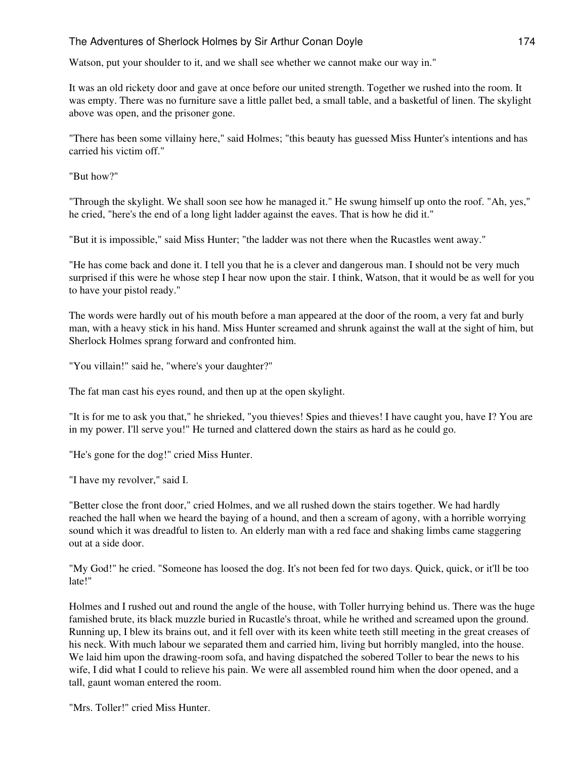Watson, put your shoulder to it, and we shall see whether we cannot make our way in."

It was an old rickety door and gave at once before our united strength. Together we rushed into the room. It was empty. There was no furniture save a little pallet bed, a small table, and a basketful of linen. The skylight above was open, and the prisoner gone.

"There has been some villainy here," said Holmes; "this beauty has guessed Miss Hunter's intentions and has carried his victim off."

"But how?"

"Through the skylight. We shall soon see how he managed it." He swung himself up onto the roof. "Ah, yes," he cried, "here's the end of a long light ladder against the eaves. That is how he did it."

"But it is impossible," said Miss Hunter; "the ladder was not there when the Rucastles went away."

"He has come back and done it. I tell you that he is a clever and dangerous man. I should not be very much surprised if this were he whose step I hear now upon the stair. I think, Watson, that it would be as well for you to have your pistol ready."

The words were hardly out of his mouth before a man appeared at the door of the room, a very fat and burly man, with a heavy stick in his hand. Miss Hunter screamed and shrunk against the wall at the sight of him, but Sherlock Holmes sprang forward and confronted him.

"You villain!" said he, "where's your daughter?"

The fat man cast his eyes round, and then up at the open skylight.

"It is for me to ask you that," he shrieked, "you thieves! Spies and thieves! I have caught you, have I? You are in my power. I'll serve you!" He turned and clattered down the stairs as hard as he could go.

"He's gone for the dog!" cried Miss Hunter.

"I have my revolver," said I.

"Better close the front door," cried Holmes, and we all rushed down the stairs together. We had hardly reached the hall when we heard the baying of a hound, and then a scream of agony, with a horrible worrying sound which it was dreadful to listen to. An elderly man with a red face and shaking limbs came staggering out at a side door.

"My God!" he cried. "Someone has loosed the dog. It's not been fed for two days. Quick, quick, or it'll be too late!"

Holmes and I rushed out and round the angle of the house, with Toller hurrying behind us. There was the huge famished brute, its black muzzle buried in Rucastle's throat, while he writhed and screamed upon the ground. Running up, I blew its brains out, and it fell over with its keen white teeth still meeting in the great creases of his neck. With much labour we separated them and carried him, living but horribly mangled, into the house. We laid him upon the drawing-room sofa, and having dispatched the sobered Toller to bear the news to his wife, I did what I could to relieve his pain. We were all assembled round him when the door opened, and a tall, gaunt woman entered the room.

"Mrs. Toller!" cried Miss Hunter.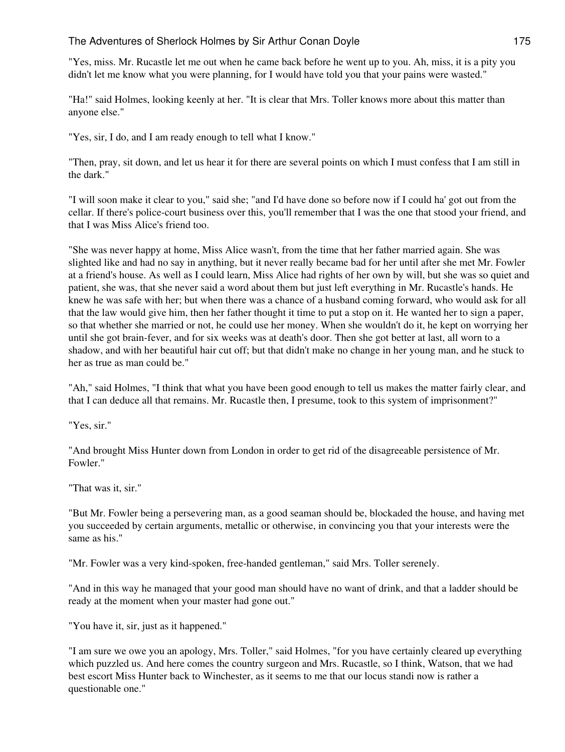"Yes, miss. Mr. Rucastle let me out when he came back before he went up to you. Ah, miss, it is a pity you didn't let me know what you were planning, for I would have told you that your pains were wasted."

"Ha!" said Holmes, looking keenly at her. "It is clear that Mrs. Toller knows more about this matter than anyone else."

"Yes, sir, I do, and I am ready enough to tell what I know."

"Then, pray, sit down, and let us hear it for there are several points on which I must confess that I am still in the dark."

"I will soon make it clear to you," said she; "and I'd have done so before now if I could ha' got out from the cellar. If there's police-court business over this, you'll remember that I was the one that stood your friend, and that I was Miss Alice's friend too.

"She was never happy at home, Miss Alice wasn't, from the time that her father married again. She was slighted like and had no say in anything, but it never really became bad for her until after she met Mr. Fowler at a friend's house. As well as I could learn, Miss Alice had rights of her own by will, but she was so quiet and patient, she was, that she never said a word about them but just left everything in Mr. Rucastle's hands. He knew he was safe with her; but when there was a chance of a husband coming forward, who would ask for all that the law would give him, then her father thought it time to put a stop on it. He wanted her to sign a paper, so that whether she married or not, he could use her money. When she wouldn't do it, he kept on worrying her until she got brain-fever, and for six weeks was at death's door. Then she got better at last, all worn to a shadow, and with her beautiful hair cut off; but that didn't make no change in her young man, and he stuck to her as true as man could be."

"Ah," said Holmes, "I think that what you have been good enough to tell us makes the matter fairly clear, and that I can deduce all that remains. Mr. Rucastle then, I presume, took to this system of imprisonment?"

"Yes, sir."

"And brought Miss Hunter down from London in order to get rid of the disagreeable persistence of Mr. Fowler."

"That was it, sir."

"But Mr. Fowler being a persevering man, as a good seaman should be, blockaded the house, and having met you succeeded by certain arguments, metallic or otherwise, in convincing you that your interests were the same as his."

"Mr. Fowler was a very kind-spoken, free-handed gentleman," said Mrs. Toller serenely.

"And in this way he managed that your good man should have no want of drink, and that a ladder should be ready at the moment when your master had gone out."

"You have it, sir, just as it happened."

"I am sure we owe you an apology, Mrs. Toller," said Holmes, "for you have certainly cleared up everything which puzzled us. And here comes the country surgeon and Mrs. Rucastle, so I think, Watson, that we had best escort Miss Hunter back to Winchester, as it seems to me that our locus standi now is rather a questionable one."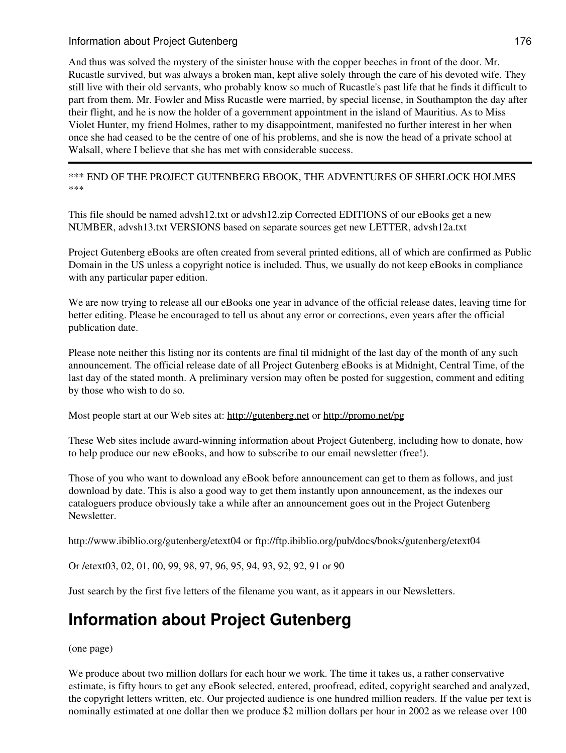And thus was solved the mystery of the sinister house with the copper beeches in front of the door. Mr. Rucastle survived, but was always a broken man, kept alive solely through the care of his devoted wife. They still live with their old servants, who probably know so much of Rucastle's past life that he finds it difficult to part from them. Mr. Fowler and Miss Rucastle were married, by special license, in Southampton the day after their flight, and he is now the holder of a government appointment in the island of Mauritius. As to Miss Violet Hunter, my friend Holmes, rather to my disappointment, manifested no further interest in her when once she had ceased to be the centre of one of his problems, and she is now the head of a private school at Walsall, where I believe that she has met with considerable success.

---

*** END OF THE PROJECT GUTENBERG EBOOK, THE ADVENTURES OF SHERLOCK HOLMES ***

This file should be named advsh12.txt or advsh12.zip Corrected EDITIONS of our eBooks get a new NUMBER, advsh13.txt VERSIONS based on separate sources get new LETTER, advsh12a.txt

Project Gutenberg eBooks are often created from several printed editions, all of which are confirmed as Public Domain in the US unless a copyright notice is included. Thus, we usually do not keep eBooks in compliance with any particular paper edition.

We are now trying to release all our eBooks one year in advance of the official release dates, leaving time for better editing. Please be encouraged to tell us about any error or corrections, even years after the official publication date.

Please note neither this listing nor its contents are final til midnight of the last day of the month of any such announcement. The official release date of all Project Gutenberg eBooks is at Midnight, Central Time, of the last day of the stated month. A preliminary version may often be posted for suggestion, comment and editing by those who wish to do so.

Most people start at our Web sites at: http://gutenberg.net or http://promo.net/pg

These Web sites include award-winning information about Project Gutenberg, including how to donate, how to help produce our new eBooks, and how to subscribe to our email newsletter (free!).

Those of you who want to download any eBook before announcement can get to them as follows, and just download by date. This is also a good way to get them instantly upon announcement, as the indexes our cataloguers produce obviously take a while after an announcement goes out in the Project Gutenberg Newsletter.

http://www.ibiblio.org/gutenberg/etext04 or ftp://ftp.ibiblio.org/pub/docs/books/gutenberg/etext04

Or /etext03, 02, 01, 00, 99, 98, 97, 96, 95, 94, 93, 92, 92, 91 or 90

Just search by the first five letters of the filename you want, as it appears in our Newsletters.

# Information about Project Gutenberg

(one page)

We produce about two million dollars for each hour we work. The time it takes us, a rather conservative estimate, is fifty hours to get any eBook selected, entered, proofread, edited, copyright searched and analyzed, the copyright letters written, etc. Our projected audience is one hundred million readers. If the value per text is nominally estimated at one dollar then we produce $2 million dollars per hour in 2002 as we release over 100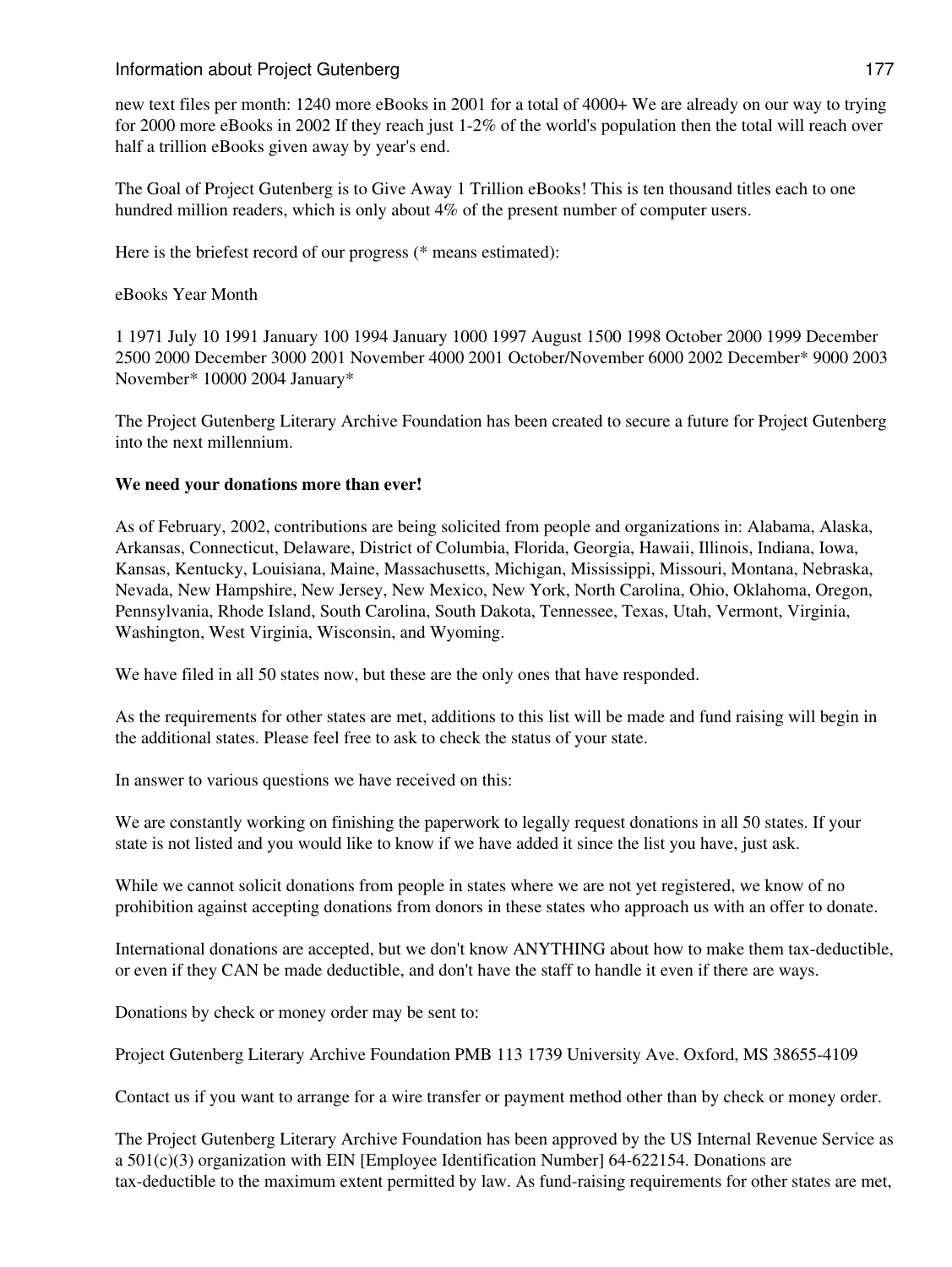new text files per month: 1240 more eBooks in 2001 for a total of 4000+ We are already on our way to trying for 2000 more eBooks in 2002 If they reach just 1-2% of the world's population then the total will reach over half a trillion eBooks given away by year's end.

The Goal of Project Gutenberg is to Give Away 1 Trillion eBooks! This is ten thousand titles each to one hundred million readers, which is only about 4% of the present number of computer users.

Here is the briefest record of our progress (* means estimated):

eBooks Year Month

1 1971 July 10 1991 January 100 1994 January 1000 1997 August 1500 1998 October 2000 1999 December 2500 2000 December 3000 2001 November 4000 2001 October/November 6000 2002 December* 9000 2003 November* 10000 2004 January*

The Project Gutenberg Literary Archive Foundation has been created to secure a future for Project Gutenberg into the next millennium.

**We need your donations more than ever!**

As of February, 2002, contributions are being solicited from people and organizations in: Alabama, Alaska, Arkansas, Connecticut, Delaware, District of Columbia, Florida, Georgia, Hawaii, Illinois, Indiana, Iowa, Kansas, Kentucky, Louisiana, Maine, Massachusetts, Michigan, Mississippi, Missouri, Montana, Nebraska, Nevada, New Hampshire, New Jersey, New Mexico, New York, North Carolina, Ohio, Oklahoma, Oregon, Pennsylvania, Rhode Island, South Carolina, South Dakota, Tennessee, Texas, Utah, Vermont, Virginia, Washington, West Virginia, Wisconsin, and Wyoming.

We have filed in all 50 states now, but these are the only ones that have responded.

As the requirements for other states are met, additions to this list will be made and fund raising will begin in the additional states. Please feel free to ask to check the status of your state.

In answer to various questions we have received on this:

We are constantly working on finishing the paperwork to legally request donations in all 50 states. If your state is not listed and you would like to know if we have added it since the list you have, just ask.

While we cannot solicit donations from people in states where we are not yet registered, we know of no prohibition against accepting donations from donors in these states who approach us with an offer to donate.

International donations are accepted, but we don't know ANYTHING about how to make them tax-deductible, or even if they CAN be made deductible, and don't have the staff to handle it even if there are ways.

Donations by check or money order may be sent to:

Project Gutenberg Literary Archive Foundation PMB 113 1739 University Ave. Oxford, MS 38655-4109

Contact us if you want to arrange for a wire transfer or payment method other than by check or money order.

The Project Gutenberg Literary Archive Foundation has been approved by the US Internal Revenue Service as a 501(c)(3) organization with EIN [Employee Identification Number] 64-622154. Donations are tax-deductible to the maximum extent permitted by law. As fund-raising requirements for other states are met,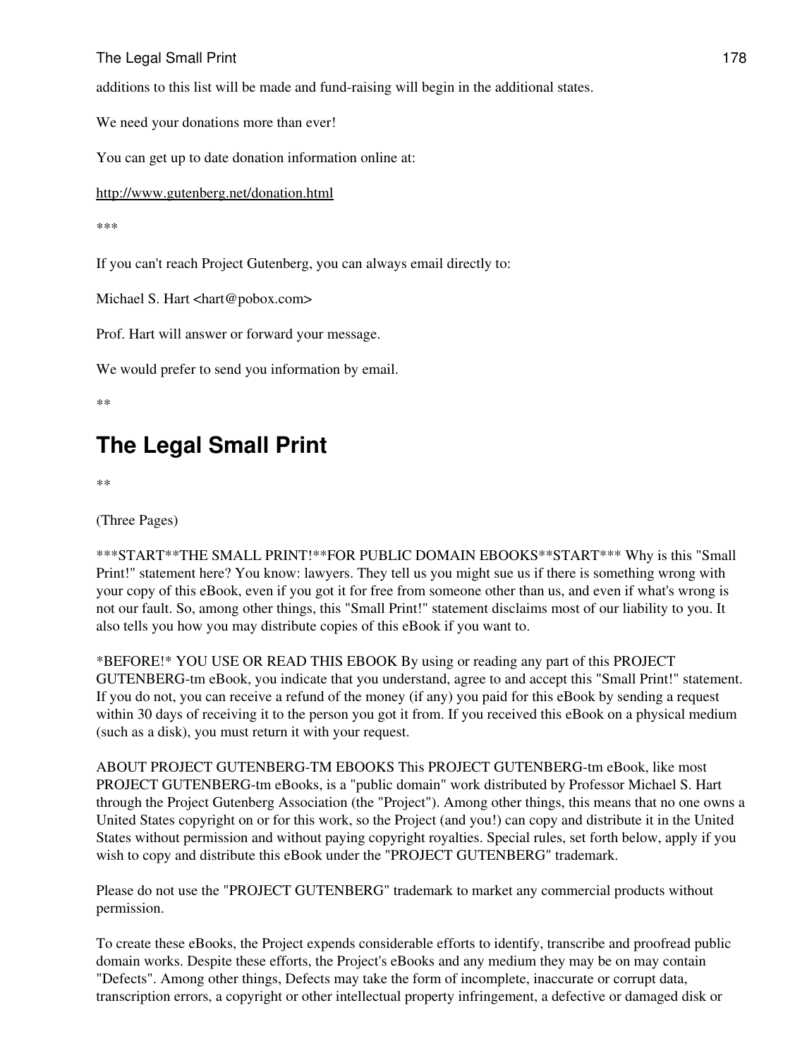additions to this list will be made and fund-raising will begin in the additional states.

We need your donations more than ever!

You can get up to date donation information online at:

http://www.gutenberg.net/donation.html

***

If you can't reach Project Gutenberg, you can always email directly to:

Michael S. Hart <hart@pobox.com>

Prof. Hart will answer or forward your message.

We would prefer to send you information by email.

**

# The Legal Small Print

**

(Three Pages)

***START**THE SMALL PRINT!**FOR PUBLIC DOMAIN EBOOKS**START*** Why is this "Small Print!" statement here? You know: lawyers. They tell us you might sue us if there is something wrong with your copy of this eBook, even if you got it for free from someone other than us, and even if what's wrong is not our fault. So, among other things, this "Small Print!" statement disclaims most of our liability to you. It also tells you how you may distribute copies of this eBook if you want to.

*BEFORE!* YOU USE OR READ THIS EBOOK By using or reading any part of this PROJECT GUTENBERG-tm eBook, you indicate that you understand, agree to and accept this "Small Print!" statement. If you do not, you can receive a refund of the money (if any) you paid for this eBook by sending a request within 30 days of receiving it to the person you got it from. If you received this eBook on a physical medium (such as a disk), you must return it with your request.

ABOUT PROJECT GUTENBERG-TM EBOOKS This PROJECT GUTENBERG-tm eBook, like most PROJECT GUTENBERG-tm eBooks, is a "public domain" work distributed by Professor Michael S. Hart through the Project Gutenberg Association (the "Project"). Among other things, this means that no one owns a United States copyright on or for this work, so the Project (and you!) can copy and distribute it in the United States without permission and without paying copyright royalties. Special rules, set forth below, apply if you wish to copy and distribute this eBook under the "PROJECT GUTENBERG" trademark.

Please do not use the "PROJECT GUTENBERG" trademark to market any commercial products without permission.

To create these eBooks, the Project expends considerable efforts to identify, transcribe and proofread public domain works. Despite these efforts, the Project's eBooks and any medium they may be on may contain "Defects". Among other things, Defects may take the form of incomplete, inaccurate or corrupt data, transcription errors, a copyright or other intellectual property infringement, a defective or damaged disk or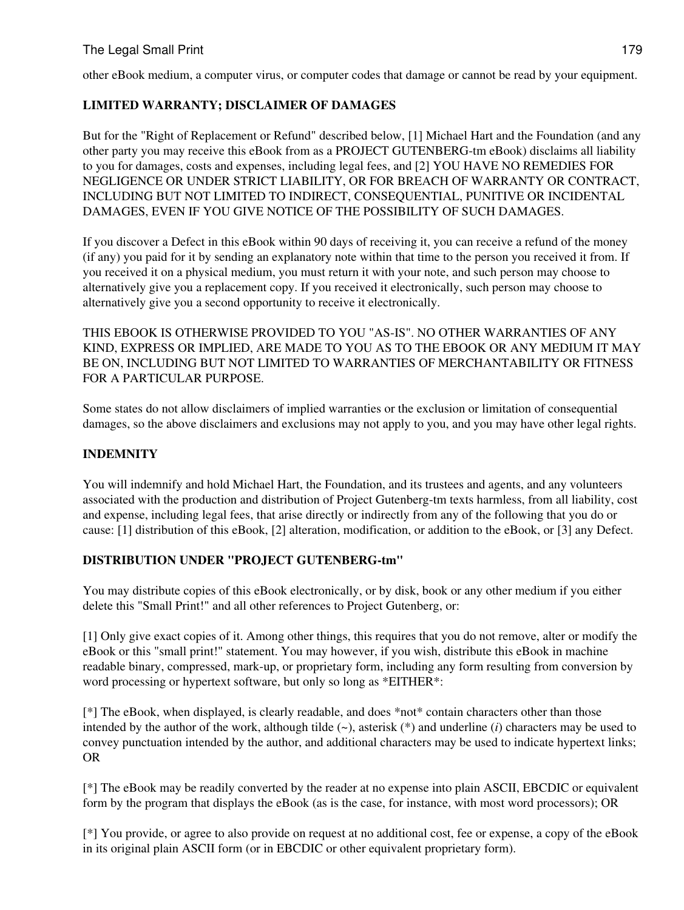other eBook medium, a computer virus, or computer codes that damage or cannot be read by your equipment.

**LIMITED WARRANTY; DISCLAIMER OF DAMAGES**

But for the "Right of Replacement or Refund" described below, [1] Michael Hart and the Foundation (and any other party you may receive this eBook from as a PROJECT GUTENBERG-tm eBook) disclaims all liability to you for damages, costs and expenses, including legal fees, and [2] YOU HAVE NO REMEDIES FOR NEGLIGENCE OR UNDER STRICT LIABILITY, OR FOR BREACH OF WARRANTY OR CONTRACT, INCLUDING BUT NOT LIMITED TO INDIRECT, CONSEQUENTIAL, PUNITIVE OR INCIDENTAL DAMAGES, EVEN IF YOU GIVE NOTICE OF THE POSSIBILITY OF SUCH DAMAGES.

If you discover a Defect in this eBook within 90 days of receiving it, you can receive a refund of the money (if any) you paid for it by sending an explanatory note within that time to the person you received it from. If you received it on a physical medium, you must return it with your note, and such person may choose to alternatively give you a replacement copy. If you received it electronically, such person may choose to alternatively give you a second opportunity to receive it electronically.

THIS EBOOK IS OTHERWISE PROVIDED TO YOU "AS-IS". NO OTHER WARRANTIES OF ANY KIND, EXPRESS OR IMPLIED, ARE MADE TO YOU AS TO THE EBOOK OR ANY MEDIUM IT MAY BE ON, INCLUDING BUT NOT LIMITED TO WARRANTIES OF MERCHANTABILITY OR FITNESS FOR A PARTICULAR PURPOSE.

Some states do not allow disclaimers of implied warranties or the exclusion or limitation of consequential damages, so the above disclaimers and exclusions may not apply to you, and you may have other legal rights.

**INDEMNITY**

You will indemnify and hold Michael Hart, the Foundation, and its trustees and agents, and any volunteers associated with the production and distribution of Project Gutenberg-tm texts harmless, from all liability, cost and expense, including legal fees, that arise directly or indirectly from any of the following that you do or cause: [1] distribution of this eBook, [2] alteration, modification, or addition to the eBook, or [3] any Defect.

**DISTRIBUTION UNDER "PROJECT GUTENBERG-tm"**

You may distribute copies of this eBook electronically, or by disk, book or any other medium if you either delete this "Small Print!" and all other references to Project Gutenberg, or:

[1] Only give exact copies of it. Among other things, this requires that you do not remove, alter or modify the eBook or this "small print!" statement. You may however, if you wish, distribute this eBook in machine readable binary, compressed, mark-up, or proprietary form, including any form resulting from conversion by word processing or hypertext software, but only so long as *EITHER*:

[*] The eBook, when displayed, is clearly readable, and does *not* contain characters other than those intended by the author of the work, although tilde (~), asterisk (*) and underline (*i*) characters may be used to convey punctuation intended by the author, and additional characters may be used to indicate hypertext links; OR

[*] The eBook may be readily converted by the reader at no expense into plain ASCII, EBCDIC or equivalent form by the program that displays the eBook (as is the case, for instance, with most word processors); OR

[*] You provide, or agree to also provide on request at no additional cost, fee or expense, a copy of the eBook in its original plain ASCII form (or in EBCDIC or other equivalent proprietary form).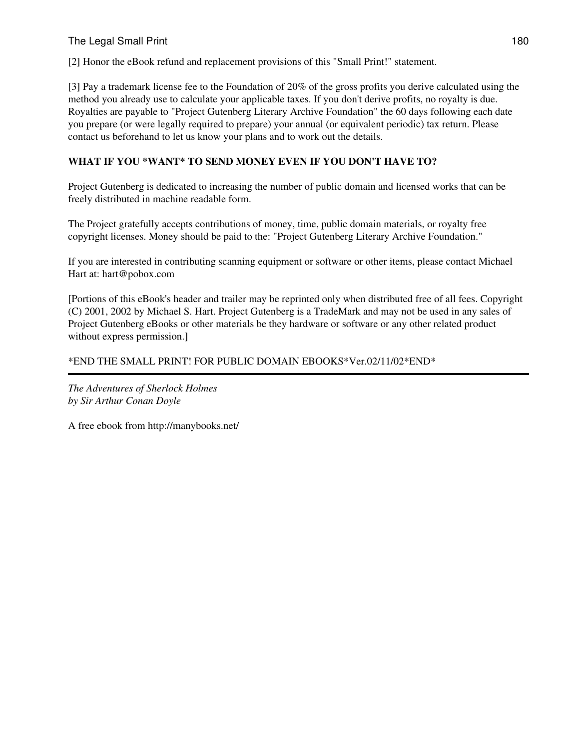[2] Honor the eBook refund and replacement provisions of this "Small Print!" statement.

[3] Pay a trademark license fee to the Foundation of 20% of the gross profits you derive calculated using the method you already use to calculate your applicable taxes. If you don't derive profits, no royalty is due. Royalties are payable to "Project Gutenberg Literary Archive Foundation" the 60 days following each date you prepare (or were legally required to prepare) your annual (or equivalent periodic) tax return. Please contact us beforehand to let us know your plans and to work out the details.

**WHAT IF YOU *WANT* TO SEND MONEY EVEN IF YOU DON'T HAVE TO?**

Project Gutenberg is dedicated to increasing the number of public domain and licensed works that can be freely distributed in machine readable form.

The Project gratefully accepts contributions of money, time, public domain materials, or royalty free copyright licenses. Money should be paid to the: "Project Gutenberg Literary Archive Foundation."

If you are interested in contributing scanning equipment or software or other items, please contact Michael Hart at: hart@pobox.com

[Portions of this eBook's header and trailer may be reprinted only when distributed free of all fees. Copyright (C) 2001, 2002 by Michael S. Hart. Project Gutenberg is a TradeMark and may not be used in any sales of Project Gutenberg eBooks or other materials be they hardware or software or any other related product without express permission.]

*END THE SMALL PRINT! FOR PUBLIC DOMAIN EBOOKS*Ver.02/11/02*END*

---

*The Adventures of Sherlock Holmes*
*by Sir Arthur Conan Doyle*

A free ebook from http://manybooks.net/